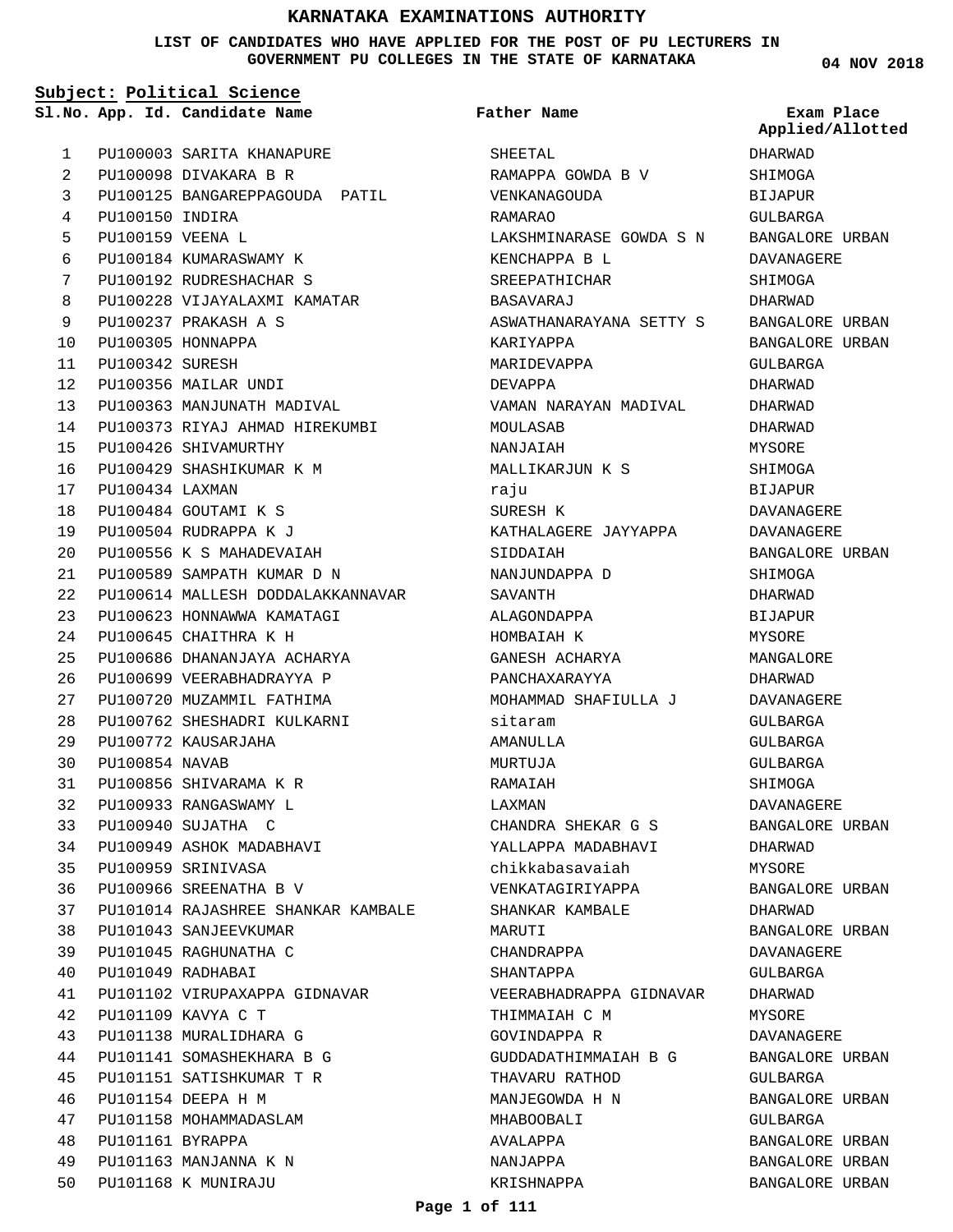# KARNATAKA EXAMINATIONS AUTHORITY

**LIST OF CANDIDATES WHO HAVE APPLIED FOR THE POST OF PU LECTURERS IN GOVERNMENT PU COLLEGES IN THE STATE OF KARNATAKA**

**04 NOV 2018**

**Subject: Political Science**

| Sl.No. | App. Id. | Candidate Name | Father Name | Exam Place Applied/Allotted |
|---|---|---|---|---|
| 1 | PU100003 | SARITA KHANAPURE | SHEETAL | DHARWAD |
| 2 | PU100098 | DIVAKARA B R | RAMAPPA GOWDA B V | SHIMOGA |
| 3 | PU100125 | BANGAREPPAGOUDA PATIL | VENKANAGOUDA | BIJAPUR |
| 4 | PU100150 | INDIRA | RAMARAO | GULBARGA |
| 5 | PU100159 | VEENA L | LAKSHMINARASE GOWDA S N | BANGALORE URBAN |
| 6 | PU100184 | KUMARASWAMY K | KENCHAPPA B L | DAVANAGERE |
| 7 | PU100192 | RUDRESHACHAR S | SREEPATHICHAR | SHIMOGA |
| 8 | PU100228 | VIJAYALAXMI KAMATAR | BASAVARAJ | DHARWAD |
| 9 | PU100237 | PRAKASH A S | ASWATHANARAYANA SETTY S | BANGALORE URBAN |
| 10 | PU100305 | HONNAPPA | KARIYAPPA | BANGALORE URBAN |
| 11 | PU100342 | SURESH | MARIDEVAPPA | GULBARGA |
| 12 | PU100356 | MAILAR UNDI | DEVAPPA | DHARWAD |
| 13 | PU100363 | MANJUNATH MADIVAL | VAMAN NARAYAN MADIVAL | DHARWAD |
| 14 | PU100373 | RIYAJ AHMAD HIREKUMBI | MOULASAB | DHARWAD |
| 15 | PU100426 | SHIVAMURTHY | NANJAIAH | MYSORE |
| 16 | PU100429 | SHASHIKUMAR K M | MALLIKARJUN K S | SHIMOGA |
| 17 | PU100434 | LAXMAN | raju | BIJAPUR |
| 18 | PU100484 | GOUTAMI K S | SURESH K | DAVANAGERE |
| 19 | PU100504 | RUDRAPPA K J | KATHALAGERE JAYYAPPA | DAVANAGERE |
| 20 | PU100556 | K S MAHADEVAIAH | SIDDAIAH | BANGALORE URBAN |
| 21 | PU100589 | SAMPATH KUMAR D N | NANJUNDAPPA D | SHIMOGA |
| 22 | PU100614 | MALLESH DODDALAKKANNAVAR | SAVANTH | DHARWAD |
| 23 | PU100623 | HONNAWWA KAMATAGI | ALAGONDAPPA | BIJAPUR |
| 24 | PU100645 | CHAITHRA K H | HOMBAIAH K | MYSORE |
| 25 | PU100686 | DHANANJAYA ACHARYA | GANESH ACHARYA | MANGALORE |
| 26 | PU100699 | VEERABHADRAYYA P | PANCHAXARAYYA | DHARWAD |
| 27 | PU100720 | MUZAMMIL FATHIMA | MOHAMMAD SHAFIULLA J | DAVANAGERE |
| 28 | PU100762 | SHESHADRI KULKARNI | sitaram | GULBARGA |
| 29 | PU100772 | KAUSARJAHA | AMANULLA | GULBARGA |
| 30 | PU100854 | NAVAB | MURTUJA | GULBARGA |
| 31 | PU100856 | SHIVARAMA K R | RAMAIAH | SHIMOGA |
| 32 | PU100933 | RANGASWAMY L | LAXMAN | DAVANAGERE |
| 33 | PU100940 | SUJATHA C | CHANDRA SHEKAR G S | BANGALORE URBAN |
| 34 | PU100949 | ASHOK MADABHAVI | YALLAPPA MADABHAVI | DHARWAD |
| 35 | PU100959 | SRINIVASA | chikkabasavaiah | MYSORE |
| 36 | PU100966 | SREENATHA B V | VENKATAGIRIYAPPA | BANGALORE URBAN |
| 37 | PU101014 | RAJASHREE SHANKAR KAMBALE | SHANKAR KAMBALE | DHARWAD |
| 38 | PU101043 | SANJEEVKUMAR | MARUTI | BANGALORE URBAN |
| 39 | PU101045 | RAGHUNATHA C | CHANDRAPPA | DAVANAGERE |
| 40 | PU101049 | RADHABAI | SHANTAPPA | GULBARGA |
| 41 | PU101102 | VIRUPAXAPPA GIDNAVAR | VEERABHADRAPPA GIDNAVAR | DHARWAD |
| 42 | PU101109 | KAVYA C T | THIMMAIAH C M | MYSORE |
| 43 | PU101138 | MURALIDHARA G | GOVINDAPPA R | DAVANAGERE |
| 44 | PU101141 | SOMASHEKHARA B G | GUDDADATHIMMAIAH B G | BANGALORE URBAN |
| 45 | PU101151 | SATISHKUMAR T R | THAVARU RATHOD | GULBARGA |
| 46 | PU101154 | DEEPA H M | MANJEGOWDA H N | BANGALORE URBAN |
| 47 | PU101158 | MOHAMMADASLAM | MHABOOBALI | GULBARGA |
| 48 | PU101161 | BYRAPPA | AVALAPPA | BANGALORE URBAN |
| 49 | PU101163 | MANJANNA K N | NANJAPPA | BANGALORE URBAN |
| 50 | PU101168 | K MUNIRAJU | KRISHNAPPA | BANGALORE URBAN |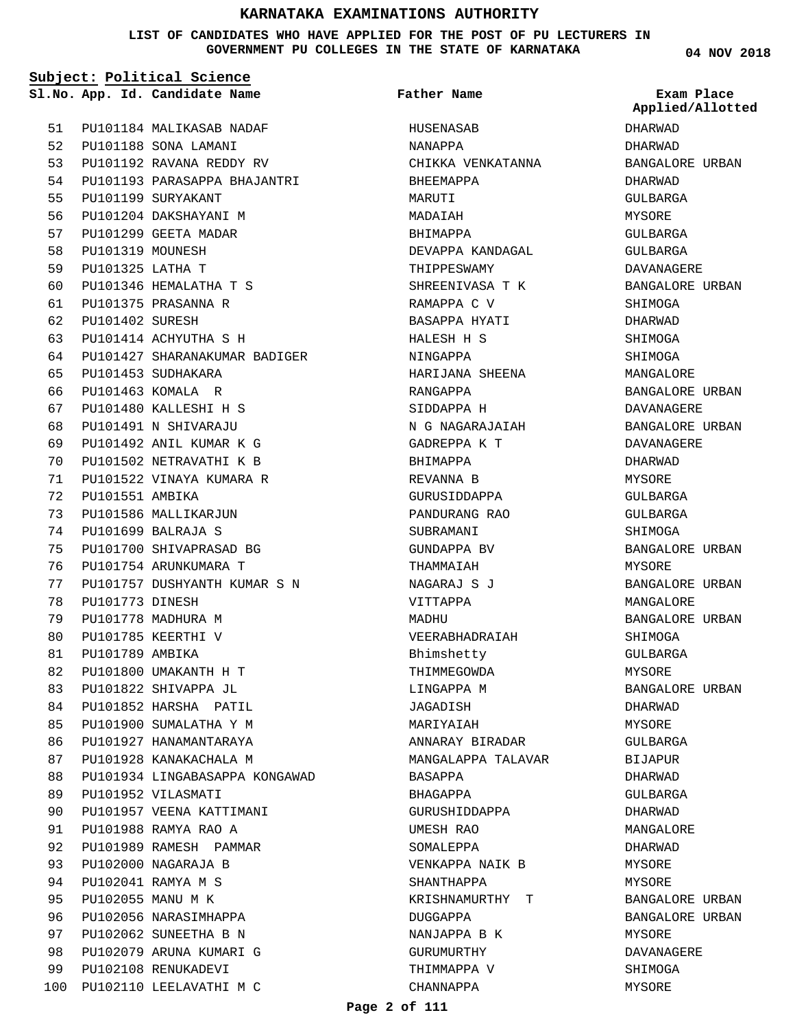# KARNATAKA EXAMINATIONS AUTHORITY

**LIST OF CANDIDATES WHO HAVE APPLIED FOR THE POST OF PU LECTURERS IN GOVERNMENT PU COLLEGES IN THE STATE OF KARNATAKA**

**04 NOV 2018**

**Subject: Political Science**

| Sl.No. | App. Id. | Candidate Name | Father Name | Exam Place Applied/Allotted |
|---|---|---|---|---|
| 51 | PU101184 | MALIKASAB NADAF | HUSENASAB | DHARWAD |
| 52 | PU101188 | SONA LAMANI | NANAPPA | DHARWAD |
| 53 | PU101192 | RAVANA REDDY RV | CHIKKA VENKATANNA | BANGALORE URBAN |
| 54 | PU101193 | PARASAPPA BHAJANTRI | BHEEMAPPA | DHARWAD |
| 55 | PU101199 | SURYAKANT | MARUTI | GULBARGA |
| 56 | PU101204 | DAKSHAYANI M | MADAIAH | MYSORE |
| 57 | PU101299 | GEETA MADAR | BHIMAPPA | GULBARGA |
| 58 | PU101319 | MOUNESH | DEVAPPA KANDAGAL | GULBARGA |
| 59 | PU101325 | LATHA T | THIPPESWAMY | DAVANAGERE |
| 60 | PU101346 | HEMALATHA T S | SHREENIVASA T K | BANGALORE URBAN |
| 61 | PU101375 | PRASANNA R | RAMAPPA C V | SHIMOGA |
| 62 | PU101402 | SURESH | BASAPPA HYATI | DHARWAD |
| 63 | PU101414 | ACHYUTHA S H | HALESH H S | SHIMOGA |
| 64 | PU101427 | SHARANAKUMAR BADIGER | NINGAPPA | SHIMOGA |
| 65 | PU101453 | SUDHAKARA | HARIJANA SHEENA | MANGALORE |
| 66 | PU101463 | KOMALA R | RANGAPPA | BANGALORE URBAN |
| 67 | PU101480 | KALLESHI H S | SIDDAPPA H | DAVANAGERE |
| 68 | PU101491 | N SHIVARAJU | N G NAGARAJAIAH | BANGALORE URBAN |
| 69 | PU101492 | ANIL KUMAR K G | GADREPPA K T | DAVANAGERE |
| 70 | PU101502 | NETRAVATHI K B | BHIMAPPA | DHARWAD |
| 71 | PU101522 | VINAYA KUMARA R | REVANNA B | MYSORE |
| 72 | PU101551 | AMBIKA | GURUSIDDAPPA | GULBARGA |
| 73 | PU101586 | MALLIKARJUN | PANDURANG RAO | GULBARGA |
| 74 | PU101699 | BALRAJA S | SUBRAMANI | SHIMOGA |
| 75 | PU101700 | SHIVAPRASAD BG | GUNDAPPA BV | BANGALORE URBAN |
| 76 | PU101754 | ARUNKUMARA T | THAMMAIAH | MYSORE |
| 77 | PU101757 | DUSHYANTH KUMAR S N | NAGARAJ S J | BANGALORE URBAN |
| 78 | PU101773 | DINESH | VITTAPPA | MANGALORE |
| 79 | PU101778 | MADHURA M | MADHU | BANGALORE URBAN |
| 80 | PU101785 | KEERTHI V | VEERABHADRAIAH | SHIMOGA |
| 81 | PU101789 | AMBIKA | Bhimshetty | GULBARGA |
| 82 | PU101800 | UMAKANTH H T | THIMMEGOWDA | MYSORE |
| 83 | PU101822 | SHIVAPPA JL | LINGAPPA M | BANGALORE URBAN |
| 84 | PU101852 | HARSHA PATIL | JAGADISH | DHARWAD |
| 85 | PU101900 | SUMALATHA Y M | MARIYAIAH | MYSORE |
| 86 | PU101927 | HANAMANTARAYA | ANNARAY BIRADAR | GULBARGA |
| 87 | PU101928 | KANAKACHALA M | MANGALAPPA TALAVAR | BIJAPUR |
| 88 | PU101934 | LINGABASAPPA KONGAWAD | BASAPPA | DHARWAD |
| 89 | PU101952 | VILASMATI | BHAGAPPA | GULBARGA |
| 90 | PU101957 | VEENA KATTIMANI | GURUSHIDDAPPA | DHARWAD |
| 91 | PU101988 | RAMYA RAO A | UMESH RAO | MANGALORE |
| 92 | PU101989 | RAMESH PAMMAR | SOMALEPPA | DHARWAD |
| 93 | PU102000 | NAGARAJA B | VENKAPPA NAIK B | MYSORE |
| 94 | PU102041 | RAMYA M S | SHANTHAPPA | MYSORE |
| 95 | PU102055 | MANU M K | KRISHNAMURTHY T | BANGALORE URBAN |
| 96 | PU102056 | NARASIMHAPPA | DUGGAPPA | BANGALORE URBAN |
| 97 | PU102062 | SUNEETHA B N | NANJAPPA B K | MYSORE |
| 98 | PU102079 | ARUNA KUMARI G | GURUMURTHY | DAVANAGERE |
| 99 | PU102108 | RENUKADEVI | THIMMAPPA V | SHIMOGA |
| 100 | PU102110 | LEELAVATHI M C | CHANNAPPA | MYSORE |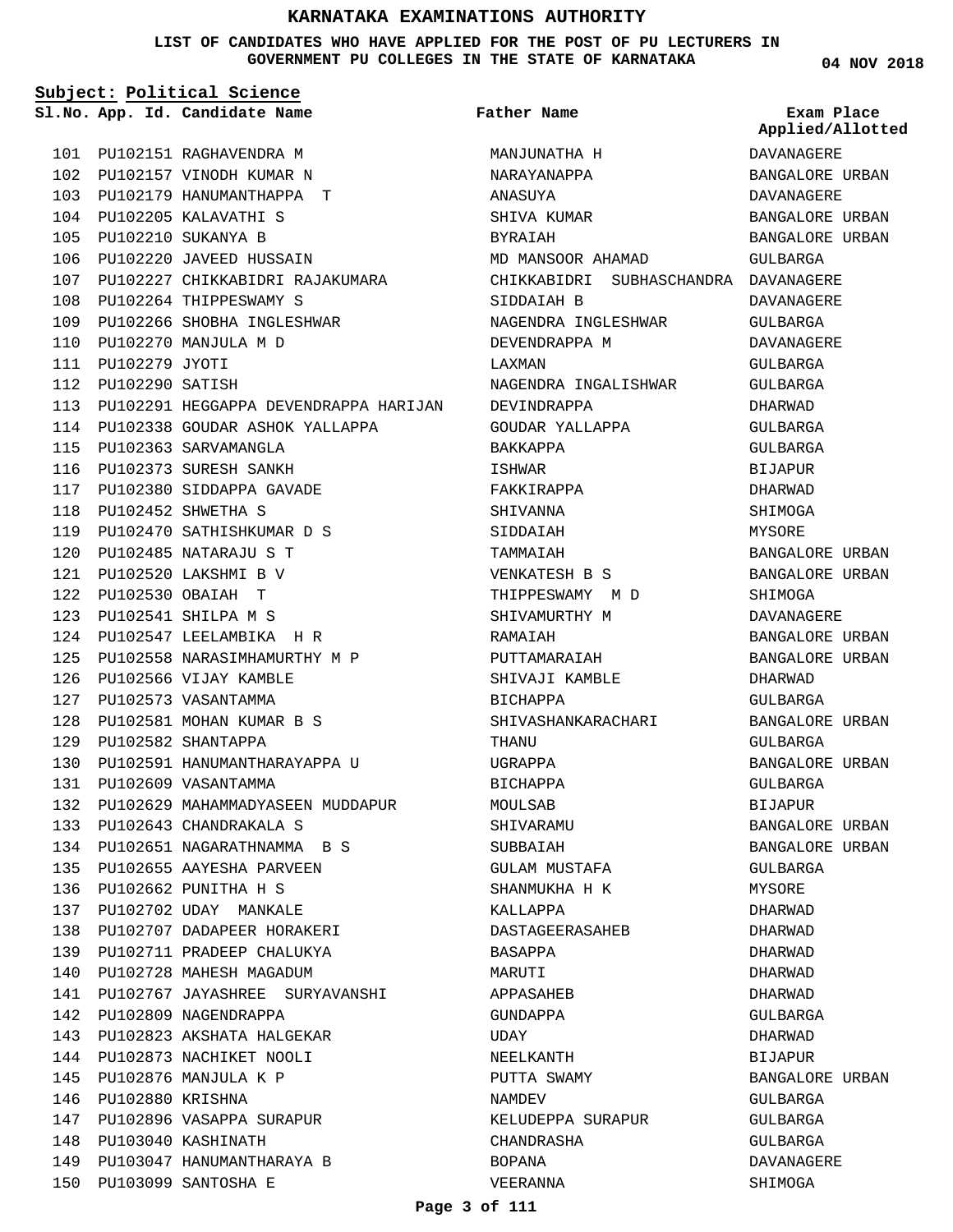# KARNATAKA EXAMINATIONS AUTHORITY

**LIST OF CANDIDATES WHO HAVE APPLIED FOR THE POST OF PU LECTURERS IN GOVERNMENT PU COLLEGES IN THE STATE OF KARNATAKA**

**04 NOV 2018**

**Subject: Political Science**

| Sl.No. | App. Id. | Candidate Name | Father Name | Exam Place Applied/Allotted |
|---|---|---|---|---|
| 101 | PU102151 | RAGHAVENDRA M | MANJUNATHA H | DAVANAGERE |
| 102 | PU102157 | VINODH KUMAR N | NARAYANAPPA | BANGALORE URBAN |
| 103 | PU102179 | HANUMANTHAPPA T | ANASUYA | DAVANAGERE |
| 104 | PU102205 | KALAVATHI S | SHIVA KUMAR | BANGALORE URBAN |
| 105 | PU102210 | SUKANYA B | BYRAIAH | BANGALORE URBAN |
| 106 | PU102220 | JAVEED HUSSAIN | MD MANSOOR AHAMAD | GULBARGA |
| 107 | PU102227 | CHIKKABIDRI RAJAKUMARA | CHIKKABIDRI SUBHASCHANDRA | DAVANAGERE |
| 108 | PU102264 | THIPPESWAMY S | SIDDAIAH B | DAVANAGERE |
| 109 | PU102266 | SHOBHA INGLESHWAR | NAGENDRA INGLESHWAR | GULBARGA |
| 110 | PU102270 | MANJULA M D | DEVENDRAPPA M | DAVANAGERE |
| 111 | PU102279 | JYOTI | LAXMAN | GULBARGA |
| 112 | PU102290 | SATISH | NAGENDRA INGALISHWAR | GULBARGA |
| 113 | PU102291 | HEGGAPPA DEVENDRAPPA HARIJAN | DEVINDRAPPA | DHARWAD |
| 114 | PU102338 | GOUDAR ASHOK YALLAPPA | GOUDAR YALLAPPA | GULBARGA |
| 115 | PU102363 | SARVAMANGLA | BAKKAPPA | GULBARGA |
| 116 | PU102373 | SURESH SANKH | ISHWAR | BIJAPUR |
| 117 | PU102380 | SIDDAPPA GAVADE | FAKKIRAPPA | DHARWAD |
| 118 | PU102452 | SHWETHA S | SHIVANNA | SHIMOGA |
| 119 | PU102470 | SATHISHKUMAR D S | SIDDAIAH | MYSORE |
| 120 | PU102485 | NATARAJU S T | TAMMAIAH | BANGALORE URBAN |
| 121 | PU102520 | LAKSHMI B V | VENKATESH B S | BANGALORE URBAN |
| 122 | PU102530 | OBAIAH T | THIPPESWAMY M D | SHIMOGA |
| 123 | PU102541 | SHILPA M S | SHIVAMURTHY M | DAVANAGERE |
| 124 | PU102547 | LEELAMBIKA H R | RAMAIAH | BANGALORE URBAN |
| 125 | PU102558 | NARASIMHAMURTHY M P | PUTTAMARAIAH | BANGALORE URBAN |
| 126 | PU102566 | VIJAY KAMBLE | SHIVAJI KAMBLE | DHARWAD |
| 127 | PU102573 | VASANTAMMA | BICHAPPA | GULBARGA |
| 128 | PU102581 | MOHAN KUMAR B S | SHIVASHANKARACHARI | BANGALORE URBAN |
| 129 | PU102582 | SHANTAPPA | THANU | GULBARGA |
| 130 | PU102591 | HANUMANTHARAYAPPA U | UGRAPPA | BANGALORE URBAN |
| 131 | PU102609 | VASANTAMMA | BICHAPPA | GULBARGA |
| 132 | PU102629 | MAHAMMADYASEEN MUDDAPUR | MOULSAB | BIJAPUR |
| 133 | PU102643 | CHANDRAKALA S | SHIVARAMU | BANGALORE URBAN |
| 134 | PU102651 | NAGARATHNAMMA B S | SUBBAIAH | BANGALORE URBAN |
| 135 | PU102655 | AAYESHA PARVEEN | GULAM MUSTAFA | GULBARGA |
| 136 | PU102662 | PUNITHA H S | SHANMUKHA H K | MYSORE |
| 137 | PU102702 | UDAY MANKALE | KALLAPPA | DHARWAD |
| 138 | PU102707 | DADAPEER HORAKERI | DASTAGEERASAHEB | DHARWAD |
| 139 | PU102711 | PRADEEP CHALUKYA | BASAPPA | DHARWAD |
| 140 | PU102728 | MAHESH MAGADUM | MARUTI | DHARWAD |
| 141 | PU102767 | JAYASHREE SURYAVANSHI | APPASAHEB | DHARWAD |
| 142 | PU102809 | NAGENDRAPPA | GUNDAPPA | GULBARGA |
| 143 | PU102823 | AKSHATA HALGEKAR | UDAY | DHARWAD |
| 144 | PU102873 | NACHIKET NOOLI | NEELKANTH | BIJAPUR |
| 145 | PU102876 | MANJULA K P | PUTTA SWAMY | BANGALORE URBAN |
| 146 | PU102880 | KRISHNA | NAMDEV | GULBARGA |
| 147 | PU102896 | VASAPPA SURAPUR | KELUDEPPA SURAPUR | GULBARGA |
| 148 | PU103040 | KASHINATH | CHANDRASHA | GULBARGA |
| 149 | PU103047 | HANUMANTHARAYA B | BOPANA | DAVANAGERE |
| 150 | PU103099 | SANTOSHA E | VEERANNA | SHIMOGA |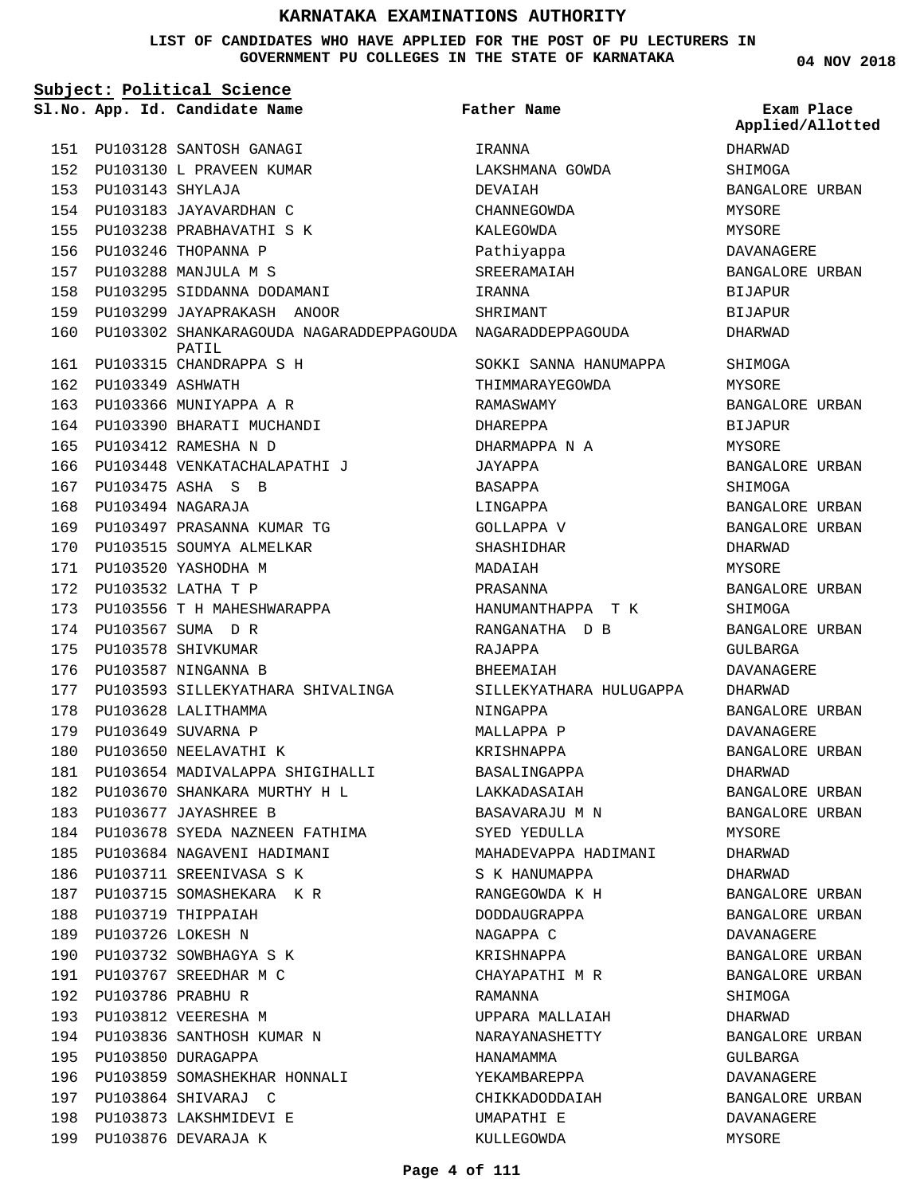# KARNATAKA EXAMINATIONS AUTHORITY

**LIST OF CANDIDATES WHO HAVE APPLIED FOR THE POST OF PU LECTURERS IN GOVERNMENT PU COLLEGES IN THE STATE OF KARNATAKA**

04 NOV 2018

**Subject: Political Science**

| Sl.No. | App. Id. | Candidate Name | Father Name | Exam Place Applied/Allotted |
|---|---|---|---|---|
| 151 | PU103128 | SANTOSH GANAGI | IRANNA | DHARWAD |
| 152 | PU103130 | L PRAVEEN KUMAR | LAKSHMANA GOWDA | SHIMOGA |
| 153 | PU103143 | SHYLAJA | DEVAIAH | BANGALORE URBAN |
| 154 | PU103183 | JAYAVARDHAN C | CHANNEGOWDA | MYSORE |
| 155 | PU103238 | PRABHAVATHI S K | KALEGOWDA | MYSORE |
| 156 | PU103246 | THOPANNA P | Pathiyappa | DAVANAGERE |
| 157 | PU103288 | MANJULA M S | SREERAMAIAH | BANGALORE URBAN |
| 158 | PU103295 | SIDDANNA DODAMANI | IRANNA | BIJAPUR |
| 159 | PU103299 | JAYAPRAKASH ANOOR | SHRIMANT | BIJAPUR |
| 160 | PU103302 | SHANKARAGOUDA NAGARADDEPPAGOUDA PATIL | NAGARADDEPPAGOUDA | DHARWAD |
| 161 | PU103315 | CHANDRAPPA S H | SOKKI SANNA HANUMAPPA | SHIMOGA |
| 162 | PU103349 | ASHWATH | THIMMARAYEGOWDA | MYSORE |
| 163 | PU103366 | MUNIYAPPA A R | RAMASWAMY | BANGALORE URBAN |
| 164 | PU103390 | BHARATI MUCHANDI | DHAREPPA | BIJAPUR |
| 165 | PU103412 | RAMESHA N D | DHARMAPPA N A | MYSORE |
| 166 | PU103448 | VENKATACHALAPATHI J | JAYAPPA | BANGALORE URBAN |
| 167 | PU103475 | ASHA S B | BASAPPA | SHIMOGA |
| 168 | PU103494 | NAGARAJA | LINGAPPA | BANGALORE URBAN |
| 169 | PU103497 | PRASANNA KUMAR TG | GOLLAPPA V | BANGALORE URBAN |
| 170 | PU103515 | SOUMYA ALMELKAR | SHASHIDHAR | DHARWAD |
| 171 | PU103520 | YASHODHA M | MADAIAH | MYSORE |
| 172 | PU103532 | LATHA T P | PRASANNA | BANGALORE URBAN |
| 173 | PU103556 | T H MAHESHWARAPPA | HANUMANTHAPPA T K | SHIMOGA |
| 174 | PU103567 | SUMA D R | RANGANATHA D B | BANGALORE URBAN |
| 175 | PU103578 | SHIVKUMAR | RAJAPPA | GULBARGA |
| 176 | PU103587 | NINGANNA B | BHEEMAIAH | DAVANAGERE |
| 177 | PU103593 | SILLEKYATHARA SHIVALINGA | SILLEKYATHARA HULUGAPPA | DHARWAD |
| 178 | PU103628 | LALITHAMMA | NINGAPPA | BANGALORE URBAN |
| 179 | PU103649 | SUVARNA P | MALLAPPA P | DAVANAGERE |
| 180 | PU103650 | NEELAVATHI K | KRISHNAPPA | BANGALORE URBAN |
| 181 | PU103654 | MADIVALAPPA SHIGIHALLI | BASALINGAPPA | DHARWAD |
| 182 | PU103670 | SHANKARA MURTHY H L | LAKKADASAIAH | BANGALORE URBAN |
| 183 | PU103677 | JAYASHREE B | BASAVARAJU M N | BANGALORE URBAN |
| 184 | PU103678 | SYEDA NAZNEEN FATHIMA | SYED YEDULLA | MYSORE |
| 185 | PU103684 | NAGAVENI HADIMANI | MAHADEVAPPA HADIMANI | DHARWAD |
| 186 | PU103711 | SREENIVASA S K | S K HANUMAPPA | DHARWAD |
| 187 | PU103715 | SOMASHEKARA K R | RANGEGOWDA K H | BANGALORE URBAN |
| 188 | PU103719 | THIPPAIAH | DODDAUGRAPPA | BANGALORE URBAN |
| 189 | PU103726 | LOKESH N | NAGAPPA C | DAVANAGERE |
| 190 | PU103732 | SOWBHAGYA S K | KRISHNAPPA | BANGALORE URBAN |
| 191 | PU103767 | SREEDHAR M C | CHAYAPATHI M R | BANGALORE URBAN |
| 192 | PU103786 | PRABHU R | RAMANNA | SHIMOGA |
| 193 | PU103812 | VEERESHA M | UPPARA MALLAIAH | DHARWAD |
| 194 | PU103836 | SANTHOSH KUMAR N | NARAYANASHETTY | BANGALORE URBAN |
| 195 | PU103850 | DURAGAPPA | HANAMAMMA | GULBARGA |
| 196 | PU103859 | SOMASHEKHAR HONNALI | YEKAMBAREPPA | DAVANAGERE |
| 197 | PU103864 | SHIVARAJ C | CHIKKADODDAIAH | BANGALORE URBAN |
| 198 | PU103873 | LAKSHMIDEVI E | UMAPATHI E | DAVANAGERE |
| 199 | PU103876 | DEVARAJA K | KULLEGOWDA | MYSORE |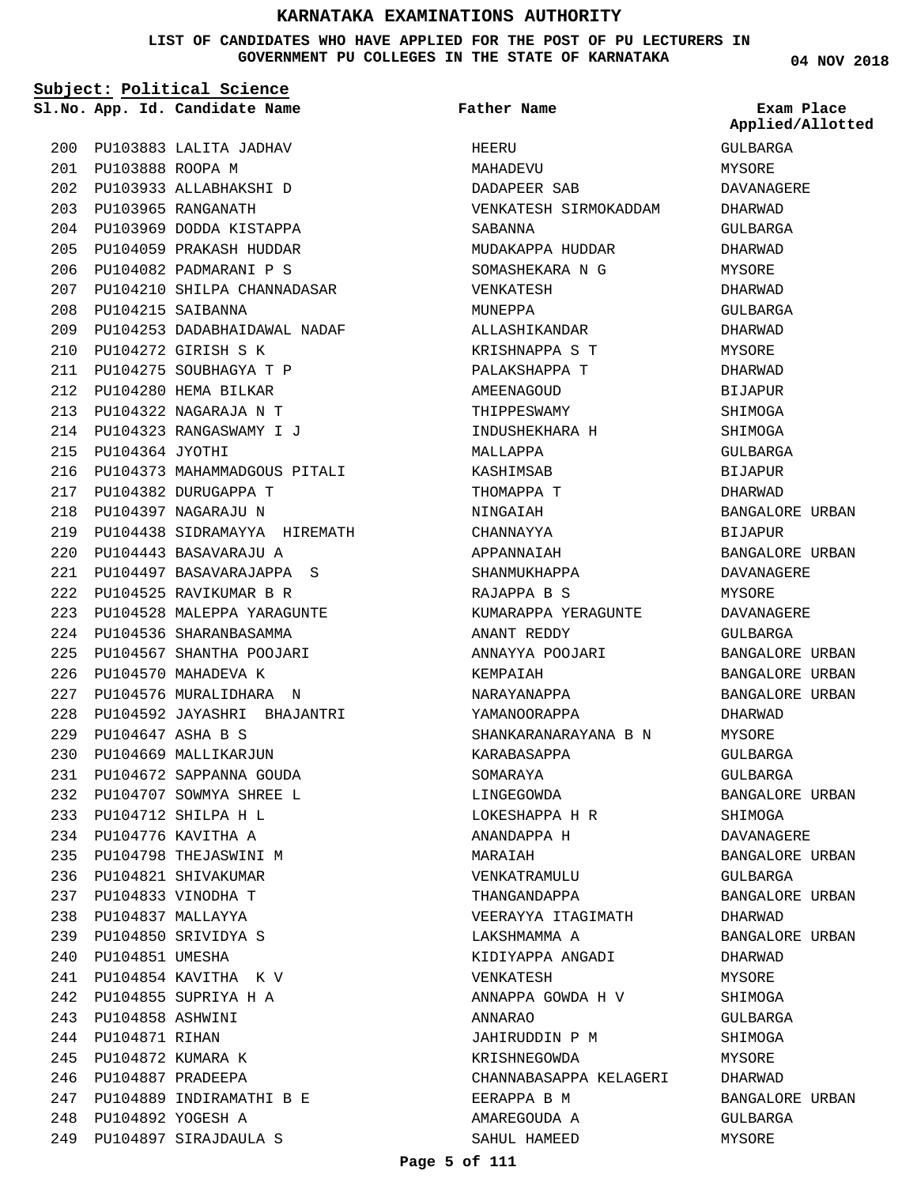# KARNATAKA EXAMINATIONS AUTHORITY

**LIST OF CANDIDATES WHO HAVE APPLIED FOR THE POST OF PU LECTURERS IN GOVERNMENT PU COLLEGES IN THE STATE OF KARNATAKA**

04 NOV 2018

**Subject: Political Science**

| Sl.No. | App. Id. | Candidate Name | Father Name | Exam Place Applied/Allotted |
|---|---|---|---|---|
| 200 | PU103883 | LALITA JADHAV | HEERU | GULBARGA |
| 201 | PU103888 | ROOPA M | MAHADEVU | MYSORE |
| 202 | PU103933 | ALLABHAKSHI D | DADAPEER SAB | DAVANAGERE |
| 203 | PU103965 | RANGANATH | VENKATESH SIRMOKADDAM | DHARWAD |
| 204 | PU103969 | DODDA KISTAPPA | SABANNA | GULBARGA |
| 205 | PU104059 | PRAKASH HUDDAR | MUDAKAPPA HUDDAR | DHARWAD |
| 206 | PU104082 | PADMARANI P S | SOMASHEKARA N G | MYSORE |
| 207 | PU104210 | SHILPA CHANNADASAR | VENKATESH | DHARWAD |
| 208 | PU104215 | SAIBANNA | MUNEPPA | GULBARGA |
| 209 | PU104253 | DADABHAIDAWAL NADAF | ALLASHIKANDAR | DHARWAD |
| 210 | PU104272 | GIRISH S K | KRISHNAPPA S T | MYSORE |
| 211 | PU104275 | SOUBHAGYA T P | PALAKSHAPPA T | DHARWAD |
| 212 | PU104280 | HEMA BILKAR | AMEENAGOUD | BIJAPUR |
| 213 | PU104322 | NAGARAJA N T | THIPPESWAMY | SHIMOGA |
| 214 | PU104323 | RANGASWAMY I J | INDUSHEKHARA H | SHIMOGA |
| 215 | PU104364 | JYOTHI | MALLAPPA | GULBARGA |
| 216 | PU104373 | MAHAMMADGOUS PITALI | KASHIMSAB | BIJAPUR |
| 217 | PU104382 | DURUGAPPA T | THOMAPPA T | DHARWAD |
| 218 | PU104397 | NAGARAJU N | NINGAIAH | BANGALORE URBAN |
| 219 | PU104438 | SIDRAMAYYA HIREMATH | CHANNAYYA | BIJAPUR |
| 220 | PU104443 | BASAVARAJU A | APPANNAIAH | BANGALORE URBAN |
| 221 | PU104497 | BASAVARAJAPPA S | SHANMUKHAPPA | DAVANAGERE |
| 222 | PU104525 | RAVIKUMAR B R | RAJAPPA B S | MYSORE |
| 223 | PU104528 | MALEPPA YARAGUNTE | KUMARAPPA YERAGUNTE | DAVANAGERE |
| 224 | PU104536 | SHARANBASAMMA | ANANT REDDY | GULBARGA |
| 225 | PU104567 | SHANTHA POOJARI | ANNAYYA POOJARI | BANGALORE URBAN |
| 226 | PU104570 | MAHADEVA K | KEMPAIAH | BANGALORE URBAN |
| 227 | PU104576 | MURALIDHARA N | NARAYANAPPA | BANGALORE URBAN |
| 228 | PU104592 | JAYASHRI BHAJANTRI | YAMANOORAPPA | DHARWAD |
| 229 | PU104647 | ASHA B S | SHANKARANARAYANA B N | MYSORE |
| 230 | PU104669 | MALLIKARJUN | KARABASAPPA | GULBARGA |
| 231 | PU104672 | SAPPANNA GOUDA | SOMARAYA | GULBARGA |
| 232 | PU104707 | SOWMYA SHREE L | LINGEGOWDA | BANGALORE URBAN |
| 233 | PU104712 | SHILPA H L | LOKESHAPPA H R | SHIMOGA |
| 234 | PU104776 | KAVITHA A | ANANDAPPA H | DAVANAGERE |
| 235 | PU104798 | THEJASWINI M | MARAIAH | BANGALORE URBAN |
| 236 | PU104821 | SHIVAKUMAR | VENKATRAMULU | GULBARGA |
| 237 | PU104833 | VINODHA T | THANGANDAPPA | BANGALORE URBAN |
| 238 | PU104837 | MALLAYYA | VEERAYYA ITAGIMATH | DHARWAD |
| 239 | PU104850 | SRIVIDYA S | LAKSHMAMMA A | BANGALORE URBAN |
| 240 | PU104851 | UMESHA | KIDIYAPPA ANGADI | DHARWAD |
| 241 | PU104854 | KAVITHA K V | VENKATESH | MYSORE |
| 242 | PU104855 | SUPRIYA H A | ANNAPPA GOWDA H V | SHIMOGA |
| 243 | PU104858 | ASHWINI | ANNARAO | GULBARGA |
| 244 | PU104871 | RIHAN | JAHIRUDDIN P M | SHIMOGA |
| 245 | PU104872 | KUMARA K | KRISHNEGOWDA | MYSORE |
| 246 | PU104887 | PRADEEPA | CHANNABASAPPA KELAGERI | DHARWAD |
| 247 | PU104889 | INDIRAMATHI B E | EERAPPA B M | BANGALORE URBAN |
| 248 | PU104892 | YOGESH A | AMAREGOUDA A | GULBARGA |
| 249 | PU104897 | SIRAJDAULA S | SAHUL HAMEED | MYSORE |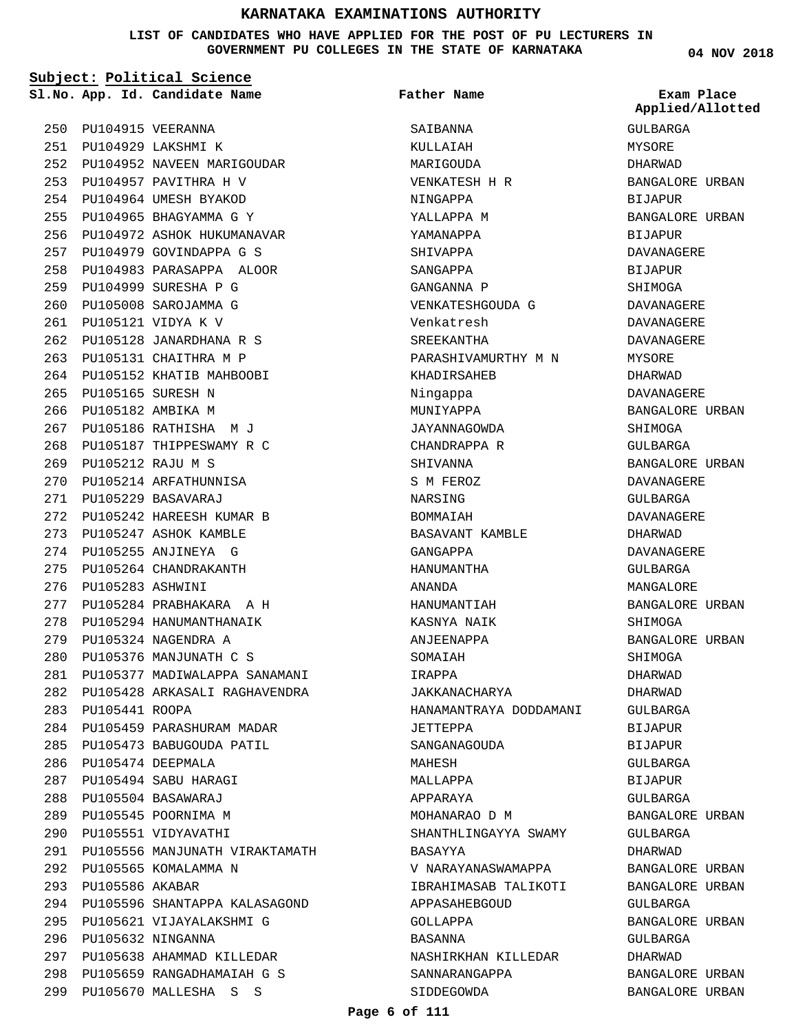# KARNATAKA EXAMINATIONS AUTHORITY

**LIST OF CANDIDATES WHO HAVE APPLIED FOR THE POST OF PU LECTURERS IN GOVERNMENT PU COLLEGES IN THE STATE OF KARNATAKA**

**04 NOV 2018**

**Subject: Political Science**

| Sl.No. | App. Id. | Candidate Name | Father Name | Exam Place Applied/Allotted |
|---|---|---|---|---|
| 250 | PU104915 | VEERANNA | SAIBANNA | GULBARGA |
| 251 | PU104929 | LAKSHMI K | KULLAIAH | MYSORE |
| 252 | PU104952 | NAVEEN MARIGOUDAR | MARIGOUDA | DHARWAD |
| 253 | PU104957 | PAVITHRA H V | VENKATESH H R | BANGALORE URBAN |
| 254 | PU104964 | UMESH BYAKOD | NINGAPPA | BIJAPUR |
| 255 | PU104965 | BHAGYAMMA G Y | YALLAPPA M | BANGALORE URBAN |
| 256 | PU104972 | ASHOK HUKUMANAVAR | YAMANAPPA | BIJAPUR |
| 257 | PU104979 | GOVINDAPPA G S | SHIVAPPA | DAVANAGERE |
| 258 | PU104983 | PARASAPPA ALOOR | SANGAPPA | BIJAPUR |
| 259 | PU104999 | SURESHA P G | GANGANNA P | SHIMOGA |
| 260 | PU105008 | SAROJAMMA G | VENKATESHGOUDA G | DAVANAGERE |
| 261 | PU105121 | VIDYA K V | Venkatresh | DAVANAGERE |
| 262 | PU105128 | JANARDHANA R S | SREEKANTHA | DAVANAGERE |
| 263 | PU105131 | CHAITHRA M P | PARASHIVAMURTHY M N | MYSORE |
| 264 | PU105152 | KHATIB MAHBOOBI | KHADIRSAHEB | DHARWAD |
| 265 | PU105165 | SURESH N | Ningappa | DAVANAGERE |
| 266 | PU105182 | AMBIKA M | MUNIYAPPA | BANGALORE URBAN |
| 267 | PU105186 | RATHISHA M J | JAYANNAGOWDA | SHIMOGA |
| 268 | PU105187 | THIPPESWAMY R C | CHANDRAPPA R | GULBARGA |
| 269 | PU105212 | RAJU M S | SHIVANNA | BANGALORE URBAN |
| 270 | PU105214 | ARFATHUNNISA | S M FEROZ | DAVANAGERE |
| 271 | PU105229 | BASAVARAJ | NARSING | GULBARGA |
| 272 | PU105242 | HAREESH KUMAR B | BOMMAIAH | DAVANAGERE |
| 273 | PU105247 | ASHOK KAMBLE | BASAVANT KAMBLE | DHARWAD |
| 274 | PU105255 | ANJINEYA G | GANGAPPA | DAVANAGERE |
| 275 | PU105264 | CHANDRAKANTH | HANUMANTHA | GULBARGA |
| 276 | PU105283 | ASHWINI | ANANDA | MANGALORE |
| 277 | PU105284 | PRABHAKARA A H | HANUMANTIAH | BANGALORE URBAN |
| 278 | PU105294 | HANUMANTHANAIK | KASNYA NAIK | SHIMOGA |
| 279 | PU105324 | NAGENDRA A | ANJEENAPPA | BANGALORE URBAN |
| 280 | PU105376 | MANJUNATH C S | SOMAIAH | SHIMOGA |
| 281 | PU105377 | MADIWALAPPA SANAMANI | IRAPPA | DHARWAD |
| 282 | PU105428 | ARKASALI RAGHAVENDRA | JAKKANACHARYA | DHARWAD |
| 283 | PU105441 | ROOPA | HANAMANTRAYA DODDAMANI | GULBARGA |
| 284 | PU105459 | PARASHURAM MADAR | JETTEPPA | BIJAPUR |
| 285 | PU105473 | BABUGOUDA PATIL | SANGANAGOUDA | BIJAPUR |
| 286 | PU105474 | DEEPMALA | MAHESH | GULBARGA |
| 287 | PU105494 | SABU HARAGI | MALLAPPA | BIJAPUR |
| 288 | PU105504 | BASAWARAJ | APPARAYA | GULBARGA |
| 289 | PU105545 | POORNIMA M | MOHANARAO D M | BANGALORE URBAN |
| 290 | PU105551 | VIDYAVATHI | SHANTHLINGAYYA SWAMY | GULBARGA |
| 291 | PU105556 | MANJUNATH VIRAKTAMATH | BASAYYA | DHARWAD |
| 292 | PU105565 | KOMALAMMA N | V NARAYANASWAMAPPA | BANGALORE URBAN |
| 293 | PU105586 | AKABAR | IBRAHIMASAB TALIKOTI | BANGALORE URBAN |
| 294 | PU105596 | SHANTAPPA KALASAGOND | APPASAHEBGOUD | GULBARGA |
| 295 | PU105621 | VIJAYALAKSHMI G | GOLLAPPA | BANGALORE URBAN |
| 296 | PU105632 | NINGANNA | BASANNA | GULBARGA |
| 297 | PU105638 | AHAMMAD KILLEDAR | NASHIRKHAN KILLEDAR | DHARWAD |
| 298 | PU105659 | RANGADHAMAIAH G S | SANNARANGAPPA | BANGALORE URBAN |
| 299 | PU105670 | MALLESHA S S | SIDDEGOWDA | BANGALORE URBAN |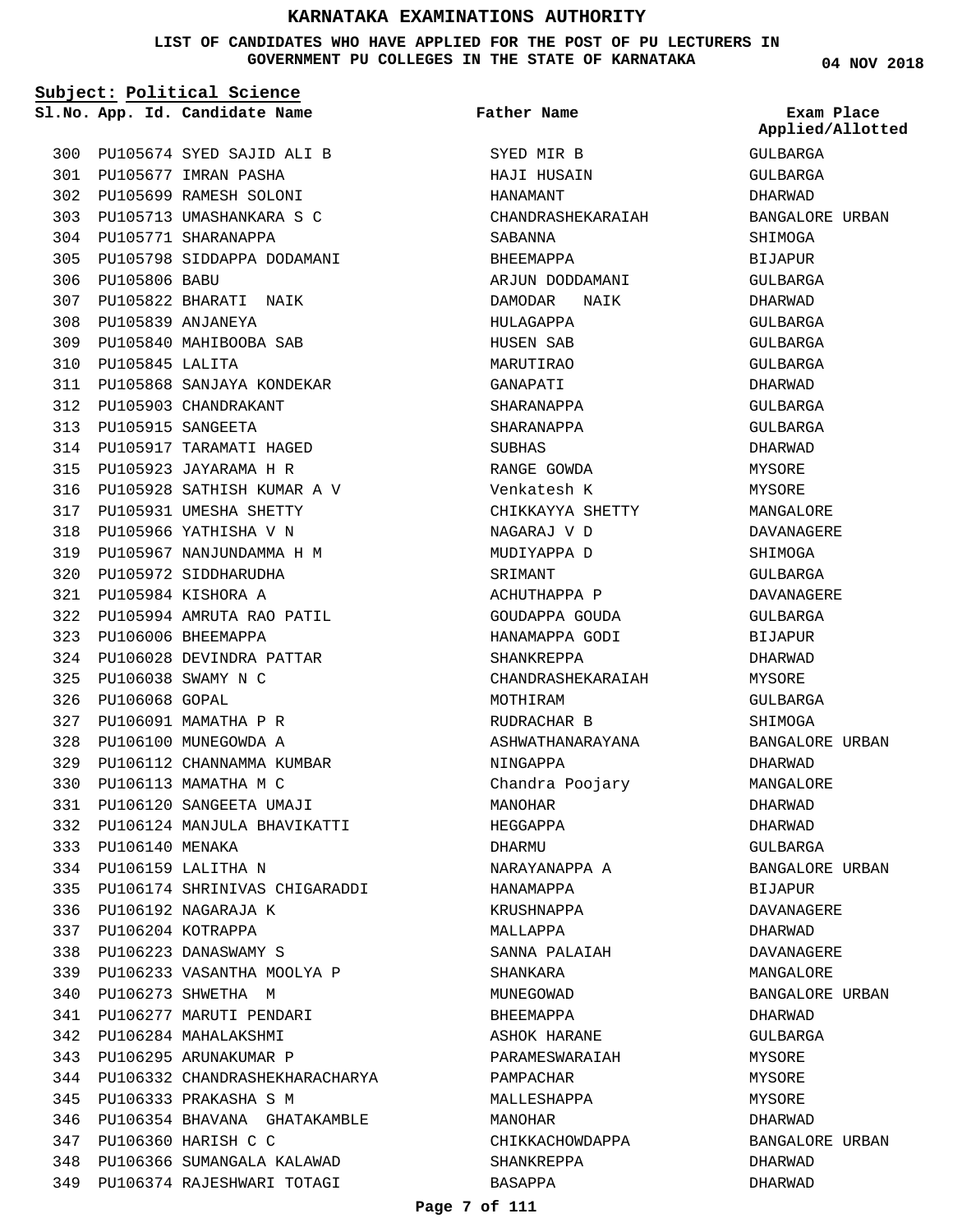# KARNATAKA EXAMINATIONS AUTHORITY

**LIST OF CANDIDATES WHO HAVE APPLIED FOR THE POST OF PU LECTURERS IN GOVERNMENT PU COLLEGES IN THE STATE OF KARNATAKA**

**04 NOV 2018**

**Subject: Political Science**

| Sl.No. | App. Id. | Candidate Name | Father Name | Exam Place Applied/Allotted |
|---|---|---|---|---|
| 300 | PU105674 | SYED SAJID ALI B | SYED MIR B | GULBARGA |
| 301 | PU105677 | IMRAN PASHA | HAJI HUSAIN | GULBARGA |
| 302 | PU105699 | RAMESH SOLONI | HANAMANT | DHARWAD |
| 303 | PU105713 | UMASHANKARA S C | CHANDRASHEKARAIAH | BANGALORE URBAN |
| 304 | PU105771 | SHARANAPPA | SABANNA | SHIMOGA |
| 305 | PU105798 | SIDDAPPA DODAMANI | BHEEMAPPA | BIJAPUR |
| 306 | PU105806 | BABU | ARJUN DODDAMANI | GULBARGA |
| 307 | PU105822 | BHARATI NAIK | DAMODAR NAIK | DHARWAD |
| 308 | PU105839 | ANJANEYA | HULAGAPPA | GULBARGA |
| 309 | PU105840 | MAHIBOOBA SAB | HUSEN SAB | GULBARGA |
| 310 | PU105845 | LALITA | MARUTIRAO | GULBARGA |
| 311 | PU105868 | SANJAYA KONDEKAR | GANAPATI | DHARWAD |
| 312 | PU105903 | CHANDRAKANT | SHARANAPPA | GULBARGA |
| 313 | PU105915 | SANGEETA | SHARANAPPA | GULBARGA |
| 314 | PU105917 | TARAMATI HAGED | SUBHAS | DHARWAD |
| 315 | PU105923 | JAYARAMA H R | RANGE GOWDA | MYSORE |
| 316 | PU105928 | SATHISH KUMAR A V | Venkatesh K | MYSORE |
| 317 | PU105931 | UMESHA SHETTY | CHIKKAYYA SHETTY | MANGALORE |
| 318 | PU105966 | YATHISHA V N | NAGARAJ V D | DAVANAGERE |
| 319 | PU105967 | NANJUNDAMMA H M | MUDIYAPPA D | SHIMOGA |
| 320 | PU105972 | SIDDHARUDHA | SRIMANT | GULBARGA |
| 321 | PU105984 | KISHORA A | ACHUTHAPPA P | DAVANAGERE |
| 322 | PU105994 | AMRUTA RAO PATIL | GOUDAPPA GOUDA | GULBARGA |
| 323 | PU106006 | BHEEMAPPA | HANAMAPPA GODI | BIJAPUR |
| 324 | PU106028 | DEVINDRA PATTAR | SHANKREPPA | DHARWAD |
| 325 | PU106038 | SWAMY N C | CHANDRASHEKARAIAH | MYSORE |
| 326 | PU106068 | GOPAL | MOTHIRAM | GULBARGA |
| 327 | PU106091 | MAMATHA P R | RUDRACHAR B | SHIMOGA |
| 328 | PU106100 | MUNEGOWDA A | ASHWATHANARAYANA | BANGALORE URBAN |
| 329 | PU106112 | CHANNAMMA KUMBAR | NINGAPPA | DHARWAD |
| 330 | PU106113 | MAMATHA M C | Chandra Poojary | MANGALORE |
| 331 | PU106120 | SANGEETA UMAJI | MANOHAR | DHARWAD |
| 332 | PU106124 | MANJULA BHAVIKATTI | HEGGAPPA | DHARWAD |
| 333 | PU106140 | MENAKA | DHARMU | GULBARGA |
| 334 | PU106159 | LALITHA N | NARAYANAPPA A | BANGALORE URBAN |
| 335 | PU106174 | SHRINIVAS CHIGARADDI | HANAMAPPA | BIJAPUR |
| 336 | PU106192 | NAGARAJA K | KRUSHNAPPA | DAVANAGERE |
| 337 | PU106204 | KOTRAPPA | MALLAPPA | DHARWAD |
| 338 | PU106223 | DANASWAMY S | SANNA PALAIAH | DAVANAGERE |
| 339 | PU106233 | VASANTHA MOOLYA P | SHANKARA | MANGALORE |
| 340 | PU106273 | SHWETHA M | MUNEGOWAD | BANGALORE URBAN |
| 341 | PU106277 | MARUTI PENDARI | BHEEMAPPA | DHARWAD |
| 342 | PU106284 | MAHALAKSHMI | ASHOK HARANE | GULBARGA |
| 343 | PU106295 | ARUNAKUMAR P | PARAMESWARAIAH | MYSORE |
| 344 | PU106332 | CHANDRASHEKHARACHARYA | PAMPACHAR | MYSORE |
| 345 | PU106333 | PRAKASHA S M | MALLESHAPPA | MYSORE |
| 346 | PU106354 | BHAVANA GHATAKAMBLE | MANOHAR | DHARWAD |
| 347 | PU106360 | HARISH C C | CHIKKACHOWDAPPA | BANGALORE URBAN |
| 348 | PU106366 | SUMANGALA KALAWAD | SHANKREPPA | DHARWAD |
| 349 | PU106374 | RAJESHWARI TOTAGI | BASAPPA | DHARWAD |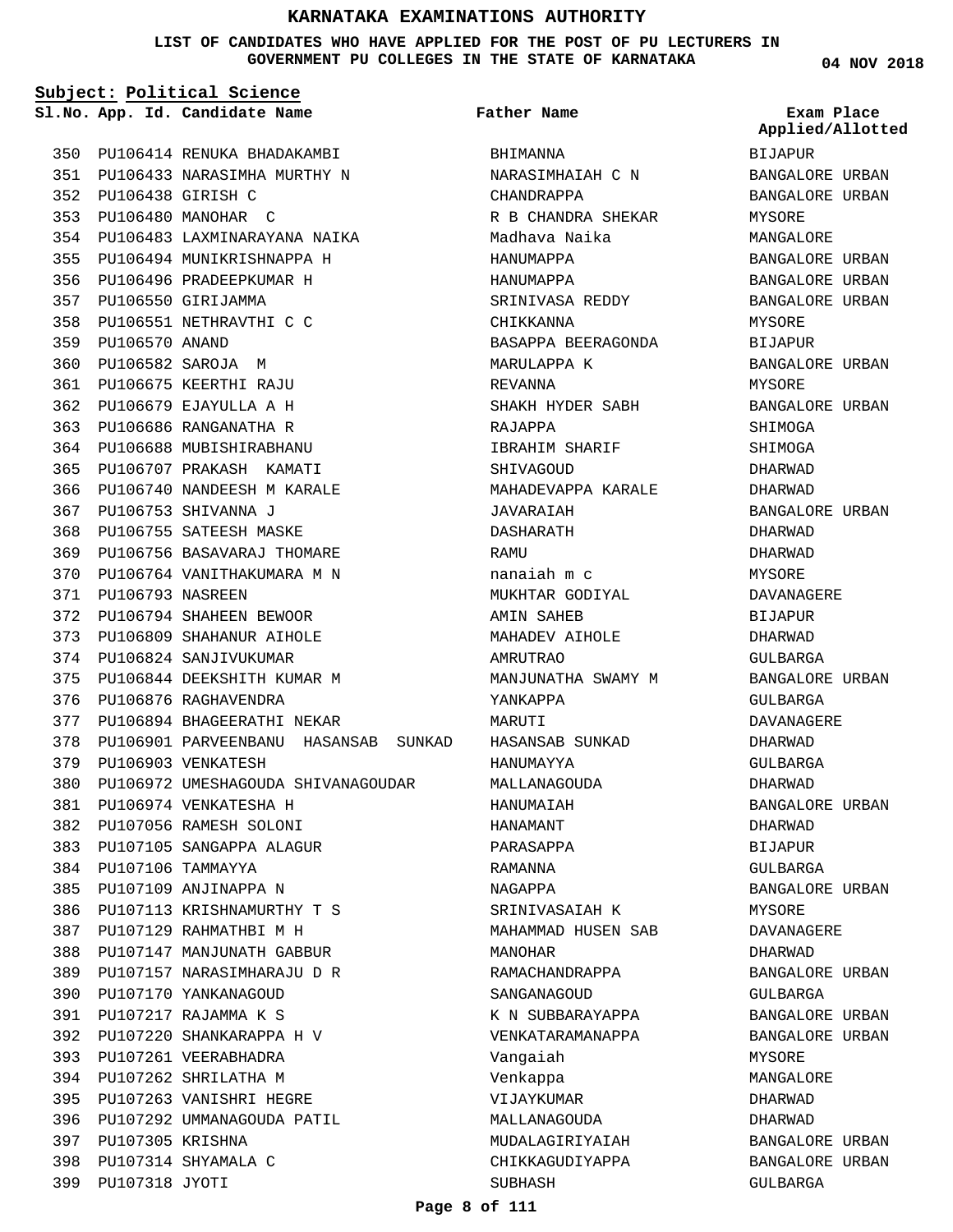# KARNATAKA EXAMINATIONS AUTHORITY

**LIST OF CANDIDATES WHO HAVE APPLIED FOR THE POST OF PU LECTURERS IN GOVERNMENT PU COLLEGES IN THE STATE OF KARNATAKA**

04 NOV 2018

**Subject: Political Science**

| Sl.No. | App. Id. | Candidate Name | Father Name | Exam Place Applied/Allotted |
|---|---|---|---|---|
| 350 | PU106414 | RENUKA BHADAKAMBI | BHIMANNA | BIJAPUR |
| 351 | PU106433 | NARASIMHA MURTHY N | NARASIMHAIAH C N | BANGALORE URBAN |
| 352 | PU106438 | GIRISH C | CHANDRAPPA | BANGALORE URBAN |
| 353 | PU106480 | MANOHAR C | R B CHANDRA SHEKAR | MYSORE |
| 354 | PU106483 | LAXMINARAYANA NAIKA | Madhava Naika | MANGALORE |
| 355 | PU106494 | MUNIKRISHNAPPA H | HANUMAPPA | BANGALORE URBAN |
| 356 | PU106496 | PRADEEPKUMAR H | HANUMAPPA | BANGALORE URBAN |
| 357 | PU106550 | GIRIJAMMA | SRINIVASA REDDY | BANGALORE URBAN |
| 358 | PU106551 | NETHRAVTHI C C | CHIKKANNA | MYSORE |
| 359 | PU106570 | ANAND | BASAPPA BEERAGONDA | BIJAPUR |
| 360 | PU106582 | SAROJA M | MARULAPPA K | BANGALORE URBAN |
| 361 | PU106675 | KEERTHI RAJU | REVANNA | MYSORE |
| 362 | PU106679 | EJAYULLA A H | SHAKH HYDER SABH | BANGALORE URBAN |
| 363 | PU106686 | RANGANATHA R | RAJAPPA | SHIMOGA |
| 364 | PU106688 | MUBISHIRABHANU | IBRAHIM SHARIF | SHIMOGA |
| 365 | PU106707 | PRAKASH KAMATI | SHIVAGOUD | DHARWAD |
| 366 | PU106740 | NANDEESH M KARALE | MAHADEVAPPA KARALE | DHARWAD |
| 367 | PU106753 | SHIVANNA J | JAVARAIAH | BANGALORE URBAN |
| 368 | PU106755 | SATEESH MASKE | DASHARATH | DHARWAD |
| 369 | PU106756 | BASAVARAJ THOMARE | RAMU | DHARWAD |
| 370 | PU106764 | VANITHAKUMARA M N | nanaiah m c | MYSORE |
| 371 | PU106793 | NASREEN | MUKHTAR GODIYAL | DAVANAGERE |
| 372 | PU106794 | SHAHEEN BEWOOR | AMIN SAHEB | BIJAPUR |
| 373 | PU106809 | SHAHANUR AIHOLE | MAHADEV AIHOLE | DHARWAD |
| 374 | PU106824 | SANJIVUKUMAR | AMRUTRAO | GULBARGA |
| 375 | PU106844 | DEEKSHITH KUMAR M | MANJUNATHA SWAMY M | BANGALORE URBAN |
| 376 | PU106876 | RAGHAVENDRA | YANKAPPA | GULBARGA |
| 377 | PU106894 | BHAGEERATHI NEKAR | MARUTI | DAVANAGERE |
| 378 | PU106901 | PARVEENBANU HASANSAB SUNKAD | HASANSAB SUNKAD | DHARWAD |
| 379 | PU106903 | VENKATESH | HANUMAYYA | GULBARGA |
| 380 | PU106972 | UMESHAGOUDA SHIVANAGOUDAR | MALLANAGOUDA | DHARWAD |
| 381 | PU106974 | VENKATESHA H | HANUMAIAH | BANGALORE URBAN |
| 382 | PU107056 | RAMESH SOLONI | HANAMANT | DHARWAD |
| 383 | PU107105 | SANGAPPA ALAGUR | PARASAPPA | BIJAPUR |
| 384 | PU107106 | TAMMAYYA | RAMANNA | GULBARGA |
| 385 | PU107109 | ANJINAPPA N | NAGAPPA | BANGALORE URBAN |
| 386 | PU107113 | KRISHNAMURTHY T S | SRINIVASAIAH K | MYSORE |
| 387 | PU107129 | RAHMATHBI M H | MAHAMMAD HUSEN SAB | DAVANAGERE |
| 388 | PU107147 | MANJUNATH GABBUR | MANOHAR | DHARWAD |
| 389 | PU107157 | NARASIMHARAJU D R | RAMACHANDRAPPA | BANGALORE URBAN |
| 390 | PU107170 | YANKANAGOUD | SANGANAGOUD | GULBARGA |
| 391 | PU107217 | RAJAMMA K S | K N SUBBARAYAPPA | BANGALORE URBAN |
| 392 | PU107220 | SHANKARAPPA H V | VENKATARAMANAPPA | BANGALORE URBAN |
| 393 | PU107261 | VEERABHADRA | Vangaiah | MYSORE |
| 394 | PU107262 | SHRILATHA M | Venkappa | MANGALORE |
| 395 | PU107263 | VANISHRI HEGRE | VIJAYKUMAR | DHARWAD |
| 396 | PU107292 | UMMANAGOUDA PATIL | MALLANAGOUDA | DHARWAD |
| 397 | PU107305 | KRISHNA | MUDALAGIRIYAIAH | BANGALORE URBAN |
| 398 | PU107314 | SHYAMALA C | CHIKKAGUDIYAPPA | BANGALORE URBAN |
| 399 | PU107318 | JYOTI | SUBHASH | GULBARGA |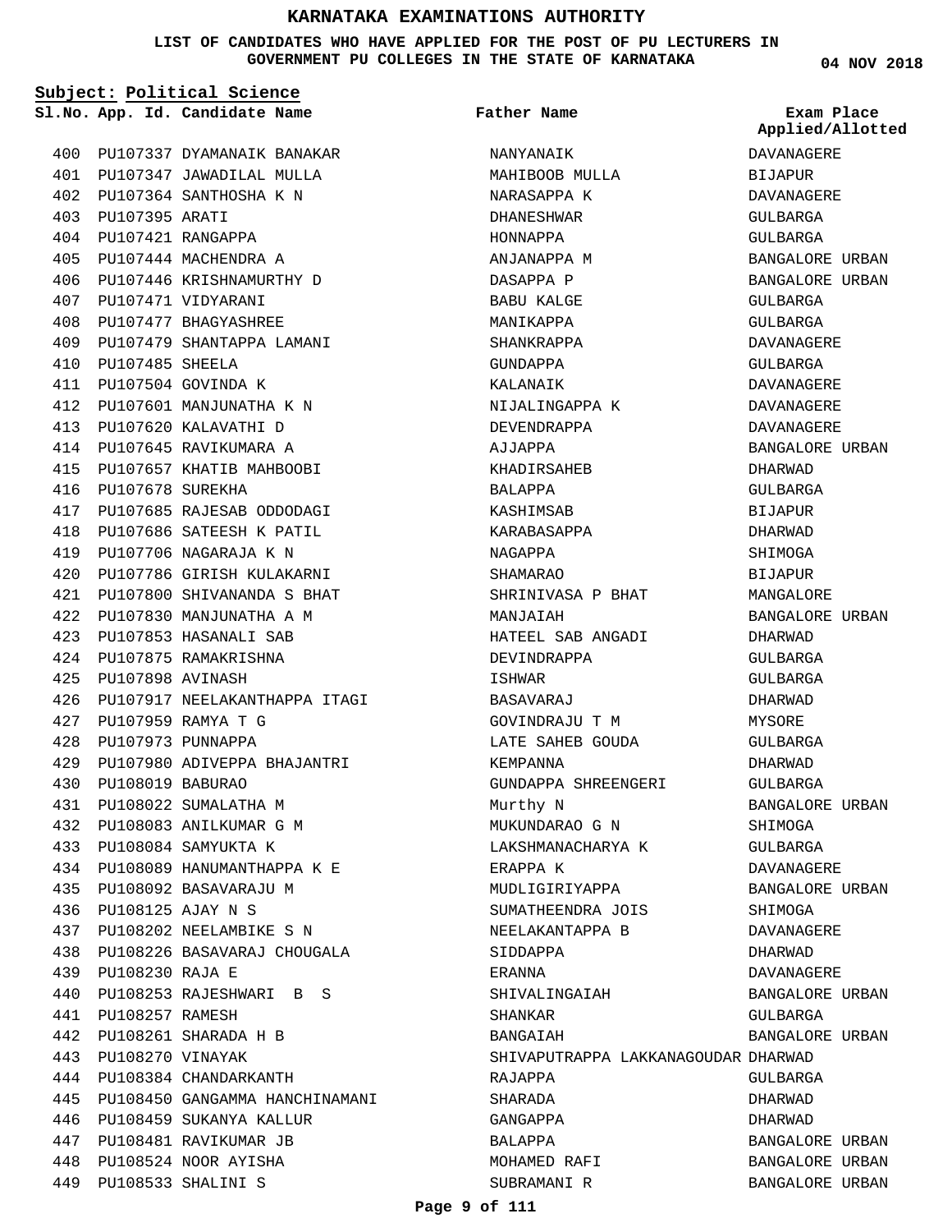# KARNATAKA EXAMINATIONS AUTHORITY

**LIST OF CANDIDATES WHO HAVE APPLIED FOR THE POST OF PU LECTURERS IN GOVERNMENT PU COLLEGES IN THE STATE OF KARNATAKA**

**04 NOV 2018**

**Subject: Political Science**

| Sl.No. | App. Id. | Candidate Name | Father Name | Exam Place Applied/Allotted |
|---|---|---|---|---|
| 400 | PU107337 | DYAMANAIK BANAKAR | NANYANAIK | DAVANAGERE |
| 401 | PU107347 | JAWADILAL MULLA | MAHIBOOB MULLA | BIJAPUR |
| 402 | PU107364 | SANTHOSHA K N | NARASAPPA K | DAVANAGERE |
| 403 | PU107395 | ARATI | DHANESHWAR | GULBARGA |
| 404 | PU107421 | RANGAPPA | HONNAPPA | GULBARGA |
| 405 | PU107444 | MACHENDRA A | ANJANAPPA M | BANGALORE URBAN |
| 406 | PU107446 | KRISHNAMURTHY D | DASAPPA P | BANGALORE URBAN |
| 407 | PU107471 | VIDYARANI | BABU KALGE | GULBARGA |
| 408 | PU107477 | BHAGYASHREE | MANIKAPPA | GULBARGA |
| 409 | PU107479 | SHANTAPPA LAMANI | SHANKRAPPA | DAVANAGERE |
| 410 | PU107485 | SHEELA | GUNDAPPA | GULBARGA |
| 411 | PU107504 | GOVINDA K | KALANAIK | DAVANAGERE |
| 412 | PU107601 | MANJUNATHA K N | NIJALINGAPPA K | DAVANAGERE |
| 413 | PU107620 | KALAVATHI D | DEVENDRAPPA | DAVANAGERE |
| 414 | PU107645 | RAVIKUMARA A | AJJAPPA | BANGALORE URBAN |
| 415 | PU107657 | KHATIB MAHBOOBI | KHADIRSAHEB | DHARWAD |
| 416 | PU107678 | SUREKHA | BALAPPA | GULBARGA |
| 417 | PU107685 | RAJESAB ODDODAGI | KASHIMSAB | BIJAPUR |
| 418 | PU107686 | SATEESH K PATIL | KARABASAPPA | DHARWAD |
| 419 | PU107706 | NAGARAJA K N | NAGAPPA | SHIMOGA |
| 420 | PU107786 | GIRISH KULAKARNI | SHAMARAO | BIJAPUR |
| 421 | PU107800 | SHIVANANDA S BHAT | SHRINIVASA P BHAT | MANGALORE |
| 422 | PU107830 | MANJUNATHA A M | MANJAIAH | BANGALORE URBAN |
| 423 | PU107853 | HASANALI SAB | HATEEL SAB ANGADI | DHARWAD |
| 424 | PU107875 | RAMAKRISHNA | DEVINDRAPPA | GULBARGA |
| 425 | PU107898 | AVINASH | ISHWAR | GULBARGA |
| 426 | PU107917 | NEELAKANTHAPPA ITAGI | BASAVARAJ | DHARWAD |
| 427 | PU107959 | RAMYA T G | GOVINDRAJU T M | MYSORE |
| 428 | PU107973 | PUNNAPPA | LATE SAHEB GOUDA | GULBARGA |
| 429 | PU107980 | ADIVEPPA BHAJANTRI | KEMPANNA | DHARWAD |
| 430 | PU108019 | BABURAO | GUNDAPPA SHREENGERI | GULBARGA |
| 431 | PU108022 | SUMALATHA M | Murthy N | BANGALORE URBAN |
| 432 | PU108083 | ANILKUMAR G M | MUKUNDARAO G N | SHIMOGA |
| 433 | PU108084 | SAMYUKTA K | LAKSHMANACHARYA K | GULBARGA |
| 434 | PU108089 | HANUMANTHAPPA K E | ERAPPA K | DAVANAGERE |
| 435 | PU108092 | BASAVARAJU M | MUDLIGIRIYAPPA | BANGALORE URBAN |
| 436 | PU108125 | AJAY N S | SUMATHEENDRA JOIS | SHIMOGA |
| 437 | PU108202 | NEELAMBIKE S N | NEELAKANTAPPA B | DAVANAGERE |
| 438 | PU108226 | BASAVARAJ CHOUGALA | SIDDAPPA | DHARWAD |
| 439 | PU108230 | RAJA E | ERANNA | DAVANAGERE |
| 440 | PU108253 | RAJESHWARI B S | SHIVALINGAIAH | BANGALORE URBAN |
| 441 | PU108257 | RAMESH | SHANKAR | GULBARGA |
| 442 | PU108261 | SHARADA H B | BANGAIAH | BANGALORE URBAN |
| 443 | PU108270 | VINAYAK | SHIVAPUTRAPPA LAKKANAGOUDAR | DHARWAD |
| 444 | PU108384 | CHANDARKANTH | RAJAPPA | GULBARGA |
| 445 | PU108450 | GANGAMMA HANCHINAMANI | SHARADA | DHARWAD |
| 446 | PU108459 | SUKANYA KALLUR | GANGAPPA | DHARWAD |
| 447 | PU108481 | RAVIKUMAR JB | BALAPPA | BANGALORE URBAN |
| 448 | PU108524 | NOOR AYISHA | MOHAMED RAFI | BANGALORE URBAN |
| 449 | PU108533 | SHALINI S | SUBRAMANI R | BANGALORE URBAN |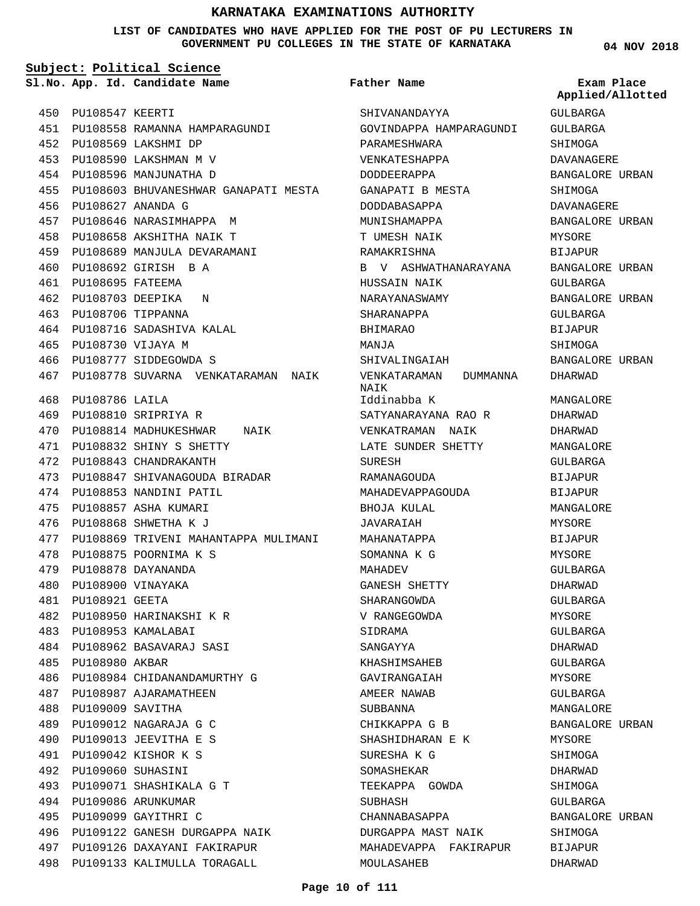# KARNATAKA EXAMINATIONS AUTHORITY

**LIST OF CANDIDATES WHO HAVE APPLIED FOR THE POST OF PU LECTURERS IN GOVERNMENT PU COLLEGES IN THE STATE OF KARNATAKA**

**04 NOV 2018**

**Subject: Political Science**

| Sl.No. | App. Id. | Candidate Name | Father Name | Exam Place Applied/Allotted |
|---|---|---|---|---|
| 450 | PU108547 | KEERTI | SHIVANANDAYYA | GULBARGA |
| 451 | PU108558 | RAMANNA HAMPARAGUNDI | GOVINDAPPA HAMPARAGUNDI | GULBARGA |
| 452 | PU108569 | LAKSHMI DP | PARAMESHWARA | SHIMOGA |
| 453 | PU108590 | LAKSHMAN M V | VENKATESHAPPA | DAVANAGERE |
| 454 | PU108596 | MANJUNATHA D | DODDEERAPPA | BANGALORE URBAN |
| 455 | PU108603 | BHUVANESHWAR GANAPATI MESTA | GANAPATI B MESTA | SHIMOGA |
| 456 | PU108627 | ANANDA G | DODDABASAPPA | DAVANAGERE |
| 457 | PU108646 | NARASIMHAPPA M | MUNISHAMAPPA | BANGALORE URBAN |
| 458 | PU108658 | AKSHITHA NAIK T | T UMESH NAIK | MYSORE |
| 459 | PU108689 | MANJULA DEVARAMANI | RAMAKRISHNA | BIJAPUR |
| 460 | PU108692 | GIRISH B A | B V ASHWATHANARAYANA | BANGALORE URBAN |
| 461 | PU108695 | FATEEMA | HUSSAIN NAIK | GULBARGA |
| 462 | PU108703 | DEEPIKA N | NARAYANASWAMY | BANGALORE URBAN |
| 463 | PU108706 | TIPPANNA | SHARANAPPA | GULBARGA |
| 464 | PU108716 | SADASHIVA KALAL | BHIMARAO | BIJAPUR |
| 465 | PU108730 | VIJAYA M | MANJA | SHIMOGA |
| 466 | PU108777 | SIDDEGOWDA S | SHIVALINGAIAH | BANGALORE URBAN |
| 467 | PU108778 | SUVARNA VENKATARAMAN NAIK | VENKATARAMAN DUMMANNA NAIK | DHARWAD |
| 468 | PU108786 | LAILA | Iddinabba K | MANGALORE |
| 469 | PU108810 | SRIPRIYA R | SATYANARAYANA RAO R | DHARWAD |
| 470 | PU108814 | MADHUKESHWAR NAIK | VENKATRAMAN NAIK | DHARWAD |
| 471 | PU108832 | SHINY S SHETTY | LATE SUNDER SHETTY | MANGALORE |
| 472 | PU108843 | CHANDRAKANTH | SURESH | GULBARGA |
| 473 | PU108847 | SHIVANAGOUDA BIRADAR | RAMANAGOUDA | BIJAPUR |
| 474 | PU108853 | NANDINI PATIL | MAHADEVAPPAGOUDA | BIJAPUR |
| 475 | PU108857 | ASHA KUMARI | BHOJA KULAL | MANGALORE |
| 476 | PU108868 | SHWETHA K J | JAVARAIAH | MYSORE |
| 477 | PU108869 | TRIVENI MAHANTAPPA MULIMANI | MAHANATAPPA | BIJAPUR |
| 478 | PU108875 | POORNIMA K S | SOMANNA K G | MYSORE |
| 479 | PU108878 | DAYANANDA | MAHADEV | GULBARGA |
| 480 | PU108900 | VINAYAKA | GANESH SHETTY | DHARWAD |
| 481 | PU108921 | GEETA | SHARANGOWDA | GULBARGA |
| 482 | PU108950 | HARINAKSHI K R | V RANGEGOWDA | MYSORE |
| 483 | PU108953 | KAMALABAI | SIDRAMA | GULBARGA |
| 484 | PU108962 | BASAVARAJ SASI | SANGAYYA | DHARWAD |
| 485 | PU108980 | AKBAR | KHASHIMSAHEB | GULBARGA |
| 486 | PU108984 | CHIDANANDAMURTHY G | GAVIRANGAIAH | MYSORE |
| 487 | PU108987 | AJARAMATHEEN | AMEER NAWAB | GULBARGA |
| 488 | PU109009 | SAVITHA | SUBBANNA | MANGALORE |
| 489 | PU109012 | NAGARAJA G C | CHIKKAPPA G B | BANGALORE URBAN |
| 490 | PU109013 | JEEVITHA E S | SHASHIDHARAN E K | MYSORE |
| 491 | PU109042 | KISHOR K S | SURESHA K G | SHIMOGA |
| 492 | PU109060 | SUHASINI | SOMASHEKAR | DHARWAD |
| 493 | PU109071 | SHASHIKALA G T | TEEKAPPA GOWDA | SHIMOGA |
| 494 | PU109086 | ARUNKUMAR | SUBHASH | GULBARGA |
| 495 | PU109099 | GAYITHRI C | CHANNABASAPPA | BANGALORE URBAN |
| 496 | PU109122 | GANESH DURGAPPA NAIK | DURGAPPA MAST NAIK | SHIMOGA |
| 497 | PU109126 | DAXAYANI FAKIRAPUR | MAHADEVAPPA FAKIRAPUR | BIJAPUR |
| 498 | PU109133 | KALIMULLA TORAGALL | MOULASAHEB | DHARWAD |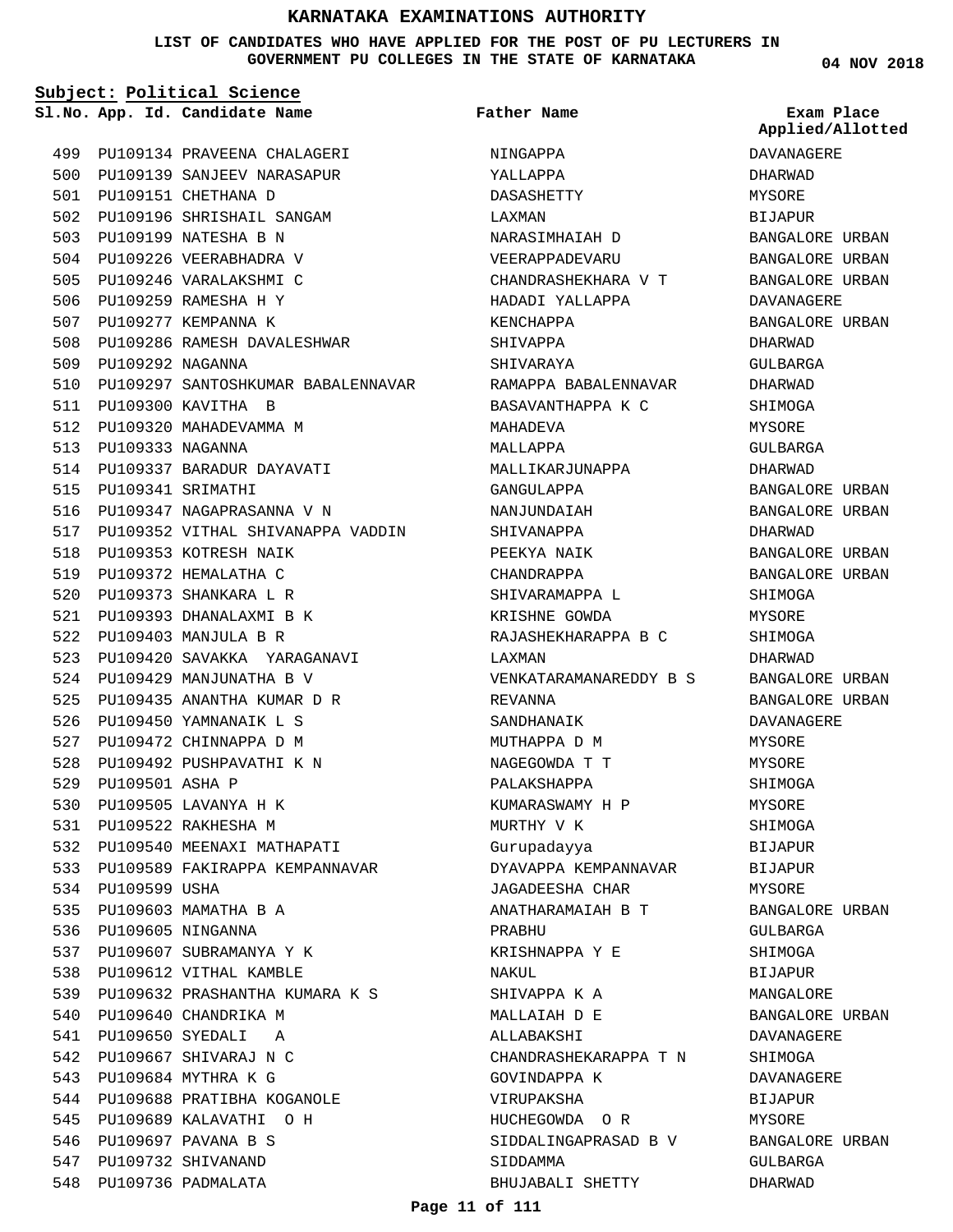# KARNATAKA EXAMINATIONS AUTHORITY

**LIST OF CANDIDATES WHO HAVE APPLIED FOR THE POST OF PU LECTURERS IN GOVERNMENT PU COLLEGES IN THE STATE OF KARNATAKA**

04 NOV 2018

**Subject: Political Science**

| Sl.No. | App. Id. | Candidate Name | Father Name | Exam Place Applied/Allotted |
|---|---|---|---|---|
| 499 | PU109134 | PRAVEENA CHALAGERI | NINGAPPA | DAVANAGERE |
| 500 | PU109139 | SANJEEV NARASAPUR | YALLAPPA | DHARWAD |
| 501 | PU109151 | CHETHANA D | DASASHETTY | MYSORE |
| 502 | PU109196 | SHRISHAIL SANGAM | LAXMAN | BIJAPUR |
| 503 | PU109199 | NATESHA B N | NARASIMHAIAH D | BANGALORE URBAN |
| 504 | PU109226 | VEERABHADRA V | VEERAPPADEVARU | BANGALORE URBAN |
| 505 | PU109246 | VARALAKSHMI C | CHANDRASHEKHARA V T | BANGALORE URBAN |
| 506 | PU109259 | RAMESHA H Y | HADADI YALLAPPA | DAVANAGERE |
| 507 | PU109277 | KEMPANNA K | KENCHAPPA | BANGALORE URBAN |
| 508 | PU109286 | RAMESH DAVALESHWAR | SHIVAPPA | DHARWAD |
| 509 | PU109292 | NAGANNA | SHIVARAYA | GULBARGA |
| 510 | PU109297 | SANTOSHKUMAR BABALENNAVAR | RAMAPPA BABALENNAVAR | DHARWAD |
| 511 | PU109300 | KAVITHA B | BASAVANTHAPPA K C | SHIMOGA |
| 512 | PU109320 | MAHADEVAMMA M | MAHADEVA | MYSORE |
| 513 | PU109333 | NAGANNA | MALLAPPA | GULBARGA |
| 514 | PU109337 | BARADUR DAYAVATI | MALLIKARJUNAPPA | DHARWAD |
| 515 | PU109341 | SRIMATHI | GANGULAPPA | BANGALORE URBAN |
| 516 | PU109347 | NAGAPRASANNA V N | NANJUNDAIAH | BANGALORE URBAN |
| 517 | PU109352 | VITHAL SHIVANAPPA VADDIN | SHIVANAPPA | DHARWAD |
| 518 | PU109353 | KOTRESH NAIK | PEEKYA NAIK | BANGALORE URBAN |
| 519 | PU109372 | HEMALATHA C | CHANDRAPPA | BANGALORE URBAN |
| 520 | PU109373 | SHANKARA L R | SHIVARAMAPPA L | SHIMOGA |
| 521 | PU109393 | DHANALAXMI B K | KRISHNE GOWDA | MYSORE |
| 522 | PU109403 | MANJULA B R | RAJASHEKHARAPPA B C | SHIMOGA |
| 523 | PU109420 | SAVAKKA YARAGANAVI | LAXMAN | DHARWAD |
| 524 | PU109429 | MANJUNATHA B V | VENKATARAMANAREDDY B S | BANGALORE URBAN |
| 525 | PU109435 | ANANTHA KUMAR D R | REVANNA | BANGALORE URBAN |
| 526 | PU109450 | YAMNANAIK L S | SANDHANAIK | DAVANAGERE |
| 527 | PU109472 | CHINNAPPA D M | MUTHAPPA D M | MYSORE |
| 528 | PU109492 | PUSHPAVATHI K N | NAGEGOWDA T T | MYSORE |
| 529 | PU109501 | ASHA P | PALAKSHAPPA | SHIMOGA |
| 530 | PU109505 | LAVANYA H K | KUMARASWAMY H P | MYSORE |
| 531 | PU109522 | RAKHESHA M | MURTHY V K | SHIMOGA |
| 532 | PU109540 | MEENAXI MATHAPATI | Gurupadayya | BIJAPUR |
| 533 | PU109589 | FAKIRAPPA KEMPANNAVAR | DYAVAPPA KEMPANNAVAR | BIJAPUR |
| 534 | PU109599 | USHA | JAGADEESHA CHAR | MYSORE |
| 535 | PU109603 | MAMATHA B A | ANATHARAMAIAH B T | BANGALORE URBAN |
| 536 | PU109605 | NINGANNA | PRABHU | GULBARGA |
| 537 | PU109607 | SUBRAMANYA Y K | KRISHNAPPA Y E | SHIMOGA |
| 538 | PU109612 | VITHAL KAMBLE | NAKUL | BIJAPUR |
| 539 | PU109632 | PRASHANTHA KUMARA K S | SHIVAPPA K A | MANGALORE |
| 540 | PU109640 | CHANDRIKA M | MALLAIAH D E | BANGALORE URBAN |
| 541 | PU109650 | SYEDALI A | ALLABAKSHI | DAVANAGERE |
| 542 | PU109667 | SHIVARAJ N C | CHANDRASHEKARAPPA T N | SHIMOGA |
| 543 | PU109684 | MYTHRA K G | GOVINDAPPA K | DAVANAGERE |
| 544 | PU109688 | PRATIBHA KOGANOLE | VIRUPAKSHA | BIJAPUR |
| 545 | PU109689 | KALAVATHI O H | HUCHEGOWDA O R | MYSORE |
| 546 | PU109697 | PAVANA B S | SIDDALINGAPRASAD B V | BANGALORE URBAN |
| 547 | PU109732 | SHIVANAND | SIDDAMMA | GULBARGA |
| 548 | PU109736 | PADMALATA | BHUJABALI SHETTY | DHARWAD |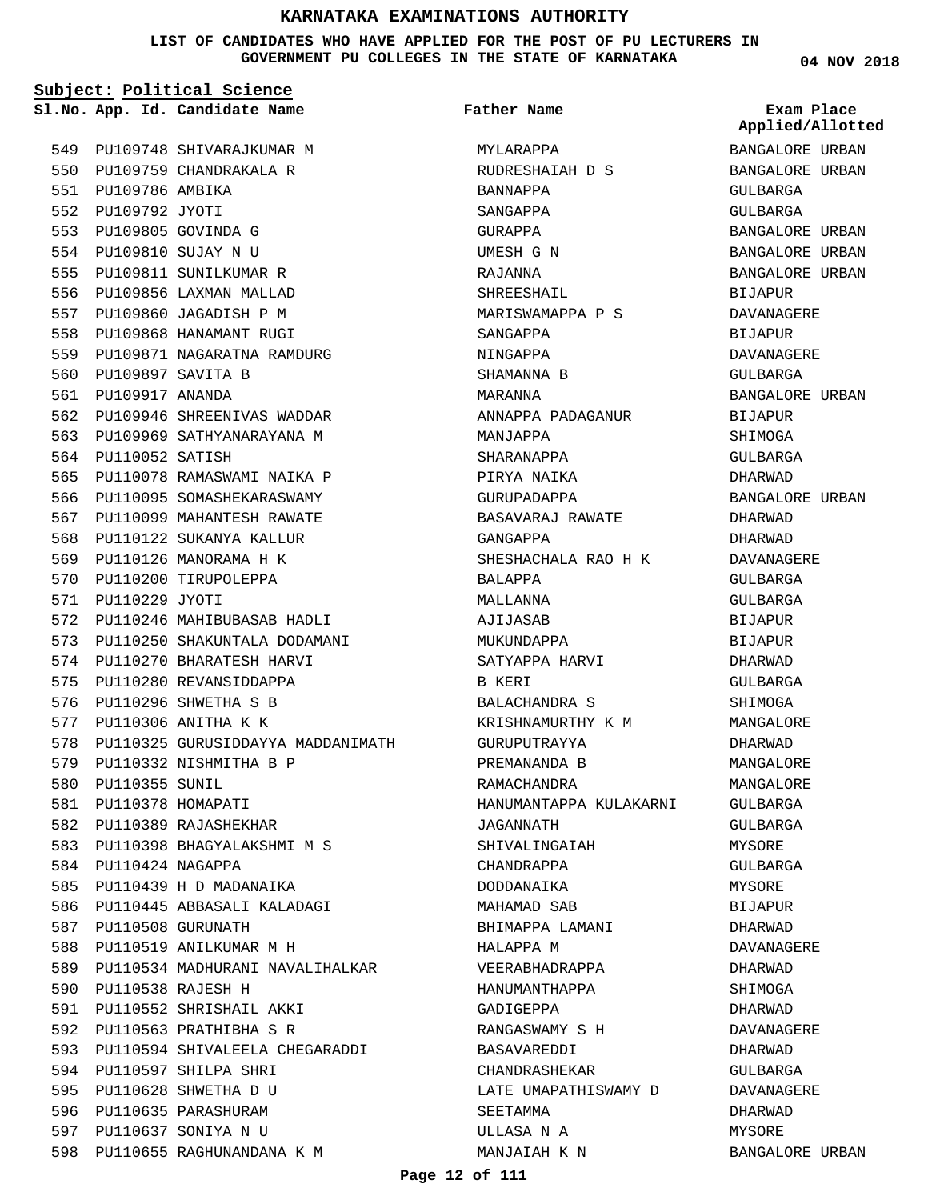# KARNATAKA EXAMINATIONS AUTHORITY

**LIST OF CANDIDATES WHO HAVE APPLIED FOR THE POST OF PU LECTURERS IN GOVERNMENT PU COLLEGES IN THE STATE OF KARNATAKA**

04 NOV 2018

**Subject: Political Science**

| Sl.No. | App. Id. | Candidate Name | Father Name | Exam Place Applied/Allotted |
|---|---|---|---|---|
| 549 | PU109748 | SHIVARAJKUMAR M | MYLARAPPA | BANGALORE URBAN |
| 550 | PU109759 | CHANDRAKALA R | RUDRESHAIAH D S | BANGALORE URBAN |
| 551 | PU109786 | AMBIKA | BANNAPPA | GULBARGA |
| 552 | PU109792 | JYOTI | SANGAPPA | GULBARGA |
| 553 | PU109805 | GOVINDA G | GURAPPA | BANGALORE URBAN |
| 554 | PU109810 | SUJAY N U | UMESH G N | BANGALORE URBAN |
| 555 | PU109811 | SUNILKUMAR R | RAJANNA | BANGALORE URBAN |
| 556 | PU109856 | LAXMAN MALLAD | SHREESHAIL | BIJAPUR |
| 557 | PU109860 | JAGADISH P M | MARISWAMAPPA P S | DAVANAGERE |
| 558 | PU109868 | HANAMANT RUGI | SANGAPPA | BIJAPUR |
| 559 | PU109871 | NAGARATNA RAMDURG | NINGAPPA | DAVANAGERE |
| 560 | PU109897 | SAVITA B | SHAMANNA B | GULBARGA |
| 561 | PU109917 | ANANDA | MARANNA | BANGALORE URBAN |
| 562 | PU109946 | SHREENIVAS WADDAR | ANNAPPA PADAGANUR | BIJAPUR |
| 563 | PU109969 | SATHYANARAYANA M | MANJAPPA | SHIMOGA |
| 564 | PU110052 | SATISH | SHARANAPPA | GULBARGA |
| 565 | PU110078 | RAMASWAMI NAIKA P | PIRYA NAIKA | DHARWAD |
| 566 | PU110095 | SOMASHEKARASWAMY | GURUPADAPPA | BANGALORE URBAN |
| 567 | PU110099 | MAHANTESH RAWATE | BASAVARAJ RAWATE | DHARWAD |
| 568 | PU110122 | SUKANYA KALLUR | GANGAPPA | DHARWAD |
| 569 | PU110126 | MANORAMA H K | SHESHACHALA RAO H K | DAVANAGERE |
| 570 | PU110200 | TIRUPOLEPPA | BALAPPA | GULBARGA |
| 571 | PU110229 | JYOTI | MALLANNA | GULBARGA |
| 572 | PU110246 | MAHIBUBASAB HADLI | AJIJASAB | BIJAPUR |
| 573 | PU110250 | SHAKUNTALA DODAMANI | MUKUNDAPPA | BIJAPUR |
| 574 | PU110270 | BHARATESH HARVI | SATYAPPA HARVI | DHARWAD |
| 575 | PU110280 | REVANSIDDAPPA | B KERI | GULBARGA |
| 576 | PU110296 | SHWETHA S B | BALACHANDRA S | SHIMOGA |
| 577 | PU110306 | ANITHA K K | KRISHNAMURTHY K M | MANGALORE |
| 578 | PU110325 | GURUSIDDAYYA MADDANIMATH | GURUPUTRAYYA | DHARWAD |
| 579 | PU110332 | NISHMITHA B P | PREMANANDA B | MANGALORE |
| 580 | PU110355 | SUNIL | RAMACHANDRA | MANGALORE |
| 581 | PU110378 | HOMAPATI | HANUMANTAPPA KULAKARNI | GULBARGA |
| 582 | PU110389 | RAJASHEKHAR | JAGANNATH | GULBARGA |
| 583 | PU110398 | BHAGYALAKSHMI M S | SHIVALINGAIAH | MYSORE |
| 584 | PU110424 | NAGAPPA | CHANDRAPPA | GULBARGA |
| 585 | PU110439 | H D MADANAIKA | DODDANAIKA | MYSORE |
| 586 | PU110445 | ABBASALI KALADAGI | MAHAMAD SAB | BIJAPUR |
| 587 | PU110508 | GURUNATH | BHIMAPPA LAMANI | DHARWAD |
| 588 | PU110519 | ANILKUMAR M H | HALAPPA M | DAVANAGERE |
| 589 | PU110534 | MADHURANI NAVALIHALKAR | VEERABHADRAPPA | DHARWAD |
| 590 | PU110538 | RAJESH H | HANUMANTHAPPA | SHIMOGA |
| 591 | PU110552 | SHRISHAIL AKKI | GADIGEPPA | DHARWAD |
| 592 | PU110563 | PRATHIBHA S R | RANGASWAMY S H | DAVANAGERE |
| 593 | PU110594 | SHIVALEELA CHEGARADDI | BASAVAREDDI | DHARWAD |
| 594 | PU110597 | SHILPA SHRI | CHANDRASHEKAR | GULBARGA |
| 595 | PU110628 | SHWETHA D U | LATE UMAPATHISWAMY D | DAVANAGERE |
| 596 | PU110635 | PARASHURAM | SEETAMMA | DHARWAD |
| 597 | PU110637 | SONIYA N U | ULLASA N A | MYSORE |
| 598 | PU110655 | RAGHUNANDANA K M | MANJAIAH K N | BANGALORE URBAN |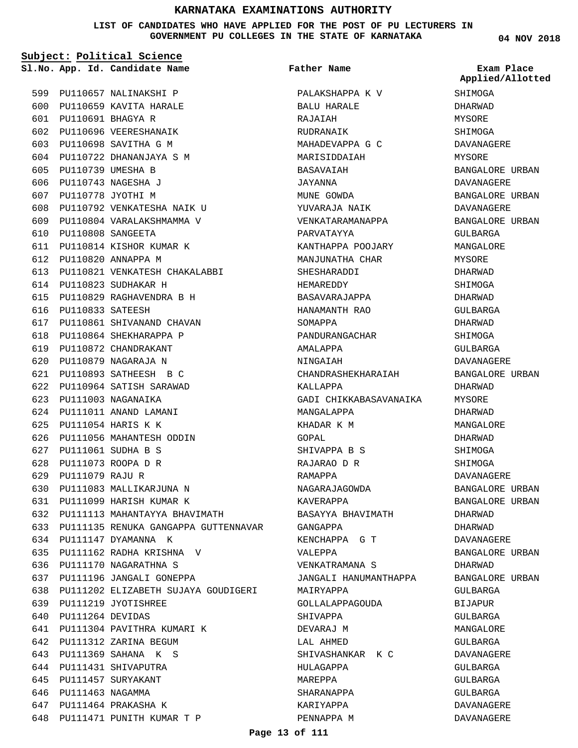# KARNATAKA EXAMINATIONS AUTHORITY

**LIST OF CANDIDATES WHO HAVE APPLIED FOR THE POST OF PU LECTURERS IN GOVERNMENT PU COLLEGES IN THE STATE OF KARNATAKA**

04 NOV 2018

**Subject: Political Science**

| Sl.No. | App. Id. | Candidate Name | Father Name | Exam Place Applied/Allotted |
|---|---|---|---|---|
| 599 | PU110657 | NALINAKSHI P | PALAKSHAPPA K V | SHIMOGA |
| 600 | PU110659 | KAVITA HARALE | BALU HARALE | DHARWAD |
| 601 | PU110691 | BHAGYA R | RAJAIAH | MYSORE |
| 602 | PU110696 | VEERESHANAIK | RUDRANAIK | SHIMOGA |
| 603 | PU110698 | SAVITHA G M | MAHADEVAPPA G C | DAVANAGERE |
| 604 | PU110722 | DHANANJAYA S M | MARISIDDAIAH | MYSORE |
| 605 | PU110739 | UMESHA B | BASAVAIAH | BANGALORE URBAN |
| 606 | PU110743 | NAGESHA J | JAYANNA | DAVANAGERE |
| 607 | PU110778 | JYOTHI M | MUNE GOWDA | BANGALORE URBAN |
| 608 | PU110792 | VENKATESHA NAIK U | YUVARAJA NAIK | DAVANAGERE |
| 609 | PU110804 | VARALAKSHMAMMA V | VENKATARAMANAPPA | BANGALORE URBAN |
| 610 | PU110808 | SANGEETA | PARVATAYYA | GULBARGA |
| 611 | PU110814 | KISHOR KUMAR K | KANTHAPPA POOJARY | MANGALORE |
| 612 | PU110820 | ANNAPPA M | MANJUNATHA CHAR | MYSORE |
| 613 | PU110821 | VENKATESH CHAKALABBI | SHESHARADDI | DHARWAD |
| 614 | PU110823 | SUDHAKAR H | HEMAREDDY | SHIMOGA |
| 615 | PU110829 | RAGHAVENDRA B H | BASAVARAJAPPA | DHARWAD |
| 616 | PU110833 | SATEESH | HANAMANTH RAO | GULBARGA |
| 617 | PU110861 | SHIVANAND CHAVAN | SOMAPPA | DHARWAD |
| 618 | PU110864 | SHEKHARAPPA P | PANDURANGACHAR | SHIMOGA |
| 619 | PU110872 | CHANDRAKANT | AMALAPPA | GULBARGA |
| 620 | PU110879 | NAGARAJA N | NINGAIAH | DAVANAGERE |
| 621 | PU110893 | SATHEESH B C | CHANDRASHEKHARAIAH | BANGALORE URBAN |
| 622 | PU110964 | SATISH SARAWAD | KALLAPPA | DHARWAD |
| 623 | PU111003 | NAGANAIKA | GADI CHIKKABASAVANAIKA | MYSORE |
| 624 | PU111011 | ANAND LAMANI | MANGALAPPA | DHARWAD |
| 625 | PU111054 | HARIS K K | KHADAR K M | MANGALORE |
| 626 | PU111056 | MAHANTESH ODDIN | GOPAL | DHARWAD |
| 627 | PU111061 | SUDHA B S | SHIVAPPA B S | SHIMOGA |
| 628 | PU111073 | ROOPA D R | RAJARAO D R | SHIMOGA |
| 629 | PU111079 | RAJU R | RAMAPPA | DAVANAGERE |
| 630 | PU111083 | MALLIKARJUNA N | NAGARAJAGOWDA | BANGALORE URBAN |
| 631 | PU111099 | HARISH KUMAR K | KAVERAPPA | BANGALORE URBAN |
| 632 | PU111113 | MAHANTAYYA BHAVIMATH | BASAYYA BHAVIMATH | DHARWAD |
| 633 | PU111135 | RENUKA GANGAPPA GUTTENNAVAR | GANGAPPA | DHARWAD |
| 634 | PU111147 | DYAMANNA K | KENCHAPPA G T | DAVANAGERE |
| 635 | PU111162 | RADHA KRISHNA V | VALEPPA | BANGALORE URBAN |
| 636 | PU111170 | NAGARATHNA S | VENKATRAMANA S | DHARWAD |
| 637 | PU111196 | JANGALI GONEPPA | JANGALI HANUMANTHAPPA | BANGALORE URBAN |
| 638 | PU111202 | ELIZABETH SUJAYA GOUDIGERI | MAIRYAPPA | GULBARGA |
| 639 | PU111219 | JYOTISHREE | GOLLALAPPAGOUDA | BIJAPUR |
| 640 | PU111264 | DEVIDAS | SHIVAPPA | GULBARGA |
| 641 | PU111304 | PAVITHRA KUMARI K | DEVARAJ M | MANGALORE |
| 642 | PU111312 | ZARINA BEGUM | LAL AHMED | GULBARGA |
| 643 | PU111369 | SAHANA K S | SHIVASHANKAR K C | DAVANAGERE |
| 644 | PU111431 | SHIVAPUTRA | HULAGAPPA | GULBARGA |
| 645 | PU111457 | SURYAKANT | MAREPPA | GULBARGA |
| 646 | PU111463 | NAGAMMA | SHARANAPPA | GULBARGA |
| 647 | PU111464 | PRAKASHA K | KARIYAPPA | DAVANAGERE |
| 648 | PU111471 | PUNITH KUMAR T P | PENNAPPA M | DAVANAGERE |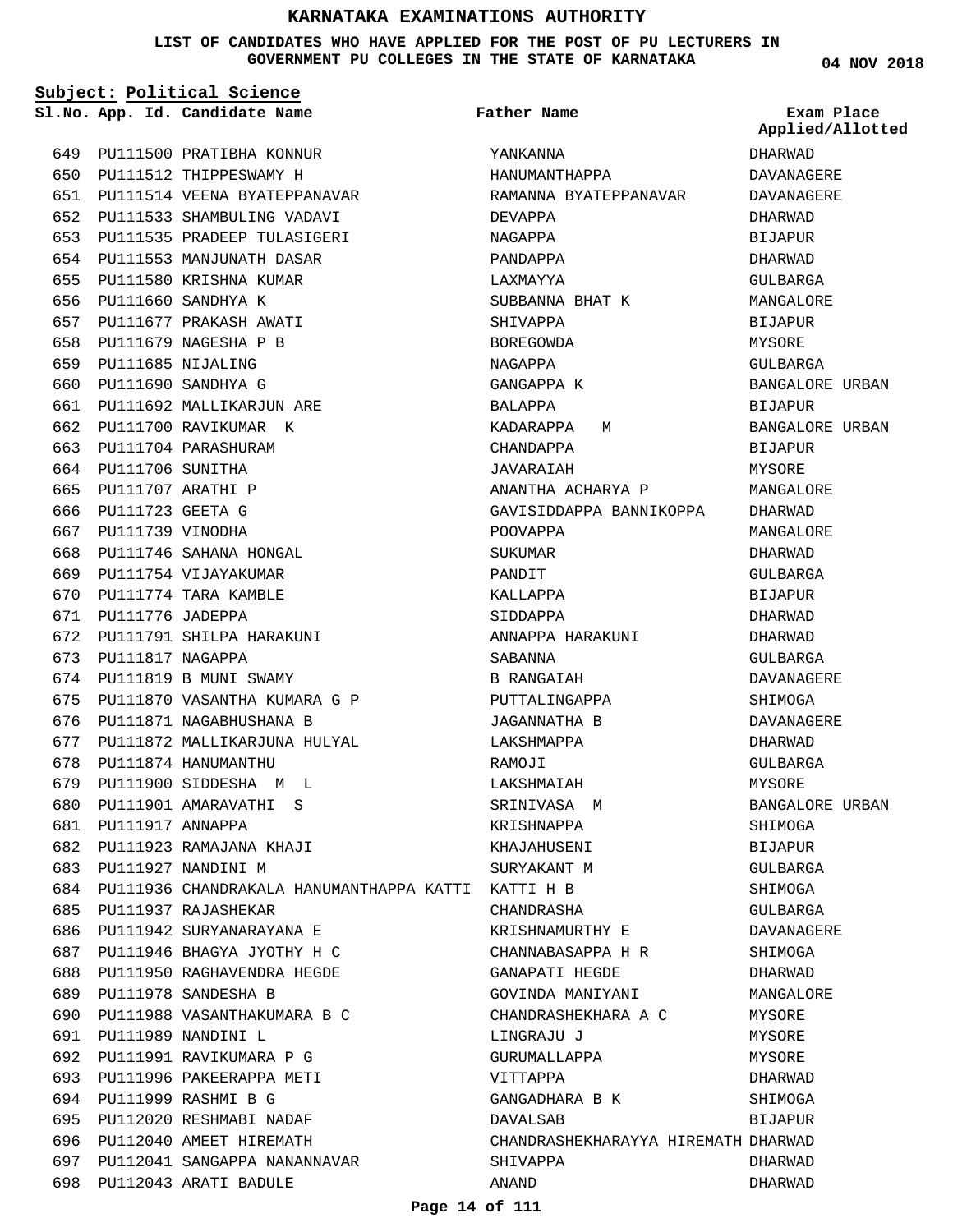# KARNATAKA EXAMINATIONS AUTHORITY

**LIST OF CANDIDATES WHO HAVE APPLIED FOR THE POST OF PU LECTURERS IN GOVERNMENT PU COLLEGES IN THE STATE OF KARNATAKA**

**04 NOV 2018**

**Subject: Political Science**

| Sl.No. | App. Id. | Candidate Name | Father Name | Exam Place Applied/Allotted |
|---|---|---|---|---|
| 649 | PU111500 | PRATIBHA KONNUR | YANKANNA | DHARWAD |
| 650 | PU111512 | THIPPESWAMY H | HANUMANTHAPPA | DAVANAGERE |
| 651 | PU111514 | VEENA BYATEPPANAVAR | RAMANNA BYATEPPANAVAR | DAVANAGERE |
| 652 | PU111533 | SHAMBULING VADAVI | DEVAPPA | DHARWAD |
| 653 | PU111535 | PRADEEP TULASIGERI | NAGAPPA | BIJAPUR |
| 654 | PU111553 | MANJUNATH DASAR | PANDAPPA | DHARWAD |
| 655 | PU111580 | KRISHNA KUMAR | LAXMAYYA | GULBARGA |
| 656 | PU111660 | SANDHYA K | SUBBANNA BHAT K | MANGALORE |
| 657 | PU111677 | PRAKASH AWATI | SHIVAPPA | BIJAPUR |
| 658 | PU111679 | NAGESHA P B | BOREGOWDA | MYSORE |
| 659 | PU111685 | NIJALING | NAGAPPA | GULBARGA |
| 660 | PU111690 | SANDHYA G | GANGAPPA K | BANGALORE URBAN |
| 661 | PU111692 | MALLIKARJUN ARE | BALAPPA | BIJAPUR |
| 662 | PU111700 | RAVIKUMAR K | KADARAPPA M | BANGALORE URBAN |
| 663 | PU111704 | PARASHURAM | CHANDAPPA | BIJAPUR |
| 664 | PU111706 | SUNITHA | JAVARAIAH | MYSORE |
| 665 | PU111707 | ARATHI P | ANANTHA ACHARYA P | MANGALORE |
| 666 | PU111723 | GEETA G | GAVISIDDAPPA BANNIKOPPA | DHARWAD |
| 667 | PU111739 | VINODHA | POOVAPPA | MANGALORE |
| 668 | PU111746 | SAHANA HONGAL | SUKUMAR | DHARWAD |
| 669 | PU111754 | VIJAYAKUMAR | PANDIT | GULBARGA |
| 670 | PU111774 | TARA KAMBLE | KALLAPPA | BIJAPUR |
| 671 | PU111776 | JADEPPA | SIDDAPPA | DHARWAD |
| 672 | PU111791 | SHILPA HARAKUNI | ANNAPPA HARAKUNI | DHARWAD |
| 673 | PU111817 | NAGAPPA | SABANNA | GULBARGA |
| 674 | PU111819 | B MUNI SWAMY | B RANGAIAH | DAVANAGERE |
| 675 | PU111870 | VASANTHA KUMARA G P | PUTTALINGAPPA | SHIMOGA |
| 676 | PU111871 | NAGABHUSHANA B | JAGANNATHA B | DAVANAGERE |
| 677 | PU111872 | MALLIKARJUNA HULYAL | LAKSHMAPPA | DHARWAD |
| 678 | PU111874 | HANUMANTHU | RAMOJI | GULBARGA |
| 679 | PU111900 | SIDDESHA M L | LAKSHMAIAH | MYSORE |
| 680 | PU111901 | AMARAVATHI S | SRINIVASA M | BANGALORE URBAN |
| 681 | PU111917 | ANNAPPA | KRISHNAPPA | SHIMOGA |
| 682 | PU111923 | RAMAJANA KHAJI | KHAJAHUSENI | BIJAPUR |
| 683 | PU111927 | NANDINI M | SURYAKANT M | GULBARGA |
| 684 | PU111936 | CHANDRAKALA HANUMANTHAPPA KATTI | KATTI H B | SHIMOGA |
| 685 | PU111937 | RAJASHEKAR | CHANDRASHA | GULBARGA |
| 686 | PU111942 | SURYANARAYANA E | KRISHNAMURTHY E | DAVANAGERE |
| 687 | PU111946 | BHAGYA JYOTHY H C | CHANNABASAPPA H R | SHIMOGA |
| 688 | PU111950 | RAGHAVENDRA HEGDE | GANAPATI HEGDE | DHARWAD |
| 689 | PU111978 | SANDESHA B | GOVINDA MANIYANI | MANGALORE |
| 690 | PU111988 | VASANTHAKUMARA B C | CHANDRASHEKHARA A C | MYSORE |
| 691 | PU111989 | NANDINI L | LINGRAJU J | MYSORE |
| 692 | PU111991 | RAVIKUMARA P G | GURUMALLAPPA | MYSORE |
| 693 | PU111996 | PAKEERAPPA METI | VITTAPPA | DHARWAD |
| 694 | PU111999 | RASHMI B G | GANGADHARA B K | SHIMOGA |
| 695 | PU112020 | RESHMABI NADAF | DAVALSAB | BIJAPUR |
| 696 | PU112040 | AMEET HIREMATH | CHANDRASHEKHARAYYA HIREMATH | DHARWAD |
| 697 | PU112041 | SANGAPPA NANANNAVAR | SHIVAPPA | DHARWAD |
| 698 | PU112043 | ARATI BADULE | ANAND | DHARWAD |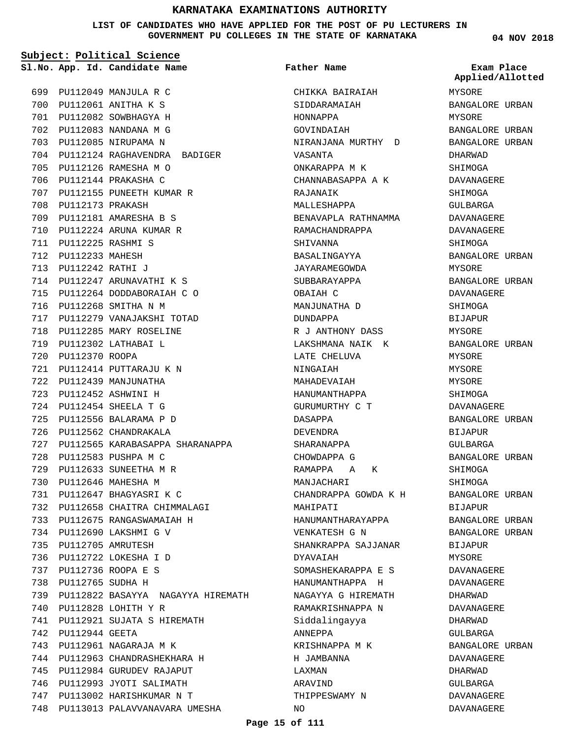# KARNATAKA EXAMINATIONS AUTHORITY

**LIST OF CANDIDATES WHO HAVE APPLIED FOR THE POST OF PU LECTURERS IN GOVERNMENT PU COLLEGES IN THE STATE OF KARNATAKA**

04 NOV 2018

**Subject: Political Science**

| Sl.No. | App. Id. | Candidate Name | Father Name | Exam Place Applied/Allotted |
|---|---|---|---|---|
| 699 | PU112049 | MANJULA R C | CHIKKA BAIRAIAH | MYSORE |
| 700 | PU112061 | ANITHA K S | SIDDARAMAIAH | BANGALORE URBAN |
| 701 | PU112082 | SOWBHAGYA H | HONNAPPA | MYSORE |
| 702 | PU112083 | NANDANA M G | GOVINDAIAH | BANGALORE URBAN |
| 703 | PU112085 | NIRUPAMA N | NIRANJANA MURTHY D | BANGALORE URBAN |
| 704 | PU112124 | RAGHAVENDRA BADIGER | VASANTA | DHARWAD |
| 705 | PU112126 | RAMESHA M O | ONKARAPPA M K | SHIMOGA |
| 706 | PU112144 | PRAKASHA C | CHANNABASAPPA A K | DAVANAGERE |
| 707 | PU112155 | PUNEETH KUMAR R | RAJANAIK | SHIMOGA |
| 708 | PU112173 | PRAKASH | MALLESHAPPA | GULBARGA |
| 709 | PU112181 | AMARESHA B S | BENAVAPLA RATHNAMMA | DAVANAGERE |
| 710 | PU112224 | ARUNA KUMAR R | RAMACHANDRAPPA | DAVANAGERE |
| 711 | PU112225 | RASHMI S | SHIVANNA | SHIMOGA |
| 712 | PU112233 | MAHESH | BASALINGAYYA | BANGALORE URBAN |
| 713 | PU112242 | RATHI J | JAYARAMEGOWDA | MYSORE |
| 714 | PU112247 | ARUNAVATHI K S | SUBBARAYAPPA | BANGALORE URBAN |
| 715 | PU112264 | DODDABORAIAH C O | OBAIAH C | DAVANAGERE |
| 716 | PU112268 | SMITHA N M | MANJUNATHA D | SHIMOGA |
| 717 | PU112279 | VANAJAKSHI TOTAD | DUNDAPPA | BIJAPUR |
| 718 | PU112285 | MARY ROSELINE | R J ANTHONY DASS | MYSORE |
| 719 | PU112302 | LATHABAI L | LAKSHMANA NAIK K | BANGALORE URBAN |
| 720 | PU112370 | ROOPA | LATE CHELUVA | MYSORE |
| 721 | PU112414 | PUTTARAJU K N | NINGAIAH | MYSORE |
| 722 | PU112439 | MANJUNATHA | MAHADEVAIAH | MYSORE |
| 723 | PU112452 | ASHWINI H | HANUMANTHAPPA | SHIMOGA |
| 724 | PU112454 | SHEELA T G | GURUMURTHY C T | DAVANAGERE |
| 725 | PU112556 | BALARAMA P D | DASAPPA | BANGALORE URBAN |
| 726 | PU112562 | CHANDRAKALA | DEVENDRA | BIJAPUR |
| 727 | PU112565 | KARABASAPPA SHARANAPPA | SHARANAPPA | GULBARGA |
| 728 | PU112583 | PUSHPA M C | CHOWDAPPA G | BANGALORE URBAN |
| 729 | PU112633 | SUNEETHA M R | RAMAPPA A K | SHIMOGA |
| 730 | PU112646 | MAHESHA M | MANJACHARI | SHIMOGA |
| 731 | PU112647 | BHAGYASRI K C | CHANDRAPPA GOWDA K H | BANGALORE URBAN |
| 732 | PU112658 | CHAITRA CHIMMALAGI | MAHIPATI | BIJAPUR |
| 733 | PU112675 | RANGASWAMAIAH H | HANUMANTHARAYAPPA | BANGALORE URBAN |
| 734 | PU112690 | LAKSHMI G V | VENKATESH G N | BANGALORE URBAN |
| 735 | PU112705 | AMRUTESH | SHANKRAPPA SAJJANAR | BIJAPUR |
| 736 | PU112722 | LOKESHA I D | DYAVAIAH | MYSORE |
| 737 | PU112736 | ROOPA E S | SOMASHEKARAPPA E S | DAVANAGERE |
| 738 | PU112765 | SUDHA H | HANUMANTHAPPA H | DAVANAGERE |
| 739 | PU112822 | BASAYYA NAGAYYA HIREMATH | NAGAYYA G HIREMATH | DHARWAD |
| 740 | PU112828 | LOHITH Y R | RAMAKRISHNAPPA N | DAVANAGERE |
| 741 | PU112921 | SUJATA S HIREMATH | Siddalingayya | DHARWAD |
| 742 | PU112944 | GEETA | ANNEPPA | GULBARGA |
| 743 | PU112961 | NAGARAJA M K | KRISHNAPPA M K | BANGALORE URBAN |
| 744 | PU112963 | CHANDRASHEKHARA H | H JAMBANNA | DAVANAGERE |
| 745 | PU112984 | GURUDEV RAJAPUT | LAXMAN | DHARWAD |
| 746 | PU112993 | JYOTI SALIMATH | ARAVIND | GULBARGA |
| 747 | PU113002 | HARISHKUMAR N T | THIPPESWAMY N | DAVANAGERE |
| 748 | PU113013 | PALAVVANAVARA UMESHA | NO | DAVANAGERE |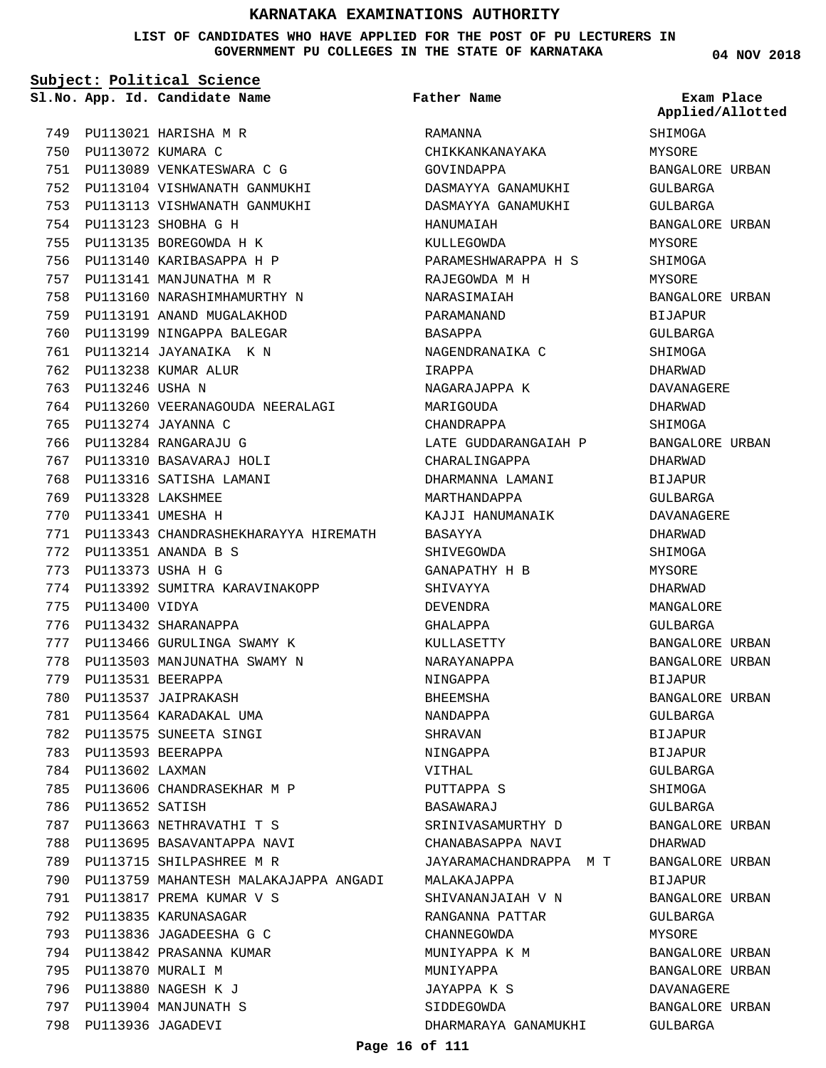# KARNATAKA EXAMINATIONS AUTHORITY

**LIST OF CANDIDATES WHO HAVE APPLIED FOR THE POST OF PU LECTURERS IN GOVERNMENT PU COLLEGES IN THE STATE OF KARNATAKA**

**04 NOV 2018**

**Subject: Political Science**

| Sl.No. | App. Id. | Candidate Name | Father Name | Exam Place Applied/Allotted |
|---|---|---|---|---|
| 749 | PU113021 | HARISHA M R | RAMANNA | SHIMOGA |
| 750 | PU113072 | KUMARA C | CHIKKANKANAYAKA | MYSORE |
| 751 | PU113089 | VENKATESWARA C G | GOVINDAPPA | BANGALORE URBAN |
| 752 | PU113104 | VISHWANATH GANMUKHI | DASMAYYA GANAMUKHI | GULBARGA |
| 753 | PU113113 | VISHWANATH GANMUKHI | DASMAYYA GANAMUKHI | GULBARGA |
| 754 | PU113123 | SHOBHA G H | HANUMAIAH | BANGALORE URBAN |
| 755 | PU113135 | BOREGOWDA H K | KULLEGOWDA | MYSORE |
| 756 | PU113140 | KARIBASAPPA H P | PARAMESHWARAPPA H S | SHIMOGA |
| 757 | PU113141 | MANJUNATHA M R | RAJEGOWDA M H | MYSORE |
| 758 | PU113160 | NARASHIMHAMURTHY N | NARASIMAIAH | BANGALORE URBAN |
| 759 | PU113191 | ANAND MUGALAKHOD | PARAMANAND | BIJAPUR |
| 760 | PU113199 | NINGAPPA BALEGAR | BASAPPA | GULBARGA |
| 761 | PU113214 | JAYANAIKA K N | NAGENDRANAIKA C | SHIMOGA |
| 762 | PU113238 | KUMAR ALUR | IRAPPA | DHARWAD |
| 763 | PU113246 | USHA N | NAGARAJAPPA K | DAVANAGERE |
| 764 | PU113260 | VEERANAGOUDA NEERALAGI | MARIGOUDA | DHARWAD |
| 765 | PU113274 | JAYANNA C | CHANDRAPPA | SHIMOGA |
| 766 | PU113284 | RANGARAJU G | LATE GUDDARANGAIAH P | BANGALORE URBAN |
| 767 | PU113310 | BASAVARAJ HOLI | CHARALINGAPPA | DHARWAD |
| 768 | PU113316 | SATISHA LAMANI | DHARMANNA LAMANI | BIJAPUR |
| 769 | PU113328 | LAKSHMEE | MARTHANDAPPA | GULBARGA |
| 770 | PU113341 | UMESHA H | KAJJI HANUMANAIK | DAVANAGERE |
| 771 | PU113343 | CHANDRASHEKHARAYYA HIREMATH | BASAYYA | DHARWAD |
| 772 | PU113351 | ANANDA B S | SHIVEGOWDA | SHIMOGA |
| 773 | PU113373 | USHA H G | GANAPATHY H B | MYSORE |
| 774 | PU113392 | SUMITRA KARAVINAKOPP | SHIVAYYA | DHARWAD |
| 775 | PU113400 | VIDYA | DEVENDRA | MANGALORE |
| 776 | PU113432 | SHARANAPPA | GHALAPPA | GULBARGA |
| 777 | PU113466 | GURULINGA SWAMY K | KULLASETTY | BANGALORE URBAN |
| 778 | PU113503 | MANJUNATHA SWAMY N | NARAYANAPPA | BANGALORE URBAN |
| 779 | PU113531 | BEERAPPA | NINGAPPA | BIJAPUR |
| 780 | PU113537 | JAIPRAKASH | BHEEMSHA | BANGALORE URBAN |
| 781 | PU113564 | KARADAKAL UMA | NANDAPPA | GULBARGA |
| 782 | PU113575 | SUNEETA SINGI | SHRAVAN | BIJAPUR |
| 783 | PU113593 | BEERAPPA | NINGAPPA | BIJAPUR |
| 784 | PU113602 | LAXMAN | VITHAL | GULBARGA |
| 785 | PU113606 | CHANDRASEKHAR M P | PUTTAPPA S | SHIMOGA |
| 786 | PU113652 | SATISH | BASAWARAJ | GULBARGA |
| 787 | PU113663 | NETHRAVATHI T S | SRINIVASAMURTHY D | BANGALORE URBAN |
| 788 | PU113695 | BASAVANTAPPA NAVI | CHANABASAPPA NAVI | DHARWAD |
| 789 | PU113715 | SHILPASHREE M R | JAYARAMACHANDRAPPA M T | BANGALORE URBAN |
| 790 | PU113759 | MAHANTESH MALAKAJAPPA ANGADI | MALAKAJAPPA | BIJAPUR |
| 791 | PU113817 | PREMA KUMAR V S | SHIVANANJAIAH V N | BANGALORE URBAN |
| 792 | PU113835 | KARUNASAGAR | RANGANNA PATTAR | GULBARGA |
| 793 | PU113836 | JAGADEESHA G C | CHANNEGOWDA | MYSORE |
| 794 | PU113842 | PRASANNA KUMAR | MUNIYAPPA K M | BANGALORE URBAN |
| 795 | PU113870 | MURALI M | MUNIYAPPA | BANGALORE URBAN |
| 796 | PU113880 | NAGESH K J | JAYAPPA K S | DAVANAGERE |
| 797 | PU113904 | MANJUNATH S | SIDDEGOWDA | BANGALORE URBAN |
| 798 | PU113936 | JAGADEVI | DHARMARAYA GANAMUKHI | GULBARGA |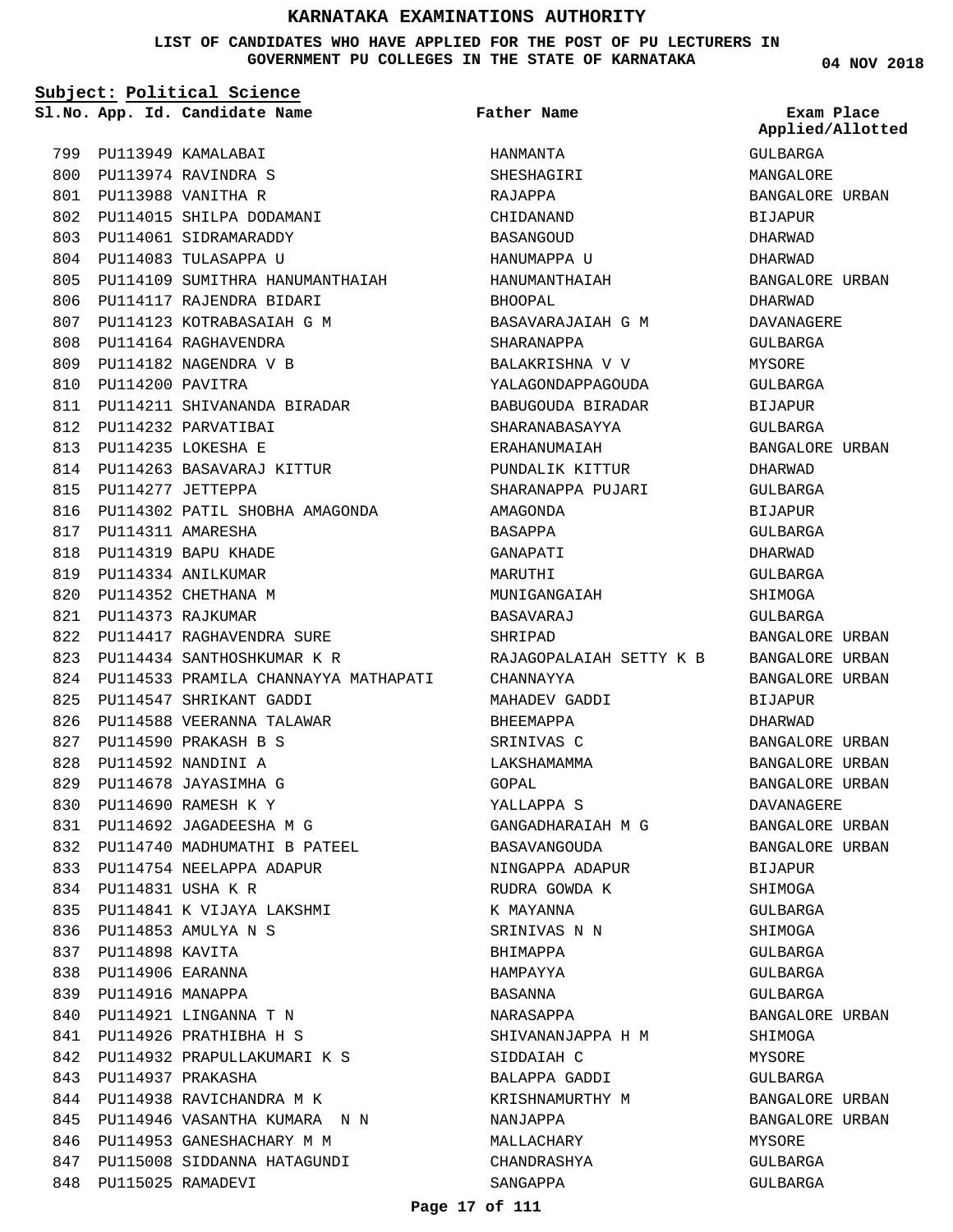# KARNATAKA EXAMINATIONS AUTHORITY

**LIST OF CANDIDATES WHO HAVE APPLIED FOR THE POST OF PU LECTURERS IN GOVERNMENT PU COLLEGES IN THE STATE OF KARNATAKA**

04 NOV 2018

**Subject: Political Science**

| Sl.No. | App. Id. | Candidate Name | Father Name | Exam Place Applied/Allotted |
|---|---|---|---|---|
| 799 | PU113949 | KAMALABAI | HANMANTA | GULBARGA |
| 800 | PU113974 | RAVINDRA S | SHESHAGIRI | MANGALORE |
| 801 | PU113988 | VANITHA R | RAJAPPA | BANGALORE URBAN |
| 802 | PU114015 | SHILPA DODAMANI | CHIDANAND | BIJAPUR |
| 803 | PU114061 | SIDRAMARADDY | BASANGOUD | DHARWAD |
| 804 | PU114083 | TULASAPPA U | HANUMAPPA U | DHARWAD |
| 805 | PU114109 | SUMITHRA HANUMANTHAIAH | HANUMANTHAIAH | BANGALORE URBAN |
| 806 | PU114117 | RAJENDRA BIDARI | BHOOPAL | DHARWAD |
| 807 | PU114123 | KOTRABASAIAH G M | BASAVARAJAIAH G M | DAVANAGERE |
| 808 | PU114164 | RAGHAVENDRA | SHARANAPPA | GULBARGA |
| 809 | PU114182 | NAGENDRA V B | BALAKRISHNA V V | MYSORE |
| 810 | PU114200 | PAVITRA | YALAGONDAPPAGOUDA | GULBARGA |
| 811 | PU114211 | SHIVANANDA BIRADAR | BABUGOUDA BIRADAR | BIJAPUR |
| 812 | PU114232 | PARVATIBAI | SHARANABASAYYA | GULBARGA |
| 813 | PU114235 | LOKESHA E | ERAHANUMAIAH | BANGALORE URBAN |
| 814 | PU114263 | BASAVARAJ KITTUR | PUNDALIK KITTUR | DHARWAD |
| 815 | PU114277 | JETTEPPA | SHARANAPPA PUJARI | GULBARGA |
| 816 | PU114302 | PATIL SHOBHA AMAGONDA | AMAGONDA | BIJAPUR |
| 817 | PU114311 | AMARESHA | BASAPPA | GULBARGA |
| 818 | PU114319 | BAPU KHADE | GANAPATI | DHARWAD |
| 819 | PU114334 | ANILKUMAR | MARUTHI | GULBARGA |
| 820 | PU114352 | CHETHANA M | MUNIGANGAIAH | SHIMOGA |
| 821 | PU114373 | RAJKUMAR | BASAVARAJ | GULBARGA |
| 822 | PU114417 | RAGHAVENDRA SURE | SHRIPAD | BANGALORE URBAN |
| 823 | PU114434 | SANTHOSHKUMAR K R | RAJAGOPALAIAH SETTY K B | BANGALORE URBAN |
| 824 | PU114533 | PRAMILA CHANNAYYA MATHAPATI | CHANNAYYA | BANGALORE URBAN |
| 825 | PU114547 | SHRIKANT GADDI | MAHADEV GADDI | BIJAPUR |
| 826 | PU114588 | VEERANNA TALAWAR | BHEEMAPPA | DHARWAD |
| 827 | PU114590 | PRAKASH B S | SRINIVAS C | BANGALORE URBAN |
| 828 | PU114592 | NANDINI A | LAKSHAMAMMA | BANGALORE URBAN |
| 829 | PU114678 | JAYASIMHA G | GOPAL | BANGALORE URBAN |
| 830 | PU114690 | RAMESH K Y | YALLAPPA S | DAVANAGERE |
| 831 | PU114692 | JAGADEESHA M G | GANGADHARAIAH M G | BANGALORE URBAN |
| 832 | PU114740 | MADHUMATHI B PATEEL | BASAVANGOUDA | BANGALORE URBAN |
| 833 | PU114754 | NEELAPPA ADAPUR | NINGAPPA ADAPUR | BIJAPUR |
| 834 | PU114831 | USHA K R | RUDRA GOWDA K | SHIMOGA |
| 835 | PU114841 | K VIJAYA LAKSHMI | K MAYANNA | GULBARGA |
| 836 | PU114853 | AMULYA N S | SRINIVAS N N | SHIMOGA |
| 837 | PU114898 | KAVITA | BHIMAPPA | GULBARGA |
| 838 | PU114906 | EARANNA | HAMPAYYA | GULBARGA |
| 839 | PU114916 | MANAPPA | BASANNA | GULBARGA |
| 840 | PU114921 | LINGANNA T N | NARASAPPA | BANGALORE URBAN |
| 841 | PU114926 | PRATHIBHA H S | SHIVANANJAPPA H M | SHIMOGA |
| 842 | PU114932 | PRAPULLAKUMARI K S | SIDDAIAH C | MYSORE |
| 843 | PU114937 | PRAKASHA | BALAPPA GADDI | GULBARGA |
| 844 | PU114938 | RAVICHANDRA M K | KRISHNAMURTHY M | BANGALORE URBAN |
| 845 | PU114946 | VASANTHA KUMARA N N | NANJAPPA | BANGALORE URBAN |
| 846 | PU114953 | GANESHACHARY M M | MALLACHARY | MYSORE |
| 847 | PU115008 | SIDDANNA HATAGUNDI | CHANDRASHYA | GULBARGA |
| 848 | PU115025 | RAMADEVI | SANGAPPA | GULBARGA |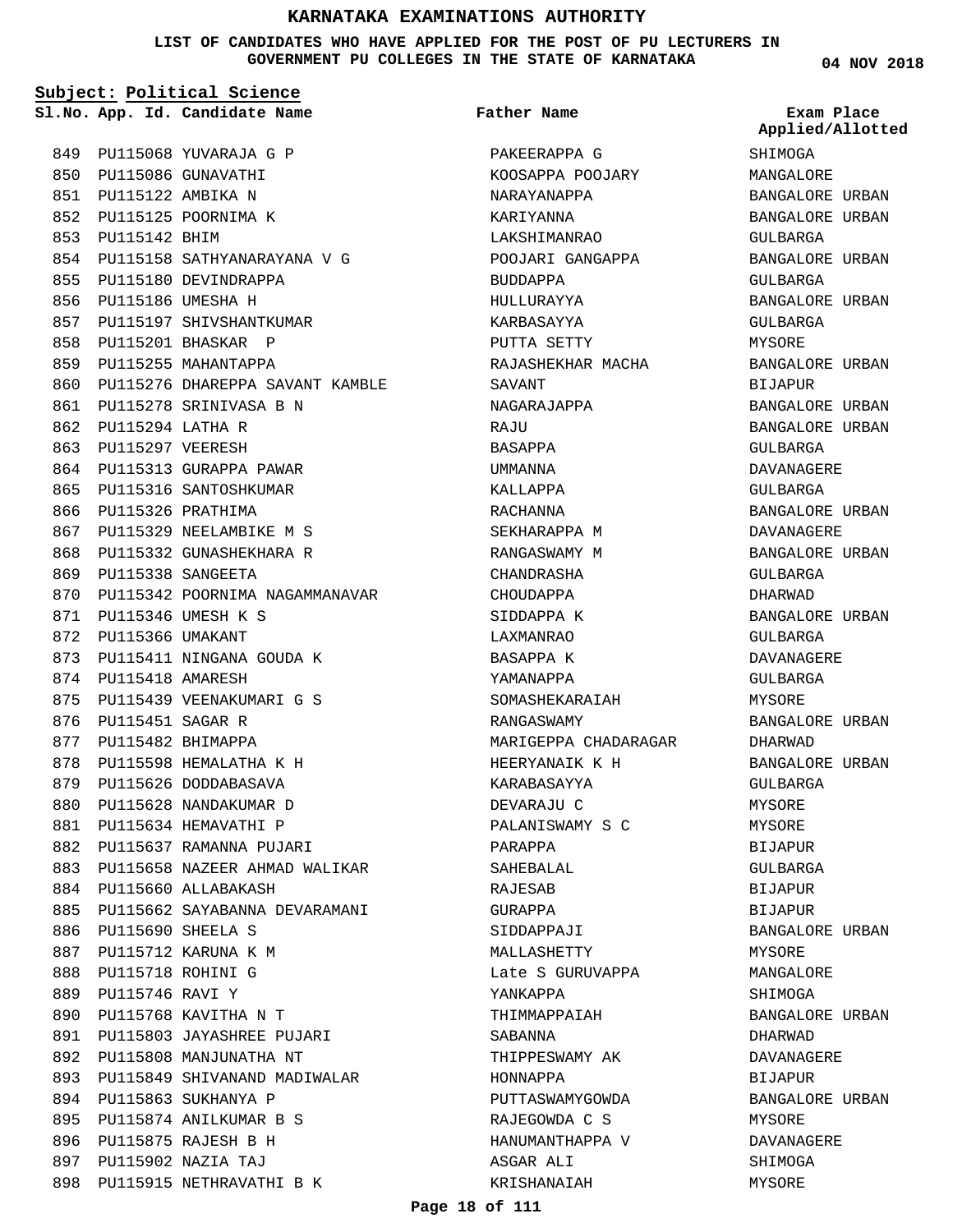# KARNATAKA EXAMINATIONS AUTHORITY

**LIST OF CANDIDATES WHO HAVE APPLIED FOR THE POST OF PU LECTURERS IN GOVERNMENT PU COLLEGES IN THE STATE OF KARNATAKA**

04 NOV 2018

**Subject: Political Science**

| Sl.No. | App. Id. | Candidate Name | Father Name | Exam Place Applied/Allotted |
|---|---|---|---|---|
| 849 | PU115068 | YUVARAJA G P | PAKEERAPPA G | SHIMOGA |
| 850 | PU115086 | GUNAVATHI | KOOSAPPA POOJARY | MANGALORE |
| 851 | PU115122 | AMBIKA N | NARAYANAPPA | BANGALORE URBAN |
| 852 | PU115125 | POORNIMA K | KARIYANNA | BANGALORE URBAN |
| 853 | PU115142 | BHIM | LAKSHIMANRAO | GULBARGA |
| 854 | PU115158 | SATHYANARAYANA V G | POOJARI GANGAPPA | BANGALORE URBAN |
| 855 | PU115180 | DEVINDRAPPA | BUDDAPPA | GULBARGA |
| 856 | PU115186 | UMESHA H | HULLURAYYA | BANGALORE URBAN |
| 857 | PU115197 | SHIVSHANTKUMAR | KARBASAYYA | GULBARGA |
| 858 | PU115201 | BHASKAR P | PUTTA SETTY | MYSORE |
| 859 | PU115255 | MAHANTAPPA | RAJASHEKHAR MACHA | BANGALORE URBAN |
| 860 | PU115276 | DHAREPPA SAVANT KAMBLE | SAVANT | BIJAPUR |
| 861 | PU115278 | SRINIVASA B N | NAGARAJAPPA | BANGALORE URBAN |
| 862 | PU115294 | LATHA R | RAJU | BANGALORE URBAN |
| 863 | PU115297 | VEERESH | BASAPPA | GULBARGA |
| 864 | PU115313 | GURAPPA PAWAR | UMMANNA | DAVANAGERE |
| 865 | PU115316 | SANTOSHKUMAR | KALLAPPA | GULBARGA |
| 866 | PU115326 | PRATHIMA | RACHANNA | BANGALORE URBAN |
| 867 | PU115329 | NEELAMBIKE M S | SEKHARAPPA M | DAVANAGERE |
| 868 | PU115332 | GUNASHEKHARA R | RANGASWAMY M | BANGALORE URBAN |
| 869 | PU115338 | SANGEETA | CHANDRASHA | GULBARGA |
| 870 | PU115342 | POORNIMA NAGAMMANAVAR | CHOUDAPPA | DHARWAD |
| 871 | PU115346 | UMESH K S | SIDDAPPA K | BANGALORE URBAN |
| 872 | PU115366 | UMAKANT | LAXMANRAO | GULBARGA |
| 873 | PU115411 | NINGANA GOUDA K | BASAPPA K | DAVANAGERE |
| 874 | PU115418 | AMARESH | YAMANAPPA | GULBARGA |
| 875 | PU115439 | VEENAKUMARI G S | SOMASHEKARAIAH | MYSORE |
| 876 | PU115451 | SAGAR R | RANGASWAMY | BANGALORE URBAN |
| 877 | PU115482 | BHIMAPPA | MARIGEPPA CHADARAGAR | DHARWAD |
| 878 | PU115598 | HEMALATHA K H | HEERYANAIK K H | BANGALORE URBAN |
| 879 | PU115626 | DODDABASAVA | KARABASAYYA | GULBARGA |
| 880 | PU115628 | NANDAKUMAR D | DEVARAJU C | MYSORE |
| 881 | PU115634 | HEMAVATHI P | PALANISWAMY S C | MYSORE |
| 882 | PU115637 | RAMANNA PUJARI | PARAPPA | BIJAPUR |
| 883 | PU115658 | NAZEER AHMAD WALIKAR | SAHEBALAL | GULBARGA |
| 884 | PU115660 | ALLABAKASH | RAJESAB | BIJAPUR |
| 885 | PU115662 | SAYABANNA DEVARAMANI | GURAPPA | BIJAPUR |
| 886 | PU115690 | SHEELA S | SIDDAPPAJI | BANGALORE URBAN |
| 887 | PU115712 | KARUNA K M | MALLASHETTY | MYSORE |
| 888 | PU115718 | ROHINI G | Late S GURUVAPPA | MANGALORE |
| 889 | PU115746 | RAVI Y | YANKAPPA | SHIMOGA |
| 890 | PU115768 | KAVITHA N T | THIMMAPPAIAH | BANGALORE URBAN |
| 891 | PU115803 | JAYASHREE PUJARI | SABANNA | DHARWAD |
| 892 | PU115808 | MANJUNATHA NT | THIPPESWAMY AK | DAVANAGERE |
| 893 | PU115849 | SHIVANAND MADIWALAR | HONNAPPA | BIJAPUR |
| 894 | PU115863 | SUKHANYA P | PUTTASWAMYGOWDA | BANGALORE URBAN |
| 895 | PU115874 | ANILKUMAR B S | RAJEGOWDA C S | MYSORE |
| 896 | PU115875 | RAJESH B H | HANUMANTHAPPA V | DAVANAGERE |
| 897 | PU115902 | NAZIA TAJ | ASGAR ALI | SHIMOGA |
| 898 | PU115915 | NETHRAVATHI B K | KRISHANAIAH | MYSORE |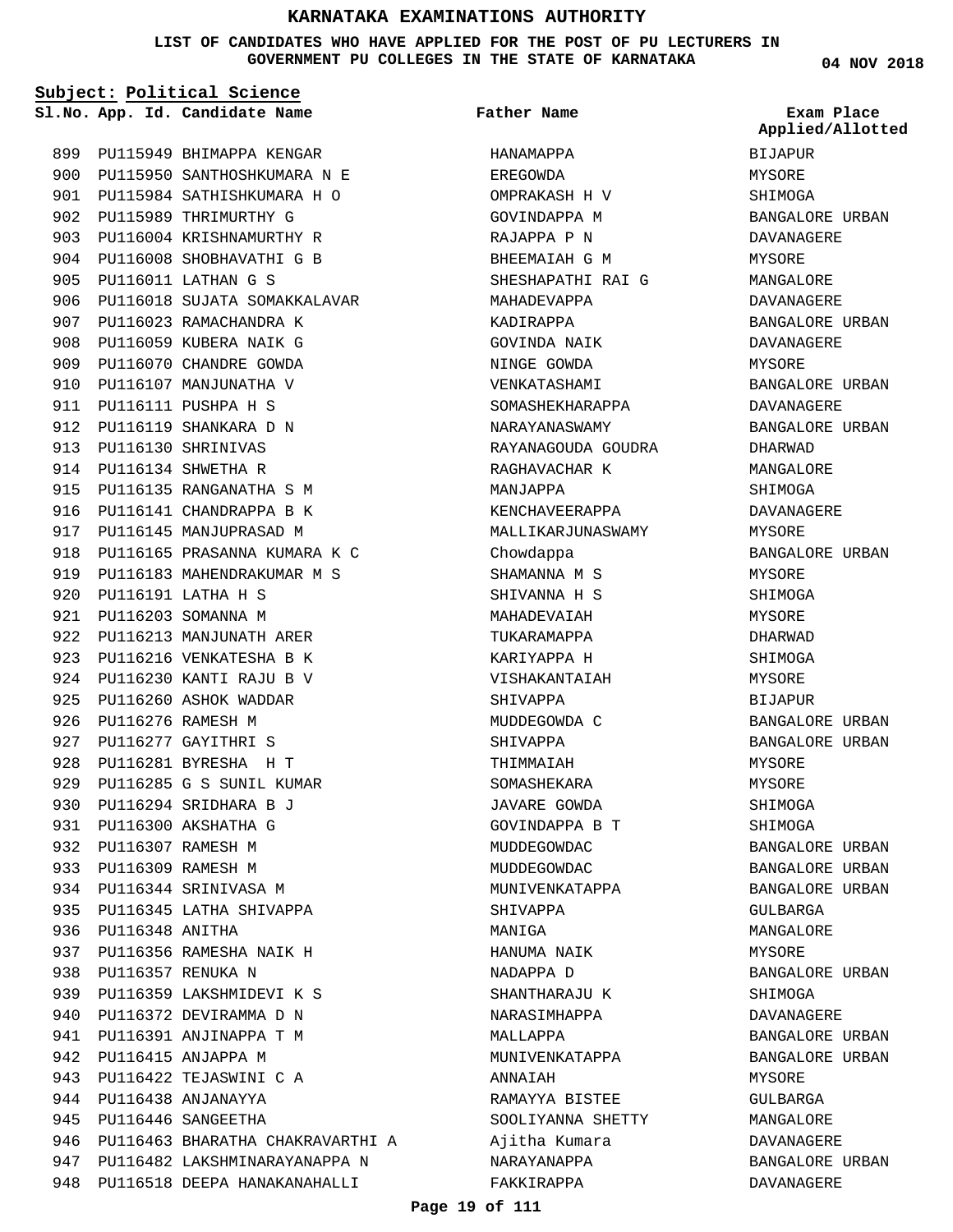# KARNATAKA EXAMINATIONS AUTHORITY

**LIST OF CANDIDATES WHO HAVE APPLIED FOR THE POST OF PU LECTURERS IN GOVERNMENT PU COLLEGES IN THE STATE OF KARNATAKA**

04 NOV 2018

**Subject: Political Science**

| Sl.No. | App. Id. | Candidate Name | Father Name | Exam Place Applied/Allotted |
|---|---|---|---|---|
| 899 | PU115949 | BHIMAPPA KENGAR | HANAMAPPA | BIJAPUR |
| 900 | PU115950 | SANTHOSHKUMARA N E | EREGOWDA | MYSORE |
| 901 | PU115984 | SATHISHKUMARA H O | OMPRAKASH H V | SHIMOGA |
| 902 | PU115989 | THRIMURTHY G | GOVINDAPPA M | BANGALORE URBAN |
| 903 | PU116004 | KRISHNAMURTHY R | RAJAPPA P N | DAVANAGERE |
| 904 | PU116008 | SHOBHAVATHI G B | BHEEMAIAH G M | MYSORE |
| 905 | PU116011 | LATHAN G S | SHESHAPATHI RAI G | MANGALORE |
| 906 | PU116018 | SUJATA SOMAKKALAVAR | MAHADEVAPPA | DAVANAGERE |
| 907 | PU116023 | RAMACHANDRA K | KADIRAPPA | BANGALORE URBAN |
| 908 | PU116059 | KUBERA NAIK G | GOVINDA NAIK | DAVANAGERE |
| 909 | PU116070 | CHANDRE GOWDA | NINGE GOWDA | MYSORE |
| 910 | PU116107 | MANJUNATHA V | VENKATASHAMI | BANGALORE URBAN |
| 911 | PU116111 | PUSHPA H S | SOMASHEKHARAPPA | DAVANAGERE |
| 912 | PU116119 | SHANKARA D N | NARAYANASWAMY | BANGALORE URBAN |
| 913 | PU116130 | SHRINIVAS | RAYANAGOUDA GOUDRA | DHARWAD |
| 914 | PU116134 | SHWETHA R | RAGHAVACHAR K | MANGALORE |
| 915 | PU116135 | RANGANATHA S M | MANJAPPA | SHIMOGA |
| 916 | PU116141 | CHANDRAPPA B K | KENCHAVEERAPPA | DAVANAGERE |
| 917 | PU116145 | MANJUPRASAD M | MALLIKARJUNASWAMY | MYSORE |
| 918 | PU116165 | PRASANNA KUMARA K C | Chowdappa | BANGALORE URBAN |
| 919 | PU116183 | MAHENDRAKUMAR M S | SHAMANNA M S | MYSORE |
| 920 | PU116191 | LATHA H S | SHIVANNA H S | SHIMOGA |
| 921 | PU116203 | SOMANNA M | MAHADEVAIAH | MYSORE |
| 922 | PU116213 | MANJUNATH ARER | TUKARAMAPPA | DHARWAD |
| 923 | PU116216 | VENKATESHA B K | KARIYAPPA H | SHIMOGA |
| 924 | PU116230 | KANTI RAJU B V | VISHAKANTAIAH | MYSORE |
| 925 | PU116260 | ASHOK WADDAR | SHIVAPPA | BIJAPUR |
| 926 | PU116276 | RAMESH M | MUDDEGOWDA C | BANGALORE URBAN |
| 927 | PU116277 | GAYITHRI S | SHIVAPPA | BANGALORE URBAN |
| 928 | PU116281 | BYRESHA H T | THIMMAIAH | MYSORE |
| 929 | PU116285 | G S SUNIL KUMAR | SOMASHEKARA | MYSORE |
| 930 | PU116294 | SRIDHARA B J | JAVARE GOWDA | SHIMOGA |
| 931 | PU116300 | AKSHATHA G | GOVINDAPPA B T | SHIMOGA |
| 932 | PU116307 | RAMESH M | MUDDEGOWDAC | BANGALORE URBAN |
| 933 | PU116309 | RAMESH M | MUDDEGOWDAC | BANGALORE URBAN |
| 934 | PU116344 | SRINIVASA M | MUNIVENKATAPPA | BANGALORE URBAN |
| 935 | PU116345 | LATHA SHIVAPPA | SHIVAPPA | GULBARGA |
| 936 | PU116348 | ANITHA | MANIGA | MANGALORE |
| 937 | PU116356 | RAMESHA NAIK H | HANUMA NAIK | MYSORE |
| 938 | PU116357 | RENUKA N | NADAPPA D | BANGALORE URBAN |
| 939 | PU116359 | LAKSHMIDEVI K S | SHANTHARAJU K | SHIMOGA |
| 940 | PU116372 | DEVIRAMMA D N | NARASIMHAPPA | DAVANAGERE |
| 941 | PU116391 | ANJINAPPA T M | MALLAPPA | BANGALORE URBAN |
| 942 | PU116415 | ANJAPPA M | MUNIVENKATAPPA | BANGALORE URBAN |
| 943 | PU116422 | TEJASWINI C A | ANNAIAH | MYSORE |
| 944 | PU116438 | ANJANAYYA | RAMAYYA BISTEE | GULBARGA |
| 945 | PU116446 | SANGEETHA | SOOLIYANNA SHETTY | MANGALORE |
| 946 | PU116463 | BHARATHA CHAKRAVARTHI A | Ajitha Kumara | DAVANAGERE |
| 947 | PU116482 | LAKSHMINARAYANAPPA N | NARAYANAPPA | BANGALORE URBAN |
| 948 | PU116518 | DEEPA HANAKANAHALLI | FAKKIRAPPA | DAVANAGERE |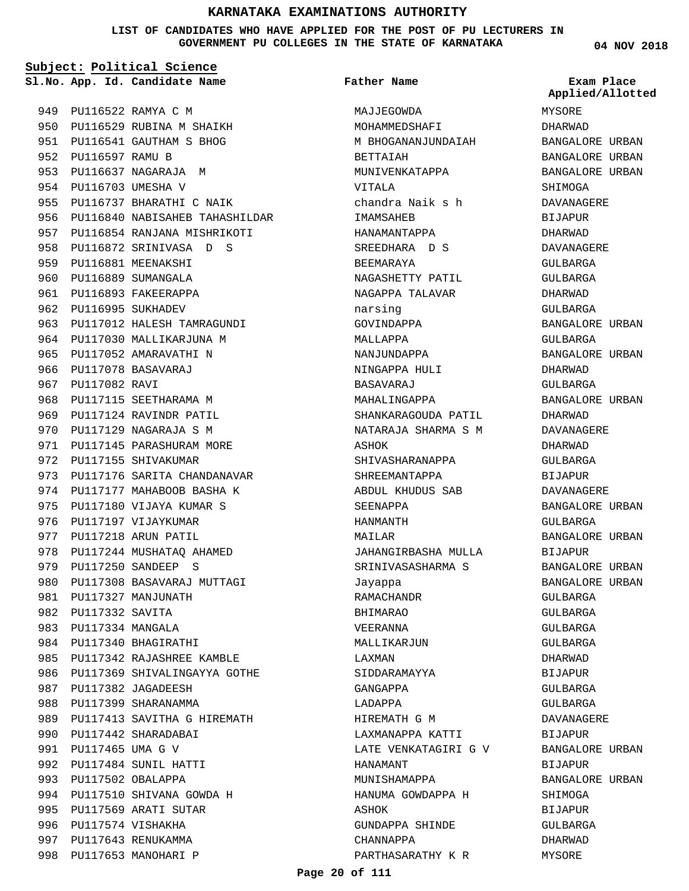# KARNATAKA EXAMINATIONS AUTHORITY

**LIST OF CANDIDATES WHO HAVE APPLIED FOR THE POST OF PU LECTURERS IN GOVERNMENT PU COLLEGES IN THE STATE OF KARNATAKA**

04 NOV 2018

**Subject: Political Science**

| Sl.No. | App. Id. | Candidate Name | Father Name | Exam Place Applied/Allotted |
|---|---|---|---|---|
| 949 | PU116522 | RAMYA C M | MAJJEGOWDA | MYSORE |
| 950 | PU116529 | RUBINA M SHAIKH | MOHAMMEDSHAFI | DHARWAD |
| 951 | PU116541 | GAUTHAM S BHOG | M BHOGANANJUNDAIAH | BANGALORE URBAN |
| 952 | PU116597 | RAMU B | BETTAIAH | BANGALORE URBAN |
| 953 | PU116637 | NAGARAJA M | MUNIVENKATAPPA | BANGALORE URBAN |
| 954 | PU116703 | UMESHA V | VITALA | SHIMOGA |
| 955 | PU116737 | BHARATHI C NAIK | chandra Naik s h | DAVANAGERE |
| 956 | PU116840 | NABISAHEB TAHASHILDAR | IMAMSAHEB | BIJAPUR |
| 957 | PU116854 | RANJANA MISHRIKOTI | HANAMANTAPPA | DHARWAD |
| 958 | PU116872 | SRINIVASA D S | SREEDHARA D S | DAVANAGERE |
| 959 | PU116881 | MEENAKSHI | BEEMARAYA | GULBARGA |
| 960 | PU116889 | SUMANGALA | NAGASHETTY PATIL | GULBARGA |
| 961 | PU116893 | FAKEERAPPA | NAGAPPA TALAVAR | DHARWAD |
| 962 | PU116995 | SUKHADEV | narsing | GULBARGA |
| 963 | PU117012 | HALESH TAMRAGUNDI | GOVINDAPPA | BANGALORE URBAN |
| 964 | PU117030 | MALLIKARJUNA M | MALLAPPA | GULBARGA |
| 965 | PU117052 | AMARAVATHI N | NANJUNDAPPA | BANGALORE URBAN |
| 966 | PU117078 | BASAVARAJ | NINGAPPA HULI | DHARWAD |
| 967 | PU117082 | RAVI | BASAVARAJ | GULBARGA |
| 968 | PU117115 | SEETHARAMA M | MAHALINGAPPA | BANGALORE URBAN |
| 969 | PU117124 | RAVINDR PATIL | SHANKARAGOUDA PATIL | DHARWAD |
| 970 | PU117129 | NAGARAJA S M | NATARAJA SHARMA S M | DAVANAGERE |
| 971 | PU117145 | PARASHURAM MORE | ASHOK | DHARWAD |
| 972 | PU117155 | SHIVAKUMAR | SHIVASHARANAPPA | GULBARGA |
| 973 | PU117176 | SARITA CHANDANAVAR | SHREEMANTAPPA | BIJAPUR |
| 974 | PU117177 | MAHABOOB BASHA K | ABDUL KHUDUS SAB | DAVANAGERE |
| 975 | PU117180 | VIJAYA KUMAR S | SEENAPPA | BANGALORE URBAN |
| 976 | PU117197 | VIJAYKUMAR | HANMANTH | GULBARGA |
| 977 | PU117218 | ARUN PATIL | MAILAR | BANGALORE URBAN |
| 978 | PU117244 | MUSHATAQ AHAMED | JAHANGIRBASHA MULLA | BIJAPUR |
| 979 | PU117250 | SANDEEP S | SRINIVASASHARMA S | BANGALORE URBAN |
| 980 | PU117308 | BASAVARAJ MUTTAGI | Jayappa | BANGALORE URBAN |
| 981 | PU117327 | MANJUNATH | RAMACHANDR | GULBARGA |
| 982 | PU117332 | SAVITA | BHIMARAO | GULBARGA |
| 983 | PU117334 | MANGALA | VEERANNA | GULBARGA |
| 984 | PU117340 | BHAGIRATHI | MALLIKARJUN | GULBARGA |
| 985 | PU117342 | RAJASHREE KAMBLE | LAXMAN | DHARWAD |
| 986 | PU117369 | SHIVALINGAYYA GOTHE | SIDDARAMAYYA | BIJAPUR |
| 987 | PU117382 | JAGADEESH | GANGAPPA | GULBARGA |
| 988 | PU117399 | SHARANAMMA | LADAPPA | GULBARGA |
| 989 | PU117413 | SAVITHA G HIREMATH | HIREMATH G M | DAVANAGERE |
| 990 | PU117442 | SHARADABAI | LAXMANAPPA KATTI | BIJAPUR |
| 991 | PU117465 | UMA G V | LATE VENKATAGIRI G V | BANGALORE URBAN |
| 992 | PU117484 | SUNIL HATTI | HANAMANT | BIJAPUR |
| 993 | PU117502 | OBALAPPA | MUNISHAMAPPA | BANGALORE URBAN |
| 994 | PU117510 | SHIVANA GOWDA H | HANUMA GOWDAPPA H | SHIMOGA |
| 995 | PU117569 | ARATI SUTAR | ASHOK | BIJAPUR |
| 996 | PU117574 | VISHAKHA | GUNDAPPA SHINDE | GULBARGA |
| 997 | PU117643 | RENUKAMMA | CHANNAPPA | DHARWAD |
| 998 | PU117653 | MANOHARI P | PARTHASARATHY K R | MYSORE |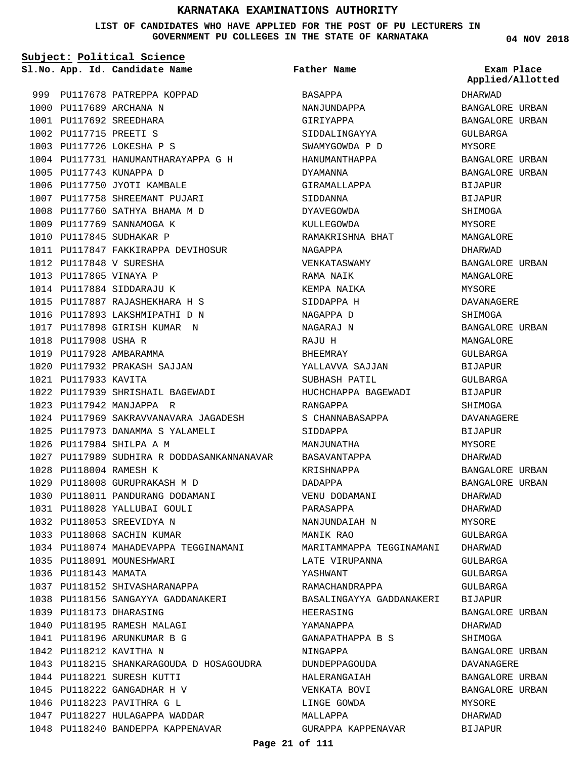# KARNATAKA EXAMINATIONS AUTHORITY

**LIST OF CANDIDATES WHO HAVE APPLIED FOR THE POST OF PU LECTURERS IN GOVERNMENT PU COLLEGES IN THE STATE OF KARNATAKA**

**04 NOV 2018**

**Subject: Political Science**

| Sl.No. | App. Id. | Candidate Name | Father Name | Exam Place Applied/Allotted |
|---|---|---|---|---|
| 999 | PU117678 | PATREPPA KOPPAD | BASAPPA | DHARWAD |
| 1000 | PU117689 | ARCHANA N | NANJUNDAPPA | BANGALORE URBAN |
| 1001 | PU117692 | SREEDHARA | GIRIYAPPA | BANGALORE URBAN |
| 1002 | PU117715 | PREETI S | SIDDALINGAYYA | GULBARGA |
| 1003 | PU117726 | LOKESHA P S | SWAMYGOWDA P D | MYSORE |
| 1004 | PU117731 | HANUMANTHARAYAPPA G H | HANUMANTHAPPA | BANGALORE URBAN |
| 1005 | PU117743 | KUNAPPA D | DYAMANNA | BANGALORE URBAN |
| 1006 | PU117750 | JYOTI KAMBALE | GIRAMALLAPPA | BIJAPUR |
| 1007 | PU117758 | SHREEMANT PUJARI | SIDDANNA | BIJAPUR |
| 1008 | PU117760 | SATHYA BHAMA M D | DYAVEGOWDA | SHIMOGA |
| 1009 | PU117769 | SANNAMOGA K | KULLEGOWDA | MYSORE |
| 1010 | PU117845 | SUDHAKAR P | RAMAKRISHNA BHAT | MANGALORE |
| 1011 | PU117847 | FAKKIRAPPA DEVIHOSUR | NAGAPPA | DHARWAD |
| 1012 | PU117848 | V SURESHA | VENKATASWAMY | BANGALORE URBAN |
| 1013 | PU117865 | VINAYA P | RAMA NAIK | MANGALORE |
| 1014 | PU117884 | SIDDARAJU K | KEMPA NAIKA | MYSORE |
| 1015 | PU117887 | RAJASHEKHARA H S | SIDDAPPA H | DAVANAGERE |
| 1016 | PU117893 | LAKSHMIPATHI D N | NAGAPPA D | SHIMOGA |
| 1017 | PU117898 | GIRISH KUMAR N | NAGARAJ N | BANGALORE URBAN |
| 1018 | PU117908 | USHA R | RAJU H | MANGALORE |
| 1019 | PU117928 | AMBARAMMA | BHEEMRAY | GULBARGA |
| 1020 | PU117932 | PRAKASH SAJJAN | YALLAVVA SAJJAN | BIJAPUR |
| 1021 | PU117933 | KAVITA | SUBHASH PATIL | GULBARGA |
| 1022 | PU117939 | SHRISHAIL BAGEWADI | HUCHCHAPPA BAGEWADI | BIJAPUR |
| 1023 | PU117942 | MANJAPPA R | RANGAPPA | SHIMOGA |
| 1024 | PU117969 | SAKRAVVANAVARA JAGADESH | S CHANNABASAPPA | DAVANAGERE |
| 1025 | PU117973 | DANAMMA S YALAMELI | SIDDAPPA | BIJAPUR |
| 1026 | PU117984 | SHILPA A M | MANJUNATHA | MYSORE |
| 1027 | PU117989 | SUDHIRA R DODDASANKANNANAVAR | BASAVANTAPPA | DHARWAD |
| 1028 | PU118004 | RAMESH K | KRISHNAPPA | BANGALORE URBAN |
| 1029 | PU118008 | GURUPRAKASH M D | DADAPPA | BANGALORE URBAN |
| 1030 | PU118011 | PANDURANG DODAMANI | VENU DODAMANI | DHARWAD |
| 1031 | PU118028 | YALLUBAI GOULI | PARASAPPA | DHARWAD |
| 1032 | PU118053 | SREEVIDYA N | NANJUNDAIAH N | MYSORE |
| 1033 | PU118068 | SACHIN KUMAR | MANIK RAO | GULBARGA |
| 1034 | PU118074 | MAHADEVAPPA TEGGINAMANI | MARITAMMAPPA TEGGINAMANI | DHARWAD |
| 1035 | PU118091 | MOUNESHWARI | LATE VIRUPANNA | GULBARGA |
| 1036 | PU118143 | MAMATA | YASHWANT | GULBARGA |
| 1037 | PU118152 | SHIVASHARANAPPA | RAMACHANDRAPPA | GULBARGA |
| 1038 | PU118156 | SANGAYYA GADDANAKERI | BASALINGAYYA GADDANAKERI | BIJAPUR |
| 1039 | PU118173 | DHARASING | HEERASING | BANGALORE URBAN |
| 1040 | PU118195 | RAMESH MALAGI | YAMANAPPA | DHARWAD |
| 1041 | PU118196 | ARUNKUMAR B G | GANAPATHAPPA B S | SHIMOGA |
| 1042 | PU118212 | KAVITHA N | NINGAPPA | BANGALORE URBAN |
| 1043 | PU118215 | SHANKARAGOUDA D HOSAGOUDRA | DUNDEPPAGOUDA | DAVANAGERE |
| 1044 | PU118221 | SURESH KUTTI | HALERANGAIAH | BANGALORE URBAN |
| 1045 | PU118222 | GANGADHAR H V | VENKATA BOVI | BANGALORE URBAN |
| 1046 | PU118223 | PAVITHRA G L | LINGE GOWDA | MYSORE |
| 1047 | PU118227 | HULAGAPPA WADDAR | MALLAPPA | DHARWAD |
| 1048 | PU118240 | BANDEPPA KAPPENAVAR | GURAPPA KAPPENAVAR | BIJAPUR |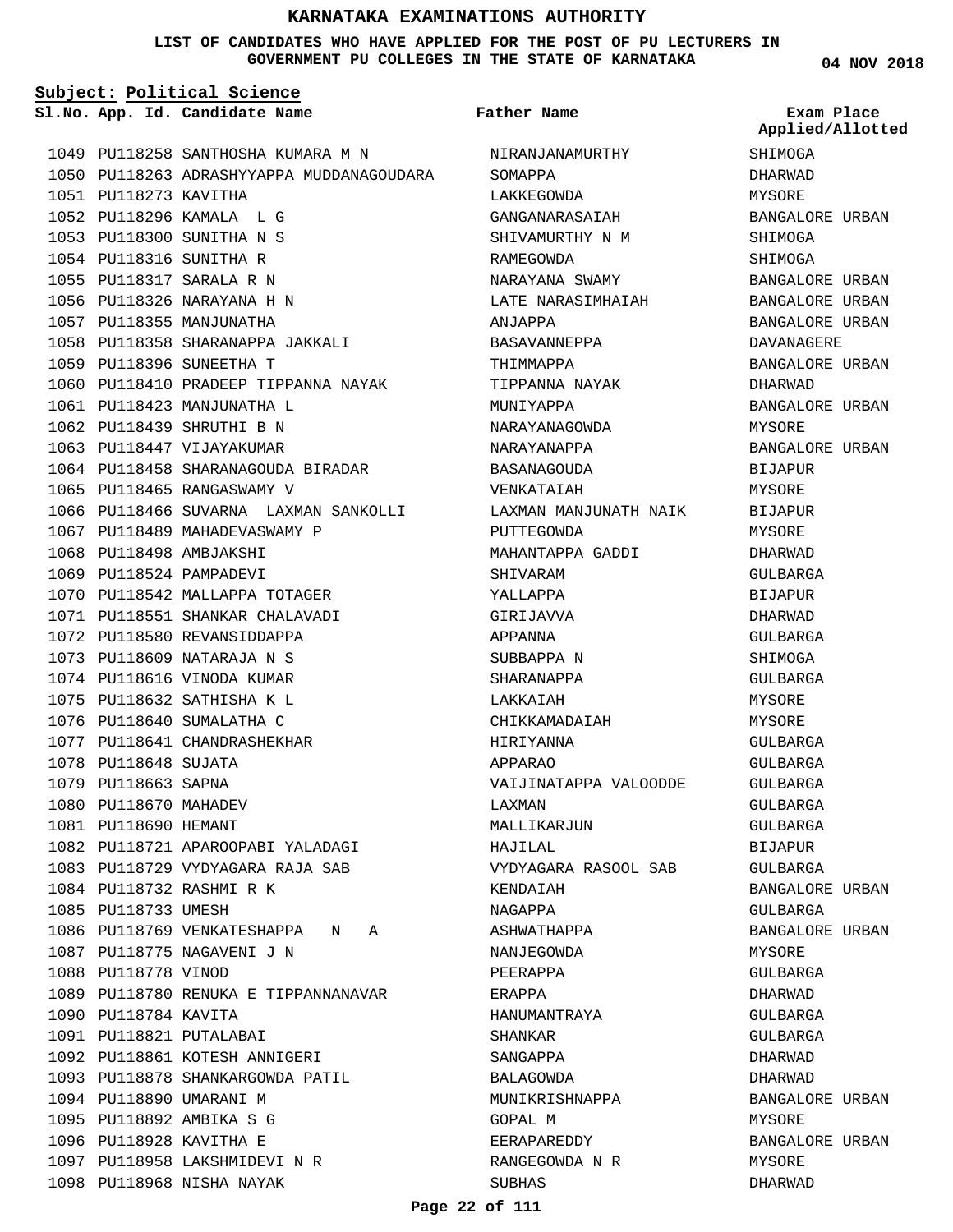# KARNATAKA EXAMINATIONS AUTHORITY

**LIST OF CANDIDATES WHO HAVE APPLIED FOR THE POST OF PU LECTURERS IN GOVERNMENT PU COLLEGES IN THE STATE OF KARNATAKA**

04 NOV 2018

**Subject: Political Science**

| Sl.No. | App. Id. | Candidate Name | Father Name | Exam Place Applied/Allotted |
|---|---|---|---|---|
| 1049 | PU118258 | SANTHOSHA KUMARA M N | NIRANJANAMURTHY | SHIMOGA |
| 1050 | PU118263 | ADRASHYYAPPA MUDDANAGOUDARA | SOMAPPA | DHARWAD |
| 1051 | PU118273 | KAVITHA | LAKKEGOWDA | MYSORE |
| 1052 | PU118296 | KAMALA L G | GANGANARASAIAH | BANGALORE URBAN |
| 1053 | PU118300 | SUNITHA N S | SHIVAMURTHY N M | SHIMOGA |
| 1054 | PU118316 | SUNITHA R | RAMEGOWDA | SHIMOGA |
| 1055 | PU118317 | SARALA R N | NARAYANA SWAMY | BANGALORE URBAN |
| 1056 | PU118326 | NARAYANA H N | LATE NARASIMHAIAH | BANGALORE URBAN |
| 1057 | PU118355 | MANJUNATHA | ANJAPPA | BANGALORE URBAN |
| 1058 | PU118358 | SHARANAPPA JAKKALI | BASAVANNEPPA | DAVANAGERE |
| 1059 | PU118396 | SUNEETHA T | THIMMAPPA | BANGALORE URBAN |
| 1060 | PU118410 | PRADEEP TIPPANNA NAYAK | TIPPANNA NAYAK | DHARWAD |
| 1061 | PU118423 | MANJUNATHA L | MUNIYAPPA | BANGALORE URBAN |
| 1062 | PU118439 | SHRUTHI B N | NARAYANAGOWDA | MYSORE |
| 1063 | PU118447 | VIJAYAKUMAR | NARAYANAPPA | BANGALORE URBAN |
| 1064 | PU118458 | SHARANAGOUDA BIRADAR | BASANAGOUDA | BIJAPUR |
| 1065 | PU118465 | RANGASWAMY V | VENKATAIAH | MYSORE |
| 1066 | PU118466 | SUVARNA LAXMAN SANKOLLI | LAXMAN MANJUNATH NAIK | BIJAPUR |
| 1067 | PU118489 | MAHADEVASWAMY P | PUTTEGOWDA | MYSORE |
| 1068 | PU118498 | AMBJAKSHI | MAHANTAPPA GADDI | DHARWAD |
| 1069 | PU118524 | PAMPADEVI | SHIVARAM | GULBARGA |
| 1070 | PU118542 | MALLAPPA TOTAGER | YALLAPPA | BIJAPUR |
| 1071 | PU118551 | SHANKAR CHALAVADI | GIRIJAVVA | DHARWAD |
| 1072 | PU118580 | REVANSIDDAPPA | APPANNA | GULBARGA |
| 1073 | PU118609 | NATARAJA N S | SUBBAPPA N | SHIMOGA |
| 1074 | PU118616 | VINODA KUMAR | SHARANAPPA | GULBARGA |
| 1075 | PU118632 | SATHISHA K L | LAKKAIAH | MYSORE |
| 1076 | PU118640 | SUMALATHA C | CHIKKAMADAIAH | MYSORE |
| 1077 | PU118641 | CHANDRASHEKHAR | HIRIYANNA | GULBARGA |
| 1078 | PU118648 | SUJATA | APPARAO | GULBARGA |
| 1079 | PU118663 | SAPNA | VAIJINATAPPA VALOODDE | GULBARGA |
| 1080 | PU118670 | MAHADEV | LAXMAN | GULBARGA |
| 1081 | PU118690 | HEMANT | MALLIKARJUN | GULBARGA |
| 1082 | PU118721 | APAROOPABI YALADAGI | HAJILAL | BIJAPUR |
| 1083 | PU118729 | VYDYAGARA RAJA SAB | VYDYAGARA RASOOL SAB | GULBARGA |
| 1084 | PU118732 | RASHMI R K | KENDAIAH | BANGALORE URBAN |
| 1085 | PU118733 | UMESH | NAGAPPA | GULBARGA |
| 1086 | PU118769 | VENKATESHAPPA N A | ASHWATHAPPA | BANGALORE URBAN |
| 1087 | PU118775 | NAGAVENI J N | NANJEGOWDA | MYSORE |
| 1088 | PU118778 | VINOD | PEERAPPA | GULBARGA |
| 1089 | PU118780 | RENUKA E TIPPANNANAVAR | ERAPPA | DHARWAD |
| 1090 | PU118784 | KAVITA | HANUMANTRAYA | GULBARGA |
| 1091 | PU118821 | PUTALABAI | SHANKAR | GULBARGA |
| 1092 | PU118861 | KOTESH ANNIGERI | SANGAPPA | DHARWAD |
| 1093 | PU118878 | SHANKARGOWDA PATIL | BALAGOWDA | DHARWAD |
| 1094 | PU118890 | UMARANI M | MUNIKRISHNAPPA | BANGALORE URBAN |
| 1095 | PU118892 | AMBIKA S G | GOPAL M | MYSORE |
| 1096 | PU118928 | KAVITHA E | EERAPAREDDY | BANGALORE URBAN |
| 1097 | PU118958 | LAKSHMIDEVI N R | RANGEGOWDA N R | MYSORE |
| 1098 | PU118968 | NISHA NAYAK | SUBHAS | DHARWAD |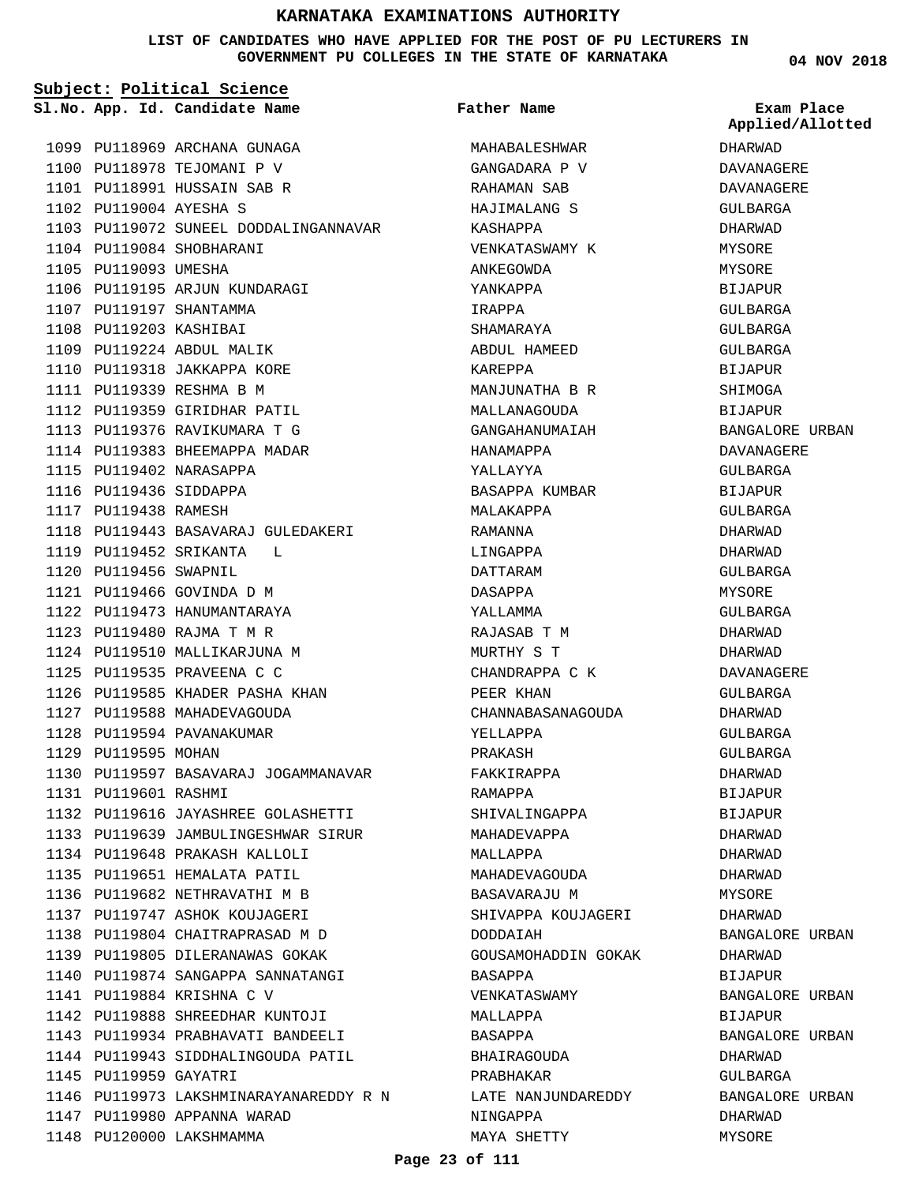# KARNATAKA EXAMINATIONS AUTHORITY

**LIST OF CANDIDATES WHO HAVE APPLIED FOR THE POST OF PU LECTURERS IN GOVERNMENT PU COLLEGES IN THE STATE OF KARNATAKA**

**04 NOV 2018**

**Subject: Political Science**

| Sl.No. | App. Id. | Candidate Name | Father Name | Exam Place Applied/Allotted |
|---|---|---|---|---|
| 1099 | PU118969 | ARCHANA GUNAGA | MAHABALESHWAR | DHARWAD |
| 1100 | PU118978 | TEJOMANI P V | GANGADARA P V | DAVANAGERE |
| 1101 | PU118991 | HUSSAIN SAB R | RAHAMAN SAB | DAVANAGERE |
| 1102 | PU119004 | AYESHA S | HAJIMALANG S | GULBARGA |
| 1103 | PU119072 | SUNEEL DODDALINGANNAVAR | KASHAPPA | DHARWAD |
| 1104 | PU119084 | SHOBHARANI | VENKATASWAMY K | MYSORE |
| 1105 | PU119093 | UMESHA | ANKEGOWDA | MYSORE |
| 1106 | PU119195 | ARJUN KUNDARAGI | YANKAPPA | BIJAPUR |
| 1107 | PU119197 | SHANTAMMA | IRAPPA | GULBARGA |
| 1108 | PU119203 | KASHIBAI | SHAMARAYA | GULBARGA |
| 1109 | PU119224 | ABDUL MALIK | ABDUL HAMEED | GULBARGA |
| 1110 | PU119318 | JAKKAPPA KORE | KAREPPA | BIJAPUR |
| 1111 | PU119339 | RESHMA B M | MANJUNATHA B R | SHIMOGA |
| 1112 | PU119359 | GIRIDHAR PATIL | MALLANAGOUDA | BIJAPUR |
| 1113 | PU119376 | RAVIKUMARA T G | GANGAHANUMAIAH | BANGALORE URBAN |
| 1114 | PU119383 | BHEEMAPPA MADAR | HANAMAPPA | DAVANAGERE |
| 1115 | PU119402 | NARASAPPA | YALLAYYA | GULBARGA |
| 1116 | PU119436 | SIDDAPPA | BASAPPA KUMBAR | BIJAPUR |
| 1117 | PU119438 | RAMESH | MALAKAPPA | GULBARGA |
| 1118 | PU119443 | BASAVARAJ GULEDAKERI | RAMANNA | DHARWAD |
| 1119 | PU119452 | SRIKANTA L | LINGAPPA | DHARWAD |
| 1120 | PU119456 | SWAPNIL | DATTARAM | GULBARGA |
| 1121 | PU119466 | GOVINDA D M | DASAPPA | MYSORE |
| 1122 | PU119473 | HANUMANTARAYA | YALLAMMA | GULBARGA |
| 1123 | PU119480 | RAJMA T M R | RAJASAB T M | DHARWAD |
| 1124 | PU119510 | MALLIKARJUNA M | MURTHY S T | DHARWAD |
| 1125 | PU119535 | PRAVEENA C C | CHANDRAPPA C K | DAVANAGERE |
| 1126 | PU119585 | KHADER PASHA KHAN | PEER KHAN | GULBARGA |
| 1127 | PU119588 | MAHADEVAGOUDA | CHANNABASANAGOUDA | DHARWAD |
| 1128 | PU119594 | PAVANAKUMAR | YELLAPPA | GULBARGA |
| 1129 | PU119595 | MOHAN | PRAKASH | GULBARGA |
| 1130 | PU119597 | BASAVARAJ JOGAMMANAVAR | FAKKIRAPPA | DHARWAD |
| 1131 | PU119601 | RASHMI | RAMAPPA | BIJAPUR |
| 1132 | PU119616 | JAYASHREE GOLASHETTI | SHIVALINGAPPA | BIJAPUR |
| 1133 | PU119639 | JAMBULINGESHWAR SIRUR | MAHADEVAPPA | DHARWAD |
| 1134 | PU119648 | PRAKASH KALLOLI | MALLAPPA | DHARWAD |
| 1135 | PU119651 | HEMALATA PATIL | MAHADEVAGOUDA | DHARWAD |
| 1136 | PU119682 | NETHRAVATHI M B | BASAVARAJU M | MYSORE |
| 1137 | PU119747 | ASHOK KOUJAGERI | SHIVAPPA KOUJAGERI | DHARWAD |
| 1138 | PU119804 | CHAITRAPRASAD M D | DODDAIAH | BANGALORE URBAN |
| 1139 | PU119805 | DILERANAWAS GOKAK | GOUSAMOHADDIN GOKAK | DHARWAD |
| 1140 | PU119874 | SANGAPPA SANNATANGI | BASAPPA | BIJAPUR |
| 1141 | PU119884 | KRISHNA C V | VENKATASWAMY | BANGALORE URBAN |
| 1142 | PU119888 | SHREEDHAR KUNTOJI | MALLAPPA | BIJAPUR |
| 1143 | PU119934 | PRABHAVATI BANDEELI | BASAPPA | BANGALORE URBAN |
| 1144 | PU119943 | SIDDHALINGOUDA PATIL | BHAIRAGOUDA | DHARWAD |
| 1145 | PU119959 | GAYATRI | PRABHAKAR | GULBARGA |
| 1146 | PU119973 | LAKSHMINARAYANAREDDY R N | LATE NANJUNDAREDDY | BANGALORE URBAN |
| 1147 | PU119980 | APPANNA WARAD | NINGAPPA | DHARWAD |
| 1148 | PU120000 | LAKSHMAMMA | MAYA SHETTY | MYSORE |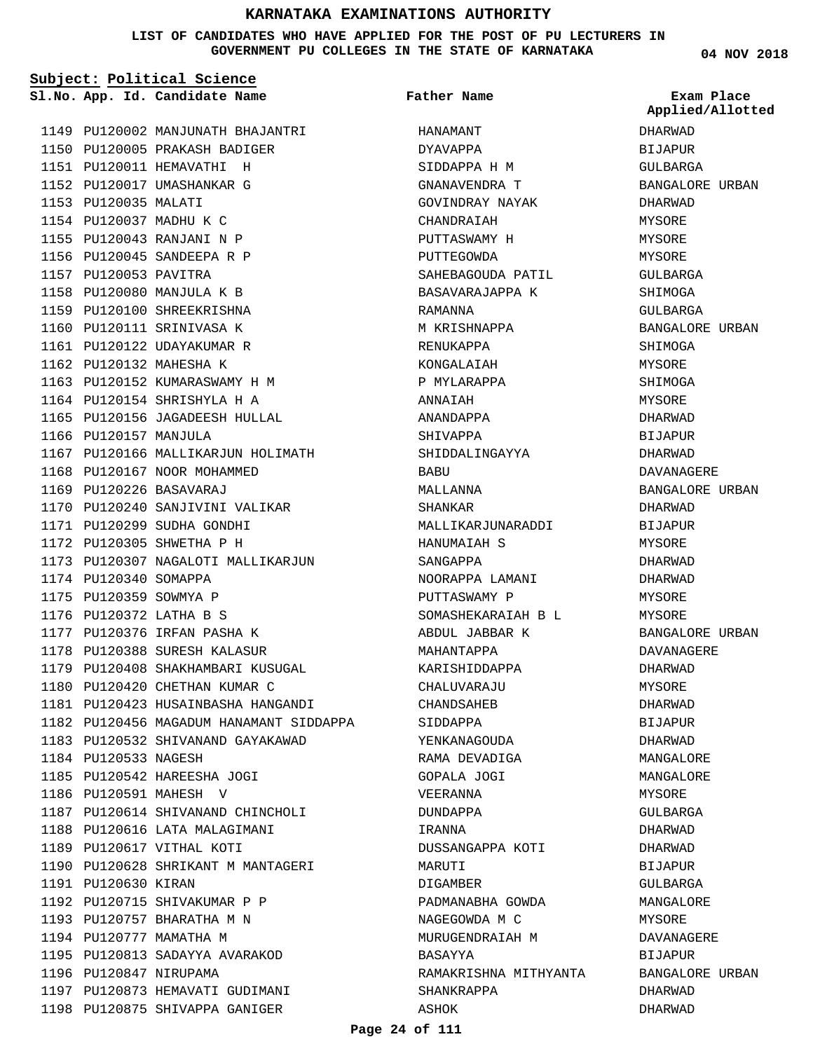# KARNATAKA EXAMINATIONS AUTHORITY

**LIST OF CANDIDATES WHO HAVE APPLIED FOR THE POST OF PU LECTURERS IN GOVERNMENT PU COLLEGES IN THE STATE OF KARNATAKA**

**04 NOV 2018**

**Subject: Political Science**

| Sl.No. | App. Id. | Candidate Name | Father Name | Exam Place Applied/Allotted |
|---|---|---|---|---|
| 1149 | PU120002 | MANJUNATH BHAJANTRI | HANAMANT | DHARWAD |
| 1150 | PU120005 | PRAKASH BADIGER | DYAVAPPA | BIJAPUR |
| 1151 | PU120011 | HEMAVATHI H | SIDDAPPA H M | GULBARGA |
| 1152 | PU120017 | UMASHANKAR G | GNANAVENDRA T | BANGALORE URBAN |
| 1153 | PU120035 | MALATI | GOVINDRAY NAYAK | DHARWAD |
| 1154 | PU120037 | MADHU K C | CHANDRAIAH | MYSORE |
| 1155 | PU120043 | RANJANI N P | PUTTASWAMY H | MYSORE |
| 1156 | PU120045 | SANDEEPA R P | PUTTEGOWDA | MYSORE |
| 1157 | PU120053 | PAVITRA | SAHEBAGOUDA PATIL | GULBARGA |
| 1158 | PU120080 | MANJULA K B | BASAVARAJAPPA K | SHIMOGA |
| 1159 | PU120100 | SHREEKRISHNA | RAMANNA | GULBARGA |
| 1160 | PU120111 | SRINIVASA K | M KRISHNAPPA | BANGALORE URBAN |
| 1161 | PU120122 | UDAYAKUMAR R | RENUKAPPA | SHIMOGA |
| 1162 | PU120132 | MAHESHA K | KONGALAIAH | MYSORE |
| 1163 | PU120152 | KUMARASWAMY H M | P MYLARAPPA | SHIMOGA |
| 1164 | PU120154 | SHRISHYLA H A | ANNAIAH | MYSORE |
| 1165 | PU120156 | JAGADEESH HULLAL | ANANDAPPA | DHARWAD |
| 1166 | PU120157 | MANJULA | SHIVAPPA | BIJAPUR |
| 1167 | PU120166 | MALLIKARJUN HOLIMATH | SHIDDALINGAYYA | DHARWAD |
| 1168 | PU120167 | NOOR MOHAMMED | BABU | DAVANAGERE |
| 1169 | PU120226 | BASAVARAJ | MALLANNA | BANGALORE URBAN |
| 1170 | PU120240 | SANJIVINI VALIKAR | SHANKAR | DHARWAD |
| 1171 | PU120299 | SUDHA GONDHI | MALLIKARJUNARADDI | BIJAPUR |
| 1172 | PU120305 | SHWETHA P H | HANUMAIAH S | MYSORE |
| 1173 | PU120307 | NAGALOTI MALLIKARJUN | SANGAPPA | DHARWAD |
| 1174 | PU120340 | SOMAPPA | NOORAPPA LAMANI | DHARWAD |
| 1175 | PU120359 | SOWMYA P | PUTTASWAMY P | MYSORE |
| 1176 | PU120372 | LATHA B S | SOMASHEKARAIAH B L | MYSORE |
| 1177 | PU120376 | IRFAN PASHA K | ABDUL JABBAR K | BANGALORE URBAN |
| 1178 | PU120388 | SURESH KALASUR | MAHANTAPPA | DAVANAGERE |
| 1179 | PU120408 | SHAKHAMBARI KUSUGAL | KARISHIDDAPPA | DHARWAD |
| 1180 | PU120420 | CHETHAN KUMAR C | CHALUVARAJU | MYSORE |
| 1181 | PU120423 | HUSAINBASHA HANGANDI | CHANDSAHEB | DHARWAD |
| 1182 | PU120456 | MAGADUM HANAMANT SIDDAPPA | SIDDAPPA | BIJAPUR |
| 1183 | PU120532 | SHIVANAND GAYAKAWAD | YENKANAGOUDA | DHARWAD |
| 1184 | PU120533 | NAGESH | RAMA DEVADIGA | MANGALORE |
| 1185 | PU120542 | HAREESHA JOGI | GOPALA JOGI | MANGALORE |
| 1186 | PU120591 | MAHESH V | VEERANNA | MYSORE |
| 1187 | PU120614 | SHIVANAND CHINCHOLI | DUNDAPPA | GULBARGA |
| 1188 | PU120616 | LATA MALAGIMANI | IRANNA | DHARWAD |
| 1189 | PU120617 | VITHAL KOTI | DUSSANGAPPA KOTI | DHARWAD |
| 1190 | PU120628 | SHRIKANT M MANTAGERI | MARUTI | BIJAPUR |
| 1191 | PU120630 | KIRAN | DIGAMBER | GULBARGA |
| 1192 | PU120715 | SHIVAKUMAR P P | PADMANABHA GOWDA | MANGALORE |
| 1193 | PU120757 | BHARATHA M N | NAGEGOWDA M C | MYSORE |
| 1194 | PU120777 | MAMATHA M | MURUGENDRAIAH M | DAVANAGERE |
| 1195 | PU120813 | SADAYYA AVARAKOD | BASAYYA | BIJAPUR |
| 1196 | PU120847 | NIRUPAMA | RAMAKRISHNA MITHYANTA | BANGALORE URBAN |
| 1197 | PU120873 | HEMAVATI GUDIMANI | SHANKRAPPA | DHARWAD |
| 1198 | PU120875 | SHIVAPPA GANIGER | ASHOK | DHARWAD |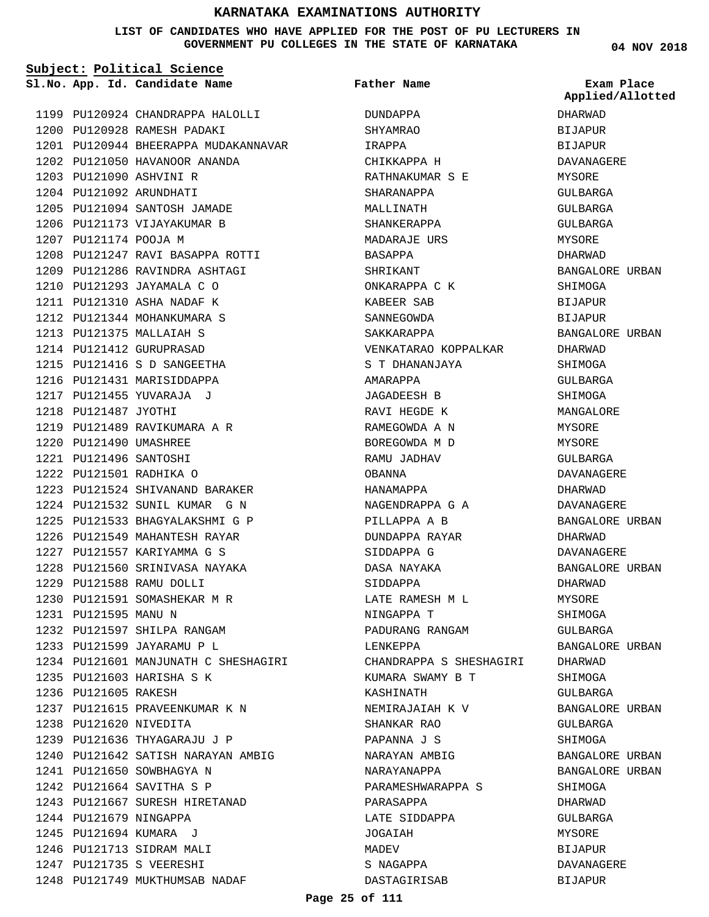# KARNATAKA EXAMINATIONS AUTHORITY

**LIST OF CANDIDATES WHO HAVE APPLIED FOR THE POST OF PU LECTURERS IN GOVERNMENT PU COLLEGES IN THE STATE OF KARNATAKA**

04 NOV 2018

**Subject: Political Science**

| Sl.No. | App. Id. | Candidate Name | Father Name | Exam Place Applied/Allotted |
|---|---|---|---|---|
| 1199 | PU120924 | CHANDRAPPA HALOLLI | DUNDAPPA | DHARWAD |
| 1200 | PU120928 | RAMESH PADAKI | SHYAMRAO | BIJAPUR |
| 1201 | PU120944 | BHEERAPPA MUDAKANNAVAR | IRAPPA | BIJAPUR |
| 1202 | PU121050 | HAVANOOR ANANDA | CHIKKAPPA H | DAVANAGERE |
| 1203 | PU121090 | ASHVINI R | RATHNAKUMAR S E | MYSORE |
| 1204 | PU121092 | ARUNDHATI | SHARANAPPA | GULBARGA |
| 1205 | PU121094 | SANTOSH JAMADE | MALLINATH | GULBARGA |
| 1206 | PU121173 | VIJAYAKUMAR B | SHANKERAPPA | GULBARGA |
| 1207 | PU121174 | POOJA M | MADARAJE URS | MYSORE |
| 1208 | PU121247 | RAVI BASAPPA ROTTI | BASAPPA | DHARWAD |
| 1209 | PU121286 | RAVINDRA ASHTAGI | SHRIKANT | BANGALORE URBAN |
| 1210 | PU121293 | JAYAMALA C O | ONKARAPPA C K | SHIMOGA |
| 1211 | PU121310 | ASHA NADAF K | KABEER SAB | BIJAPUR |
| 1212 | PU121344 | MOHANKUMARA S | SANNEGOWDA | BIJAPUR |
| 1213 | PU121375 | MALLAIAH S | SAKKARAPPA | BANGALORE URBAN |
| 1214 | PU121412 | GURUPRASAD | VENKATARAO KOPPALKAR | DHARWAD |
| 1215 | PU121416 | S D SANGEETHA | S T DHANANJAYA | SHIMOGA |
| 1216 | PU121431 | MARISIDDAPPA | AMARAPPA | GULBARGA |
| 1217 | PU121455 | YUVARAJA J | JAGADEESH B | SHIMOGA |
| 1218 | PU121487 | JYOTHI | RAVI HEGDE K | MANGALORE |
| 1219 | PU121489 | RAVIKUMARA A R | RAMEGOWDA A N | MYSORE |
| 1220 | PU121490 | UMASHREE | BOREGOWDA M D | MYSORE |
| 1221 | PU121496 | SANTOSHI | RAMU JADHAV | GULBARGA |
| 1222 | PU121501 | RADHIKA O | OBANNA | DAVANAGERE |
| 1223 | PU121524 | SHIVANAND BARAKER | HANAMAPPA | DHARWAD |
| 1224 | PU121532 | SUNIL KUMAR G N | NAGENDRAPPA G A | DAVANAGERE |
| 1225 | PU121533 | BHAGYALAKSHMI G P | PILLAPPA A B | BANGALORE URBAN |
| 1226 | PU121549 | MAHANTESH RAYAR | DUNDAPPA RAYAR | DHARWAD |
| 1227 | PU121557 | KARIYAMMA G S | SIDDAPPA G | DAVANAGERE |
| 1228 | PU121560 | SRINIVASA NAYAKA | DASA NAYAKA | BANGALORE URBAN |
| 1229 | PU121588 | RAMU DOLLI | SIDDAPPA | DHARWAD |
| 1230 | PU121591 | SOMASHEKAR M R | LATE RAMESH M L | MYSORE |
| 1231 | PU121595 | MANU N | NINGAPPA T | SHIMOGA |
| 1232 | PU121597 | SHILPA RANGAM | PADURANG RANGAM | GULBARGA |
| 1233 | PU121599 | JAYARAMU P L | LENKEPPA | BANGALORE URBAN |
| 1234 | PU121601 | MANJUNATH C SHESHAGIRI | CHANDRAPPA S SHESHAGIRI | DHARWAD |
| 1235 | PU121603 | HARISHA S K | KUMARA SWAMY B T | SHIMOGA |
| 1236 | PU121605 | RAKESH | KASHINATH | GULBARGA |
| 1237 | PU121615 | PRAVEENKUMAR K N | NEMIRAJAIAH K V | BANGALORE URBAN |
| 1238 | PU121620 | NIVEDITA | SHANKAR RAO | GULBARGA |
| 1239 | PU121636 | THYAGARAJU J P | PAPANNA J S | SHIMOGA |
| 1240 | PU121642 | SATISH NARAYAN AMBIG | NARAYAN AMBIG | BANGALORE URBAN |
| 1241 | PU121650 | SOWBHAGYA N | NARAYANAPPA | BANGALORE URBAN |
| 1242 | PU121664 | SAVITHA S P | PARAMESHWARAPPA S | SHIMOGA |
| 1243 | PU121667 | SURESH HIRETANAD | PARASAPPA | DHARWAD |
| 1244 | PU121679 | NINGAPPA | LATE SIDDAPPA | GULBARGA |
| 1245 | PU121694 | KUMARA J | JOGAIAH | MYSORE |
| 1246 | PU121713 | SIDRAM MALI | MADEV | BIJAPUR |
| 1247 | PU121735 | S VEERESHI | S NAGAPPA | DAVANAGERE |
| 1248 | PU121749 | MUKTHUMSAB NADAF | DASTAGIRISAB | BIJAPUR |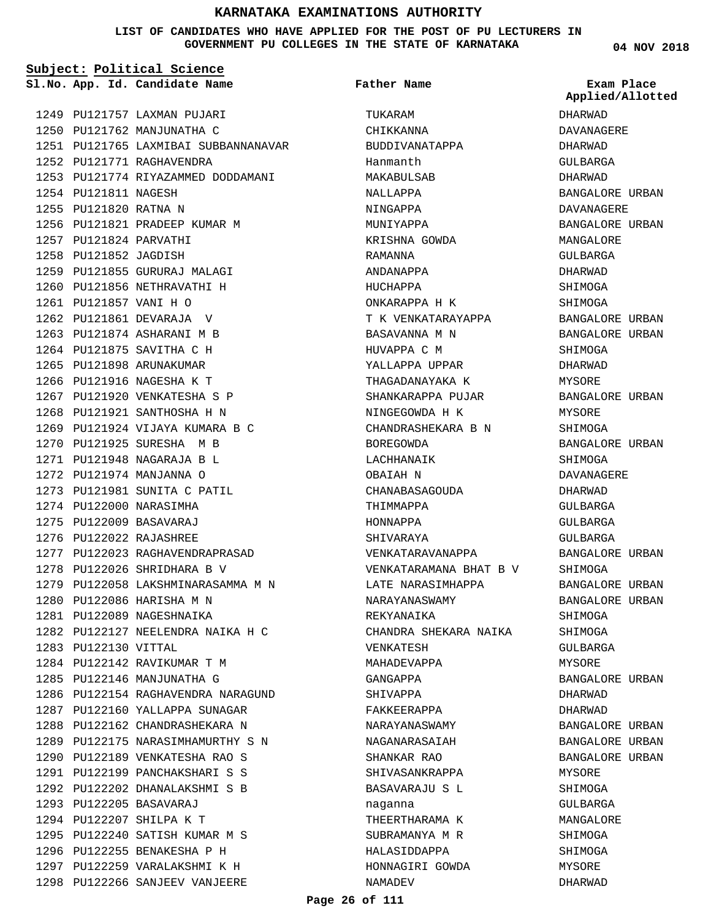# KARNATAKA EXAMINATIONS AUTHORITY

**LIST OF CANDIDATES WHO HAVE APPLIED FOR THE POST OF PU LECTURERS IN GOVERNMENT PU COLLEGES IN THE STATE OF KARNATAKA**

**04 NOV 2018**

**Subject: Political Science**

| Sl.No. | App. Id. | Candidate Name | Father Name | Exam Place Applied/Allotted |
|---|---|---|---|---|
| 1249 | PU121757 | LAXMAN PUJARI | TUKARAM | DHARWAD |
| 1250 | PU121762 | MANJUNATHA C | CHIKKANNA | DAVANAGERE |
| 1251 | PU121765 | LAXMIBAI SUBBANNANAVAR | BUDDIVANATAPPA | DHARWAD |
| 1252 | PU121771 | RAGHAVENDRA | Hanmanth | GULBARGA |
| 1253 | PU121774 | RIYAZAMMED DODDAMANI | MAKABULSAB | DHARWAD |
| 1254 | PU121811 | NAGESH | NALLAPPA | BANGALORE URBAN |
| 1255 | PU121820 | RATNA N | NINGAPPA | DAVANAGERE |
| 1256 | PU121821 | PRADEEP KUMAR M | MUNIYAPPA | BANGALORE URBAN |
| 1257 | PU121824 | PARVATHI | KRISHNA GOWDA | MANGALORE |
| 1258 | PU121852 | JAGDISH | RAMANNA | GULBARGA |
| 1259 | PU121855 | GURURAJ MALAGI | ANDANAPPA | DHARWAD |
| 1260 | PU121856 | NETHRAVATHI H | HUCHAPPA | SHIMOGA |
| 1261 | PU121857 | VANI H O | ONKARAPPA H K | SHIMOGA |
| 1262 | PU121861 | DEVARAJA V | T K VENKATARAYAPPA | BANGALORE URBAN |
| 1263 | PU121874 | ASHARANI M B | BASAVANNA M N | BANGALORE URBAN |
| 1264 | PU121875 | SAVITHA C H | HUVAPPA C M | SHIMOGA |
| 1265 | PU121898 | ARUNAKUMAR | YALLAPPA UPPAR | DHARWAD |
| 1266 | PU121916 | NAGESHA K T | THAGADANAYAKA K | MYSORE |
| 1267 | PU121920 | VENKATESHA S P | SHANKARAPPA PUJAR | BANGALORE URBAN |
| 1268 | PU121921 | SANTHOSHA H N | NINGEGOWDA H K | MYSORE |
| 1269 | PU121924 | VIJAYA KUMARA B C | CHANDRASHEKARA B N | SHIMOGA |
| 1270 | PU121925 | SURESHA M B | BOREGOWDA | BANGALORE URBAN |
| 1271 | PU121948 | NAGARAJA B L | LACHHANAIK | SHIMOGA |
| 1272 | PU121974 | MANJANNA O | OBAIAH N | DAVANAGERE |
| 1273 | PU121981 | SUNITA C PATIL | CHANABASAGOUDA | DHARWAD |
| 1274 | PU122000 | NARASIMHA | THIMMAPPA | GULBARGA |
| 1275 | PU122009 | BASAVARAJ | HONNAPPA | GULBARGA |
| 1276 | PU122022 | RAJASHREE | SHIVARAYA | GULBARGA |
| 1277 | PU122023 | RAGHAVENDRAPRASAD | VENKATARAVANAPPA | BANGALORE URBAN |
| 1278 | PU122026 | SHRIDHARA B V | VENKATARAMANA BHAT B V | SHIMOGA |
| 1279 | PU122058 | LAKSHMINARASAMMA M N | LATE NARASIMHAPPA | BANGALORE URBAN |
| 1280 | PU122086 | HARISHA M N | NARAYANASWAMY | BANGALORE URBAN |
| 1281 | PU122089 | NAGESHNAIKA | REKYANAIKA | SHIMOGA |
| 1282 | PU122127 | NEELENDRA NAIKA H C | CHANDRA SHEKARA NAIKA | SHIMOGA |
| 1283 | PU122130 | VITTAL | VENKATESH | GULBARGA |
| 1284 | PU122142 | RAVIKUMAR T M | MAHADEVAPPA | MYSORE |
| 1285 | PU122146 | MANJUNATHA G | GANGAPPA | BANGALORE URBAN |
| 1286 | PU122154 | RAGHAVENDRA NARAGUND | SHIVAPPA | DHARWAD |
| 1287 | PU122160 | YALLAPPA SUNAGAR | FAKKEERAPPA | DHARWAD |
| 1288 | PU122162 | CHANDRASHEKARA N | NARAYANASWAMY | BANGALORE URBAN |
| 1289 | PU122175 | NARASIMHAMURTHY S N | NAGANARASAIAH | BANGALORE URBAN |
| 1290 | PU122189 | VENKATESHA RAO S | SHANKAR RAO | BANGALORE URBAN |
| 1291 | PU122199 | PANCHAKSHARI S S | SHIVASANKRAPPA | MYSORE |
| 1292 | PU122202 | DHANALAKSHMI S B | BASAVARAJU S L | SHIMOGA |
| 1293 | PU122205 | BASAVARAJ | naganna | GULBARGA |
| 1294 | PU122207 | SHILPA K T | THEERTHARAMA K | MANGALORE |
| 1295 | PU122240 | SATISH KUMAR M S | SUBRAMANYA M R | SHIMOGA |
| 1296 | PU122255 | BENAKESHA P H | HALASIDDAPPA | SHIMOGA |
| 1297 | PU122259 | VARALAKSHMI K H | HONNAGIRI GOWDA | MYSORE |
| 1298 | PU122266 | SANJEEV VANJEERE | NAMADEV | DHARWAD |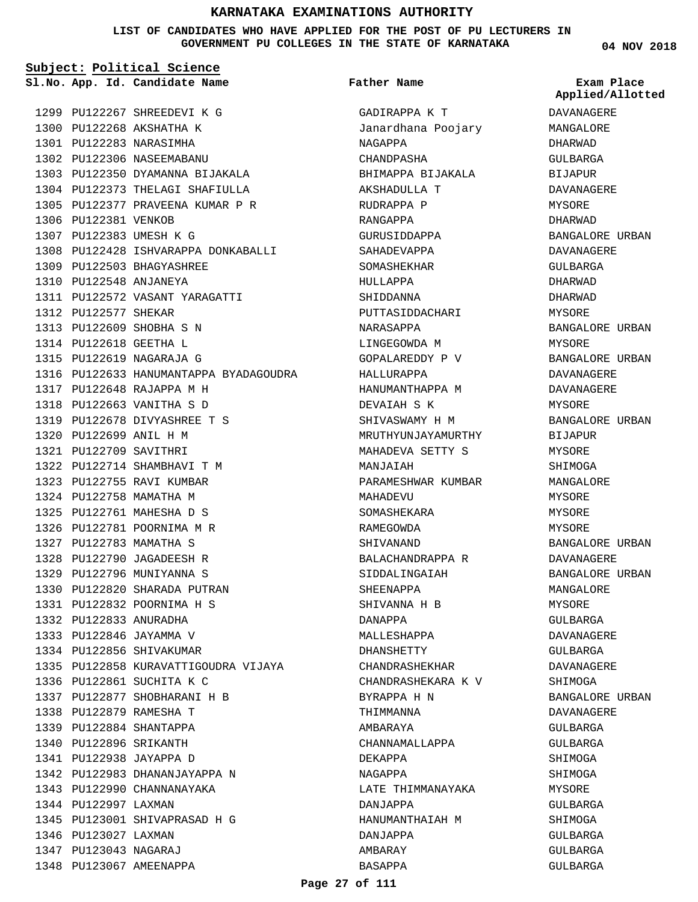# KARNATAKA EXAMINATIONS AUTHORITY

**LIST OF CANDIDATES WHO HAVE APPLIED FOR THE POST OF PU LECTURERS IN GOVERNMENT PU COLLEGES IN THE STATE OF KARNATAKA**

04 NOV 2018

**Subject: Political Science**

| Sl.No. | App. Id. | Candidate Name | Father Name | Exam Place Applied/Allotted |
|---|---|---|---|---|
| 1299 | PU122267 | SHREEDEVI K G | GADIRAPPA K T | DAVANAGERE |
| 1300 | PU122268 | AKSHATHA K | Janardhana Poojary | MANGALORE |
| 1301 | PU122283 | NARASIMHA | NAGAPPA | DHARWAD |
| 1302 | PU122306 | NASEEMABANU | CHANDPASHA | GULBARGA |
| 1303 | PU122350 | DYAMANNA BIJAKALA | BHIMAPPA BIJAKALA | BIJAPUR |
| 1304 | PU122373 | THELAGI SHAFIULLA | AKSHADULLA T | DAVANAGERE |
| 1305 | PU122377 | PRAVEENA KUMAR P R | RUDRAPPA P | MYSORE |
| 1306 | PU122381 | VENKOB | RANGAPPA | DHARWAD |
| 1307 | PU122383 | UMESH K G | GURUSIDDAPPA | BANGALORE URBAN |
| 1308 | PU122428 | ISHVARAPPA DONKABALLI | SAHADEVAPPA | DAVANAGERE |
| 1309 | PU122503 | BHAGYASHREE | SOMASHEKHAR | GULBARGA |
| 1310 | PU122548 | ANJANEYA | HULLAPPA | DHARWAD |
| 1311 | PU122572 | VASANT YARAGATTI | SHIDDANNA | DHARWAD |
| 1312 | PU122577 | SHEKAR | PUTTASIDDACHARI | MYSORE |
| 1313 | PU122609 | SHOBHA S N | NARASAPPA | BANGALORE URBAN |
| 1314 | PU122618 | GEETHA L | LINGEGOWDA M | MYSORE |
| 1315 | PU122619 | NAGARAJA G | GOPALAREDDY P V | BANGALORE URBAN |
| 1316 | PU122633 | HANUMANTAPPA BYADAGOUDRA | HALLURAPPA | DAVANAGERE |
| 1317 | PU122648 | RAJAPPA M H | HANUMANTHAPPA M | DAVANAGERE |
| 1318 | PU122663 | VANITHA S D | DEVAIAH S K | MYSORE |
| 1319 | PU122678 | DIVYASHREE T S | SHIVASWAMY H M | BANGALORE URBAN |
| 1320 | PU122699 | ANIL H M | MRUTHYUNJAYAMURTHY | BIJAPUR |
| 1321 | PU122709 | SAVITHRI | MAHADEVA SETTY S | MYSORE |
| 1322 | PU122714 | SHAMBHAVI T M | MANJAIAH | SHIMOGA |
| 1323 | PU122755 | RAVI KUMBAR | PARAMESHWAR KUMBAR | MANGALORE |
| 1324 | PU122758 | MAMATHA M | MAHADEVU | MYSORE |
| 1325 | PU122761 | MAHESHA D S | SOMASHEKARA | MYSORE |
| 1326 | PU122781 | POORNIMA M R | RAMEGOWDA | MYSORE |
| 1327 | PU122783 | MAMATHA S | SHIVANAND | BANGALORE URBAN |
| 1328 | PU122790 | JAGADEESH R | BALACHANDRAPPA R | DAVANAGERE |
| 1329 | PU122796 | MUNIYANNA S | SIDDALINGAIAH | BANGALORE URBAN |
| 1330 | PU122820 | SHARADA PUTRAN | SHEENAPPA | MANGALORE |
| 1331 | PU122832 | POORNIMA H S | SHIVANNA H B | MYSORE |
| 1332 | PU122833 | ANURADHA | DANAPPA | GULBARGA |
| 1333 | PU122846 | JAYAMMA V | MALLESHAPPA | DAVANAGERE |
| 1334 | PU122856 | SHIVAKUMAR | DHANSHETTY | GULBARGA |
| 1335 | PU122858 | KURAVATTIGOUDRA VIJAYA | CHANDRASHEKHAR | DAVANAGERE |
| 1336 | PU122861 | SUCHITA K C | CHANDRASHEKARA K V | SHIMOGA |
| 1337 | PU122877 | SHOBHARANI H B | BYRAPPA H N | BANGALORE URBAN |
| 1338 | PU122879 | RAMESHA T | THIMMANNA | DAVANAGERE |
| 1339 | PU122884 | SHANTAPPA | AMBARAYA | GULBARGA |
| 1340 | PU122896 | SRIKANTH | CHANNAMALLAPPA | GULBARGA |
| 1341 | PU122938 | JAYAPPA D | DEKAPPA | SHIMOGA |
| 1342 | PU122983 | DHANANJAYAPPA N | NAGAPPA | SHIMOGA |
| 1343 | PU122990 | CHANNANAYAKA | LATE THIMMANAYAKA | MYSORE |
| 1344 | PU122997 | LAXMAN | DANJAPPA | GULBARGA |
| 1345 | PU123001 | SHIVAPRASAD H G | HANUMANTHAIAH M | SHIMOGA |
| 1346 | PU123027 | LAXMAN | DANJAPPA | GULBARGA |
| 1347 | PU123043 | NAGARAJ | AMBARAY | GULBARGA |
| 1348 | PU123067 | AMEENAPPA | BASAPPA | GULBARGA |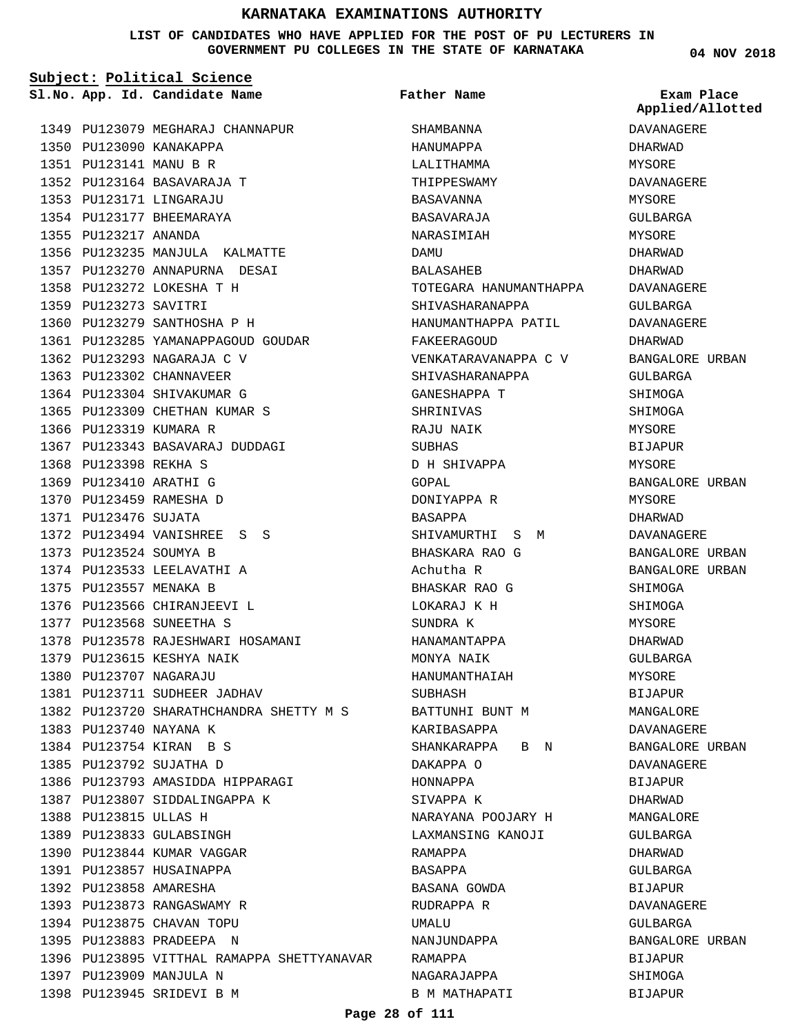# KARNATAKA EXAMINATIONS AUTHORITY

**LIST OF CANDIDATES WHO HAVE APPLIED FOR THE POST OF PU LECTURERS IN GOVERNMENT PU COLLEGES IN THE STATE OF KARNATAKA**

04 NOV 2018

**Subject: Political Science**

| Sl.No. | App. Id. | Candidate Name | Father Name | Exam Place Applied/Allotted |
|---|---|---|---|---|
| 1349 | PU123079 | MEGHARAJ CHANNAPUR | SHAMBANNA | DAVANAGERE |
| 1350 | PU123090 | KANAKAPPA | HANUMAPPA | DHARWAD |
| 1351 | PU123141 | MANU B R | LALITHAMMA | MYSORE |
| 1352 | PU123164 | BASAVARAJA T | THIPPESWAMY | DAVANAGERE |
| 1353 | PU123171 | LINGARAJU | BASAVANNA | MYSORE |
| 1354 | PU123177 | BHEEMARAYA | BASAVARAJA | GULBARGA |
| 1355 | PU123217 | ANANDA | NARASIMIAH | MYSORE |
| 1356 | PU123235 | MANJULA KALMATTE | DAMU | DHARWAD |
| 1357 | PU123270 | ANNAPURNA DESAI | BALASAHEB | DHARWAD |
| 1358 | PU123272 | LOKESHA T H | TOTEGARA HANUMANTHAPPA | DAVANAGERE |
| 1359 | PU123273 | SAVITRI | SHIVASHARANAPPA | GULBARGA |
| 1360 | PU123279 | SANTHOSHA P H | HANUMANTHAPPA PATIL | DAVANAGERE |
| 1361 | PU123285 | YAMANAPPAGOUD GOUDAR | FAKEERAGOUD | DHARWAD |
| 1362 | PU123293 | NAGARAJA C V | VENKATARAVANAPPA C V | BANGALORE URBAN |
| 1363 | PU123302 | CHANNAVEER | SHIVASHARANAPPA | GULBARGA |
| 1364 | PU123304 | SHIVAKUMAR G | GANESHAPPA T | SHIMOGA |
| 1365 | PU123309 | CHETHAN KUMAR S | SHRINIVAS | SHIMOGA |
| 1366 | PU123319 | KUMARA R | RAJU NAIK | MYSORE |
| 1367 | PU123343 | BASAVARAJ DUDDAGI | SUBHAS | BIJAPUR |
| 1368 | PU123398 | REKHA S | D H SHIVAPPA | MYSORE |
| 1369 | PU123410 | ARATHI G | GOPAL | BANGALORE URBAN |
| 1370 | PU123459 | RAMESHA D | DONIYAPPA R | MYSORE |
| 1371 | PU123476 | SUJATA | BASAPPA | DHARWAD |
| 1372 | PU123494 | VANISHREE S S | SHIVAMURTHI S M | DAVANAGERE |
| 1373 | PU123524 | SOUMYA B | BHASKARA RAO G | BANGALORE URBAN |
| 1374 | PU123533 | LEELAVATHI A | Achutha R | BANGALORE URBAN |
| 1375 | PU123557 | MENAKA B | BHASKAR RAO G | SHIMOGA |
| 1376 | PU123566 | CHIRANJEEVI L | LOKARAJ K H | SHIMOGA |
| 1377 | PU123568 | SUNEETHA S | SUNDRA K | MYSORE |
| 1378 | PU123578 | RAJESHWARI HOSAMANI | HANAMANTAPPA | DHARWAD |
| 1379 | PU123615 | KESHYA NAIK | MONYA NAIK | GULBARGA |
| 1380 | PU123707 | NAGARAJU | HANUMANTHAIAH | MYSORE |
| 1381 | PU123711 | SUDHEER JADHAV | SUBHASH | BIJAPUR |
| 1382 | PU123720 | SHARATHCHANDRA SHETTY M S | BATTUNHI BUNT M | MANGALORE |
| 1383 | PU123740 | NAYANA K | KARIBASAPPA | DAVANAGERE |
| 1384 | PU123754 | KIRAN B S | SHANKARAPPA B N | BANGALORE URBAN |
| 1385 | PU123792 | SUJATHA D | DAKAPPA O | DAVANAGERE |
| 1386 | PU123793 | AMASIDDA HIPPARAGI | HONNAPPA | BIJAPUR |
| 1387 | PU123807 | SIDDALINGAPPA K | SIVAPPA K | DHARWAD |
| 1388 | PU123815 | ULLAS H | NARAYANA POOJARY H | MANGALORE |
| 1389 | PU123833 | GULABSINGH | LAXMANSING KANOJI | GULBARGA |
| 1390 | PU123844 | KUMAR VAGGAR | RAMAPPA | DHARWAD |
| 1391 | PU123857 | HUSAINAPPA | BASAPPA | GULBARGA |
| 1392 | PU123858 | AMARESHA | BASANA GOWDA | BIJAPUR |
| 1393 | PU123873 | RANGASWAMY R | RUDRAPPA R | DAVANAGERE |
| 1394 | PU123875 | CHAVAN TOPU | UMALU | GULBARGA |
| 1395 | PU123883 | PRADEEPA N | NANJUNDAPPA | BANGALORE URBAN |
| 1396 | PU123895 | VITTHAL RAMAPPA SHETTYANAVAR | RAMAPPA | BIJAPUR |
| 1397 | PU123909 | MANJULA N | NAGARAJAPPA | SHIMOGA |
| 1398 | PU123945 | SRIDEVI B M | B M MATHAPATI | BIJAPUR |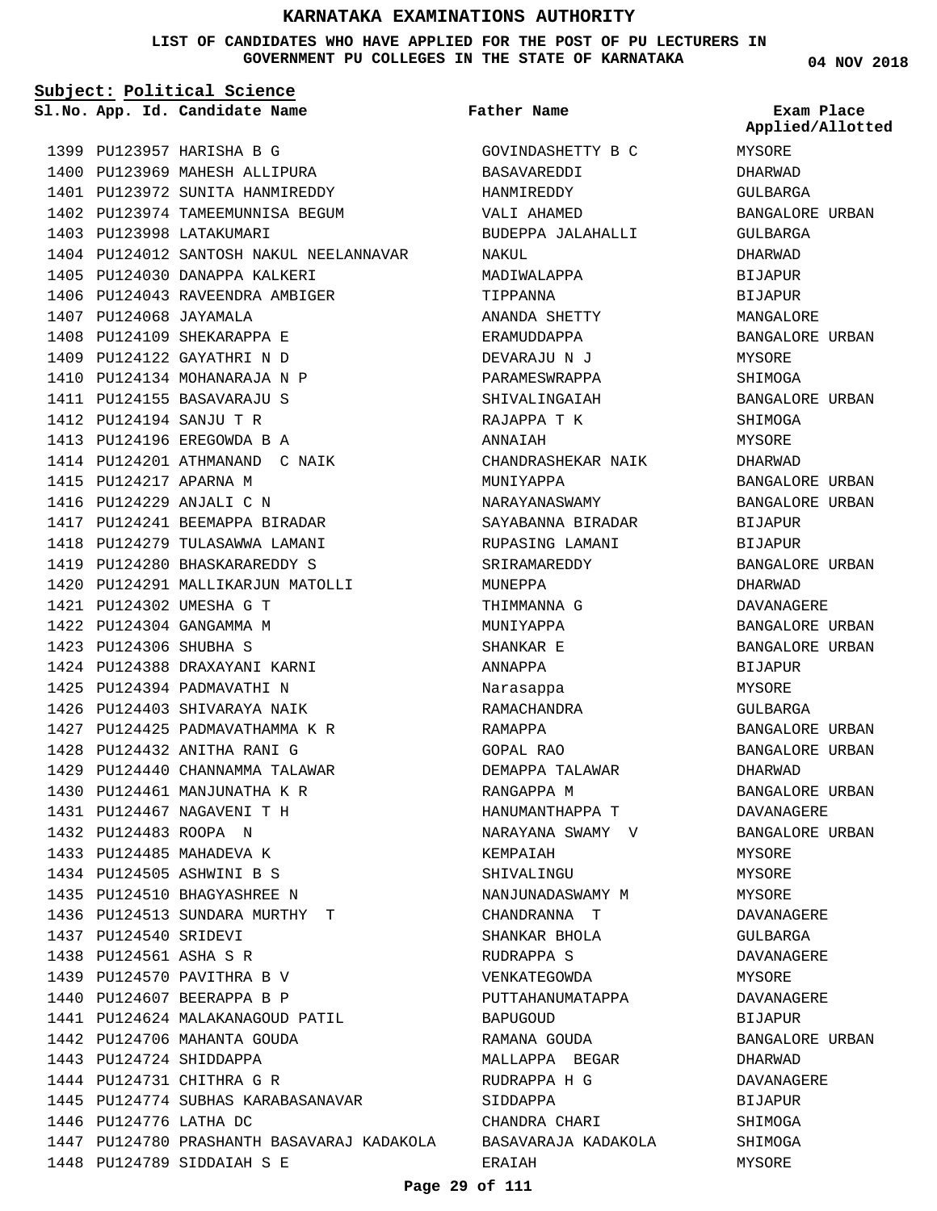# KARNATAKA EXAMINATIONS AUTHORITY

**LIST OF CANDIDATES WHO HAVE APPLIED FOR THE POST OF PU LECTURERS IN GOVERNMENT PU COLLEGES IN THE STATE OF KARNATAKA**

04 NOV 2018

**Subject: Political Science**

| Sl.No. | App. Id. | Candidate Name | Father Name | Exam Place Applied/Allotted |
|---|---|---|---|---|
| 1399 | PU123957 | HARISHA B G | GOVINDASHETTY B C | MYSORE |
| 1400 | PU123969 | MAHESH ALLIPURA | BASAVAREDDI | DHARWAD |
| 1401 | PU123972 | SUNITA HANMIREDDY | HANMIREDDY | GULBARGA |
| 1402 | PU123974 | TAMEEMUNNISA BEGUM | VALI AHAMED | BANGALORE URBAN |
| 1403 | PU123998 | LATAKUMARI | BUDEPPA JALAHALLI | GULBARGA |
| 1404 | PU124012 | SANTOSH NAKUL NEELANNAVAR | NAKUL | DHARWAD |
| 1405 | PU124030 | DANAPPA KALKERI | MADIWALAPPA | BIJAPUR |
| 1406 | PU124043 | RAVEENDRA AMBIGER | TIPPANNA | BIJAPUR |
| 1407 | PU124068 | JAYAMALA | ANANDA SHETTY | MANGALORE |
| 1408 | PU124109 | SHEKARAPPA E | ERAMUDDAPPA | BANGALORE URBAN |
| 1409 | PU124122 | GAYATHRI N D | DEVARAJU N J | MYSORE |
| 1410 | PU124134 | MOHANARAJA N P | PARAMESWRAPPA | SHIMOGA |
| 1411 | PU124155 | BASAVARAJU S | SHIVALINGAIAH | BANGALORE URBAN |
| 1412 | PU124194 | SANJU T R | RAJAPPA T K | SHIMOGA |
| 1413 | PU124196 | EREGOWDA B A | ANNAIAH | MYSORE |
| 1414 | PU124201 | ATHMANAND C NAIK | CHANDRASHEKAR NAIK | DHARWAD |
| 1415 | PU124217 | APARNA M | MUNIYAPPA | BANGALORE URBAN |
| 1416 | PU124229 | ANJALI C N | NARAYANASWAMY | BANGALORE URBAN |
| 1417 | PU124241 | BEEMAPPA BIRADAR | SAYABANNA BIRADAR | BIJAPUR |
| 1418 | PU124279 | TULASAWWA LAMANI | RUPASING LAMANI | BIJAPUR |
| 1419 | PU124280 | BHASKARAREDDY S | SRIRAMAREDDY | BANGALORE URBAN |
| 1420 | PU124291 | MALLIKARJUN MATOLLI | MUNEPPA | DHARWAD |
| 1421 | PU124302 | UMESHA G T | THIMMANNA G | DAVANAGERE |
| 1422 | PU124304 | GANGAMMA M | MUNIYAPPA | BANGALORE URBAN |
| 1423 | PU124306 | SHUBHA S | SHANKAR E | BANGALORE URBAN |
| 1424 | PU124388 | DRAXAYANI KARNI | ANNAPPA | BIJAPUR |
| 1425 | PU124394 | PADMAVATHI N | Narasappa | MYSORE |
| 1426 | PU124403 | SHIVARAYA NAIK | RAMACHANDRA | GULBARGA |
| 1427 | PU124425 | PADMAVATHAMMA K R | RAMAPPA | BANGALORE URBAN |
| 1428 | PU124432 | ANITHA RANI G | GOPAL RAO | BANGALORE URBAN |
| 1429 | PU124440 | CHANNAMMA TALAWAR | DEMAPPA TALAWAR | DHARWAD |
| 1430 | PU124461 | MANJUNATHA K R | RANGAPPA M | BANGALORE URBAN |
| 1431 | PU124467 | NAGAVENI T H | HANUMANTHAPPA T | DAVANAGERE |
| 1432 | PU124483 | ROOPA N | NARAYANA SWAMY V | BANGALORE URBAN |
| 1433 | PU124485 | MAHADEVA K | KEMPAIAH | MYSORE |
| 1434 | PU124505 | ASHWINI B S | SHIVALINGU | MYSORE |
| 1435 | PU124510 | BHAGYASHREE N | NANJUNADASWAMY M | MYSORE |
| 1436 | PU124513 | SUNDARA MURTHY T | CHANDRANNA T | DAVANAGERE |
| 1437 | PU124540 | SRIDEVI | SHANKAR BHOLA | GULBARGA |
| 1438 | PU124561 | ASHA S R | RUDRAPPA S | DAVANAGERE |
| 1439 | PU124570 | PAVITHRA B V | VENKATEGOWDA | MYSORE |
| 1440 | PU124607 | BEERAPPA B P | PUTTAHANUMATAPPA | DAVANAGERE |
| 1441 | PU124624 | MALAKANAGOUD PATIL | BAPUGOUD | BIJAPUR |
| 1442 | PU124706 | MAHANTA GOUDA | RAMANA GOUDA | BANGALORE URBAN |
| 1443 | PU124724 | SHIDDAPPA | MALLAPPA BEGAR | DHARWAD |
| 1444 | PU124731 | CHITHRA G R | RUDRAPPA H G | DAVANAGERE |
| 1445 | PU124774 | SUBHAS KARABASANAVAR | SIDDAPPA | BIJAPUR |
| 1446 | PU124776 | LATHA DC | CHANDRA CHARI | SHIMOGA |
| 1447 | PU124780 | PRASHANTH BASAVARAJ KADAKOLA | BASAVARAJA KADAKOLA | SHIMOGA |
| 1448 | PU124789 | SIDDAIAH S E | ERAIAH | MYSORE |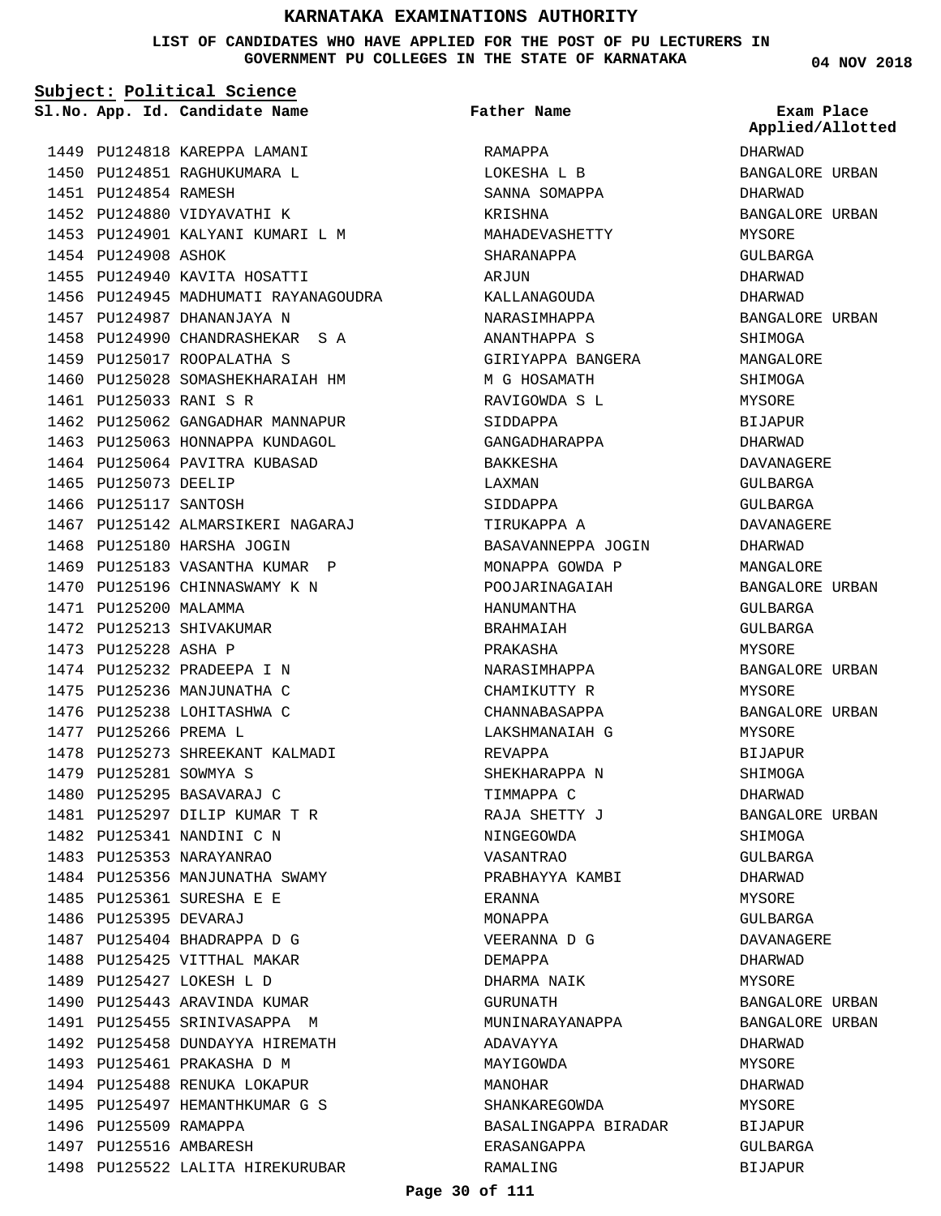# KARNATAKA EXAMINATIONS AUTHORITY

**LIST OF CANDIDATES WHO HAVE APPLIED FOR THE POST OF PU LECTURERS IN GOVERNMENT PU COLLEGES IN THE STATE OF KARNATAKA**

04 NOV 2018

**Subject: Political Science**

| Sl.No. | App. Id. | Candidate Name | Father Name | Exam Place Applied/Allotted |
|---|---|---|---|---|
| 1449 | PU124818 | KAREPPA LAMANI | RAMAPPA | DHARWAD |
| 1450 | PU124851 | RAGHUKUMARA L | LOKESHA L B | BANGALORE URBAN |
| 1451 | PU124854 | RAMESH | SANNA SOMAPPA | DHARWAD |
| 1452 | PU124880 | VIDYAVATHI K | KRISHNA | BANGALORE URBAN |
| 1453 | PU124901 | KALYANI KUMARI L M | MAHADEVASHETTY | MYSORE |
| 1454 | PU124908 | ASHOK | SHARANAPPA | GULBARGA |
| 1455 | PU124940 | KAVITA HOSATTI | ARJUN | DHARWAD |
| 1456 | PU124945 | MADHUMATI RAYANAGOUDRA | KALLANAGOUDA | DHARWAD |
| 1457 | PU124987 | DHANANJAYA N | NARASIMHAPPA | BANGALORE URBAN |
| 1458 | PU124990 | CHANDRASHEKAR S A | ANANTHAPPA S | SHIMOGA |
| 1459 | PU125017 | ROOPALATHA S | GIRIYAPPA BANGERA | MANGALORE |
| 1460 | PU125028 | SOMASHEKHARAIAH HM | M G HOSAMATH | SHIMOGA |
| 1461 | PU125033 | RANI S R | RAVIGOWDA S L | MYSORE |
| 1462 | PU125062 | GANGADHAR MANNAPUR | SIDDAPPA | BIJAPUR |
| 1463 | PU125063 | HONNAPPA KUNDAGOL | GANGADHARAPPA | DHARWAD |
| 1464 | PU125064 | PAVITRA KUBASAD | BAKKESHA | DAVANAGERE |
| 1465 | PU125073 | DEELIP | LAXMAN | GULBARGA |
| 1466 | PU125117 | SANTOSH | SIDDAPPA | GULBARGA |
| 1467 | PU125142 | ALMARSIKERI NAGARAJ | TIRUKAPPA A | DAVANAGERE |
| 1468 | PU125180 | HARSHA JOGIN | BASAVANNEPPA JOGIN | DHARWAD |
| 1469 | PU125183 | VASANTHA KUMAR P | MONAPPA GOWDA P | MANGALORE |
| 1470 | PU125196 | CHINNASWAMY K N | POOJARINAGAIAH | BANGALORE URBAN |
| 1471 | PU125200 | MALAMMA | HANUMANTHA | GULBARGA |
| 1472 | PU125213 | SHIVAKUMAR | BRAHMAIAH | GULBARGA |
| 1473 | PU125228 | ASHA P | PRAKASHA | MYSORE |
| 1474 | PU125232 | PRADEEPA I N | NARASIMHAPPA | BANGALORE URBAN |
| 1475 | PU125236 | MANJUNATHA C | CHAMIKUTTY R | MYSORE |
| 1476 | PU125238 | LOHITASHWA C | CHANNABASAPPA | BANGALORE URBAN |
| 1477 | PU125266 | PREMA L | LAKSHMANAIAH G | MYSORE |
| 1478 | PU125273 | SHREEKANT KALMADI | REVAPPA | BIJAPUR |
| 1479 | PU125281 | SOWMYA S | SHEKHARAPPA N | SHIMOGA |
| 1480 | PU125295 | BASAVARAJ C | TIMMAPPA C | DHARWAD |
| 1481 | PU125297 | DILIP KUMAR T R | RAJA SHETTY J | BANGALORE URBAN |
| 1482 | PU125341 | NANDINI C N | NINGEGOWDA | SHIMOGA |
| 1483 | PU125353 | NARAYANRAO | VASANTRAO | GULBARGA |
| 1484 | PU125356 | MANJUNATHA SWAMY | PRABHAYYA KAMBI | DHARWAD |
| 1485 | PU125361 | SURESHA E E | ERANNA | MYSORE |
| 1486 | PU125395 | DEVARAJ | MONAPPA | GULBARGA |
| 1487 | PU125404 | BHADRAPPA D G | VEERANNA D G | DAVANAGERE |
| 1488 | PU125425 | VITTHAL MAKAR | DEMAPPA | DHARWAD |
| 1489 | PU125427 | LOKESH L D | DHARMA NAIK | MYSORE |
| 1490 | PU125443 | ARAVINDA KUMAR | GURUNATH | BANGALORE URBAN |
| 1491 | PU125455 | SRINIVASAPPA M | MUNINARAYANAPPA | BANGALORE URBAN |
| 1492 | PU125458 | DUNDAYYA HIREMATH | ADAVAYYA | DHARWAD |
| 1493 | PU125461 | PRAKASHA D M | MAYIGOWDA | MYSORE |
| 1494 | PU125488 | RENUKA LOKAPUR | MANOHAR | DHARWAD |
| 1495 | PU125497 | HEMANTHKUMAR G S | SHANKAREGOWDA | MYSORE |
| 1496 | PU125509 | RAMAPPA | BASALINGAPPA BIRADAR | BIJAPUR |
| 1497 | PU125516 | AMBARESH | ERASANGAPPA | GULBARGA |
| 1498 | PU125522 | LALITA HIREKURUBAR | RAMALING | BIJAPUR |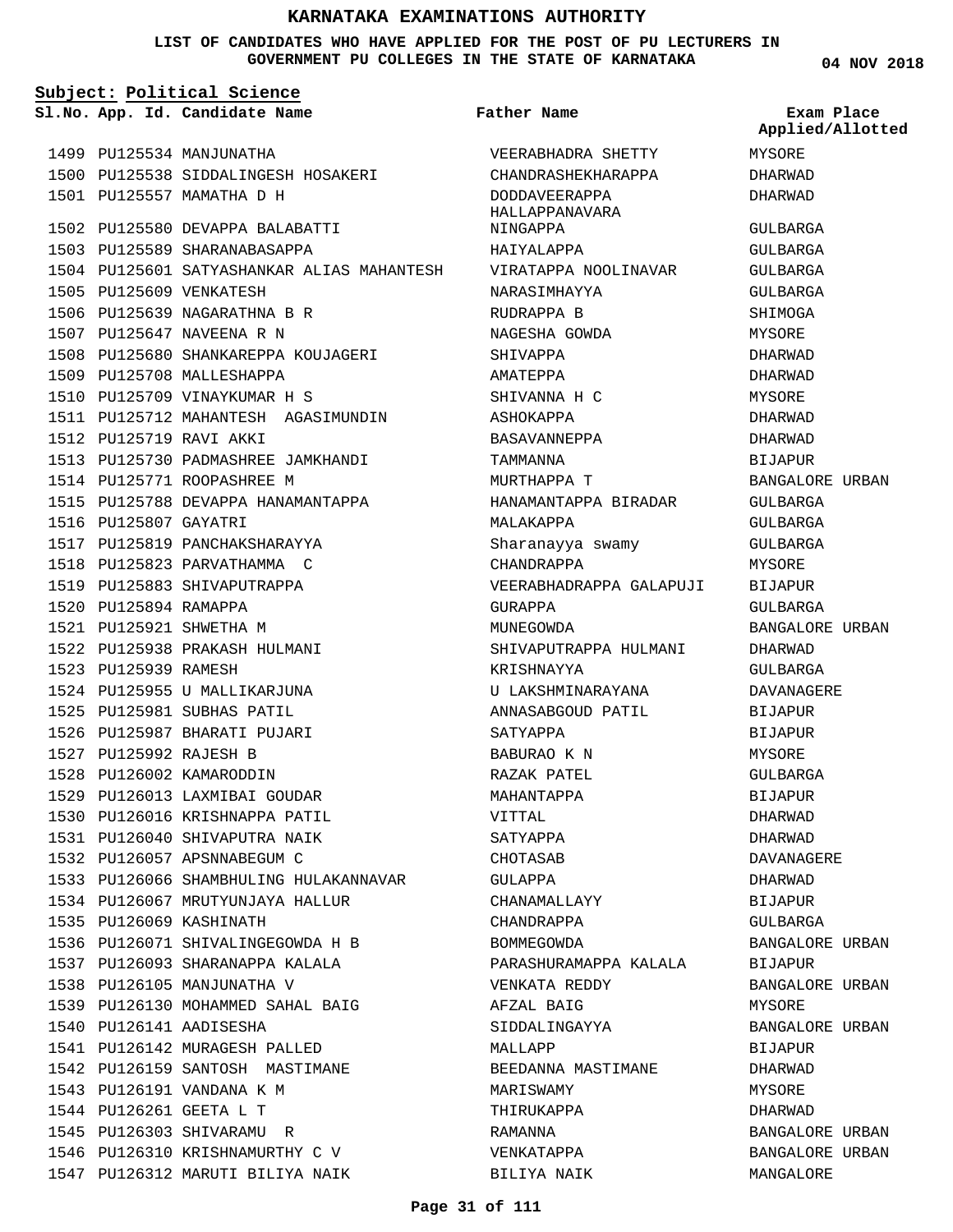# KARNATAKA EXAMINATIONS AUTHORITY

**LIST OF CANDIDATES WHO HAVE APPLIED FOR THE POST OF PU LECTURERS IN GOVERNMENT PU COLLEGES IN THE STATE OF KARNATAKA**

04 NOV 2018

**Subject: Political Science**

| Sl.No. | App. Id. | Candidate Name | Father Name | Exam Place Applied/Allotted |
|---|---|---|---|---|
| 1499 | PU125534 | MANJUNATHA | VEERABHADRA SHETTY | MYSORE |
| 1500 | PU125538 | SIDDALINGESH HOSAKERI | CHANDRASHEKHARAPPA | DHARWAD |
| 1501 | PU125557 | MAMATHA D H | DODDAVEERAPPA HALLAPPANAVARA | DHARWAD |
| 1502 | PU125580 | DEVAPPA BALABATTI | NINGAPPA | GULBARGA |
| 1503 | PU125589 | SHARANABASAPPA | HAIYALAPPA | GULBARGA |
| 1504 | PU125601 | SATYASHANKAR ALIAS MAHANTESH | VIRATAPPA NOOLINAVAR | GULBARGA |
| 1505 | PU125609 | VENKATESH | NARASIMHAYYA | GULBARGA |
| 1506 | PU125639 | NAGARATHNA B R | RUDRAPPA B | SHIMOGA |
| 1507 | PU125647 | NAVEENA R N | NAGESHA GOWDA | MYSORE |
| 1508 | PU125680 | SHANKAREPPA KOUJAGERI | SHIVAPPA | DHARWAD |
| 1509 | PU125708 | MALLESHAPPA | AMATEPPA | DHARWAD |
| 1510 | PU125709 | VINAYKUMAR H S | SHIVANNA H C | MYSORE |
| 1511 | PU125712 | MAHANTESH AGASIMUNDIN | ASHOKAPPA | DHARWAD |
| 1512 | PU125719 | RAVI AKKI | BASAVANNEPPA | DHARWAD |
| 1513 | PU125730 | PADMASHREE JAMKHANDI | TAMMANNA | BIJAPUR |
| 1514 | PU125771 | ROOPASHREE M | MURTHAPPA T | BANGALORE URBAN |
| 1515 | PU125788 | DEVAPPA HANAMANTAPPA | HANAMANTAPPA BIRADAR | GULBARGA |
| 1516 | PU125807 | GAYATRI | MALAKAPPA | GULBARGA |
| 1517 | PU125819 | PANCHAKSHARAYYA | Sharanayya swamy | GULBARGA |
| 1518 | PU125823 | PARVATHAMMA C | CHANDRAPPA | MYSORE |
| 1519 | PU125883 | SHIVAPUTRAPPA | VEERABHADRAPPA GALAPUJI | BIJAPUR |
| 1520 | PU125894 | RAMAPPA | GURAPPA | GULBARGA |
| 1521 | PU125921 | SHWETHA M | MUNEGOWDA | BANGALORE URBAN |
| 1522 | PU125938 | PRAKASH HULMANI | SHIVAPUTRAPPA HULMANI | DHARWAD |
| 1523 | PU125939 | RAMESH | KRISHNAYYA | GULBARGA |
| 1524 | PU125955 | U MALLIKARJUNA | U LAKSHMINARAYANA | DAVANAGERE |
| 1525 | PU125981 | SUBHAS PATIL | ANNASABGOUD PATIL | BIJAPUR |
| 1526 | PU125987 | BHARATI PUJARI | SATYAPPA | BIJAPUR |
| 1527 | PU125992 | RAJESH B | BABURAO K N | MYSORE |
| 1528 | PU126002 | KAMARODDIN | RAZAK PATEL | GULBARGA |
| 1529 | PU126013 | LAXMIBAI GOUDAR | MAHANTAPPA | BIJAPUR |
| 1530 | PU126016 | KRISHNAPPA PATIL | VITTAL | DHARWAD |
| 1531 | PU126040 | SHIVAPUTRA NAIK | SATYAPPA | DHARWAD |
| 1532 | PU126057 | APSNNABEGUM C | CHOTASAB | DAVANAGERE |
| 1533 | PU126066 | SHAMBHULING HULAKANNAVAR | GULAPPA | DHARWAD |
| 1534 | PU126067 | MRUTYUNJAYA HALLUR | CHANAMALLAYY | BIJAPUR |
| 1535 | PU126069 | KASHINATH | CHANDRAPPA | GULBARGA |
| 1536 | PU126071 | SHIVALINGEGOWDA H B | BOMMEGOWDA | BANGALORE URBAN |
| 1537 | PU126093 | SHARANAPPA KALALA | PARASHURAMAPPA KALALA | BIJAPUR |
| 1538 | PU126105 | MANJUNATHA V | VENKATA REDDY | BANGALORE URBAN |
| 1539 | PU126130 | MOHAMMED SAHAL BAIG | AFZAL BAIG | MYSORE |
| 1540 | PU126141 | AADISESHA | SIDDALINGAYYA | BANGALORE URBAN |
| 1541 | PU126142 | MURAGESH PALLED | MALLAPP | BIJAPUR |
| 1542 | PU126159 | SANTOSH MASTIMANE | BEEDANNA MASTIMANE | DHARWAD |
| 1543 | PU126191 | VANDANA K M | MARISWAMY | MYSORE |
| 1544 | PU126261 | GEETA L T | THIRUKAPPA | DHARWAD |
| 1545 | PU126303 | SHIVARAMU R | RAMANNA | BANGALORE URBAN |
| 1546 | PU126310 | KRISHNAMURTHY C V | VENKATAPPA | BANGALORE URBAN |
| 1547 | PU126312 | MARUTI BILIYA NAIK | BILIYA NAIK | MANGALORE |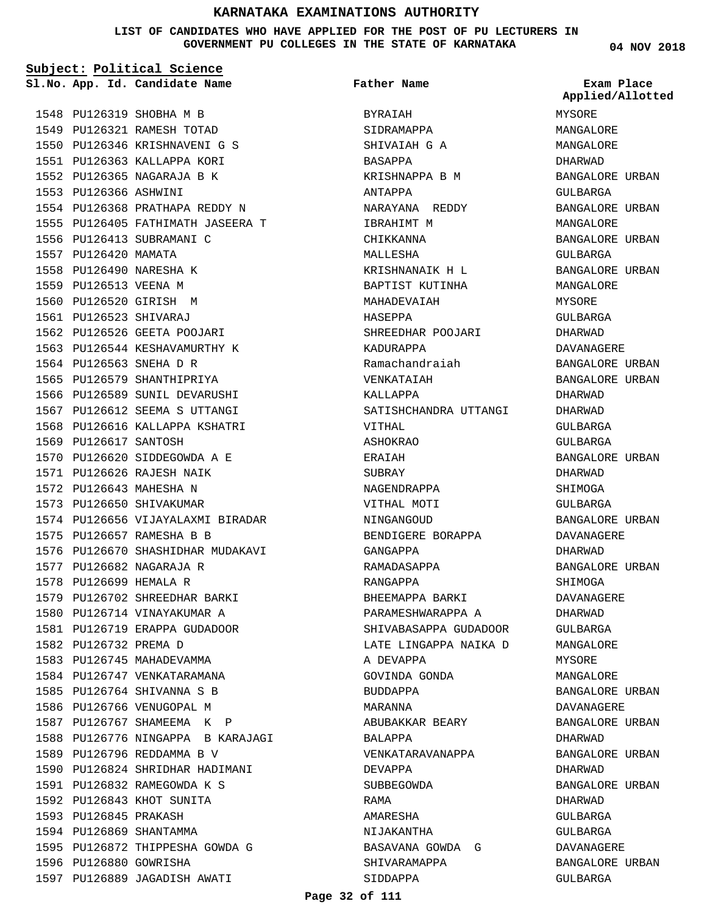# KARNATAKA EXAMINATIONS AUTHORITY

**LIST OF CANDIDATES WHO HAVE APPLIED FOR THE POST OF PU LECTURERS IN GOVERNMENT PU COLLEGES IN THE STATE OF KARNATAKA**

**04 NOV 2018**

**Subject: Political Science**

| Sl.No. | App. Id. | Candidate Name | Father Name | Exam Place Applied/Allotted |
|---|---|---|---|---|
| 1548 | PU126319 | SHOBHA M B | BYRAIAH | MYSORE |
| 1549 | PU126321 | RAMESH TOTAD | SIDRAMAPPA | MANGALORE |
| 1550 | PU126346 | KRISHNAVENI G S | SHIVAIAH G A | MANGALORE |
| 1551 | PU126363 | KALLAPPA KORI | BASAPPA | DHARWAD |
| 1552 | PU126365 | NAGARAJA B K | KRISHNAPPA B M | BANGALORE URBAN |
| 1553 | PU126366 | ASHWINI | ANTAPPA | GULBARGA |
| 1554 | PU126368 | PRATHAPA REDDY N | NARAYANA REDDY | BANGALORE URBAN |
| 1555 | PU126405 | FATHIMATH JASEERA T | IBRAHIMT M | MANGALORE |
| 1556 | PU126413 | SUBRAMANI C | CHIKKANNA | BANGALORE URBAN |
| 1557 | PU126420 | MAMATA | MALLESHA | GULBARGA |
| 1558 | PU126490 | NARESHA K | KRISHNANAIK H L | BANGALORE URBAN |
| 1559 | PU126513 | VEENA M | BAPTIST KUTINHA | MANGALORE |
| 1560 | PU126520 | GIRISH M | MAHADEVAIAH | MYSORE |
| 1561 | PU126523 | SHIVARAJ | HASEPPA | GULBARGA |
| 1562 | PU126526 | GEETA POOJARI | SHREEDHAR POOJARI | DHARWAD |
| 1563 | PU126544 | KESHAVAMURTHY K | KADURAPPA | DAVANAGERE |
| 1564 | PU126563 | SNEHA D R | Ramachandraiah | BANGALORE URBAN |
| 1565 | PU126579 | SHANTHIPRIYA | VENKATAIAH | BANGALORE URBAN |
| 1566 | PU126589 | SUNIL DEVARUSHI | KALLAPPA | DHARWAD |
| 1567 | PU126612 | SEEMA S UTTANGI | SATISHCHANDRA UTTANGI | DHARWAD |
| 1568 | PU126616 | KALLAPPA KSHATRI | VITHAL | GULBARGA |
| 1569 | PU126617 | SANTOSH | ASHOKRAO | GULBARGA |
| 1570 | PU126620 | SIDDEGOWDA A E | ERAIAH | BANGALORE URBAN |
| 1571 | PU126626 | RAJESH NAIK | SUBRAY | DHARWAD |
| 1572 | PU126643 | MAHESHA N | NAGENDRAPPA | SHIMOGA |
| 1573 | PU126650 | SHIVAKUMAR | VITHAL MOTI | GULBARGA |
| 1574 | PU126656 | VIJAYALAXMI BIRADAR | NINGANGOUD | BANGALORE URBAN |
| 1575 | PU126657 | RAMESHA B B | BENDIGERE BORAPPA | DAVANAGERE |
| 1576 | PU126670 | SHASHIDHAR MUDAKAVI | GANGAPPA | DHARWAD |
| 1577 | PU126682 | NAGARAJA R | RAMADASAPPA | BANGALORE URBAN |
| 1578 | PU126699 | HEMALA R | RANGAPPA | SHIMOGA |
| 1579 | PU126702 | SHREEDHAR BARKI | BHEEMAPPA BARKI | DAVANAGERE |
| 1580 | PU126714 | VINAYAKUMAR A | PARAMESHWARAPPA A | DHARWAD |
| 1581 | PU126719 | ERAPPA GUDADOOR | SHIVABASAPPA GUDADOOR | GULBARGA |
| 1582 | PU126732 | PREMA D | LATE LINGAPPA NAIKA D | MANGALORE |
| 1583 | PU126745 | MAHADEVAMMA | A DEVAPPA | MYSORE |
| 1584 | PU126747 | VENKATARAMANA | GOVINDA GONDA | MANGALORE |
| 1585 | PU126764 | SHIVANNA S B | BUDDAPPA | BANGALORE URBAN |
| 1586 | PU126766 | VENUGOPAL M | MARANNA | DAVANAGERE |
| 1587 | PU126767 | SHAMEEMA K P | ABUBAKKAR BEARY | BANGALORE URBAN |
| 1588 | PU126776 | NINGAPPA B KARAJAGI | BALAPPA | DHARWAD |
| 1589 | PU126796 | REDDAMMA B V | VENKATARAVANAPPA | BANGALORE URBAN |
| 1590 | PU126824 | SHRIDHAR HADIMANI | DEVAPPA | DHARWAD |
| 1591 | PU126832 | RAMEGOWDA K S | SUBBEGOWDA | BANGALORE URBAN |
| 1592 | PU126843 | KHOT SUNITA | RAMA | DHARWAD |
| 1593 | PU126845 | PRAKASH | AMARESHA | GULBARGA |
| 1594 | PU126869 | SHANTAMMA | NIJAKANTHA | GULBARGA |
| 1595 | PU126872 | THIPPESHA GOWDA G | BASAVANA GOWDA G | DAVANAGERE |
| 1596 | PU126880 | GOWRISHA | SHIVARAMAPPA | BANGALORE URBAN |
| 1597 | PU126889 | JAGADISH AWATI | SIDDAPPA | GULBARGA |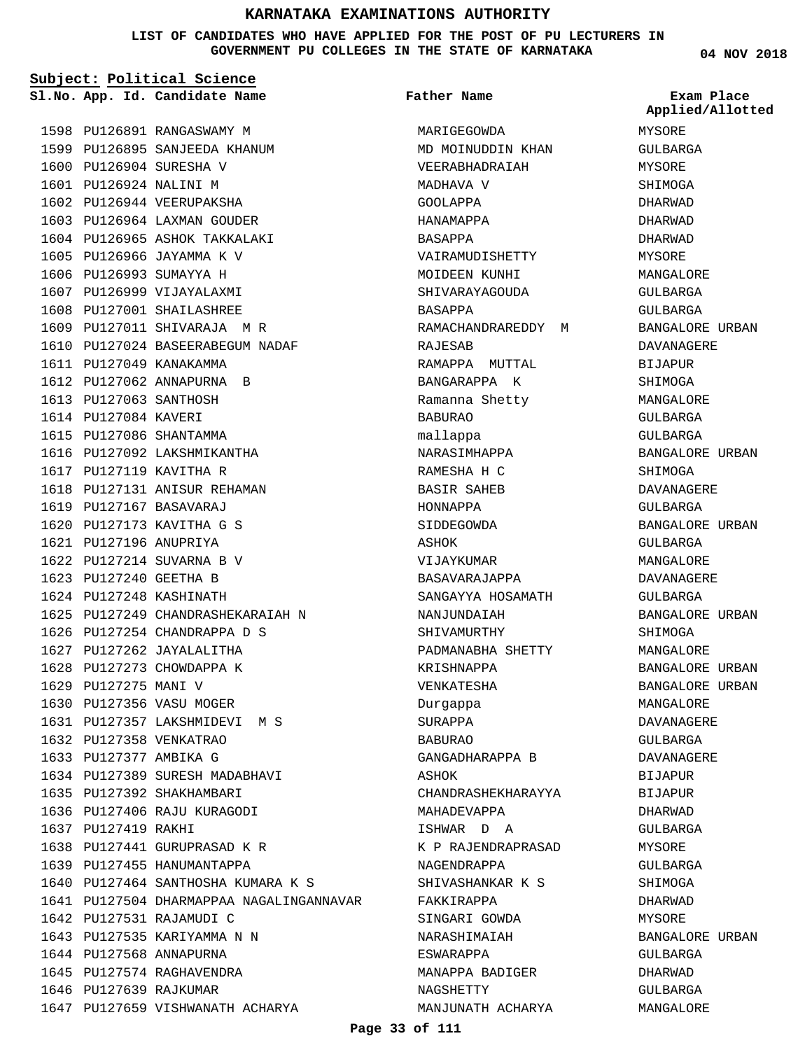# KARNATAKA EXAMINATIONS AUTHORITY

**LIST OF CANDIDATES WHO HAVE APPLIED FOR THE POST OF PU LECTURERS IN GOVERNMENT PU COLLEGES IN THE STATE OF KARNATAKA**

04 NOV 2018

**Subject: Political Science**

| Sl.No. | App. Id. | Candidate Name | Father Name | Exam Place Applied/Allotted |
|---|---|---|---|---|
| 1598 | PU126891 | RANGASWAMY M | MARIGEGOWDA | MYSORE |
| 1599 | PU126895 | SANJEEDA KHANUM | MD MOINUDDIN KHAN | GULBARGA |
| 1600 | PU126904 | SURESHA V | VEERABHADRAIAH | MYSORE |
| 1601 | PU126924 | NALINI M | MADHAVA V | SHIMOGA |
| 1602 | PU126944 | VEERUPAKSHA | GOOLAPPA | DHARWAD |
| 1603 | PU126964 | LAXMAN GOUDER | HANAMAPPA | DHARWAD |
| 1604 | PU126965 | ASHOK TAKKALAKI | BASAPPA | DHARWAD |
| 1605 | PU126966 | JAYAMMA K V | VAIRAMUDISHETTY | MYSORE |
| 1606 | PU126993 | SUMAYYA H | MOIDEEN KUNHI | MANGALORE |
| 1607 | PU126999 | VIJAYALAXMI | SHIVARAYAGOUDA | GULBARGA |
| 1608 | PU127001 | SHAILASHREE | BASAPPA | GULBARGA |
| 1609 | PU127011 | SHIVARAJA M R | RAMACHANDRAREDDY M | BANGALORE URBAN |
| 1610 | PU127024 | BASEERABEGUM NADAF | RAJESAB | DAVANAGERE |
| 1611 | PU127049 | KANAKAMMA | RAMAPPA MUTTAL | BIJAPUR |
| 1612 | PU127062 | ANNAPURNA B | BANGARAPPA K | SHIMOGA |
| 1613 | PU127063 | SANTHOSH | Ramanna Shetty | MANGALORE |
| 1614 | PU127084 | KAVERI | BABURAO | GULBARGA |
| 1615 | PU127086 | SHANTAMMA | mallappa | GULBARGA |
| 1616 | PU127092 | LAKSHMIKANTHA | NARASIMHAPPA | BANGALORE URBAN |
| 1617 | PU127119 | KAVITHA R | RAMESHA H C | SHIMOGA |
| 1618 | PU127131 | ANISUR REHAMAN | BASIR SAHEB | DAVANAGERE |
| 1619 | PU127167 | BASAVARAJ | HONNAPPA | GULBARGA |
| 1620 | PU127173 | KAVITHA G S | SIDDEGOWDA | BANGALORE URBAN |
| 1621 | PU127196 | ANUPRIYA | ASHOK | GULBARGA |
| 1622 | PU127214 | SUVARNA B V | VIJAYKUMAR | MANGALORE |
| 1623 | PU127240 | GEETHA B | BASAVARAJAPPA | DAVANAGERE |
| 1624 | PU127248 | KASHINATH | SANGAYYA HOSAMATH | GULBARGA |
| 1625 | PU127249 | CHANDRASHEKARAIAH N | NANJUNDAIAH | BANGALORE URBAN |
| 1626 | PU127254 | CHANDRAPPA D S | SHIVAMURTHY | SHIMOGA |
| 1627 | PU127262 | JAYALALITHA | PADMANABHA SHETTY | MANGALORE |
| 1628 | PU127273 | CHOWDAPPA K | KRISHNAPPA | BANGALORE URBAN |
| 1629 | PU127275 | MANI V | VENKATESHA | BANGALORE URBAN |
| 1630 | PU127356 | VASU MOGER | Durgappa | MANGALORE |
| 1631 | PU127357 | LAKSHMIDEVI M S | SURAPPA | DAVANAGERE |
| 1632 | PU127358 | VENKATRAO | BABURAO | GULBARGA |
| 1633 | PU127377 | AMBIKA G | GANGADHARAPPA B | DAVANAGERE |
| 1634 | PU127389 | SURESH MADABHAVI | ASHOK | BIJAPUR |
| 1635 | PU127392 | SHAKHAMBARI | CHANDRASHEKHARAYYA | BIJAPUR |
| 1636 | PU127406 | RAJU KURAGODI | MAHADEVAPPA | DHARWAD |
| 1637 | PU127419 | RAKHI | ISHWAR D A | GULBARGA |
| 1638 | PU127441 | GURUPRASAD K R | K P RAJENDRAPRASAD | MYSORE |
| 1639 | PU127455 | HANUMANTAPPA | NAGENDRAPPA | GULBARGA |
| 1640 | PU127464 | SANTHOSHA KUMARA K S | SHIVASHANKAR K S | SHIMOGA |
| 1641 | PU127504 | DHARMAPPAA NAGALINGANNAVAR | FAKKIRAPPA | DHARWAD |
| 1642 | PU127531 | RAJAMUDI C | SINGARI GOWDA | MYSORE |
| 1643 | PU127535 | KARIYAMMA N N | NARASHIMAIAH | BANGALORE URBAN |
| 1644 | PU127568 | ANNAPURNA | ESWARAPPA | GULBARGA |
| 1645 | PU127574 | RAGHAVENDRA | MANAPPA BADIGER | DHARWAD |
| 1646 | PU127639 | RAJKUMAR | NAGSHETTY | GULBARGA |
| 1647 | PU127659 | VISHWANATH ACHARYA | MANJUNATH ACHARYA | MANGALORE |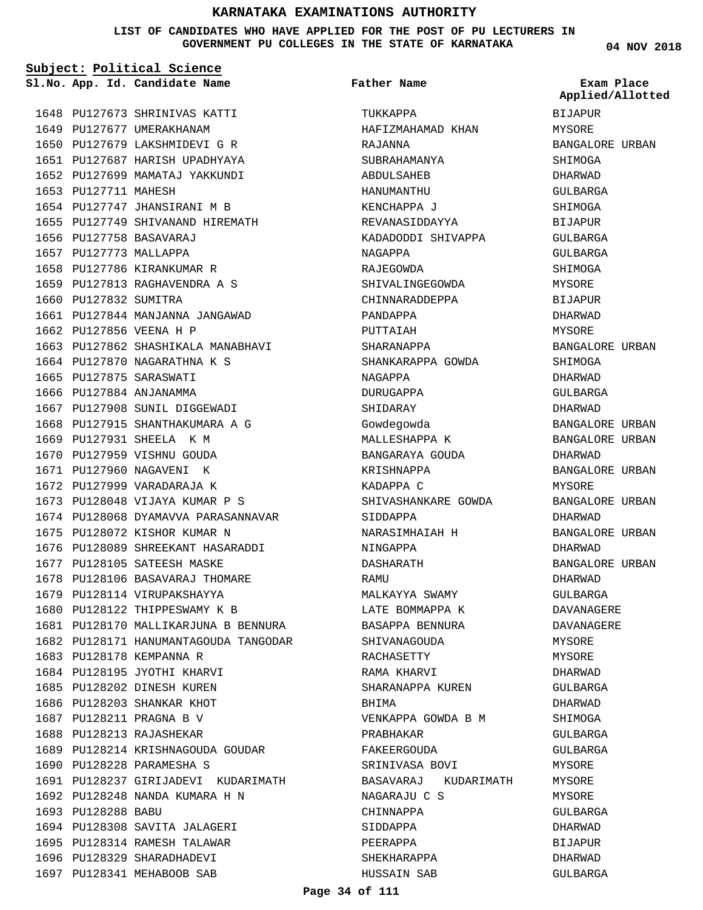# KARNATAKA EXAMINATIONS AUTHORITY

**LIST OF CANDIDATES WHO HAVE APPLIED FOR THE POST OF PU LECTURERS IN GOVERNMENT PU COLLEGES IN THE STATE OF KARNATAKA**

04 NOV 2018

**Subject: Political Science**

| Sl.No. | App. Id. | Candidate Name | Father Name | Exam Place Applied/Allotted |
|---|---|---|---|---|
| 1648 | PU127673 | SHRINIVAS KATTI | TUKKAPPA | BIJAPUR |
| 1649 | PU127677 | UMERAKHANAM | HAFIZMAHAMAD KHAN | MYSORE |
| 1650 | PU127679 | LAKSHMIDEVI G R | RAJANNA | BANGALORE URBAN |
| 1651 | PU127687 | HARISH UPADHYAYA | SUBRAHAMANYA | SHIMOGA |
| 1652 | PU127699 | MAMATAJ YAKKUNDI | ABDULSAHEB | DHARWAD |
| 1653 | PU127711 | MAHESH | HANUMANTHU | GULBARGA |
| 1654 | PU127747 | JHANSIRANI M B | KENCHAPPA J | SHIMOGA |
| 1655 | PU127749 | SHIVANAND HIREMATH | REVANASIDDAYYA | BIJAPUR |
| 1656 | PU127758 | BASAVARAJ | KADADODDI SHIVAPPA | GULBARGA |
| 1657 | PU127773 | MALLAPPA | NAGAPPA | GULBARGA |
| 1658 | PU127786 | KIRANKUMAR R | RAJEGOWDA | SHIMOGA |
| 1659 | PU127813 | RAGHAVENDRA A S | SHIVALINGEGOWDA | MYSORE |
| 1660 | PU127832 | SUMITRA | CHINNARADDEPPA | BIJAPUR |
| 1661 | PU127844 | MANJANNA JANGAWAD | PANDAPPA | DHARWAD |
| 1662 | PU127856 | VEENA H P | PUTTAIAH | MYSORE |
| 1663 | PU127862 | SHASHIKALA MANABHAVI | SHARANAPPA | BANGALORE URBAN |
| 1664 | PU127870 | NAGARATHNA K S | SHANKARAPPA GOWDA | SHIMOGA |
| 1665 | PU127875 | SARASWATI | NAGAPPA | DHARWAD |
| 1666 | PU127884 | ANJANAMMA | DURUGAPPA | GULBARGA |
| 1667 | PU127908 | SUNIL DIGGEWADI | SHIDARAY | DHARWAD |
| 1668 | PU127915 | SHANTHAKUMARA A G | Gowdegowda | BANGALORE URBAN |
| 1669 | PU127931 | SHEELA K M | MALLESHAPPA K | BANGALORE URBAN |
| 1670 | PU127959 | VISHNU GOUDA | BANGARAYA GOUDA | DHARWAD |
| 1671 | PU127960 | NAGAVENI K | KRISHNAPPA | BANGALORE URBAN |
| 1672 | PU127999 | VARADARAJA K | KADAPPA C | MYSORE |
| 1673 | PU128048 | VIJAYA KUMAR P S | SHIVASHANKARE GOWDA | BANGALORE URBAN |
| 1674 | PU128068 | DYAMAVVA PARASANNAVAR | SIDDAPPA | DHARWAD |
| 1675 | PU128072 | KISHOR KUMAR N | NARASIMHAIAH H | BANGALORE URBAN |
| 1676 | PU128089 | SHREEKANT HASARADDI | NINGAPPA | DHARWAD |
| 1677 | PU128105 | SATEESH MASKE | DASHARATH | BANGALORE URBAN |
| 1678 | PU128106 | BASAVARAJ THOMARE | RAMU | DHARWAD |
| 1679 | PU128114 | VIRUPAKSHAYYA | MALKAYYA SWAMY | GULBARGA |
| 1680 | PU128122 | THIPPESWAMY K B | LATE BOMMAPPA K | DAVANAGERE |
| 1681 | PU128170 | MALLIKARJUNA B BENNURA | BASAPPA BENNURA | DAVANAGERE |
| 1682 | PU128171 | HANUMANTAGOUDA TANGODAR | SHIVANAGOUDA | MYSORE |
| 1683 | PU128178 | KEMPANNA R | RACHASETTY | MYSORE |
| 1684 | PU128195 | JYOTHI KHARVI | RAMA KHARVI | DHARWAD |
| 1685 | PU128202 | DINESH KUREN | SHARANAPPA KUREN | GULBARGA |
| 1686 | PU128203 | SHANKAR KHOT | BHIMA | DHARWAD |
| 1687 | PU128211 | PRAGNA B V | VENKAPPA GOWDA B M | SHIMOGA |
| 1688 | PU128213 | RAJASHEKAR | PRABHAKAR | GULBARGA |
| 1689 | PU128214 | KRISHNAGOUDA GOUDAR | FAKEERGOUDA | GULBARGA |
| 1690 | PU128228 | PARAMESHA S | SRINIVASA BOVI | MYSORE |
| 1691 | PU128237 | GIRIJADEVI KUDARIMATH | BASAVARAJ KUDARIMATH | MYSORE |
| 1692 | PU128248 | NANDA KUMARA H N | NAGARAJU C S | MYSORE |
| 1693 | PU128288 | BABU | CHINNAPPA | GULBARGA |
| 1694 | PU128308 | SAVITA JALAGERI | SIDDAPPA | DHARWAD |
| 1695 | PU128314 | RAMESH TALAWAR | PEERAPPA | BIJAPUR |
| 1696 | PU128329 | SHARADHADEVI | SHEKHARAPPA | DHARWAD |
| 1697 | PU128341 | MEHABOOB SAB | HUSSAIN SAB | GULBARGA |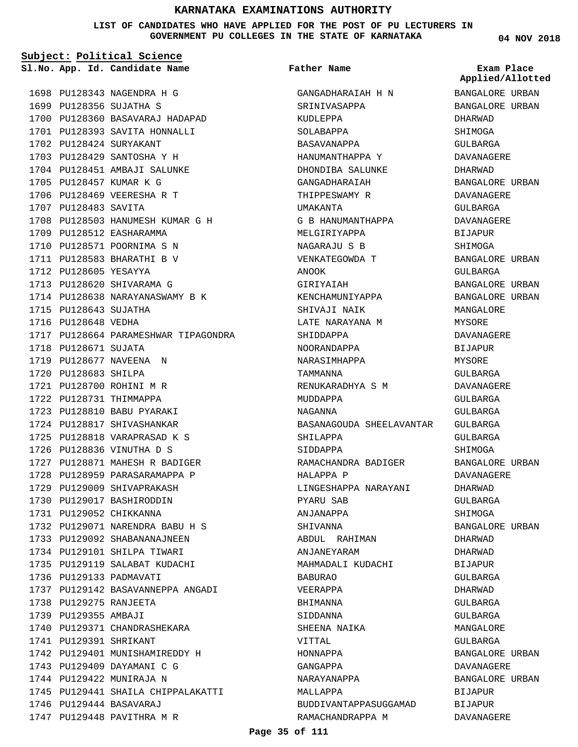# KARNATAKA EXAMINATIONS AUTHORITY

**LIST OF CANDIDATES WHO HAVE APPLIED FOR THE POST OF PU LECTURERS IN GOVERNMENT PU COLLEGES IN THE STATE OF KARNATAKA**

04 NOV 2018

**Subject: Political Science**

| Sl.No. | App. Id. | Candidate Name | Father Name | Exam Place Applied/Allotted |
|---|---|---|---|---|
| 1698 | PU128343 | NAGENDRA H G | GANGADHARAIAH H N | BANGALORE URBAN |
| 1699 | PU128356 | SUJATHA S | SRINIVASAPPA | BANGALORE URBAN |
| 1700 | PU128360 | BASAVARAJ HADAPAD | KUDLEPPA | DHARWAD |
| 1701 | PU128393 | SAVITA HONNALLI | SOLABAPPA | SHIMOGA |
| 1702 | PU128424 | SURYAKANT | BASAVANAPPA | GULBARGA |
| 1703 | PU128429 | SANTOSHA Y H | HANUMANTHAPPA Y | DAVANAGERE |
| 1704 | PU128451 | AMBAJI SALUNKE | DHONDIBA SALUNKE | DHARWAD |
| 1705 | PU128457 | KUMAR K G | GANGADHARAIAH | BANGALORE URBAN |
| 1706 | PU128469 | VEERESHA R T | THIPPESWAMY R | DAVANAGERE |
| 1707 | PU128483 | SAVITA | UMAKANTA | GULBARGA |
| 1708 | PU128503 | HANUMESH KUMAR G H | G B HANUMANTHAPPA | DAVANAGERE |
| 1709 | PU128512 | EASHARAMMA | MELGIRIYAPPA | BIJAPUR |
| 1710 | PU128571 | POORNIMA S N | NAGARAJU S B | SHIMOGA |
| 1711 | PU128583 | BHARATHI B V | VENKATEGOWDA T | BANGALORE URBAN |
| 1712 | PU128605 | YESAYYA | ANOOK | GULBARGA |
| 1713 | PU128620 | SHIVARAMA G | GIRIYAIAH | BANGALORE URBAN |
| 1714 | PU128638 | NARAYANASWAMY B K | KENCHAMUNIYAPPA | BANGALORE URBAN |
| 1715 | PU128643 | SUJATHA | SHIVAJI NAIK | MANGALORE |
| 1716 | PU128648 | VEDHA | LATE NARAYANA M | MYSORE |
| 1717 | PU128664 | PARAMESHWAR TIPAGONDRA | SHIDDAPPA | DAVANAGERE |
| 1718 | PU128671 | SUJATA | NOORANDAPPA | BIJAPUR |
| 1719 | PU128677 | NAVEENA N | NARASIMHAPPA | MYSORE |
| 1720 | PU128683 | SHILPA | TAMMANNA | GULBARGA |
| 1721 | PU128700 | ROHINI M R | RENUKARADHYA S M | DAVANAGERE |
| 1722 | PU128731 | THIMMAPPA | MUDDAPPA | GULBARGA |
| 1723 | PU128810 | BABU PYARAKI | NAGANNA | GULBARGA |
| 1724 | PU128817 | SHIVASHANKAR | BASANAGOUDA SHEELAVANTAR | GULBARGA |
| 1725 | PU128818 | VARAPRASAD K S | SHILAPPA | GULBARGA |
| 1726 | PU128836 | VINUTHA D S | SIDDAPPA | SHIMOGA |
| 1727 | PU128871 | MAHESH R BADIGER | RAMACHANDRA BADIGER | BANGALORE URBAN |
| 1728 | PU128959 | PARASARAMAPPA P | HALAPPA P | DAVANAGERE |
| 1729 | PU129009 | SHIVAPRAKASH | LINGESHAPPA NARAYANI | DHARWAD |
| 1730 | PU129017 | BASHIRODDIN | PYARU SAB | GULBARGA |
| 1731 | PU129052 | CHIKKANNA | ANJANAPPA | SHIMOGA |
| 1732 | PU129071 | NARENDRA BABU H S | SHIVANNA | BANGALORE URBAN |
| 1733 | PU129092 | SHABANANAJNEEN | ABDUL RAHIMAN | DHARWAD |
| 1734 | PU129101 | SHILPA TIWARI | ANJANEYARAM | DHARWAD |
| 1735 | PU129119 | SALABAT KUDACHI | MAHMADALI KUDACHI | BIJAPUR |
| 1736 | PU129133 | PADMAVATI | BABURAO | GULBARGA |
| 1737 | PU129142 | BASAVANNEPPA ANGADI | VEERAPPA | DHARWAD |
| 1738 | PU129275 | RANJEETA | BHIMANNA | GULBARGA |
| 1739 | PU129355 | AMBAJI | SIDDANNA | GULBARGA |
| 1740 | PU129371 | CHANDRASHEKARA | SHEENA NAIKA | MANGALORE |
| 1741 | PU129391 | SHRIKANT | VITTAL | GULBARGA |
| 1742 | PU129401 | MUNISHAMIREDDY H | HONNAPPA | BANGALORE URBAN |
| 1743 | PU129409 | DAYAMANI C G | GANGAPPA | DAVANAGERE |
| 1744 | PU129422 | MUNIRAJA N | NARAYANAPPA | BANGALORE URBAN |
| 1745 | PU129441 | SHAILA CHIPPALAKATTI | MALLAPPA | BIJAPUR |
| 1746 | PU129444 | BASAVARAJ | BUDDIVANTAPPASUGGAMAD | BIJAPUR |
| 1747 | PU129448 | PAVITHRA M R | RAMACHANDRAPPA M | DAVANAGERE |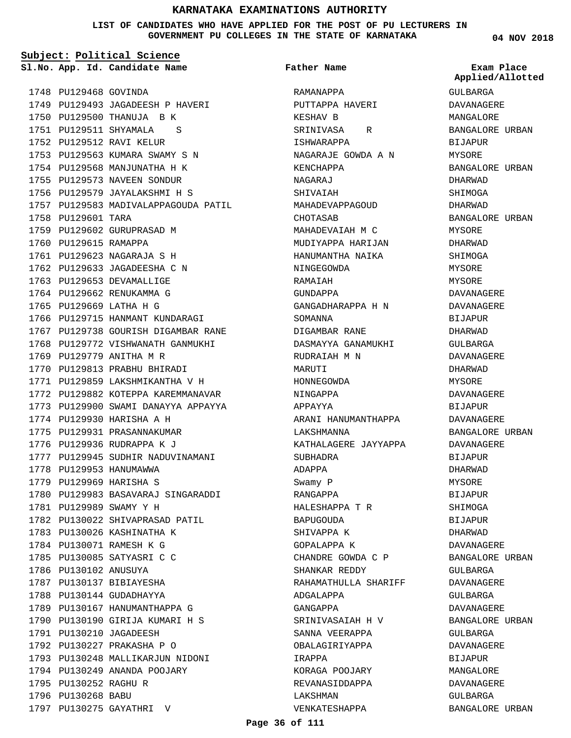# KARNATAKA EXAMINATIONS AUTHORITY

**LIST OF CANDIDATES WHO HAVE APPLIED FOR THE POST OF PU LECTURERS IN GOVERNMENT PU COLLEGES IN THE STATE OF KARNATAKA**

04 NOV 2018

**Subject: Political Science**

| Sl.No. | App. Id. | Candidate Name | Father Name | Exam Place Applied/Allotted |
|---|---|---|---|---|
| 1748 | PU129468 | GOVINDA | RAMANAPPA | GULBARGA |
| 1749 | PU129493 | JAGADEESH P HAVERI | PUTTAPPA HAVERI | DAVANAGERE |
| 1750 | PU129500 | THANUJA B K | KESHAV B | MANGALORE |
| 1751 | PU129511 | SHYAMALA S | SRINIVASA R | BANGALORE URBAN |
| 1752 | PU129512 | RAVI KELUR | ISHWARAPPA | BIJAPUR |
| 1753 | PU129563 | KUMARA SWAMY S N | NAGARAJE GOWDA A N | MYSORE |
| 1754 | PU129568 | MANJUNATHA H K | KENCHAPPA | BANGALORE URBAN |
| 1755 | PU129573 | NAVEEN SONDUR | NAGARAJ | DHARWAD |
| 1756 | PU129579 | JAYALAKSHMI H S | SHIVAIAH | SHIMOGA |
| 1757 | PU129583 | MADIVALAPPAGOUDA PATIL | MAHADEVAPPAGOUD | DHARWAD |
| 1758 | PU129601 | TARA | CHOTASAB | BANGALORE URBAN |
| 1759 | PU129602 | GURUPRASAD M | MAHADEVAIAH M C | MYSORE |
| 1760 | PU129615 | RAMAPPA | MUDIYAPPA HARIJAN | DHARWAD |
| 1761 | PU129623 | NAGARAJA S H | HANUMANTHA NAIKA | SHIMOGA |
| 1762 | PU129633 | JAGADEESHA C N | NINGEGOWDA | MYSORE |
| 1763 | PU129653 | DEVAMALLIGE | RAMAIAH | MYSORE |
| 1764 | PU129662 | RENUKAMMA G | GUNDAPPA | DAVANAGERE |
| 1765 | PU129669 | LATHA H G | GANGADHARAPPA H N | DAVANAGERE |
| 1766 | PU129715 | HANMANT KUNDARAGI | SOMANNA | BIJAPUR |
| 1767 | PU129738 | GOURISH DIGAMBAR RANE | DIGAMBAR RANE | DHARWAD |
| 1768 | PU129772 | VISHWANATH GANMUKHI | DASMAYYA GANAMUKHI | GULBARGA |
| 1769 | PU129779 | ANITHA M R | RUDRAIAH M N | DAVANAGERE |
| 1770 | PU129813 | PRABHU BHIRADI | MARUTI | DHARWAD |
| 1771 | PU129859 | LAKSHMIKANTHA V H | HONNEGOWDA | MYSORE |
| 1772 | PU129882 | KOTEPPA KAREMMANAVAR | NINGAPPA | DAVANAGERE |
| 1773 | PU129900 | SWAMI DANAYYA APPAYYA | APPAYYA | BIJAPUR |
| 1774 | PU129930 | HARISHA A H | ARANI HANUMANTHAPPA | DAVANAGERE |
| 1775 | PU129931 | PRASANNAKUMAR | LAKSHMANNA | BANGALORE URBAN |
| 1776 | PU129936 | RUDRAPPA K J | KATHALAGERE JAYYAPPA | DAVANAGERE |
| 1777 | PU129945 | SUDHIR NADUVINAMANI | SUBHADRA | BIJAPUR |
| 1778 | PU129953 | HANUMAWWA | ADAPPA | DHARWAD |
| 1779 | PU129969 | HARISHA S | Swamy P | MYSORE |
| 1780 | PU129983 | BASAVARAJ SINGARADDI | RANGAPPA | BIJAPUR |
| 1781 | PU129989 | SWAMY Y H | HALESHAPPA T R | SHIMOGA |
| 1782 | PU130022 | SHIVAPRASAD PATIL | BAPUGOUDA | BIJAPUR |
| 1783 | PU130026 | KASHINATHA K | SHIVAPPA K | DHARWAD |
| 1784 | PU130071 | RAMESH K G | GOPALAPPA K | DAVANAGERE |
| 1785 | PU130085 | SATYASRI C C | CHANDRE GOWDA C P | BANGALORE URBAN |
| 1786 | PU130102 | ANUSUYA | SHANKAR REDDY | GULBARGA |
| 1787 | PU130137 | BIBIAYESHA | RAHAMATHULLA SHARIFF | DAVANAGERE |
| 1788 | PU130144 | GUDADHAYYA | ADGALAPPA | GULBARGA |
| 1789 | PU130167 | HANUMANTHAPPA G | GANGAPPA | DAVANAGERE |
| 1790 | PU130190 | GIRIJA KUMARI H S | SRINIVASAIAH H V | BANGALORE URBAN |
| 1791 | PU130210 | JAGADEESH | SANNA VEERAPPA | GULBARGA |
| 1792 | PU130227 | PRAKASHA P O | OBALAGIRIYAPPA | DAVANAGERE |
| 1793 | PU130248 | MALLIKARJUN NIDONI | IRAPPA | BIJAPUR |
| 1794 | PU130249 | ANANDA POOJARY | KORAGA POOJARY | MANGALORE |
| 1795 | PU130252 | RAGHU R | REVANASIDDAPPA | DAVANAGERE |
| 1796 | PU130268 | BABU | LAKSHMAN | GULBARGA |
| 1797 | PU130275 | GAYATHRI V | VENKATESHAPPA | BANGALORE URBAN |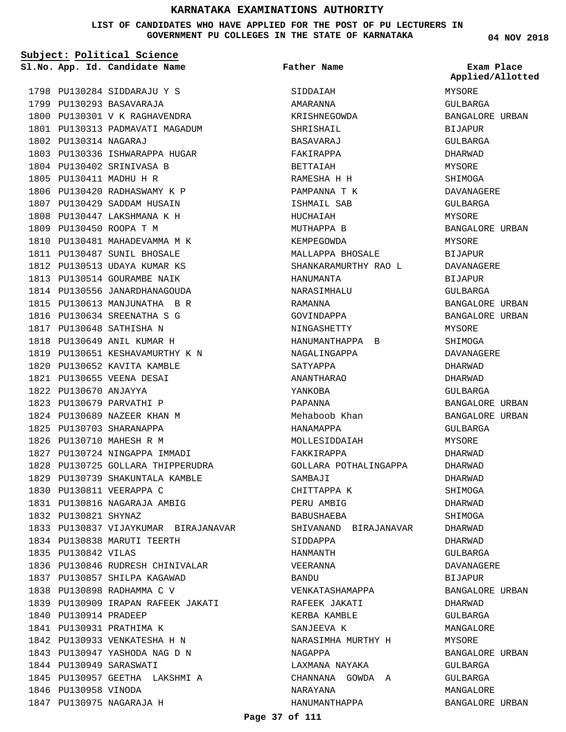# KARNATAKA EXAMINATIONS AUTHORITY

**LIST OF CANDIDATES WHO HAVE APPLIED FOR THE POST OF PU LECTURERS IN GOVERNMENT PU COLLEGES IN THE STATE OF KARNATAKA**

04 NOV 2018

**Subject: Political Science**

| Sl.No. | App. Id. | Candidate Name | Father Name | Exam Place Applied/Allotted |
|---|---|---|---|---|
| 1798 | PU130284 | SIDDARAJU Y S | SIDDAIAH | MYSORE |
| 1799 | PU130293 | BASAVARAJA | AMARANNA | GULBARGA |
| 1800 | PU130301 | V K RAGHAVENDRA | KRISHNEGOWDA | BANGALORE URBAN |
| 1801 | PU130313 | PADMAVATI MAGADUM | SHRISHAIL | BIJAPUR |
| 1802 | PU130314 | NAGARAJ | BASAVARAJ | GULBARGA |
| 1803 | PU130336 | ISHWARAPPA HUGAR | FAKIRAPPA | DHARWAD |
| 1804 | PU130402 | SRINIVASA B | BETTAIAH | MYSORE |
| 1805 | PU130411 | MADHU H R | RAMESHA H H | SHIMOGA |
| 1806 | PU130420 | RADHASWAMY K P | PAMPANNA T K | DAVANAGERE |
| 1807 | PU130429 | SADDAM HUSAIN | ISHMAIL SAB | GULBARGA |
| 1808 | PU130447 | LAKSHMANA K H | HUCHAIAH | MYSORE |
| 1809 | PU130450 | ROOPA T M | MUTHAPPA B | BANGALORE URBAN |
| 1810 | PU130481 | MAHADEVAMMA M K | KEMPEGOWDA | MYSORE |
| 1811 | PU130487 | SUNIL BHOSALE | MALLAPPA BHOSALE | BIJAPUR |
| 1812 | PU130513 | UDAYA KUMAR KS | SHANKARAMURTHY RAO L | DAVANAGERE |
| 1813 | PU130514 | GOURAMBE NAIK | HANUMANTA | BIJAPUR |
| 1814 | PU130556 | JANARDHANAGOUDA | NARASIMHALU | GULBARGA |
| 1815 | PU130613 | MANJUNATHA B R | RAMANNA | BANGALORE URBAN |
| 1816 | PU130634 | SREENATHA S G | GOVINDAPPA | BANGALORE URBAN |
| 1817 | PU130648 | SATHISHA N | NINGASHETTY | MYSORE |
| 1818 | PU130649 | ANIL KUMAR H | HANUMANTHAPPA B | SHIMOGA |
| 1819 | PU130651 | KESHAVAMURTHY K N | NAGALINGAPPA | DAVANAGERE |
| 1820 | PU130652 | KAVITA KAMBLE | SATYAPPA | DHARWAD |
| 1821 | PU130655 | VEENA DESAI | ANANTHARAO | DHARWAD |
| 1822 | PU130670 | ANJAYYA | YANKOBA | GULBARGA |
| 1823 | PU130679 | PARVATHI P | PAPANNA | BANGALORE URBAN |
| 1824 | PU130689 | NAZEER KHAN M | Mehaboob Khan | BANGALORE URBAN |
| 1825 | PU130703 | SHARANAPPA | HANAMAPPA | GULBARGA |
| 1826 | PU130710 | MAHESH R M | MOLLESIDDAIAH | MYSORE |
| 1827 | PU130724 | NINGAPPA IMMADI | FAKKIRAPPA | DHARWAD |
| 1828 | PU130725 | GOLLARA THIPPERUDRA | GOLLARA POTHALINGAPPA | DHARWAD |
| 1829 | PU130739 | SHAKUNTALA KAMBLE | SAMBAJI | DHARWAD |
| 1830 | PU130811 | VEERAPPA C | CHITTAPPA K | SHIMOGA |
| 1831 | PU130816 | NAGARAJA AMBIG | PERU AMBIG | DHARWAD |
| 1832 | PU130821 | SHYNAZ | BABUSHAEBA | SHIMOGA |
| 1833 | PU130837 | VIJAYKUMAR BIRAJANAVAR | SHIVANAND BIRAJANAVAR | DHARWAD |
| 1834 | PU130838 | MARUTI TEERTH | SIDDAPPA | DHARWAD |
| 1835 | PU130842 | VILAS | HANMANTH | GULBARGA |
| 1836 | PU130846 | RUDRESH CHINIVALAR | VEERANNA | DAVANAGERE |
| 1837 | PU130857 | SHILPA KAGAWAD | BANDU | BIJAPUR |
| 1838 | PU130898 | RADHAMMA C V | VENKATASHAMAPPA | BANGALORE URBAN |
| 1839 | PU130909 | IRAPAN RAFEEK JAKATI | RAFEEK JAKATI | DHARWAD |
| 1840 | PU130914 | PRADEEP | KERBA KAMBLE | GULBARGA |
| 1841 | PU130931 | PRATHIMA K | SANJEEVA K | MANGALORE |
| 1842 | PU130933 | VENKATESHA H N | NARASIMHA MURTHY H | MYSORE |
| 1843 | PU130947 | YASHODA NAG D N | NAGAPPA | BANGALORE URBAN |
| 1844 | PU130949 | SARASWATI | LAXMANA NAYAKA | GULBARGA |
| 1845 | PU130957 | GEETHA LAKSHMI A | CHANNANA GOWDA A | GULBARGA |
| 1846 | PU130958 | VINODA | NARAYANA | MANGALORE |
| 1847 | PU130975 | NAGARAJA H | HANUMANTHAPPA | BANGALORE URBAN |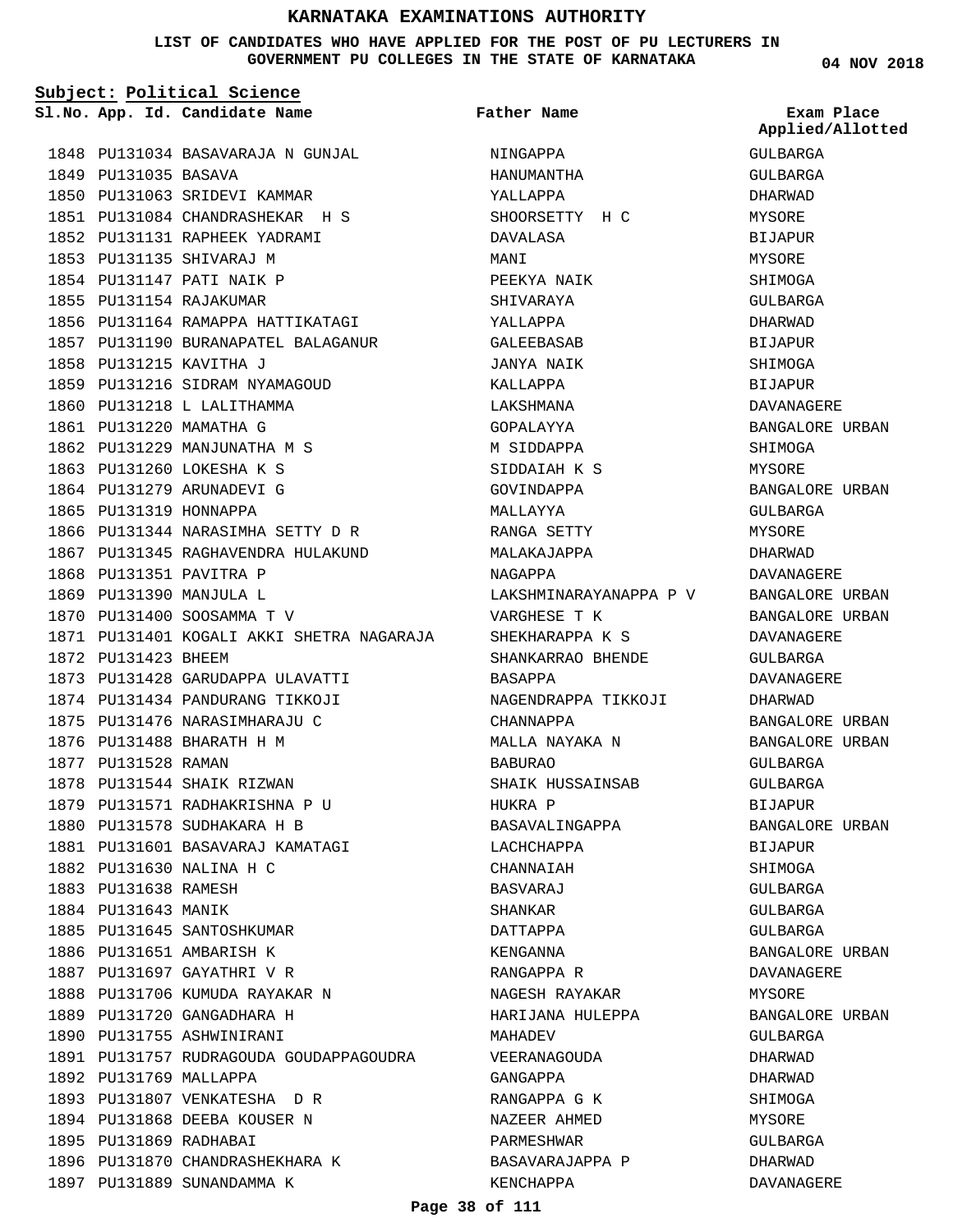# KARNATAKA EXAMINATIONS AUTHORITY

**LIST OF CANDIDATES WHO HAVE APPLIED FOR THE POST OF PU LECTURERS IN GOVERNMENT PU COLLEGES IN THE STATE OF KARNATAKA**

04 NOV 2018

**Subject: Political Science**

| Sl.No. | App. Id. | Candidate Name | Father Name | Exam Place Applied/Allotted |
|---|---|---|---|---|
| 1848 | PU131034 | BASAVARAJA N GUNJAL | NINGAPPA | GULBARGA |
| 1849 | PU131035 | BASAVA | HANUMANTHA | GULBARGA |
| 1850 | PU131063 | SRIDEVI KAMMAR | YALLAPPA | DHARWAD |
| 1851 | PU131084 | CHANDRASHEKAR H S | SHOORSETTY H C | MYSORE |
| 1852 | PU131131 | RAPHEEK YADRAMI | DAVALASA | BIJAPUR |
| 1853 | PU131135 | SHIVARAJ M | MANI | MYSORE |
| 1854 | PU131147 | PATI NAIK P | PEEKYA NAIK | SHIMOGA |
| 1855 | PU131154 | RAJAKUMAR | SHIVARAYA | GULBARGA |
| 1856 | PU131164 | RAMAPPA HATTIKATAGI | YALLAPPA | DHARWAD |
| 1857 | PU131190 | BURANAPATEL BALAGANUR | GALEEBASAB | BIJAPUR |
| 1858 | PU131215 | KAVITHA J | JANYA NAIK | SHIMOGA |
| 1859 | PU131216 | SIDRAM NYAMAGOUD | KALLAPPA | BIJAPUR |
| 1860 | PU131218 | L LALITHAMMA | LAKSHMANA | DAVANAGERE |
| 1861 | PU131220 | MAMATHA G | GOPALAYYA | BANGALORE URBAN |
| 1862 | PU131229 | MANJUNATHA M S | M SIDDAPPA | SHIMOGA |
| 1863 | PU131260 | LOKESHA K S | SIDDAIAH K S | MYSORE |
| 1864 | PU131279 | ARUNADEVI G | GOVINDAPPA | BANGALORE URBAN |
| 1865 | PU131319 | HONNAPPA | MALLAYYA | GULBARGA |
| 1866 | PU131344 | NARASIMHA SETTY D R | RANGA SETTY | MYSORE |
| 1867 | PU131345 | RAGHAVENDRA HULAKUND | MALAKAJAPPA | DHARWAD |
| 1868 | PU131351 | PAVITRA P | NAGAPPA | DAVANAGERE |
| 1869 | PU131390 | MANJULA L | LAKSHMINARAYANAPPA P V | BANGALORE URBAN |
| 1870 | PU131400 | SOOSAMMA T V | VARGHESE T K | BANGALORE URBAN |
| 1871 | PU131401 | KOGALI AKKI SHETRA NAGARAJA | SHEKHARAPPA K S | DAVANAGERE |
| 1872 | PU131423 | BHEEM | SHANKARRAO BHENDE | GULBARGA |
| 1873 | PU131428 | GARUDAPPA ULAVATTI | BASAPPA | DAVANAGERE |
| 1874 | PU131434 | PANDURANG TIKKOJI | NAGENDRAPPA TIKKOJI | DHARWAD |
| 1875 | PU131476 | NARASIMHARAJU C | CHANNAPPA | BANGALORE URBAN |
| 1876 | PU131488 | BHARATH H M | MALLA NAYAKA N | BANGALORE URBAN |
| 1877 | PU131528 | RAMAN | BABURAO | GULBARGA |
| 1878 | PU131544 | SHAIK RIZWAN | SHAIK HUSSAINSAB | GULBARGA |
| 1879 | PU131571 | RADHAKRISHNA P U | HUKRA P | BIJAPUR |
| 1880 | PU131578 | SUDHAKARA H B | BASAVALINGAPPA | BANGALORE URBAN |
| 1881 | PU131601 | BASAVARAJ KAMATAGI | LACHCHAPPA | BIJAPUR |
| 1882 | PU131630 | NALINA H C | CHANNAIAH | SHIMOGA |
| 1883 | PU131638 | RAMESH | BASVARAJ | GULBARGA |
| 1884 | PU131643 | MANIK | SHANKAR | GULBARGA |
| 1885 | PU131645 | SANTOSHKUMAR | DATTAPPA | GULBARGA |
| 1886 | PU131651 | AMBARISH K | KENGANNA | BANGALORE URBAN |
| 1887 | PU131697 | GAYATHRI V R | RANGAPPA R | DAVANAGERE |
| 1888 | PU131706 | KUMUDA RAYAKAR N | NAGESH RAYAKAR | MYSORE |
| 1889 | PU131720 | GANGADHARA H | HARIJANA HULEPPA | BANGALORE URBAN |
| 1890 | PU131755 | ASHWINIRANI | MAHADEV | GULBARGA |
| 1891 | PU131757 | RUDRAGOUDA GOUDAPPAGOUDRA | VEERANAGOUDA | DHARWAD |
| 1892 | PU131769 | MALLAPPA | GANGAPPA | DHARWAD |
| 1893 | PU131807 | VENKATESHA D R | RANGAPPA G K | SHIMOGA |
| 1894 | PU131868 | DEEBA KOUSER N | NAZEER AHMED | MYSORE |
| 1895 | PU131869 | RADHABAI | PARMESHWAR | GULBARGA |
| 1896 | PU131870 | CHANDRASHEKHARA K | BASAVARAJAPPA P | DHARWAD |
| 1897 | PU131889 | SUNANDAMMA K | KENCHAPPA | DAVANAGERE |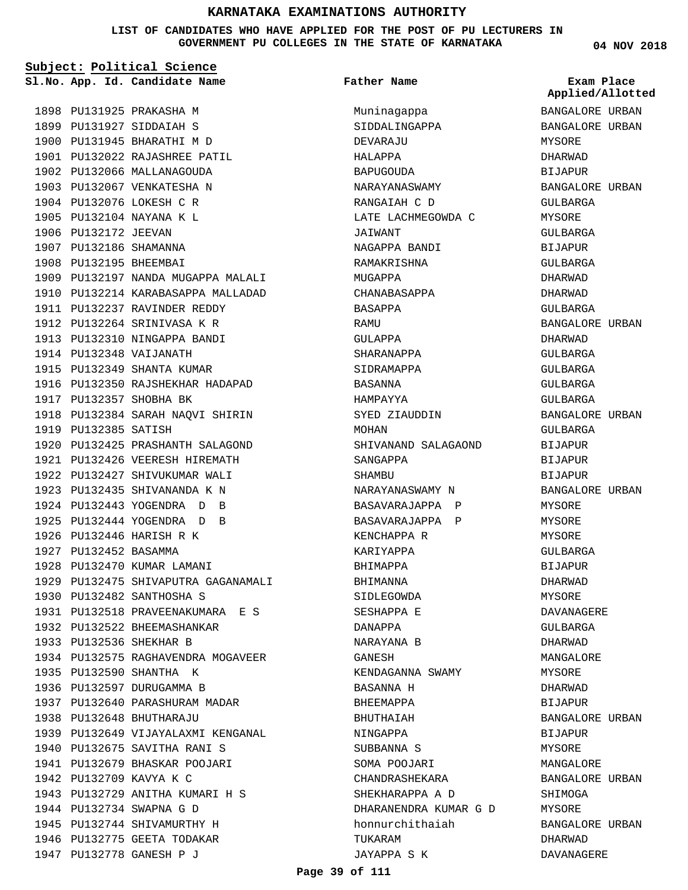# KARNATAKA EXAMINATIONS AUTHORITY

**LIST OF CANDIDATES WHO HAVE APPLIED FOR THE POST OF PU LECTURERS IN GOVERNMENT PU COLLEGES IN THE STATE OF KARNATAKA**

**04 NOV 2018**

**Subject: Political Science**

| Sl.No. | App. Id. | Candidate Name | Father Name | Exam Place Applied/Allotted |
|---|---|---|---|---|
| 1898 | PU131925 | PRAKASHA M | Muninagappa | BANGALORE URBAN |
| 1899 | PU131927 | SIDDAIAH S | SIDDALINGAPPA | BANGALORE URBAN |
| 1900 | PU131945 | BHARATHI M D | DEVARAJU | MYSORE |
| 1901 | PU132022 | RAJASHREE PATIL | HALAPPA | DHARWAD |
| 1902 | PU132066 | MALLANAGOUDA | BAPUGOUDA | BIJAPUR |
| 1903 | PU132067 | VENKATESHA N | NARAYANASWAMY | BANGALORE URBAN |
| 1904 | PU132076 | LOKESH C R | RANGAIAH C D | GULBARGA |
| 1905 | PU132104 | NAYANA K L | LATE LACHMEGOWDA C | MYSORE |
| 1906 | PU132172 | JEEVAN | JAIWANT | GULBARGA |
| 1907 | PU132186 | SHAMANNA | NAGAPPA BANDI | BIJAPUR |
| 1908 | PU132195 | BHEEMBAI | RAMAKRISHNA | GULBARGA |
| 1909 | PU132197 | NANDA MUGAPPA MALALI | MUGAPPA | DHARWAD |
| 1910 | PU132214 | KARABASAPPA MALLADAD | CHANABASAPPA | DHARWAD |
| 1911 | PU132237 | RAVINDER REDDY | BASAPPA | GULBARGA |
| 1912 | PU132264 | SRINIVASA K R | RAMU | BANGALORE URBAN |
| 1913 | PU132310 | NINGAPPA BANDI | GULAPPA | DHARWAD |
| 1914 | PU132348 | VAIJANATH | SHARANAPPA | GULBARGA |
| 1915 | PU132349 | SHANTA KUMAR | SIDRAMAPPA | GULBARGA |
| 1916 | PU132350 | RAJSHEKHAR HADAPAD | BASANNA | GULBARGA |
| 1917 | PU132357 | SHOBHA BK | HAMPAYYA | GULBARGA |
| 1918 | PU132384 | SARAH NAQVI SHIRIN | SYED ZIAUDDIN | BANGALORE URBAN |
| 1919 | PU132385 | SATISH | MOHAN | GULBARGA |
| 1920 | PU132425 | PRASHANTH SALAGOND | SHIVANAND SALAGAOND | BIJAPUR |
| 1921 | PU132426 | VEERESH HIREMATH | SANGAPPA | BIJAPUR |
| 1922 | PU132427 | SHIVUKUMAR WALI | SHAMBU | BIJAPUR |
| 1923 | PU132435 | SHIVANANDA K N | NARAYANASWAMY N | BANGALORE URBAN |
| 1924 | PU132443 | YOGENDRA D B | BASAVARAJAPPA P | MYSORE |
| 1925 | PU132444 | YOGENDRA D B | BASAVARAJAPPA P | MYSORE |
| 1926 | PU132446 | HARISH R K | KENCHAPPA R | MYSORE |
| 1927 | PU132452 | BASAMMA | KARIYAPPA | GULBARGA |
| 1928 | PU132470 | KUMAR LAMANI | BHIMAPPA | BIJAPUR |
| 1929 | PU132475 | SHIVAPUTRA GAGANAMALI | BHIMANNA | DHARWAD |
| 1930 | PU132482 | SANTHOSHA S | SIDLEGOWDA | MYSORE |
| 1931 | PU132518 | PRAVEENAKUMARA E S | SESHAPPA E | DAVANAGERE |
| 1932 | PU132522 | BHEEMASHANKAR | DANAPPA | GULBARGA |
| 1933 | PU132536 | SHEKHAR B | NARAYANA B | DHARWAD |
| 1934 | PU132575 | RAGHAVENDRA MOGAVEER | GANESH | MANGALORE |
| 1935 | PU132590 | SHANTHA K | KENDAGANNA SWAMY | MYSORE |
| 1936 | PU132597 | DURUGAMMA B | BASANNA H | DHARWAD |
| 1937 | PU132640 | PARASHURAM MADAR | BHEEMAPPA | BIJAPUR |
| 1938 | PU132648 | BHUTHARAJU | BHUTHAIAH | BANGALORE URBAN |
| 1939 | PU132649 | VIJAYALAXMI KENGANAL | NINGAPPA | BIJAPUR |
| 1940 | PU132675 | SAVITHA RANI S | SUBBANNA S | MYSORE |
| 1941 | PU132679 | BHASKAR POOJARI | SOMA POOJARI | MANGALORE |
| 1942 | PU132709 | KAVYA K C | CHANDRASHEKARA | BANGALORE URBAN |
| 1943 | PU132729 | ANITHA KUMARI H S | SHEKHARAPPA A D | SHIMOGA |
| 1944 | PU132734 | SWAPNA G D | DHARANENDRA KUMAR G D | MYSORE |
| 1945 | PU132744 | SHIVAMURTHY H | honnurchithaiah | BANGALORE URBAN |
| 1946 | PU132775 | GEETA TODAKAR | TUKARAM | DHARWAD |
| 1947 | PU132778 | GANESH P J | JAYAPPA S K | DAVANAGERE |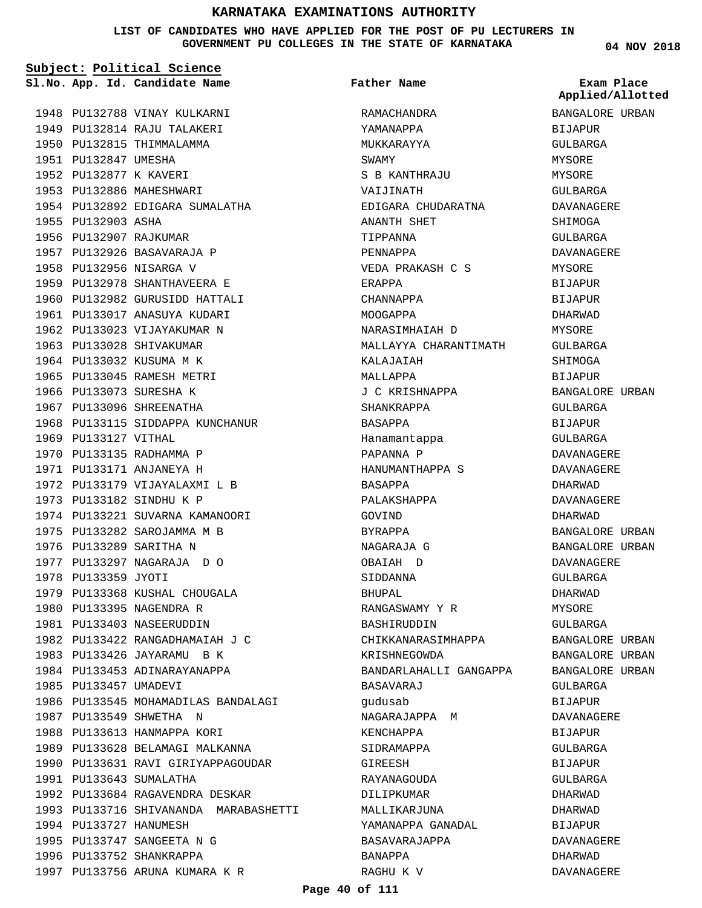# KARNATAKA EXAMINATIONS AUTHORITY

**LIST OF CANDIDATES WHO HAVE APPLIED FOR THE POST OF PU LECTURERS IN GOVERNMENT PU COLLEGES IN THE STATE OF KARNATAKA**

04 NOV 2018

**Subject: Political Science**

| Sl.No. | App. Id. | Candidate Name | Father Name | Exam Place Applied/Allotted |
|---|---|---|---|---|
| 1948 | PU132788 | VINAY KULKARNI | RAMACHANDRA | BANGALORE URBAN |
| 1949 | PU132814 | RAJU TALAKERI | YAMANAPPA | BIJAPUR |
| 1950 | PU132815 | THIMMALAMMA | MUKKARAYYA | GULBARGA |
| 1951 | PU132847 | UMESHA | SWAMY | MYSORE |
| 1952 | PU132877 | K KAVERI | S B KANTHRAJU | MYSORE |
| 1953 | PU132886 | MAHESHWARI | VAIJINATH | GULBARGA |
| 1954 | PU132892 | EDIGARA SUMALATHA | EDIGARA CHUDARATNA | DAVANAGERE |
| 1955 | PU132903 | ASHA | ANANTH SHET | SHIMOGA |
| 1956 | PU132907 | RAJKUMAR | TIPPANNA | GULBARGA |
| 1957 | PU132926 | BASAVARAJA P | PENNAPPA | DAVANAGERE |
| 1958 | PU132956 | NISARGA V | VEDA PRAKASH C S | MYSORE |
| 1959 | PU132978 | SHANTHAVEERA E | ERAPPA | BIJAPUR |
| 1960 | PU132982 | GURUSIDD HATTALI | CHANNAPPA | BIJAPUR |
| 1961 | PU133017 | ANASUYA KUDARI | MOOGAPPA | DHARWAD |
| 1962 | PU133023 | VIJAYAKUMAR N | NARASIMHAIAH D | MYSORE |
| 1963 | PU133028 | SHIVAKUMAR | MALLAYYA CHARANTIMATH | GULBARGA |
| 1964 | PU133032 | KUSUMA M K | KALAJAIAH | SHIMOGA |
| 1965 | PU133045 | RAMESH METRI | MALLAPPA | BIJAPUR |
| 1966 | PU133073 | SURESHA K | J C KRISHNAPPA | BANGALORE URBAN |
| 1967 | PU133096 | SHREENATHA | SHANKRAPPA | GULBARGA |
| 1968 | PU133115 | SIDDAPPA KUNCHANUR | BASAPPA | BIJAPUR |
| 1969 | PU133127 | VITHAL | Hanamantappa | GULBARGA |
| 1970 | PU133135 | RADHAMMA P | PAPANNA P | DAVANAGERE |
| 1971 | PU133171 | ANJANEYA H | HANUMANTHAPPA S | DAVANAGERE |
| 1972 | PU133179 | VIJAYALAXMI L B | BASAPPA | DHARWAD |
| 1973 | PU133182 | SINDHU K P | PALAKSHAPPA | DAVANAGERE |
| 1974 | PU133221 | SUVARNA KAMANOORI | GOVIND | DHARWAD |
| 1975 | PU133282 | SAROJAMMA M B | BYRAPPA | BANGALORE URBAN |
| 1976 | PU133289 | SARITHA N | NAGARAJA G | BANGALORE URBAN |
| 1977 | PU133297 | NAGARAJA D O | OBAIAH D | DAVANAGERE |
| 1978 | PU133359 | JYOTI | SIDDANNA | GULBARGA |
| 1979 | PU133368 | KUSHAL CHOUGALA | BHUPAL | DHARWAD |
| 1980 | PU133395 | NAGENDRA R | RANGASWAMY Y R | MYSORE |
| 1981 | PU133403 | NASEERUDDIN | BASHIRUDDIN | GULBARGA |
| 1982 | PU133422 | RANGADHAMAIAH J C | CHIKKANARASIMHAPPA | BANGALORE URBAN |
| 1983 | PU133426 | JAYARAMU B K | KRISHNEGOWDA | BANGALORE URBAN |
| 1984 | PU133453 | ADINARAYANAPPA | BANDARLAHALLI GANGAPPA | BANGALORE URBAN |
| 1985 | PU133457 | UMADEVI | BASAVARAJ | GULBARGA |
| 1986 | PU133545 | MOHAMADILAS BANDALAGI | gudusab | BIJAPUR |
| 1987 | PU133549 | SHWETHA N | NAGARAJAPPA M | DAVANAGERE |
| 1988 | PU133613 | HANMAPPA KORI | KENCHAPPA | BIJAPUR |
| 1989 | PU133628 | BELAMAGI MALKANNA | SIDRAMAPPA | GULBARGA |
| 1990 | PU133631 | RAVI GIRIYAPPAGOUDAR | GIREESH | BIJAPUR |
| 1991 | PU133643 | SUMALATHA | RAYANAGOUDA | GULBARGA |
| 1992 | PU133684 | RAGAVENDRA DESKAR | DILIPKUMAR | DHARWAD |
| 1993 | PU133716 | SHIVANANDA MARABASHETTI | MALLIKARJUNA | DHARWAD |
| 1994 | PU133727 | HANUMESH | YAMANAPPA GANADAL | BIJAPUR |
| 1995 | PU133747 | SANGEETA N G | BASAVARAJAPPA | DAVANAGERE |
| 1996 | PU133752 | SHANKRAPPA | BANAPPA | DHARWAD |
| 1997 | PU133756 | ARUNA KUMARA K R | RAGHU K V | DAVANAGERE |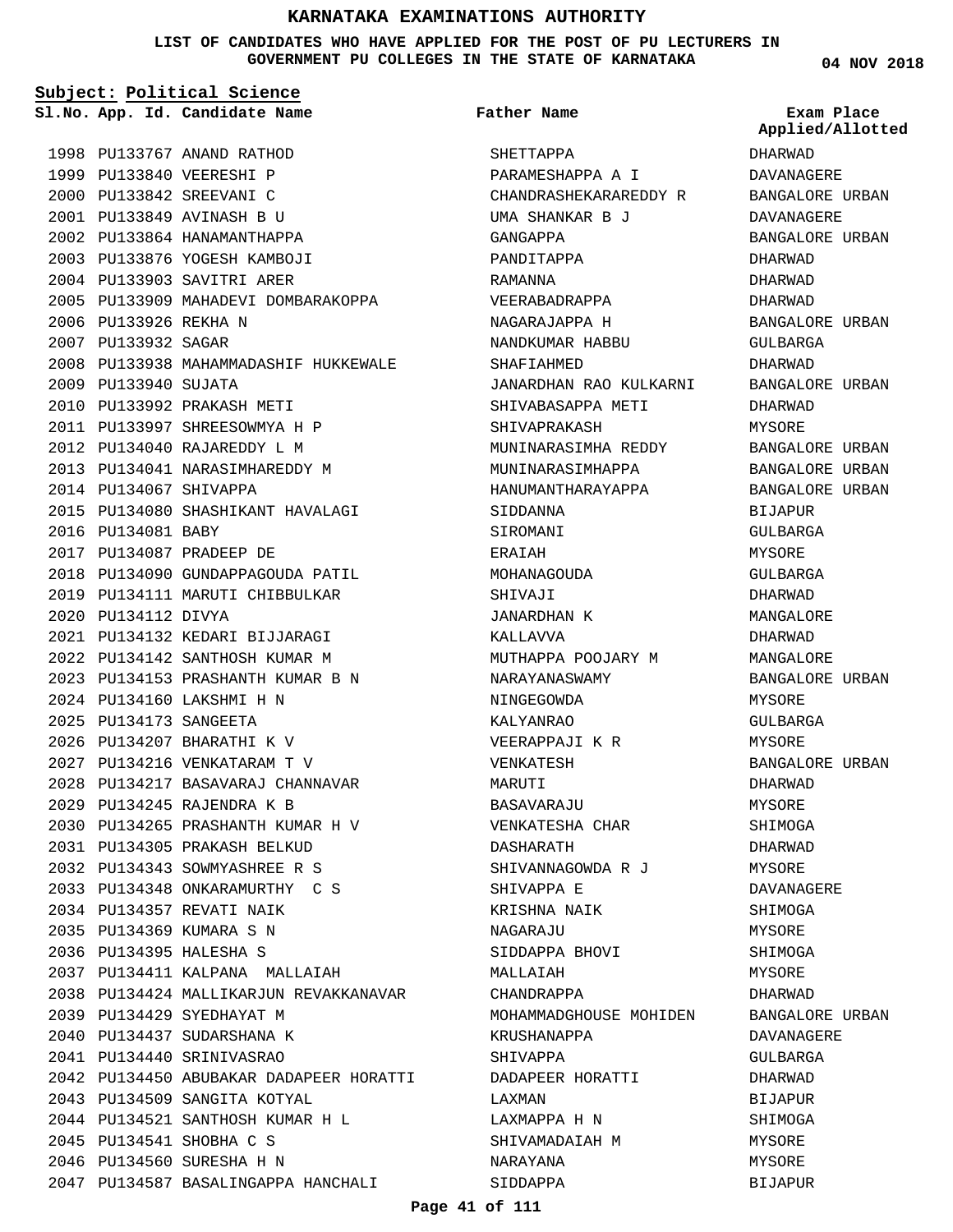# KARNATAKA EXAMINATIONS AUTHORITY

**LIST OF CANDIDATES WHO HAVE APPLIED FOR THE POST OF PU LECTURERS IN GOVERNMENT PU COLLEGES IN THE STATE OF KARNATAKA**

04 NOV 2018

**Subject: Political Science**

| Sl.No. | App. Id. | Candidate Name | Father Name | Exam Place Applied/Allotted |
|---|---|---|---|---|
| 1998 | PU133767 | ANAND RATHOD | SHETTAPPA | DHARWAD |
| 1999 | PU133840 | VEERESHI P | PARAMESHAPPA A I | DAVANAGERE |
| 2000 | PU133842 | SREEVANI C | CHANDRASHEKARAREDDY R | BANGALORE URBAN |
| 2001 | PU133849 | AVINASH B U | UMA SHANKAR B J | DAVANAGERE |
| 2002 | PU133864 | HANAMANTHAPPA | GANGAPPA | BANGALORE URBAN |
| 2003 | PU133876 | YOGESH KAMBOJI | PANDITAPPA | DHARWAD |
| 2004 | PU133903 | SAVITRI ARER | RAMANNA | DHARWAD |
| 2005 | PU133909 | MAHADEVI DOMBARAKOPPA | VEERABADRAPPA | DHARWAD |
| 2006 | PU133926 | REKHA N | NAGARAJAPPA H | BANGALORE URBAN |
| 2007 | PU133932 | SAGAR | NANDKUMAR HABBU | GULBARGA |
| 2008 | PU133938 | MAHAMMADASHIF HUKKEWALE | SHAFIAHMED | DHARWAD |
| 2009 | PU133940 | SUJATA | JANARDHAN RAO KULKARNI | BANGALORE URBAN |
| 2010 | PU133992 | PRAKASH METI | SHIVABASAPPA METI | DHARWAD |
| 2011 | PU133997 | SHREESOWMYA H P | SHIVAPRAKASH | MYSORE |
| 2012 | PU134040 | RAJAREDDY L M | MUNINARASIMHA REDDY | BANGALORE URBAN |
| 2013 | PU134041 | NARASIMHAREDDY M | MUNINARASIMHAPPA | BANGALORE URBAN |
| 2014 | PU134067 | SHIVAPPA | HANUMANTHARAYAPPA | BANGALORE URBAN |
| 2015 | PU134080 | SHASHIKANT HAVALAGI | SIDDANNA | BIJAPUR |
| 2016 | PU134081 | BABY | SIROMANI | GULBARGA |
| 2017 | PU134087 | PRADEEP DE | ERAIAH | MYSORE |
| 2018 | PU134090 | GUNDAPPAGOUDA PATIL | MOHANAGOUDA | GULBARGA |
| 2019 | PU134111 | MARUTI CHIBBULKAR | SHIVAJI | DHARWAD |
| 2020 | PU134112 | DIVYA | JANARDHAN K | MANGALORE |
| 2021 | PU134132 | KEDARI BIJJARAGI | KALLAVVA | DHARWAD |
| 2022 | PU134142 | SANTHOSH KUMAR M | MUTHAPPA POOJARY M | MANGALORE |
| 2023 | PU134153 | PRASHANTH KUMAR B N | NARAYANASWAMY | BANGALORE URBAN |
| 2024 | PU134160 | LAKSHMI H N | NINGEGOWDA | MYSORE |
| 2025 | PU134173 | SANGEETA | KALYANRAO | GULBARGA |
| 2026 | PU134207 | BHARATHI K V | VEERAPPAJI K R | MYSORE |
| 2027 | PU134216 | VENKATARAM T V | VENKATESH | BANGALORE URBAN |
| 2028 | PU134217 | BASAVARAJ CHANNAVAR | MARUTI | DHARWAD |
| 2029 | PU134245 | RAJENDRA K B | BASAVARAJU | MYSORE |
| 2030 | PU134265 | PRASHANTH KUMAR H V | VENKATESHA CHAR | SHIMOGA |
| 2031 | PU134305 | PRAKASH BELKUD | DASHARATH | DHARWAD |
| 2032 | PU134343 | SOWMYASHREE R S | SHIVANNAGOWDA R J | MYSORE |
| 2033 | PU134348 | ONKARAMURTHY C S | SHIVAPPA E | DAVANAGERE |
| 2034 | PU134357 | REVATI NAIK | KRISHNA NAIK | SHIMOGA |
| 2035 | PU134369 | KUMARA S N | NAGARAJU | MYSORE |
| 2036 | PU134395 | HALESHA S | SIDDAPPA BHOVI | SHIMOGA |
| 2037 | PU134411 | KALPANA MALLAIAH | MALLAIAH | MYSORE |
| 2038 | PU134424 | MALLIKARJUN REVAKKANAVAR | CHANDRAPPA | DHARWAD |
| 2039 | PU134429 | SYEDHAYAT M | MOHAMMADGHOUSE MOHIDEN | BANGALORE URBAN |
| 2040 | PU134437 | SUDARSHANA K | KRUSHANAPPA | DAVANAGERE |
| 2041 | PU134440 | SRINIVASRAO | SHIVAPPA | GULBARGA |
| 2042 | PU134450 | ABUBAKAR DADAPEER HORATTI | DADAPEER HORATTI | DHARWAD |
| 2043 | PU134509 | SANGITA KOTYAL | LAXMAN | BIJAPUR |
| 2044 | PU134521 | SANTHOSH KUMAR H L | LAXMAPPA H N | SHIMOGA |
| 2045 | PU134541 | SHOBHA C S | SHIVAMADAIAH M | MYSORE |
| 2046 | PU134560 | SURESHA H N | NARAYANA | MYSORE |
| 2047 | PU134587 | BASALINGAPPA HANCHALI | SIDDAPPA | BIJAPUR |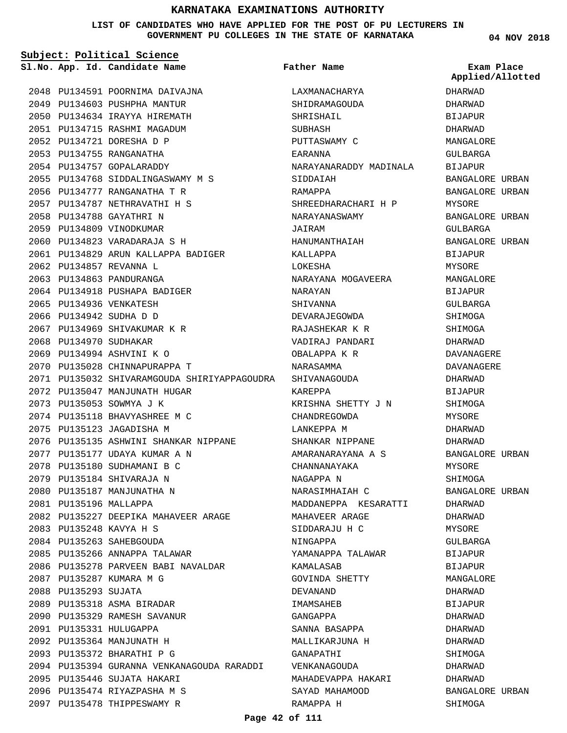# KARNATAKA EXAMINATIONS AUTHORITY

**LIST OF CANDIDATES WHO HAVE APPLIED FOR THE POST OF PU LECTURERS IN GOVERNMENT PU COLLEGES IN THE STATE OF KARNATAKA**

**04 NOV 2018**

**Subject: Political Science**

| Sl.No. | App. Id. | Candidate Name | Father Name | Exam Place Applied/Allotted |
|---|---|---|---|---|
| 2048 | PU134591 | POORNIMA DAIVAJNA | LAXMANACHARYA | DHARWAD |
| 2049 | PU134603 | PUSHPHA MANTUR | SHIDRAMAGOUDA | DHARWAD |
| 2050 | PU134634 | IRAYYA HIREMATH | SHRISHAIL | BIJAPUR |
| 2051 | PU134715 | RASHMI MAGADUM | SUBHASH | DHARWAD |
| 2052 | PU134721 | DORESHA D P | PUTTASWAMY C | MANGALORE |
| 2053 | PU134755 | RANGANATHA | EARANNA | GULBARGA |
| 2054 | PU134757 | GOPALARADDY | NARAYANARADDY MADINALA | BIJAPUR |
| 2055 | PU134768 | SIDDALINGASWAMY M S | SIDDAIAH | BANGALORE URBAN |
| 2056 | PU134777 | RANGANATHA T R | RAMAPPA | BANGALORE URBAN |
| 2057 | PU134787 | NETHRAVATHI H S | SHREEDHARACHARI H P | MYSORE |
| 2058 | PU134788 | GAYATHRI N | NARAYANASWAMY | BANGALORE URBAN |
| 2059 | PU134809 | VINODKUMAR | JAIRAM | GULBARGA |
| 2060 | PU134823 | VARADARAJA S H | HANUMANTHAIAH | BANGALORE URBAN |
| 2061 | PU134829 | ARUN KALLAPPA BADIGER | KALLAPPA | BIJAPUR |
| 2062 | PU134857 | REVANNA L | LOKESHA | MYSORE |
| 2063 | PU134863 | PANDURANGA | NARAYANA MOGAVEERA | MANGALORE |
| 2064 | PU134918 | PUSHAPA BADIGER | NARAYAN | BIJAPUR |
| 2065 | PU134936 | VENKATESH | SHIVANNA | GULBARGA |
| 2066 | PU134942 | SUDHA D D | DEVARAJEGOWDA | SHIMOGA |
| 2067 | PU134969 | SHIVAKUMAR K R | RAJASHEKAR K R | SHIMOGA |
| 2068 | PU134970 | SUDHAKAR | VADIRAJ PANDARI | DHARWAD |
| 2069 | PU134994 | ASHVINI K O | OBALAPPA K R | DAVANAGERE |
| 2070 | PU135028 | CHINNAPURAPPA T | NARASAMMA | DAVANAGERE |
| 2071 | PU135032 | SHIVARAMGOUDA SHIRIYAPPAGOUDRA | SHIVANAGOUDA | DHARWAD |
| 2072 | PU135047 | MANJUNATH HUGAR | KAREPPA | BIJAPUR |
| 2073 | PU135053 | SOWMYA J K | KRISHNA SHETTY J N | SHIMOGA |
| 2074 | PU135118 | BHAVYASHREE M C | CHANDREGOWDA | MYSORE |
| 2075 | PU135123 | JAGADISHA M | LANKEPPA M | DHARWAD |
| 2076 | PU135135 | ASHWINI SHANKAR NIPPANE | SHANKAR NIPPANE | DHARWAD |
| 2077 | PU135177 | UDAYA KUMAR A N | AMARANARAYANA A S | BANGALORE URBAN |
| 2078 | PU135180 | SUDHAMANI B C | CHANNANAYAKA | MYSORE |
| 2079 | PU135184 | SHIVARAJA N | NAGAPPA N | SHIMOGA |
| 2080 | PU135187 | MANJUNATHA N | NARASIMHAIAH C | BANGALORE URBAN |
| 2081 | PU135196 | MALLAPPA | MADDANEPPA KESARATTI | DHARWAD |
| 2082 | PU135227 | DEEPIKA MAHAVEER ARAGE | MAHAVEER ARAGE | DHARWAD |
| 2083 | PU135248 | KAVYA H S | SIDDARAJU H C | MYSORE |
| 2084 | PU135263 | SAHEBGOUDA | NINGAPPA | GULBARGA |
| 2085 | PU135266 | ANNAPPA TALAWAR | YAMANAPPA TALAWAR | BIJAPUR |
| 2086 | PU135278 | PARVEEN BABI NAVALDAR | KAMALASAB | BIJAPUR |
| 2087 | PU135287 | KUMARA M G | GOVINDA SHETTY | MANGALORE |
| 2088 | PU135293 | SUJATA | DEVANAND | DHARWAD |
| 2089 | PU135318 | ASMA BIRADAR | IMAMSAHEB | BIJAPUR |
| 2090 | PU135329 | RAMESH SAVANUR | GANGAPPA | DHARWAD |
| 2091 | PU135331 | HULUGAPPA | SANNA BASAPPA | DHARWAD |
| 2092 | PU135364 | MANJUNATH H | MALLIKARJUNA H | DHARWAD |
| 2093 | PU135372 | BHARATHI P G | GANAPATHI | SHIMOGA |
| 2094 | PU135394 | GURANNA VENKANAGOUDA RARADDI | VENKANAGOUDA | DHARWAD |
| 2095 | PU135446 | SUJATA HAKARI | MAHADEVAPPA HAKARI | DHARWAD |
| 2096 | PU135474 | RIYAZPASHA M S | SAYAD MAHAMOOD | BANGALORE URBAN |
| 2097 | PU135478 | THIPPESWAMY R | RAMAPPA H | SHIMOGA |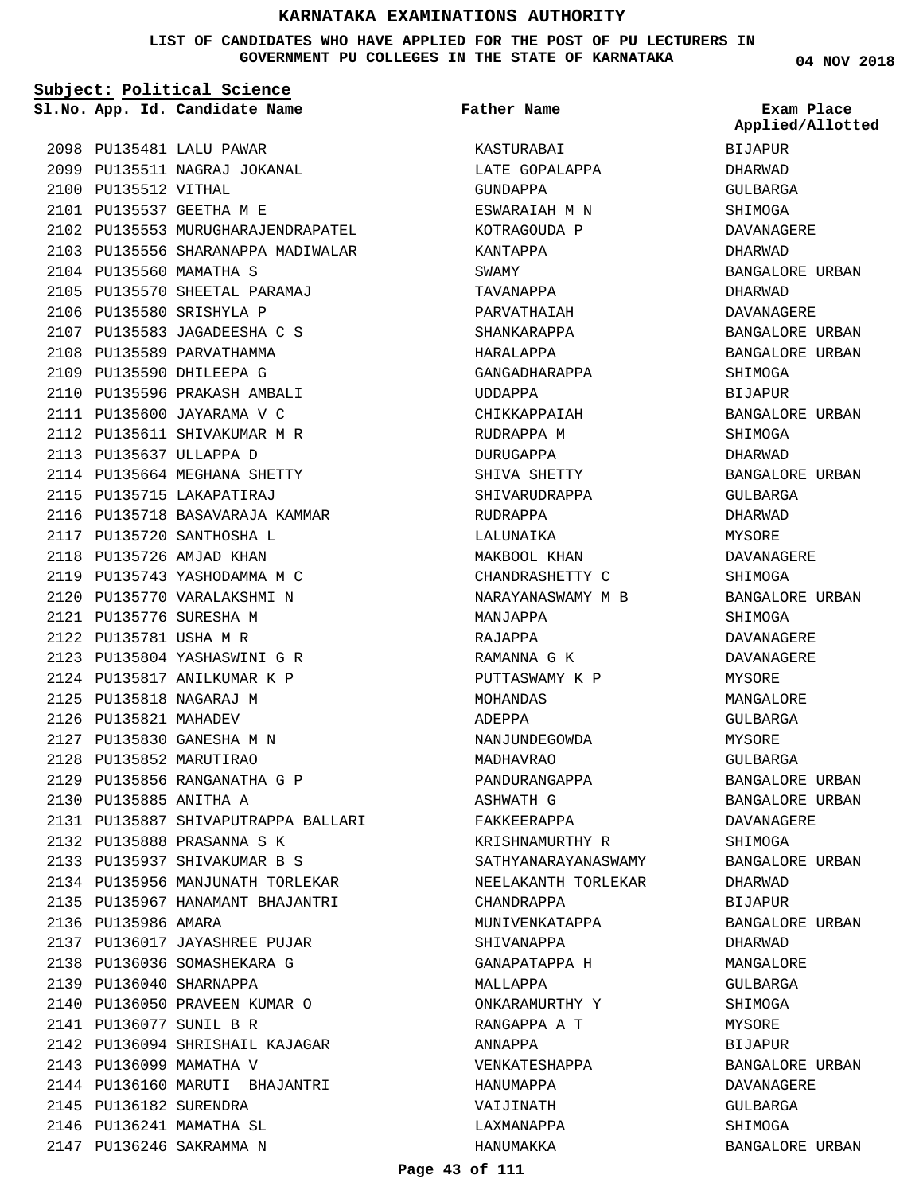# KARNATAKA EXAMINATIONS AUTHORITY

**LIST OF CANDIDATES WHO HAVE APPLIED FOR THE POST OF PU LECTURERS IN GOVERNMENT PU COLLEGES IN THE STATE OF KARNATAKA**

**04 NOV 2018**

**Subject: Political Science**

| Sl.No. | App. Id. | Candidate Name | Father Name | Exam Place Applied/Allotted |
|---|---|---|---|---|
| 2098 | PU135481 | LALU PAWAR | KASTURABAI | BIJAPUR |
| 2099 | PU135511 | NAGRAJ JOKANAL | LATE GOPALAPPA | DHARWAD |
| 2100 | PU135512 | VITHAL | GUNDAPPA | GULBARGA |
| 2101 | PU135537 | GEETHA M E | ESWARAIAH M N | SHIMOGA |
| 2102 | PU135553 | MURUGHARAJENDRAPATEL | KOTRAGOUDA P | DAVANAGERE |
| 2103 | PU135556 | SHARANAPPA MADIWALAR | KANTAPPA | DHARWAD |
| 2104 | PU135560 | MAMATHA S | SWAMY | BANGALORE URBAN |
| 2105 | PU135570 | SHEETAL PARAMAJ | TAVANAPPA | DHARWAD |
| 2106 | PU135580 | SRISHYLA P | PARVATHAIAH | DAVANAGERE |
| 2107 | PU135583 | JAGADEESHA C S | SHANKARAPPA | BANGALORE URBAN |
| 2108 | PU135589 | PARVATHAMMA | HARALAPPA | BANGALORE URBAN |
| 2109 | PU135590 | DHILEEPA G | GANGADHARAPPA | SHIMOGA |
| 2110 | PU135596 | PRAKASH AMBALI | UDDAPPA | BIJAPUR |
| 2111 | PU135600 | JAYARAMA V C | CHIKKAPPAIAH | BANGALORE URBAN |
| 2112 | PU135611 | SHIVAKUMAR M R | RUDRAPPA M | SHIMOGA |
| 2113 | PU135637 | ULLAPPA D | DURUGAPPA | DHARWAD |
| 2114 | PU135664 | MEGHANA SHETTY | SHIVA SHETTY | BANGALORE URBAN |
| 2115 | PU135715 | LAKAPATIRAJ | SHIVARUDRAPPA | GULBARGA |
| 2116 | PU135718 | BASAVARAJA KAMMAR | RUDRAPPA | DHARWAD |
| 2117 | PU135720 | SANTHOSHA L | LALUNAIKA | MYSORE |
| 2118 | PU135726 | AMJAD KHAN | MAKBOOL KHAN | DAVANAGERE |
| 2119 | PU135743 | YASHODAMMA M C | CHANDRASHETTY C | SHIMOGA |
| 2120 | PU135770 | VARALAKSHMI N | NARAYANASWAMY M B | BANGALORE URBAN |
| 2121 | PU135776 | SURESHA M | MANJAPPA | SHIMOGA |
| 2122 | PU135781 | USHA M R | RAJAPPA | DAVANAGERE |
| 2123 | PU135804 | YASHASWINI G R | RAMANNA G K | DAVANAGERE |
| 2124 | PU135817 | ANILKUMAR K P | PUTTASWAMY K P | MYSORE |
| 2125 | PU135818 | NAGARAJ M | MOHANDAS | MANGALORE |
| 2126 | PU135821 | MAHADEV | ADEPPA | GULBARGA |
| 2127 | PU135830 | GANESHA M N | NANJUNDEGOWDA | MYSORE |
| 2128 | PU135852 | MARUTIRAO | MADHAVRAO | GULBARGA |
| 2129 | PU135856 | RANGANATHA G P | PANDURANGAPPA | BANGALORE URBAN |
| 2130 | PU135885 | ANITHA A | ASHWATH G | BANGALORE URBAN |
| 2131 | PU135887 | SHIVAPUTRAPPA BALLARI | FAKKEERAPPA | DAVANAGERE |
| 2132 | PU135888 | PRASANNA S K | KRISHNAMURTHY R | SHIMOGA |
| 2133 | PU135937 | SHIVAKUMAR B S | SATHYANARAYANASWAMY | BANGALORE URBAN |
| 2134 | PU135956 | MANJUNATH TORLEKAR | NEELAKANTH TORLEKAR | DHARWAD |
| 2135 | PU135967 | HANAMANT BHAJANTRI | CHANDRAPPA | BIJAPUR |
| 2136 | PU135986 | AMARA | MUNIVENKATAPPA | BANGALORE URBAN |
| 2137 | PU136017 | JAYASHREE PUJAR | SHIVANAPPA | DHARWAD |
| 2138 | PU136036 | SOMASHEKARA G | GANAPATAPPA H | MANGALORE |
| 2139 | PU136040 | SHARNAPPA | MALLAPPA | GULBARGA |
| 2140 | PU136050 | PRAVEEN KUMAR O | ONKARAMURTHY Y | SHIMOGA |
| 2141 | PU136077 | SUNIL B R | RANGAPPA A T | MYSORE |
| 2142 | PU136094 | SHRISHAIL KAJAGAR | ANNAPPA | BIJAPUR |
| 2143 | PU136099 | MAMATHA V | VENKATESHAPPA | BANGALORE URBAN |
| 2144 | PU136160 | MARUTI BHAJANTRI | HANUMAPPA | DAVANAGERE |
| 2145 | PU136182 | SURENDRA | VAIJINATH | GULBARGA |
| 2146 | PU136241 | MAMATHA SL | LAXMANAPPA | SHIMOGA |
| 2147 | PU136246 | SAKRAMMA N | HANUMAKKA | BANGALORE URBAN |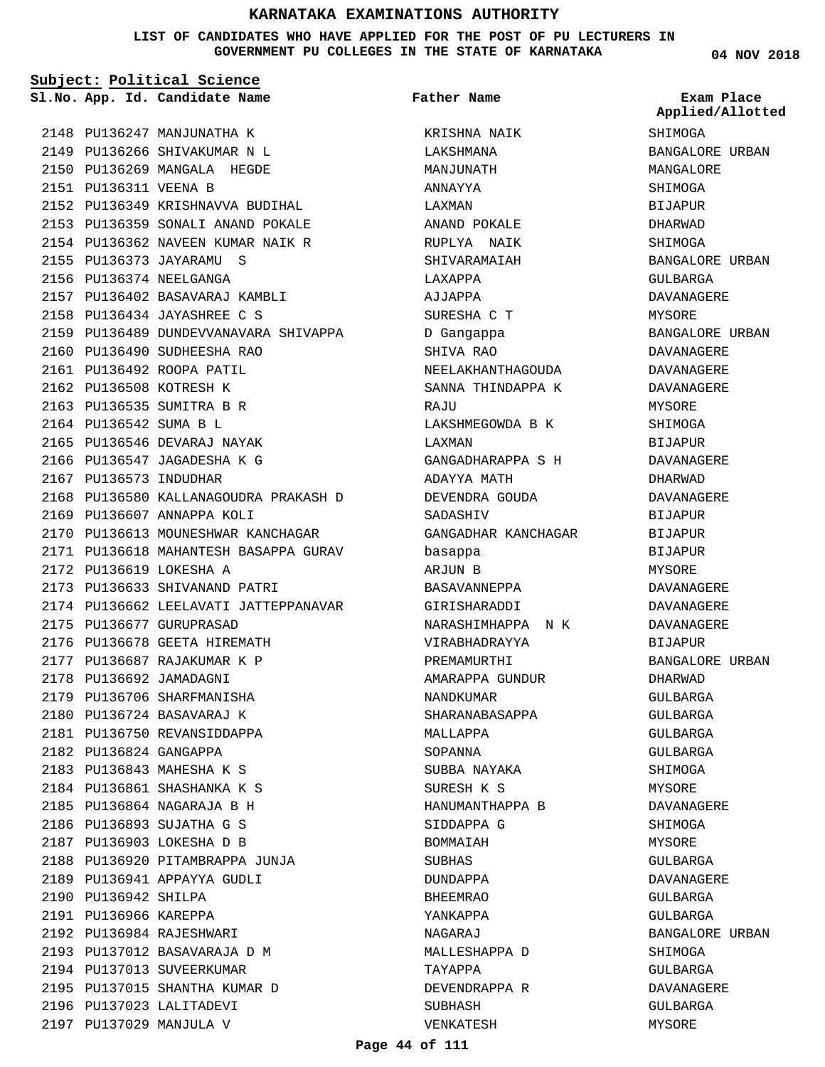# KARNATAKA EXAMINATIONS AUTHORITY

**LIST OF CANDIDATES WHO HAVE APPLIED FOR THE POST OF PU LECTURERS IN GOVERNMENT PU COLLEGES IN THE STATE OF KARNATAKA**

04 NOV 2018

**Subject: Political Science**

| Sl.No. | App. Id. | Candidate Name | Father Name | Exam Place Applied/Allotted |
|---|---|---|---|---|
| 2148 | PU136247 | MANJUNATHA K | KRISHNA NAIK | SHIMOGA |
| 2149 | PU136266 | SHIVAKUMAR N L | LAKSHMANA | BANGALORE URBAN |
| 2150 | PU136269 | MANGALA HEGDE | MANJUNATH | MANGALORE |
| 2151 | PU136311 | VEENA B | ANNAYYA | SHIMOGA |
| 2152 | PU136349 | KRISHNAVVA BUDIHAL | LAXMAN | BIJAPUR |
| 2153 | PU136359 | SONALI ANAND POKALE | ANAND POKALE | DHARWAD |
| 2154 | PU136362 | NAVEEN KUMAR NAIK R | RUPLYA NAIK | SHIMOGA |
| 2155 | PU136373 | JAYARAMU S | SHIVARAMAIAH | BANGALORE URBAN |
| 2156 | PU136374 | NEELGANGA | LAXAPPA | GULBARGA |
| 2157 | PU136402 | BASAVARAJ KAMBLI | AJJAPPA | DAVANAGERE |
| 2158 | PU136434 | JAYASHREE C S | SURESHA C T | MYSORE |
| 2159 | PU136489 | DUNDEVVANAVARA SHIVAPPA | D Gangappa | BANGALORE URBAN |
| 2160 | PU136490 | SUDHEESHA RAO | SHIVA RAO | DAVANAGERE |
| 2161 | PU136492 | ROOPA PATIL | NEELAKHANTHAGOUDA | DAVANAGERE |
| 2162 | PU136508 | KOTRESH K | SANNA THINDAPPA K | DAVANAGERE |
| 2163 | PU136535 | SUMITRA B R | RAJU | MYSORE |
| 2164 | PU136542 | SUMA B L | LAKSHMEGOWDA B K | SHIMOGA |
| 2165 | PU136546 | DEVARAJ NAYAK | LAXMAN | BIJAPUR |
| 2166 | PU136547 | JAGADESHA K G | GANGADHARAPPA S H | DAVANAGERE |
| 2167 | PU136573 | INDUDHAR | ADAYYA MATH | DHARWAD |
| 2168 | PU136580 | KALLANAGOUDRA PRAKASH D | DEVENDRA GOUDA | DAVANAGERE |
| 2169 | PU136607 | ANNAPPA KOLI | SADASHIV | BIJAPUR |
| 2170 | PU136613 | MOUNESHWAR KANCHAGAR | GANGADHAR KANCHAGAR | BIJAPUR |
| 2171 | PU136618 | MAHANTESH BASAPPA GURAV | basappa | BIJAPUR |
| 2172 | PU136619 | LOKESHA A | ARJUN B | MYSORE |
| 2173 | PU136633 | SHIVANAND PATRI | BASAVANNEPPA | DAVANAGERE |
| 2174 | PU136662 | LEELAVATI JATTEPPANAVAR | GIRISHARADDI | DAVANAGERE |
| 2175 | PU136677 | GURUPRASAD | NARASHIMHAPPA N K | DAVANAGERE |
| 2176 | PU136678 | GEETA HIREMATH | VIRABHADRAYYA | BIJAPUR |
| 2177 | PU136687 | RAJAKUMAR K P | PREMAMURTHI | BANGALORE URBAN |
| 2178 | PU136692 | JAMADAGNI | AMARAPPA GUNDUR | DHARWAD |
| 2179 | PU136706 | SHARFMANISHA | NANDKUMAR | GULBARGA |
| 2180 | PU136724 | BASAVARAJ K | SHARANABASAPPA | GULBARGA |
| 2181 | PU136750 | REVANSIDDAPPA | MALLAPPA | GULBARGA |
| 2182 | PU136824 | GANGAPPA | SOPANNA | GULBARGA |
| 2183 | PU136843 | MAHESHA K S | SUBBA NAYAKA | SHIMOGA |
| 2184 | PU136861 | SHASHANKA K S | SURESH K S | MYSORE |
| 2185 | PU136864 | NAGARAJA B H | HANUMANTHAPPA B | DAVANAGERE |
| 2186 | PU136893 | SUJATHA G S | SIDDAPPA G | SHIMOGA |
| 2187 | PU136903 | LOKESHA D B | BOMMAIAH | MYSORE |
| 2188 | PU136920 | PITAMBRAPPA JUNJA | SUBHAS | GULBARGA |
| 2189 | PU136941 | APPAYYA GUDLI | DUNDAPPA | DAVANAGERE |
| 2190 | PU136942 | SHILPA | BHEEMRAO | GULBARGA |
| 2191 | PU136966 | KAREPPA | YANKAPPA | GULBARGA |
| 2192 | PU136984 | RAJESHWARI | NAGARAJ | BANGALORE URBAN |
| 2193 | PU137012 | BASAVARAJA D M | MALLESHAPPA D | SHIMOGA |
| 2194 | PU137013 | SUVEERKUMAR | TAYAPPA | GULBARGA |
| 2195 | PU137015 | SHANTHA KUMAR D | DEVENDRAPPA R | DAVANAGERE |
| 2196 | PU137023 | LALITADEVI | SUBHASH | GULBARGA |
| 2197 | PU137029 | MANJULA V | VENKATESH | MYSORE |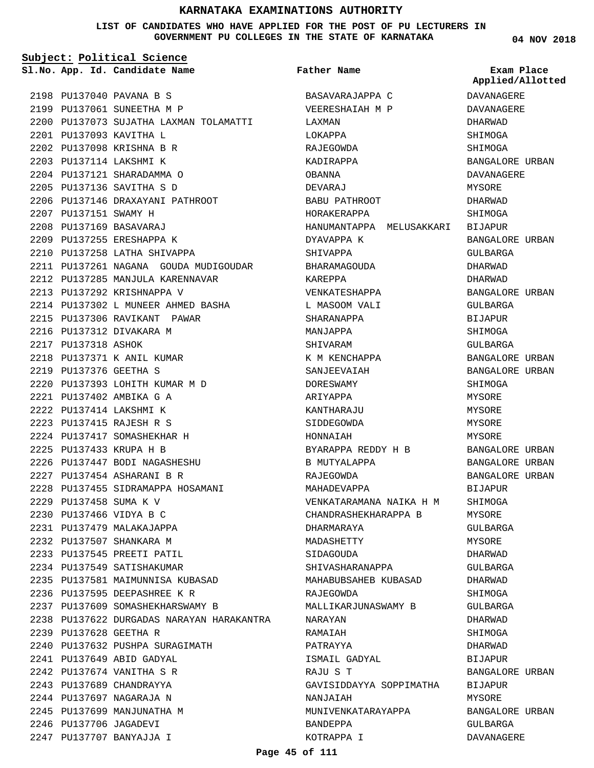# KARNATAKA EXAMINATIONS AUTHORITY

**LIST OF CANDIDATES WHO HAVE APPLIED FOR THE POST OF PU LECTURERS IN GOVERNMENT PU COLLEGES IN THE STATE OF KARNATAKA**

**04 NOV 2018**

**Subject: Political Science**

| Sl.No. | App. Id. | Candidate Name | Father Name | Exam Place Applied/Allotted |
|---|---|---|---|---|
| 2198 | PU137040 | PAVANA B S | BASAVARAJAPPA C | DAVANAGERE |
| 2199 | PU137061 | SUNEETHA M P | VEERESHAIAH M P | DAVANAGERE |
| 2200 | PU137073 | SUJATHA LAXMAN TOLAMATTI | LAXMAN | DHARWAD |
| 2201 | PU137093 | KAVITHA L | LOKAPPA | SHIMOGA |
| 2202 | PU137098 | KRISHNA B R | RAJEGOWDA | SHIMOGA |
| 2203 | PU137114 | LAKSHMI K | KADIRAPPA | BANGALORE URBAN |
| 2204 | PU137121 | SHARADAMMA O | OBANNA | DAVANAGERE |
| 2205 | PU137136 | SAVITHA S D | DEVARAJ | MYSORE |
| 2206 | PU137146 | DRAXAYANI PATHROOT | BABU PATHROOT | DHARWAD |
| 2207 | PU137151 | SWAMY H | HORAKERAPPA | SHIMOGA |
| 2208 | PU137169 | BASAVARAJ | HANUMANTAPPA MELUSAKKARI | BIJAPUR |
| 2209 | PU137255 | ERESHAPPA K | DYAVAPPA K | BANGALORE URBAN |
| 2210 | PU137258 | LATHA SHIVAPPA | SHIVAPPA | GULBARGA |
| 2211 | PU137261 | NAGANA GOUDA MUDIGOUDAR | BHARAMAGOUDA | DHARWAD |
| 2212 | PU137285 | MANJULA KARENNAVAR | KAREPPA | DHARWAD |
| 2213 | PU137292 | KRISHNAPPA V | VENKATESHAPPA | BANGALORE URBAN |
| 2214 | PU137302 | L MUNEER AHMED BASHA | L MASOOM VALI | GULBARGA |
| 2215 | PU137306 | RAVIKANT PAWAR | SHARANAPPA | BIJAPUR |
| 2216 | PU137312 | DIVAKARA M | MANJAPPA | SHIMOGA |
| 2217 | PU137318 | ASHOK | SHIVARAM | GULBARGA |
| 2218 | PU137371 | K ANIL KUMAR | K M KENCHAPPA | BANGALORE URBAN |
| 2219 | PU137376 | GEETHA S | SANJEEVAIAH | BANGALORE URBAN |
| 2220 | PU137393 | LOHITH KUMAR M D | DORESWAMY | SHIMOGA |
| 2221 | PU137402 | AMBIKA G A | ARIYAPPA | MYSORE |
| 2222 | PU137414 | LAKSHMI K | KANTHARAJU | MYSORE |
| 2223 | PU137415 | RAJESH R S | SIDDEGOWDA | MYSORE |
| 2224 | PU137417 | SOMASHEKHAR H | HONNAIAH | MYSORE |
| 2225 | PU137433 | KRUPA H B | BYARAPPA REDDY H B | BANGALORE URBAN |
| 2226 | PU137447 | BODI NAGASHESHU | B MUTYALAPPA | BANGALORE URBAN |
| 2227 | PU137454 | ASHARANI B R | RAJEGOWDA | BANGALORE URBAN |
| 2228 | PU137455 | SIDRAMAPPA HOSAMANI | MAHADEVAPPA | BIJAPUR |
| 2229 | PU137458 | SUMA K V | VENKATARAMANA NAIKA H M | SHIMOGA |
| 2230 | PU137466 | VIDYA B C | CHANDRASHEKHARAPPA B | MYSORE |
| 2231 | PU137479 | MALAKAJAPPA | DHARMARAYA | GULBARGA |
| 2232 | PU137507 | SHANKARA M | MADASHETTY | MYSORE |
| 2233 | PU137545 | PREETI PATIL | SIDAGOUDA | DHARWAD |
| 2234 | PU137549 | SATISHAKUMAR | SHIVASHARANAPPA | GULBARGA |
| 2235 | PU137581 | MAIMUNNISA KUBASAD | MAHABUBSAHEB KUBASAD | DHARWAD |
| 2236 | PU137595 | DEEPASHREE K R | RAJEGOWDA | SHIMOGA |
| 2237 | PU137609 | SOMASHEKHARSWAMY B | MALLIKARJUNASWAMY B | GULBARGA |
| 2238 | PU137622 | DURGADAS NARAYAN HARAKANTRA | NARAYAN | DHARWAD |
| 2239 | PU137628 | GEETHA R | RAMAIAH | SHIMOGA |
| 2240 | PU137632 | PUSHPA SURAGIMATH | PATRAYYA | DHARWAD |
| 2241 | PU137649 | ABID GADYAL | ISMAIL GADYAL | BIJAPUR |
| 2242 | PU137674 | VANITHA S R | RAJU S T | BANGALORE URBAN |
| 2243 | PU137689 | CHANDRAYYA | GAVISIDDAYYA SOPPIMATHA | BIJAPUR |
| 2244 | PU137697 | NAGARAJA N | NANJAIAH | MYSORE |
| 2245 | PU137699 | MANJUNATHA M | MUNIVENKATARAYAPPA | BANGALORE URBAN |
| 2246 | PU137706 | JAGADEVI | BANDEPPA | GULBARGA |
| 2247 | PU137707 | BANYAJJA I | KOTRAPPA I | DAVANAGERE |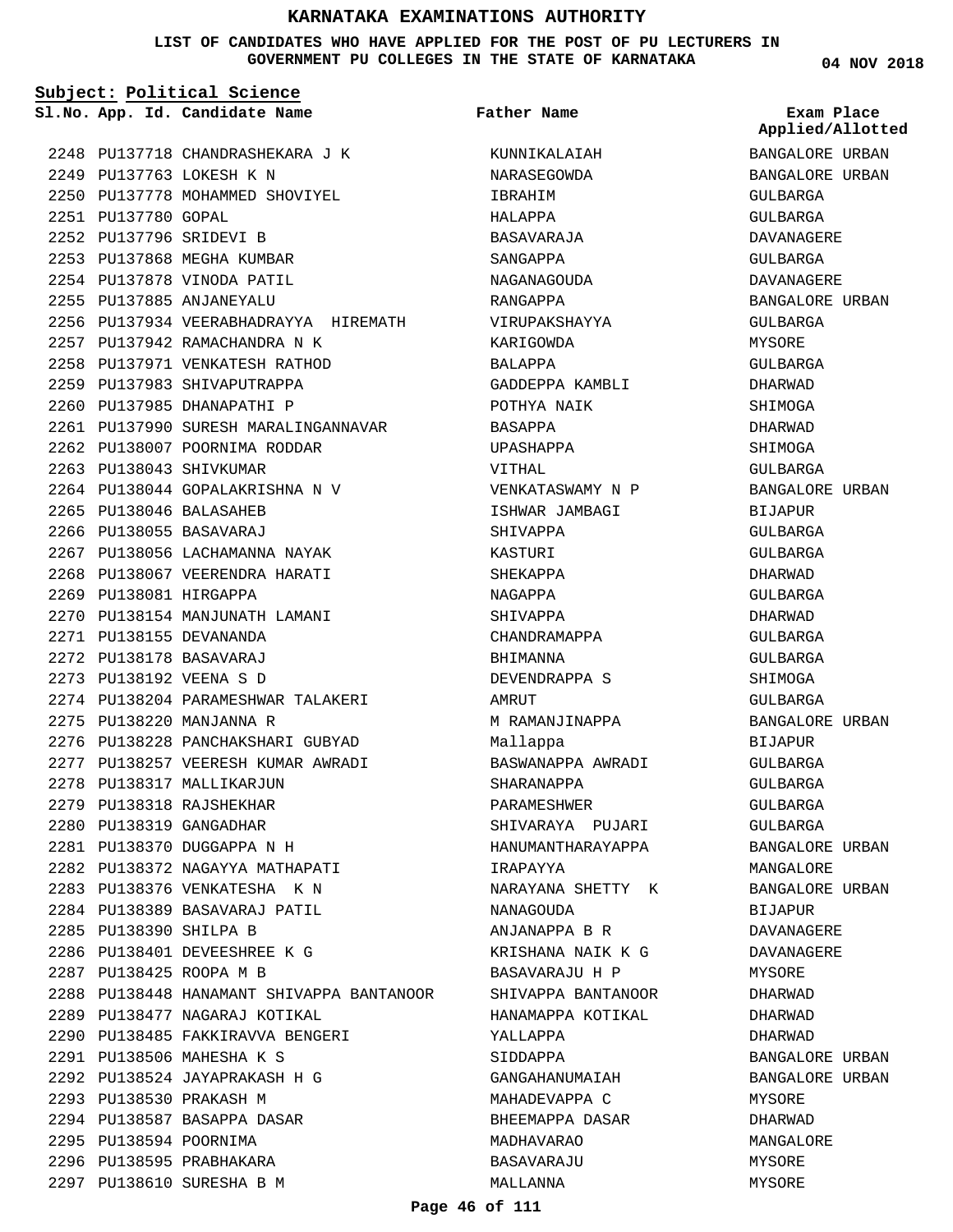# KARNATAKA EXAMINATIONS AUTHORITY

**LIST OF CANDIDATES WHO HAVE APPLIED FOR THE POST OF PU LECTURERS IN GOVERNMENT PU COLLEGES IN THE STATE OF KARNATAKA**

04 NOV 2018

**Subject: Political Science**

| Sl.No. | App. Id. | Candidate Name | Father Name | Exam Place Applied/Allotted |
|---|---|---|---|---|
| 2248 | PU137718 | CHANDRASHEKARA J K | KUNNIKALAIAH | BANGALORE URBAN |
| 2249 | PU137763 | LOKESH K N | NARASEGOWDA | BANGALORE URBAN |
| 2250 | PU137778 | MOHAMMED SHOVIYEL | IBRAHIM | GULBARGA |
| 2251 | PU137780 | GOPAL | HALAPPA | GULBARGA |
| 2252 | PU137796 | SRIDEVI B | BASAVARAJA | DAVANAGERE |
| 2253 | PU137868 | MEGHA KUMBAR | SANGAPPA | GULBARGA |
| 2254 | PU137878 | VINODA PATIL | NAGANAGOUDA | DAVANAGERE |
| 2255 | PU137885 | ANJANEYALU | RANGAPPA | BANGALORE URBAN |
| 2256 | PU137934 | VEERABHADRAYYA HIREMATH | VIRUPAKSHAYYA | GULBARGA |
| 2257 | PU137942 | RAMACHANDRA N K | KARIGOWDA | MYSORE |
| 2258 | PU137971 | VENKATESH RATHOD | BALAPPA | GULBARGA |
| 2259 | PU137983 | SHIVAPUTRAPPA | GADDEPPA KAMBLI | DHARWAD |
| 2260 | PU137985 | DHANAPATHI P | POTHYA NAIK | SHIMOGA |
| 2261 | PU137990 | SURESH MARALINGANNAVAR | BASAPPA | DHARWAD |
| 2262 | PU138007 | POORNIMA RODDAR | UPASHAPPA | SHIMOGA |
| 2263 | PU138043 | SHIVKUMAR | VITHAL | GULBARGA |
| 2264 | PU138044 | GOPALAKRISHNA N V | VENKATASWAMY N P | BANGALORE URBAN |
| 2265 | PU138046 | BALASAHEB | ISHWAR JAMBAGI | BIJAPUR |
| 2266 | PU138055 | BASAVARAJ | SHIVAPPA | GULBARGA |
| 2267 | PU138056 | LACHAMANNA NAYAK | KASTURI | GULBARGA |
| 2268 | PU138067 | VEERENDRA HARATI | SHEKAPPA | DHARWAD |
| 2269 | PU138081 | HIRGAPPA | NAGAPPA | GULBARGA |
| 2270 | PU138154 | MANJUNATH LAMANI | SHIVAPPA | DHARWAD |
| 2271 | PU138155 | DEVANANDA | CHANDRAMAPPA | GULBARGA |
| 2272 | PU138178 | BASAVARAJ | BHIMANNA | GULBARGA |
| 2273 | PU138192 | VEENA S D | DEVENDRAPPA S | SHIMOGA |
| 2274 | PU138204 | PARAMESHWAR TALAKERI | AMRUT | GULBARGA |
| 2275 | PU138220 | MANJANNA R | M RAMANJINAPPA | BANGALORE URBAN |
| 2276 | PU138228 | PANCHAKSHARI GUBYAD | Mallappa | BIJAPUR |
| 2277 | PU138257 | VEERESH KUMAR AWRADI | BASWANAPPA AWRADI | GULBARGA |
| 2278 | PU138317 | MALLIKARJUN | SHARANAPPA | GULBARGA |
| 2279 | PU138318 | RAJSHEKHAR | PARAMESHWER | GULBARGA |
| 2280 | PU138319 | GANGADHAR | SHIVARAYA PUJARI | GULBARGA |
| 2281 | PU138370 | DUGGAPPA N H | HANUMANTHARAYAPPA | BANGALORE URBAN |
| 2282 | PU138372 | NAGAYYA MATHAPATI | IRAPAYYA | MANGALORE |
| 2283 | PU138376 | VENKATESHA K N | NARAYANA SHETTY K | BANGALORE URBAN |
| 2284 | PU138389 | BASAVARAJ PATIL | NANAGOUDA | BIJAPUR |
| 2285 | PU138390 | SHILPA B | ANJANAPPA B R | DAVANAGERE |
| 2286 | PU138401 | DEVEESHREE K G | KRISHANA NAIK K G | DAVANAGERE |
| 2287 | PU138425 | ROOPA M B | BASAVARAJU H P | MYSORE |
| 2288 | PU138448 | HANAMANT SHIVAPPA BANTANOOR | SHIVAPPA BANTANOOR | DHARWAD |
| 2289 | PU138477 | NAGARAJ KOTIKAL | HANAMAPPA KOTIKAL | DHARWAD |
| 2290 | PU138485 | FAKKIRAVVA BENGERI | YALLAPPA | DHARWAD |
| 2291 | PU138506 | MAHESHA K S | SIDDAPPA | BANGALORE URBAN |
| 2292 | PU138524 | JAYAPRAKASH H G | GANGAHANUMAIAH | BANGALORE URBAN |
| 2293 | PU138530 | PRAKASH M | MAHADEVAPPA C | MYSORE |
| 2294 | PU138587 | BASAPPA DASAR | BHEEMAPPA DASAR | DHARWAD |
| 2295 | PU138594 | POORNIMA | MADHAVARAO | MANGALORE |
| 2296 | PU138595 | PRABHAKARA | BASAVARAJU | MYSORE |
| 2297 | PU138610 | SURESHA B M | MALLANNA | MYSORE |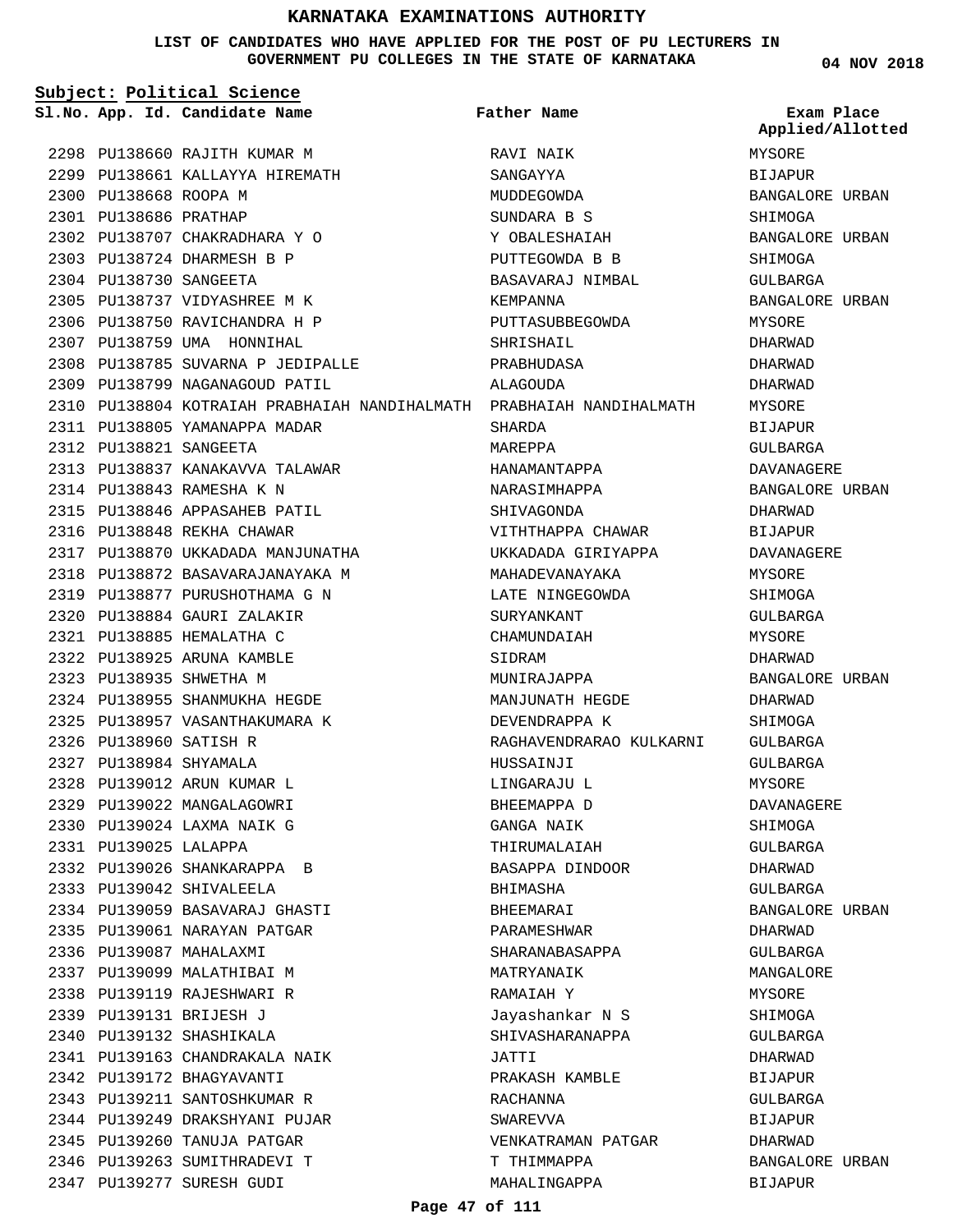# KARNATAKA EXAMINATIONS AUTHORITY

**LIST OF CANDIDATES WHO HAVE APPLIED FOR THE POST OF PU LECTURERS IN GOVERNMENT PU COLLEGES IN THE STATE OF KARNATAKA**

04 NOV 2018

**Subject: Political Science**

| Sl.No. | App. Id. | Candidate Name | Father Name | Exam Place Applied/Allotted |
|---|---|---|---|---|
| 2298 | PU138660 | RAJITH KUMAR M | RAVI NAIK | MYSORE |
| 2299 | PU138661 | KALLAYYA HIREMATH | SANGAYYA | BIJAPUR |
| 2300 | PU138668 | ROOPA M | MUDDEGOWDA | BANGALORE URBAN |
| 2301 | PU138686 | PRATHAP | SUNDARA B S | SHIMOGA |
| 2302 | PU138707 | CHAKRADHARA Y O | Y OBALESHAIAH | BANGALORE URBAN |
| 2303 | PU138724 | DHARMESH B P | PUTTEGOWDA B B | SHIMOGA |
| 2304 | PU138730 | SANGEETA | BASAVARAJ NIMBAL | GULBARGA |
| 2305 | PU138737 | VIDYASHREE M K | KEMPANNA | BANGALORE URBAN |
| 2306 | PU138750 | RAVICHANDRA H P | PUTTASUBBEGOWDA | MYSORE |
| 2307 | PU138759 | UMA HONNIHAL | SHRISHAIL | DHARWAD |
| 2308 | PU138785 | SUVARNA P JEDIPALLE | PRABHUDASA | DHARWAD |
| 2309 | PU138799 | NAGANAGOUD PATIL | ALAGOUDA | DHARWAD |
| 2310 | PU138804 | KOTRAIAH PRABHAIAH NANDIHALMATH | PRABHAIAH NANDIHALMATH | MYSORE |
| 2311 | PU138805 | YAMANAPPA MADAR | SHARDA | BIJAPUR |
| 2312 | PU138821 | SANGEETA | MAREPPA | GULBARGA |
| 2313 | PU138837 | KANAKAVVA TALAWAR | HANAMANTAPPA | DAVANAGERE |
| 2314 | PU138843 | RAMESHA K N | NARASIMHAPPA | BANGALORE URBAN |
| 2315 | PU138846 | APPASAHEB PATIL | SHIVAGONDA | DHARWAD |
| 2316 | PU138848 | REKHA CHAWAR | VITHTHAPPA CHAWAR | BIJAPUR |
| 2317 | PU138870 | UKKADADA MANJUNATHA | UKKADADA GIRIYAPPA | DAVANAGERE |
| 2318 | PU138872 | BASAVARAJANAYAKA M | MAHADEVANAYAKA | MYSORE |
| 2319 | PU138877 | PURUSHOTHAMA G N | LATE NINGEGOWDA | SHIMOGA |
| 2320 | PU138884 | GAURI ZALAKIR | SURYANKANT | GULBARGA |
| 2321 | PU138885 | HEMALATHA C | CHAMUNDAIAH | MYSORE |
| 2322 | PU138925 | ARUNA KAMBLE | SIDRAM | DHARWAD |
| 2323 | PU138935 | SHWETHA M | MUNIRAJAPPA | BANGALORE URBAN |
| 2324 | PU138955 | SHANMUKHA HEGDE | MANJUNATH HEGDE | DHARWAD |
| 2325 | PU138957 | VASANTHAKUMARA K | DEVENDRAPPA K | SHIMOGA |
| 2326 | PU138960 | SATISH R | RAGHAVENDRARAO KULKARNI | GULBARGA |
| 2327 | PU138984 | SHYAMALA | HUSSAINJI | GULBARGA |
| 2328 | PU139012 | ARUN KUMAR L | LINGARAJU L | MYSORE |
| 2329 | PU139022 | MANGALAGOWRI | BHEEMAPPA D | DAVANAGERE |
| 2330 | PU139024 | LAXMA NAIK G | GANGA NAIK | SHIMOGA |
| 2331 | PU139025 | LALAPPA | THIRUMALAIAH | GULBARGA |
| 2332 | PU139026 | SHANKARAPPA B | BASAPPA DINDOOR | DHARWAD |
| 2333 | PU139042 | SHIVALEELA | BHIMASHA | GULBARGA |
| 2334 | PU139059 | BASAVARAJ GHASTI | BHEEMARAI | BANGALORE URBAN |
| 2335 | PU139061 | NARAYAN PATGAR | PARAMESHWAR | DHARWAD |
| 2336 | PU139087 | MAHALAXMI | SHARANABASAPPA | GULBARGA |
| 2337 | PU139099 | MALATHIBAI M | MATRYANAIK | MANGALORE |
| 2338 | PU139119 | RAJESHWARI R | RAMAIAH Y | MYSORE |
| 2339 | PU139131 | BRIJESH J | Jayashankar N S | SHIMOGA |
| 2340 | PU139132 | SHASHIKALA | SHIVASHARANAPPA | GULBARGA |
| 2341 | PU139163 | CHANDRAKALA NAIK | JATTI | DHARWAD |
| 2342 | PU139172 | BHAGYAVANTI | PRAKASH KAMBLE | BIJAPUR |
| 2343 | PU139211 | SANTOSHKUMAR R | RACHANNA | GULBARGA |
| 2344 | PU139249 | DRAKSHYANI PUJAR | SWAREVVA | BIJAPUR |
| 2345 | PU139260 | TANUJA PATGAR | VENKATRAMAN PATGAR | DHARWAD |
| 2346 | PU139263 | SUMITHRADEVI T | T THIMMAPPA | BANGALORE URBAN |
| 2347 | PU139277 | SURESH GUDI | MAHALINGAPPA | BIJAPUR |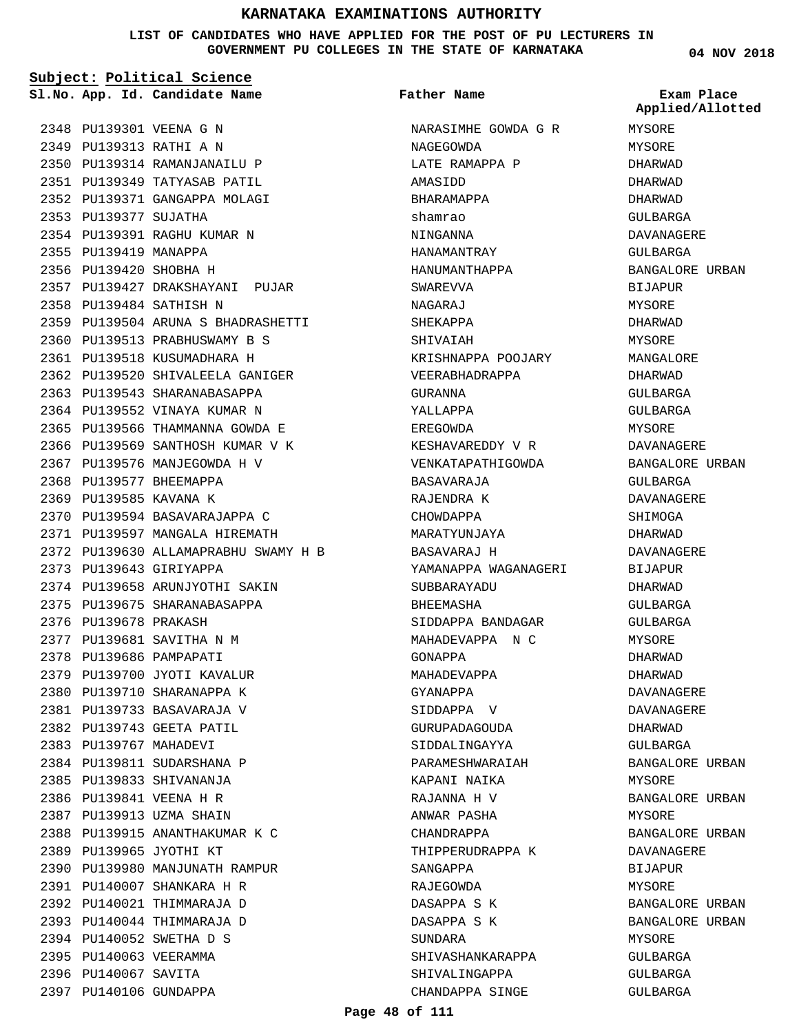# KARNATAKA EXAMINATIONS AUTHORITY

**LIST OF CANDIDATES WHO HAVE APPLIED FOR THE POST OF PU LECTURERS IN GOVERNMENT PU COLLEGES IN THE STATE OF KARNATAKA**

04 NOV 2018

**Subject: Political Science**

| Sl.No. | App. Id. | Candidate Name | Father Name | Exam Place Applied/Allotted |
|---|---|---|---|---|
| 2348 | PU139301 | VEENA G N | NARASIMHE GOWDA G R | MYSORE |
| 2349 | PU139313 | RATHI A N | NAGEGOWDA | MYSORE |
| 2350 | PU139314 | RAMANJANAILU P | LATE RAMAPPA P | DHARWAD |
| 2351 | PU139349 | TATYASAB PATIL | AMASIDD | DHARWAD |
| 2352 | PU139371 | GANGAPPA MOLAGI | BHARAMAPPA | DHARWAD |
| 2353 | PU139377 | SUJATHA | shamrao | GULBARGA |
| 2354 | PU139391 | RAGHU KUMAR N | NINGANNA | DAVANAGERE |
| 2355 | PU139419 | MANAPPA | HANAMANTRAY | GULBARGA |
| 2356 | PU139420 | SHOBHA H | HANUMANTHAPPA | BANGALORE URBAN |
| 2357 | PU139427 | DRAKSHAYANI PUJAR | SWAREVVA | BIJAPUR |
| 2358 | PU139484 | SATHISH N | NAGARAJ | MYSORE |
| 2359 | PU139504 | ARUNA S BHADRASHETTI | SHEKAPPA | DHARWAD |
| 2360 | PU139513 | PRABHUSWAMY B S | SHIVAIAH | MYSORE |
| 2361 | PU139518 | KUSUMADHARA H | KRISHNAPPA POOJARY | MANGALORE |
| 2362 | PU139520 | SHIVALEELA GANIGER | VEERABHADRAPPA | DHARWAD |
| 2363 | PU139543 | SHARANABASAPPA | GURANNA | GULBARGA |
| 2364 | PU139552 | VINAYA KUMAR N | YALLAPPA | GULBARGA |
| 2365 | PU139566 | THAMMANNA GOWDA E | EREGOWDA | MYSORE |
| 2366 | PU139569 | SANTHOSH KUMAR V K | KESHAVAREDDY V R | DAVANAGERE |
| 2367 | PU139576 | MANJEGOWDA H V | VENKATAPATHIGOWDA | BANGALORE URBAN |
| 2368 | PU139577 | BHEEMAPPA | BASAVARAJA | GULBARGA |
| 2369 | PU139585 | KAVANA K | RAJENDRA K | DAVANAGERE |
| 2370 | PU139594 | BASAVARAJAPPA C | CHOWDAPPA | SHIMOGA |
| 2371 | PU139597 | MANGALA HIREMATH | MARATYUNJAYA | DHARWAD |
| 2372 | PU139630 | ALLAMAPRABHU SWAMY H B | BASAVARAJ H | DAVANAGERE |
| 2373 | PU139643 | GIRIYAPPA | YAMANAPPA WAGANAGERI | BIJAPUR |
| 2374 | PU139658 | ARUNJYOTHI SAKIN | SUBBARAYADU | DHARWAD |
| 2375 | PU139675 | SHARANABASAPPA | BHEEMASHA | GULBARGA |
| 2376 | PU139678 | PRAKASH | SIDDAPPA BANDAGAR | GULBARGA |
| 2377 | PU139681 | SAVITHA N M | MAHADEVAPPA N C | MYSORE |
| 2378 | PU139686 | PAMPAPATI | GONAPPA | DHARWAD |
| 2379 | PU139700 | JYOTI KAVALUR | MAHADEVAPPA | DHARWAD |
| 2380 | PU139710 | SHARANAPPA K | GYANAPPA | DAVANAGERE |
| 2381 | PU139733 | BASAVARAJA V | SIDDAPPA V | DAVANAGERE |
| 2382 | PU139743 | GEETA PATIL | GURUPADAGOUDA | DHARWAD |
| 2383 | PU139767 | MAHADEVI | SIDDALINGAYYA | GULBARGA |
| 2384 | PU139811 | SUDARSHANA P | PARAMESHWARAIAH | BANGALORE URBAN |
| 2385 | PU139833 | SHIVANANJA | KAPANI NAIKA | MYSORE |
| 2386 | PU139841 | VEENA H R | RAJANNA H V | BANGALORE URBAN |
| 2387 | PU139913 | UZMA SHAIN | ANWAR PASHA | MYSORE |
| 2388 | PU139915 | ANANTHAKUMAR K C | CHANDRAPPA | BANGALORE URBAN |
| 2389 | PU139965 | JYOTHI KT | THIPPERUDRAPPA K | DAVANAGERE |
| 2390 | PU139980 | MANJUNATH RAMPUR | SANGAPPA | BIJAPUR |
| 2391 | PU140007 | SHANKARA H R | RAJEGOWDA | MYSORE |
| 2392 | PU140021 | THIMMARAJA D | DASAPPA S K | BANGALORE URBAN |
| 2393 | PU140044 | THIMMARAJA D | DASAPPA S K | BANGALORE URBAN |
| 2394 | PU140052 | SWETHA D S | SUNDARA | MYSORE |
| 2395 | PU140063 | VEERAMMA | SHIVASHANKARAPPA | GULBARGA |
| 2396 | PU140067 | SAVITA | SHIVALINGAPPA | GULBARGA |
| 2397 | PU140106 | GUNDAPPA | CHANDAPPA SINGE | GULBARGA |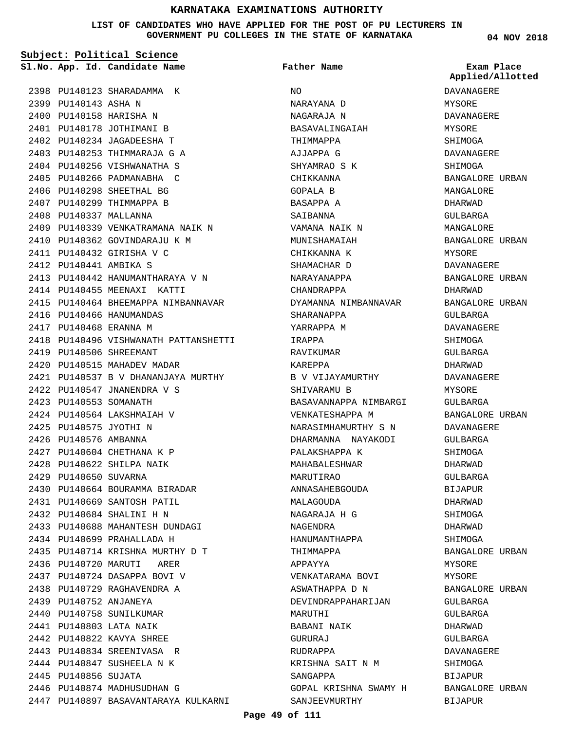# KARNATAKA EXAMINATIONS AUTHORITY

**LIST OF CANDIDATES WHO HAVE APPLIED FOR THE POST OF PU LECTURERS IN GOVERNMENT PU COLLEGES IN THE STATE OF KARNATAKA**

04 NOV 2018

**Subject: Political Science**

| Sl.No. | App. Id. | Candidate Name | Father Name | Exam Place Applied/Allotted |
|---|---|---|---|---|
| 2398 | PU140123 | SHARADAMMA K | NO | DAVANAGERE |
| 2399 | PU140143 | ASHA N | NARAYANA D | MYSORE |
| 2400 | PU140158 | HARISHA N | NAGARAJA N | DAVANAGERE |
| 2401 | PU140178 | JOTHIMANI B | BASAVALINGAIAH | MYSORE |
| 2402 | PU140234 | JAGADEESHA T | THIMMAPPA | SHIMOGA |
| 2403 | PU140253 | THIMMARAJA G A | AJJAPPA G | DAVANAGERE |
| 2404 | PU140256 | VISHWANATHA S | SHYAMRAO S K | SHIMOGA |
| 2405 | PU140266 | PADMANABHA C | CHIKKANNA | BANGALORE URBAN |
| 2406 | PU140298 | SHEETHAL BG | GOPALA B | MANGALORE |
| 2407 | PU140299 | THIMMAPPA B | BASAPPA A | DHARWAD |
| 2408 | PU140337 | MALLANNA | SAIBANNA | GULBARGA |
| 2409 | PU140339 | VENKATRAMANA NAIK N | VAMANA NAIK N | MANGALORE |
| 2410 | PU140362 | GOVINDARAJU K M | MUNISHAMAIAH | BANGALORE URBAN |
| 2411 | PU140432 | GIRISHA V C | CHIKKANNA K | MYSORE |
| 2412 | PU140441 | AMBIKA S | SHAMACHAR D | DAVANAGERE |
| 2413 | PU140442 | HANUMANTHARAYA V N | NARAYANAPPA | BANGALORE URBAN |
| 2414 | PU140455 | MEENAXI KATTI | CHANDRAPPA | DHARWAD |
| 2415 | PU140464 | BHEEMAPPA NIMBANNAVAR | DYAMANNA NIMBANNAVAR | BANGALORE URBAN |
| 2416 | PU140466 | HANUMANDAS | SHARANAPPA | GULBARGA |
| 2417 | PU140468 | ERANNA M | YARRAPPA M | DAVANAGERE |
| 2418 | PU140496 | VISHWANATH PATTANSHETTI | IRAPPA | SHIMOGA |
| 2419 | PU140506 | SHREEMANT | RAVIKUMAR | GULBARGA |
| 2420 | PU140515 | MAHADEV MADAR | KAREPPA | DHARWAD |
| 2421 | PU140537 | B V DHANANJAYA MURTHY | B V VIJAYAMURTHY | DAVANAGERE |
| 2422 | PU140547 | JNANENDRA V S | SHIVARAMU B | MYSORE |
| 2423 | PU140553 | SOMANATH | BASAVANNAPPA NIMBARGI | GULBARGA |
| 2424 | PU140564 | LAKSHMAIAH V | VENKATESHAPPA M | BANGALORE URBAN |
| 2425 | PU140575 | JYOTHI N | NARASIMHAMURTHY S N | DAVANAGERE |
| 2426 | PU140576 | AMBANNA | DHARMANNA NAYAKODI | GULBARGA |
| 2427 | PU140604 | CHETHANA K P | PALAKSHAPPA K | SHIMOGA |
| 2428 | PU140622 | SHILPA NAIK | MAHABALESHWAR | DHARWAD |
| 2429 | PU140650 | SUVARNA | MARUTIRAO | GULBARGA |
| 2430 | PU140664 | BOURAMMA BIRADAR | ANNASAHEBGOUDA | BIJAPUR |
| 2431 | PU140669 | SANTOSH PATIL | MALAGOUDA | DHARWAD |
| 2432 | PU140684 | SHALINI H N | NAGARAJA H G | SHIMOGA |
| 2433 | PU140688 | MAHANTESH DUNDAGI | NAGENDRA | DHARWAD |
| 2434 | PU140699 | PRAHALLADA H | HANUMANTHAPPA | SHIMOGA |
| 2435 | PU140714 | KRISHNA MURTHY D T | THIMMAPPA | BANGALORE URBAN |
| 2436 | PU140720 | MARUTI ARER | APPAYYA | MYSORE |
| 2437 | PU140724 | DASAPPA BOVI V | VENKATARAMA BOVI | MYSORE |
| 2438 | PU140729 | RAGHAVENDRA A | ASWATHAPPA D N | BANGALORE URBAN |
| 2439 | PU140752 | ANJANEYA | DEVINDRAPPAHARIJAN | GULBARGA |
| 2440 | PU140758 | SUNILKUMAR | MARUTHI | GULBARGA |
| 2441 | PU140803 | LATA NAIK | BABANI NAIK | DHARWAD |
| 2442 | PU140822 | KAVYA SHREE | GURURAJ | GULBARGA |
| 2443 | PU140834 | SREENIVASA R | RUDRAPPA | DAVANAGERE |
| 2444 | PU140847 | SUSHEELA N K | KRISHNA SAIT N M | SHIMOGA |
| 2445 | PU140856 | SUJATA | SANGAPPA | BIJAPUR |
| 2446 | PU140874 | MADHUSUDHAN G | GOPAL KRISHNA SWAMY H | BANGALORE URBAN |
| 2447 | PU140897 | BASAVANTARAYA KULKARNI | SANJEEVMURTHY | BIJAPUR |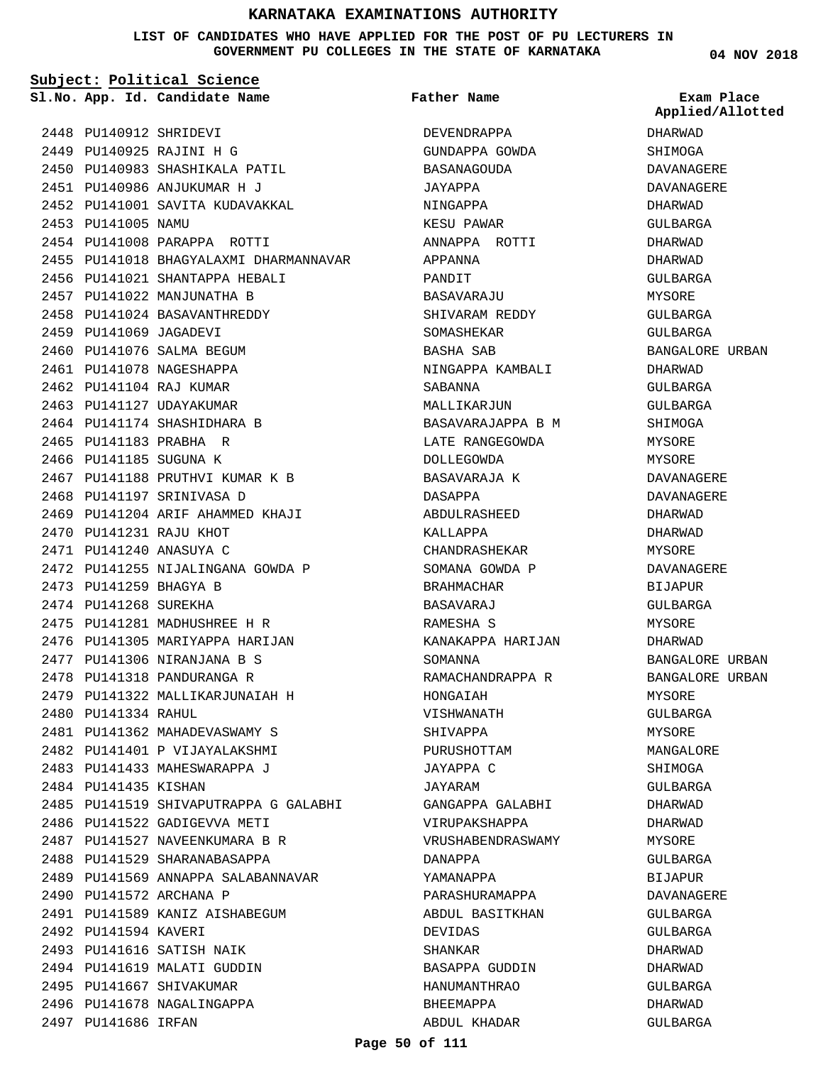# KARNATAKA EXAMINATIONS AUTHORITY

**LIST OF CANDIDATES WHO HAVE APPLIED FOR THE POST OF PU LECTURERS IN GOVERNMENT PU COLLEGES IN THE STATE OF KARNATAKA**

**04 NOV 2018**

**Subject: Political Science**

| Sl.No. | App. Id. | Candidate Name | Father Name | Exam Place Applied/Allotted |
|---|---|---|---|---|
| 2448 | PU140912 | SHRIDEVI | DEVENDRAPPA | DHARWAD |
| 2449 | PU140925 | RAJINI H G | GUNDAPPA GOWDA | SHIMOGA |
| 2450 | PU140983 | SHASHIKALA PATIL | BASANAGOUDA | DAVANAGERE |
| 2451 | PU140986 | ANJUKUMAR H J | JAYAPPA | DAVANAGERE |
| 2452 | PU141001 | SAVITA KUDAVAKKAL | NINGAPPA | DHARWAD |
| 2453 | PU141005 | NAMU | KESU PAWAR | GULBARGA |
| 2454 | PU141008 | PARAPPA ROTTI | ANNAPPA ROTTI | DHARWAD |
| 2455 | PU141018 | BHAGYALAXMI DHARMANNAVAR | APPANNA | DHARWAD |
| 2456 | PU141021 | SHANTAPPA HEBALI | PANDIT | GULBARGA |
| 2457 | PU141022 | MANJUNATHA B | BASAVARAJU | MYSORE |
| 2458 | PU141024 | BASAVANTHREDDY | SHIVARAM REDDY | GULBARGA |
| 2459 | PU141069 | JAGADEVI | SOMASHEKAR | GULBARGA |
| 2460 | PU141076 | SALMA BEGUM | BASHA SAB | BANGALORE URBAN |
| 2461 | PU141078 | NAGESHAPPA | NINGAPPA KAMBALI | DHARWAD |
| 2462 | PU141104 | RAJ KUMAR | SABANNA | GULBARGA |
| 2463 | PU141127 | UDAYAKUMAR | MALLIKARJUN | GULBARGA |
| 2464 | PU141174 | SHASHIDHARA B | BASAVARAJAPPA B M | SHIMOGA |
| 2465 | PU141183 | PRABHA R | LATE RANGEGOWDA | MYSORE |
| 2466 | PU141185 | SUGUNA K | DOLLEGOWDA | MYSORE |
| 2467 | PU141188 | PRUTHVI KUMAR K B | BASAVARAJA K | DAVANAGERE |
| 2468 | PU141197 | SRINIVASA D | DASAPPA | DAVANAGERE |
| 2469 | PU141204 | ARIF AHAMMED KHAJI | ABDULRASHEED | DHARWAD |
| 2470 | PU141231 | RAJU KHOT | KALLAPPA | DHARWAD |
| 2471 | PU141240 | ANASUYA C | CHANDRASHEKAR | MYSORE |
| 2472 | PU141255 | NIJALINGANA GOWDA P | SOMANA GOWDA P | DAVANAGERE |
| 2473 | PU141259 | BHAGYA B | BRAHMACHAR | BIJAPUR |
| 2474 | PU141268 | SUREKHA | BASAVARAJ | GULBARGA |
| 2475 | PU141281 | MADHUSHREE H R | RAMESHA S | MYSORE |
| 2476 | PU141305 | MARIYAPPA HARIJAN | KANAKAPPA HARIJAN | DHARWAD |
| 2477 | PU141306 | NIRANJANA B S | SOMANNA | BANGALORE URBAN |
| 2478 | PU141318 | PANDURANGA R | RAMACHANDRAPPA R | BANGALORE URBAN |
| 2479 | PU141322 | MALLIKARJUNAIAH H | HONGAIAH | MYSORE |
| 2480 | PU141334 | RAHUL | VISHWANATH | GULBARGA |
| 2481 | PU141362 | MAHADEVASWAMY S | SHIVAPPA | MYSORE |
| 2482 | PU141401 | P VIJAYALAKSHMI | PURUSHOTTAM | MANGALORE |
| 2483 | PU141433 | MAHESWARAPPA J | JAYAPPA C | SHIMOGA |
| 2484 | PU141435 | KISHAN | JAYARAM | GULBARGA |
| 2485 | PU141519 | SHIVAPUTRAPPA G GALABHI | GANGAPPA GALABHI | DHARWAD |
| 2486 | PU141522 | GADIGEVVA METI | VIRUPAKSHAPPA | DHARWAD |
| 2487 | PU141527 | NAVEENKUMARA B R | VRUSHABENDRASWAMY | MYSORE |
| 2488 | PU141529 | SHARANABASAPPA | DANAPPA | GULBARGA |
| 2489 | PU141569 | ANNAPPA SALABANNAVAR | YAMANAPPA | BIJAPUR |
| 2490 | PU141572 | ARCHANA P | PARASHURAMAPPA | DAVANAGERE |
| 2491 | PU141589 | KANIZ AISHABEGUM | ABDUL BASITKHAN | GULBARGA |
| 2492 | PU141594 | KAVERI | DEVIDAS | GULBARGA |
| 2493 | PU141616 | SATISH NAIK | SHANKAR | DHARWAD |
| 2494 | PU141619 | MALATI GUDDIN | BASAPPA GUDDIN | DHARWAD |
| 2495 | PU141667 | SHIVAKUMAR | HANUMANTHRAO | GULBARGA |
| 2496 | PU141678 | NAGALINGAPPA | BHEEMAPPA | DHARWAD |
| 2497 | PU141686 | IRFAN | ABDUL KHADAR | GULBARGA |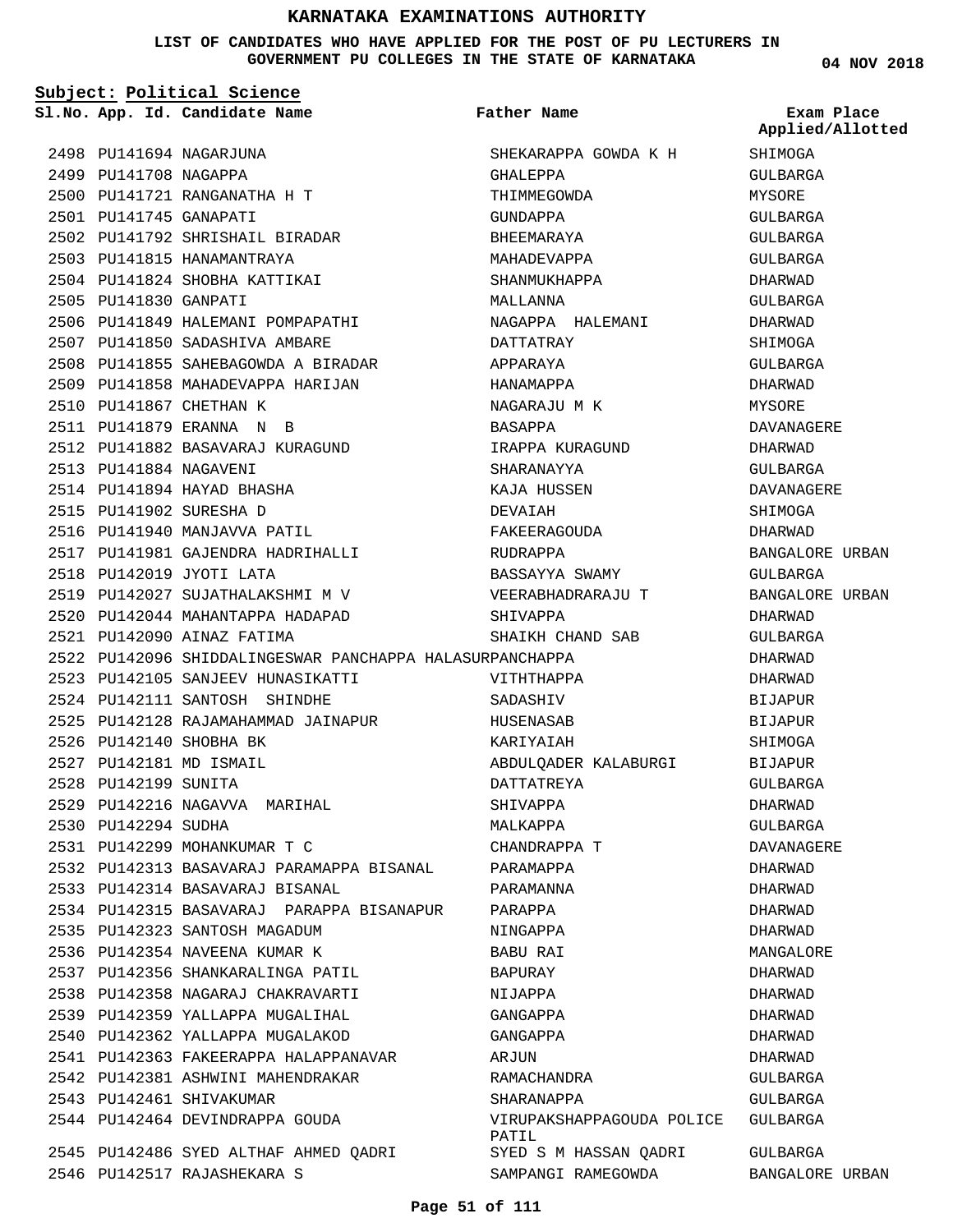# KARNATAKA EXAMINATIONS AUTHORITY

**LIST OF CANDIDATES WHO HAVE APPLIED FOR THE POST OF PU LECTURERS IN GOVERNMENT PU COLLEGES IN THE STATE OF KARNATAKA**

04 NOV 2018

**Subject: Political Science**

| Sl.No. | App. Id. | Candidate Name | Father Name | Exam Place Applied/Allotted |
|---|---|---|---|---|
| 2498 | PU141694 | NAGARJUNA | SHEKARAPPA GOWDA K H | SHIMOGA |
| 2499 | PU141708 | NAGAPPA | GHALEPPA | GULBARGA |
| 2500 | PU141721 | RANGANATHA H T | THIMMEGOWDA | MYSORE |
| 2501 | PU141745 | GANAPATI | GUNDAPPA | GULBARGA |
| 2502 | PU141792 | SHRISHAIL BIRADAR | BHEEMARAYA | GULBARGA |
| 2503 | PU141815 | HANAMANTRAYA | MAHADEVAPPA | GULBARGA |
| 2504 | PU141824 | SHOBHA KATTIKAI | SHANMUKHAPPA | DHARWAD |
| 2505 | PU141830 | GANPATI | MALLANNA | GULBARGA |
| 2506 | PU141849 | HALEMANI POMPAPATHI | NAGAPPA HALEMANI | DHARWAD |
| 2507 | PU141850 | SADASHIVA AMBARE | DATTATRAY | SHIMOGA |
| 2508 | PU141855 | SAHEBAGOWDA A BIRADAR | APPARAYA | GULBARGA |
| 2509 | PU141858 | MAHADEVAPPA HARIJAN | HANAMAPPA | DHARWAD |
| 2510 | PU141867 | CHETHAN K | NAGARAJU M K | MYSORE |
| 2511 | PU141879 | ERANNA N B | BASAPPA | DAVANAGERE |
| 2512 | PU141882 | BASAVARAJ KURAGUND | IRAPPA KURAGUND | DHARWAD |
| 2513 | PU141884 | NAGAVENI | SHARANAYYA | GULBARGA |
| 2514 | PU141894 | HAYAD BHASHA | KAJA HUSSEN | DAVANAGERE |
| 2515 | PU141902 | SURESHA D | DEVAIAH | SHIMOGA |
| 2516 | PU141940 | MANJAVVA PATIL | FAKEERAGOUDA | DHARWAD |
| 2517 | PU141981 | GAJENDRA HADRIHALLI | RUDRAPPA | BANGALORE URBAN |
| 2518 | PU142019 | JYOTI LATA | BASSAYYA SWAMY | GULBARGA |
| 2519 | PU142027 | SUJATHALAKSHMI M V | VEERABHADRARAJU T | BANGALORE URBAN |
| 2520 | PU142044 | MAHANTAPPA HADAPAD | SHIVAPPA | DHARWAD |
| 2521 | PU142090 | AINAZ FATIMA | SHAIKH CHAND SAB | GULBARGA |
| 2522 | PU142096 | SHIDDALINGESWAR PANCHAPPA HALASUR | PANCHAPPA | DHARWAD |
| 2523 | PU142105 | SANJEEV HUNASIKATTI | VITHTHAPPA | DHARWAD |
| 2524 | PU142111 | SANTOSH SHINDHE | SADASHIV | BIJAPUR |
| 2525 | PU142128 | RAJAMAHAMMAD JAINAPUR | HUSENASAB | BIJAPUR |
| 2526 | PU142140 | SHOBHA BK | KARIYAIAH | SHIMOGA |
| 2527 | PU142181 | MD ISMAIL | ABDULQADER KALABURGI | BIJAPUR |
| 2528 | PU142199 | SUNITA | DATTATREYA | GULBARGA |
| 2529 | PU142216 | NAGAVVA MARIHAL | SHIVAPPA | DHARWAD |
| 2530 | PU142294 | SUDHA | MALKAPPA | GULBARGA |
| 2531 | PU142299 | MOHANKUMAR T C | CHANDRAPPA T | DAVANAGERE |
| 2532 | PU142313 | BASAVARAJ PARAMAPPA BISANAL | PARAMAPPA | DHARWAD |
| 2533 | PU142314 | BASAVARAJ BISANAL | PARAMANNA | DHARWAD |
| 2534 | PU142315 | BASAVARAJ PARAPPA BISANAPUR | PARAPPA | DHARWAD |
| 2535 | PU142323 | SANTOSH MAGADUM | NINGAPPA | DHARWAD |
| 2536 | PU142354 | NAVEENA KUMAR K | BABU RAI | MANGALORE |
| 2537 | PU142356 | SHANKARALINGA PATIL | BAPURAY | DHARWAD |
| 2538 | PU142358 | NAGARAJ CHAKRAVARTI | NIJAPPA | DHARWAD |
| 2539 | PU142359 | YALLAPPA MUGALIHAL | GANGAPPA | DHARWAD |
| 2540 | PU142362 | YALLAPPA MUGALAKOD | GANGAPPA | DHARWAD |
| 2541 | PU142363 | FAKEERAPPA HALAPPANAVAR | ARJUN | DHARWAD |
| 2542 | PU142381 | ASHWINI MAHENDRAKAR | RAMACHANDRA | GULBARGA |
| 2543 | PU142461 | SHIVAKUMAR | SHARANAPPA | GULBARGA |
| 2544 | PU142464 | DEVINDRAPPA GOUDA | VIRUPAKSHAPPAGOUDA POLICE PATIL | GULBARGA |
| 2545 | PU142486 | SYED ALTHAF AHMED QADRI | SYED S M HASSAN QADRI | GULBARGA |
| 2546 | PU142517 | RAJASHEKARA S | SAMPANGI RAMEGOWDA | BANGALORE URBAN |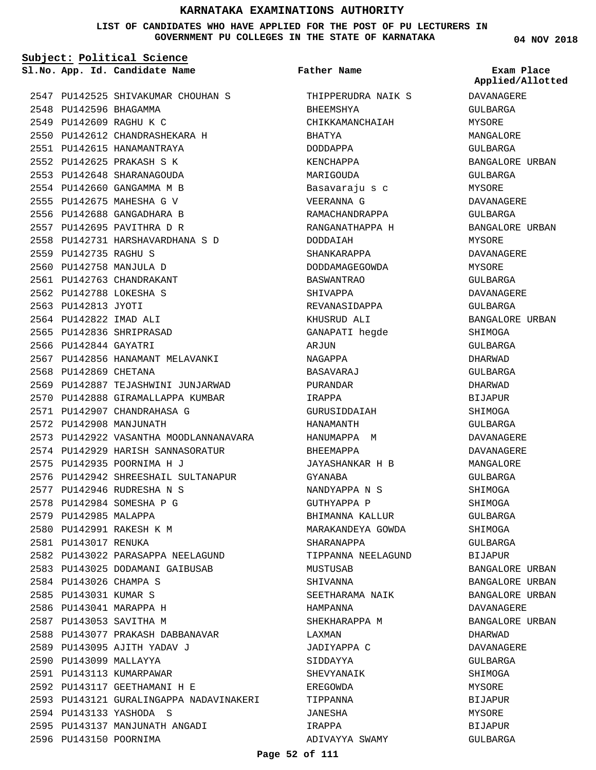# KARNATAKA EXAMINATIONS AUTHORITY

**LIST OF CANDIDATES WHO HAVE APPLIED FOR THE POST OF PU LECTURERS IN GOVERNMENT PU COLLEGES IN THE STATE OF KARNATAKA**

**04 NOV 2018**

**Subject: Political Science**

| Sl.No. | App. Id. | Candidate Name | Father Name | Exam Place Applied/Allotted |
|---|---|---|---|---|
| 2547 | PU142525 | SHIVAKUMAR CHOUHAN S | THIPPERUDRA NAIK S | DAVANAGERE |
| 2548 | PU142596 | BHAGAMMA | BHEEMSHYA | GULBARGA |
| 2549 | PU142609 | RAGHU K C | CHIKKAMANCHAIAH | MYSORE |
| 2550 | PU142612 | CHANDRASHEKARA H | BHATYA | MANGALORE |
| 2551 | PU142615 | HANAMANTRAYA | DODDAPPA | GULBARGA |
| 2552 | PU142625 | PRAKASH S K | KENCHAPPA | BANGALORE URBAN |
| 2553 | PU142648 | SHARANAGOUDA | MARIGOUDA | GULBARGA |
| 2554 | PU142660 | GANGAMMA M B | Basavaraju s c | MYSORE |
| 2555 | PU142675 | MAHESHA G V | VEERANNA G | DAVANAGERE |
| 2556 | PU142688 | GANGADHARA B | RAMACHANDRAPPA | GULBARGA |
| 2557 | PU142695 | PAVITHRA D R | RANGANATHAPPA H | BANGALORE URBAN |
| 2558 | PU142731 | HARSHAVARDHANA S D | DODDAIAH | MYSORE |
| 2559 | PU142735 | RAGHU S | SHANKARAPPA | DAVANAGERE |
| 2560 | PU142758 | MANJULA D | DODDAMAGEGOWDA | MYSORE |
| 2561 | PU142763 | CHANDRAKANT | BASWANTRAO | GULBARGA |
| 2562 | PU142788 | LOKESHA S | SHIVAPPA | DAVANAGERE |
| 2563 | PU142813 | JYOTI | REVANASIDAPPA | GULBARGA |
| 2564 | PU142822 | IMAD ALI | KHUSRUD ALI | BANGALORE URBAN |
| 2565 | PU142836 | SHRIPRASAD | GANAPATI hegde | SHIMOGA |
| 2566 | PU142844 | GAYATRI | ARJUN | GULBARGA |
| 2567 | PU142856 | HANAMANT MELAVANKI | NAGAPPA | DHARWAD |
| 2568 | PU142869 | CHETANA | BASAVARAJ | GULBARGA |
| 2569 | PU142887 | TEJASHWINI JUNJARWAD | PURANDAR | DHARWAD |
| 2570 | PU142888 | GIRAMALLAPPA KUMBAR | IRAPPA | BIJAPUR |
| 2571 | PU142907 | CHANDRAHASA G | GURUSIDDAIAH | SHIMOGA |
| 2572 | PU142908 | MANJUNATH | HANAMANTH | GULBARGA |
| 2573 | PU142922 | VASANTHA MOODLANNANAVARA | HANUMAPPA M | DAVANAGERE |
| 2574 | PU142929 | HARISH SANNASORATUR | BHEEMAPPA | DAVANAGERE |
| 2575 | PU142935 | POORNIMA H J | JAYASHANKAR H B | MANGALORE |
| 2576 | PU142942 | SHREESHAIL SULTANAPUR | GYANABA | GULBARGA |
| 2577 | PU142946 | RUDRESHA N S | NANDYAPPA N S | SHIMOGA |
| 2578 | PU142984 | SOMESHA P G | GUTHYAPPA P | SHIMOGA |
| 2579 | PU142985 | MALAPPA | BHIMANNA KALLUR | GULBARGA |
| 2580 | PU142991 | RAKESH K M | MARAKANDEYA GOWDA | SHIMOGA |
| 2581 | PU143017 | RENUKA | SHARANAPPA | GULBARGA |
| 2582 | PU143022 | PARASAPPA NEELAGUND | TIPPANNA NEELAGUND | BIJAPUR |
| 2583 | PU143025 | DODAMANI GAIBUSAB | MUSTUSAB | BANGALORE URBAN |
| 2584 | PU143026 | CHAMPA S | SHIVANNA | BANGALORE URBAN |
| 2585 | PU143031 | KUMAR S | SEETHARAMA NAIK | BANGALORE URBAN |
| 2586 | PU143041 | MARAPPA H | HAMPANNA | DAVANAGERE |
| 2587 | PU143053 | SAVITHA M | SHEKHARAPPA M | BANGALORE URBAN |
| 2588 | PU143077 | PRAKASH DABBANAVAR | LAXMAN | DHARWAD |
| 2589 | PU143095 | AJITH YADAV J | JADIYAPPA C | DAVANAGERE |
| 2590 | PU143099 | MALLAYYA | SIDDAYYA | GULBARGA |
| 2591 | PU143113 | KUMARPAWAR | SHEVYANAIK | SHIMOGA |
| 2592 | PU143117 | GEETHAMANI H E | EREGOWDA | MYSORE |
| 2593 | PU143121 | GURALINGAPPA NADAVINAKERI | TIPPANNA | BIJAPUR |
| 2594 | PU143133 | YASHODA S | JANESHA | MYSORE |
| 2595 | PU143137 | MANJUNATH ANGADI | IRAPPA | BIJAPUR |
| 2596 | PU143150 | POORNIMA | ADIVAYYA SWAMY | GULBARGA |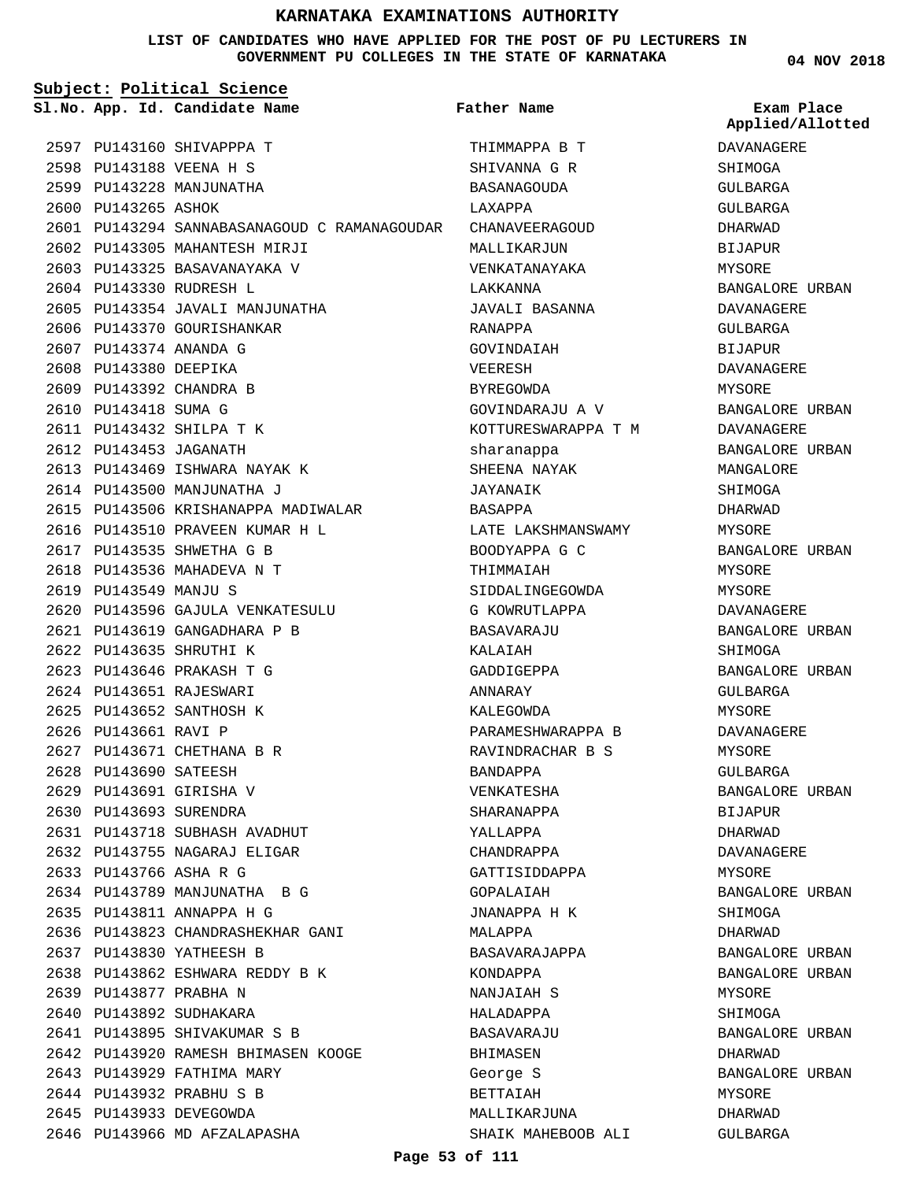# KARNATAKA EXAMINATIONS AUTHORITY

**LIST OF CANDIDATES WHO HAVE APPLIED FOR THE POST OF PU LECTURERS IN GOVERNMENT PU COLLEGES IN THE STATE OF KARNATAKA**

04 NOV 2018

**Subject: Political Science**

| Sl.No. | App. Id. | Candidate Name | Father Name | Exam Place Applied/Allotted |
|---|---|---|---|---|
| 2597 | PU143160 | SHIVAPPPA T | THIMMAPPA B T | DAVANAGERE |
| 2598 | PU143188 | VEENA H S | SHIVANNA G R | SHIMOGA |
| 2599 | PU143228 | MANJUNATHA | BASANAGOUDA | GULBARGA |
| 2600 | PU143265 | ASHOK | LAXAPPA | GULBARGA |
| 2601 | PU143294 | SANNABASANAGOUD C RAMANAGOUDAR | CHANAVEERAGOUD | DHARWAD |
| 2602 | PU143305 | MAHANTESH MIRJI | MALLIKARJUN | BIJAPUR |
| 2603 | PU143325 | BASAVANAYAKA V | VENKATANAYAKA | MYSORE |
| 2604 | PU143330 | RUDRESH L | LAKKANNA | BANGALORE URBAN |
| 2605 | PU143354 | JAVALI MANJUNATHA | JAVALI BASANNA | DAVANAGERE |
| 2606 | PU143370 | GOURISHANKAR | RANAPPA | GULBARGA |
| 2607 | PU143374 | ANANDA G | GOVINDAIAH | BIJAPUR |
| 2608 | PU143380 | DEEPIKA | VEERESH | DAVANAGERE |
| 2609 | PU143392 | CHANDRA B | BYREGOWDA | MYSORE |
| 2610 | PU143418 | SUMA G | GOVINDARAJU A V | BANGALORE URBAN |
| 2611 | PU143432 | SHILPA T K | KOTTURESWARAPPA T M | DAVANAGERE |
| 2612 | PU143453 | JAGANATH | sharanappa | BANGALORE URBAN |
| 2613 | PU143469 | ISHWARA NAYAK K | SHEENA NAYAK | MANGALORE |
| 2614 | PU143500 | MANJUNATHA J | JAYANAIK | SHIMOGA |
| 2615 | PU143506 | KRISHANAPPA MADIWALAR | BASAPPA | DHARWAD |
| 2616 | PU143510 | PRAVEEN KUMAR H L | LATE LAKSHMANSWAMY | MYSORE |
| 2617 | PU143535 | SHWETHA G B | BOODYAPPA G C | BANGALORE URBAN |
| 2618 | PU143536 | MAHADEVA N T | THIMMAIAH | MYSORE |
| 2619 | PU143549 | MANJU S | SIDDALINGEGOWDA | MYSORE |
| 2620 | PU143596 | GAJULA VENKATESULU | G KOWRUTLAPPA | DAVANAGERE |
| 2621 | PU143619 | GANGADHARA P B | BASAVARAJU | BANGALORE URBAN |
| 2622 | PU143635 | SHRUTHI K | KALAIAH | SHIMOGA |
| 2623 | PU143646 | PRAKASH T G | GADDIGEPPA | BANGALORE URBAN |
| 2624 | PU143651 | RAJESWARI | ANNARAY | GULBARGA |
| 2625 | PU143652 | SANTHOSH K | KALEGOWDA | MYSORE |
| 2626 | PU143661 | RAVI P | PARAMESHWARAPPA B | DAVANAGERE |
| 2627 | PU143671 | CHETHANA B R | RAVINDRACHAR B S | MYSORE |
| 2628 | PU143690 | SATEESH | BANDAPPA | GULBARGA |
| 2629 | PU143691 | GIRISHA V | VENKATESHA | BANGALORE URBAN |
| 2630 | PU143693 | SURENDRA | SHARANAPPA | BIJAPUR |
| 2631 | PU143718 | SUBHASH AVADHUT | YALLAPPA | DHARWAD |
| 2632 | PU143755 | NAGARAJ ELIGAR | CHANDRAPPA | DAVANAGERE |
| 2633 | PU143766 | ASHA R G | GATTISIDDAPPA | MYSORE |
| 2634 | PU143789 | MANJUNATHA B G | GOPALAIAH | BANGALORE URBAN |
| 2635 | PU143811 | ANNAPPA H G | JNANAPPA H K | SHIMOGA |
| 2636 | PU143823 | CHANDRASHEKHAR GANI | MALAPPA | DHARWAD |
| 2637 | PU143830 | YATHEESH B | BASAVARAJAPPA | BANGALORE URBAN |
| 2638 | PU143862 | ESHWARA REDDY B K | KONDAPPA | BANGALORE URBAN |
| 2639 | PU143877 | PRABHA N | NANJAIAH S | MYSORE |
| 2640 | PU143892 | SUDHAKARA | HALADAPPA | SHIMOGA |
| 2641 | PU143895 | SHIVAKUMAR S B | BASAVARAJU | BANGALORE URBAN |
| 2642 | PU143920 | RAMESH BHIMASEN KOOGE | BHIMASEN | DHARWAD |
| 2643 | PU143929 | FATHIMA MARY | George S | BANGALORE URBAN |
| 2644 | PU143932 | PRABHU S B | BETTAIAH | MYSORE |
| 2645 | PU143933 | DEVEGOWDA | MALLIKARJUNA | DHARWAD |
| 2646 | PU143966 | MD AFZALAPASHA | SHAIK MAHEBOOB ALI | GULBARGA |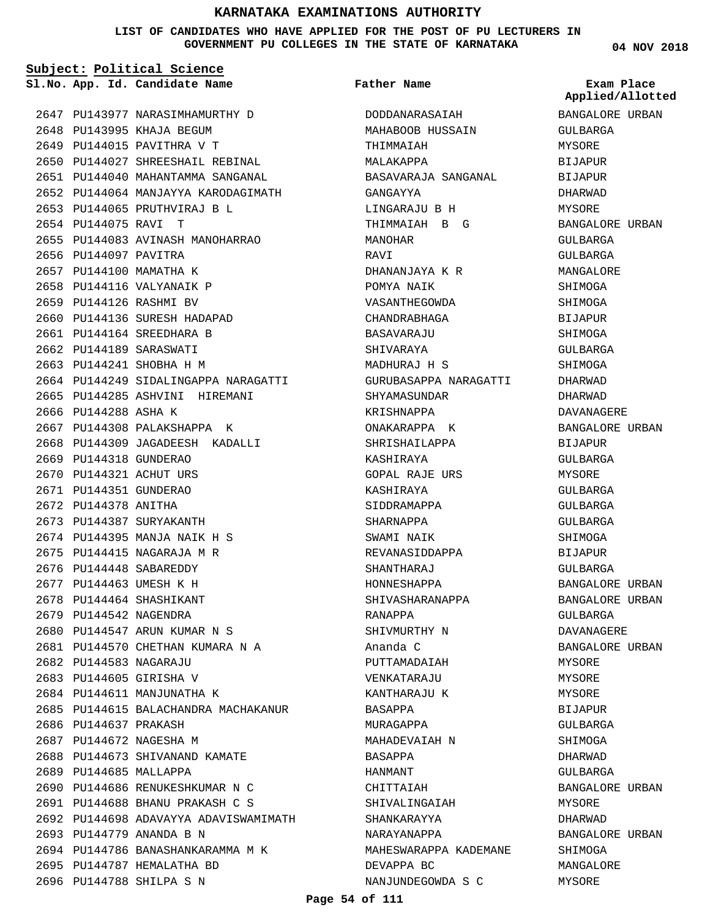# KARNATAKA EXAMINATIONS AUTHORITY

**LIST OF CANDIDATES WHO HAVE APPLIED FOR THE POST OF PU LECTURERS IN GOVERNMENT PU COLLEGES IN THE STATE OF KARNATAKA**

04 NOV 2018

**Subject: Political Science**

| Sl.No. | App. Id. | Candidate Name | Father Name | Exam Place Applied/Allotted |
|---|---|---|---|---|
| 2647 | PU143977 | NARASIMHAMURTHY D | DODDANARASAIAH | BANGALORE URBAN |
| 2648 | PU143995 | KHAJA BEGUM | MAHABOOB HUSSAIN | GULBARGA |
| 2649 | PU144015 | PAVITHRA V T | THIMMAIAH | MYSORE |
| 2650 | PU144027 | SHREESHAIL REBINAL | MALAKAPPA | BIJAPUR |
| 2651 | PU144040 | MAHANTAMMA SANGANAL | BASAVARAJA SANGANAL | BIJAPUR |
| 2652 | PU144064 | MANJAYYA KARODAGIMATH | GANGAYYA | DHARWAD |
| 2653 | PU144065 | PRUTHVIRAJ B L | LINGARAJU B H | MYSORE |
| 2654 | PU144075 | RAVI T | THIMMAIAH B G | BANGALORE URBAN |
| 2655 | PU144083 | AVINASH MANOHARRAO | MANOHAR | GULBARGA |
| 2656 | PU144097 | PAVITRA | RAVI | GULBARGA |
| 2657 | PU144100 | MAMATHA K | DHANANJAYA K R | MANGALORE |
| 2658 | PU144116 | VALYANAIK P | POMYA NAIK | SHIMOGA |
| 2659 | PU144126 | RASHMI BV | VASANTHEGOWDA | SHIMOGA |
| 2660 | PU144136 | SURESH HADAPAD | CHANDRABHAGA | BIJAPUR |
| 2661 | PU144164 | SREEDHARA B | BASAVARAJU | SHIMOGA |
| 2662 | PU144189 | SARASWATI | SHIVARAYA | GULBARGA |
| 2663 | PU144241 | SHOBHA H M | MADHURAJ H S | SHIMOGA |
| 2664 | PU144249 | SIDALINGAPPA NARAGATTI | GURUBASAPPA NARAGATTI | DHARWAD |
| 2665 | PU144285 | ASHVINI HIREMANI | SHYAMASUNDAR | DHARWAD |
| 2666 | PU144288 | ASHA K | KRISHNAPPA | DAVANAGERE |
| 2667 | PU144308 | PALAKSHAPPA K | ONAKARAPPA K | BANGALORE URBAN |
| 2668 | PU144309 | JAGADEESH KADALLI | SHRISHAILAPPA | BIJAPUR |
| 2669 | PU144318 | GUNDERAO | KASHIRAYA | GULBARGA |
| 2670 | PU144321 | ACHUT URS | GOPAL RAJE URS | MYSORE |
| 2671 | PU144351 | GUNDERAO | KASHIRAYA | GULBARGA |
| 2672 | PU144378 | ANITHA | SIDDRAMAPPA | GULBARGA |
| 2673 | PU144387 | SURYAKANTH | SHARNAPPA | GULBARGA |
| 2674 | PU144395 | MANJA NAIK H S | SWAMI NAIK | SHIMOGA |
| 2675 | PU144415 | NAGARAJA M R | REVANASIDDAPPA | BIJAPUR |
| 2676 | PU144448 | SABAREDDY | SHANTHARAJ | GULBARGA |
| 2677 | PU144463 | UMESH K H | HONNESHAPPA | BANGALORE URBAN |
| 2678 | PU144464 | SHASHIKANT | SHIVASHARANAPPA | BANGALORE URBAN |
| 2679 | PU144542 | NAGENDRA | RANAPPA | GULBARGA |
| 2680 | PU144547 | ARUN KUMAR N S | SHIVMURTHY N | DAVANAGERE |
| 2681 | PU144570 | CHETHAN KUMARA N A | Ananda C | BANGALORE URBAN |
| 2682 | PU144583 | NAGARAJU | PUTTAMADAIAH | MYSORE |
| 2683 | PU144605 | GIRISHA V | VENKATARAJU | MYSORE |
| 2684 | PU144611 | MANJUNATHA K | KANTHARAJU K | MYSORE |
| 2685 | PU144615 | BALACHANDRA MACHAKANUR | BASAPPA | BIJAPUR |
| 2686 | PU144637 | PRAKASH | MURAGAPPA | GULBARGA |
| 2687 | PU144672 | NAGESHA M | MAHADEVAIAH N | SHIMOGA |
| 2688 | PU144673 | SHIVANAND KAMATE | BASAPPA | DHARWAD |
| 2689 | PU144685 | MALLAPPA | HANMANT | GULBARGA |
| 2690 | PU144686 | RENUKESHKUMAR N C | CHITTAIAH | BANGALORE URBAN |
| 2691 | PU144688 | BHANU PRAKASH C S | SHIVALINGAIAH | MYSORE |
| 2692 | PU144698 | ADAVAYYA ADAVISWAMIMATH | SHANKARAYYA | DHARWAD |
| 2693 | PU144779 | ANANDA B N | NARAYANAPPA | BANGALORE URBAN |
| 2694 | PU144786 | BANASHANKARAMMA M K | MAHESWARAPPA KADEMANE | SHIMOGA |
| 2695 | PU144787 | HEMALATHA BD | DEVAPPA BC | MANGALORE |
| 2696 | PU144788 | SHILPA S N | NANJUNDEGOWDA S C | MYSORE |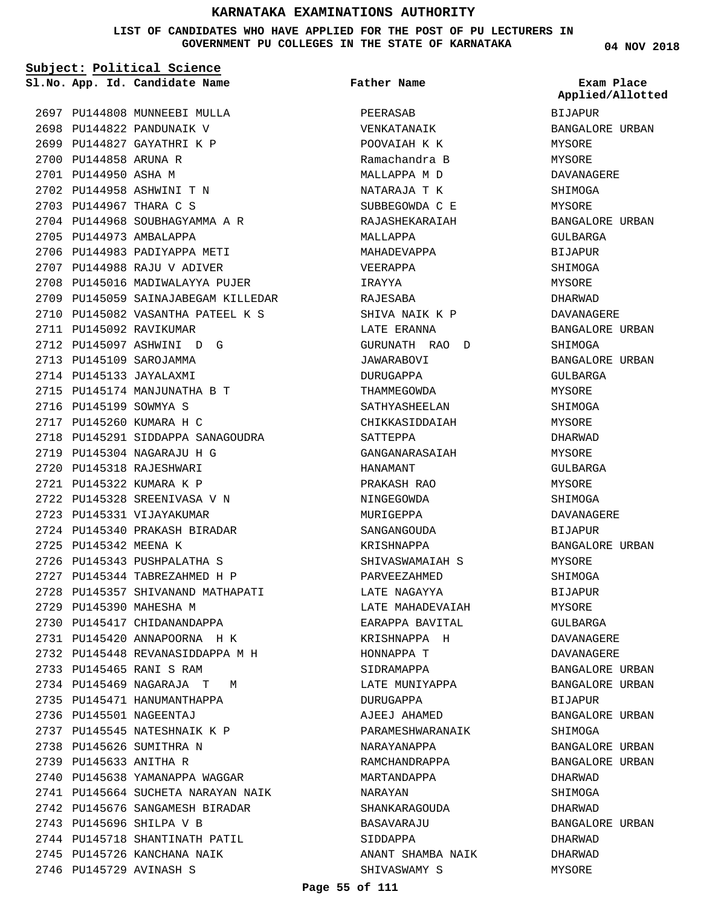# KARNATAKA EXAMINATIONS AUTHORITY

**LIST OF CANDIDATES WHO HAVE APPLIED FOR THE POST OF PU LECTURERS IN GOVERNMENT PU COLLEGES IN THE STATE OF KARNATAKA**

**04 NOV 2018**

**Subject: Political Science**

| Sl.No. | App. Id. | Candidate Name | Father Name | Exam Place Applied/Allotted |
|---|---|---|---|---|
| 2697 | PU144808 | MUNNEEBI MULLA | PEERASAB | BIJAPUR |
| 2698 | PU144822 | PANDUNAIK V | VENKATANAIK | BANGALORE URBAN |
| 2699 | PU144827 | GAYATHRI K P | POOVAIAH K K | MYSORE |
| 2700 | PU144858 | ARUNA R | Ramachandra B | MYSORE |
| 2701 | PU144950 | ASHA M | MALLAPPA M D | DAVANAGERE |
| 2702 | PU144958 | ASHWINI T N | NATARAJA T K | SHIMOGA |
| 2703 | PU144967 | THARA C S | SUBBEGOWDA C E | MYSORE |
| 2704 | PU144968 | SOUBHAGYAMMA A R | RAJASHEKARAIAH | BANGALORE URBAN |
| 2705 | PU144973 | AMBALAPPA | MALLAPPA | GULBARGA |
| 2706 | PU144983 | PADIYAPPA METI | MAHADEVAPPA | BIJAPUR |
| 2707 | PU144988 | RAJU V ADIVER | VEERAPPA | SHIMOGA |
| 2708 | PU145016 | MADIWALAYYA PUJER | IRAYYA | MYSORE |
| 2709 | PU145059 | SAINAJABEGAM KILLEDAR | RAJESABA | DHARWAD |
| 2710 | PU145082 | VASANTHA PATEEL K S | SHIVA NAIK K P | DAVANAGERE |
| 2711 | PU145092 | RAVIKUMAR | LATE ERANNA | BANGALORE URBAN |
| 2712 | PU145097 | ASHWINI D G | GURUNATH RAO D | SHIMOGA |
| 2713 | PU145109 | SAROJAMMA | JAWARABOVI | BANGALORE URBAN |
| 2714 | PU145133 | JAYALAXMI | DURUGAPPA | GULBARGA |
| 2715 | PU145174 | MANJUNATHA B T | THAMMEGOWDA | MYSORE |
| 2716 | PU145199 | SOWMYA S | SATHYASHEELAN | SHIMOGA |
| 2717 | PU145260 | KUMARA H C | CHIKKASIDDAIAH | MYSORE |
| 2718 | PU145291 | SIDDAPPA SANAGOUDRA | SATTEPPA | DHARWAD |
| 2719 | PU145304 | NAGARAJU H G | GANGANARASAIAH | MYSORE |
| 2720 | PU145318 | RAJESHWARI | HANAMANT | GULBARGA |
| 2721 | PU145322 | KUMARA K P | PRAKASH RAO | MYSORE |
| 2722 | PU145328 | SREENIVASA V N | NINGEGOWDA | SHIMOGA |
| 2723 | PU145331 | VIJAYAKUMAR | MURIGEPPA | DAVANAGERE |
| 2724 | PU145340 | PRAKASH BIRADAR | SANGANGOUDA | BIJAPUR |
| 2725 | PU145342 | MEENA K | KRISHNAPPA | BANGALORE URBAN |
| 2726 | PU145343 | PUSHPALATHA S | SHIVASWAMAIAH S | MYSORE |
| 2727 | PU145344 | TABREZAHMED H P | PARVEEZAHMED | SHIMOGA |
| 2728 | PU145357 | SHIVANAND MATHAPATI | LATE NAGAYYA | BIJAPUR |
| 2729 | PU145390 | MAHESHA M | LATE MAHADEVAIAH | MYSORE |
| 2730 | PU145417 | CHIDANANDAPPA | EARAPPA BAVITAL | GULBARGA |
| 2731 | PU145420 | ANNAPOORNA H K | KRISHNAPPA H | DAVANAGERE |
| 2732 | PU145448 | REVANASIDDAPPA M H | HONNAPPA T | DAVANAGERE |
| 2733 | PU145465 | RANI S RAM | SIDRAMAPPA | BANGALORE URBAN |
| 2734 | PU145469 | NAGARAJA T M | LATE MUNIYAPPA | BANGALORE URBAN |
| 2735 | PU145471 | HANUMANTHAPPA | DURUGAPPA | BIJAPUR |
| 2736 | PU145501 | NAGEENTAJ | AJEEJ AHAMED | BANGALORE URBAN |
| 2737 | PU145545 | NATESHNAIK K P | PARAMESHWARANAIK | SHIMOGA |
| 2738 | PU145626 | SUMITHRA N | NARAYANAPPA | BANGALORE URBAN |
| 2739 | PU145633 | ANITHA R | RAMCHANDRAPPA | BANGALORE URBAN |
| 2740 | PU145638 | YAMANAPPA WAGGAR | MARTANDAPPA | DHARWAD |
| 2741 | PU145664 | SUCHETA NARAYAN NAIK | NARAYAN | SHIMOGA |
| 2742 | PU145676 | SANGAMESH BIRADAR | SHANKARAGOUDA | DHARWAD |
| 2743 | PU145696 | SHILPA V B | BASAVARAJU | BANGALORE URBAN |
| 2744 | PU145718 | SHANTINATH PATIL | SIDDAPPA | DHARWAD |
| 2745 | PU145726 | KANCHANA NAIK | ANANT SHAMBA NAIK | DHARWAD |
| 2746 | PU145729 | AVINASH S | SHIVASWAMY S | MYSORE |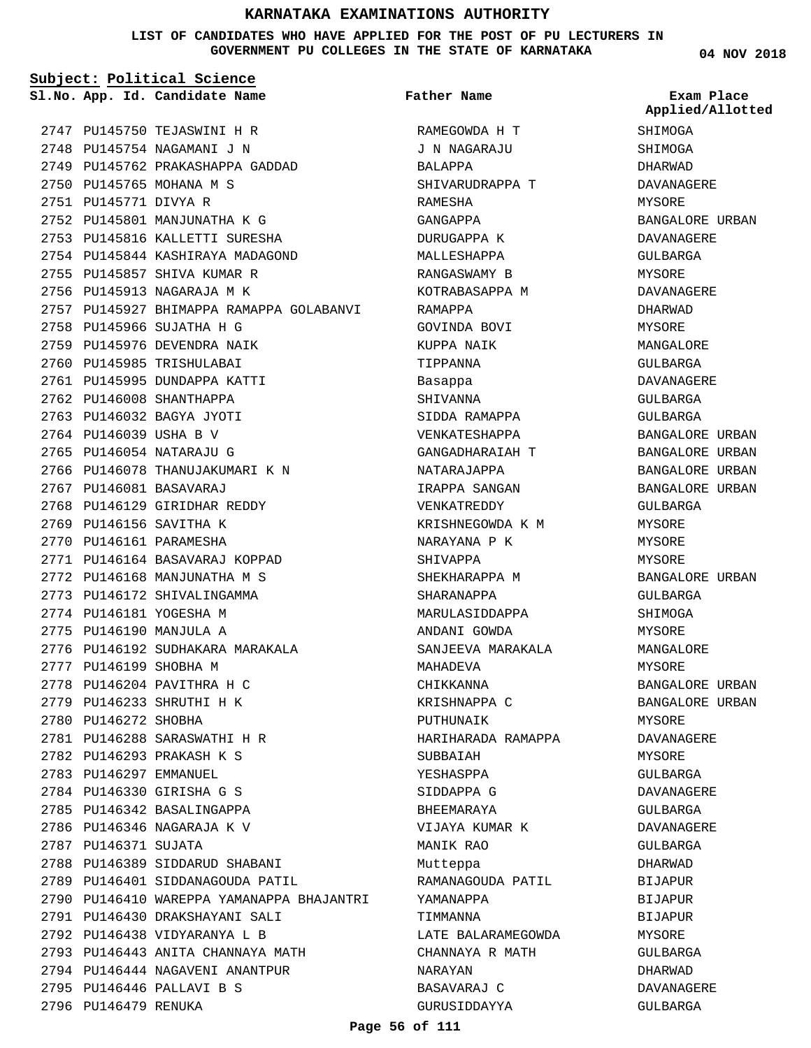# KARNATAKA EXAMINATIONS AUTHORITY

**LIST OF CANDIDATES WHO HAVE APPLIED FOR THE POST OF PU LECTURERS IN GOVERNMENT PU COLLEGES IN THE STATE OF KARNATAKA**

04 NOV 2018

**Subject: Political Science**

| Sl.No. | App. Id. | Candidate Name | Father Name | Exam Place Applied/Allotted |
|---|---|---|---|---|
| 2747 | PU145750 | TEJASWINI H R | RAMEGOWDA H T | SHIMOGA |
| 2748 | PU145754 | NAGAMANI J N | J N NAGARAJU | SHIMOGA |
| 2749 | PU145762 | PRAKASHAPPA GADDAD | BALAPPA | DHARWAD |
| 2750 | PU145765 | MOHANA M S | SHIVARUDRAPPA T | DAVANAGERE |
| 2751 | PU145771 | DIVYA R | RAMESHA | MYSORE |
| 2752 | PU145801 | MANJUNATHA K G | GANGAPPA | BANGALORE URBAN |
| 2753 | PU145816 | KALLETTI SURESHA | DURUGAPPA K | DAVANAGERE |
| 2754 | PU145844 | KASHIRAYA MADAGOND | MALLESHAPPA | GULBARGA |
| 2755 | PU145857 | SHIVA KUMAR R | RANGASWAMY B | MYSORE |
| 2756 | PU145913 | NAGARAJA M K | KOTRABASAPPA M | DAVANAGERE |
| 2757 | PU145927 | BHIMAPPA RAMAPPA GOLABANVI | RAMAPPA | DHARWAD |
| 2758 | PU145966 | SUJATHA H G | GOVINDA BOVI | MYSORE |
| 2759 | PU145976 | DEVENDRA NAIK | KUPPA NAIK | MANGALORE |
| 2760 | PU145985 | TRISHULABAI | TIPPANNA | GULBARGA |
| 2761 | PU145995 | DUNDAPPA KATTI | Basappa | DAVANAGERE |
| 2762 | PU146008 | SHANTHAPPA | SHIVANNA | GULBARGA |
| 2763 | PU146032 | BAGYA JYOTI | SIDDA RAMAPPA | GULBARGA |
| 2764 | PU146039 | USHA B V | VENKATESHAPPA | BANGALORE URBAN |
| 2765 | PU146054 | NATARAJU G | GANGADHARAIAH T | BANGALORE URBAN |
| 2766 | PU146078 | THANUJAKUMARI K N | NATARAJAPPA | BANGALORE URBAN |
| 2767 | PU146081 | BASAVARAJ | IRAPPA SANGAN | BANGALORE URBAN |
| 2768 | PU146129 | GIRIDHAR REDDY | VENKATREDDY | GULBARGA |
| 2769 | PU146156 | SAVITHA K | KRISHNEGOWDA K M | MYSORE |
| 2770 | PU146161 | PARAMESHA | NARAYANA P K | MYSORE |
| 2771 | PU146164 | BASAVARAJ KOPPAD | SHIVAPPA | MYSORE |
| 2772 | PU146168 | MANJUNATHA M S | SHEKHARAPPA M | BANGALORE URBAN |
| 2773 | PU146172 | SHIVALINGAMMA | SHARANAPPA | GULBARGA |
| 2774 | PU146181 | YOGESHA M | MARULASIDDAPPA | SHIMOGA |
| 2775 | PU146190 | MANJULA A | ANDANI GOWDA | MYSORE |
| 2776 | PU146192 | SUDHAKARA MARAKALA | SANJEEVA MARAKALA | MANGALORE |
| 2777 | PU146199 | SHOBHA M | MAHADEVA | MYSORE |
| 2778 | PU146204 | PAVITHRA H C | CHIKKANNA | BANGALORE URBAN |
| 2779 | PU146233 | SHRUTHI H K | KRISHNAPPA C | BANGALORE URBAN |
| 2780 | PU146272 | SHOBHA | PUTHUNAIK | MYSORE |
| 2781 | PU146288 | SARASWATHI H R | HARIHARADA RAMAPPA | DAVANAGERE |
| 2782 | PU146293 | PRAKASH K S | SUBBAIAH | MYSORE |
| 2783 | PU146297 | EMMANUEL | YESHASPPA | GULBARGA |
| 2784 | PU146330 | GIRISHA G S | SIDDAPPA G | DAVANAGERE |
| 2785 | PU146342 | BASALINGAPPA | BHEEMARAYA | GULBARGA |
| 2786 | PU146346 | NAGARAJA K V | VIJAYA KUMAR K | DAVANAGERE |
| 2787 | PU146371 | SUJATA | MANIK RAO | GULBARGA |
| 2788 | PU146389 | SIDDARUD SHABANI | Mutteppa | DHARWAD |
| 2789 | PU146401 | SIDDANAGOUDA PATIL | RAMANAGOUDA PATIL | BIJAPUR |
| 2790 | PU146410 | WAREPPA YAMANAPPA BHAJANTRI | YAMANAPPA | BIJAPUR |
| 2791 | PU146430 | DRAKSHAYANI SALI | TIMMANNA | BIJAPUR |
| 2792 | PU146438 | VIDYARANYA L B | LATE BALARAMEGOWDA | MYSORE |
| 2793 | PU146443 | ANITA CHANNAYA MATH | CHANNAYA R MATH | GULBARGA |
| 2794 | PU146444 | NAGAVENI ANANTPUR | NARAYAN | DHARWAD |
| 2795 | PU146446 | PALLAVI B S | BASAVARAJ C | DAVANAGERE |
| 2796 | PU146479 | RENUKA | GURUSIDDAYYA | GULBARGA |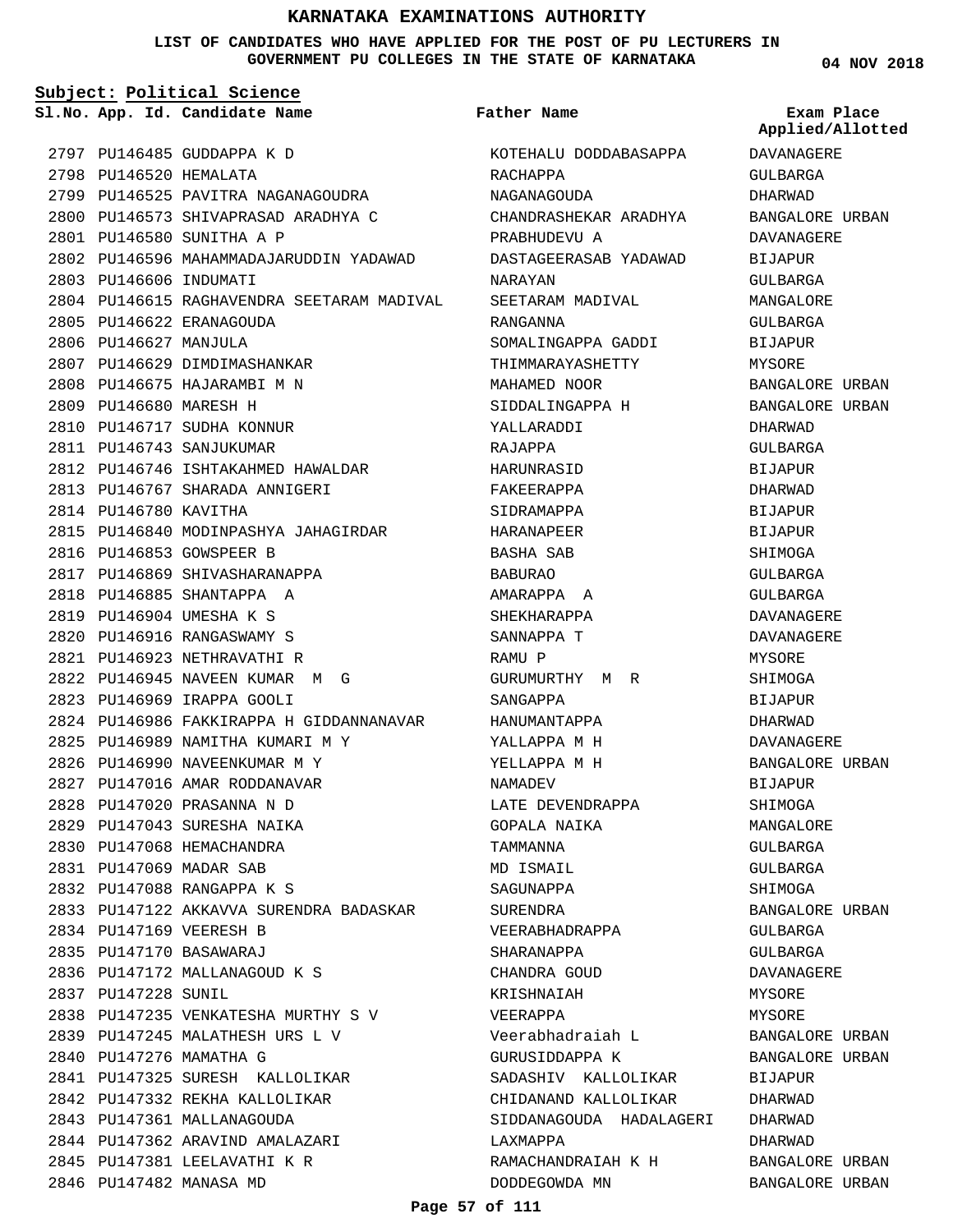# KARNATAKA EXAMINATIONS AUTHORITY

**LIST OF CANDIDATES WHO HAVE APPLIED FOR THE POST OF PU LECTURERS IN GOVERNMENT PU COLLEGES IN THE STATE OF KARNATAKA**

04 NOV 2018

**Subject: Political Science**

| Sl.No. | App. Id. | Candidate Name | Father Name | Exam Place Applied/Allotted |
|---|---|---|---|---|
| 2797 | PU146485 | GUDDAPPA K D | KOTEHALU DODDABASAPPA | DAVANAGERE |
| 2798 | PU146520 | HEMALATA | RACHAPPA | GULBARGA |
| 2799 | PU146525 | PAVITRA NAGANAGOUDRA | NAGANAGOUDA | DHARWAD |
| 2800 | PU146573 | SHIVAPRASAD ARADHYA C | CHANDRASHEKAR ARADHYA | BANGALORE URBAN |
| 2801 | PU146580 | SUNITHA A P | PRABHUDEVU A | DAVANAGERE |
| 2802 | PU146596 | MAHAMMADAJARUDDIN YADAWAD | DASTAGEERASAB YADAWAD | BIJAPUR |
| 2803 | PU146606 | INDUMATI | NARAYAN | GULBARGA |
| 2804 | PU146615 | RAGHAVENDRA SEETARAM MADIVAL | SEETARAM MADIVAL | MANGALORE |
| 2805 | PU146622 | ERANAGOUDA | RANGANNA | GULBARGA |
| 2806 | PU146627 | MANJULA | SOMALINGAPPA GADDI | BIJAPUR |
| 2807 | PU146629 | DIMDIMASHANKAR | THIMMARAYASHETTY | MYSORE |
| 2808 | PU146675 | HAJARAMBI M N | MAHAMED NOOR | BANGALORE URBAN |
| 2809 | PU146680 | MARESH H | SIDDALINGAPPA H | BANGALORE URBAN |
| 2810 | PU146717 | SUDHA KONNUR | YALLARADDI | DHARWAD |
| 2811 | PU146743 | SANJUKUMAR | RAJAPPA | GULBARGA |
| 2812 | PU146746 | ISHTAKAHMED HAWALDAR | HARUNRASID | BIJAPUR |
| 2813 | PU146767 | SHARADA ANNIGERI | FAKEERAPPA | DHARWAD |
| 2814 | PU146780 | KAVITHA | SIDRAMAPPA | BIJAPUR |
| 2815 | PU146840 | MODINPASHYA JAHAGIRDAR | HARANAPEER | BIJAPUR |
| 2816 | PU146853 | GOWSPEER B | BASHA SAB | SHIMOGA |
| 2817 | PU146869 | SHIVASHARANAPPA | BABURAO | GULBARGA |
| 2818 | PU146885 | SHANTAPPA A | AMARAPPA A | GULBARGA |
| 2819 | PU146904 | UMESHA K S | SHEKHARAPPA | DAVANAGERE |
| 2820 | PU146916 | RANGASWAMY S | SANNAPPA T | DAVANAGERE |
| 2821 | PU146923 | NETHRAVATHI R | RAMU P | MYSORE |
| 2822 | PU146945 | NAVEEN KUMAR M G | GURUMURTHY M R | SHIMOGA |
| 2823 | PU146969 | IRAPPA GOOLI | SANGAPPA | BIJAPUR |
| 2824 | PU146986 | FAKKIRAPPA H GIDDANNANAVAR | HANUMANTAPPA | DHARWAD |
| 2825 | PU146989 | NAMITHA KUMARI M Y | YALLAPPA M H | DAVANAGERE |
| 2826 | PU146990 | NAVEENKUMAR M Y | YELLAPPA M H | BANGALORE URBAN |
| 2827 | PU147016 | AMAR RODDANAVAR | NAMADEV | BIJAPUR |
| 2828 | PU147020 | PRASANNA N D | LATE DEVENDRAPPA | SHIMOGA |
| 2829 | PU147043 | SURESHA NAIKA | GOPALA NAIKA | MANGALORE |
| 2830 | PU147068 | HEMACHANDRA | TAMMANNA | GULBARGA |
| 2831 | PU147069 | MADAR SAB | MD ISMAIL | GULBARGA |
| 2832 | PU147088 | RANGAPPA K S | SAGUNAPPA | SHIMOGA |
| 2833 | PU147122 | AKKAVVA SURENDRA BADASKAR | SURENDRA | BANGALORE URBAN |
| 2834 | PU147169 | VEERESH B | VEERABHADRAPPA | GULBARGA |
| 2835 | PU147170 | BASAWARAJ | SHARANAPPA | GULBARGA |
| 2836 | PU147172 | MALLANAGOUD K S | CHANDRA GOUD | DAVANAGERE |
| 2837 | PU147228 | SUNIL | KRISHNAIAH | MYSORE |
| 2838 | PU147235 | VENKATESHA MURTHY S V | VEERAPPA | MYSORE |
| 2839 | PU147245 | MALATHESH URS L V | Veerabhadraiah L | BANGALORE URBAN |
| 2840 | PU147276 | MAMATHA G | GURUSIDDAPPA K | BANGALORE URBAN |
| 2841 | PU147325 | SURESH KALLOLIKAR | SADASHIV KALLOLIKAR | BIJAPUR |
| 2842 | PU147332 | REKHA KALLOLIKAR | CHIDANAND KALLOLIKAR | DHARWAD |
| 2843 | PU147361 | MALLANAGOUDA | SIDDANAGOUDA HADALAGERI | DHARWAD |
| 2844 | PU147362 | ARAVIND AMALAZARI | LAXMAPPA | DHARWAD |
| 2845 | PU147381 | LEELAVATHI K R | RAMACHANDRAIAH K H | BANGALORE URBAN |
| 2846 | PU147482 | MANASA MD | DODDEGOWDA MN | BANGALORE URBAN |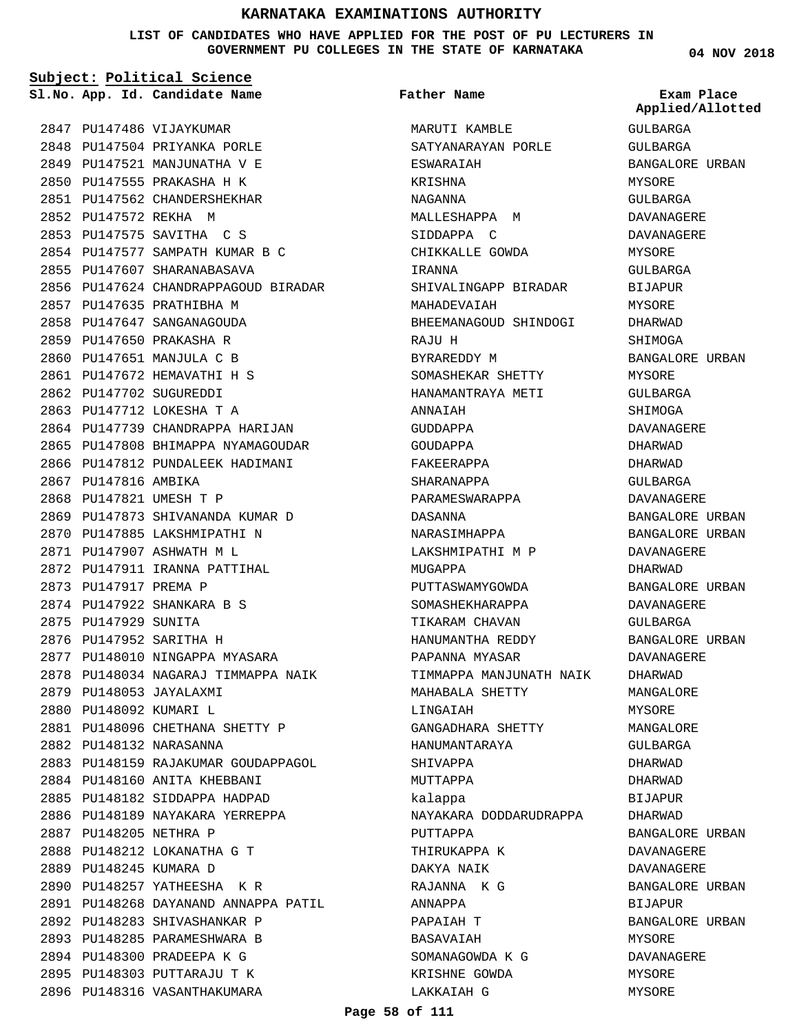# KARNATAKA EXAMINATIONS AUTHORITY

**LIST OF CANDIDATES WHO HAVE APPLIED FOR THE POST OF PU LECTURERS IN GOVERNMENT PU COLLEGES IN THE STATE OF KARNATAKA**

04 NOV 2018

**Subject: Political Science**

| Sl.No. | App. Id. | Candidate Name | Father Name | Exam Place Applied/Allotted |
|---|---|---|---|---|
| 2847 | PU147486 | VIJAYKUMAR | MARUTI KAMBLE | GULBARGA |
| 2848 | PU147504 | PRIYANKA PORLE | SATYANARAYAN PORLE | GULBARGA |
| 2849 | PU147521 | MANJUNATHA V E | ESWARAIAH | BANGALORE URBAN |
| 2850 | PU147555 | PRAKASHA H K | KRISHNA | MYSORE |
| 2851 | PU147562 | CHANDERSHEKHAR | NAGANNA | GULBARGA |
| 2852 | PU147572 | REKHA M | MALLESHAPPA M | DAVANAGERE |
| 2853 | PU147575 | SAVITHA C S | SIDDAPPA C | DAVANAGERE |
| 2854 | PU147577 | SAMPATH KUMAR B C | CHIKKALLE GOWDA | MYSORE |
| 2855 | PU147607 | SHARANABASAVA | IRANNA | GULBARGA |
| 2856 | PU147624 | CHANDRAPPAGOUD BIRADAR | SHIVALINGAPP BIRADAR | BIJAPUR |
| 2857 | PU147635 | PRATHIBHA M | MAHADEVAIAH | MYSORE |
| 2858 | PU147647 | SANGANAGOUDA | BHEEMANAGOUD SHINDOGI | DHARWAD |
| 2859 | PU147650 | PRAKASHA R | RAJU H | SHIMOGA |
| 2860 | PU147651 | MANJULA C B | BYRAREDDY M | BANGALORE URBAN |
| 2861 | PU147672 | HEMAVATHI H S | SOMASHEKAR SHETTY | MYSORE |
| 2862 | PU147702 | SUGUREDDI | HANAMANTRAYA METI | GULBARGA |
| 2863 | PU147712 | LOKESHA T A | ANNAIAH | SHIMOGA |
| 2864 | PU147739 | CHANDRAPPA HARIJAN | GUDDAPPA | DAVANAGERE |
| 2865 | PU147808 | BHIMAPPA NYAMAGOUDAR | GOUDAPPA | DHARWAD |
| 2866 | PU147812 | PUNDALEEK HADIMANI | FAKEERAPPA | DHARWAD |
| 2867 | PU147816 | AMBIKA | SHARANAPPA | GULBARGA |
| 2868 | PU147821 | UMESH T P | PARAMESWARAPPA | DAVANAGERE |
| 2869 | PU147873 | SHIVANANDA KUMAR D | DASANNA | BANGALORE URBAN |
| 2870 | PU147885 | LAKSHMIPATHI N | NARASIMHAPPA | BANGALORE URBAN |
| 2871 | PU147907 | ASHWATH M L | LAKSHMIPATHI M P | DAVANAGERE |
| 2872 | PU147911 | IRANNA PATTIHAL | MUGAPPA | DHARWAD |
| 2873 | PU147917 | PREMA P | PUTTASWAMYGOWDA | BANGALORE URBAN |
| 2874 | PU147922 | SHANKARA B S | SOMASHEKHARAPPA | DAVANAGERE |
| 2875 | PU147929 | SUNITA | TIKARAM CHAVAN | GULBARGA |
| 2876 | PU147952 | SARITHA H | HANUMANTHA REDDY | BANGALORE URBAN |
| 2877 | PU148010 | NINGAPPA MYASARA | PAPANNA MYASAR | DAVANAGERE |
| 2878 | PU148034 | NAGARAJ TIMMAPPA NAIK | TIMMAPPA MANJUNATH NAIK | DHARWAD |
| 2879 | PU148053 | JAYALAXMI | MAHABALA SHETTY | MANGALORE |
| 2880 | PU148092 | KUMARI L | LINGAIAH | MYSORE |
| 2881 | PU148096 | CHETHANA SHETTY P | GANGADHARA SHETTY | MANGALORE |
| 2882 | PU148132 | NARASANNA | HANUMANTARAYA | GULBARGA |
| 2883 | PU148159 | RAJAKUMAR GOUDAPPAGOL | SHIVAPPA | DHARWAD |
| 2884 | PU148160 | ANITA KHEBBANI | MUTTAPPA | DHARWAD |
| 2885 | PU148182 | SIDDAPPA HADPAD | kalappa | BIJAPUR |
| 2886 | PU148189 | NAYAKARA YERREPPA | NAYAKARA DODDARUDRAPPA | DHARWAD |
| 2887 | PU148205 | NETHRA P | PUTTAPPA | BANGALORE URBAN |
| 2888 | PU148212 | LOKANATHA G T | THIRUKAPPA K | DAVANAGERE |
| 2889 | PU148245 | KUMARA D | DAKYA NAIK | DAVANAGERE |
| 2890 | PU148257 | YATHEESHA K R | RAJANNA K G | BANGALORE URBAN |
| 2891 | PU148268 | DAYANAND ANNAPPA PATIL | ANNAPPA | BIJAPUR |
| 2892 | PU148283 | SHIVASHANKAR P | PAPAIAH T | BANGALORE URBAN |
| 2893 | PU148285 | PARAMESHWARA B | BASAVAIAH | MYSORE |
| 2894 | PU148300 | PRADEEPA K G | SOMANAGOWDA K G | DAVANAGERE |
| 2895 | PU148303 | PUTTARAJU T K | KRISHNE GOWDA | MYSORE |
| 2896 | PU148316 | VASANTHAKUMARA | LAKKAIAH G | MYSORE |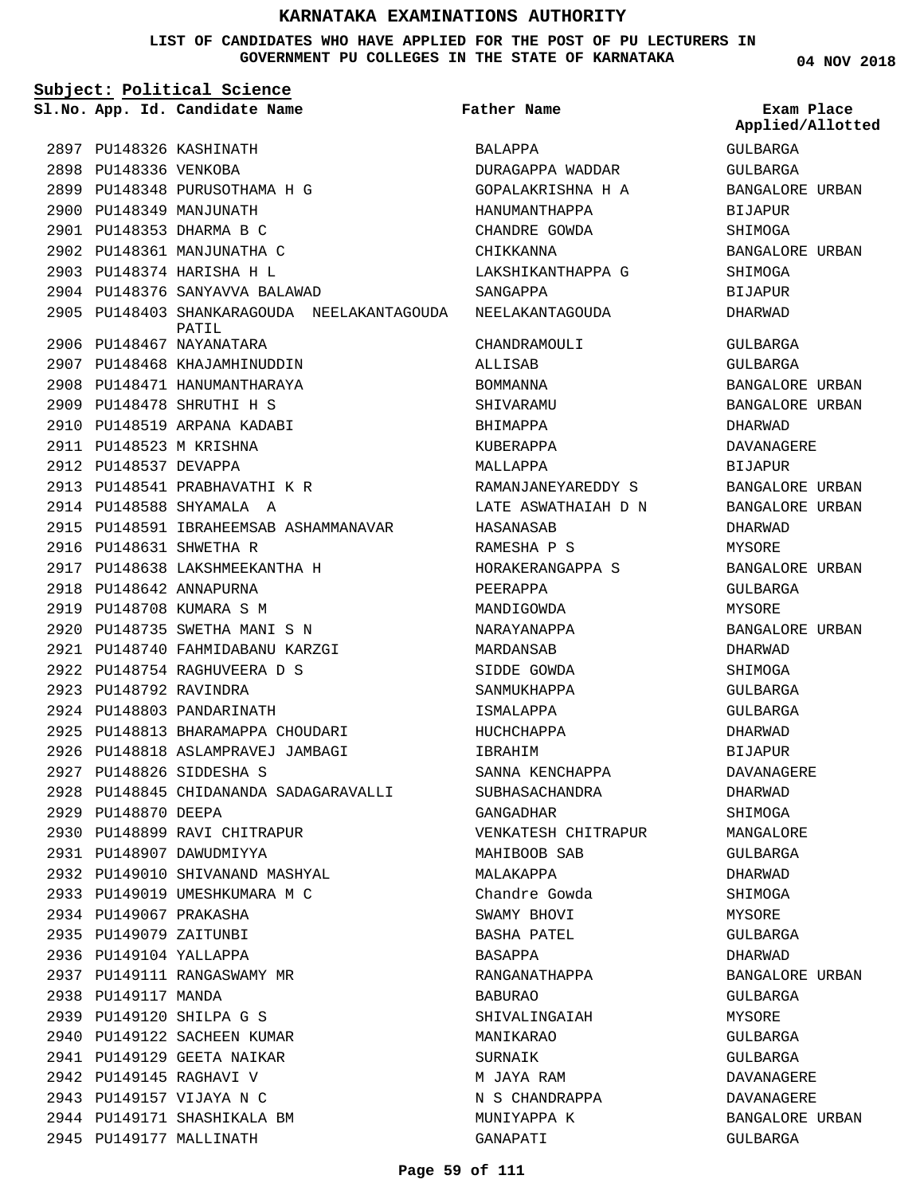# KARNATAKA EXAMINATIONS AUTHORITY

**LIST OF CANDIDATES WHO HAVE APPLIED FOR THE POST OF PU LECTURERS IN GOVERNMENT PU COLLEGES IN THE STATE OF KARNATAKA**

04 NOV 2018

**Subject: Political Science**

| Sl.No. | App. Id. | Candidate Name | Father Name | Exam Place Applied/Allotted |
|---|---|---|---|---|
| 2897 | PU148326 | KASHINATH | BALAPPA | GULBARGA |
| 2898 | PU148336 | VENKOBA | DURAGAPPA WADDAR | GULBARGA |
| 2899 | PU148348 | PURUSOTHAMA H G | GOPALAKRISHNA H A | BANGALORE URBAN |
| 2900 | PU148349 | MANJUNATH | HANUMANTHAPPA | BIJAPUR |
| 2901 | PU148353 | DHARMA B C | CHANDRE GOWDA | SHIMOGA |
| 2902 | PU148361 | MANJUNATHA C | CHIKKANNA | BANGALORE URBAN |
| 2903 | PU148374 | HARISHA H L | LAKSHIKANTHAPPA G | SHIMOGA |
| 2904 | PU148376 | SANYAVVA BALAWAD | SANGAPPA | BIJAPUR |
| 2905 | PU148403 | SHANKARAGOUDA NEELAKANTAGOUDA PATIL | NEELAKANTAGOUDA | DHARWAD |
| 2906 | PU148467 | NAYANATARA | CHANDRAMOULI | GULBARGA |
| 2907 | PU148468 | KHAJAMHINUDDIN | ALLISAB | GULBARGA |
| 2908 | PU148471 | HANUMANTHARAYA | BOMMANNA | BANGALORE URBAN |
| 2909 | PU148478 | SHRUTHI H S | SHIVARAMU | BANGALORE URBAN |
| 2910 | PU148519 | ARPANA KADABI | BHIMAPPA | DHARWAD |
| 2911 | PU148523 | M KRISHNA | KUBERAPPA | DAVANAGERE |
| 2912 | PU148537 | DEVAPPA | MALLAPPA | BIJAPUR |
| 2913 | PU148541 | PRABHAVATHI K R | RAMANJANEYAREDDY S | BANGALORE URBAN |
| 2914 | PU148588 | SHYAMALA A | LATE ASWATHAIAH D N | BANGALORE URBAN |
| 2915 | PU148591 | IBRAHEEMSAB ASHAMMANAVAR | HASANASAB | DHARWAD |
| 2916 | PU148631 | SHWETHA R | RAMESHA P S | MYSORE |
| 2917 | PU148638 | LAKSHMEEKANTHA H | HORAKERANGAPPA S | BANGALORE URBAN |
| 2918 | PU148642 | ANNAPURNA | PEERAPPA | GULBARGA |
| 2919 | PU148708 | KUMARA S M | MANDIGOWDA | MYSORE |
| 2920 | PU148735 | SWETHA MANI S N | NARAYANAPPA | BANGALORE URBAN |
| 2921 | PU148740 | FAHMIDABANU KARZGI | MARDANSAB | DHARWAD |
| 2922 | PU148754 | RAGHUVEERA D S | SIDDE GOWDA | SHIMOGA |
| 2923 | PU148792 | RAVINDRA | SANMUKHAPPA | GULBARGA |
| 2924 | PU148803 | PANDARINATH | ISMALAPPA | GULBARGA |
| 2925 | PU148813 | BHARAMAPPA CHOUDARI | HUCHCHAPPA | DHARWAD |
| 2926 | PU148818 | ASLAMPRAVEJ JAMBAGI | IBRAHIM | BIJAPUR |
| 2927 | PU148826 | SIDDESHA S | SANNA KENCHAPPA | DAVANAGERE |
| 2928 | PU148845 | CHIDANANDA SADAGARAVALLI | SUBHASACHANDRA | DHARWAD |
| 2929 | PU148870 | DEEPA | GANGADHAR | SHIMOGA |
| 2930 | PU148899 | RAVI CHITRAPUR | VENKATESH CHITRAPUR | MANGALORE |
| 2931 | PU148907 | DAWUDMIYYA | MAHIBOOB SAB | GULBARGA |
| 2932 | PU149010 | SHIVANAND MASHYAL | MALAKAPPA | DHARWAD |
| 2933 | PU149019 | UMESHKUMARA M C | Chandre Gowda | SHIMOGA |
| 2934 | PU149067 | PRAKASHA | SWAMY BHOVI | MYSORE |
| 2935 | PU149079 | ZAITUNBI | BASHA PATEL | GULBARGA |
| 2936 | PU149104 | YALLAPPA | BASAPPA | DHARWAD |
| 2937 | PU149111 | RANGASWAMY MR | RANGANATHAPPA | BANGALORE URBAN |
| 2938 | PU149117 | MANDA | BABURAO | GULBARGA |
| 2939 | PU149120 | SHILPA G S | SHIVALINGAIAH | MYSORE |
| 2940 | PU149122 | SACHEEN KUMAR | MANIKARAO | GULBARGA |
| 2941 | PU149129 | GEETA NAIKAR | SURNAIK | GULBARGA |
| 2942 | PU149145 | RAGHAVI V | M JAYA RAM | DAVANAGERE |
| 2943 | PU149157 | VIJAYA N C | N S CHANDRAPPA | DAVANAGERE |
| 2944 | PU149171 | SHASHIKALA BM | MUNIYAPPA K | BANGALORE URBAN |
| 2945 | PU149177 | MALLINATH | GANAPATI | GULBARGA |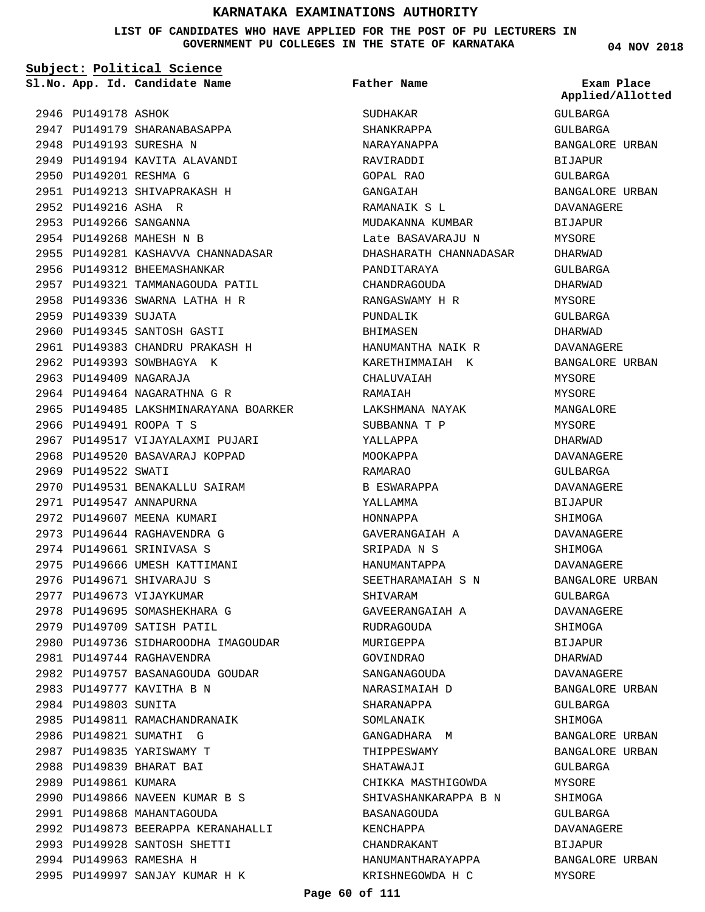# KARNATAKA EXAMINATIONS AUTHORITY

**LIST OF CANDIDATES WHO HAVE APPLIED FOR THE POST OF PU LECTURERS IN GOVERNMENT PU COLLEGES IN THE STATE OF KARNATAKA**

**04 NOV 2018**

**Subject: Political Science**

| Sl.No. | App. Id. | Candidate Name | Father Name | Exam Place Applied/Allotted |
|---|---|---|---|---|
| 2946 | PU149178 | ASHOK | SUDHAKAR | GULBARGA |
| 2947 | PU149179 | SHARANABASAPPA | SHANKRAPPA | GULBARGA |
| 2948 | PU149193 | SURESHA N | NARAYANAPPA | BANGALORE URBAN |
| 2949 | PU149194 | KAVITA ALAVANDI | RAVIRADDI | BIJAPUR |
| 2950 | PU149201 | RESHMA G | GOPAL RAO | GULBARGA |
| 2951 | PU149213 | SHIVAPRAKASH H | GANGAIAH | BANGALORE URBAN |
| 2952 | PU149216 | ASHA R | RAMANAIK S L | DAVANAGERE |
| 2953 | PU149266 | SANGANNA | MUDAKANNA KUMBAR | BIJAPUR |
| 2954 | PU149268 | MAHESH N B | Late BASAVARAJU N | MYSORE |
| 2955 | PU149281 | KASHAVVA CHANNADASAR | DHASHARATH CHANNADASAR | DHARWAD |
| 2956 | PU149312 | BHEEMASHANKAR | PANDITARAYA | GULBARGA |
| 2957 | PU149321 | TAMMANAGOUDA PATIL | CHANDRAGOUDA | DHARWAD |
| 2958 | PU149336 | SWARNA LATHA H R | RANGASWAMY H R | MYSORE |
| 2959 | PU149339 | SUJATA | PUNDALIK | GULBARGA |
| 2960 | PU149345 | SANTOSH GASTI | BHIMASEN | DHARWAD |
| 2961 | PU149383 | CHANDRU PRAKASH H | HANUMANTHA NAIK R | DAVANAGERE |
| 2962 | PU149393 | SOWBHAGYA K | KARETHIMMAIAH K | BANGALORE URBAN |
| 2963 | PU149409 | NAGARAJA | CHALUVAIAH | MYSORE |
| 2964 | PU149464 | NAGARATHNA G R | RAMAIAH | MYSORE |
| 2965 | PU149485 | LAKSHMINARAYANA BOARKER | LAKSHMANA NAYAK | MANGALORE |
| 2966 | PU149491 | ROOPA T S | SUBBANNA T P | MYSORE |
| 2967 | PU149517 | VIJAYALAXMI PUJARI | YALLAPPA | DHARWAD |
| 2968 | PU149520 | BASAVARAJ KOPPAD | MOOKAPPA | DAVANAGERE |
| 2969 | PU149522 | SWATI | RAMARAO | GULBARGA |
| 2970 | PU149531 | BENAKALLU SAIRAM | B ESWARAPPA | DAVANAGERE |
| 2971 | PU149547 | ANNAPURNA | YALLAMMA | BIJAPUR |
| 2972 | PU149607 | MEENA KUMARI | HONNAPPA | SHIMOGA |
| 2973 | PU149644 | RAGHAVENDRA G | GAVERANGAIAH A | DAVANAGERE |
| 2974 | PU149661 | SRINIVASA S | SRIPADA N S | SHIMOGA |
| 2975 | PU149666 | UMESH KATTIMANI | HANUMANTAPPA | DAVANAGERE |
| 2976 | PU149671 | SHIVARAJU S | SEETHARAMAIAH S N | BANGALORE URBAN |
| 2977 | PU149673 | VIJAYKUMAR | SHIVARAM | GULBARGA |
| 2978 | PU149695 | SOMASHEKHARA G | GAVEERANGAIAH A | DAVANAGERE |
| 2979 | PU149709 | SATISH PATIL | RUDRAGOUDA | SHIMOGA |
| 2980 | PU149736 | SIDHAROODHA IMAGOUDAR | MURIGEPPA | BIJAPUR |
| 2981 | PU149744 | RAGHAVENDRA | GOVINDRAO | DHARWAD |
| 2982 | PU149757 | BASANAGOUDA GOUDAR | SANGANAGOUDA | DAVANAGERE |
| 2983 | PU149777 | KAVITHA B N | NARASIMAIAH D | BANGALORE URBAN |
| 2984 | PU149803 | SUNITA | SHARANAPPA | GULBARGA |
| 2985 | PU149811 | RAMACHANDRANAIK | SOMLANAIK | SHIMOGA |
| 2986 | PU149821 | SUMATHI G | GANGADHARA M | BANGALORE URBAN |
| 2987 | PU149835 | YARISWAMY T | THIPPESWAMY | BANGALORE URBAN |
| 2988 | PU149839 | BHARAT BAI | SHATAWAJI | GULBARGA |
| 2989 | PU149861 | KUMARA | CHIKKA MASTHIGOWDA | MYSORE |
| 2990 | PU149866 | NAVEEN KUMAR B S | SHIVASHANKARAPPA B N | SHIMOGA |
| 2991 | PU149868 | MAHANTAGOUDA | BASANAGOUDA | GULBARGA |
| 2992 | PU149873 | BEERAPPA KERANAHALLI | KENCHAPPA | DAVANAGERE |
| 2993 | PU149928 | SANTOSH SHETTI | CHANDRAKANT | BIJAPUR |
| 2994 | PU149963 | RAMESHA H | HANUMANTHARAYAPPA | BANGALORE URBAN |
| 2995 | PU149997 | SANJAY KUMAR H K | KRISHNEGOWDA H C | MYSORE |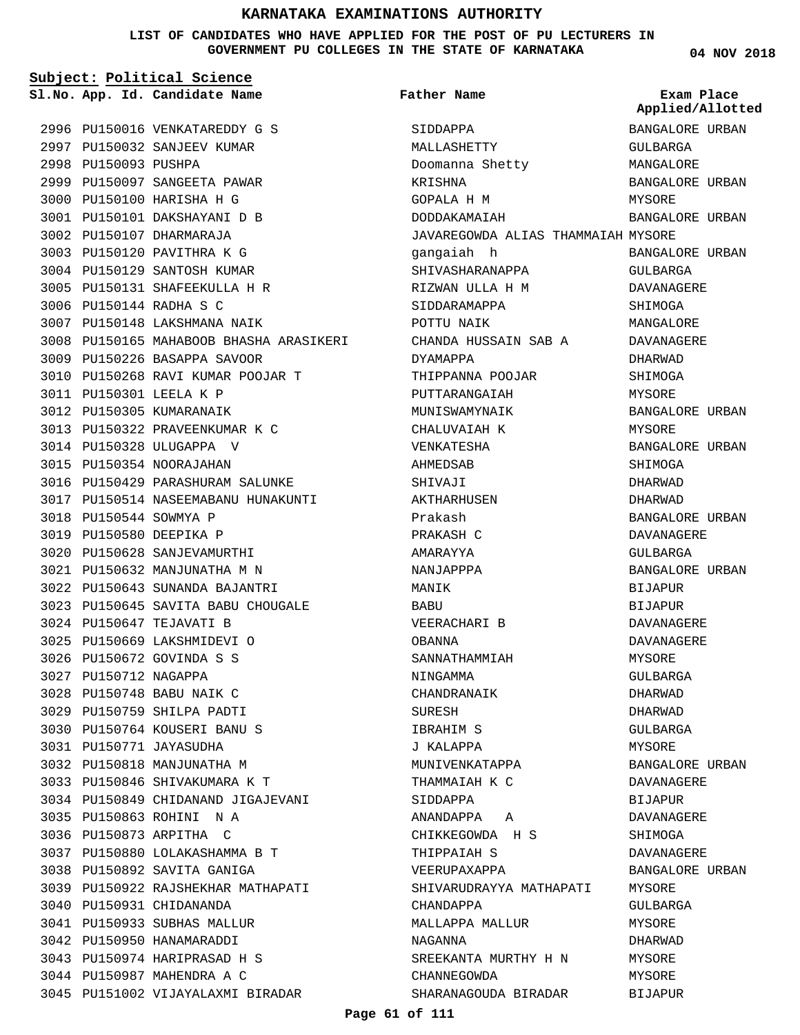# KARNATAKA EXAMINATIONS AUTHORITY

**LIST OF CANDIDATES WHO HAVE APPLIED FOR THE POST OF PU LECTURERS IN GOVERNMENT PU COLLEGES IN THE STATE OF KARNATAKA**

**04 NOV 2018**

**Subject: Political Science**

| Sl.No. | App. Id. | Candidate Name | Father Name | Exam Place Applied/Allotted |
|---|---|---|---|---|
| 2996 | PU150016 | VENKATAREDDY G S | SIDDAPPA | BANGALORE URBAN |
| 2997 | PU150032 | SANJEEV KUMAR | MALLASHETTY | GULBARGA |
| 2998 | PU150093 | PUSHPA | Doomanna Shetty | MANGALORE |
| 2999 | PU150097 | SANGEETA PAWAR | KRISHNA | BANGALORE URBAN |
| 3000 | PU150100 | HARISHA H G | GOPALA H M | MYSORE |
| 3001 | PU150101 | DAKSHAYANI D B | DODDAKAMAIAH | BANGALORE URBAN |
| 3002 | PU150107 | DHARMARAJA | JAVAREGOWDA ALIAS THAMMAIAH | MYSORE |
| 3003 | PU150120 | PAVITHRA K G | gangaiah h | BANGALORE URBAN |
| 3004 | PU150129 | SANTOSH KUMAR | SHIVASHARANAPPA | GULBARGA |
| 3005 | PU150131 | SHAFEEKULLA H R | RIZWAN ULLA H M | DAVANAGERE |
| 3006 | PU150144 | RADHA S C | SIDDARAMAPPA | SHIMOGA |
| 3007 | PU150148 | LAKSHMANA NAIK | POTTU NAIK | MANGALORE |
| 3008 | PU150165 | MAHABOOB BHASHA ARASIKERI | CHANDA HUSSAIN SAB A | DAVANAGERE |
| 3009 | PU150226 | BASAPPA SAVOOR | DYAMAPPA | DHARWAD |
| 3010 | PU150268 | RAVI KUMAR POOJAR T | THIPPANNA POOJAR | SHIMOGA |
| 3011 | PU150301 | LEELA K P | PUTTARANGAIAH | MYSORE |
| 3012 | PU150305 | KUMARANAIK | MUNISWAMYNAIK | BANGALORE URBAN |
| 3013 | PU150322 | PRAVEENKUMAR K C | CHALUVAIAH K | MYSORE |
| 3014 | PU150328 | ULUGAPPA V | VENKATESHA | BANGALORE URBAN |
| 3015 | PU150354 | NOORAJAHAN | AHMEDSAB | SHIMOGA |
| 3016 | PU150429 | PARASHURAM SALUNKE | SHIVAJI | DHARWAD |
| 3017 | PU150514 | NASEEMABANU HUNAKUNTI | AKTHARHUSEN | DHARWAD |
| 3018 | PU150544 | SOWMYA P | Prakash | BANGALORE URBAN |
| 3019 | PU150580 | DEEPIKA P | PRAKASH C | DAVANAGERE |
| 3020 | PU150628 | SANJEVAMURTHI | AMARAYYA | GULBARGA |
| 3021 | PU150632 | MANJUNATHA M N | NANJAPPPA | BANGALORE URBAN |
| 3022 | PU150643 | SUNANDA BAJANTRI | MANIK | BIJAPUR |
| 3023 | PU150645 | SAVITA BABU CHOUGALE | BABU | BIJAPUR |
| 3024 | PU150647 | TEJAVATI B | VEERACHARI B | DAVANAGERE |
| 3025 | PU150669 | LAKSHMIDEVI O | OBANNA | DAVANAGERE |
| 3026 | PU150672 | GOVINDA S S | SANNATHAMMIAH | MYSORE |
| 3027 | PU150712 | NAGAPPA | NINGAMMA | GULBARGA |
| 3028 | PU150748 | BABU NAIK C | CHANDRANAIK | DHARWAD |
| 3029 | PU150759 | SHILPA PADTI | SURESH | DHARWAD |
| 3030 | PU150764 | KOUSERI BANU S | IBRAHIM S | GULBARGA |
| 3031 | PU150771 | JAYASUDHA | J KALAPPA | MYSORE |
| 3032 | PU150818 | MANJUNATHA M | MUNIVENKATAPPA | BANGALORE URBAN |
| 3033 | PU150846 | SHIVAKUMARA K T | THAMMAIAH K C | DAVANAGERE |
| 3034 | PU150849 | CHIDANAND JIGAJEVANI | SIDDAPPA | BIJAPUR |
| 3035 | PU150863 | ROHINI N A | ANANDAPPA A | DAVANAGERE |
| 3036 | PU150873 | ARPITHA C | CHIKKEGOWDA H S | SHIMOGA |
| 3037 | PU150880 | LOLAKASHAMMA B T | THIPPAIAH S | DAVANAGERE |
| 3038 | PU150892 | SAVITA GANIGA | VEERUPAXAPPA | BANGALORE URBAN |
| 3039 | PU150922 | RAJSHEKHAR MATHAPATI | SHIVARUDRAYYA MATHAPATI | MYSORE |
| 3040 | PU150931 | CHIDANANDA | CHANDAPPA | GULBARGA |
| 3041 | PU150933 | SUBHAS MALLUR | MALLAPPA MALLUR | MYSORE |
| 3042 | PU150950 | HANAMARADDI | NAGANNA | DHARWAD |
| 3043 | PU150974 | HARIPRASAD H S | SREEKANTA MURTHY H N | MYSORE |
| 3044 | PU150987 | MAHENDRA A C | CHANNEGOWDA | MYSORE |
| 3045 | PU151002 | VIJAYALAXMI BIRADAR | SHARANAGOUDA BIRADAR | BIJAPUR |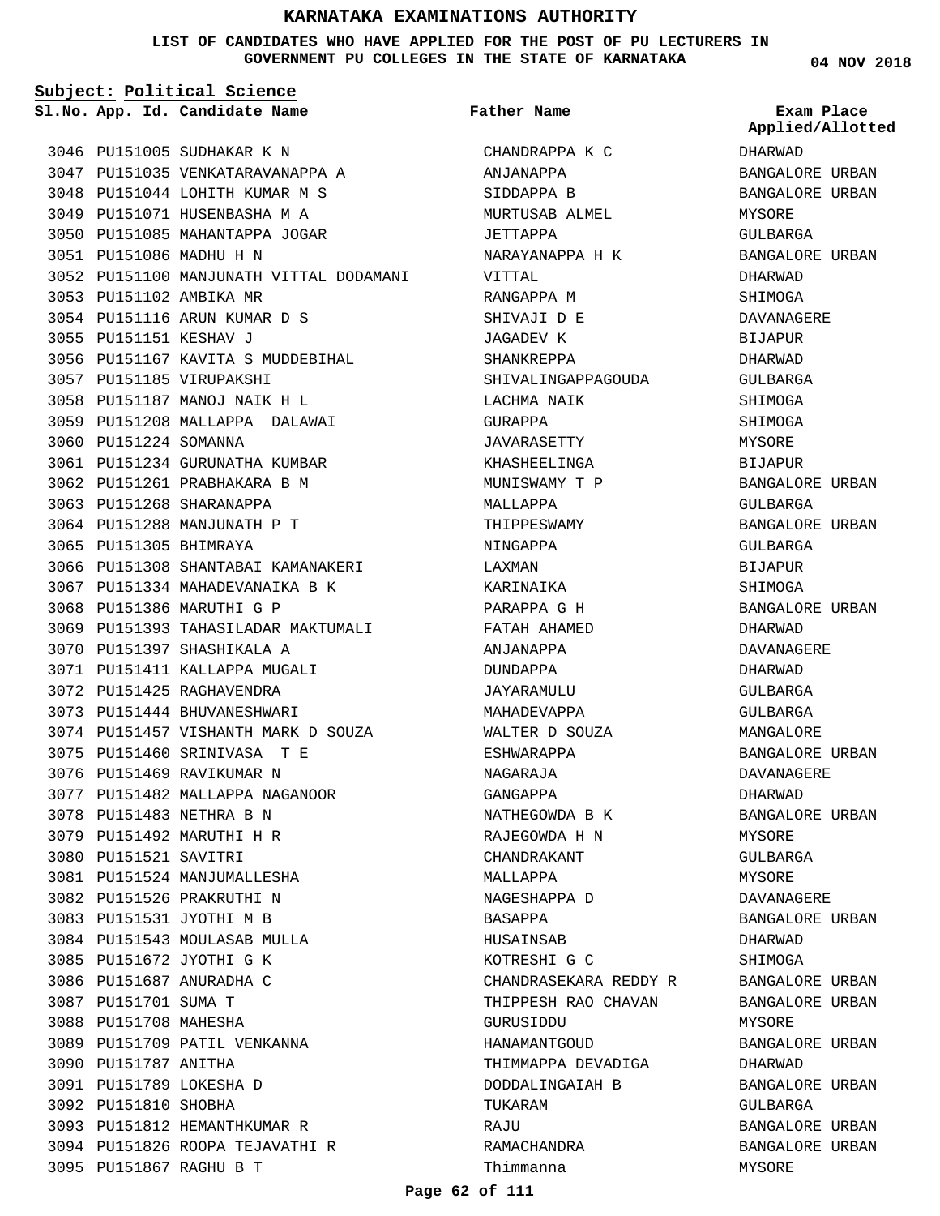# KARNATAKA EXAMINATIONS AUTHORITY

**LIST OF CANDIDATES WHO HAVE APPLIED FOR THE POST OF PU LECTURERS IN GOVERNMENT PU COLLEGES IN THE STATE OF KARNATAKA**

**04 NOV 2018**

**Subject: Political Science**

| Sl.No. | App. Id. | Candidate Name | Father Name | Exam Place Applied/Allotted |
|---|---|---|---|---|
| 3046 | PU151005 | SUDHAKAR K N | CHANDRAPPA K C | DHARWAD |
| 3047 | PU151035 | VENKATARAVANAPPA A | ANJANAPPA | BANGALORE URBAN |
| 3048 | PU151044 | LOHITH KUMAR M S | SIDDAPPA B | BANGALORE URBAN |
| 3049 | PU151071 | HUSENBASHA M A | MURTUSAB ALMEL | MYSORE |
| 3050 | PU151085 | MAHANTAPPA JOGAR | JETTAPPA | GULBARGA |
| 3051 | PU151086 | MADHU H N | NARAYANAPPA H K | BANGALORE URBAN |
| 3052 | PU151100 | MANJUNATH VITTAL DODAMANI | VITTAL | DHARWAD |
| 3053 | PU151102 | AMBIKA MR | RANGAPPA M | SHIMOGA |
| 3054 | PU151116 | ARUN KUMAR D S | SHIVAJI D E | DAVANAGERE |
| 3055 | PU151151 | KESHAV J | JAGADEV K | BIJAPUR |
| 3056 | PU151167 | KAVITA S MUDDEBIHAL | SHANKREPPA | DHARWAD |
| 3057 | PU151185 | VIRUPAKSHI | SHIVALINGAPPAGOUDA | GULBARGA |
| 3058 | PU151187 | MANOJ NAIK H L | LACHMA NAIK | SHIMOGA |
| 3059 | PU151208 | MALLAPPA DALAWAI | GURAPPA | SHIMOGA |
| 3060 | PU151224 | SOMANNA | JAVARASETTY | MYSORE |
| 3061 | PU151234 | GURUNATHA KUMBAR | KHASHEELINGA | BIJAPUR |
| 3062 | PU151261 | PRABHAKARA B M | MUNISWAMY T P | BANGALORE URBAN |
| 3063 | PU151268 | SHARANAPPA | MALLAPPA | GULBARGA |
| 3064 | PU151288 | MANJUNATH P T | THIPPESWAMY | BANGALORE URBAN |
| 3065 | PU151305 | BHIMRAYA | NINGAPPA | GULBARGA |
| 3066 | PU151308 | SHANTABAI KAMANAKERI | LAXMAN | BIJAPUR |
| 3067 | PU151334 | MAHADEVANAIKA B K | KARINAIKA | SHIMOGA |
| 3068 | PU151386 | MARUTHI G P | PARAPPA G H | BANGALORE URBAN |
| 3069 | PU151393 | TAHASILADAR MAKTUMALI | FATAH AHAMED | DHARWAD |
| 3070 | PU151397 | SHASHIKALA A | ANJANAPPA | DAVANAGERE |
| 3071 | PU151411 | KALLAPPA MUGALI | DUNDAPPA | DHARWAD |
| 3072 | PU151425 | RAGHAVENDRA | JAYARAMULU | GULBARGA |
| 3073 | PU151444 | BHUVANESHWARI | MAHADEVAPPA | GULBARGA |
| 3074 | PU151457 | VISHANTH MARK D SOUZA | WALTER D SOUZA | MANGALORE |
| 3075 | PU151460 | SRINIVASA T E | ESHWARAPPA | BANGALORE URBAN |
| 3076 | PU151469 | RAVIKUMAR N | NAGARAJA | DAVANAGERE |
| 3077 | PU151482 | MALLAPPA NAGANOOR | GANGAPPA | DHARWAD |
| 3078 | PU151483 | NETHRA B N | NATHEGOWDA B K | BANGALORE URBAN |
| 3079 | PU151492 | MARUTHI H R | RAJEGOWDA H N | MYSORE |
| 3080 | PU151521 | SAVITRI | CHANDRAKANT | GULBARGA |
| 3081 | PU151524 | MANJUMALLESHA | MALLAPPA | MYSORE |
| 3082 | PU151526 | PRAKRUTHI N | NAGESHAPPA D | DAVANAGERE |
| 3083 | PU151531 | JYOTHI M B | BASAPPA | BANGALORE URBAN |
| 3084 | PU151543 | MOULASAB MULLA | HUSAINSAB | DHARWAD |
| 3085 | PU151672 | JYOTHI G K | KOTRESHI G C | SHIMOGA |
| 3086 | PU151687 | ANURADHA C | CHANDRASEKARA REDDY R | BANGALORE URBAN |
| 3087 | PU151701 | SUMA T | THIPPESH RAO CHAVAN | BANGALORE URBAN |
| 3088 | PU151708 | MAHESHA | GURUSIDDU | MYSORE |
| 3089 | PU151709 | PATIL VENKANNA | HANAMANTGOUD | BANGALORE URBAN |
| 3090 | PU151787 | ANITHA | THIMMAPPA DEVADIGA | DHARWAD |
| 3091 | PU151789 | LOKESHA D | DODDALINGAIAH B | BANGALORE URBAN |
| 3092 | PU151810 | SHOBHA | TUKARAM | GULBARGA |
| 3093 | PU151812 | HEMANTHKUMAR R | RAJU | BANGALORE URBAN |
| 3094 | PU151826 | ROOPA TEJAVATHI R | RAMACHANDRA | BANGALORE URBAN |
| 3095 | PU151867 | RAGHU B T | Thimmanna | MYSORE |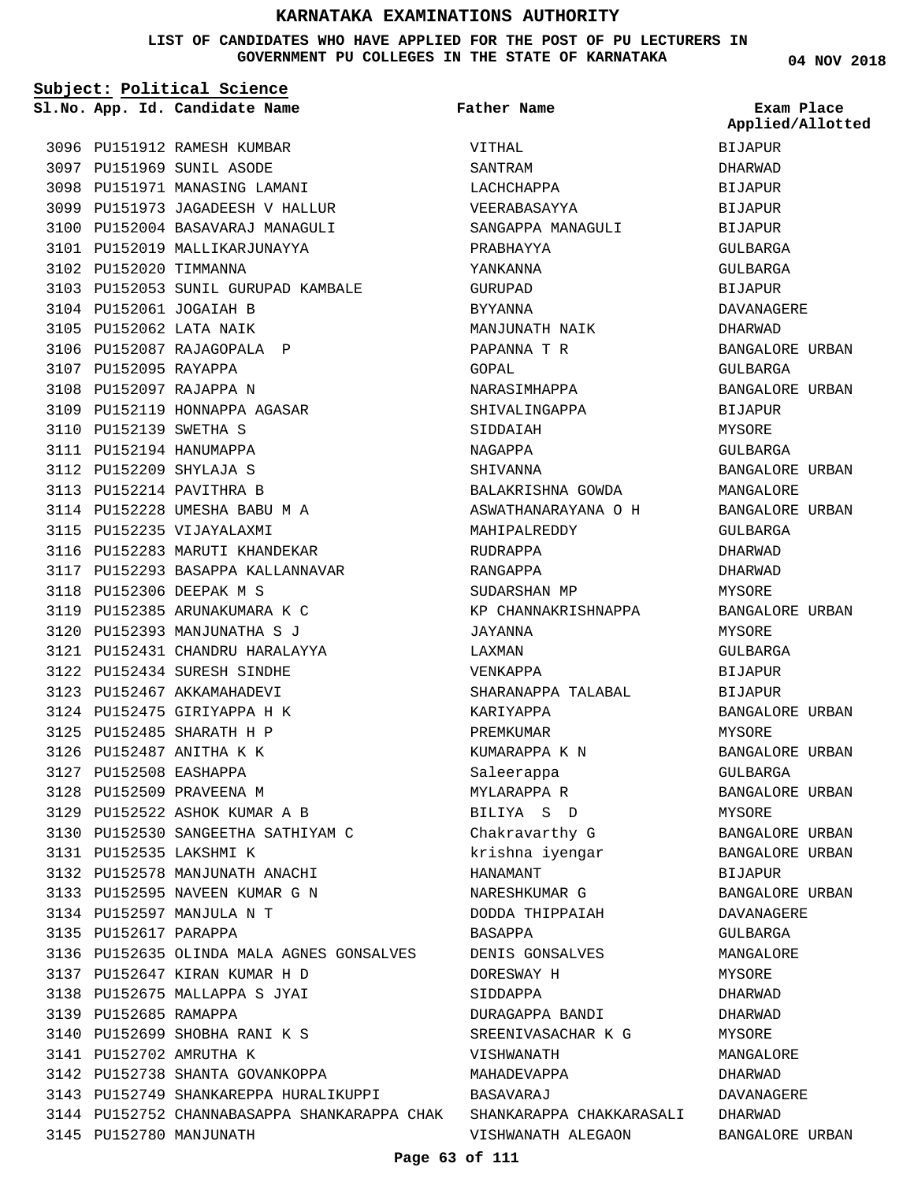# KARNATAKA EXAMINATIONS AUTHORITY

**LIST OF CANDIDATES WHO HAVE APPLIED FOR THE POST OF PU LECTURERS IN GOVERNMENT PU COLLEGES IN THE STATE OF KARNATAKA**

**04 NOV 2018**

**Subject: Political Science**

| Sl.No. | App. Id. | Candidate Name | Father Name | Exam Place Applied/Allotted |
|---|---|---|---|---|
| 3096 | PU151912 | RAMESH KUMBAR | VITHAL | BIJAPUR |
| 3097 | PU151969 | SUNIL ASODE | SANTRAM | DHARWAD |
| 3098 | PU151971 | MANASING LAMANI | LACHCHAPPA | BIJAPUR |
| 3099 | PU151973 | JAGADEESH V HALLUR | VEERABASAYYA | BIJAPUR |
| 3100 | PU152004 | BASAVARAJ MANAGULI | SANGAPPA MANAGULI | BIJAPUR |
| 3101 | PU152019 | MALLIKARJUNAYYA | PRABHAYYA | GULBARGA |
| 3102 | PU152020 | TIMMANNA | YANKANNA | GULBARGA |
| 3103 | PU152053 | SUNIL GURUPAD KAMBALE | GURUPAD | BIJAPUR |
| 3104 | PU152061 | JOGAIAH B | BYYANNA | DAVANAGERE |
| 3105 | PU152062 | LATA NAIK | MANJUNATH NAIK | DHARWAD |
| 3106 | PU152087 | RAJAGOPALA P | PAPANNA T R | BANGALORE URBAN |
| 3107 | PU152095 | RAYAPPA | GOPAL | GULBARGA |
| 3108 | PU152097 | RAJAPPA N | NARASIMHAPPA | BANGALORE URBAN |
| 3109 | PU152119 | HONNAPPA AGASAR | SHIVALINGAPPA | BIJAPUR |
| 3110 | PU152139 | SWETHA S | SIDDAIAH | MYSORE |
| 3111 | PU152194 | HANUMAPPA | NAGAPPA | GULBARGA |
| 3112 | PU152209 | SHYLAJA S | SHIVANNA | BANGALORE URBAN |
| 3113 | PU152214 | PAVITHRA B | BALAKRISHNA GOWDA | MANGALORE |
| 3114 | PU152228 | UMESHA BABU M A | ASWATHANARAYANA O H | BANGALORE URBAN |
| 3115 | PU152235 | VIJAYALAXMI | MAHIPALREDDY | GULBARGA |
| 3116 | PU152283 | MARUTI KHANDEKAR | RUDRAPPA | DHARWAD |
| 3117 | PU152293 | BASAPPA KALLANNAVAR | RANGAPPA | DHARWAD |
| 3118 | PU152306 | DEEPAK M S | SUDARSHAN MP | MYSORE |
| 3119 | PU152385 | ARUNAKUMARA K C | KP CHANNAKRISHNAPPA | BANGALORE URBAN |
| 3120 | PU152393 | MANJUNATHA S J | JAYANNA | MYSORE |
| 3121 | PU152431 | CHANDRU HARALAYYA | LAXMAN | GULBARGA |
| 3122 | PU152434 | SURESH SINDHE | VENKAPPA | BIJAPUR |
| 3123 | PU152467 | AKKAMAHADEVI | SHARANAPPA TALABAL | BIJAPUR |
| 3124 | PU152475 | GIRIYAPPA H K | KARIYAPPA | BANGALORE URBAN |
| 3125 | PU152485 | SHARATH H P | PREMKUMAR | MYSORE |
| 3126 | PU152487 | ANITHA K K | KUMARAPPA K N | BANGALORE URBAN |
| 3127 | PU152508 | EASHAPPA | Saleerappa | GULBARGA |
| 3128 | PU152509 | PRAVEENA M | MYLARAPPA R | BANGALORE URBAN |
| 3129 | PU152522 | ASHOK KUMAR A B | BILIYA S D | MYSORE |
| 3130 | PU152530 | SANGEETHA SATHIYAM C | Chakravarthy G | BANGALORE URBAN |
| 3131 | PU152535 | LAKSHMI K | krishna iyengar | BANGALORE URBAN |
| 3132 | PU152578 | MANJUNATH ANACHI | HANAMANT | BIJAPUR |
| 3133 | PU152595 | NAVEEN KUMAR G N | NARESHKUMAR G | BANGALORE URBAN |
| 3134 | PU152597 | MANJULA N T | DODDA THIPPAIAH | DAVANAGERE |
| 3135 | PU152617 | PARAPPA | BASAPPA | GULBARGA |
| 3136 | PU152635 | OLINDA MALA AGNES GONSALVES | DENIS GONSALVES | MANGALORE |
| 3137 | PU152647 | KIRAN KUMAR H D | DORESWAY H | MYSORE |
| 3138 | PU152675 | MALLAPPA S JYAI | SIDDAPPA | DHARWAD |
| 3139 | PU152685 | RAMAPPA | DURAGAPPA BANDI | DHARWAD |
| 3140 | PU152699 | SHOBHA RANI K S | SREENIVASACHAR K G | MYSORE |
| 3141 | PU152702 | AMRUTHA K | VISHWANATH | MANGALORE |
| 3142 | PU152738 | SHANTA GOVANKOPPA | MAHADEVAPPA | DHARWAD |
| 3143 | PU152749 | SHANKAREPPA HURALIKUPPI | BASAVARAJ | DAVANAGERE |
| 3144 | PU152752 | CHANNABASAPPA SHANKARAPPA CHAK | SHANKARAPPA CHAKKARASALI | DHARWAD |
| 3145 | PU152780 | MANJUNATH | VISHWANATH ALEGAON | BANGALORE URBAN |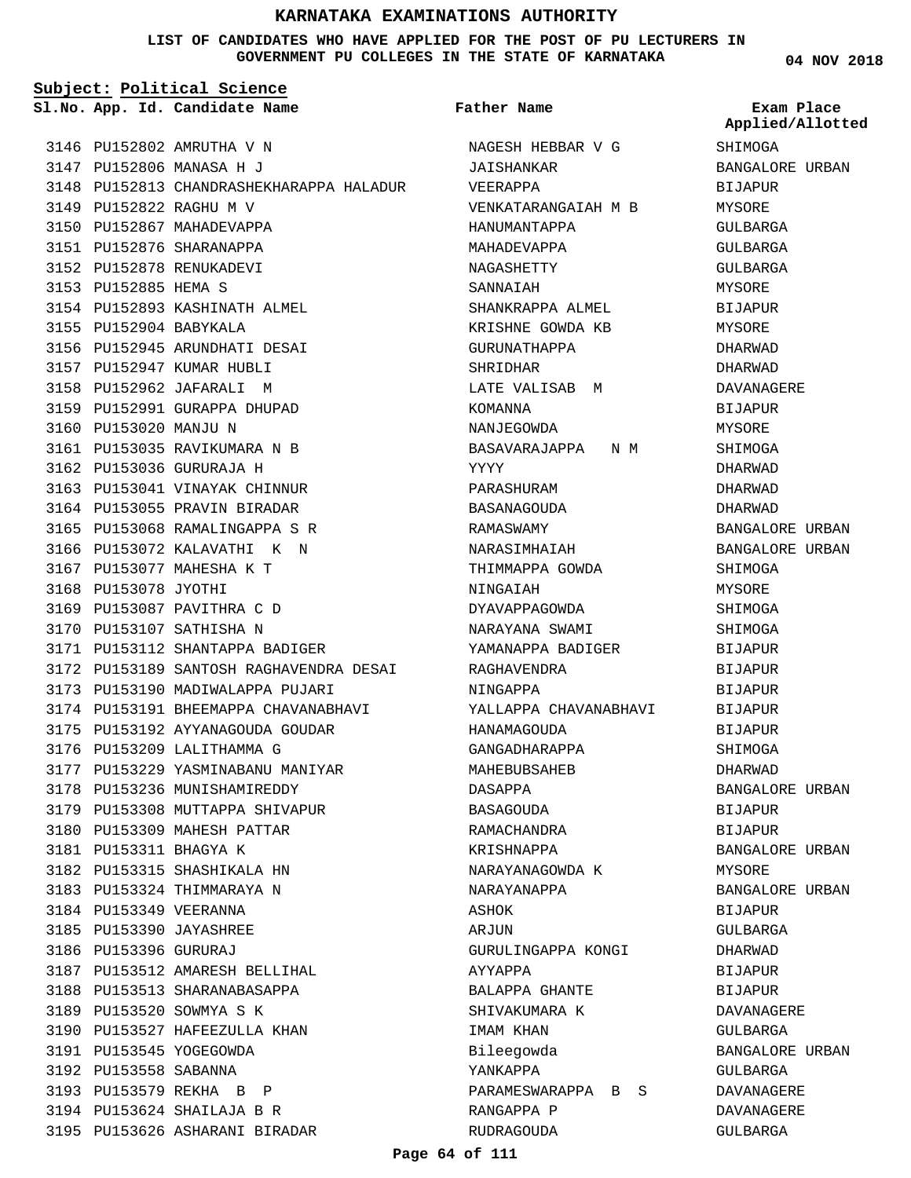# KARNATAKA EXAMINATIONS AUTHORITY

**LIST OF CANDIDATES WHO HAVE APPLIED FOR THE POST OF PU LECTURERS IN GOVERNMENT PU COLLEGES IN THE STATE OF KARNATAKA**

04 NOV 2018

**Subject: Political Science**

| Sl.No. | App. Id. | Candidate Name | Father Name | Exam Place Applied/Allotted |
|---|---|---|---|---|
| 3146 | PU152802 | AMRUTHA V N | NAGESH HEBBAR V G | SHIMOGA |
| 3147 | PU152806 | MANASA H J | JAISHANKAR | BANGALORE URBAN |
| 3148 | PU152813 | CHANDRASHEKHARAPPA HALADUR | VEERAPPA | BIJAPUR |
| 3149 | PU152822 | RAGHU M V | VENKATARANGAIAH M B | MYSORE |
| 3150 | PU152867 | MAHADEVAPPA | HANUMANTAPPA | GULBARGA |
| 3151 | PU152876 | SHARANAPPA | MAHADEVAPPA | GULBARGA |
| 3152 | PU152878 | RENUKADEVI | NAGASHETTY | GULBARGA |
| 3153 | PU152885 | HEMA S | SANNAIAH | MYSORE |
| 3154 | PU152893 | KASHINATH ALMEL | SHANKRAPPA ALMEL | BIJAPUR |
| 3155 | PU152904 | BABYKALA | KRISHNE GOWDA KB | MYSORE |
| 3156 | PU152945 | ARUNDHATI DESAI | GURUNATHAPPA | DHARWAD |
| 3157 | PU152947 | KUMAR HUBLI | SHRIDHAR | DHARWAD |
| 3158 | PU152962 | JAFARALI M | LATE VALISAB M | DAVANAGERE |
| 3159 | PU152991 | GURAPPA DHUPAD | KOMANNA | BIJAPUR |
| 3160 | PU153020 | MANJU N | NANJEGOWDA | MYSORE |
| 3161 | PU153035 | RAVIKUMARA N B | BASAVARAJAPPA N M | SHIMOGA |
| 3162 | PU153036 | GURURAJA H | YYYY | DHARWAD |
| 3163 | PU153041 | VINAYAK CHINNUR | PARASHURAM | DHARWAD |
| 3164 | PU153055 | PRAVIN BIRADAR | BASANAGOUDA | DHARWAD |
| 3165 | PU153068 | RAMALINGAPPA S R | RAMASWAMY | BANGALORE URBAN |
| 3166 | PU153072 | KALAVATHI K N | NARASIMHAIAH | BANGALORE URBAN |
| 3167 | PU153077 | MAHESHA K T | THIMMAPPA GOWDA | SHIMOGA |
| 3168 | PU153078 | JYOTHI | NINGAIAH | MYSORE |
| 3169 | PU153087 | PAVITHRA C D | DYAVAPPAGOWDA | SHIMOGA |
| 3170 | PU153107 | SATHISHA N | NARAYANA SWAMI | SHIMOGA |
| 3171 | PU153112 | SHANTAPPA BADIGER | YAMANAPPA BADIGER | BIJAPUR |
| 3172 | PU153189 | SANTOSH RAGHAVENDRA DESAI | RAGHAVENDRA | BIJAPUR |
| 3173 | PU153190 | MADIWALAPPA PUJARI | NINGAPPA | BIJAPUR |
| 3174 | PU153191 | BHEEMAPPA CHAVANABHAVI | YALLAPPA CHAVANABHAVI | BIJAPUR |
| 3175 | PU153192 | AYYANAGOUDA GOUDAR | HANAMAGOUDA | BIJAPUR |
| 3176 | PU153209 | LALITHAMMA G | GANGADHARAPPA | SHIMOGA |
| 3177 | PU153229 | YASMINABANU MANIYAR | MAHEBUBSAHEB | DHARWAD |
| 3178 | PU153236 | MUNISHAMIREDDY | DASAPPA | BANGALORE URBAN |
| 3179 | PU153308 | MUTTAPPA SHIVAPUR | BASAGOUDA | BIJAPUR |
| 3180 | PU153309 | MAHESH PATTAR | RAMACHANDRA | BIJAPUR |
| 3181 | PU153311 | BHAGYA K | KRISHNAPPA | BANGALORE URBAN |
| 3182 | PU153315 | SHASHIKALA HN | NARAYANAGOWDA K | MYSORE |
| 3183 | PU153324 | THIMMARAYA N | NARAYANAPPA | BANGALORE URBAN |
| 3184 | PU153349 | VEERANNA | ASHOK | BIJAPUR |
| 3185 | PU153390 | JAYASHREE | ARJUN | GULBARGA |
| 3186 | PU153396 | GURURAJ | GURULINGAPPA KONGI | DHARWAD |
| 3187 | PU153512 | AMARESH BELLIHAL | AYYAPPA | BIJAPUR |
| 3188 | PU153513 | SHARANABASAPPA | BALAPPA GHANTE | BIJAPUR |
| 3189 | PU153520 | SOWMYA S K | SHIVAKUMARA K | DAVANAGERE |
| 3190 | PU153527 | HAFEEZULLA KHAN | IMAM KHAN | GULBARGA |
| 3191 | PU153545 | YOGEGOWDA | Bileegowda | BANGALORE URBAN |
| 3192 | PU153558 | SABANNA | YANKAPPA | GULBARGA |
| 3193 | PU153579 | REKHA B P | PARAMESWARAPPA B S | DAVANAGERE |
| 3194 | PU153624 | SHAILAJA B R | RANGAPPA P | DAVANAGERE |
| 3195 | PU153626 | ASHARANI BIRADAR | RUDRAGOUDA | GULBARGA |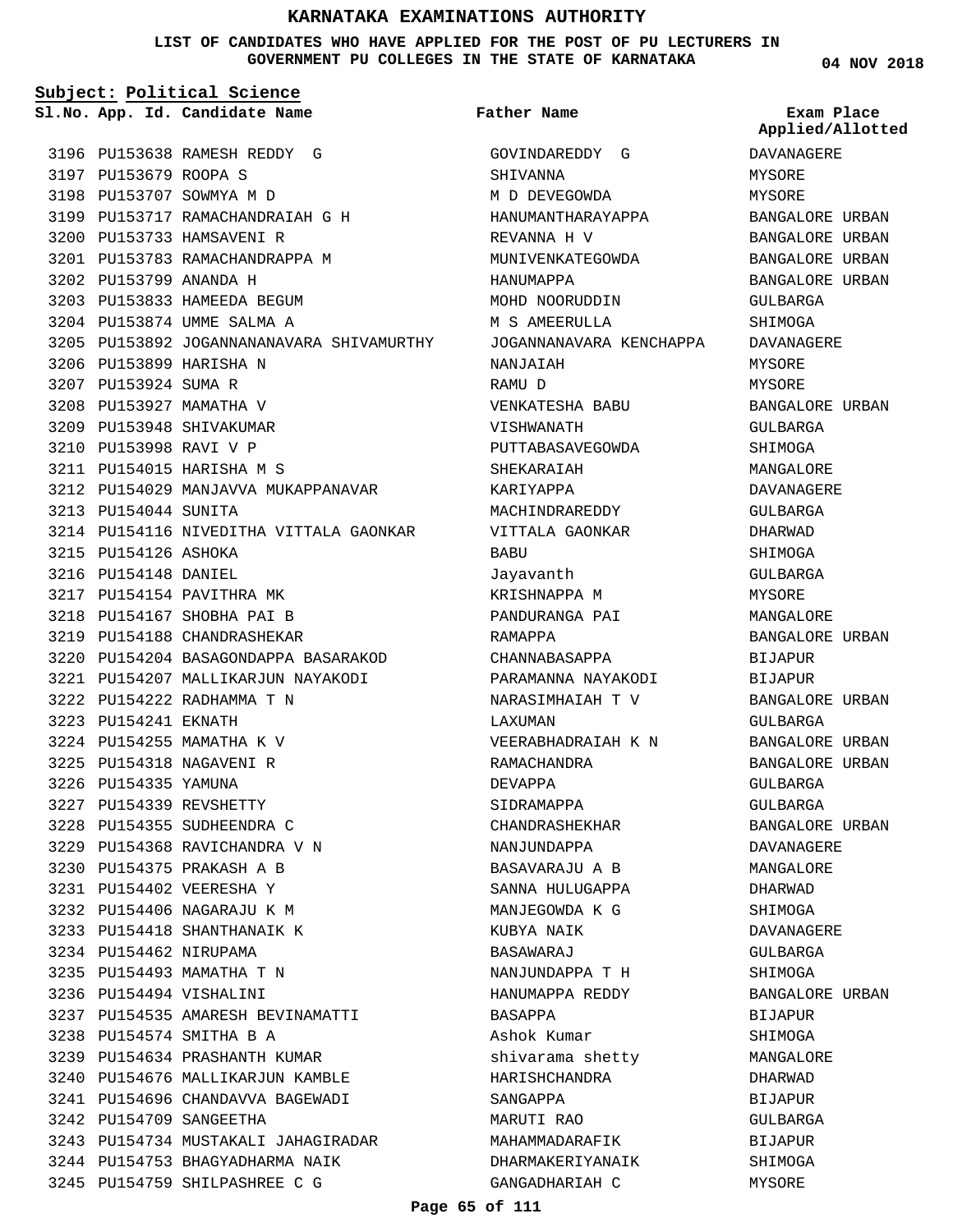# KARNATAKA EXAMINATIONS AUTHORITY

**LIST OF CANDIDATES WHO HAVE APPLIED FOR THE POST OF PU LECTURERS IN GOVERNMENT PU COLLEGES IN THE STATE OF KARNATAKA**

**04 NOV 2018**

**Subject: Political Science**

| Sl.No. | App. Id. | Candidate Name | Father Name | Exam Place Applied/Allotted |
|---|---|---|---|---|
| 3196 | PU153638 | RAMESH REDDY G | GOVINDAREDDY G | DAVANAGERE |
| 3197 | PU153679 | ROOPA S | SHIVANNA | MYSORE |
| 3198 | PU153707 | SOWMYA M D | M D DEVEGOWDA | MYSORE |
| 3199 | PU153717 | RAMACHANDRAIAH G H | HANUMANTHARAYAPPA | BANGALORE URBAN |
| 3200 | PU153733 | HAMSAVENI R | REVANNA H V | BANGALORE URBAN |
| 3201 | PU153783 | RAMACHANDRAPPA M | MUNIVENKATEGOWDA | BANGALORE URBAN |
| 3202 | PU153799 | ANANDA H | HANUMAPPA | BANGALORE URBAN |
| 3203 | PU153833 | HAMEEDA BEGUM | MOHD NOORUDDIN | GULBARGA |
| 3204 | PU153874 | UMME SALMA A | M S AMEERULLA | SHIMOGA |
| 3205 | PU153892 | JOGANNANANAVARA SHIVAMURTHY | JOGANNANAVARA KENCHAPPA | DAVANAGERE |
| 3206 | PU153899 | HARISHA N | NANJAIAH | MYSORE |
| 3207 | PU153924 | SUMA R | RAMU D | MYSORE |
| 3208 | PU153927 | MAMATHA V | VENKATESHA BABU | BANGALORE URBAN |
| 3209 | PU153948 | SHIVAKUMAR | VISHWANATH | GULBARGA |
| 3210 | PU153998 | RAVI V P | PUTTABASAVEGOWDA | SHIMOGA |
| 3211 | PU154015 | HARISHA M S | SHEKARAIAH | MANGALORE |
| 3212 | PU154029 | MANJAVVA MUKAPPANAVAR | KARIYAPPA | DAVANAGERE |
| 3213 | PU154044 | SUNITA | MACHINDRAREDDY | GULBARGA |
| 3214 | PU154116 | NIVEDITHA VITTALA GAONKAR | VITTALA GAONKAR | DHARWAD |
| 3215 | PU154126 | ASHOKA | BABU | SHIMOGA |
| 3216 | PU154148 | DANIEL | Jayavanth | GULBARGA |
| 3217 | PU154154 | PAVITHRA MK | KRISHNAPPA M | MYSORE |
| 3218 | PU154167 | SHOBHA PAI B | PANDURANGA PAI | MANGALORE |
| 3219 | PU154188 | CHANDRASHEKAR | RAMAPPA | BANGALORE URBAN |
| 3220 | PU154204 | BASAGONDAPPA BASARAKOD | CHANNABASAPPA | BIJAPUR |
| 3221 | PU154207 | MALLIKARJUN NAYAKODI | PARAMANNA NAYAKODI | BIJAPUR |
| 3222 | PU154222 | RADHAMMA T N | NARASIMHAIAH T V | BANGALORE URBAN |
| 3223 | PU154241 | EKNATH | LAXUMAN | GULBARGA |
| 3224 | PU154255 | MAMATHA K V | VEERABHADRAIAH K N | BANGALORE URBAN |
| 3225 | PU154318 | NAGAVENI R | RAMACHANDRA | BANGALORE URBAN |
| 3226 | PU154335 | YAMUNA | DEVAPPA | GULBARGA |
| 3227 | PU154339 | REVSHETTY | SIDRAMAPPA | GULBARGA |
| 3228 | PU154355 | SUDHEENDRA C | CHANDRASHEKHAR | BANGALORE URBAN |
| 3229 | PU154368 | RAVICHANDRA V N | NANJUNDAPPA | DAVANAGERE |
| 3230 | PU154375 | PRAKASH A B | BASAVARAJU A B | MANGALORE |
| 3231 | PU154402 | VEERESHA Y | SANNA HULUGAPPA | DHARWAD |
| 3232 | PU154406 | NAGARAJU K M | MANJEGOWDA K G | SHIMOGA |
| 3233 | PU154418 | SHANTHANAIK K | KUBYA NAIK | DAVANAGERE |
| 3234 | PU154462 | NIRUPAMA | BASAWARAJ | GULBARGA |
| 3235 | PU154493 | MAMATHA T N | NANJUNDAPPA T H | SHIMOGA |
| 3236 | PU154494 | VISHALINI | HANUMAPPA REDDY | BANGALORE URBAN |
| 3237 | PU154535 | AMARESH BEVINAMATTI | BASAPPA | BIJAPUR |
| 3238 | PU154574 | SMITHA B A | Ashok Kumar | SHIMOGA |
| 3239 | PU154634 | PRASHANTH KUMAR | shivarama shetty | MANGALORE |
| 3240 | PU154676 | MALLIKARJUN KAMBLE | HARISHCHANDRA | DHARWAD |
| 3241 | PU154696 | CHANDAVVA BAGEWADI | SANGAPPA | BIJAPUR |
| 3242 | PU154709 | SANGEETHA | MARUTI RAO | GULBARGA |
| 3243 | PU154734 | MUSTAKALI JAHAGIRADAR | MAHAMMADARAFIK | BIJAPUR |
| 3244 | PU154753 | BHAGYADHARMA NAIK | DHARMAKERIYANAIK | SHIMOGA |
| 3245 | PU154759 | SHILPASHREE C G | GANGADHARIAH C | MYSORE |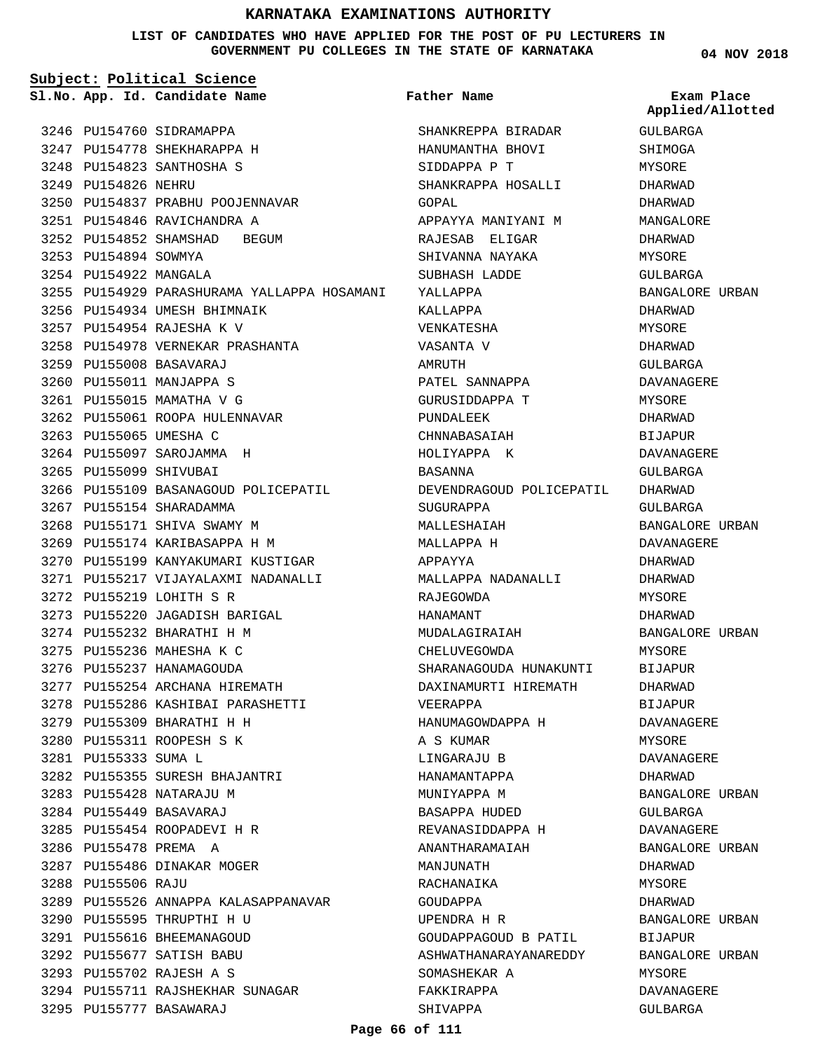# KARNATAKA EXAMINATIONS AUTHORITY

**LIST OF CANDIDATES WHO HAVE APPLIED FOR THE POST OF PU LECTURERS IN GOVERNMENT PU COLLEGES IN THE STATE OF KARNATAKA**

04 NOV 2018

**Subject: Political Science**

| Sl.No. | App. Id. | Candidate Name | Father Name | Exam Place Applied/Allotted |
|---|---|---|---|---|
| 3246 | PU154760 | SIDRAMAPPA | SHANKREPPA BIRADAR | GULBARGA |
| 3247 | PU154778 | SHEKHARAPPA H | HANUMANTHA BHOVI | SHIMOGA |
| 3248 | PU154823 | SANTHOSHA S | SIDDAPPA P T | MYSORE |
| 3249 | PU154826 | NEHRU | SHANKRAPPA HOSALLI | DHARWAD |
| 3250 | PU154837 | PRABHU POOJENNAVAR | GOPAL | DHARWAD |
| 3251 | PU154846 | RAVICHANDRA A | APPAYYA MANIYANI M | MANGALORE |
| 3252 | PU154852 | SHAMSHAD BEGUM | RAJESAB ELIGAR | DHARWAD |
| 3253 | PU154894 | SOWMYA | SHIVANNA NAYAKA | MYSORE |
| 3254 | PU154922 | MANGALA | SUBHASH LADDE | GULBARGA |
| 3255 | PU154929 | PARASHURAMA YALLAPPA HOSAMANI | YALLAPPA | BANGALORE URBAN |
| 3256 | PU154934 | UMESH BHIMNAIK | KALLAPPA | DHARWAD |
| 3257 | PU154954 | RAJESHA K V | VENKATESHA | MYSORE |
| 3258 | PU154978 | VERNEKAR PRASHANTA | VASANTA V | DHARWAD |
| 3259 | PU155008 | BASAVARAJ | AMRUTH | GULBARGA |
| 3260 | PU155011 | MANJAPPA S | PATEL SANNAPPA | DAVANAGERE |
| 3261 | PU155015 | MAMATHA V G | GURUSIDDAPPA T | MYSORE |
| 3262 | PU155061 | ROOPA HULENNAVAR | PUNDALEEK | DHARWAD |
| 3263 | PU155065 | UMESHA C | CHNNABASAIAH | BIJAPUR |
| 3264 | PU155097 | SAROJAMMA H | HOLIYAPPA K | DAVANAGERE |
| 3265 | PU155099 | SHIVUBAI | BASANNA | GULBARGA |
| 3266 | PU155109 | BASANAGOUD POLICEPATIL | DEVENDRAGOUD POLICEPATIL | DHARWAD |
| 3267 | PU155154 | SHARADAMMA | SUGURAPPA | GULBARGA |
| 3268 | PU155171 | SHIVA SWAMY M | MALLESHAIAH | BANGALORE URBAN |
| 3269 | PU155174 | KARIBASAPPA H M | MALLAPPA H | DAVANAGERE |
| 3270 | PU155199 | KANYAKUMARI KUSTIGAR | APPAYYA | DHARWAD |
| 3271 | PU155217 | VIJAYALAXMI NADANALLI | MALLAPPA NADANALLI | DHARWAD |
| 3272 | PU155219 | LOHITH S R | RAJEGOWDA | MYSORE |
| 3273 | PU155220 | JAGADISH BARIGAL | HANAMANT | DHARWAD |
| 3274 | PU155232 | BHARATHI H M | MUDALAGIRAIAH | BANGALORE URBAN |
| 3275 | PU155236 | MAHESHA K C | CHELUVEGOWDA | MYSORE |
| 3276 | PU155237 | HANAMAGOUDA | SHARANAGOUDA HUNAKUNTI | BIJAPUR |
| 3277 | PU155254 | ARCHANA HIREMATH | DAXINAMURTI HIREMATH | DHARWAD |
| 3278 | PU155286 | KASHIBAI PARASHETTI | VEERAPPA | BIJAPUR |
| 3279 | PU155309 | BHARATHI H H | HANUMAGOWDAPPA H | DAVANAGERE |
| 3280 | PU155311 | ROOPESH S K | A S KUMAR | MYSORE |
| 3281 | PU155333 | SUMA L | LINGARAJU B | DAVANAGERE |
| 3282 | PU155355 | SURESH BHAJANTRI | HANAMANTAPPA | DHARWAD |
| 3283 | PU155428 | NATARAJU M | MUNIYAPPA M | BANGALORE URBAN |
| 3284 | PU155449 | BASAVARAJ | BASAPPA HUDED | GULBARGA |
| 3285 | PU155454 | ROOPADEVI H R | REVANASIDDAPPA H | DAVANAGERE |
| 3286 | PU155478 | PREMA A | ANANTHARAMAIAH | BANGALORE URBAN |
| 3287 | PU155486 | DINAKAR MOGER | MANJUNATH | DHARWAD |
| 3288 | PU155506 | RAJU | RACHANAIKA | MYSORE |
| 3289 | PU155526 | ANNAPPA KALASAPPANAVAR | GOUDAPPA | DHARWAD |
| 3290 | PU155595 | THRUPTHI H U | UPENDRA H R | BANGALORE URBAN |
| 3291 | PU155616 | BHEEMANAGOUD | GOUDAPPAGOUD B PATIL | BIJAPUR |
| 3292 | PU155677 | SATISH BABU | ASHWATHANARAYANAREDDY | BANGALORE URBAN |
| 3293 | PU155702 | RAJESH A S | SOMASHEKAR A | MYSORE |
| 3294 | PU155711 | RAJSHEKHAR SUNAGAR | FAKKIRAPPA | DAVANAGERE |
| 3295 | PU155777 | BASAWARAJ | SHIVAPPA | GULBARGA |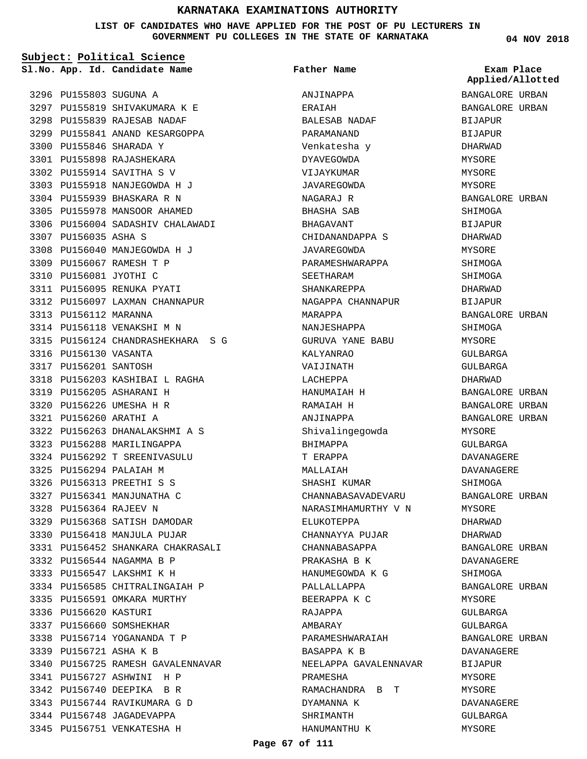# KARNATAKA EXAMINATIONS AUTHORITY

**LIST OF CANDIDATES WHO HAVE APPLIED FOR THE POST OF PU LECTURERS IN GOVERNMENT PU COLLEGES IN THE STATE OF KARNATAKA**

04 NOV 2018

**Subject: Political Science**

| Sl.No. | App. Id. | Candidate Name | Father Name | Exam Place Applied/Allotted |
|---|---|---|---|---|
| 3296 | PU155803 | SUGUNA A | ANJINAPPA | BANGALORE URBAN |
| 3297 | PU155819 | SHIVAKUMARA K E | ERAIAH | BANGALORE URBAN |
| 3298 | PU155839 | RAJESAB NADAF | BALESAB NADAF | BIJAPUR |
| 3299 | PU155841 | ANAND KESARGOPPA | PARAMANAND | BIJAPUR |
| 3300 | PU155846 | SHARADA Y | Venkatesha y | DHARWAD |
| 3301 | PU155898 | RAJASHEKARA | DYAVEGOWDA | MYSORE |
| 3302 | PU155914 | SAVITHA S V | VIJAYKUMAR | MYSORE |
| 3303 | PU155918 | NANJEGOWDA H J | JAVAREGOWDA | MYSORE |
| 3304 | PU155939 | BHASKARA R N | NAGARAJ R | BANGALORE URBAN |
| 3305 | PU155978 | MANSOOR AHAMED | BHASHA SAB | SHIMOGA |
| 3306 | PU156004 | SADASHIV CHALAWADI | BHAGAVANT | BIJAPUR |
| 3307 | PU156035 | ASHA S | CHIDANANDAPPA S | DHARWAD |
| 3308 | PU156040 | MANJEGOWDA H J | JAVAREGOWDA | MYSORE |
| 3309 | PU156067 | RAMESH T P | PARAMESHWARAPPA | SHIMOGA |
| 3310 | PU156081 | JYOTHI C | SEETHARAM | SHIMOGA |
| 3311 | PU156095 | RENUKA PYATI | SHANKAREPPA | DHARWAD |
| 3312 | PU156097 | LAXMAN CHANNAPUR | NAGAPPA CHANNAPUR | BIJAPUR |
| 3313 | PU156112 | MARANNA | MARAPPA | BANGALORE URBAN |
| 3314 | PU156118 | VENAKSHI M N | NANJESHAPPA | SHIMOGA |
| 3315 | PU156124 | CHANDRASHEKHARA S G | GURUVA YANE BABU | MYSORE |
| 3316 | PU156130 | VASANTA | KALYANRAO | GULBARGA |
| 3317 | PU156201 | SANTOSH | VAIJINATH | GULBARGA |
| 3318 | PU156203 | KASHIBAI L RAGHA | LACHEPPA | DHARWAD |
| 3319 | PU156205 | ASHARANI H | HANUMAIAH H | BANGALORE URBAN |
| 3320 | PU156226 | UMESHA H R | RAMAIAH H | BANGALORE URBAN |
| 3321 | PU156260 | ARATHI A | ANJINAPPA | BANGALORE URBAN |
| 3322 | PU156263 | DHANALAKSHMI A S | Shivalingegowda | MYSORE |
| 3323 | PU156288 | MARILINGAPPA | BHIMAPPA | GULBARGA |
| 3324 | PU156292 | T SREENIVASULU | T ERAPPA | DAVANAGERE |
| 3325 | PU156294 | PALAIAH M | MALLAIAH | DAVANAGERE |
| 3326 | PU156313 | PREETHI S S | SHASHI KUMAR | SHIMOGA |
| 3327 | PU156341 | MANJUNATHA C | CHANNABASAVADEVARU | BANGALORE URBAN |
| 3328 | PU156364 | RAJEEV N | NARASIMHAMURTHY V N | MYSORE |
| 3329 | PU156368 | SATISH DAMODAR | ELUKOTEPPA | DHARWAD |
| 3330 | PU156418 | MANJULA PUJAR | CHANNAYYA PUJAR | DHARWAD |
| 3331 | PU156452 | SHANKARA CHAKRASALI | CHANNABASAPPA | BANGALORE URBAN |
| 3332 | PU156544 | NAGAMMA B P | PRAKASHA B K | DAVANAGERE |
| 3333 | PU156547 | LAKSHMI K H | HANUMEGOWDA K G | SHIMOGA |
| 3334 | PU156585 | CHITRALINGAIAH P | PALLALLAPPA | BANGALORE URBAN |
| 3335 | PU156591 | OMKARA MURTHY | BEERAPPA K C | MYSORE |
| 3336 | PU156620 | KASTURI | RAJAPPA | GULBARGA |
| 3337 | PU156660 | SOMSHEKHAR | AMBARAY | GULBARGA |
| 3338 | PU156714 | YOGANANDA T P | PARAMESHWARAIAH | BANGALORE URBAN |
| 3339 | PU156721 | ASHA K B | BASAPPA K B | DAVANAGERE |
| 3340 | PU156725 | RAMESH GAVALENNAVAR | NEELAPPA GAVALENNAVAR | BIJAPUR |
| 3341 | PU156727 | ASHWINI H P | PRAMESHA | MYSORE |
| 3342 | PU156740 | DEEPIKA B R | RAMACHANDRA B T | MYSORE |
| 3343 | PU156744 | RAVIKUMARA G D | DYAMANNA K | DAVANAGERE |
| 3344 | PU156748 | JAGADEVAPPA | SHRIMANTH | GULBARGA |
| 3345 | PU156751 | VENKATESHA H | HANUMANTHU K | MYSORE |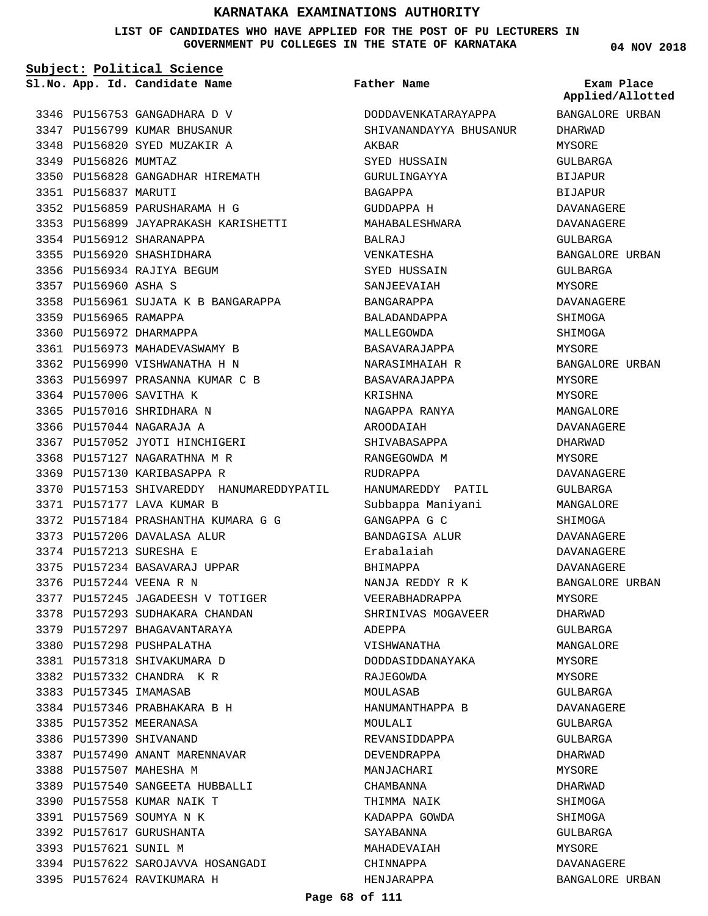# KARNATAKA EXAMINATIONS AUTHORITY

**LIST OF CANDIDATES WHO HAVE APPLIED FOR THE POST OF PU LECTURERS IN GOVERNMENT PU COLLEGES IN THE STATE OF KARNATAKA**

04 NOV 2018

**Subject: Political Science**

| Sl.No. | App. Id. | Candidate Name | Father Name | Exam Place Applied/Allotted |
|---|---|---|---|---|
| 3346 | PU156753 | GANGADHARA D V | DODDAVENKATARAYAPPA | BANGALORE URBAN |
| 3347 | PU156799 | KUMAR BHUSANUR | SHIVANANDAYYA BHUSANUR | DHARWAD |
| 3348 | PU156820 | SYED MUZAKIR A | AKBAR | MYSORE |
| 3349 | PU156826 | MUMTAZ | SYED HUSSAIN | GULBARGA |
| 3350 | PU156828 | GANGADHAR HIREMATH | GURULINGAYYA | BIJAPUR |
| 3351 | PU156837 | MARUTI | BAGAPPA | BIJAPUR |
| 3352 | PU156859 | PARUSHARAMA H G | GUDDAPPA H | DAVANAGERE |
| 3353 | PU156899 | JAYAPRAKASH KARISHETTI | MAHABALESHWARA | DAVANAGERE |
| 3354 | PU156912 | SHARANAPPA | BALRAJ | GULBARGA |
| 3355 | PU156920 | SHASHIDHARA | VENKATESHA | BANGALORE URBAN |
| 3356 | PU156934 | RAJIYA BEGUM | SYED HUSSAIN | GULBARGA |
| 3357 | PU156960 | ASHA S | SANJEEVAIAH | MYSORE |
| 3358 | PU156961 | SUJATA K B BANGARAPPA | BANGARAPPA | DAVANAGERE |
| 3359 | PU156965 | RAMAPPA | BALADANDAPPA | SHIMOGA |
| 3360 | PU156972 | DHARMAPPA | MALLEGOWDA | SHIMOGA |
| 3361 | PU156973 | MAHADEVASWAMY B | BASAVARAJAPPA | MYSORE |
| 3362 | PU156990 | VISHWANATHA H N | NARASIMHAIAH R | BANGALORE URBAN |
| 3363 | PU156997 | PRASANNA KUMAR C B | BASAVARAJAPPA | MYSORE |
| 3364 | PU157006 | SAVITHA K | KRISHNA | MYSORE |
| 3365 | PU157016 | SHRIDHARA N | NAGAPPA RANYA | MANGALORE |
| 3366 | PU157044 | NAGARAJA A | AROODAIAH | DAVANAGERE |
| 3367 | PU157052 | JYOTI HINCHIGERI | SHIVABASAPPA | DHARWAD |
| 3368 | PU157127 | NAGARATHNA M R | RANGEGOWDA M | MYSORE |
| 3369 | PU157130 | KARIBASAPPA R | RUDRAPPA | DAVANAGERE |
| 3370 | PU157153 | SHIVAREDDY HANUMAREDDYPATIL | HANUMAREDDY PATIL | GULBARGA |
| 3371 | PU157177 | LAVA KUMAR B | Subbappa Maniyani | MANGALORE |
| 3372 | PU157184 | PRASHANTHA KUMARA G G | GANGAPPA G C | SHIMOGA |
| 3373 | PU157206 | DAVALASA ALUR | BANDAGISA ALUR | DAVANAGERE |
| 3374 | PU157213 | SURESHA E | Erabalaiah | DAVANAGERE |
| 3375 | PU157234 | BASAVARAJ UPPAR | BHIMAPPA | DAVANAGERE |
| 3376 | PU157244 | VEENA R N | NANJA REDDY R K | BANGALORE URBAN |
| 3377 | PU157245 | JAGADEESH V TOTIGER | VEERABHADRAPPA | MYSORE |
| 3378 | PU157293 | SUDHAKARA CHANDAN | SHRINIVAS MOGAVEER | DHARWAD |
| 3379 | PU157297 | BHAGAVANTARAYA | ADEPPA | GULBARGA |
| 3380 | PU157298 | PUSHPALATHA | VISHWANATHA | MANGALORE |
| 3381 | PU157318 | SHIVAKUMARA D | DODDASIDDANAYAKA | MYSORE |
| 3382 | PU157332 | CHANDRA K R | RAJEGOWDA | MYSORE |
| 3383 | PU157345 | IMAMASAB | MOULASAB | GULBARGA |
| 3384 | PU157346 | PRABHAKARA B H | HANUMANTHAPPA B | DAVANAGERE |
| 3385 | PU157352 | MEERANASA | MOULALI | GULBARGA |
| 3386 | PU157390 | SHIVANAND | REVANSIDDAPPA | GULBARGA |
| 3387 | PU157490 | ANANT MARENNAVAR | DEVENDRAPPA | DHARWAD |
| 3388 | PU157507 | MAHESHA M | MANJACHARI | MYSORE |
| 3389 | PU157540 | SANGEETA HUBBALLI | CHAMBANNA | DHARWAD |
| 3390 | PU157558 | KUMAR NAIK T | THIMMA NAIK | SHIMOGA |
| 3391 | PU157569 | SOUMYA N K | KADAPPA GOWDA | SHIMOGA |
| 3392 | PU157617 | GURUSHANTA | SAYABANNA | GULBARGA |
| 3393 | PU157621 | SUNIL M | MAHADEVAIAH | MYSORE |
| 3394 | PU157622 | SAROJAVVA HOSANGADI | CHINNAPPA | DAVANAGERE |
| 3395 | PU157624 | RAVIKUMARA H | HENJARAPPA | BANGALORE URBAN |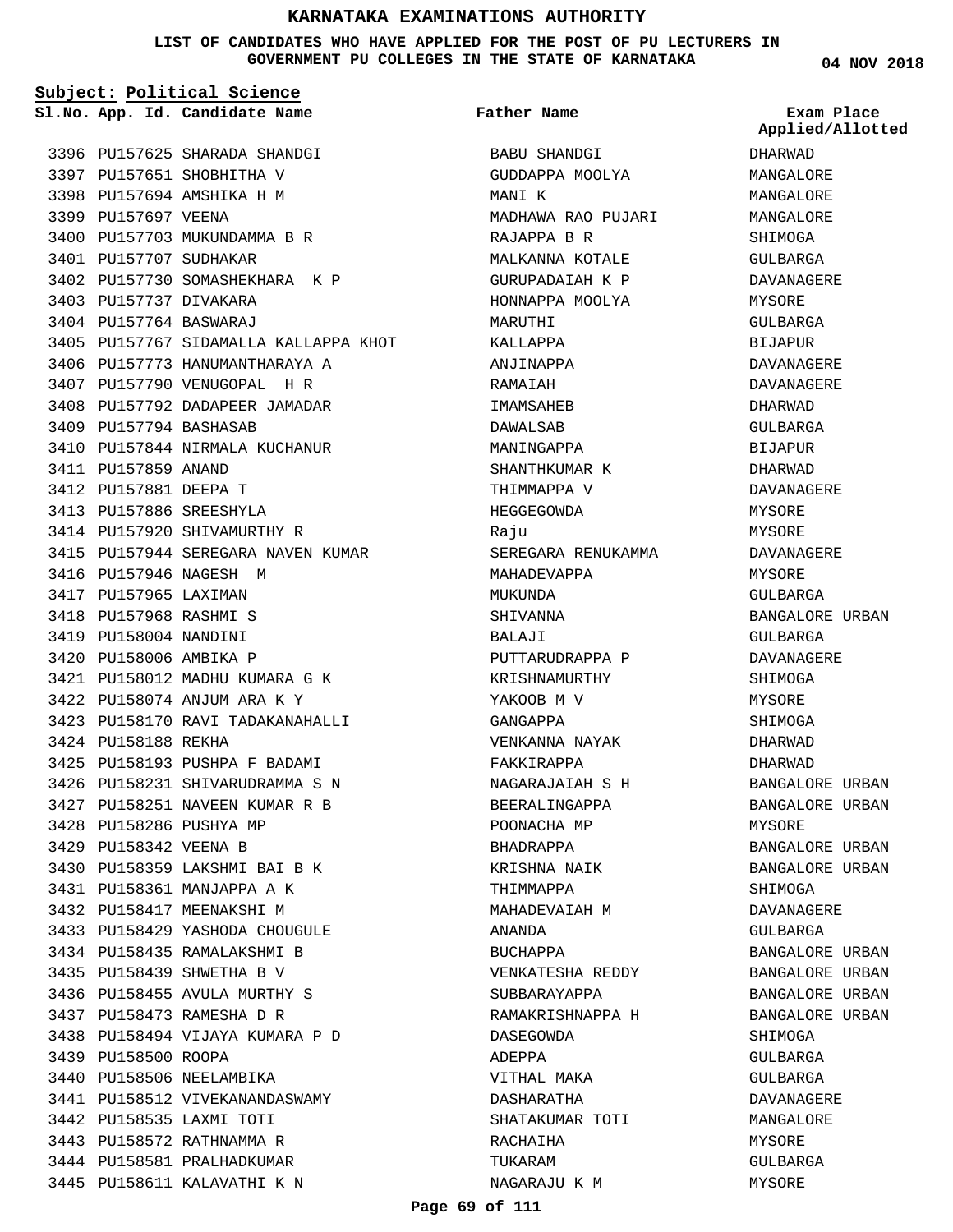# KARNATAKA EXAMINATIONS AUTHORITY

**LIST OF CANDIDATES WHO HAVE APPLIED FOR THE POST OF PU LECTURERS IN GOVERNMENT PU COLLEGES IN THE STATE OF KARNATAKA**

**04 NOV 2018**

**Subject: Political Science**

| Sl.No. | App. Id. | Candidate Name | Father Name | Exam Place Applied/Allotted |
|---|---|---|---|---|
| 3396 | PU157625 | SHARADA SHANDGI | BABU SHANDGI | DHARWAD |
| 3397 | PU157651 | SHOBHITHA V | GUDDAPPA MOOLYA | MANGALORE |
| 3398 | PU157694 | AMSHIKA H M | MANI K | MANGALORE |
| 3399 | PU157697 | VEENA | MADHAWA RAO PUJARI | MANGALORE |
| 3400 | PU157703 | MUKUNDAMMA B R | RAJAPPA B R | SHIMOGA |
| 3401 | PU157707 | SUDHAKAR | MALKANNA KOTALE | GULBARGA |
| 3402 | PU157730 | SOMASHEKHARA K P | GURUPADAIAH K P | DAVANAGERE |
| 3403 | PU157737 | DIVAKARA | HONNAPPA MOOLYA | MYSORE |
| 3404 | PU157764 | BASWARAJ | MARUTHI | GULBARGA |
| 3405 | PU157767 | SIDAMALLA KALLAPPA KHOT | KALLAPPA | BIJAPUR |
| 3406 | PU157773 | HANUMANTHARAYA A | ANJINAPPA | DAVANAGERE |
| 3407 | PU157790 | VENUGOPAL H R | RAMAIAH | DAVANAGERE |
| 3408 | PU157792 | DADAPEER JAMADAR | IMAMSAHEB | DHARWAD |
| 3409 | PU157794 | BASHASAB | DAWALSAB | GULBARGA |
| 3410 | PU157844 | NIRMALA KUCHANUR | MANINGAPPA | BIJAPUR |
| 3411 | PU157859 | ANAND | SHANTHKUMAR K | DHARWAD |
| 3412 | PU157881 | DEEPA T | THIMMAPPA V | DAVANAGERE |
| 3413 | PU157886 | SREESHYLA | HEGGEGOWDA | MYSORE |
| 3414 | PU157920 | SHIVAMURTHY R | Raju | MYSORE |
| 3415 | PU157944 | SEREGARA NAVEN KUMAR | SEREGARA RENUKAMMA | DAVANAGERE |
| 3416 | PU157946 | NAGESH M | MAHADEVAPPA | MYSORE |
| 3417 | PU157965 | LAXIMAN | MUKUNDA | GULBARGA |
| 3418 | PU157968 | RASHMI S | SHIVANNA | BANGALORE URBAN |
| 3419 | PU158004 | NANDINI | BALAJI | GULBARGA |
| 3420 | PU158006 | AMBIKA P | PUTTARUDRAPPA P | DAVANAGERE |
| 3421 | PU158012 | MADHU KUMARA G K | KRISHNAMURTHY | SHIMOGA |
| 3422 | PU158074 | ANJUM ARA K Y | YAKOOB M V | MYSORE |
| 3423 | PU158170 | RAVI TADAKANAHALLI | GANGAPPA | SHIMOGA |
| 3424 | PU158188 | REKHA | VENKANNA NAYAK | DHARWAD |
| 3425 | PU158193 | PUSHPA F BADAMI | FAKKIRAPPA | DHARWAD |
| 3426 | PU158231 | SHIVARUDRAMMA S N | NAGARAJAIAH S H | BANGALORE URBAN |
| 3427 | PU158251 | NAVEEN KUMAR R B | BEERALINGAPPA | BANGALORE URBAN |
| 3428 | PU158286 | PUSHYA MP | POONACHA MP | MYSORE |
| 3429 | PU158342 | VEENA B | BHADRAPPA | BANGALORE URBAN |
| 3430 | PU158359 | LAKSHMI BAI B K | KRISHNA NAIK | BANGALORE URBAN |
| 3431 | PU158361 | MANJAPPA A K | THIMMAPPA | SHIMOGA |
| 3432 | PU158417 | MEENAKSHI M | MAHADEVAIAH M | DAVANAGERE |
| 3433 | PU158429 | YASHODA CHOUGULE | ANANDA | GULBARGA |
| 3434 | PU158435 | RAMALAKSHMI B | BUCHAPPA | BANGALORE URBAN |
| 3435 | PU158439 | SHWETHA B V | VENKATESHA REDDY | BANGALORE URBAN |
| 3436 | PU158455 | AVULA MURTHY S | SUBBARAYAPPA | BANGALORE URBAN |
| 3437 | PU158473 | RAMESHA D R | RAMAKRISHNAPPA H | BANGALORE URBAN |
| 3438 | PU158494 | VIJAYA KUMARA P D | DASEGOWDA | SHIMOGA |
| 3439 | PU158500 | ROOPA | ADEPPA | GULBARGA |
| 3440 | PU158506 | NEELAMBIKA | VITHAL MAKA | GULBARGA |
| 3441 | PU158512 | VIVEKANANDASWAMY | DASHARATHA | DAVANAGERE |
| 3442 | PU158535 | LAXMI TOTI | SHATAKUMAR TOTI | MANGALORE |
| 3443 | PU158572 | RATHNAMMA R | RACHAIHA | MYSORE |
| 3444 | PU158581 | PRALHADKUMAR | TUKARAM | GULBARGA |
| 3445 | PU158611 | KALAVATHI K N | NAGARAJU K M | MYSORE |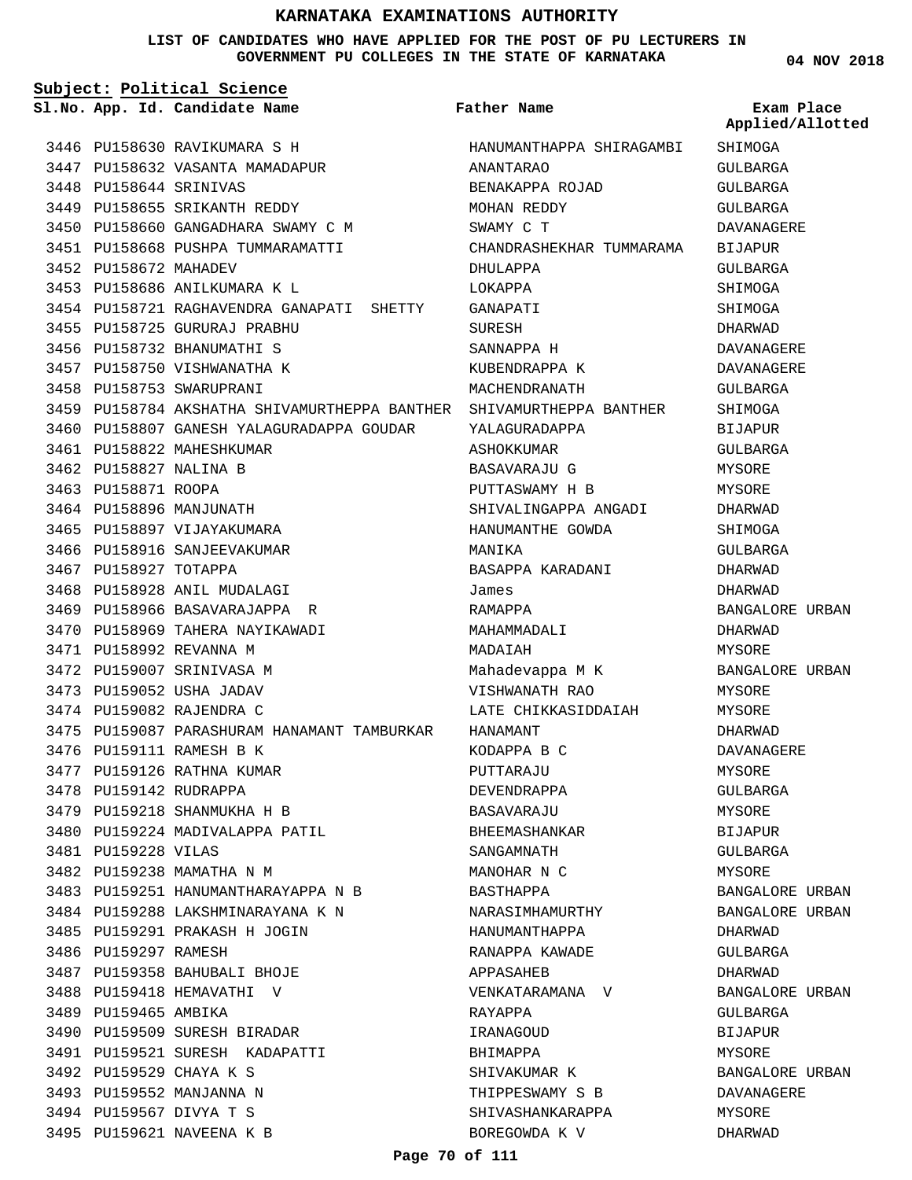# KARNATAKA EXAMINATIONS AUTHORITY

**LIST OF CANDIDATES WHO HAVE APPLIED FOR THE POST OF PU LECTURERS IN GOVERNMENT PU COLLEGES IN THE STATE OF KARNATAKA**

04 NOV 2018

**Subject: Political Science**

| Sl.No. | App. Id. | Candidate Name | Father Name | Exam Place Applied/Allotted |
|---|---|---|---|---|
| 3446 | PU158630 | RAVIKUMARA S H | HANUMANTHAPPA SHIRAGAMBI | SHIMOGA |
| 3447 | PU158632 | VASANTA MAMADAPUR | ANANTARAO | GULBARGA |
| 3448 | PU158644 | SRINIVAS | BENAKAPPA ROJAD | GULBARGA |
| 3449 | PU158655 | SRIKANTH REDDY | MOHAN REDDY | GULBARGA |
| 3450 | PU158660 | GANGADHARA SWAMY C M | SWAMY C T | DAVANAGERE |
| 3451 | PU158668 | PUSHPA TUMMARAMATTI | CHANDRASHEKHAR TUMMARAMA | BIJAPUR |
| 3452 | PU158672 | MAHADEV | DHULAPPA | GULBARGA |
| 3453 | PU158686 | ANILKUMARA K L | LOKAPPA | SHIMOGA |
| 3454 | PU158721 | RAGHAVENDRA GANAPATI SHETTY | GANAPATI | SHIMOGA |
| 3455 | PU158725 | GURURAJ PRABHU | SURESH | DHARWAD |
| 3456 | PU158732 | BHANUMATHI S | SANNAPPA H | DAVANAGERE |
| 3457 | PU158750 | VISHWANATHA K | KUBENDRAPPA K | DAVANAGERE |
| 3458 | PU158753 | SWARUPRANI | MACHENDRANATH | GULBARGA |
| 3459 | PU158784 | AKSHATHA SHIVAMURTHEPPA BANTHER | SHIVAMURTHEPPA BANTHER | SHIMOGA |
| 3460 | PU158807 | GANESH YALAGURADAPPA GOUDAR | YALAGURADAPPA | BIJAPUR |
| 3461 | PU158822 | MAHESHKUMAR | ASHOKKUMAR | GULBARGA |
| 3462 | PU158827 | NALINA B | BASAVARAJU G | MYSORE |
| 3463 | PU158871 | ROOPA | PUTTASWAMY H B | MYSORE |
| 3464 | PU158896 | MANJUNATH | SHIVALINGAPPA ANGADI | DHARWAD |
| 3465 | PU158897 | VIJAYAKUMARA | HANUMANTHE GOWDA | SHIMOGA |
| 3466 | PU158916 | SANJEEVAKUMAR | MANIKA | GULBARGA |
| 3467 | PU158927 | TOTAPPA | BASAPPA KARADANI | DHARWAD |
| 3468 | PU158928 | ANIL MUDALAGI | James | DHARWAD |
| 3469 | PU158966 | BASAVARAJAPPA R | RAMAPPA | BANGALORE URBAN |
| 3470 | PU158969 | TAHERA NAYIKAWADI | MAHAMMADALI | DHARWAD |
| 3471 | PU158992 | REVANNA M | MADAIAH | MYSORE |
| 3472 | PU159007 | SRINIVASA M | Mahadevappa M K | BANGALORE URBAN |
| 3473 | PU159052 | USHA JADAV | VISHWANATH RAO | MYSORE |
| 3474 | PU159082 | RAJENDRA C | LATE CHIKKASIDDAIAH | MYSORE |
| 3475 | PU159087 | PARASHURAM HANAMANT TAMBURKAR | HANAMANT | DHARWAD |
| 3476 | PU159111 | RAMESH B K | KODAPPA B C | DAVANAGERE |
| 3477 | PU159126 | RATHNA KUMAR | PUTTARAJU | MYSORE |
| 3478 | PU159142 | RUDRAPPA | DEVENDRAPPA | GULBARGA |
| 3479 | PU159218 | SHANMUKHA H B | BASAVARAJU | MYSORE |
| 3480 | PU159224 | MADIVALAPPA PATIL | BHEEMASHANKAR | BIJAPUR |
| 3481 | PU159228 | VILAS | SANGAMNATH | GULBARGA |
| 3482 | PU159238 | MAMATHA N M | MANOHAR N C | MYSORE |
| 3483 | PU159251 | HANUMANTHARAYAPPA N B | BASTHAPPA | BANGALORE URBAN |
| 3484 | PU159288 | LAKSHMINARAYANA K N | NARASIMHAMURTHY | BANGALORE URBAN |
| 3485 | PU159291 | PRAKASH H JOGIN | HANUMANTHAPPA | DHARWAD |
| 3486 | PU159297 | RAMESH | RANAPPA KAWADE | GULBARGA |
| 3487 | PU159358 | BAHUBALI BHOJE | APPASAHEB | DHARWAD |
| 3488 | PU159418 | HEMAVATHI V | VENKATARAMANA V | BANGALORE URBAN |
| 3489 | PU159465 | AMBIKA | RAYAPPA | GULBARGA |
| 3490 | PU159509 | SURESH BIRADAR | IRANAGOUD | BIJAPUR |
| 3491 | PU159521 | SURESH KADAPATTI | BHIMAPPA | MYSORE |
| 3492 | PU159529 | CHAYA K S | SHIVAKUMAR K | BANGALORE URBAN |
| 3493 | PU159552 | MANJANNA N | THIPPESWAMY S B | DAVANAGERE |
| 3494 | PU159567 | DIVYA T S | SHIVASHANKARAPPA | MYSORE |
| 3495 | PU159621 | NAVEENA K B | BOREGOWDA K V | DHARWAD |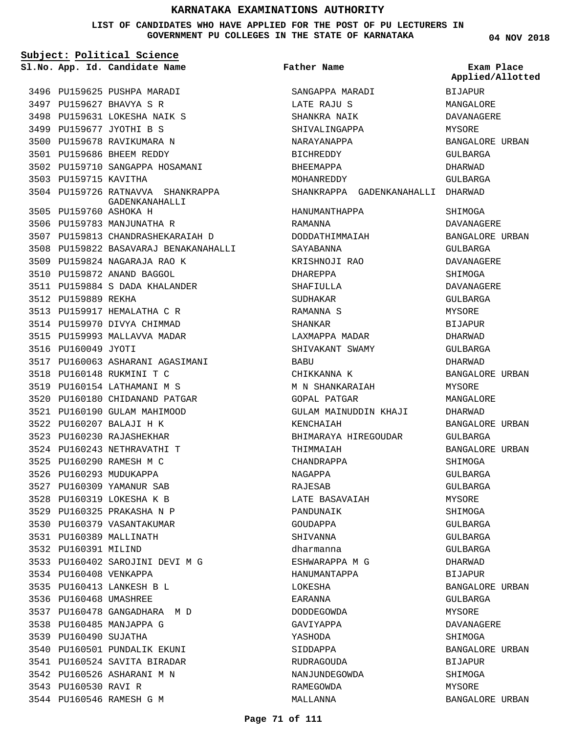# KARNATAKA EXAMINATIONS AUTHORITY

**LIST OF CANDIDATES WHO HAVE APPLIED FOR THE POST OF PU LECTURERS IN GOVERNMENT PU COLLEGES IN THE STATE OF KARNATAKA**

04 NOV 2018

**Subject: Political Science**

| Sl.No. | App. Id. | Candidate Name | Father Name | Exam Place Applied/Allotted |
|---|---|---|---|---|
| 3496 | PU159625 | PUSHPA MARADI | SANGAPPA MARADI | BIJAPUR |
| 3497 | PU159627 | BHAVYA S R | LATE RAJU S | MANGALORE |
| 3498 | PU159631 | LOKESHA NAIK S | SHANKRA NAIK | DAVANAGERE |
| 3499 | PU159677 | JYOTHI B S | SHIVALINGAPPA | MYSORE |
| 3500 | PU159678 | RAVIKUMARA N | NARAYANAPPA | BANGALORE URBAN |
| 3501 | PU159686 | BHEEM REDDY | BICHREDDY | GULBARGA |
| 3502 | PU159710 | SANGAPPA HOSAMANI | BHEEMAPPA | DHARWAD |
| 3503 | PU159715 | KAVITHA | MOHANREDDY | GULBARGA |
| 3504 | PU159726 | RATNAVVA SHANKRAPPA GADENKANAHALLI | SHANKRAPPA GADENKANAHALLI | DHARWAD |
| 3505 | PU159760 | ASHOKA H | HANUMANTHAPPA | SHIMOGA |
| 3506 | PU159783 | MANJUNATHA R | RAMANNA | DAVANAGERE |
| 3507 | PU159813 | CHANDRASHEKARAIAH D | DODDATHIMMAIAH | BANGALORE URBAN |
| 3508 | PU159822 | BASAVARAJ BENAKANAHALLI | SAYABANNA | GULBARGA |
| 3509 | PU159824 | NAGARAJA RAO K | KRISHNOJI RAO | DAVANAGERE |
| 3510 | PU159872 | ANAND BAGGOL | DHAREPPA | SHIMOGA |
| 3511 | PU159884 | S DADA KHALANDER | SHAFIULLA | DAVANAGERE |
| 3512 | PU159889 | REKHA | SUDHAKAR | GULBARGA |
| 3513 | PU159917 | HEMALATHA C R | RAMANNA S | MYSORE |
| 3514 | PU159970 | DIVYA CHIMMAD | SHANKAR | BIJAPUR |
| 3515 | PU159993 | MALLAVVA MADAR | LAXMAPPA MADAR | DHARWAD |
| 3516 | PU160049 | JYOTI | SHIVAKANT SWAMY | GULBARGA |
| 3517 | PU160063 | ASHARANI AGASIMANI | BABU | DHARWAD |
| 3518 | PU160148 | RUKMINI T C | CHIKKANNA K | BANGALORE URBAN |
| 3519 | PU160154 | LATHAMANI M S | M N SHANKARAIAH | MYSORE |
| 3520 | PU160180 | CHIDANAND PATGAR | GOPAL PATGAR | MANGALORE |
| 3521 | PU160190 | GULAM MAHIMOOD | GULAM MAINUDDIN KHAJI | DHARWAD |
| 3522 | PU160207 | BALAJI H K | KENCHAIAH | BANGALORE URBAN |
| 3523 | PU160230 | RAJASHEKHAR | BHIMARAYA HIREGOUDAR | GULBARGA |
| 3524 | PU160243 | NETHRAVATHI T | THIMMAIAH | BANGALORE URBAN |
| 3525 | PU160290 | RAMESH M C | CHANDRAPPA | SHIMOGA |
| 3526 | PU160293 | MUDUKAPPA | NAGAPPA | GULBARGA |
| 3527 | PU160309 | YAMANUR SAB | RAJESAB | GULBARGA |
| 3528 | PU160319 | LOKESHA K B | LATE BASAVAIAH | MYSORE |
| 3529 | PU160325 | PRAKASHA N P | PANDUNAIK | SHIMOGA |
| 3530 | PU160379 | VASANTAKUMAR | GOUDAPPA | GULBARGA |
| 3531 | PU160389 | MALLINATH | SHIVANNA | GULBARGA |
| 3532 | PU160391 | MILIND | dharmanna | GULBARGA |
| 3533 | PU160402 | SAROJINI DEVI M G | ESHWARAPPA M G | DHARWAD |
| 3534 | PU160408 | VENKAPPA | HANUMANTAPPA | BIJAPUR |
| 3535 | PU160413 | LANKESH B L | LOKESHA | BANGALORE URBAN |
| 3536 | PU160468 | UMASHREE | EARANNA | GULBARGA |
| 3537 | PU160478 | GANGADHARA M D | DODDEGOWDA | MYSORE |
| 3538 | PU160485 | MANJAPPA G | GAVIYAPPA | DAVANAGERE |
| 3539 | PU160490 | SUJATHA | YASHODA | SHIMOGA |
| 3540 | PU160501 | PUNDALIK EKUNI | SIDDAPPA | BANGALORE URBAN |
| 3541 | PU160524 | SAVITA BIRADAR | RUDRAGOUDA | BIJAPUR |
| 3542 | PU160526 | ASHARANI M N | NANJUNDEGOWDA | SHIMOGA |
| 3543 | PU160530 | RAVI R | RAMEGOWDA | MYSORE |
| 3544 | PU160546 | RAMESH G M | MALLANNA | BANGALORE URBAN |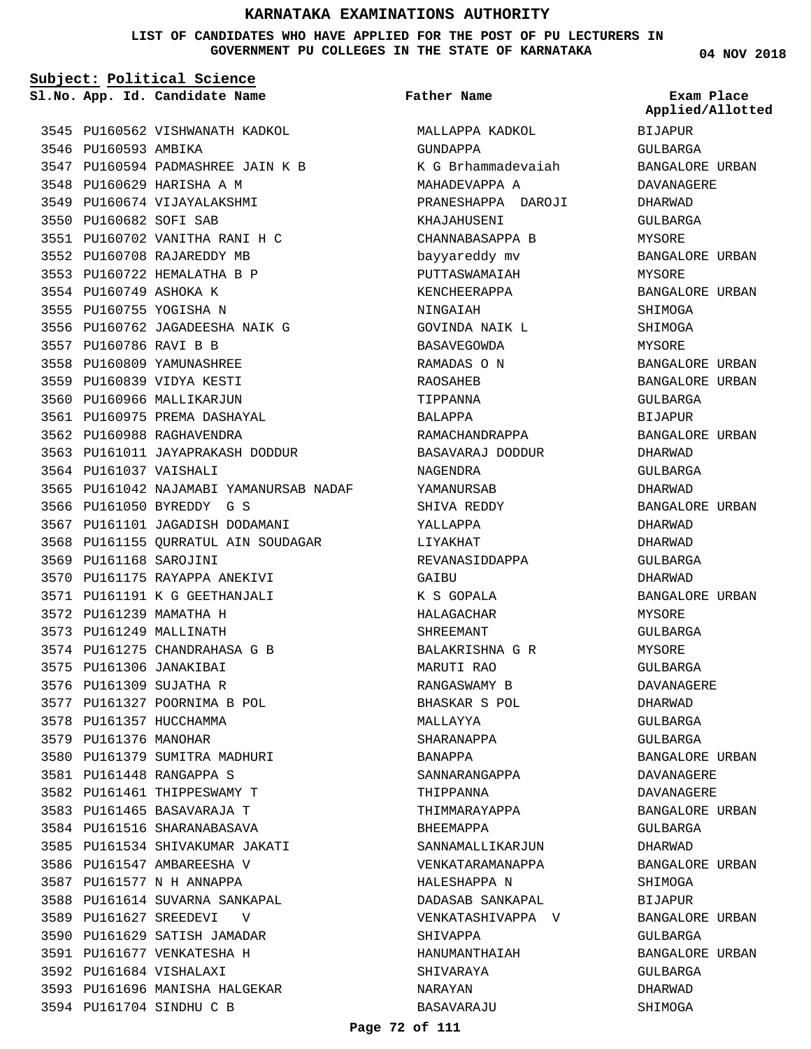# KARNATAKA EXAMINATIONS AUTHORITY

**LIST OF CANDIDATES WHO HAVE APPLIED FOR THE POST OF PU LECTURERS IN GOVERNMENT PU COLLEGES IN THE STATE OF KARNATAKA**

04 NOV 2018

**Subject: Political Science**

| Sl.No. | App. Id. | Candidate Name | Father Name | Exam Place Applied/Allotted |
|---|---|---|---|---|
| 3545 | PU160562 | VISHWANATH KADKOL | MALLAPPA KADKOL | BIJAPUR |
| 3546 | PU160593 | AMBIKA | GUNDAPPA | GULBARGA |
| 3547 | PU160594 | PADMASHREE JAIN K B | K G Brhammadevaiah | BANGALORE URBAN |
| 3548 | PU160629 | HARISHA A M | MAHADEVAPPA A | DAVANAGERE |
| 3549 | PU160674 | VIJAYALAKSHMI | PRANESHAPPA DAROJI | DHARWAD |
| 3550 | PU160682 | SOFI SAB | KHAJAHUSENI | GULBARGA |
| 3551 | PU160702 | VANITHA RANI H C | CHANNABASAPPA B | MYSORE |
| 3552 | PU160708 | RAJAREDDY MB | bayyareddy mv | BANGALORE URBAN |
| 3553 | PU160722 | HEMALATHA B P | PUTTASWAMAIAH | MYSORE |
| 3554 | PU160749 | ASHOKA K | KENCHEERAPPA | BANGALORE URBAN |
| 3555 | PU160755 | YOGISHA N | NINGAIAH | SHIMOGA |
| 3556 | PU160762 | JAGADEESHA NAIK G | GOVINDA NAIK L | SHIMOGA |
| 3557 | PU160786 | RAVI B B | BASAVEGOWDA | MYSORE |
| 3558 | PU160809 | YAMUNASHREE | RAMADAS O N | BANGALORE URBAN |
| 3559 | PU160839 | VIDYA KESTI | RAOSAHEB | BANGALORE URBAN |
| 3560 | PU160966 | MALLIKARJUN | TIPPANNA | GULBARGA |
| 3561 | PU160975 | PREMA DASHAYAL | BALAPPA | BIJAPUR |
| 3562 | PU160988 | RAGHAVENDRA | RAMACHANDRAPPA | BANGALORE URBAN |
| 3563 | PU161011 | JAYAPRAKASH DODDUR | BASAVARAJ DODDUR | DHARWAD |
| 3564 | PU161037 | VAISHALI | NAGENDRA | GULBARGA |
| 3565 | PU161042 | NAJAMABI YAMANURSAB NADAF | YAMANURSAB | DHARWAD |
| 3566 | PU161050 | BYREDDY G S | SHIVA REDDY | BANGALORE URBAN |
| 3567 | PU161101 | JAGADISH DODAMANI | YALLAPPA | DHARWAD |
| 3568 | PU161155 | QURRATUL AIN SOUDAGAR | LIYAKHAT | DHARWAD |
| 3569 | PU161168 | SAROJINI | REVANASIDDAPPA | GULBARGA |
| 3570 | PU161175 | RAYAPPA ANEKIVI | GAIBU | DHARWAD |
| 3571 | PU161191 | K G GEETHANJALI | K S GOPALA | BANGALORE URBAN |
| 3572 | PU161239 | MAMATHA H | HALAGACHAR | MYSORE |
| 3573 | PU161249 | MALLINATH | SHREEMANT | GULBARGA |
| 3574 | PU161275 | CHANDRAHASA G B | BALAKRISHNA G R | MYSORE |
| 3575 | PU161306 | JANAKIBAI | MARUTI RAO | GULBARGA |
| 3576 | PU161309 | SUJATHA R | RANGASWAMY B | DAVANAGERE |
| 3577 | PU161327 | POORNIMA B POL | BHASKAR S POL | DHARWAD |
| 3578 | PU161357 | HUCCHAMMA | MALLAYYA | GULBARGA |
| 3579 | PU161376 | MANOHAR | SHARANAPPA | GULBARGA |
| 3580 | PU161379 | SUMITRA MADHURI | BANAPPA | BANGALORE URBAN |
| 3581 | PU161448 | RANGAPPA S | SANNARANGAPPA | DAVANAGERE |
| 3582 | PU161461 | THIPPESWAMY T | THIPPANNA | DAVANAGERE |
| 3583 | PU161465 | BASAVARAJA T | THIMMARAYAPPA | BANGALORE URBAN |
| 3584 | PU161516 | SHARANABASAVA | BHEEMAPPA | GULBARGA |
| 3585 | PU161534 | SHIVAKUMAR JAKATI | SANNAMALLIKARJUN | DHARWAD |
| 3586 | PU161547 | AMBAREESHA V | VENKATARAMANAPPA | BANGALORE URBAN |
| 3587 | PU161577 | N H ANNAPPA | HALESHAPPA N | SHIMOGA |
| 3588 | PU161614 | SUVARNA SANKAPAL | DADASAB SANKAPAL | BIJAPUR |
| 3589 | PU161627 | SREEDEVI V | VENKATASHIVAPPA V | BANGALORE URBAN |
| 3590 | PU161629 | SATISH JAMADAR | SHIVAPPA | GULBARGA |
| 3591 | PU161677 | VENKATESHA H | HANUMANTHAIAH | BANGALORE URBAN |
| 3592 | PU161684 | VISHALAXI | SHIVARAYA | GULBARGA |
| 3593 | PU161696 | MANISHA HALGEKAR | NARAYAN | DHARWAD |
| 3594 | PU161704 | SINDHU C B | BASAVARAJU | SHIMOGA |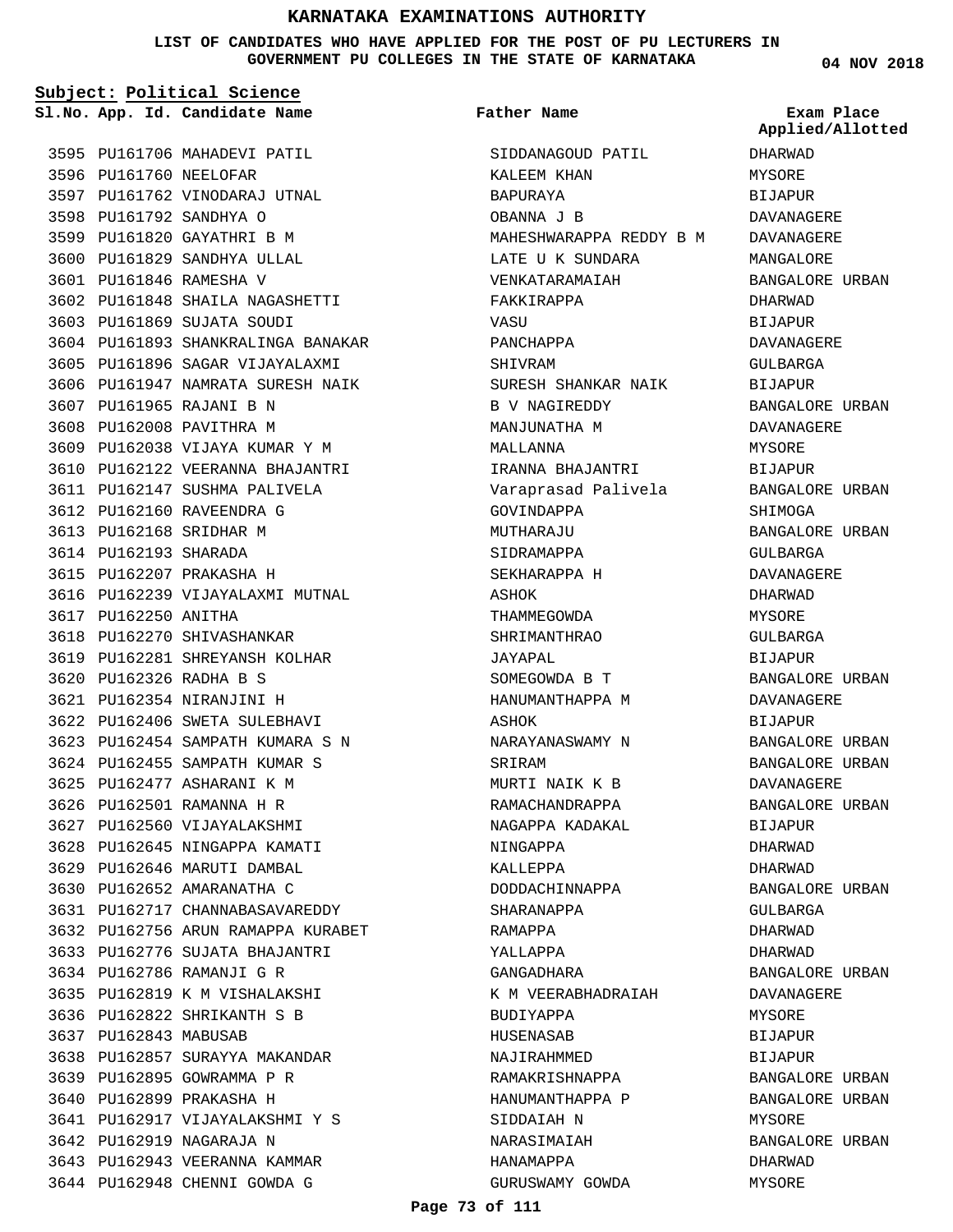# KARNATAKA EXAMINATIONS AUTHORITY

**LIST OF CANDIDATES WHO HAVE APPLIED FOR THE POST OF PU LECTURERS IN GOVERNMENT PU COLLEGES IN THE STATE OF KARNATAKA**

**04 NOV 2018**

**Subject: Political Science**

| Sl.No. | App. Id. | Candidate Name | Father Name | Exam Place Applied/Allotted |
|---|---|---|---|---|
| 3595 | PU161706 | MAHADEVI PATIL | SIDDANAGOUD PATIL | DHARWAD |
| 3596 | PU161760 | NEELOFAR | KALEEM KHAN | MYSORE |
| 3597 | PU161762 | VINODARAJ UTNAL | BAPURAYA | BIJAPUR |
| 3598 | PU161792 | SANDHYA O | OBANNA J B | DAVANAGERE |
| 3599 | PU161820 | GAYATHRI B M | MAHESHWARAPPA REDDY B M | DAVANAGERE |
| 3600 | PU161829 | SANDHYA ULLAL | LATE U K SUNDARA | MANGALORE |
| 3601 | PU161846 | RAMESHA V | VENKATARAMAIAH | BANGALORE URBAN |
| 3602 | PU161848 | SHAILA NAGASHETTI | FAKKIRAPPA | DHARWAD |
| 3603 | PU161869 | SUJATA SOUDI | VASU | BIJAPUR |
| 3604 | PU161893 | SHANKRALINGA BANAKAR | PANCHAPPA | DAVANAGERE |
| 3605 | PU161896 | SAGAR VIJAYALAXMI | SHIVRAM | GULBARGA |
| 3606 | PU161947 | NAMRATA SURESH NAIK | SURESH SHANKAR NAIK | BIJAPUR |
| 3607 | PU161965 | RAJANI B N | B V NAGIREDDY | BANGALORE URBAN |
| 3608 | PU162008 | PAVITHRA M | MANJUNATHA M | DAVANAGERE |
| 3609 | PU162038 | VIJAYA KUMAR Y M | MALLANNA | MYSORE |
| 3610 | PU162122 | VEERANNA BHAJANTRI | IRANNA BHAJANTRI | BIJAPUR |
| 3611 | PU162147 | SUSHMA PALIVELA | Varaprasad Palivela | BANGALORE URBAN |
| 3612 | PU162160 | RAVEENDRA G | GOVINDAPPA | SHIMOGA |
| 3613 | PU162168 | SRIDHAR M | MUTHARAJU | BANGALORE URBAN |
| 3614 | PU162193 | SHARADA | SIDRAMAPPA | GULBARGA |
| 3615 | PU162207 | PRAKASHA H | SEKHARAPPA H | DAVANAGERE |
| 3616 | PU162239 | VIJAYALAXMI MUTNAL | ASHOK | DHARWAD |
| 3617 | PU162250 | ANITHA | THAMMEGOWDA | MYSORE |
| 3618 | PU162270 | SHIVASHANKAR | SHRIMANTHRAO | GULBARGA |
| 3619 | PU162281 | SHREYANSH KOLHAR | JAYAPAL | BIJAPUR |
| 3620 | PU162326 | RADHA B S | SOMEGOWDA B T | BANGALORE URBAN |
| 3621 | PU162354 | NIRANJINI H | HANUMANTHAPPA M | DAVANAGERE |
| 3622 | PU162406 | SWETA SULEBHAVI | ASHOK | BIJAPUR |
| 3623 | PU162454 | SAMPATH KUMARA S N | NARAYANASWAMY N | BANGALORE URBAN |
| 3624 | PU162455 | SAMPATH KUMAR S | SRIRAM | BANGALORE URBAN |
| 3625 | PU162477 | ASHARANI K M | MURTI NAIK K B | DAVANAGERE |
| 3626 | PU162501 | RAMANNA H R | RAMACHANDRAPPA | BANGALORE URBAN |
| 3627 | PU162560 | VIJAYALAKSHMI | NAGAPPA KADAKAL | BIJAPUR |
| 3628 | PU162645 | NINGAPPA KAMATI | NINGAPPA | DHARWAD |
| 3629 | PU162646 | MARUTI DAMBAL | KALLEPPA | DHARWAD |
| 3630 | PU162652 | AMARANATHA C | DODDACHINNAPPA | BANGALORE URBAN |
| 3631 | PU162717 | CHANNABASAVAREDDY | SHARANAPPA | GULBARGA |
| 3632 | PU162756 | ARUN RAMAPPA KURABET | RAMAPPA | DHARWAD |
| 3633 | PU162776 | SUJATA BHAJANTRI | YALLAPPA | DHARWAD |
| 3634 | PU162786 | RAMANJI G R | GANGADHARA | BANGALORE URBAN |
| 3635 | PU162819 | K M VISHALAKSHI | K M VEERABHADRAIAH | DAVANAGERE |
| 3636 | PU162822 | SHRIKANTH S B | BUDIYAPPA | MYSORE |
| 3637 | PU162843 | MABUSAB | HUSENASAB | BIJAPUR |
| 3638 | PU162857 | SURAYYA MAKANDAR | NAJIRAHMMED | BIJAPUR |
| 3639 | PU162895 | GOWRAMMA P R | RAMAKRISHNAPPA | BANGALORE URBAN |
| 3640 | PU162899 | PRAKASHA H | HANUMANTHAPPA P | BANGALORE URBAN |
| 3641 | PU162917 | VIJAYALAKSHMI Y S | SIDDAIAH N | MYSORE |
| 3642 | PU162919 | NAGARAJA N | NARASIMAIAH | BANGALORE URBAN |
| 3643 | PU162943 | VEERANNA KAMMAR | HANAMAPPA | DHARWAD |
| 3644 | PU162948 | CHENNI GOWDA G | GURUSWAMY GOWDA | MYSORE |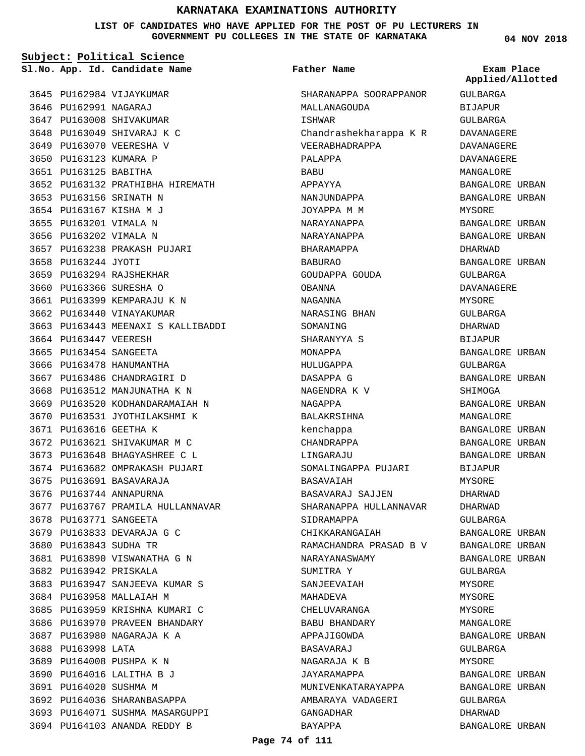# KARNATAKA EXAMINATIONS AUTHORITY

**LIST OF CANDIDATES WHO HAVE APPLIED FOR THE POST OF PU LECTURERS IN GOVERNMENT PU COLLEGES IN THE STATE OF KARNATAKA**

04 NOV 2018

**Subject: Political Science**

| Sl.No. | App. Id. | Candidate Name | Father Name | Exam Place Applied/Allotted |
|---|---|---|---|---|
| 3645 | PU162984 | VIJAYKUMAR | SHARANAPPA SOORAPPANOR | GULBARGA |
| 3646 | PU162991 | NAGARAJ | MALLANAGOUDA | BIJAPUR |
| 3647 | PU163008 | SHIVAKUMAR | ISHWAR | GULBARGA |
| 3648 | PU163049 | SHIVARAJ K C | Chandrashekharappa K R | DAVANAGERE |
| 3649 | PU163070 | VEERESHA V | VEERABHADRAPPA | DAVANAGERE |
| 3650 | PU163123 | KUMARA P | PALAPPA | DAVANAGERE |
| 3651 | PU163125 | BABITHA | BABU | MANGALORE |
| 3652 | PU163132 | PRATHIBHA HIREMATH | APPAYYA | BANGALORE URBAN |
| 3653 | PU163156 | SRINATH N | NANJUNDAPPA | BANGALORE URBAN |
| 3654 | PU163167 | KISHA M J | JOYAPPA M M | MYSORE |
| 3655 | PU163201 | VIMALA N | NARAYANAPPA | BANGALORE URBAN |
| 3656 | PU163202 | VIMALA N | NARAYANAPPA | BANGALORE URBAN |
| 3657 | PU163238 | PRAKASH PUJARI | BHARAMAPPA | DHARWAD |
| 3658 | PU163244 | JYOTI | BABURAO | BANGALORE URBAN |
| 3659 | PU163294 | RAJSHEKHAR | GOUDAPPA GOUDA | GULBARGA |
| 3660 | PU163366 | SURESHA O | OBANNA | DAVANAGERE |
| 3661 | PU163399 | KEMPARAJU K N | NAGANNA | MYSORE |
| 3662 | PU163440 | VINAYAKUMAR | NARASING BHAN | GULBARGA |
| 3663 | PU163443 | MEENAXI S KALLIBADDI | SOMANING | DHARWAD |
| 3664 | PU163447 | VEERESH | SHARANYYA S | BIJAPUR |
| 3665 | PU163454 | SANGEETA | MONAPPA | BANGALORE URBAN |
| 3666 | PU163478 | HANUMANTHA | HULUGAPPA | GULBARGA |
| 3667 | PU163486 | CHANDRAGIRI D | DASAPPA G | BANGALORE URBAN |
| 3668 | PU163512 | MANJUNATHA K N | NAGENDRA K V | SHIMOGA |
| 3669 | PU163520 | KODHANDARAMAIAH N | NAGAPPA | BANGALORE URBAN |
| 3670 | PU163531 | JYOTHILAKSHMI K | BALAKRSIHNA | MANGALORE |
| 3671 | PU163616 | GEETHA K | kenchappa | BANGALORE URBAN |
| 3672 | PU163621 | SHIVAKUMAR M C | CHANDRAPPA | BANGALORE URBAN |
| 3673 | PU163648 | BHAGYASHREE C L | LINGARAJU | BANGALORE URBAN |
| 3674 | PU163682 | OMPRAKASH PUJARI | SOMALINGAPPA PUJARI | BIJAPUR |
| 3675 | PU163691 | BASAVARAJA | BASAVAIAH | MYSORE |
| 3676 | PU163744 | ANNAPURNA | BASAVARAJ SAJJEN | DHARWAD |
| 3677 | PU163767 | PRAMILA HULLANNAVAR | SHARANAPPA HULLANNAVAR | DHARWAD |
| 3678 | PU163771 | SANGEETA | SIDRAMAPPA | GULBARGA |
| 3679 | PU163833 | DEVARAJA G C | CHIKKARANGAIAH | BANGALORE URBAN |
| 3680 | PU163843 | SUDHA TR | RAMACHANDRA PRASAD B V | BANGALORE URBAN |
| 3681 | PU163890 | VISWANATHA G N | NARAYANASWAMY | BANGALORE URBAN |
| 3682 | PU163942 | PRISKALA | SUMITRA Y | GULBARGA |
| 3683 | PU163947 | SANJEEVA KUMAR S | SANJEEVAIAH | MYSORE |
| 3684 | PU163958 | MALLAIAH M | MAHADEVA | MYSORE |
| 3685 | PU163959 | KRISHNA KUMARI C | CHELUVARANGA | MYSORE |
| 3686 | PU163970 | PRAVEEN BHANDARY | BABU BHANDARY | MANGALORE |
| 3687 | PU163980 | NAGARAJA K A | APPAJIGOWDA | BANGALORE URBAN |
| 3688 | PU163998 | LATA | BASAVARAJ | GULBARGA |
| 3689 | PU164008 | PUSHPA K N | NAGARAJA K B | MYSORE |
| 3690 | PU164016 | LALITHA B J | JAYARAMAPPA | BANGALORE URBAN |
| 3691 | PU164020 | SUSHMA M | MUNIVENKATARAYAPPA | BANGALORE URBAN |
| 3692 | PU164036 | SHARANBASAPPA | AMBARAYA VADAGERI | GULBARGA |
| 3693 | PU164071 | SUSHMA MASARGUPPI | GANGADHAR | DHARWAD |
| 3694 | PU164103 | ANANDA REDDY B | BAYAPPA | BANGALORE URBAN |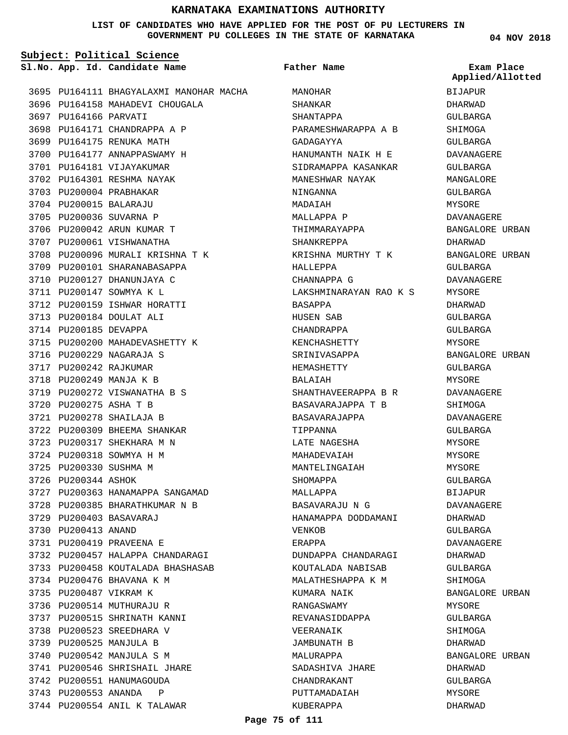# KARNATAKA EXAMINATIONS AUTHORITY

**LIST OF CANDIDATES WHO HAVE APPLIED FOR THE POST OF PU LECTURERS IN GOVERNMENT PU COLLEGES IN THE STATE OF KARNATAKA**

04 NOV 2018

**Subject: Political Science**

| Sl.No. | App. Id. | Candidate Name | Father Name | Exam Place Applied/Allotted |
|---|---|---|---|---|
| 3695 | PU164111 | BHAGYALAXMI MANOHAR MACHA | MANOHAR | BIJAPUR |
| 3696 | PU164158 | MAHADEVI CHOUGALA | SHANKAR | DHARWAD |
| 3697 | PU164166 | PARVATI | SHANTAPPA | GULBARGA |
| 3698 | PU164171 | CHANDRAPPA A P | PARAMESHWARAPPA A B | SHIMOGA |
| 3699 | PU164175 | RENUKA MATH | GADAGAYYA | GULBARGA |
| 3700 | PU164177 | ANNAPPASWAMY H | HANUMANTH NAIK H E | DAVANAGERE |
| 3701 | PU164181 | VIJAYAKUMAR | SIDRAMAPPA KASANKAR | GULBARGA |
| 3702 | PU164301 | RESHMA NAYAK | MANESHWAR NAYAK | MANGALORE |
| 3703 | PU200004 | PRABHAKAR | NINGANNA | GULBARGA |
| 3704 | PU200015 | BALARAJU | MADAIAH | MYSORE |
| 3705 | PU200036 | SUVARNA P | MALLAPPA P | DAVANAGERE |
| 3706 | PU200042 | ARUN KUMAR T | THIMMARAYAPPA | BANGALORE URBAN |
| 3707 | PU200061 | VISHWANATHA | SHANKREPPA | DHARWAD |
| 3708 | PU200096 | MURALI KRISHNA T K | KRISHNA MURTHY T K | BANGALORE URBAN |
| 3709 | PU200101 | SHARANABASAPPA | HALLEPPA | GULBARGA |
| 3710 | PU200127 | DHANUNJAYA C | CHANNAPPA G | DAVANAGERE |
| 3711 | PU200147 | SOWMYA K L | LAKSHMINARAYAN RAO K S | MYSORE |
| 3712 | PU200159 | ISHWAR HORATTI | BASAPPA | DHARWAD |
| 3713 | PU200184 | DOULAT ALI | HUSEN SAB | GULBARGA |
| 3714 | PU200185 | DEVAPPA | CHANDRAPPA | GULBARGA |
| 3715 | PU200200 | MAHADEVASHETTY K | KENCHASHETTY | MYSORE |
| 3716 | PU200229 | NAGARAJA S | SRINIVASAPPA | BANGALORE URBAN |
| 3717 | PU200242 | RAJKUMAR | HEMASHETTY | GULBARGA |
| 3718 | PU200249 | MANJA K B | BALAIAH | MYSORE |
| 3719 | PU200272 | VISWANATHA B S | SHANTHAVEERAPPA B R | DAVANAGERE |
| 3720 | PU200275 | ASHA T B | BASAVARAJAPPA T B | SHIMOGA |
| 3721 | PU200278 | SHAILAJA B | BASAVARAJAPPA | DAVANAGERE |
| 3722 | PU200309 | BHEEMA SHANKAR | TIPPANNA | GULBARGA |
| 3723 | PU200317 | SHEKHARA M N | LATE NAGESHA | MYSORE |
| 3724 | PU200318 | SOWMYA H M | MAHADEVAIAH | MYSORE |
| 3725 | PU200330 | SUSHMA M | MANTELINGAIAH | MYSORE |
| 3726 | PU200344 | ASHOK | SHOMAPPA | GULBARGA |
| 3727 | PU200363 | HANAMAPPA SANGAMAD | MALLAPPA | BIJAPUR |
| 3728 | PU200385 | BHARATHKUMAR N B | BASAVARAJU N G | DAVANAGERE |
| 3729 | PU200403 | BASAVARAJ | HANAMAPPA DODDAMANI | DHARWAD |
| 3730 | PU200413 | ANAND | VENKOB | GULBARGA |
| 3731 | PU200419 | PRAVEENA E | ERAPPA | DAVANAGERE |
| 3732 | PU200457 | HALAPPA CHANDARAGI | DUNDAPPA CHANDARAGI | DHARWAD |
| 3733 | PU200458 | KOUTALADA BHASHASAB | KOUTALADA NABISAB | GULBARGA |
| 3734 | PU200476 | BHAVANA K M | MALATHESHAPPA K M | SHIMOGA |
| 3735 | PU200487 | VIKRAM K | KUMARA NAIK | BANGALORE URBAN |
| 3736 | PU200514 | MUTHURAJU R | RANGASWAMY | MYSORE |
| 3737 | PU200515 | SHRINATH KANNI | REVANASIDDAPPA | GULBARGA |
| 3738 | PU200523 | SREEDHARA V | VEERANAIK | SHIMOGA |
| 3739 | PU200525 | MANJULA B | JAMBUNATH B | DHARWAD |
| 3740 | PU200542 | MANJULA S M | MALURAPPA | BANGALORE URBAN |
| 3741 | PU200546 | SHRISHAIL JHARE | SADASHIVA JHARE | DHARWAD |
| 3742 | PU200551 | HANUMAGOUDA | CHANDRAKANT | GULBARGA |
| 3743 | PU200553 | ANANDA P | PUTTAMADAIAH | MYSORE |
| 3744 | PU200554 | ANIL K TALAWAR | KUBERAPPA | DHARWAD |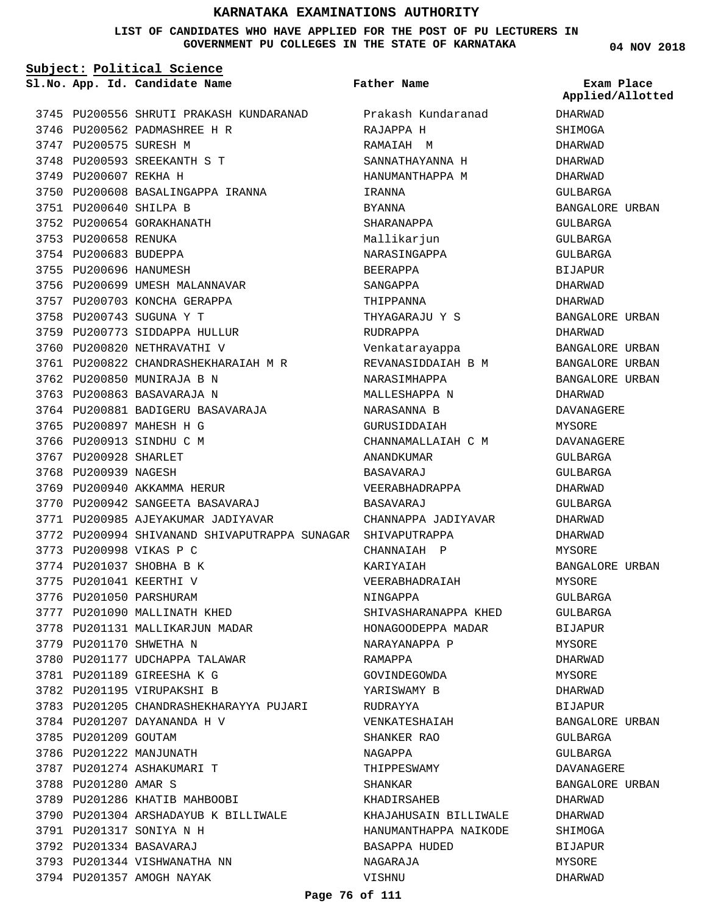# KARNATAKA EXAMINATIONS AUTHORITY

**LIST OF CANDIDATES WHO HAVE APPLIED FOR THE POST OF PU LECTURERS IN GOVERNMENT PU COLLEGES IN THE STATE OF KARNATAKA**

04 NOV 2018

**Subject: Political Science**

| Sl.No. | App. Id. | Candidate Name | Father Name | Exam Place Applied/Allotted |
|---|---|---|---|---|
| 3745 | PU200556 | SHRUTI PRAKASH KUNDARANAD | Prakash Kundaranad | DHARWAD |
| 3746 | PU200562 | PADMASHREE H R | RAJAPPA H | SHIMOGA |
| 3747 | PU200575 | SURESH M | RAMAIAH M | DHARWAD |
| 3748 | PU200593 | SREEKANTH S T | SANNATHAYANNA H | DHARWAD |
| 3749 | PU200607 | REKHA H | HANUMANTHAPPA M | DHARWAD |
| 3750 | PU200608 | BASALINGAPPA IRANNA | IRANNA | GULBARGA |
| 3751 | PU200640 | SHILPA B | BYANNA | BANGALORE URBAN |
| 3752 | PU200654 | GORAKHANATH | SHARANAPPA | GULBARGA |
| 3753 | PU200658 | RENUKA | Mallikarjun | GULBARGA |
| 3754 | PU200683 | BUDEPPA | NARASINGAPPA | GULBARGA |
| 3755 | PU200696 | HANUMESH | BEERAPPA | BIJAPUR |
| 3756 | PU200699 | UMESH MALANNAVAR | SANGAPPA | DHARWAD |
| 3757 | PU200703 | KONCHA GERAPPA | THIPPANNA | DHARWAD |
| 3758 | PU200743 | SUGUNA Y T | THYAGARAJU Y S | BANGALORE URBAN |
| 3759 | PU200773 | SIDDAPPA HULLUR | RUDRAPPA | DHARWAD |
| 3760 | PU200820 | NETHRAVATHI V | Venkatarayappa | BANGALORE URBAN |
| 3761 | PU200822 | CHANDRASHEKHARAIAH M R | REVANASIDDAIAH B M | BANGALORE URBAN |
| 3762 | PU200850 | MUNIRAJA B N | NARASIMHAPPA | BANGALORE URBAN |
| 3763 | PU200863 | BASAVARAJA N | MALLESHAPPA N | DHARWAD |
| 3764 | PU200881 | BADIGERU BASAVARAJA | NARASANNA B | DAVANAGERE |
| 3765 | PU200897 | MAHESH H G | GURUSIDDAIAH | MYSORE |
| 3766 | PU200913 | SINDHU C M | CHANNAMALLAIAH C M | DAVANAGERE |
| 3767 | PU200928 | SHARLET | ANANDKUMAR | GULBARGA |
| 3768 | PU200939 | NAGESH | BASAVARAJ | GULBARGA |
| 3769 | PU200940 | AKKAMMA HERUR | VEERABHADRAPPA | DHARWAD |
| 3770 | PU200942 | SANGEETA BASAVARAJ | BASAVARAJ | GULBARGA |
| 3771 | PU200985 | AJEYAKUMAR JADIYAVAR | CHANNAPPA JADIYAVAR | DHARWAD |
| 3772 | PU200994 | SHIVANAND SHIVAPUTRAPPA SUNAGAR | SHIVAPUTRAPPA | DHARWAD |
| 3773 | PU200998 | VIKAS P C | CHANNAIAH P | MYSORE |
| 3774 | PU201037 | SHOBHA B K | KARIYAIAH | BANGALORE URBAN |
| 3775 | PU201041 | KEERTHI V | VEERABHADRAIAH | MYSORE |
| 3776 | PU201050 | PARSHURAM | NINGAPPA | GULBARGA |
| 3777 | PU201090 | MALLINATH KHED | SHIVASHARANAPPA KHED | GULBARGA |
| 3778 | PU201131 | MALLIKARJUN MADAR | HONAGOODEPPA MADAR | BIJAPUR |
| 3779 | PU201170 | SHWETHA N | NARAYANAPPA P | MYSORE |
| 3780 | PU201177 | UDCHAPPA TALAWAR | RAMAPPA | DHARWAD |
| 3781 | PU201189 | GIREESHA K G | GOVINDEGOWDA | MYSORE |
| 3782 | PU201195 | VIRUPAKSHI B | YARISWAMY B | DHARWAD |
| 3783 | PU201205 | CHANDRASHEKHARAYYA PUJARI | RUDRAYYA | BIJAPUR |
| 3784 | PU201207 | DAYANANDA H V | VENKATESHAIAH | BANGALORE URBAN |
| 3785 | PU201209 | GOUTAM | SHANKER RAO | GULBARGA |
| 3786 | PU201222 | MANJUNATH | NAGAPPA | GULBARGA |
| 3787 | PU201274 | ASHAKUMARI T | THIPPESWAMY | DAVANAGERE |
| 3788 | PU201280 | AMAR S | SHANKAR | BANGALORE URBAN |
| 3789 | PU201286 | KHATIB MAHBOOBI | KHADIRSAHEB | DHARWAD |
| 3790 | PU201304 | ARSHADAYUB K BILLIWALE | KHAJAHUSAIN BILLIWALE | DHARWAD |
| 3791 | PU201317 | SONIYA N H | HANUMANTHAPPA NAIKODE | SHIMOGA |
| 3792 | PU201334 | BASAVARAJ | BASAPPA HUDED | BIJAPUR |
| 3793 | PU201344 | VISHWANATHA NN | NAGARAJA | MYSORE |
| 3794 | PU201357 | AMOGH NAYAK | VISHNU | DHARWAD |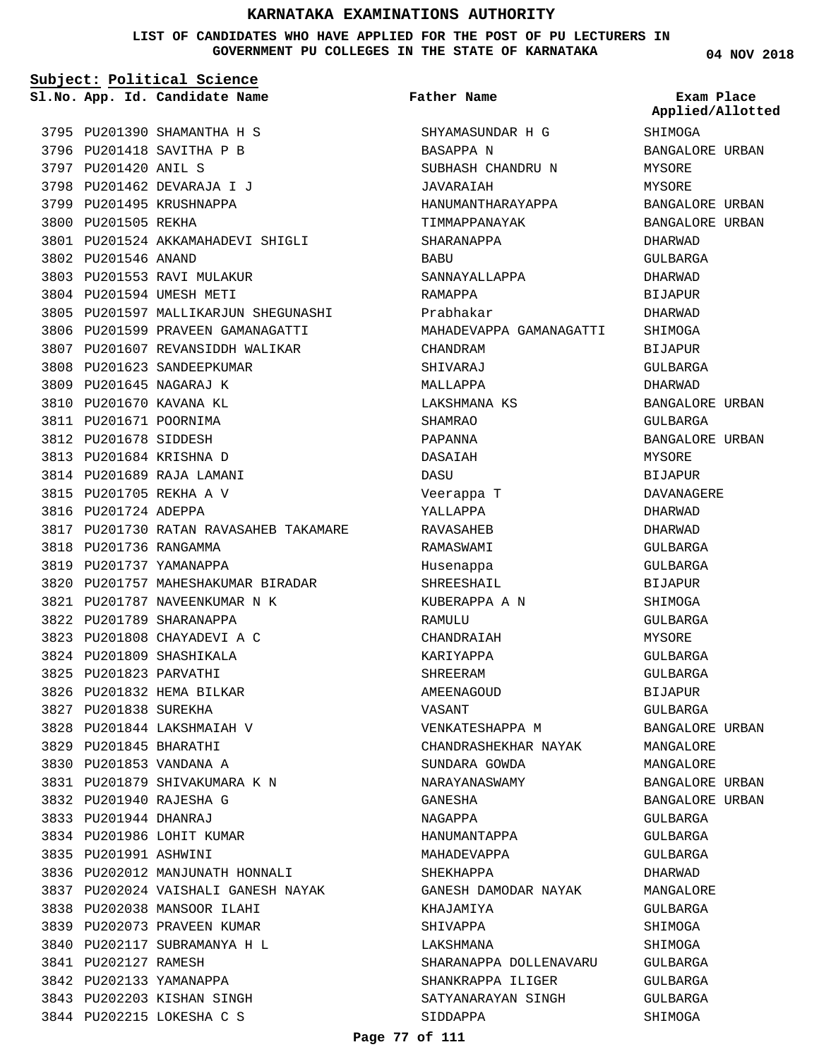# KARNATAKA EXAMINATIONS AUTHORITY

**LIST OF CANDIDATES WHO HAVE APPLIED FOR THE POST OF PU LECTURERS IN GOVERNMENT PU COLLEGES IN THE STATE OF KARNATAKA**

04 NOV 2018

**Subject: Political Science**

| Sl.No. | App. Id. | Candidate Name | Father Name | Exam Place Applied/Allotted |
|---|---|---|---|---|
| 3795 | PU201390 | SHAMANTHA H S | SHYAMASUNDAR H G | SHIMOGA |
| 3796 | PU201418 | SAVITHA P B | BASAPPA N | BANGALORE URBAN |
| 3797 | PU201420 | ANIL S | SUBHASH CHANDRU N | MYSORE |
| 3798 | PU201462 | DEVARAJA I J | JAVARAIAH | MYSORE |
| 3799 | PU201495 | KRUSHNAPPA | HANUMANTHARAYAPPA | BANGALORE URBAN |
| 3800 | PU201505 | REKHA | TIMMAPPANAYAK | BANGALORE URBAN |
| 3801 | PU201524 | AKKAMAHADEVI SHIGLI | SHARANAPPA | DHARWAD |
| 3802 | PU201546 | ANAND | BABU | GULBARGA |
| 3803 | PU201553 | RAVI MULAKUR | SANNAYALLAPPA | DHARWAD |
| 3804 | PU201594 | UMESH METI | RAMAPPA | BIJAPUR |
| 3805 | PU201597 | MALLIKARJUN SHEGUNASHI | Prabhakar | DHARWAD |
| 3806 | PU201599 | PRAVEEN GAMANAGATTI | MAHADEVAPPA GAMANAGATTI | SHIMOGA |
| 3807 | PU201607 | REVANSIDDH WALIKAR | CHANDRAM | BIJAPUR |
| 3808 | PU201623 | SANDEEPKUMAR | SHIVARAJ | GULBARGA |
| 3809 | PU201645 | NAGARAJ K | MALLAPPA | DHARWAD |
| 3810 | PU201670 | KAVANA KL | LAKSHMANA KS | BANGALORE URBAN |
| 3811 | PU201671 | POORNIMA | SHAMRAO | GULBARGA |
| 3812 | PU201678 | SIDDESH | PAPANNA | BANGALORE URBAN |
| 3813 | PU201684 | KRISHNA D | DASAIAH | MYSORE |
| 3814 | PU201689 | RAJA LAMANI | DASU | BIJAPUR |
| 3815 | PU201705 | REKHA A V | Veerappa T | DAVANAGERE |
| 3816 | PU201724 | ADEPPA | YALLAPPA | DHARWAD |
| 3817 | PU201730 | RATAN RAVASAHEB TAKAMARE | RAVASAHEB | DHARWAD |
| 3818 | PU201736 | RANGAMMA | RAMASWAMI | GULBARGA |
| 3819 | PU201737 | YAMANAPPA | Husenappa | GULBARGA |
| 3820 | PU201757 | MAHESHAKUMAR BIRADAR | SHREESHAIL | BIJAPUR |
| 3821 | PU201787 | NAVEENKUMAR N K | KUBERAPPA A N | SHIMOGA |
| 3822 | PU201789 | SHARANAPPA | RAMULU | GULBARGA |
| 3823 | PU201808 | CHAYADEVI A C | CHANDRAIAH | MYSORE |
| 3824 | PU201809 | SHASHIKALA | KARIYAPPA | GULBARGA |
| 3825 | PU201823 | PARVATHI | SHREERAM | GULBARGA |
| 3826 | PU201832 | HEMA BILKAR | AMEENAGOUD | BIJAPUR |
| 3827 | PU201838 | SUREKHA | VASANT | GULBARGA |
| 3828 | PU201844 | LAKSHMAIAH V | VENKATESHAPPA M | BANGALORE URBAN |
| 3829 | PU201845 | BHARATHI | CHANDRASHEKHAR NAYAK | MANGALORE |
| 3830 | PU201853 | VANDANA A | SUNDARA GOWDA | MANGALORE |
| 3831 | PU201879 | SHIVAKUMARA K N | NARAYANASWAMY | BANGALORE URBAN |
| 3832 | PU201940 | RAJESHA G | GANESHA | BANGALORE URBAN |
| 3833 | PU201944 | DHANRAJ | NAGAPPA | GULBARGA |
| 3834 | PU201986 | LOHIT KUMAR | HANUMANTAPPA | GULBARGA |
| 3835 | PU201991 | ASHWINI | MAHADEVAPPA | GULBARGA |
| 3836 | PU202012 | MANJUNATH HONNALI | SHEKHAPPA | DHARWAD |
| 3837 | PU202024 | VAISHALI GANESH NAYAK | GANESH DAMODAR NAYAK | MANGALORE |
| 3838 | PU202038 | MANSOOR ILAHI | KHAJAMIYA | GULBARGA |
| 3839 | PU202073 | PRAVEEN KUMAR | SHIVAPPA | SHIMOGA |
| 3840 | PU202117 | SUBRAMANYA H L | LAKSHMANA | SHIMOGA |
| 3841 | PU202127 | RAMESH | SHARANAPPA DOLLENAVARU | GULBARGA |
| 3842 | PU202133 | YAMANAPPA | SHANKRAPPA ILIGER | GULBARGA |
| 3843 | PU202203 | KISHAN SINGH | SATYANARAYAN SINGH | GULBARGA |
| 3844 | PU202215 | LOKESHA C S | SIDDAPPA | SHIMOGA |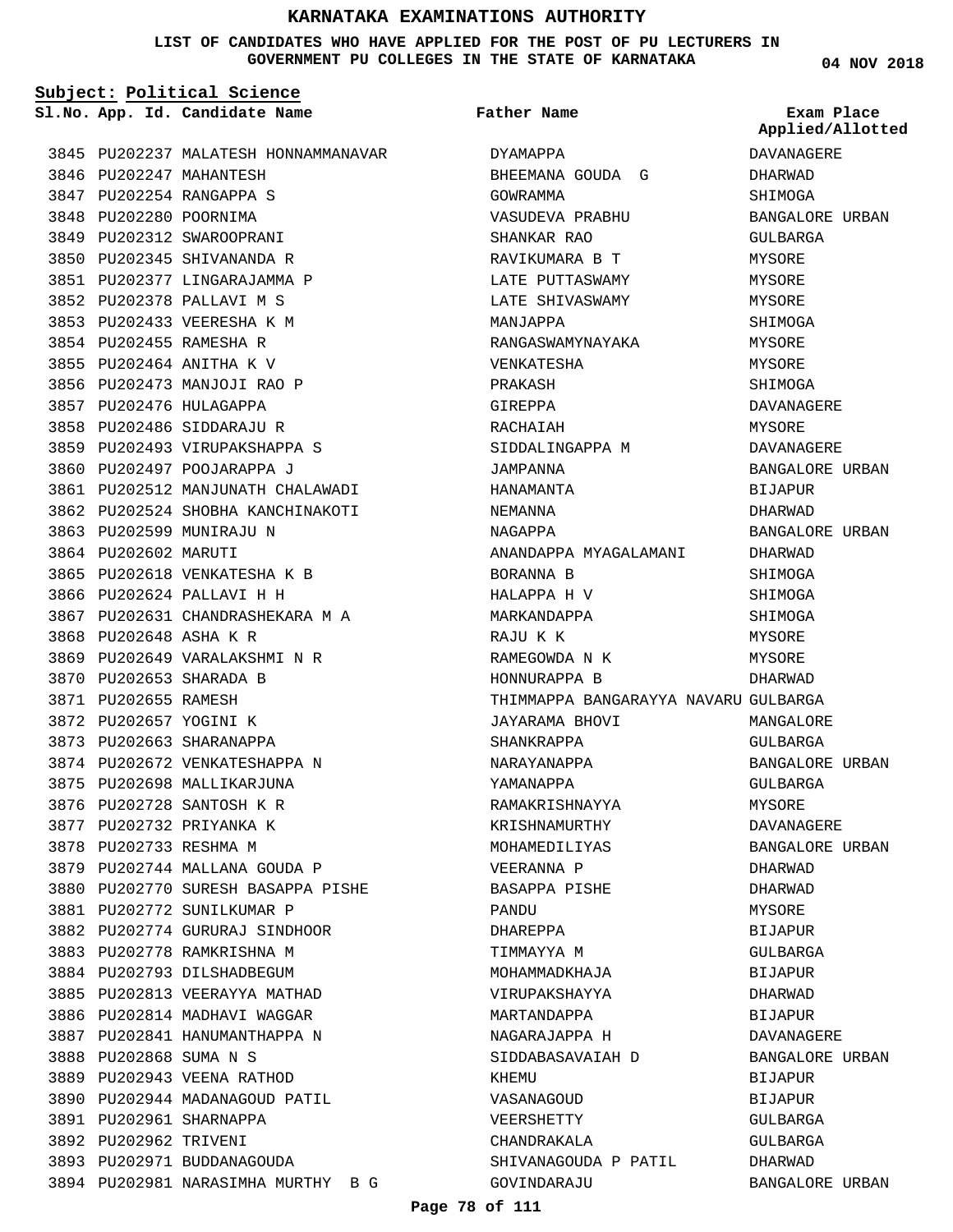# KARNATAKA EXAMINATIONS AUTHORITY

**LIST OF CANDIDATES WHO HAVE APPLIED FOR THE POST OF PU LECTURERS IN GOVERNMENT PU COLLEGES IN THE STATE OF KARNATAKA**

**04 NOV 2018**

**Subject: Political Science**

| Sl.No. | App. Id. | Candidate Name | Father Name | Exam Place Applied/Allotted |
|---|---|---|---|---|
| 3845 | PU202237 | MALATESH HONNAMMANAVAR | DYAMAPPA | DAVANAGERE |
| 3846 | PU202247 | MAHANTESH | BHEEMANA GOUDA G | DHARWAD |
| 3847 | PU202254 | RANGAPPA S | GOWRAMMA | SHIMOGA |
| 3848 | PU202280 | POORNIMA | VASUDEVA PRABHU | BANGALORE URBAN |
| 3849 | PU202312 | SWAROOPRANI | SHANKAR RAO | GULBARGA |
| 3850 | PU202345 | SHIVANANDA R | RAVIKUMARA B T | MYSORE |
| 3851 | PU202377 | LINGARAJAMMA P | LATE PUTTASWAMY | MYSORE |
| 3852 | PU202378 | PALLAVI M S | LATE SHIVASWAMY | MYSORE |
| 3853 | PU202433 | VEERESHA K M | MANJAPPA | SHIMOGA |
| 3854 | PU202455 | RAMESHA R | RANGASWAMYNAYAKA | MYSORE |
| 3855 | PU202464 | ANITHA K V | VENKATESHA | MYSORE |
| 3856 | PU202473 | MANJOJI RAO P | PRAKASH | SHIMOGA |
| 3857 | PU202476 | HULAGAPPA | GIREPPA | DAVANAGERE |
| 3858 | PU202486 | SIDDARAJU R | RACHAIAH | MYSORE |
| 3859 | PU202493 | VIRUPAKSHAPPA S | SIDDALINGAPPA M | DAVANAGERE |
| 3860 | PU202497 | POOJARAPPA J | JAMPANNA | BANGALORE URBAN |
| 3861 | PU202512 | MANJUNATH CHALAWADI | HANAMANTA | BIJAPUR |
| 3862 | PU202524 | SHOBHA KANCHINAKOTI | NEMANNA | DHARWAD |
| 3863 | PU202599 | MUNIRAJU N | NAGAPPA | BANGALORE URBAN |
| 3864 | PU202602 | MARUTI | ANANDAPPA MYAGALAMANI | DHARWAD |
| 3865 | PU202618 | VENKATESHA K B | BORANNA B | SHIMOGA |
| 3866 | PU202624 | PALLAVI H H | HALAPPA H V | SHIMOGA |
| 3867 | PU202631 | CHANDRASHEKARA M A | MARKANDAPPA | SHIMOGA |
| 3868 | PU202648 | ASHA K R | RAJU K K | MYSORE |
| 3869 | PU202649 | VARALAKSHMI N R | RAMEGOWDA N K | MYSORE |
| 3870 | PU202653 | SHARADA B | HONNURAPPA B | DHARWAD |
| 3871 | PU202655 | RAMESH | THIMMAPPA BANGARAYYA NAVARU | GULBARGA |
| 3872 | PU202657 | YOGINI K | JAYARAMA BHOVI | MANGALORE |
| 3873 | PU202663 | SHARANAPPA | SHANKRAPPA | GULBARGA |
| 3874 | PU202672 | VENKATESHAPPA N | NARAYANAPPA | BANGALORE URBAN |
| 3875 | PU202698 | MALLIKARJUNA | YAMANAPPA | GULBARGA |
| 3876 | PU202728 | SANTOSH K R | RAMAKRISHNAYYA | MYSORE |
| 3877 | PU202732 | PRIYANKA K | KRISHNAMURTHY | DAVANAGERE |
| 3878 | PU202733 | RESHMA M | MOHAMEDILIYAS | BANGALORE URBAN |
| 3879 | PU202744 | MALLANA GOUDA P | VEERANNA P | DHARWAD |
| 3880 | PU202770 | SURESH BASAPPA PISHE | BASAPPA PISHE | DHARWAD |
| 3881 | PU202772 | SUNILKUMAR P | PANDU | MYSORE |
| 3882 | PU202774 | GURURAJ SINDHOOR | DHAREPPA | BIJAPUR |
| 3883 | PU202778 | RAMKRISHNA M | TIMMAYYA M | GULBARGA |
| 3884 | PU202793 | DILSHADBEGUM | MOHAMMADKHAJA | BIJAPUR |
| 3885 | PU202813 | VEERAYYA MATHAD | VIRUPAKSHAYYA | DHARWAD |
| 3886 | PU202814 | MADHAVI WAGGAR | MARTANDAPPA | BIJAPUR |
| 3887 | PU202841 | HANUMANTHAPPA N | NAGARAJAPPA H | DAVANAGERE |
| 3888 | PU202868 | SUMA N S | SIDDABASAVAIAH D | BANGALORE URBAN |
| 3889 | PU202943 | VEENA RATHOD | KHEMU | BIJAPUR |
| 3890 | PU202944 | MADANAGOUD PATIL | VASANAGOUD | BIJAPUR |
| 3891 | PU202961 | SHARNAPPA | VEERSHETTY | GULBARGA |
| 3892 | PU202962 | TRIVENI | CHANDRAKALA | GULBARGA |
| 3893 | PU202971 | BUDDANAGOUDA | SHIVANAGOUDA P PATIL | DHARWAD |
| 3894 | PU202981 | NARASIMHA MURTHY B G | GOVINDARAJU | BANGALORE URBAN |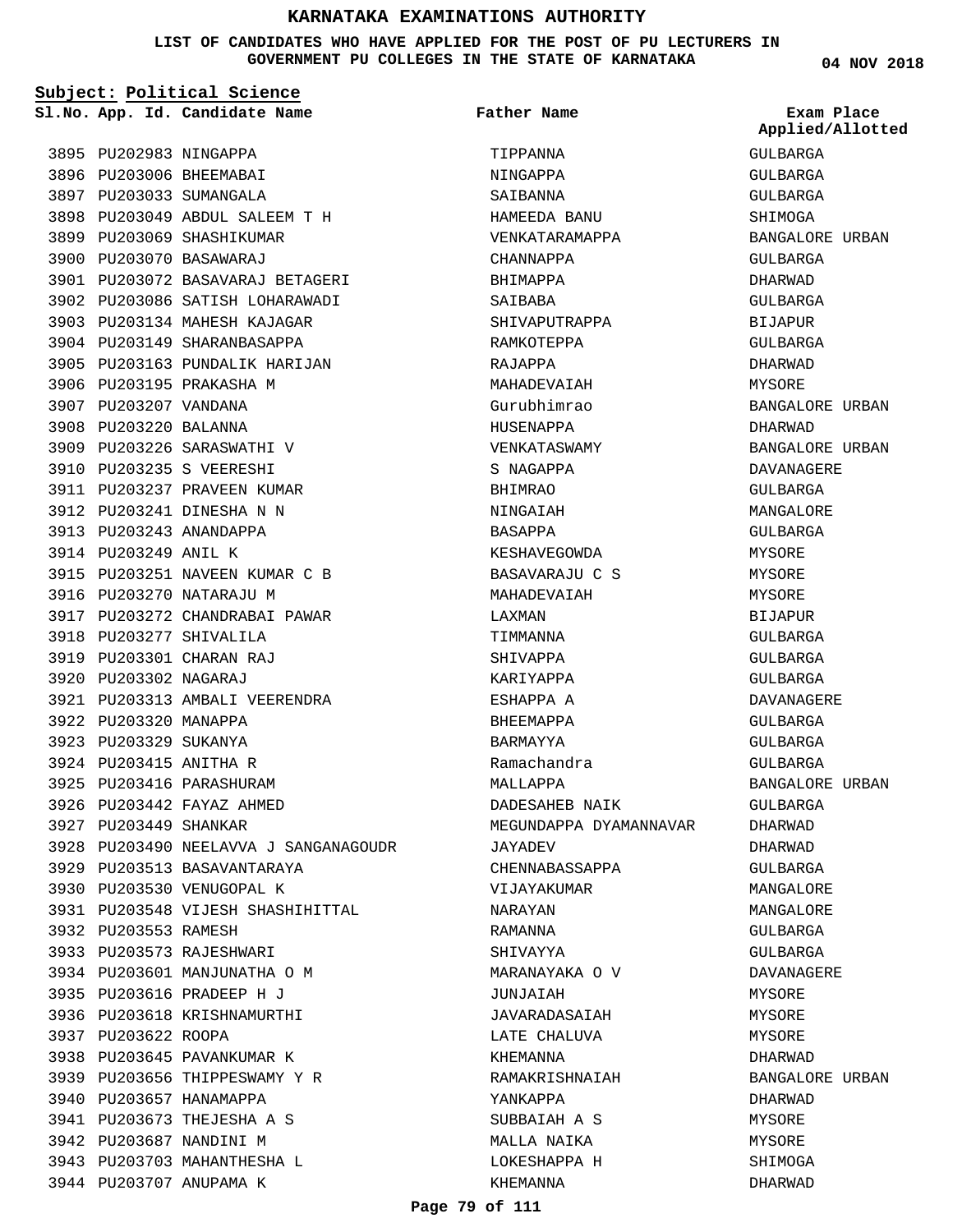# KARNATAKA EXAMINATIONS AUTHORITY

**LIST OF CANDIDATES WHO HAVE APPLIED FOR THE POST OF PU LECTURERS IN GOVERNMENT PU COLLEGES IN THE STATE OF KARNATAKA**

04 NOV 2018

**Subject: Political Science**

| Sl.No. | App. Id. | Candidate Name | Father Name | Exam Place Applied/Allotted |
|---|---|---|---|---|
| 3895 | PU202983 | NINGAPPA | TIPPANNA | GULBARGA |
| 3896 | PU203006 | BHEEMABAI | NINGAPPA | GULBARGA |
| 3897 | PU203033 | SUMANGALA | SAIBANNA | GULBARGA |
| 3898 | PU203049 | ABDUL SALEEM T H | HAMEEDA BANU | SHIMOGA |
| 3899 | PU203069 | SHASHIKUMAR | VENKATARAMAPPA | BANGALORE URBAN |
| 3900 | PU203070 | BASAWARAJ | CHANNAPPA | GULBARGA |
| 3901 | PU203072 | BASAVARAJ BETAGERI | BHIMAPPA | DHARWAD |
| 3902 | PU203086 | SATISH LOHARAWADI | SAIBABA | GULBARGA |
| 3903 | PU203134 | MAHESH KAJAGAR | SHIVAPUTRAPPA | BIJAPUR |
| 3904 | PU203149 | SHARANBASAPPA | RAMKOTEPPA | GULBARGA |
| 3905 | PU203163 | PUNDALIK HARIJAN | RAJAPPA | DHARWAD |
| 3906 | PU203195 | PRAKASHA M | MAHADEVAIAH | MYSORE |
| 3907 | PU203207 | VANDANA | Gurubhimrao | BANGALORE URBAN |
| 3908 | PU203220 | BALANNA | HUSENAPPA | DHARWAD |
| 3909 | PU203226 | SARASWATHI V | VENKATASWAMY | BANGALORE URBAN |
| 3910 | PU203235 | S VEERESHI | S NAGAPPA | DAVANAGERE |
| 3911 | PU203237 | PRAVEEN KUMAR | BHIMRAO | GULBARGA |
| 3912 | PU203241 | DINESHA N N | NINGAIAH | MANGALORE |
| 3913 | PU203243 | ANANDAPPA | BASAPPA | GULBARGA |
| 3914 | PU203249 | ANIL K | KESHAVEGOWDA | MYSORE |
| 3915 | PU203251 | NAVEEN KUMAR C B | BASAVARAJU C S | MYSORE |
| 3916 | PU203270 | NATARAJU M | MAHADEVAIAH | MYSORE |
| 3917 | PU203272 | CHANDRABAI PAWAR | LAXMAN | BIJAPUR |
| 3918 | PU203277 | SHIVALILA | TIMMANNA | GULBARGA |
| 3919 | PU203301 | CHARAN RAJ | SHIVAPPA | GULBARGA |
| 3920 | PU203302 | NAGARAJ | KARIYAPPA | GULBARGA |
| 3921 | PU203313 | AMBALI VEERENDRA | ESHAPPA A | DAVANAGERE |
| 3922 | PU203320 | MANAPPA | BHEEMAPPA | GULBARGA |
| 3923 | PU203329 | SUKANYA | BARMAYYA | GULBARGA |
| 3924 | PU203415 | ANITHA R | Ramachandra | GULBARGA |
| 3925 | PU203416 | PARASHURAM | MALLAPPA | BANGALORE URBAN |
| 3926 | PU203442 | FAYAZ AHMED | DADESAHEB NAIK | GULBARGA |
| 3927 | PU203449 | SHANKAR | MEGUNDAPPA DYAMANNAVAR | DHARWAD |
| 3928 | PU203490 | NEELAVVA J SANGANAGOUDR | JAYADEV | DHARWAD |
| 3929 | PU203513 | BASAVANTARAYA | CHENNABASSAPPA | GULBARGA |
| 3930 | PU203530 | VENUGOPAL K | VIJAYAKUMAR | MANGALORE |
| 3931 | PU203548 | VIJESH SHASHIHITTAL | NARAYAN | MANGALORE |
| 3932 | PU203553 | RAMESH | RAMANNA | GULBARGA |
| 3933 | PU203573 | RAJESHWARI | SHIVAYYA | GULBARGA |
| 3934 | PU203601 | MANJUNATHA O M | MARANAYAKA O V | DAVANAGERE |
| 3935 | PU203616 | PRADEEP H J | JUNJAIAH | MYSORE |
| 3936 | PU203618 | KRISHNAMURTHI | JAVARADASAIAH | MYSORE |
| 3937 | PU203622 | ROOPA | LATE CHALUVA | MYSORE |
| 3938 | PU203645 | PAVANKUMAR K | KHEMANNA | DHARWAD |
| 3939 | PU203656 | THIPPESWAMY Y R | RAMAKRISHNAIAH | BANGALORE URBAN |
| 3940 | PU203657 | HANAMAPPA | YANKAPPA | DHARWAD |
| 3941 | PU203673 | THEJESHA A S | SUBBAIAH A S | MYSORE |
| 3942 | PU203687 | NANDINI M | MALLA NAIKA | MYSORE |
| 3943 | PU203703 | MAHANTHESHA L | LOKESHAPPA H | SHIMOGA |
| 3944 | PU203707 | ANUPAMA K | KHEMANNA | DHARWAD |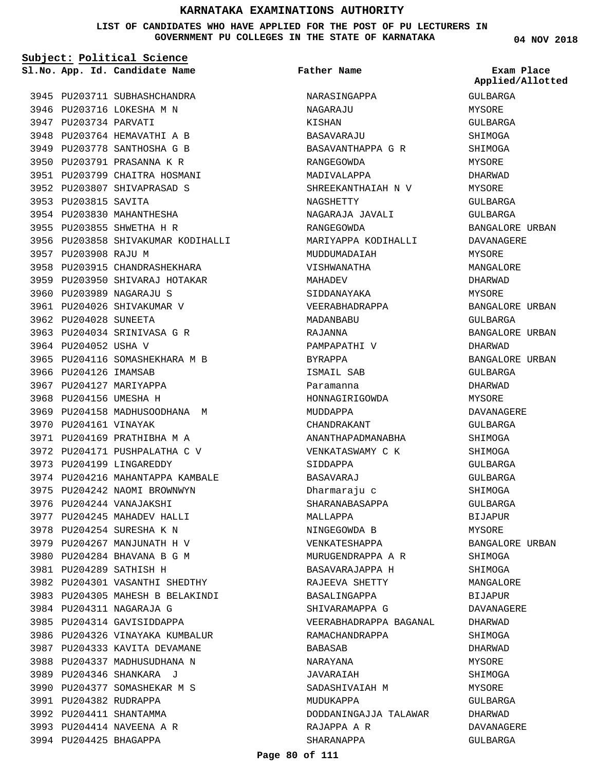# KARNATAKA EXAMINATIONS AUTHORITY

**LIST OF CANDIDATES WHO HAVE APPLIED FOR THE POST OF PU LECTURERS IN GOVERNMENT PU COLLEGES IN THE STATE OF KARNATAKA**

04 NOV 2018

**Subject: Political Science**

| Sl.No. | App. Id. | Candidate Name | Father Name | Exam Place Applied/Allotted |
|---|---|---|---|---|
| 3945 | PU203711 | SUBHASHCHANDRA | NARASINGAPPA | GULBARGA |
| 3946 | PU203716 | LOKESHA M N | NAGARAJU | MYSORE |
| 3947 | PU203734 | PARVATI | KISHAN | GULBARGA |
| 3948 | PU203764 | HEMAVATHI A B | BASAVARAJU | SHIMOGA |
| 3949 | PU203778 | SANTHOSHA G B | BASAVANTHAPPA G R | SHIMOGA |
| 3950 | PU203791 | PRASANNA K R | RANGEGOWDA | MYSORE |
| 3951 | PU203799 | CHAITRA HOSMANI | MADIVALAPPA | DHARWAD |
| 3952 | PU203807 | SHIVAPRASAD S | SHREEKANTHAIAH N V | MYSORE |
| 3953 | PU203815 | SAVITA | NAGSHETTY | GULBARGA |
| 3954 | PU203830 | MAHANTHESHA | NAGARAJA JAVALI | GULBARGA |
| 3955 | PU203855 | SHWETHA H R | RANGEGOWDA | BANGALORE URBAN |
| 3956 | PU203858 | SHIVAKUMAR KODIHALLI | MARIYAPPA KODIHALLI | DAVANAGERE |
| 3957 | PU203908 | RAJU M | MUDDUMADAIAH | MYSORE |
| 3958 | PU203915 | CHANDRASHEKHARA | VISHWANATHA | MANGALORE |
| 3959 | PU203950 | SHIVARAJ HOTAKAR | MAHADEV | DHARWAD |
| 3960 | PU203989 | NAGARAJU S | SIDDANAYAKA | MYSORE |
| 3961 | PU204026 | SHIVAKUMAR V | VEERABHADRAPPA | BANGALORE URBAN |
| 3962 | PU204028 | SUNEETA | MADANBABU | GULBARGA |
| 3963 | PU204034 | SRINIVASA G R | RAJANNA | BANGALORE URBAN |
| 3964 | PU204052 | USHA V | PAMPAPATHI V | DHARWAD |
| 3965 | PU204116 | SOMASHEKHARA M B | BYRAPPA | BANGALORE URBAN |
| 3966 | PU204126 | IMAMSAB | ISMAIL SAB | GULBARGA |
| 3967 | PU204127 | MARIYAPPA | Paramanna | DHARWAD |
| 3968 | PU204156 | UMESHA H | HONNAGIRIGOWDA | MYSORE |
| 3969 | PU204158 | MADHUSOODHANA M | MUDDAPPA | DAVANAGERE |
| 3970 | PU204161 | VINAYAK | CHANDRAKANT | GULBARGA |
| 3971 | PU204169 | PRATHIBHA M A | ANANTHAPADMANABHA | SHIMOGA |
| 3972 | PU204171 | PUSHPALATHA C V | VENKATASWAMY C K | SHIMOGA |
| 3973 | PU204199 | LINGAREDDY | SIDDAPPA | GULBARGA |
| 3974 | PU204216 | MAHANTAPPA KAMBALE | BASAVARAJ | GULBARGA |
| 3975 | PU204242 | NAOMI BROWNWYN | Dharmaraju c | SHIMOGA |
| 3976 | PU204244 | VANAJAKSHI | SHARANABASAPPA | GULBARGA |
| 3977 | PU204245 | MAHADEV HALLI | MALLAPPA | BIJAPUR |
| 3978 | PU204254 | SURESHA K N | NINGEGOWDA B | MYSORE |
| 3979 | PU204267 | MANJUNATH H V | VENKATESHAPPA | BANGALORE URBAN |
| 3980 | PU204284 | BHAVANA B G M | MURUGENDRAPPA A R | SHIMOGA |
| 3981 | PU204289 | SATHISH H | BASAVARAJAPPA H | SHIMOGA |
| 3982 | PU204301 | VASANTHI SHEDTHY | RAJEEVA SHETTY | MANGALORE |
| 3983 | PU204305 | MAHESH B BELAKINDI | BASALINGAPPA | BIJAPUR |
| 3984 | PU204311 | NAGARAJA G | SHIVARAMAPPA G | DAVANAGERE |
| 3985 | PU204314 | GAVISIDDAPPA | VEERABHADRAPPA BAGANAL | DHARWAD |
| 3986 | PU204326 | VINAYAKA KUMBALUR | RAMACHANDRAPPA | SHIMOGA |
| 3987 | PU204333 | KAVITA DEVAMANE | BABASAB | DHARWAD |
| 3988 | PU204337 | MADHUSUDHANA N | NARAYANA | MYSORE |
| 3989 | PU204346 | SHANKARA J | JAVARAIAH | SHIMOGA |
| 3990 | PU204377 | SOMASHEKAR M S | SADASHIVAIAH M | MYSORE |
| 3991 | PU204382 | RUDRAPPA | MUDUKAPPA | GULBARGA |
| 3992 | PU204411 | SHANTAMMA | DODDANINGAJJA TALAWAR | DHARWAD |
| 3993 | PU204414 | NAVEENA A R | RAJAPPA A R | DAVANAGERE |
| 3994 | PU204425 | BHAGAPPA | SHARANAPPA | GULBARGA |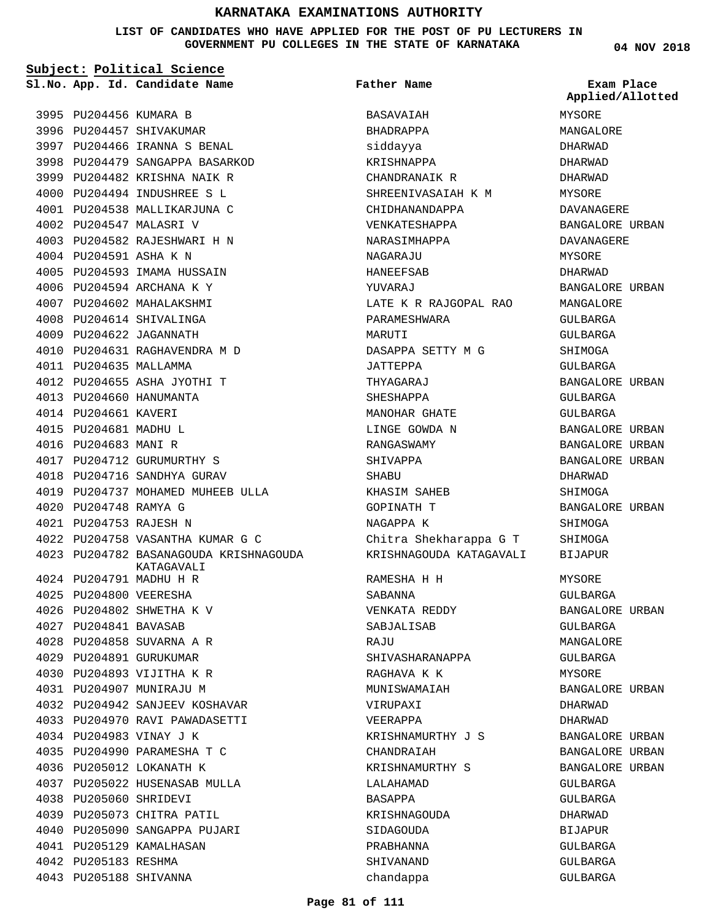# KARNATAKA EXAMINATIONS AUTHORITY

**LIST OF CANDIDATES WHO HAVE APPLIED FOR THE POST OF PU LECTURERS IN GOVERNMENT PU COLLEGES IN THE STATE OF KARNATAKA**

**04 NOV 2018**

**Subject: Political Science**

| Sl.No. | App. Id. | Candidate Name | Father Name | Exam Place Applied/Allotted |
|---|---|---|---|---|
| 3995 | PU204456 | KUMARA B | BASAVAIAH | MYSORE |
| 3996 | PU204457 | SHIVAKUMAR | BHADRAPPA | MANGALORE |
| 3997 | PU204466 | IRANNA S BENAL | siddayya | DHARWAD |
| 3998 | PU204479 | SANGAPPA BASARKOD | KRISHNAPPA | DHARWAD |
| 3999 | PU204482 | KRISHNA NAIK R | CHANDRANAIK R | DHARWAD |
| 4000 | PU204494 | INDUSHREE S L | SHREENIVASAIAH K M | MYSORE |
| 4001 | PU204538 | MALLIKARJUNA C | CHIDHANANDAPPA | DAVANAGERE |
| 4002 | PU204547 | MALASRI V | VENKATESHAPPA | BANGALORE URBAN |
| 4003 | PU204582 | RAJESHWARI H N | NARASIMHAPPA | DAVANAGERE |
| 4004 | PU204591 | ASHA K N | NAGARAJU | MYSORE |
| 4005 | PU204593 | IMAMA HUSSAIN | HANEEFSAB | DHARWAD |
| 4006 | PU204594 | ARCHANA K Y | YUVARAJ | BANGALORE URBAN |
| 4007 | PU204602 | MAHALAKSHMI | LATE K R RAJGOPAL RAO | MANGALORE |
| 4008 | PU204614 | SHIVALINGA | PARAMESHWARA | GULBARGA |
| 4009 | PU204622 | JAGANNATH | MARUTI | GULBARGA |
| 4010 | PU204631 | RAGHAVENDRA M D | DASAPPA SETTY M G | SHIMOGA |
| 4011 | PU204635 | MALLAMMA | JATTEPPA | GULBARGA |
| 4012 | PU204655 | ASHA JYOTHI T | THYAGARAJ | BANGALORE URBAN |
| 4013 | PU204660 | HANUMANTA | SHESHAPPA | GULBARGA |
| 4014 | PU204661 | KAVERI | MANOHAR GHATE | GULBARGA |
| 4015 | PU204681 | MADHU L | LINGE GOWDA N | BANGALORE URBAN |
| 4016 | PU204683 | MANI R | RANGASWAMY | BANGALORE URBAN |
| 4017 | PU204712 | GURUMURTHY S | SHIVAPPA | BANGALORE URBAN |
| 4018 | PU204716 | SANDHYA GURAV | SHABU | DHARWAD |
| 4019 | PU204737 | MOHAMED MUHEEB ULLA | KHASIM SAHEB | SHIMOGA |
| 4020 | PU204748 | RAMYA G | GOPINATH T | BANGALORE URBAN |
| 4021 | PU204753 | RAJESH N | NAGAPPA K | SHIMOGA |
| 4022 | PU204758 | VASANTHA KUMAR G C | Chitra Shekharappa G T | SHIMOGA |
| 4023 | PU204782 | BASANAGOUDA KRISHNAGOUDA KATAGAVALI | KRISHNAGOUDA KATAGAVALI | BIJAPUR |
| 4024 | PU204791 | MADHU H R | RAMESHA H H | MYSORE |
| 4025 | PU204800 | VEERESHA | SABANNA | GULBARGA |
| 4026 | PU204802 | SHWETHA K V | VENKATA REDDY | BANGALORE URBAN |
| 4027 | PU204841 | BAVASAB | SABJALISAB | GULBARGA |
| 4028 | PU204858 | SUVARNA A R | RAJU | MANGALORE |
| 4029 | PU204891 | GURUKUMAR | SHIVASHARANAPPA | GULBARGA |
| 4030 | PU204893 | VIJITHA K R | RAGHAVA K K | MYSORE |
| 4031 | PU204907 | MUNIRAJU M | MUNISWAMAIAH | BANGALORE URBAN |
| 4032 | PU204942 | SANJEEV KOSHAVAR | VIRUPAXI | DHARWAD |
| 4033 | PU204970 | RAVI PAWADASETTI | VEERAPPA | DHARWAD |
| 4034 | PU204983 | VINAY J K | KRISHNAMURTHY J S | BANGALORE URBAN |
| 4035 | PU204990 | PARAMESHA T C | CHANDRAIAH | BANGALORE URBAN |
| 4036 | PU205012 | LOKANATH K | KRISHNAMURTHY S | BANGALORE URBAN |
| 4037 | PU205022 | HUSENASAB MULLA | LALAHAMAD | GULBARGA |
| 4038 | PU205060 | SHRIDEVI | BASAPPA | GULBARGA |
| 4039 | PU205073 | CHITRA PATIL | KRISHNAGOUDA | DHARWAD |
| 4040 | PU205090 | SANGAPPA PUJARI | SIDAGOUDA | BIJAPUR |
| 4041 | PU205129 | KAMALHASAN | PRABHANNA | GULBARGA |
| 4042 | PU205183 | RESHMA | SHIVANAND | GULBARGA |
| 4043 | PU205188 | SHIVANNA | chandappa | GULBARGA |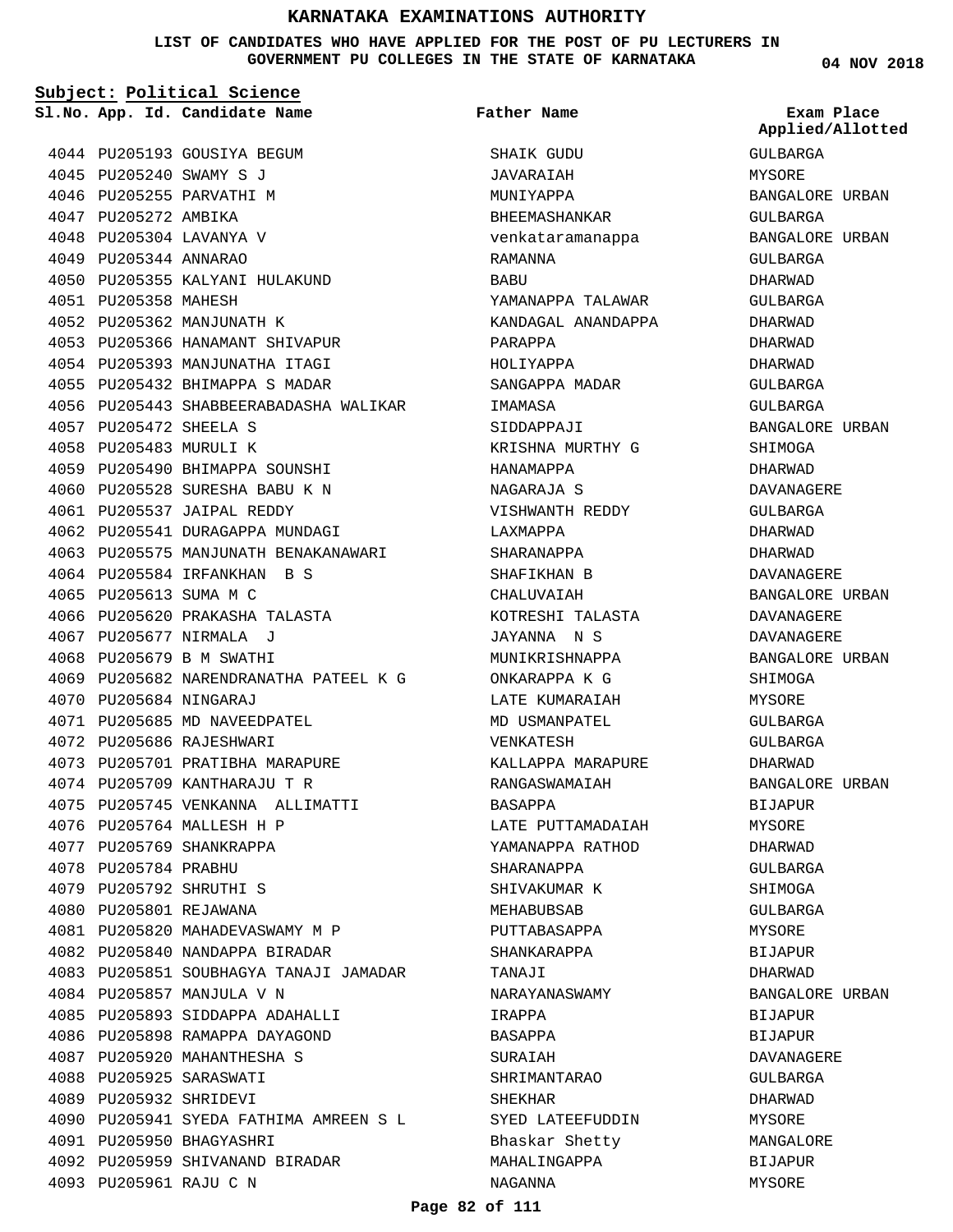# KARNATAKA EXAMINATIONS AUTHORITY

**LIST OF CANDIDATES WHO HAVE APPLIED FOR THE POST OF PU LECTURERS IN GOVERNMENT PU COLLEGES IN THE STATE OF KARNATAKA**

**04 NOV 2018**

**Subject: Political Science**

| Sl.No. | App. Id. | Candidate Name | Father Name | Exam Place Applied/Allotted |
|---|---|---|---|---|
| 4044 | PU205193 | GOUSIYA BEGUM | SHAIK GUDU | GULBARGA |
| 4045 | PU205240 | SWAMY S J | JAVARAIAH | MYSORE |
| 4046 | PU205255 | PARVATHI M | MUNIYAPPA | BANGALORE URBAN |
| 4047 | PU205272 | AMBIKA | BHEEMASHANKAR | GULBARGA |
| 4048 | PU205304 | LAVANYA V | venkataramanappa | BANGALORE URBAN |
| 4049 | PU205344 | ANNARAO | RAMANNA | GULBARGA |
| 4050 | PU205355 | KALYANI HULAKUND | BABU | DHARWAD |
| 4051 | PU205358 | MAHESH | YAMANAPPA TALAWAR | GULBARGA |
| 4052 | PU205362 | MANJUNATH K | KANDAGAL ANANDAPPA | DHARWAD |
| 4053 | PU205366 | HANAMANT SHIVAPUR | PARAPPA | DHARWAD |
| 4054 | PU205393 | MANJUNATHA ITAGI | HOLIYAPPA | DHARWAD |
| 4055 | PU205432 | BHIMAPPA S MADAR | SANGAPPA MADAR | GULBARGA |
| 4056 | PU205443 | SHABBEERABADASHA WALIKAR | IMAMASA | GULBARGA |
| 4057 | PU205472 | SHEELA S | SIDDAPPAJI | BANGALORE URBAN |
| 4058 | PU205483 | MURULI K | KRISHNA MURTHY G | SHIMOGA |
| 4059 | PU205490 | BHIMAPPA SOUNSHI | HANAMAPPA | DHARWAD |
| 4060 | PU205528 | SURESHA BABU K N | NAGARAJA S | DAVANAGERE |
| 4061 | PU205537 | JAIPAL REDDY | VISHWANTH REDDY | GULBARGA |
| 4062 | PU205541 | DURAGAPPA MUNDAGI | LAXMAPPA | DHARWAD |
| 4063 | PU205575 | MANJUNATH BENAKANAWARI | SHARANAPPA | DHARWAD |
| 4064 | PU205584 | IRFANKHAN B S | SHAFIKHAN B | DAVANAGERE |
| 4065 | PU205613 | SUMA M C | CHALUVAIAH | BANGALORE URBAN |
| 4066 | PU205620 | PRAKASHA TALASTA | KOTRESHI TALASTA | DAVANAGERE |
| 4067 | PU205677 | NIRMALA J | JAYANNA N S | DAVANAGERE |
| 4068 | PU205679 | B M SWATHI | MUNIKRISHNAPPA | BANGALORE URBAN |
| 4069 | PU205682 | NARENDRANATHA PATEEL K G | ONKARAPPA K G | SHIMOGA |
| 4070 | PU205684 | NINGARAJ | LATE KUMARAIAH | MYSORE |
| 4071 | PU205685 | MD NAVEEDPATEL | MD USMANPATEL | GULBARGA |
| 4072 | PU205686 | RAJESHWARI | VENKATESH | GULBARGA |
| 4073 | PU205701 | PRATIBHA MARAPURE | KALLAPPA MARAPURE | DHARWAD |
| 4074 | PU205709 | KANTHARAJU T R | RANGASWAMAIAH | BANGALORE URBAN |
| 4075 | PU205745 | VENKANNA ALLIMATTI | BASAPPA | BIJAPUR |
| 4076 | PU205764 | MALLESH H P | LATE PUTTAMADAIAH | MYSORE |
| 4077 | PU205769 | SHANKRAPPA | YAMANAPPA RATHOD | DHARWAD |
| 4078 | PU205784 | PRABHU | SHARANAPPA | GULBARGA |
| 4079 | PU205792 | SHRUTHI S | SHIVAKUMAR K | SHIMOGA |
| 4080 | PU205801 | REJAWANA | MEHABUBSAB | GULBARGA |
| 4081 | PU205820 | MAHADEVASWAMY M P | PUTTABASAPPA | MYSORE |
| 4082 | PU205840 | NANDAPPA BIRADAR | SHANKARAPPA | BIJAPUR |
| 4083 | PU205851 | SOUBHAGYA TANAJI JAMADAR | TANAJI | DHARWAD |
| 4084 | PU205857 | MANJULA V N | NARAYANASWAMY | BANGALORE URBAN |
| 4085 | PU205893 | SIDDAPPA ADAHALLI | IRAPPA | BIJAPUR |
| 4086 | PU205898 | RAMAPPA DAYAGOND | BASAPPA | BIJAPUR |
| 4087 | PU205920 | MAHANTHESHA S | SURAIAH | DAVANAGERE |
| 4088 | PU205925 | SARASWATI | SHRIMANTARAO | GULBARGA |
| 4089 | PU205932 | SHRIDEVI | SHEKHAR | DHARWAD |
| 4090 | PU205941 | SYEDA FATHIMA AMREEN S L | SYED LATEEFUDDIN | MYSORE |
| 4091 | PU205950 | BHAGYASHRI | Bhaskar Shetty | MANGALORE |
| 4092 | PU205959 | SHIVANAND BIRADAR | MAHALINGAPPA | BIJAPUR |
| 4093 | PU205961 | RAJU C N | NAGANNA | MYSORE |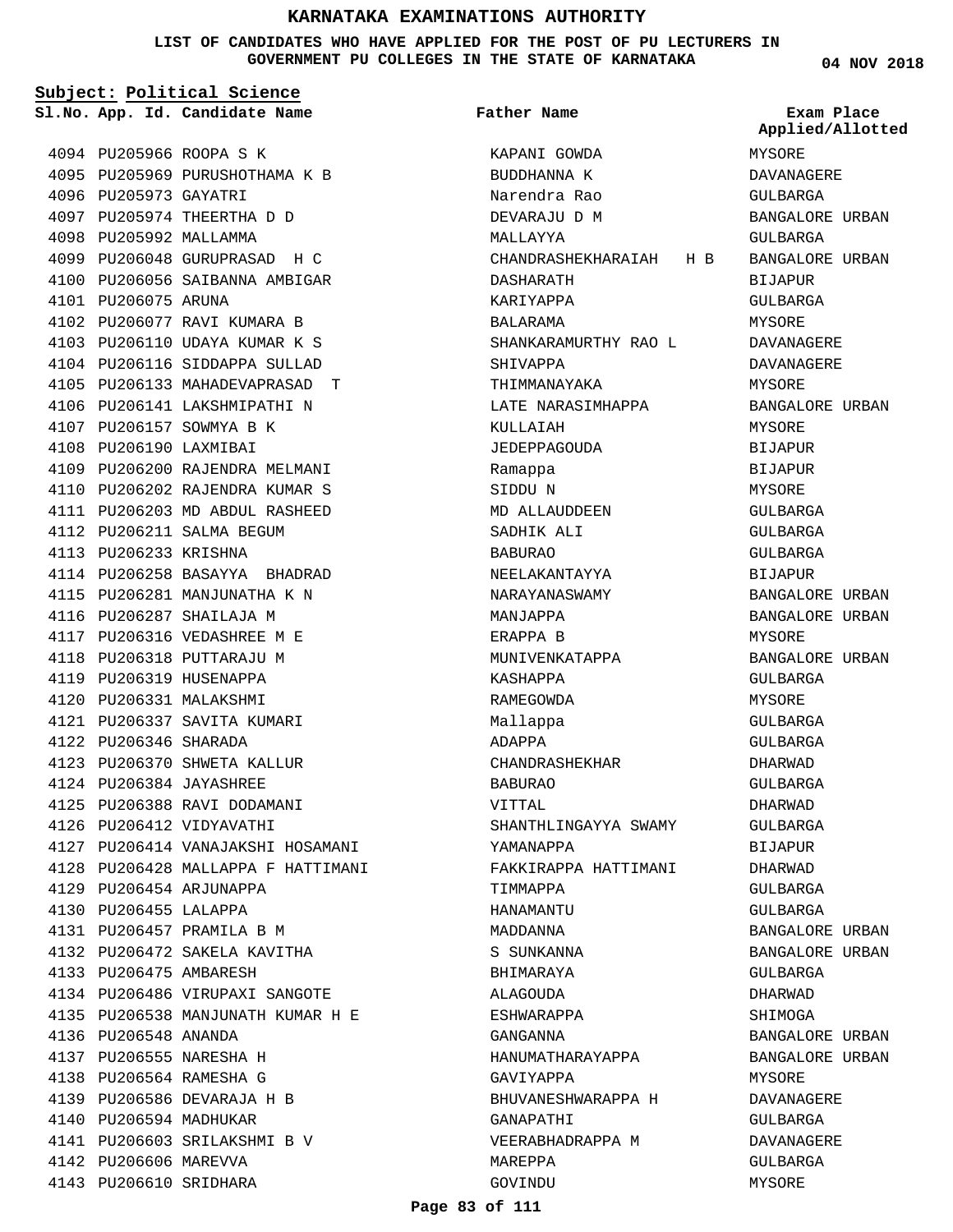# KARNATAKA EXAMINATIONS AUTHORITY

**LIST OF CANDIDATES WHO HAVE APPLIED FOR THE POST OF PU LECTURERS IN GOVERNMENT PU COLLEGES IN THE STATE OF KARNATAKA**

04 NOV 2018

**Subject: Political Science**

| Sl.No. | App. Id. | Candidate Name | Father Name | Exam Place Applied/Allotted |
|---|---|---|---|---|
| 4094 | PU205966 | ROOPA S K | KAPANI GOWDA | MYSORE |
| 4095 | PU205969 | PURUSHOTHAMA K B | BUDDHANNA K | DAVANAGERE |
| 4096 | PU205973 | GAYATRI | Narendra Rao | GULBARGA |
| 4097 | PU205974 | THEERTHA D D | DEVARAJU D M | BANGALORE URBAN |
| 4098 | PU205992 | MALLAMMA | MALLAYYA | GULBARGA |
| 4099 | PU206048 | GURUPRASAD H C | CHANDRASHEKHARAIAH H B | BANGALORE URBAN |
| 4100 | PU206056 | SAIBANNA AMBIGAR | DASHARATH | BIJAPUR |
| 4101 | PU206075 | ARUNA | KARIYAPPA | GULBARGA |
| 4102 | PU206077 | RAVI KUMARA B | BALARAMA | MYSORE |
| 4103 | PU206110 | UDAYA KUMAR K S | SHANKARAMURTHY RAO L | DAVANAGERE |
| 4104 | PU206116 | SIDDAPPA SULLAD | SHIVAPPA | DAVANAGERE |
| 4105 | PU206133 | MAHADEVAPRASAD T | THIMMANAYAKA | MYSORE |
| 4106 | PU206141 | LAKSHMIPATHI N | LATE NARASIMHAPPA | BANGALORE URBAN |
| 4107 | PU206157 | SOWMYA B K | KULLAIAH | MYSORE |
| 4108 | PU206190 | LAXMIBAI | JEDEPPAGOUDA | BIJAPUR |
| 4109 | PU206200 | RAJENDRA MELMANI | Ramappa | BIJAPUR |
| 4110 | PU206202 | RAJENDRA KUMAR S | SIDDU N | MYSORE |
| 4111 | PU206203 | MD ABDUL RASHEED | MD ALLAUDDEEN | GULBARGA |
| 4112 | PU206211 | SALMA BEGUM | SADHIK ALI | GULBARGA |
| 4113 | PU206233 | KRISHNA | BABURAO | GULBARGA |
| 4114 | PU206258 | BASAYYA BHADRAD | NEELAKANTAYYA | BIJAPUR |
| 4115 | PU206281 | MANJUNATHA K N | NARAYANASWAMY | BANGALORE URBAN |
| 4116 | PU206287 | SHAILAJA M | MANJAPPA | BANGALORE URBAN |
| 4117 | PU206316 | VEDASHREE M E | ERAPPA B | MYSORE |
| 4118 | PU206318 | PUTTARAJU M | MUNIVENKATAPPA | BANGALORE URBAN |
| 4119 | PU206319 | HUSENAPPA | KASHAPPA | GULBARGA |
| 4120 | PU206331 | MALAKSHMI | RAMEGOWDA | MYSORE |
| 4121 | PU206337 | SAVITA KUMARI | Mallappa | GULBARGA |
| 4122 | PU206346 | SHARADA | ADAPPA | GULBARGA |
| 4123 | PU206370 | SHWETA KALLUR | CHANDRASHEKHAR | DHARWAD |
| 4124 | PU206384 | JAYASHREE | BABURAO | GULBARGA |
| 4125 | PU206388 | RAVI DODAMANI | VITTAL | DHARWAD |
| 4126 | PU206412 | VIDYAVATHI | SHANTHLINGAYYA SWAMY | GULBARGA |
| 4127 | PU206414 | VANAJAKSHI HOSAMANI | YAMANAPPA | BIJAPUR |
| 4128 | PU206428 | MALLAPPA F HATTIMANI | FAKKIRAPPA HATTIMANI | DHARWAD |
| 4129 | PU206454 | ARJUNAPPA | TIMMAPPA | GULBARGA |
| 4130 | PU206455 | LALAPPA | HANAMANTU | GULBARGA |
| 4131 | PU206457 | PRAMILA B M | MADDANNA | BANGALORE URBAN |
| 4132 | PU206472 | SAKELA KAVITHA | S SUNKANNA | BANGALORE URBAN |
| 4133 | PU206475 | AMBARESH | BHIMARAYA | GULBARGA |
| 4134 | PU206486 | VIRUPAXI SANGOTE | ALAGOUDA | DHARWAD |
| 4135 | PU206538 | MANJUNATH KUMAR H E | ESHWARAPPA | SHIMOGA |
| 4136 | PU206548 | ANANDA | GANGANNA | BANGALORE URBAN |
| 4137 | PU206555 | NARESHA H | HANUMATHARAYAPPA | BANGALORE URBAN |
| 4138 | PU206564 | RAMESHA G | GAVIYAPPA | MYSORE |
| 4139 | PU206586 | DEVARAJA H B | BHUVANESHWARAPPA H | DAVANAGERE |
| 4140 | PU206594 | MADHUKAR | GANAPATHI | GULBARGA |
| 4141 | PU206603 | SRILAKSHMI B V | VEERABHADRAPPA M | DAVANAGERE |
| 4142 | PU206606 | MAREVVA | MAREPPA | GULBARGA |
| 4143 | PU206610 | SRIDHARA | GOVINDU | MYSORE |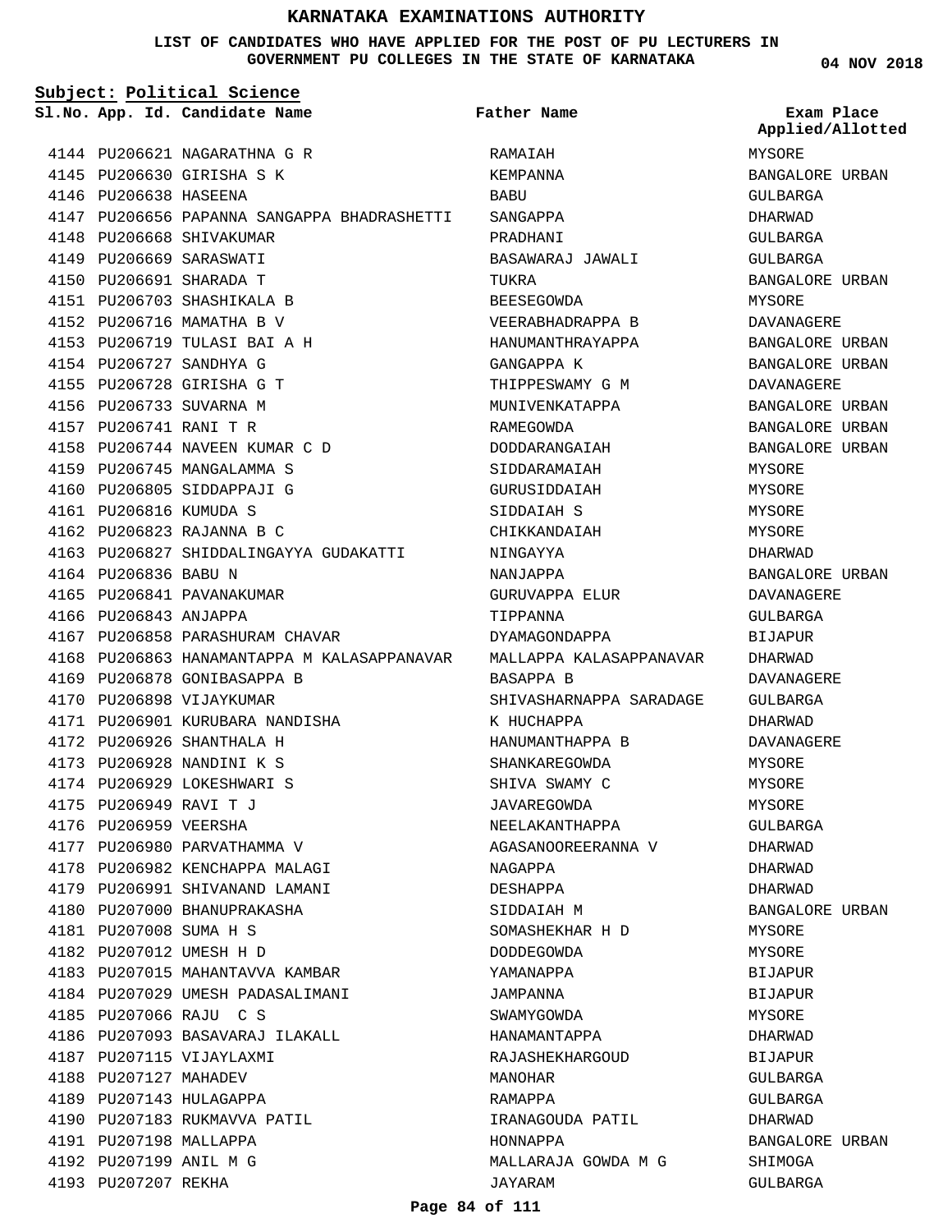# KARNATAKA EXAMINATIONS AUTHORITY

**LIST OF CANDIDATES WHO HAVE APPLIED FOR THE POST OF PU LECTURERS IN GOVERNMENT PU COLLEGES IN THE STATE OF KARNATAKA**

04 NOV 2018

**Subject: Political Science**

| Sl.No. | App. Id. | Candidate Name | Father Name | Exam Place Applied/Allotted |
|---|---|---|---|---|
| 4144 | PU206621 | NAGARATHNA G R | RAMAIAH | MYSORE |
| 4145 | PU206630 | GIRISHA S K | KEMPANNA | BANGALORE URBAN |
| 4146 | PU206638 | HASEENA | BABU | GULBARGA |
| 4147 | PU206656 | PAPANNA SANGAPPA BHADRASHETTI | SANGAPPA | DHARWAD |
| 4148 | PU206668 | SHIVAKUMAR | PRADHANI | GULBARGA |
| 4149 | PU206669 | SARASWATI | BASAWARAJ JAWALI | GULBARGA |
| 4150 | PU206691 | SHARADA T | TUKRA | BANGALORE URBAN |
| 4151 | PU206703 | SHASHIKALA B | BEESEGOWDA | MYSORE |
| 4152 | PU206716 | MAMATHA B V | VEERABHADRAPPA B | DAVANAGERE |
| 4153 | PU206719 | TULASI BAI A H | HANUMANTHRAYAPPA | BANGALORE URBAN |
| 4154 | PU206727 | SANDHYA G | GANGAPPA K | BANGALORE URBAN |
| 4155 | PU206728 | GIRISHA G T | THIPPESWAMY G M | DAVANAGERE |
| 4156 | PU206733 | SUVARNA M | MUNIVENKATAPPA | BANGALORE URBAN |
| 4157 | PU206741 | RANI T R | RAMEGOWDA | BANGALORE URBAN |
| 4158 | PU206744 | NAVEEN KUMAR C D | DODDARANGAIAH | BANGALORE URBAN |
| 4159 | PU206745 | MANGALAMMA S | SIDDARAMAIAH | MYSORE |
| 4160 | PU206805 | SIDDAPPAJI G | GURUSIDDAIAH | MYSORE |
| 4161 | PU206816 | KUMUDA S | SIDDAIAH S | MYSORE |
| 4162 | PU206823 | RAJANNA B C | CHIKKANDAIAH | MYSORE |
| 4163 | PU206827 | SHIDDALINGAYYA GUDAKATTI | NINGAYYA | DHARWAD |
| 4164 | PU206836 | BABU N | NANJAPPA | BANGALORE URBAN |
| 4165 | PU206841 | PAVANAKUMAR | GURUVAPPA ELUR | DAVANAGERE |
| 4166 | PU206843 | ANJAPPA | TIPPANNA | GULBARGA |
| 4167 | PU206858 | PARASHURAM CHAVAR | DYAMAGONDAPPA | BIJAPUR |
| 4168 | PU206863 | HANAMANTAPPA M KALASAPPANAVAR | MALLAPPA KALASAPPANAVAR | DHARWAD |
| 4169 | PU206878 | GONIBASAPPA B | BASAPPA B | DAVANAGERE |
| 4170 | PU206898 | VIJAYKUMAR | SHIVASHARNAPPA SARADAGE | GULBARGA |
| 4171 | PU206901 | KURUBARA NANDISHA | K HUCHAPPA | DHARWAD |
| 4172 | PU206926 | SHANTHALA H | HANUMANTHAPPA B | DAVANAGERE |
| 4173 | PU206928 | NANDINI K S | SHANKAREGOWDA | MYSORE |
| 4174 | PU206929 | LOKESHWARI S | SHIVA SWAMY C | MYSORE |
| 4175 | PU206949 | RAVI T J | JAVAREGOWDA | MYSORE |
| 4176 | PU206959 | VEERSHA | NEELAKANTHAPPA | GULBARGA |
| 4177 | PU206980 | PARVATHAMMA V | AGASANOOREERANNA V | DHARWAD |
| 4178 | PU206982 | KENCHAPPA MALAGI | NAGAPPA | DHARWAD |
| 4179 | PU206991 | SHIVANAND LAMANI | DESHAPPA | DHARWAD |
| 4180 | PU207000 | BHANUPRAKASHA | SIDDAIAH M | BANGALORE URBAN |
| 4181 | PU207008 | SUMA H S | SOMASHEKHAR H D | MYSORE |
| 4182 | PU207012 | UMESH H D | DODDEGOWDA | MYSORE |
| 4183 | PU207015 | MAHANTAVVA KAMBAR | YAMANAPPA | BIJAPUR |
| 4184 | PU207029 | UMESH PADASALIMANI | JAMPANNA | BIJAPUR |
| 4185 | PU207066 | RAJU C S | SWAMYGOWDA | MYSORE |
| 4186 | PU207093 | BASAVARAJ ILAKALL | HANAMANTAPPA | DHARWAD |
| 4187 | PU207115 | VIJAYLAXMI | RAJASHEKHARGOUD | BIJAPUR |
| 4188 | PU207127 | MAHADEV | MANOHAR | GULBARGA |
| 4189 | PU207143 | HULAGAPPA | RAMAPPA | GULBARGA |
| 4190 | PU207183 | RUKMAVVA PATIL | IRANAGOUDA PATIL | DHARWAD |
| 4191 | PU207198 | MALLAPPA | HONNAPPA | BANGALORE URBAN |
| 4192 | PU207199 | ANIL M G | MALLARAJA GOWDA M G | SHIMOGA |
| 4193 | PU207207 | REKHA | JAYARAM | GULBARGA |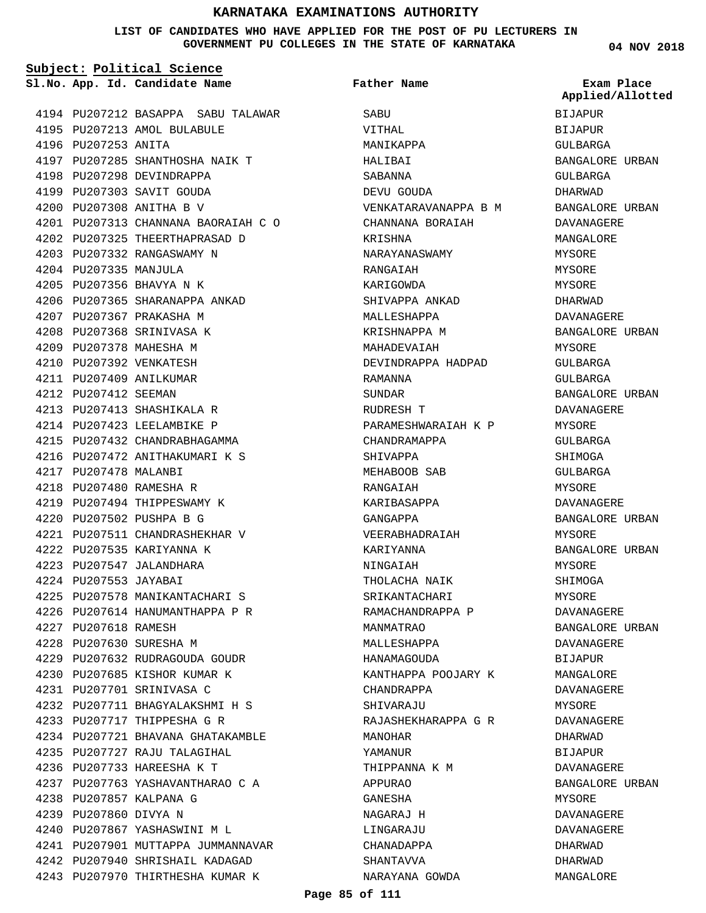# KARNATAKA EXAMINATIONS AUTHORITY

**LIST OF CANDIDATES WHO HAVE APPLIED FOR THE POST OF PU LECTURERS IN GOVERNMENT PU COLLEGES IN THE STATE OF KARNATAKA**

**04 NOV 2018**

**Subject: Political Science**

| Sl.No. | App. Id. | Candidate Name | Father Name | Exam Place Applied/Allotted |
|---|---|---|---|---|
| 4194 | PU207212 | BASAPPA SABU TALAWAR | SABU | BIJAPUR |
| 4195 | PU207213 | AMOL BULABULE | VITHAL | BIJAPUR |
| 4196 | PU207253 | ANITA | MANIKAPPA | GULBARGA |
| 4197 | PU207285 | SHANTHOSHA NAIK T | HALIBAI | BANGALORE URBAN |
| 4198 | PU207298 | DEVINDRAPPA | SABANNA | GULBARGA |
| 4199 | PU207303 | SAVIT GOUDA | DEVU GOUDA | DHARWAD |
| 4200 | PU207308 | ANITHA B V | VENKATARAVANAPPA B M | BANGALORE URBAN |
| 4201 | PU207313 | CHANNANA BAORAIAH C O | CHANNANA BORAIAH | DAVANAGERE |
| 4202 | PU207325 | THEERTHAPRASAD D | KRISHNA | MANGALORE |
| 4203 | PU207332 | RANGASWAMY N | NARAYANASWAMY | MYSORE |
| 4204 | PU207335 | MANJULA | RANGAIAH | MYSORE |
| 4205 | PU207356 | BHAVYA N K | KARIGOWDA | MYSORE |
| 4206 | PU207365 | SHARANAPPA ANKAD | SHIVAPPA ANKAD | DHARWAD |
| 4207 | PU207367 | PRAKASHA M | MALLESHAPPA | DAVANAGERE |
| 4208 | PU207368 | SRINIVASA K | KRISHNAPPA M | BANGALORE URBAN |
| 4209 | PU207378 | MAHESHA M | MAHADEVAIAH | MYSORE |
| 4210 | PU207392 | VENKATESH | DEVINDRAPPA HADPAD | GULBARGA |
| 4211 | PU207409 | ANILKUMAR | RAMANNA | GULBARGA |
| 4212 | PU207412 | SEEMAN | SUNDAR | BANGALORE URBAN |
| 4213 | PU207413 | SHASHIKALA R | RUDRESH T | DAVANAGERE |
| 4214 | PU207423 | LEELAMBIKE P | PARAMESHWARAIAH K P | MYSORE |
| 4215 | PU207432 | CHANDRABHAGAMMA | CHANDRAMAPPA | GULBARGA |
| 4216 | PU207472 | ANITHAKUMARI K S | SHIVAPPA | SHIMOGA |
| 4217 | PU207478 | MALANBI | MEHABOOB SAB | GULBARGA |
| 4218 | PU207480 | RAMESHA R | RANGAIAH | MYSORE |
| 4219 | PU207494 | THIPPESWAMY K | KARIBASAPPA | DAVANAGERE |
| 4220 | PU207502 | PUSHPA B G | GANGAPPA | BANGALORE URBAN |
| 4221 | PU207511 | CHANDRASHEKHAR V | VEERABHADRAIAH | MYSORE |
| 4222 | PU207535 | KARIYANNA K | KARIYANNA | BANGALORE URBAN |
| 4223 | PU207547 | JALANDHARA | NINGAIAH | MYSORE |
| 4224 | PU207553 | JAYABAI | THOLACHA NAIK | SHIMOGA |
| 4225 | PU207578 | MANIKANTACHARI S | SRIKANTACHARI | MYSORE |
| 4226 | PU207614 | HANUMANTHAPPA P R | RAMACHANDRAPPA P | DAVANAGERE |
| 4227 | PU207618 | RAMESH | MANMATRAO | BANGALORE URBAN |
| 4228 | PU207630 | SURESHA M | MALLESHAPPA | DAVANAGERE |
| 4229 | PU207632 | RUDRAGOUDA GOUDR | HANAMAGOUDA | BIJAPUR |
| 4230 | PU207685 | KISHOR KUMAR K | KANTHAPPA POOJARY K | MANGALORE |
| 4231 | PU207701 | SRINIVASA C | CHANDRAPPA | DAVANAGERE |
| 4232 | PU207711 | BHAGYALAKSHMI H S | SHIVARAJU | MYSORE |
| 4233 | PU207717 | THIPPESHA G R | RAJASHEKHARAPPA G R | DAVANAGERE |
| 4234 | PU207721 | BHAVANA GHATAKAMBLE | MANOHAR | DHARWAD |
| 4235 | PU207727 | RAJU TALAGIHAL | YAMANUR | BIJAPUR |
| 4236 | PU207733 | HAREESHA K T | THIPPANNA K M | DAVANAGERE |
| 4237 | PU207763 | YASHAVANTHARAO C A | APPURAO | BANGALORE URBAN |
| 4238 | PU207857 | KALPANA G | GANESHA | MYSORE |
| 4239 | PU207860 | DIVYA N | NAGARAJ H | DAVANAGERE |
| 4240 | PU207867 | YASHASWINI M L | LINGARAJU | DAVANAGERE |
| 4241 | PU207901 | MUTTAPPA JUMMANNAVAR | CHANADAPPA | DHARWAD |
| 4242 | PU207940 | SHRISHAIL KADAGAD | SHANTAVVA | DHARWAD |
| 4243 | PU207970 | THIRTHESHA KUMAR K | NARAYANA GOWDA | MANGALORE |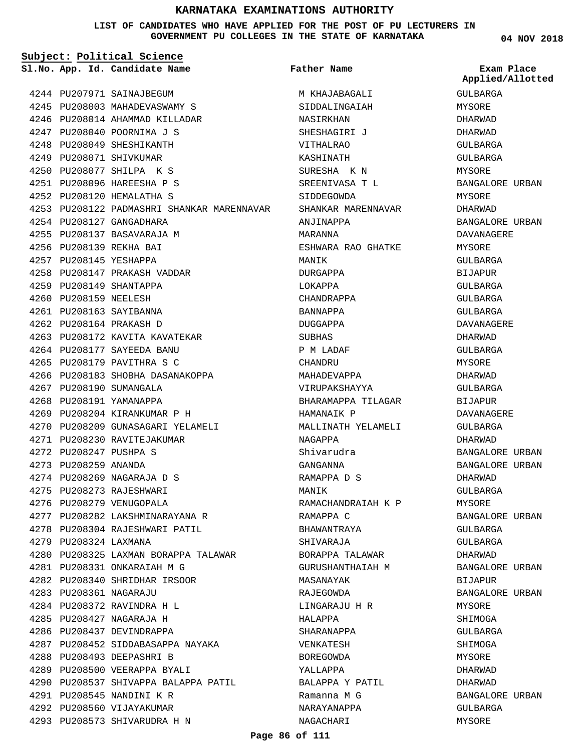# KARNATAKA EXAMINATIONS AUTHORITY

**LIST OF CANDIDATES WHO HAVE APPLIED FOR THE POST OF PU LECTURERS IN GOVERNMENT PU COLLEGES IN THE STATE OF KARNATAKA**

04 NOV 2018

**Subject: Political Science**

| Sl.No. | App. Id. | Candidate Name | Father Name | Exam Place Applied/Allotted |
|---|---|---|---|---|
| 4244 | PU207971 | SAINAJBEGUM | M KHAJABAGALI | GULBARGA |
| 4245 | PU208003 | MAHADEVASWAMY S | SIDDALINGAIAH | MYSORE |
| 4246 | PU208014 | AHAMMAD KILLADAR | NASIRKHAN | DHARWAD |
| 4247 | PU208040 | POORNIMA J S | SHESHAGIRI J | DHARWAD |
| 4248 | PU208049 | SHESHIKANTH | VITHALRAO | GULBARGA |
| 4249 | PU208071 | SHIVKUMAR | KASHINATH | GULBARGA |
| 4250 | PU208077 | SHILPA K S | SURESHA K N | MYSORE |
| 4251 | PU208096 | HAREESHA P S | SREENIVASA T L | BANGALORE URBAN |
| 4252 | PU208120 | HEMALATHA S | SIDDEGOWDA | MYSORE |
| 4253 | PU208122 | PADMASHRI SHANKAR MARENNAVAR | SHANKAR MARENNAVAR | DHARWAD |
| 4254 | PU208127 | GANGADHARA | ANJINAPPA | BANGALORE URBAN |
| 4255 | PU208137 | BASAVARAJA M | MARANNA | DAVANAGERE |
| 4256 | PU208139 | REKHA BAI | ESHWARA RAO GHATKE | MYSORE |
| 4257 | PU208145 | YESHAPPA | MANIK | GULBARGA |
| 4258 | PU208147 | PRAKASH VADDAR | DURGAPPA | BIJAPUR |
| 4259 | PU208149 | SHANTAPPA | LOKAPPA | GULBARGA |
| 4260 | PU208159 | NEELESH | CHANDRAPPA | GULBARGA |
| 4261 | PU208163 | SAYIBANNA | BANNAPPA | GULBARGA |
| 4262 | PU208164 | PRAKASH D | DUGGAPPA | DAVANAGERE |
| 4263 | PU208172 | KAVITA KAVATEKAR | SUBHAS | DHARWAD |
| 4264 | PU208177 | SAYEEDA BANU | P M LADAF | GULBARGA |
| 4265 | PU208179 | PAVITHRA S C | CHANDRU | MYSORE |
| 4266 | PU208183 | SHOBHA DASANAKOPPA | MAHADEVAPPA | DHARWAD |
| 4267 | PU208190 | SUMANGALA | VIRUPAKSHAYYA | GULBARGA |
| 4268 | PU208191 | YAMANAPPA | BHARAMAPPA TILAGAR | BIJAPUR |
| 4269 | PU208204 | KIRANKUMAR P H | HAMANAIK P | DAVANAGERE |
| 4270 | PU208209 | GUNASAGARI YELAMELI | MALLINATH YELAMELI | GULBARGA |
| 4271 | PU208230 | RAVITEJAKUMAR | NAGAPPA | DHARWAD |
| 4272 | PU208247 | PUSHPA S | Shivarudra | BANGALORE URBAN |
| 4273 | PU208259 | ANANDA | GANGANNA | BANGALORE URBAN |
| 4274 | PU208269 | NAGARAJA D S | RAMAPPA D S | DHARWAD |
| 4275 | PU208273 | RAJESHWARI | MANIK | GULBARGA |
| 4276 | PU208279 | VENUGOPALA | RAMACHANDRAIAH K P | MYSORE |
| 4277 | PU208282 | LAKSHMINARAYANA R | RAMAPPA C | BANGALORE URBAN |
| 4278 | PU208304 | RAJESHWARI PATIL | BHAWANTRAYA | GULBARGA |
| 4279 | PU208324 | LAXMANA | SHIVARAJA | GULBARGA |
| 4280 | PU208325 | LAXMAN BORAPPA TALAWAR | BORAPPA TALAWAR | DHARWAD |
| 4281 | PU208331 | ONKARAIAH M G | GURUSHANTHAIAH M | BANGALORE URBAN |
| 4282 | PU208340 | SHRIDHAR IRSOOR | MASANAYAK | BIJAPUR |
| 4283 | PU208361 | NAGARAJU | RAJEGOWDA | BANGALORE URBAN |
| 4284 | PU208372 | RAVINDRA H L | LINGARAJU H R | MYSORE |
| 4285 | PU208427 | NAGARAJA H | HALAPPA | SHIMOGA |
| 4286 | PU208437 | DEVINDRAPPA | SHARANAPPA | GULBARGA |
| 4287 | PU208452 | SIDDABASAPPA NAYAKA | VENKATESH | SHIMOGA |
| 4288 | PU208493 | DEEPASHRI B | BOREGOWDA | MYSORE |
| 4289 | PU208500 | VEERAPPA BYALI | YALLAPPA | DHARWAD |
| 4290 | PU208537 | SHIVAPPA BALAPPA PATIL | BALAPPA Y PATIL | DHARWAD |
| 4291 | PU208545 | NANDINI K R | Ramanna M G | BANGALORE URBAN |
| 4292 | PU208560 | VIJAYAKUMAR | NARAYANAPPA | GULBARGA |
| 4293 | PU208573 | SHIVARUDRA H N | NAGACHARI | MYSORE |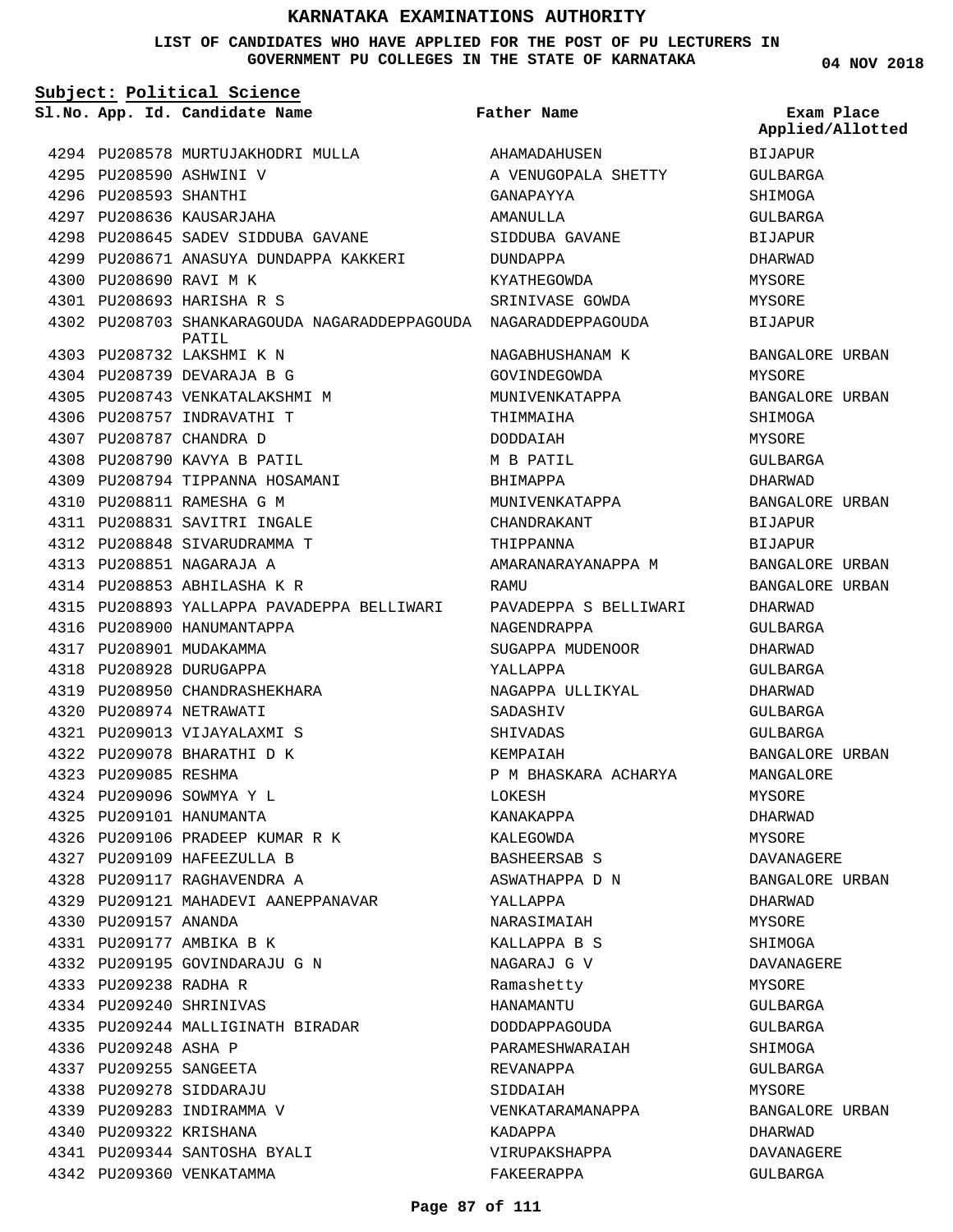# KARNATAKA EXAMINATIONS AUTHORITY

**LIST OF CANDIDATES WHO HAVE APPLIED FOR THE POST OF PU LECTURERS IN GOVERNMENT PU COLLEGES IN THE STATE OF KARNATAKA**

04 NOV 2018

**Subject: Political Science**

| Sl.No. | App. Id. | Candidate Name | Father Name | Exam Place Applied/Allotted |
|---|---|---|---|---|
| 4294 | PU208578 | MURTUJAKHODRI MULLA | AHAMADAHUSEN | BIJAPUR |
| 4295 | PU208590 | ASHWINI V | A VENUGOPALA SHETTY | GULBARGA |
| 4296 | PU208593 | SHANTHI | GANAPAYYA | SHIMOGA |
| 4297 | PU208636 | KAUSARJAHA | AMANULLA | GULBARGA |
| 4298 | PU208645 | SADEV SIDDUBA GAVANE | SIDDUBA GAVANE | BIJAPUR |
| 4299 | PU208671 | ANASUYA DUNDAPPA KAKKERI | DUNDAPPA | DHARWAD |
| 4300 | PU208690 | RAVI M K | KYATHEGOWDA | MYSORE |
| 4301 | PU208693 | HARISHA R S | SRINIVASE GOWDA | MYSORE |
| 4302 | PU208703 | SHANKARAGOUDA NAGARADDEPPAGOUDA PATIL | NAGARADDEPPAGOUDA | BIJAPUR |
| 4303 | PU208732 | LAKSHMI K N | NAGABHUSHANAM K | BANGALORE URBAN |
| 4304 | PU208739 | DEVARAJA B G | GOVINDEGOWDA | MYSORE |
| 4305 | PU208743 | VENKATALAKSHMI M | MUNIVENKATAPPA | BANGALORE URBAN |
| 4306 | PU208757 | INDRAVATHI T | THIMMAIHA | SHIMOGA |
| 4307 | PU208787 | CHANDRA D | DODDAIAH | MYSORE |
| 4308 | PU208790 | KAVYA B PATIL | M B PATIL | GULBARGA |
| 4309 | PU208794 | TIPPANNA HOSAMANI | BHIMAPPA | DHARWAD |
| 4310 | PU208811 | RAMESHA G M | MUNIVENKATAPPA | BANGALORE URBAN |
| 4311 | PU208831 | SAVITRI INGALE | CHANDRAKANT | BIJAPUR |
| 4312 | PU208848 | SIVARUDRAMMA T | THIPPANNA | BIJAPUR |
| 4313 | PU208851 | NAGARAJA A | AMARANARAYANAPPA M | BANGALORE URBAN |
| 4314 | PU208853 | ABHILASHA K R | RAMU | BANGALORE URBAN |
| 4315 | PU208893 | YALLAPPA PAVADEPPA BELLIWARI | PAVADEPPA S BELLIWARI | DHARWAD |
| 4316 | PU208900 | HANUMANTAPPA | NAGENDRAPPA | GULBARGA |
| 4317 | PU208901 | MUDAKAMMA | SUGAPPA MUDENOOR | DHARWAD |
| 4318 | PU208928 | DURUGAPPA | YALLAPPA | GULBARGA |
| 4319 | PU208950 | CHANDRASHEKHARA | NAGAPPA ULLIKYAL | DHARWAD |
| 4320 | PU208974 | NETRAWATI | SADASHIV | GULBARGA |
| 4321 | PU209013 | VIJAYALAXMI S | SHIVADAS | GULBARGA |
| 4322 | PU209078 | BHARATHI D K | KEMPAIAH | BANGALORE URBAN |
| 4323 | PU209085 | RESHMA | P M BHASKARA ACHARYA | MANGALORE |
| 4324 | PU209096 | SOWMYA Y L | LOKESH | MYSORE |
| 4325 | PU209101 | HANUMANTA | KANAKAPPA | DHARWAD |
| 4326 | PU209106 | PRADEEP KUMAR R K | KALEGOWDA | MYSORE |
| 4327 | PU209109 | HAFEEZULLA B | BASHEERSAB S | DAVANAGERE |
| 4328 | PU209117 | RAGHAVENDRA A | ASWATHAPPA D N | BANGALORE URBAN |
| 4329 | PU209121 | MAHADEVI AANEPPANAVAR | YALLAPPA | DHARWAD |
| 4330 | PU209157 | ANANDA | NARASIMAIAH | MYSORE |
| 4331 | PU209177 | AMBIKA B K | KALLAPPA B S | SHIMOGA |
| 4332 | PU209195 | GOVINDARAJU G N | NAGARAJ G V | DAVANAGERE |
| 4333 | PU209238 | RADHA R | Ramashetty | MYSORE |
| 4334 | PU209240 | SHRINIVAS | HANAMANTU | GULBARGA |
| 4335 | PU209244 | MALLIGINATH BIRADAR | DODDAPPAGOUDA | GULBARGA |
| 4336 | PU209248 | ASHA P | PARAMESHWARAIAH | SHIMOGA |
| 4337 | PU209255 | SANGEETA | REVANAPPA | GULBARGA |
| 4338 | PU209278 | SIDDARAJU | SIDDAIAH | MYSORE |
| 4339 | PU209283 | INDIRAMMA V | VENKATARAMANAPPA | BANGALORE URBAN |
| 4340 | PU209322 | KRISHANA | KADAPPA | DHARWAD |
| 4341 | PU209344 | SANTOSHA BYALI | VIRUPAKSHAPPA | DAVANAGERE |
| 4342 | PU209360 | VENKATAMMA | FAKEERAPPA | GULBARGA |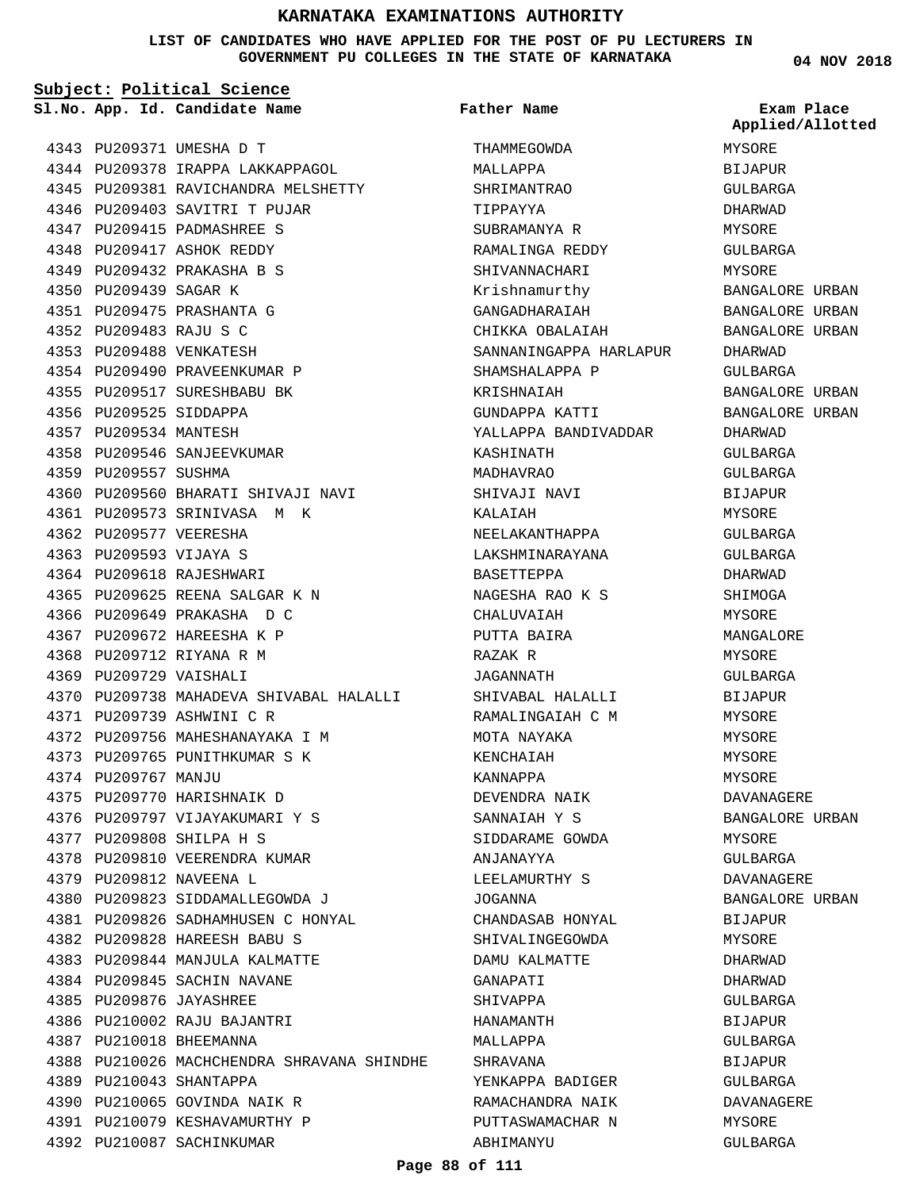# KARNATAKA EXAMINATIONS AUTHORITY

**LIST OF CANDIDATES WHO HAVE APPLIED FOR THE POST OF PU LECTURERS IN GOVERNMENT PU COLLEGES IN THE STATE OF KARNATAKA**

04 NOV 2018

**Subject: Political Science**

| Sl.No. | App. Id. | Candidate Name | Father Name | Exam Place Applied/Allotted |
|---|---|---|---|---|
| 4343 | PU209371 | UMESHA D T | THAMMEGOWDA | MYSORE |
| 4344 | PU209378 | IRAPPA LAKKAPPAGOL | MALLAPPA | BIJAPUR |
| 4345 | PU209381 | RAVICHANDRA MELSHETTY | SHRIMANTRAO | GULBARGA |
| 4346 | PU209403 | SAVITRI T PUJAR | TIPPAYYA | DHARWAD |
| 4347 | PU209415 | PADMASHREE S | SUBRAMANYA R | MYSORE |
| 4348 | PU209417 | ASHOK REDDY | RAMALINGA REDDY | GULBARGA |
| 4349 | PU209432 | PRAKASHA B S | SHIVANNACHARI | MYSORE |
| 4350 | PU209439 | SAGAR K | Krishnamurthy | BANGALORE URBAN |
| 4351 | PU209475 | PRASHANTA G | GANGADHARAIAH | BANGALORE URBAN |
| 4352 | PU209483 | RAJU S C | CHIKKA OBALAIAH | BANGALORE URBAN |
| 4353 | PU209488 | VENKATESH | SANNANINGAPPA HARLAPUR | DHARWAD |
| 4354 | PU209490 | PRAVEENKUMAR P | SHAMSHALAPPA P | GULBARGA |
| 4355 | PU209517 | SURESHBABU BK | KRISHNAIAH | BANGALORE URBAN |
| 4356 | PU209525 | SIDDAPPA | GUNDAPPA KATTI | BANGALORE URBAN |
| 4357 | PU209534 | MANTESH | YALLAPPA BANDIVADDAR | DHARWAD |
| 4358 | PU209546 | SANJEEVKUMAR | KASHINATH | GULBARGA |
| 4359 | PU209557 | SUSHMA | MADHAVRAO | GULBARGA |
| 4360 | PU209560 | BHARATI SHIVAJI NAVI | SHIVAJI NAVI | BIJAPUR |
| 4361 | PU209573 | SRINIVASA M K | KALAIAH | MYSORE |
| 4362 | PU209577 | VEERESHA | NEELAKANTHAPPA | GULBARGA |
| 4363 | PU209593 | VIJAYA S | LAKSHMINARAYANA | GULBARGA |
| 4364 | PU209618 | RAJESHWARI | BASETTEPPA | DHARWAD |
| 4365 | PU209625 | REENA SALGAR K N | NAGESHA RAO K S | SHIMOGA |
| 4366 | PU209649 | PRAKASHA D C | CHALUVAIAH | MYSORE |
| 4367 | PU209672 | HAREESHA K P | PUTTA BAIRA | MANGALORE |
| 4368 | PU209712 | RIYANA R M | RAZAK R | MYSORE |
| 4369 | PU209729 | VAISHALI | JAGANNATH | GULBARGA |
| 4370 | PU209738 | MAHADEVA SHIVABAL HALALLI | SHIVABAL HALALLI | BIJAPUR |
| 4371 | PU209739 | ASHWINI C R | RAMALINGAIAH C M | MYSORE |
| 4372 | PU209756 | MAHESHANAYAKA I M | MOTA NAYAKA | MYSORE |
| 4373 | PU209765 | PUNITHKUMAR S K | KENCHAIAH | MYSORE |
| 4374 | PU209767 | MANJU | KANNAPPA | MYSORE |
| 4375 | PU209770 | HARISHNAIK D | DEVENDRA NAIK | DAVANAGERE |
| 4376 | PU209797 | VIJAYAKUMARI Y S | SANNAIAH Y S | BANGALORE URBAN |
| 4377 | PU209808 | SHILPA H S | SIDDARAME GOWDA | MYSORE |
| 4378 | PU209810 | VEERENDRA KUMAR | ANJANAYYA | GULBARGA |
| 4379 | PU209812 | NAVEENA L | LEELAMURTHY S | DAVANAGERE |
| 4380 | PU209823 | SIDDAMALLEGOWDA J | JOGANNA | BANGALORE URBAN |
| 4381 | PU209826 | SADHAMHUSEN C HONYAL | CHANDASAB HONYAL | BIJAPUR |
| 4382 | PU209828 | HAREESH BABU S | SHIVALINGEGOWDA | MYSORE |
| 4383 | PU209844 | MANJULA KALMATTE | DAMU KALMATTE | DHARWAD |
| 4384 | PU209845 | SACHIN NAVANE | GANAPATI | DHARWAD |
| 4385 | PU209876 | JAYASHREE | SHIVAPPA | GULBARGA |
| 4386 | PU210002 | RAJU BAJANTRI | HANAMANTH | BIJAPUR |
| 4387 | PU210018 | BHEEMANNA | MALLAPPA | GULBARGA |
| 4388 | PU210026 | MACHCHENDRA SHRAVANA SHINDHE | SHRAVANA | BIJAPUR |
| 4389 | PU210043 | SHANTAPPA | YENKAPPA BADIGER | GULBARGA |
| 4390 | PU210065 | GOVINDA NAIK R | RAMACHANDRA NAIK | DAVANAGERE |
| 4391 | PU210079 | KESHAVAMURTHY P | PUTTASWAMACHAR N | MYSORE |
| 4392 | PU210087 | SACHINKUMAR | ABHIMANYU | GULBARGA |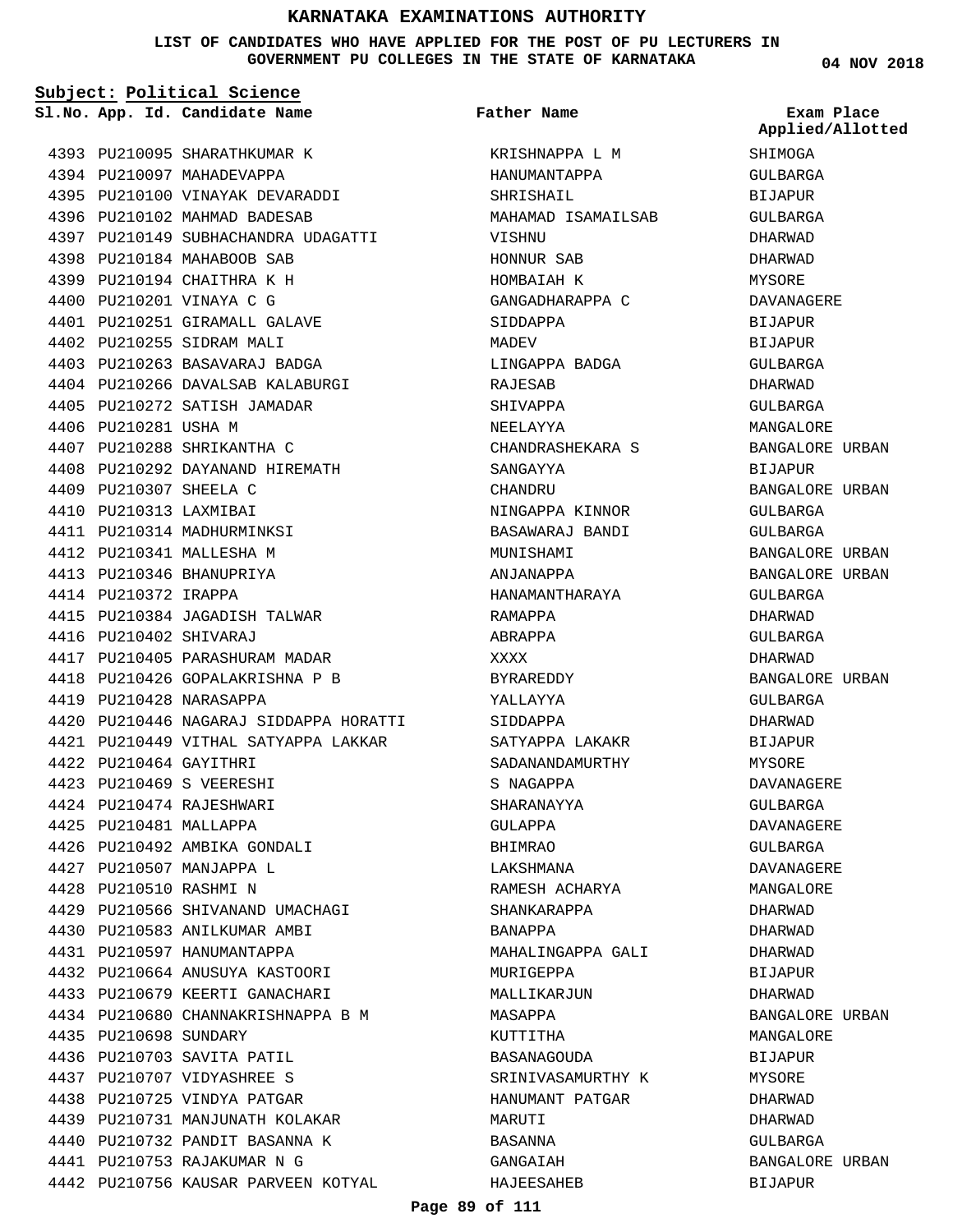# KARNATAKA EXAMINATIONS AUTHORITY

**LIST OF CANDIDATES WHO HAVE APPLIED FOR THE POST OF PU LECTURERS IN GOVERNMENT PU COLLEGES IN THE STATE OF KARNATAKA**

04 NOV 2018

**Subject: Political Science**

| Sl.No. | App. Id. | Candidate Name | Father Name | Exam Place Applied/Allotted |
|---|---|---|---|---|
| 4393 | PU210095 | SHARATHKUMAR K | KRISHNAPPA L M | SHIMOGA |
| 4394 | PU210097 | MAHADEVAPPA | HANUMANTAPPA | GULBARGA |
| 4395 | PU210100 | VINAYAK DEVARADDI | SHRISHAIL | BIJAPUR |
| 4396 | PU210102 | MAHMAD BADESAB | MAHAMAD ISAMAILSAB | GULBARGA |
| 4397 | PU210149 | SUBHACHANDRA UDAGATTI | VISHNU | DHARWAD |
| 4398 | PU210184 | MAHABOOB SAB | HONNUR SAB | DHARWAD |
| 4399 | PU210194 | CHAITHRA K H | HOMBAIAH K | MYSORE |
| 4400 | PU210201 | VINAYA C G | GANGADHARAPPA C | DAVANAGERE |
| 4401 | PU210251 | GIRAMALL GALAVE | SIDDAPPA | BIJAPUR |
| 4402 | PU210255 | SIDRAM MALI | MADEV | BIJAPUR |
| 4403 | PU210263 | BASAVARAJ BADGA | LINGAPPA BADGA | GULBARGA |
| 4404 | PU210266 | DAVALSAB KALABURGI | RAJESAB | DHARWAD |
| 4405 | PU210272 | SATISH JAMADAR | SHIVAPPA | GULBARGA |
| 4406 | PU210281 | USHA M | NEELAYYA | MANGALORE |
| 4407 | PU210288 | SHRIKANTHA C | CHANDRASHEKARA S | BANGALORE URBAN |
| 4408 | PU210292 | DAYANAND HIREMATH | SANGAYYA | BIJAPUR |
| 4409 | PU210307 | SHEELA C | CHANDRU | BANGALORE URBAN |
| 4410 | PU210313 | LAXMIBAI | NINGAPPA KINNOR | GULBARGA |
| 4411 | PU210314 | MADHURMINKSI | BASAWARAJ BANDI | GULBARGA |
| 4412 | PU210341 | MALLESHA M | MUNISHAMI | BANGALORE URBAN |
| 4413 | PU210346 | BHANUPRIYA | ANJANAPPA | BANGALORE URBAN |
| 4414 | PU210372 | IRAPPA | HANAMANTHARAYA | GULBARGA |
| 4415 | PU210384 | JAGADISH TALWAR | RAMAPPA | DHARWAD |
| 4416 | PU210402 | SHIVARAJ | ABRAPPA | GULBARGA |
| 4417 | PU210405 | PARASHURAM MADAR | XXXX | DHARWAD |
| 4418 | PU210426 | GOPALAKRISHNA P B | BYRAREDDY | BANGALORE URBAN |
| 4419 | PU210428 | NARASAPPA | YALLAYYA | GULBARGA |
| 4420 | PU210446 | NAGARAJ SIDDAPPA HORATTI | SIDDAPPA | DHARWAD |
| 4421 | PU210449 | VITHAL SATYAPPA LAKKAR | SATYAPPA LAKAKR | BIJAPUR |
| 4422 | PU210464 | GAYITHRI | SADANANDAMURTHY | MYSORE |
| 4423 | PU210469 | S VEERESHI | S NAGAPPA | DAVANAGERE |
| 4424 | PU210474 | RAJESHWARI | SHARANAYYA | GULBARGA |
| 4425 | PU210481 | MALLAPPA | GULAPPA | DAVANAGERE |
| 4426 | PU210492 | AMBIKA GONDALI | BHIMRAO | GULBARGA |
| 4427 | PU210507 | MANJAPPA L | LAKSHMANA | DAVANAGERE |
| 4428 | PU210510 | RASHMI N | RAMESH ACHARYA | MANGALORE |
| 4429 | PU210566 | SHIVANAND UMACHAGI | SHANKARAPPA | DHARWAD |
| 4430 | PU210583 | ANILKUMAR AMBI | BANAPPA | DHARWAD |
| 4431 | PU210597 | HANUMANTAPPA | MAHALINGAPPA GALI | DHARWAD |
| 4432 | PU210664 | ANUSUYA KASTOORI | MURIGEPPA | BIJAPUR |
| 4433 | PU210679 | KEERTI GANACHARI | MALLIKARJUN | DHARWAD |
| 4434 | PU210680 | CHANNAKRISHNAPPA B M | MASAPPA | BANGALORE URBAN |
| 4435 | PU210698 | SUNDARY | KUTTITHA | MANGALORE |
| 4436 | PU210703 | SAVITA PATIL | BASANAGOUDA | BIJAPUR |
| 4437 | PU210707 | VIDYASHREE S | SRINIVASAMURTHY K | MYSORE |
| 4438 | PU210725 | VINDYA PATGAR | HANUMANT PATGAR | DHARWAD |
| 4439 | PU210731 | MANJUNATH KOLAKAR | MARUTI | DHARWAD |
| 4440 | PU210732 | PANDIT BASANNA K | BASANNA | GULBARGA |
| 4441 | PU210753 | RAJAKUMAR N G | GANGAIAH | BANGALORE URBAN |
| 4442 | PU210756 | KAUSAR PARVEEN KOTYAL | HAJEESAHEB | BIJAPUR |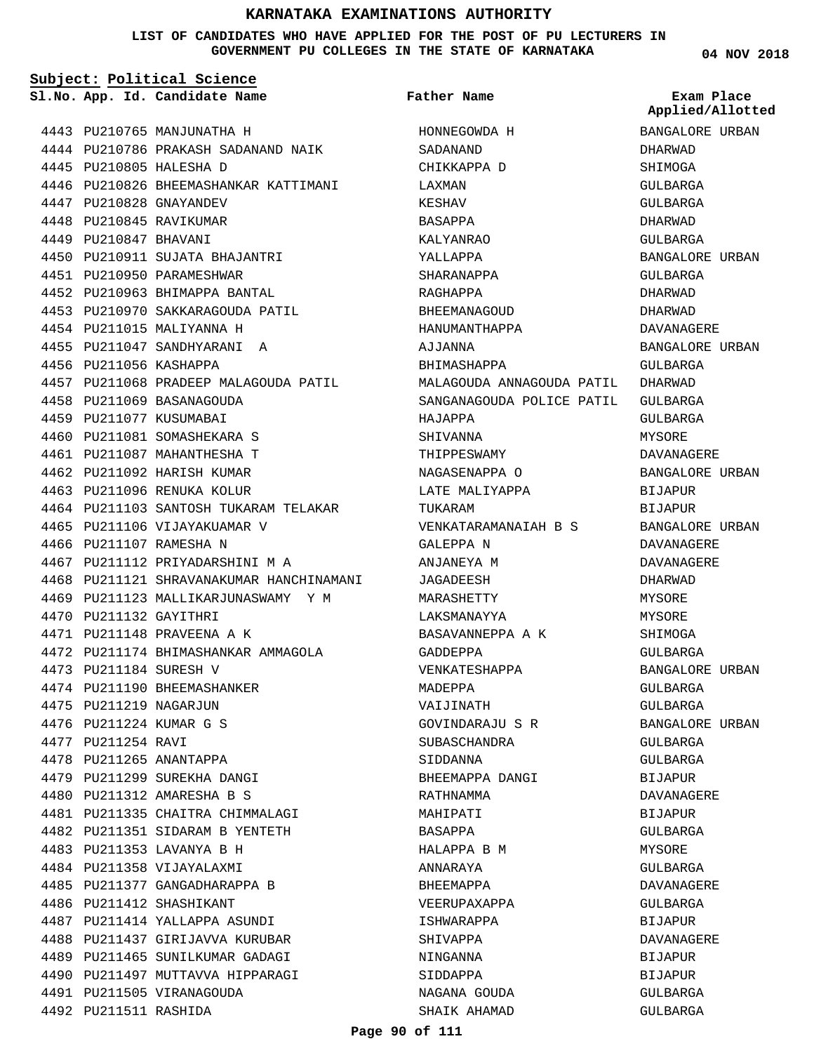# KARNATAKA EXAMINATIONS AUTHORITY

**LIST OF CANDIDATES WHO HAVE APPLIED FOR THE POST OF PU LECTURERS IN GOVERNMENT PU COLLEGES IN THE STATE OF KARNATAKA**

04 NOV 2018

**Subject: Political Science**

| Sl.No. | App. Id. | Candidate Name | Father Name | Exam Place Applied/Allotted |
|---|---|---|---|---|
| 4443 | PU210765 | MANJUNATHA H | HONNEGOWDA H | BANGALORE URBAN |
| 4444 | PU210786 | PRAKASH SADANAND NAIK | SADANAND | DHARWAD |
| 4445 | PU210805 | HALESHA D | CHIKKAPPA D | SHIMOGA |
| 4446 | PU210826 | BHEEMASHANKAR KATTIMANI | LAXMAN | GULBARGA |
| 4447 | PU210828 | GNAYANDEV | KESHAV | GULBARGA |
| 4448 | PU210845 | RAVIKUMAR | BASAPPA | DHARWAD |
| 4449 | PU210847 | BHAVANI | KALYANRAO | GULBARGA |
| 4450 | PU210911 | SUJATA BHAJANTRI | YALLAPPA | BANGALORE URBAN |
| 4451 | PU210950 | PARAMESHWAR | SHARANAPPA | GULBARGA |
| 4452 | PU210963 | BHIMAPPA BANTAL | RAGHAPPA | DHARWAD |
| 4453 | PU210970 | SAKKARAGOUDA PATIL | BHEEMANAGOUD | DHARWAD |
| 4454 | PU211015 | MALIYANNA H | HANUMANTHAPPA | DAVANAGERE |
| 4455 | PU211047 | SANDHYARANI A | AJJANNA | BANGALORE URBAN |
| 4456 | PU211056 | KASHAPPA | BHIMASHAPPA | GULBARGA |
| 4457 | PU211068 | PRADEEP MALAGOUDA PATIL | MALAGOUDA ANNAGOUDA PATIL | DHARWAD |
| 4458 | PU211069 | BASANAGOUDA | SANGANAGOUDA POLICE PATIL | GULBARGA |
| 4459 | PU211077 | KUSUMABAI | HAJAPPA | GULBARGA |
| 4460 | PU211081 | SOMASHEKARA S | SHIVANNA | MYSORE |
| 4461 | PU211087 | MAHANTHESHA T | THIPPESWAMY | DAVANAGERE |
| 4462 | PU211092 | HARISH KUMAR | NAGASENAPPA O | BANGALORE URBAN |
| 4463 | PU211096 | RENUKA KOLUR | LATE MALIYAPPA | BIJAPUR |
| 4464 | PU211103 | SANTOSH TUKARAM TELAKAR | TUKARAM | BIJAPUR |
| 4465 | PU211106 | VIJAYAKUAMAR V | VENKATARAMANAIAH B S | BANGALORE URBAN |
| 4466 | PU211107 | RAMESHA N | GALEPPA N | DAVANAGERE |
| 4467 | PU211112 | PRIYADARSHINI M A | ANJANEYA M | DAVANAGERE |
| 4468 | PU211121 | SHRAVANAKUMAR HANCHINAMANI | JAGADEESH | DHARWAD |
| 4469 | PU211123 | MALLIKARJUNASWAMY Y M | MARASHETTY | MYSORE |
| 4470 | PU211132 | GAYITHRI | LAKSMANAYYA | MYSORE |
| 4471 | PU211148 | PRAVEENA A K | BASAVANNEPPA A K | SHIMOGA |
| 4472 | PU211174 | BHIMASHANKAR AMMAGOLA | GADDEPPA | GULBARGA |
| 4473 | PU211184 | SURESH V | VENKATESHAPPA | BANGALORE URBAN |
| 4474 | PU211190 | BHEEMASHANKER | MADEPPA | GULBARGA |
| 4475 | PU211219 | NAGARJUN | VAIJINATH | GULBARGA |
| 4476 | PU211224 | KUMAR G S | GOVINDARAJU S R | BANGALORE URBAN |
| 4477 | PU211254 | RAVI | SUBASCHANDRA | GULBARGA |
| 4478 | PU211265 | ANANTAPPA | SIDDANNA | GULBARGA |
| 4479 | PU211299 | SUREKHA DANGI | BHEEMAPPA DANGI | BIJAPUR |
| 4480 | PU211312 | AMARESHA B S | RATHNAMMA | DAVANAGERE |
| 4481 | PU211335 | CHAITRA CHIMMALAGI | MAHIPATI | BIJAPUR |
| 4482 | PU211351 | SIDARAM B YENTETH | BASAPPA | GULBARGA |
| 4483 | PU211353 | LAVANYA B H | HALAPPA B M | MYSORE |
| 4484 | PU211358 | VIJAYALAXMI | ANNARAYA | GULBARGA |
| 4485 | PU211377 | GANGADHARAPPA B | BHEEMAPPA | DAVANAGERE |
| 4486 | PU211412 | SHASHIKANT | VEERUPAXAPPA | GULBARGA |
| 4487 | PU211414 | YALLAPPA ASUNDI | ISHWARAPPA | BIJAPUR |
| 4488 | PU211437 | GIRIJAVVA KURUBAR | SHIVAPPA | DAVANAGERE |
| 4489 | PU211465 | SUNILKUMAR GADAGI | NINGANNA | BIJAPUR |
| 4490 | PU211497 | MUTTAVVA HIPPARAGI | SIDDAPPA | BIJAPUR |
| 4491 | PU211505 | VIRANAGOUDA | NAGANA GOUDA | GULBARGA |
| 4492 | PU211511 | RASHIDA | SHAIK AHAMAD | GULBARGA |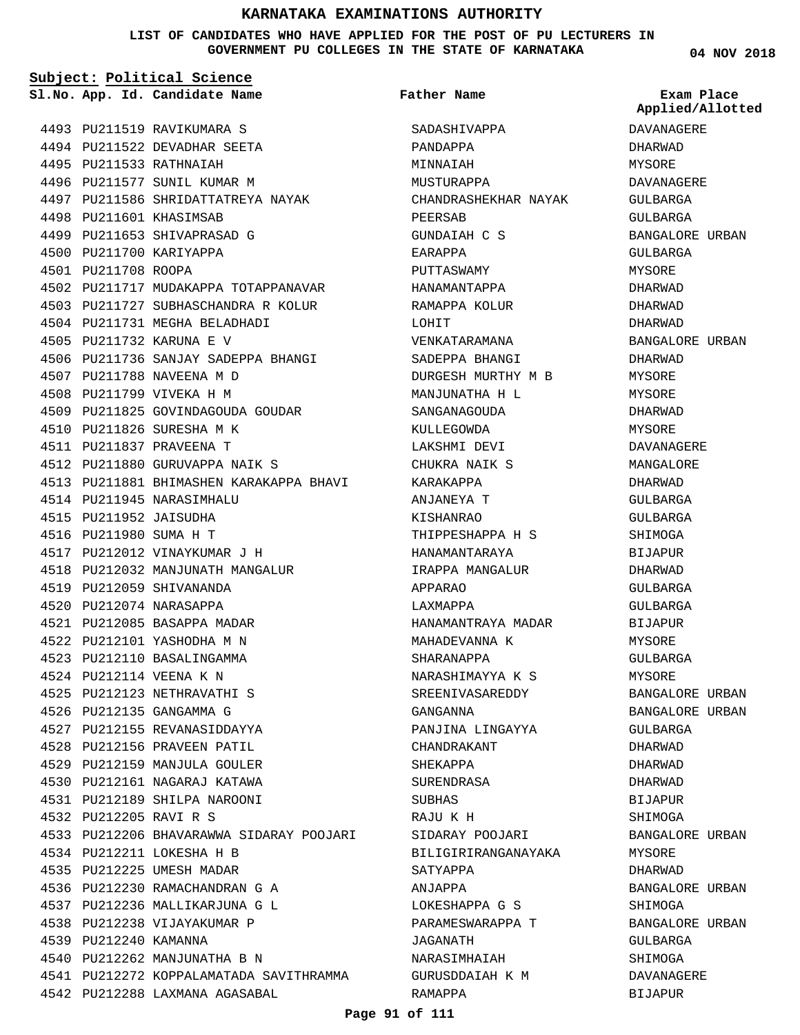# KARNATAKA EXAMINATIONS AUTHORITY

**LIST OF CANDIDATES WHO HAVE APPLIED FOR THE POST OF PU LECTURERS IN GOVERNMENT PU COLLEGES IN THE STATE OF KARNATAKA**

04 NOV 2018

**Subject: Political Science**

| Sl.No. | App. Id. | Candidate Name | Father Name | Exam Place Applied/Allotted |
|---|---|---|---|---|
| 4493 | PU211519 | RAVIKUMARA S | SADASHIVAPPA | DAVANAGERE |
| 4494 | PU211522 | DEVADHAR SEETA | PANDAPPA | DHARWAD |
| 4495 | PU211533 | RATHNAIAH | MINNAIAH | MYSORE |
| 4496 | PU211577 | SUNIL KUMAR M | MUSTURAPPA | DAVANAGERE |
| 4497 | PU211586 | SHRIDATTATREYA NAYAK | CHANDRASHEKHAR NAYAK | GULBARGA |
| 4498 | PU211601 | KHASIMSAB | PEERSAB | GULBARGA |
| 4499 | PU211653 | SHIVAPRASAD G | GUNDAIAH C S | BANGALORE URBAN |
| 4500 | PU211700 | KARIYAPPA | EARAPPA | GULBARGA |
| 4501 | PU211708 | ROOPA | PUTTASWAMY | MYSORE |
| 4502 | PU211717 | MUDAKAPPA TOTAPPANAVAR | HANAMANTAPPA | DHARWAD |
| 4503 | PU211727 | SUBHASCHANDRA R KOLUR | RAMAPPA KOLUR | DHARWAD |
| 4504 | PU211731 | MEGHA BELADHADI | LOHIT | DHARWAD |
| 4505 | PU211732 | KARUNA E V | VENKATARAMANA | BANGALORE URBAN |
| 4506 | PU211736 | SANJAY SADEPPA BHANGI | SADEPPA BHANGI | DHARWAD |
| 4507 | PU211788 | NAVEENA M D | DURGESH MURTHY M B | MYSORE |
| 4508 | PU211799 | VIVEKA H M | MANJUNATHA H L | MYSORE |
| 4509 | PU211825 | GOVINDAGOUDA GOUDAR | SANGANAGOUDA | DHARWAD |
| 4510 | PU211826 | SURESHA M K | KULLEGOWDA | MYSORE |
| 4511 | PU211837 | PRAVEENA T | LAKSHMI DEVI | DAVANAGERE |
| 4512 | PU211880 | GURUVAPPA NAIK S | CHUKRA NAIK S | MANGALORE |
| 4513 | PU211881 | BHIMASHEN KARAKAPPA BHAVI | KARAKAPPA | DHARWAD |
| 4514 | PU211945 | NARASIMHALU | ANJANEYA T | GULBARGA |
| 4515 | PU211952 | JAISUDHA | KISHANRAO | GULBARGA |
| 4516 | PU211980 | SUMA H T | THIPPESHAPPA H S | SHIMOGA |
| 4517 | PU212012 | VINAYKUMAR J H | HANAMANTARAYA | BIJAPUR |
| 4518 | PU212032 | MANJUNATH MANGALUR | IRAPPA MANGALUR | DHARWAD |
| 4519 | PU212059 | SHIVANANDA | APPARAO | GULBARGA |
| 4520 | PU212074 | NARASAPPA | LAXMAPPA | GULBARGA |
| 4521 | PU212085 | BASAPPA MADAR | HANAMANTRAYA MADAR | BIJAPUR |
| 4522 | PU212101 | YASHODHA M N | MAHADEVANNA K | MYSORE |
| 4523 | PU212110 | BASALINGAMMA | SHARANAPPA | GULBARGA |
| 4524 | PU212114 | VEENA K N | NARASHIMAYYA K S | MYSORE |
| 4525 | PU212123 | NETHRAVATHI S | SREENIVASAREDDY | BANGALORE URBAN |
| 4526 | PU212135 | GANGAMMA G | GANGANNA | BANGALORE URBAN |
| 4527 | PU212155 | REVANASIDDAYYA | PANJINA LINGAYYA | GULBARGA |
| 4528 | PU212156 | PRAVEEN PATIL | CHANDRAKANT | DHARWAD |
| 4529 | PU212159 | MANJULA GOULER | SHEKAPPA | DHARWAD |
| 4530 | PU212161 | NAGARAJ KATAWA | SURENDRASA | DHARWAD |
| 4531 | PU212189 | SHILPA NAROONI | SUBHAS | BIJAPUR |
| 4532 | PU212205 | RAVI R S | RAJU K H | SHIMOGA |
| 4533 | PU212206 | BHAVARAWWA SIDARAY POOJARI | SIDARAY POOJARI | BANGALORE URBAN |
| 4534 | PU212211 | LOKESHA H B | BILIGIRIRANGANAYAKA | MYSORE |
| 4535 | PU212225 | UMESH MADAR | SATYAPPA | DHARWAD |
| 4536 | PU212230 | RAMACHANDRAN G A | ANJAPPA | BANGALORE URBAN |
| 4537 | PU212236 | MALLIKARJUNA G L | LOKESHAPPA G S | SHIMOGA |
| 4538 | PU212238 | VIJAYAKUMAR P | PARAMESWARAPPA T | BANGALORE URBAN |
| 4539 | PU212240 | KAMANNA | JAGANATH | GULBARGA |
| 4540 | PU212262 | MANJUNATHA B N | NARASIMHAIAH | SHIMOGA |
| 4541 | PU212272 | KOPPALAMATADA SAVITHRAMMA | GURUSDDAIAH K M | DAVANAGERE |
| 4542 | PU212288 | LAXMANA AGASABAL | RAMAPPA | BIJAPUR |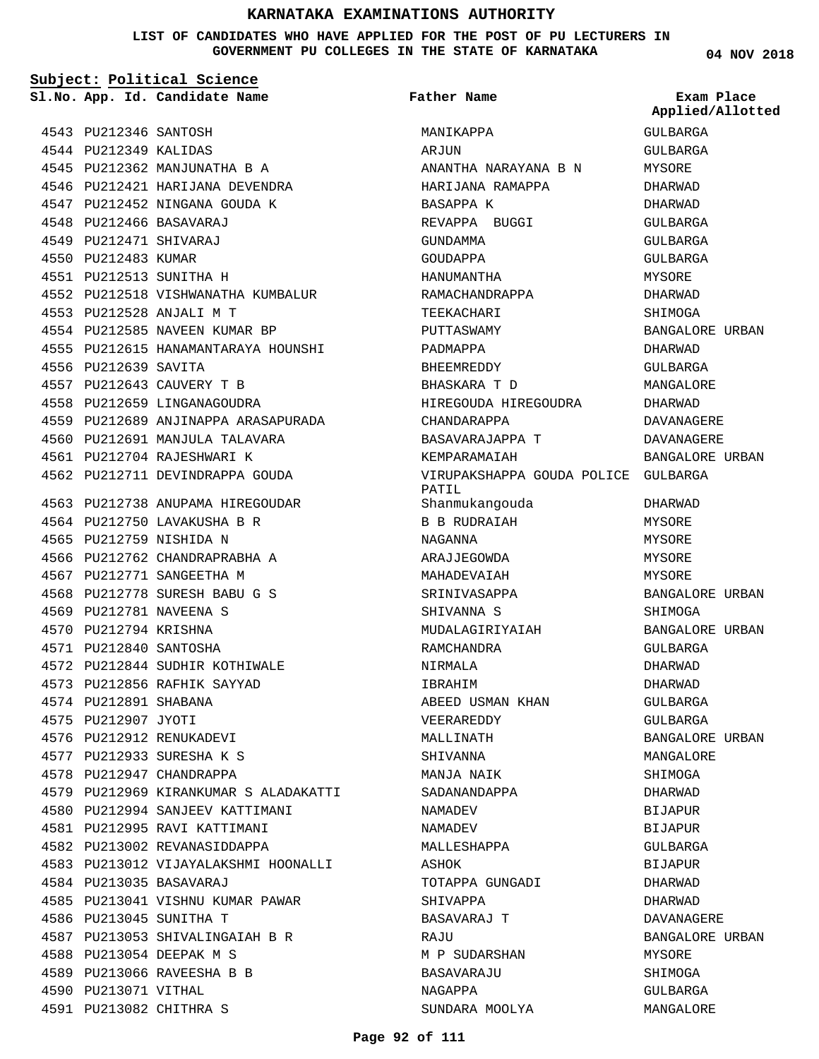# KARNATAKA EXAMINATIONS AUTHORITY

**LIST OF CANDIDATES WHO HAVE APPLIED FOR THE POST OF PU LECTURERS IN GOVERNMENT PU COLLEGES IN THE STATE OF KARNATAKA**

**04 NOV 2018**

**Subject: Political Science**

| Sl.No. | App. Id. | Candidate Name | Father Name | Exam Place Applied/Allotted |
|---|---|---|---|---|
| 4543 | PU212346 | SANTOSH | MANIKAPPA | GULBARGA |
| 4544 | PU212349 | KALIDAS | ARJUN | GULBARGA |
| 4545 | PU212362 | MANJUNATHA B A | ANANTHA NARAYANA B N | MYSORE |
| 4546 | PU212421 | HARIJANA DEVENDRA | HARIJANA RAMAPPA | DHARWAD |
| 4547 | PU212452 | NINGANA GOUDA K | BASAPPA K | DHARWAD |
| 4548 | PU212466 | BASAVARAJ | REVAPPA BUGGI | GULBARGA |
| 4549 | PU212471 | SHIVARAJ | GUNDAMMA | GULBARGA |
| 4550 | PU212483 | KUMAR | GOUDAPPA | GULBARGA |
| 4551 | PU212513 | SUNITHA H | HANUMANTHA | MYSORE |
| 4552 | PU212518 | VISHWANATHA KUMBALUR | RAMACHANDRAPPA | DHARWAD |
| 4553 | PU212528 | ANJALI M T | TEEKACHARI | SHIMOGA |
| 4554 | PU212585 | NAVEEN KUMAR BP | PUTTASWAMY | BANGALORE URBAN |
| 4555 | PU212615 | HANAMANTARAYA HOUNSHI | PADMAPPA | DHARWAD |
| 4556 | PU212639 | SAVITA | BHEEMREDDY | GULBARGA |
| 4557 | PU212643 | CAUVERY T B | BHASKARA T D | MANGALORE |
| 4558 | PU212659 | LINGANAGOUDRA | HIREGOUDA HIREGOUDRA | DHARWAD |
| 4559 | PU212689 | ANJINAPPA ARASAPURADA | CHANDARAPPA | DAVANAGERE |
| 4560 | PU212691 | MANJULA TALAVARA | BASAVARAJAPPA T | DAVANAGERE |
| 4561 | PU212704 | RAJESHWARI K | KEMPARAMAIAH | BANGALORE URBAN |
| 4562 | PU212711 | DEVINDRAPPA GOUDA | VIRUPAKSHAPPA GOUDA POLICE PATIL | GULBARGA |
| 4563 | PU212738 | ANUPAMA HIREGOUDAR | Shanmukangouda | DHARWAD |
| 4564 | PU212750 | LAVAKUSHA B R | B B RUDRAIAH | MYSORE |
| 4565 | PU212759 | NISHIDA N | NAGANNA | MYSORE |
| 4566 | PU212762 | CHANDRAPRABHA A | ARAJJEGOWDA | MYSORE |
| 4567 | PU212771 | SANGEETHA M | MAHADEVAIAH | MYSORE |
| 4568 | PU212778 | SURESH BABU G S | SRINIVASAPPA | BANGALORE URBAN |
| 4569 | PU212781 | NAVEENA S | SHIVANNA S | SHIMOGA |
| 4570 | PU212794 | KRISHNA | MUDALAGIRIYAIAH | BANGALORE URBAN |
| 4571 | PU212840 | SANTOSHA | RAMCHANDRA | GULBARGA |
| 4572 | PU212844 | SUDHIR KOTHIWALE | NIRMALA | DHARWAD |
| 4573 | PU212856 | RAFHIK SAYYAD | IBRAHIM | DHARWAD |
| 4574 | PU212891 | SHABANA | ABEED USMAN KHAN | GULBARGA |
| 4575 | PU212907 | JYOTI | VEERAREDDY | GULBARGA |
| 4576 | PU212912 | RENUKADEVI | MALLINATH | BANGALORE URBAN |
| 4577 | PU212933 | SURESHA K S | SHIVANNA | MANGALORE |
| 4578 | PU212947 | CHANDRAPPA | MANJA NAIK | SHIMOGA |
| 4579 | PU212969 | KIRANKUMAR S ALADAKATTI | SADANANDAPPA | DHARWAD |
| 4580 | PU212994 | SANJEEV KATTIMANI | NAMADEV | BIJAPUR |
| 4581 | PU212995 | RAVI KATTIMANI | NAMADEV | BIJAPUR |
| 4582 | PU213002 | REVANASIDDAPPA | MALLESHAPPA | GULBARGA |
| 4583 | PU213012 | VIJAYALAKSHMI HOONALLI | ASHOK | BIJAPUR |
| 4584 | PU213035 | BASAVARAJ | TOTAPPA GUNGADI | DHARWAD |
| 4585 | PU213041 | VISHNU KUMAR PAWAR | SHIVAPPA | DHARWAD |
| 4586 | PU213045 | SUNITHA T | BASAVARAJ T | DAVANAGERE |
| 4587 | PU213053 | SHIVALINGAIAH B R | RAJU | BANGALORE URBAN |
| 4588 | PU213054 | DEEPAK M S | M P SUDARSHAN | MYSORE |
| 4589 | PU213066 | RAVEESHA B B | BASAVARAJU | SHIMOGA |
| 4590 | PU213071 | VITHAL | NAGAPPA | GULBARGA |
| 4591 | PU213082 | CHITHRA S | SUNDARA MOOLYA | MANGALORE |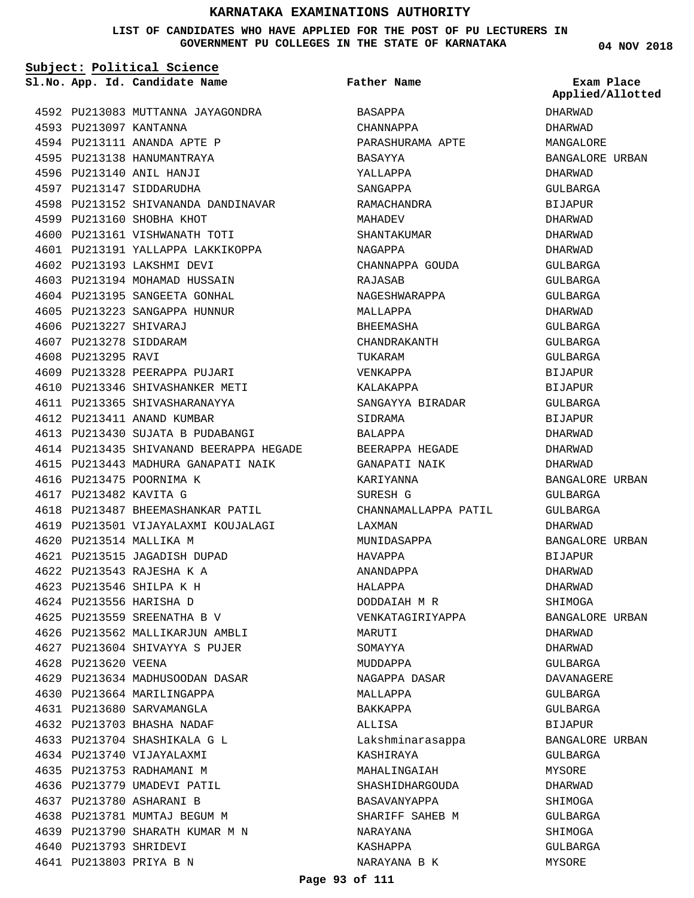# KARNATAKA EXAMINATIONS AUTHORITY

**LIST OF CANDIDATES WHO HAVE APPLIED FOR THE POST OF PU LECTURERS IN GOVERNMENT PU COLLEGES IN THE STATE OF KARNATAKA**

04 NOV 2018

**Subject: Political Science**

| Sl.No. | App. Id. | Candidate Name | Father Name | Exam Place Applied/Allotted |
|---|---|---|---|---|
| 4592 | PU213083 | MUTTANNA JAYAGONDRA | BASAPPA | DHARWAD |
| 4593 | PU213097 | KANTANNA | CHANNAPPA | DHARWAD |
| 4594 | PU213111 | ANANDA APTE P | PARASHURAMA APTE | MANGALORE |
| 4595 | PU213138 | HANUMANTRAYA | BASAYYA | BANGALORE URBAN |
| 4596 | PU213140 | ANIL HANJI | YALLAPPA | DHARWAD |
| 4597 | PU213147 | SIDDARUDHA | SANGAPPA | GULBARGA |
| 4598 | PU213152 | SHIVANANDA DANDINAVAR | RAMACHANDRA | BIJAPUR |
| 4599 | PU213160 | SHOBHA KHOT | MAHADEV | DHARWAD |
| 4600 | PU213161 | VISHWANATH TOTI | SHANTAKUMAR | DHARWAD |
| 4601 | PU213191 | YALLAPPA LAKKIKOPPA | NAGAPPA | DHARWAD |
| 4602 | PU213193 | LAKSHMI DEVI | CHANNAPPA GOUDA | GULBARGA |
| 4603 | PU213194 | MOHAMAD HUSSAIN | RAJASAB | GULBARGA |
| 4604 | PU213195 | SANGEETA GONHAL | NAGESHWARAPPA | GULBARGA |
| 4605 | PU213223 | SANGAPPA HUNNUR | MALLAPPA | DHARWAD |
| 4606 | PU213227 | SHIVARAJ | BHEEMASHA | GULBARGA |
| 4607 | PU213278 | SIDDARAM | CHANDRAKANTH | GULBARGA |
| 4608 | PU213295 | RAVI | TUKARAM | GULBARGA |
| 4609 | PU213328 | PEERAPPA PUJARI | VENKAPPA | BIJAPUR |
| 4610 | PU213346 | SHIVASHANKER METI | KALAKAPPA | BIJAPUR |
| 4611 | PU213365 | SHIVASHARANAYYA | SANGAYYA BIRADAR | GULBARGA |
| 4612 | PU213411 | ANAND KUMBAR | SIDRAMA | BIJAPUR |
| 4613 | PU213430 | SUJATA B PUDABANGI | BALAPPA | DHARWAD |
| 4614 | PU213435 | SHIVANAND BEERAPPA HEGADE | BEERAPPA HEGADE | DHARWAD |
| 4615 | PU213443 | MADHURA GANAPATI NAIK | GANAPATI NAIK | DHARWAD |
| 4616 | PU213475 | POORNIMA K | KARIYANNA | BANGALORE URBAN |
| 4617 | PU213482 | KAVITA G | SURESH G | GULBARGA |
| 4618 | PU213487 | BHEEMASHANKAR PATIL | CHANNAMALLAPPA PATIL | GULBARGA |
| 4619 | PU213501 | VIJAYALAXMI KOUJALAGI | LAXMAN | DHARWAD |
| 4620 | PU213514 | MALLIKA M | MUNIDASAPPA | BANGALORE URBAN |
| 4621 | PU213515 | JAGADISH DUPAD | HAVAPPA | BIJAPUR |
| 4622 | PU213543 | RAJESHA K A | ANANDAPPA | DHARWAD |
| 4623 | PU213546 | SHILPA K H | HALAPPA | DHARWAD |
| 4624 | PU213556 | HARISHA D | DODDAIAH M R | SHIMOGA |
| 4625 | PU213559 | SREENATHA B V | VENKATAGIRIYAPPA | BANGALORE URBAN |
| 4626 | PU213562 | MALLIKARJUN AMBLI | MARUTI | DHARWAD |
| 4627 | PU213604 | SHIVAYYA S PUJER | SOMAYYA | DHARWAD |
| 4628 | PU213620 | VEENA | MUDDAPPA | GULBARGA |
| 4629 | PU213634 | MADHUSOODAN DASAR | NAGAPPA DASAR | DAVANAGERE |
| 4630 | PU213664 | MARILINGAPPA | MALLAPPA | GULBARGA |
| 4631 | PU213680 | SARVAMANGLA | BAKKAPPA | GULBARGA |
| 4632 | PU213703 | BHASHA NADAF | ALLISA | BIJAPUR |
| 4633 | PU213704 | SHASHIKALA G L | Lakshminarasappa | BANGALORE URBAN |
| 4634 | PU213740 | VIJAYALAXMI | KASHIRAYA | GULBARGA |
| 4635 | PU213753 | RADHAMANI M | MAHALINGAIAH | MYSORE |
| 4636 | PU213779 | UMADEVI PATIL | SHASHIDHARGOUDA | DHARWAD |
| 4637 | PU213780 | ASHARANI B | BASAVANYAPPA | SHIMOGA |
| 4638 | PU213781 | MUMTAJ BEGUM M | SHARIFF SAHEB M | GULBARGA |
| 4639 | PU213790 | SHARATH KUMAR M N | NARAYANA | SHIMOGA |
| 4640 | PU213793 | SHRIDEVI | KASHAPPA | GULBARGA |
| 4641 | PU213803 | PRIYA B N | NARAYANA B K | MYSORE |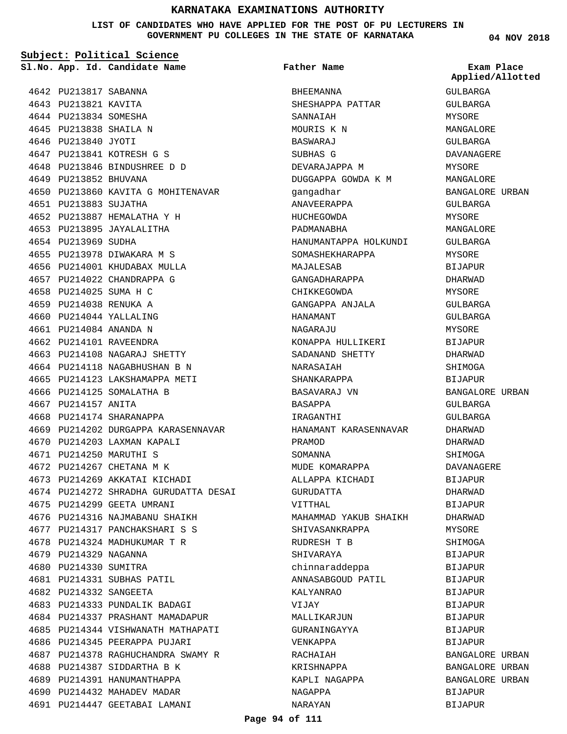# KARNATAKA EXAMINATIONS AUTHORITY

**LIST OF CANDIDATES WHO HAVE APPLIED FOR THE POST OF PU LECTURERS IN GOVERNMENT PU COLLEGES IN THE STATE OF KARNATAKA**

04 NOV 2018

**Subject: Political Science**

| Sl.No. | App. Id. | Candidate Name | Father Name | Exam Place Applied/Allotted |
|---|---|---|---|---|
| 4642 | PU213817 | SABANNA | BHEEMANNA | GULBARGA |
| 4643 | PU213821 | KAVITA | SHESHAPPA PATTAR | GULBARGA |
| 4644 | PU213834 | SOMESHA | SANNAIAH | MYSORE |
| 4645 | PU213838 | SHAILA N | MOURIS K N | MANGALORE |
| 4646 | PU213840 | JYOTI | BASWARAJ | GULBARGA |
| 4647 | PU213841 | KOTRESH G S | SUBHAS G | DAVANAGERE |
| 4648 | PU213846 | BINDUSHREE D D | DEVARAJAPPA M | MYSORE |
| 4649 | PU213852 | BHUVANA | DUGGAPPA GOWDA K M | MANGALORE |
| 4650 | PU213860 | KAVITA G MOHITENAVAR | gangadhar | BANGALORE URBAN |
| 4651 | PU213883 | SUJATHA | ANAVEERAPPA | GULBARGA |
| 4652 | PU213887 | HEMALATHA Y H | HUCHEGOWDA | MYSORE |
| 4653 | PU213895 | JAYALALITHA | PADMANABHA | MANGALORE |
| 4654 | PU213969 | SUDHA | HANUMANTAPPA HOLKUNDI | GULBARGA |
| 4655 | PU213978 | DIWAKARA M S | SOMASHEKHARAPPA | MYSORE |
| 4656 | PU214001 | KHUDABAX MULLA | MAJALESAB | BIJAPUR |
| 4657 | PU214022 | CHANDRAPPA G | GANGADHARAPPA | DHARWAD |
| 4658 | PU214025 | SUMA H C | CHIKKEGOWDA | MYSORE |
| 4659 | PU214038 | RENUKA A | GANGAPPA ANJALA | GULBARGA |
| 4660 | PU214044 | YALLALING | HANAMANT | GULBARGA |
| 4661 | PU214084 | ANANDA N | NAGARAJU | MYSORE |
| 4662 | PU214101 | RAVEENDRA | KONAPPA HULLIKERI | BIJAPUR |
| 4663 | PU214108 | NAGARAJ SHETTY | SADANAND SHETTY | DHARWAD |
| 4664 | PU214118 | NAGABHUSHAN B N | NARASAIAH | SHIMOGA |
| 4665 | PU214123 | LAKSHAMAPPA METI | SHANKARAPPA | BIJAPUR |
| 4666 | PU214125 | SOMALATHA B | BASAVARAJ VN | BANGALORE URBAN |
| 4667 | PU214157 | ANITA | BASAPPA | GULBARGA |
| 4668 | PU214174 | SHARANAPPA | IRAGANTHI | GULBARGA |
| 4669 | PU214202 | DURGAPPA KARASENNAVAR | HANAMANT KARASENNAVAR | DHARWAD |
| 4670 | PU214203 | LAXMAN KAPALI | PRAMOD | DHARWAD |
| 4671 | PU214250 | MARUTHI S | SOMANNA | SHIMOGA |
| 4672 | PU214267 | CHETANA M K | MUDE KOMARAPPA | DAVANAGERE |
| 4673 | PU214269 | AKKATAI KICHADI | ALLAPPA KICHADI | BIJAPUR |
| 4674 | PU214272 | SHRADHA GURUDATTA DESAI | GURUDATTA | DHARWAD |
| 4675 | PU214299 | GEETA UMRANI | VITTHAL | BIJAPUR |
| 4676 | PU214316 | NAJMABANU SHAIKH | MAHAMMAD YAKUB SHAIKH | DHARWAD |
| 4677 | PU214317 | PANCHAKSHARI S S | SHIVASANKRAPPA | MYSORE |
| 4678 | PU214324 | MADHUKUMAR T R | RUDRESH T B | SHIMOGA |
| 4679 | PU214329 | NAGANNA | SHIVARAYA | BIJAPUR |
| 4680 | PU214330 | SUMITRA | chinnaraddeppa | BIJAPUR |
| 4681 | PU214331 | SUBHAS PATIL | ANNASABGOUD PATIL | BIJAPUR |
| 4682 | PU214332 | SANGEETA | KALYANRAO | BIJAPUR |
| 4683 | PU214333 | PUNDALIK BADAGI | VIJAY | BIJAPUR |
| 4684 | PU214337 | PRASHANT MAMADAPUR | MALLIKARJUN | BIJAPUR |
| 4685 | PU214344 | VISHWANATH MATHAPATI | GURANINGAYYA | BIJAPUR |
| 4686 | PU214345 | PEERAPPA PUJARI | VENKAPPA | BIJAPUR |
| 4687 | PU214378 | RAGHUCHANDRA SWAMY R | RACHAIAH | BANGALORE URBAN |
| 4688 | PU214387 | SIDDARTHA B K | KRISHNAPPA | BANGALORE URBAN |
| 4689 | PU214391 | HANUMANTHAPPA | KAPLI NAGAPPA | BANGALORE URBAN |
| 4690 | PU214432 | MAHADEV MADAR | NAGAPPA | BIJAPUR |
| 4691 | PU214447 | GEETABAI LAMANI | NARAYAN | BIJAPUR |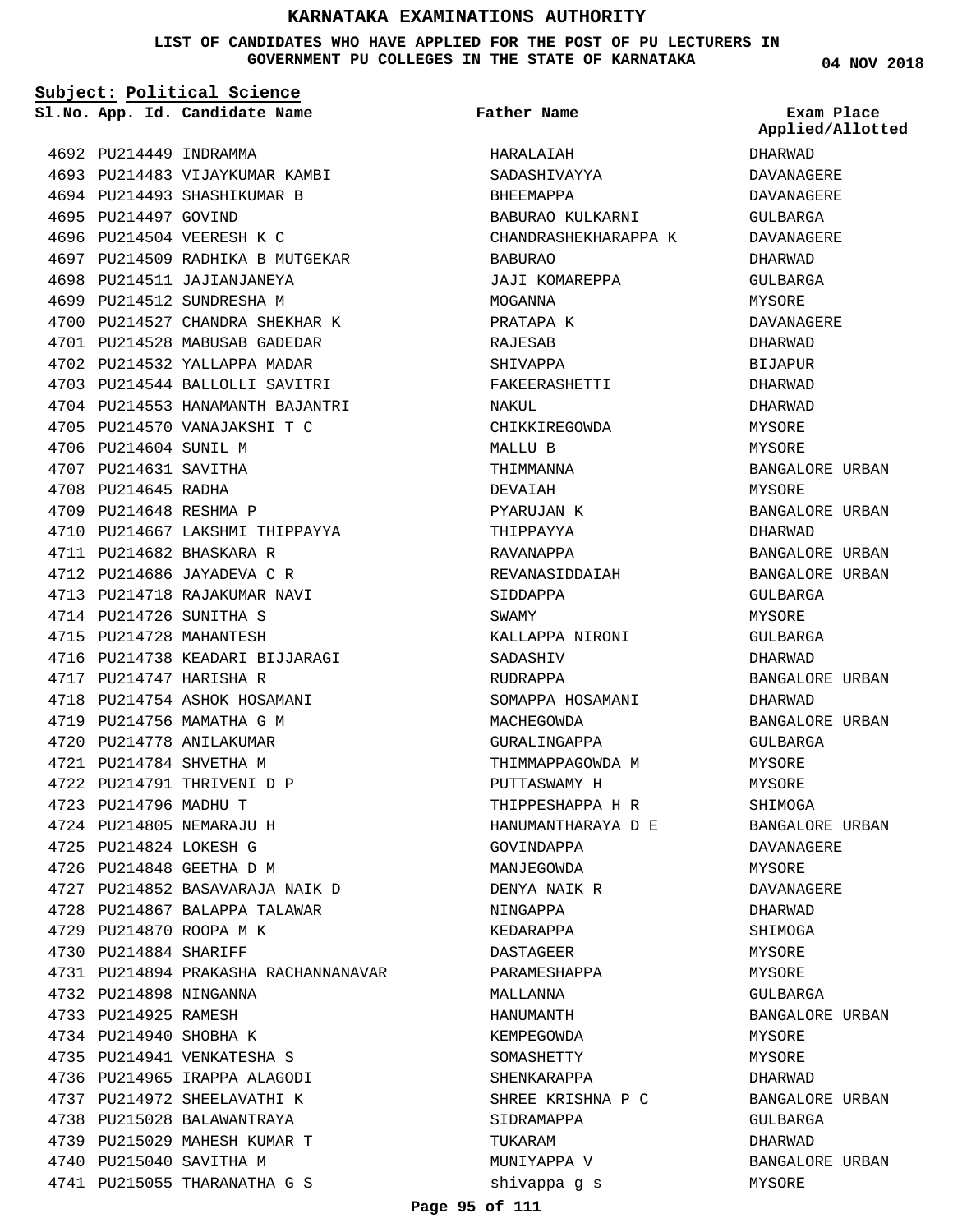# KARNATAKA EXAMINATIONS AUTHORITY

**LIST OF CANDIDATES WHO HAVE APPLIED FOR THE POST OF PU LECTURERS IN GOVERNMENT PU COLLEGES IN THE STATE OF KARNATAKA**

**04 NOV 2018**

**Subject: Political Science**

| Sl.No. | App. Id. | Candidate Name | Father Name | Exam Place Applied/Allotted |
|---|---|---|---|---|
| 4692 | PU214449 | INDRAMMA | HARALAIAH | DHARWAD |
| 4693 | PU214483 | VIJAYKUMAR KAMBI | SADASHIVAYYA | DAVANAGERE |
| 4694 | PU214493 | SHASHIKUMAR B | BHEEMAPPA | DAVANAGERE |
| 4695 | PU214497 | GOVIND | BABURAO KULKARNI | GULBARGA |
| 4696 | PU214504 | VEERESH K C | CHANDRASHEKHARAPPA K | DAVANAGERE |
| 4697 | PU214509 | RADHIKA B MUTGEKAR | BABURAO | DHARWAD |
| 4698 | PU214511 | JAJIANJANEYA | JAJI KOMAREPPA | GULBARGA |
| 4699 | PU214512 | SUNDRESHA M | MOGANNA | MYSORE |
| 4700 | PU214527 | CHANDRA SHEKHAR K | PRATAPA K | DAVANAGERE |
| 4701 | PU214528 | MABUSAB GADEDAR | RAJESAB | DHARWAD |
| 4702 | PU214532 | YALLAPPA MADAR | SHIVAPPA | BIJAPUR |
| 4703 | PU214544 | BALLOLLI SAVITRI | FAKEERASHETTI | DHARWAD |
| 4704 | PU214553 | HANAMANTH BAJANTRI | NAKUL | DHARWAD |
| 4705 | PU214570 | VANAJAKSHI T C | CHIKKIREGOWDA | MYSORE |
| 4706 | PU214604 | SUNIL M | MALLU B | MYSORE |
| 4707 | PU214631 | SAVITHA | THIMMANNA | BANGALORE URBAN |
| 4708 | PU214645 | RADHA | DEVAIAH | MYSORE |
| 4709 | PU214648 | RESHMA P | PYARUJAN K | BANGALORE URBAN |
| 4710 | PU214667 | LAKSHMI THIPPAYYA | THIPPAYYA | DHARWAD |
| 4711 | PU214682 | BHASKARA R | RAVANAPPA | BANGALORE URBAN |
| 4712 | PU214686 | JAYADEVA C R | REVANASIDDAIAH | BANGALORE URBAN |
| 4713 | PU214718 | RAJAKUMAR NAVI | SIDDAPPA | GULBARGA |
| 4714 | PU214726 | SUNITHA S | SWAMY | MYSORE |
| 4715 | PU214728 | MAHANTESH | KALLAPPA NIRONI | GULBARGA |
| 4716 | PU214738 | KEADARI BIJJARAGI | SADASHIV | DHARWAD |
| 4717 | PU214747 | HARISHA R | RUDRAPPA | BANGALORE URBAN |
| 4718 | PU214754 | ASHOK HOSAMANI | SOMAPPA HOSAMANI | DHARWAD |
| 4719 | PU214756 | MAMATHA G M | MACHEGOWDA | BANGALORE URBAN |
| 4720 | PU214778 | ANILAKUMAR | GURALINGAPPA | GULBARGA |
| 4721 | PU214784 | SHVETHA M | THIMMAPPAGOWDA M | MYSORE |
| 4722 | PU214791 | THRIVENI D P | PUTTASWAMY H | MYSORE |
| 4723 | PU214796 | MADHU T | THIPPESHAPPA H R | SHIMOGA |
| 4724 | PU214805 | NEMARAJU H | HANUMANTHARAYA D E | BANGALORE URBAN |
| 4725 | PU214824 | LOKESH G | GOVINDAPPA | DAVANAGERE |
| 4726 | PU214848 | GEETHA D M | MANJEGOWDA | MYSORE |
| 4727 | PU214852 | BASAVARAJA NAIK D | DENYA NAIK R | DAVANAGERE |
| 4728 | PU214867 | BALAPPA TALAWAR | NINGAPPA | DHARWAD |
| 4729 | PU214870 | ROOPA M K | KEDARAPPA | SHIMOGA |
| 4730 | PU214884 | SHARIFF | DASTAGEER | MYSORE |
| 4731 | PU214894 | PRAKASHA RACHANNANAVAR | PARAMESHAPPA | MYSORE |
| 4732 | PU214898 | NINGANNA | MALLANNA | GULBARGA |
| 4733 | PU214925 | RAMESH | HANUMANTH | BANGALORE URBAN |
| 4734 | PU214940 | SHOBHA K | KEMPEGOWDA | MYSORE |
| 4735 | PU214941 | VENKATESHA S | SOMASHETTY | MYSORE |
| 4736 | PU214965 | IRAPPA ALAGODI | SHENKARAPPA | DHARWAD |
| 4737 | PU214972 | SHEELAVATHI K | SHREE KRISHNA P C | BANGALORE URBAN |
| 4738 | PU215028 | BALAWANTRAYA | SIDRAMAPPA | GULBARGA |
| 4739 | PU215029 | MAHESH KUMAR T | TUKARAM | DHARWAD |
| 4740 | PU215040 | SAVITHA M | MUNIYAPPA V | BANGALORE URBAN |
| 4741 | PU215055 | THARANATHA G S | shivappa g s | MYSORE |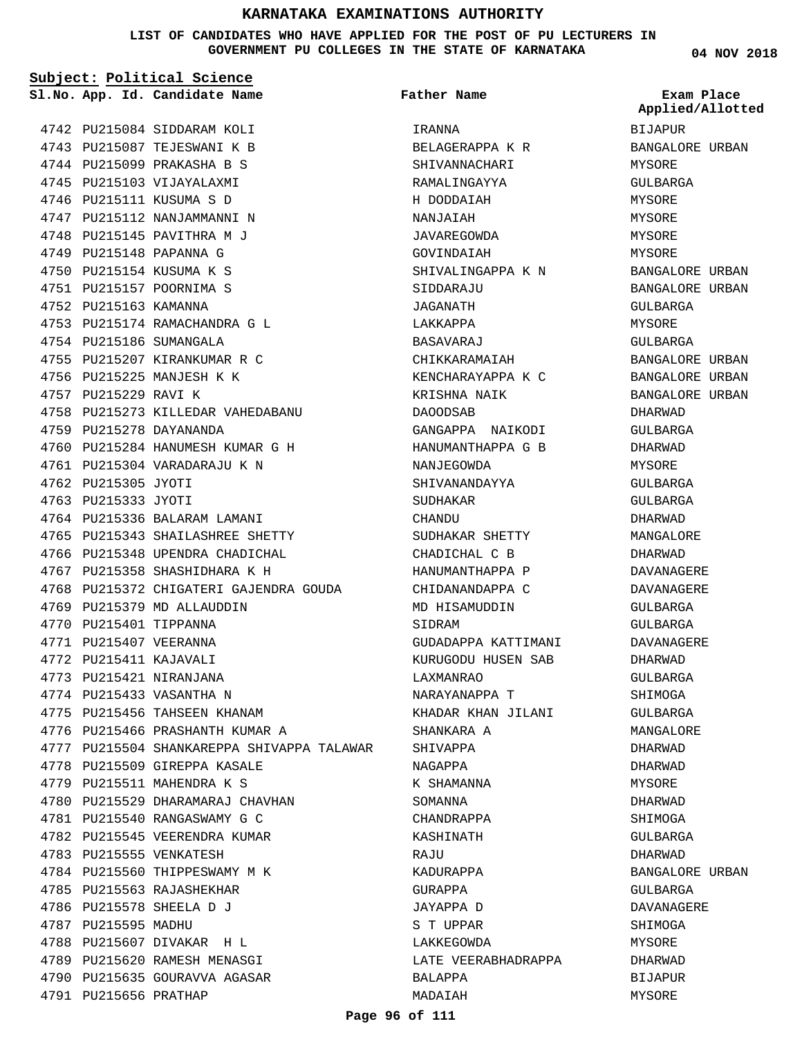# KARNATAKA EXAMINATIONS AUTHORITY

**LIST OF CANDIDATES WHO HAVE APPLIED FOR THE POST OF PU LECTURERS IN GOVERNMENT PU COLLEGES IN THE STATE OF KARNATAKA**

04 NOV 2018

**Subject: Political Science**

| Sl.No. | App. Id. | Candidate Name | Father Name | Exam Place Applied/Allotted |
|---|---|---|---|---|
| 4742 | PU215084 | SIDDARAM KOLI | IRANNA | BIJAPUR |
| 4743 | PU215087 | TEJESWANI K B | BELAGERAPPA K R | BANGALORE URBAN |
| 4744 | PU215099 | PRAKASHA B S | SHIVANNACHARI | MYSORE |
| 4745 | PU215103 | VIJAYALAXMI | RAMALINGAYYA | GULBARGA |
| 4746 | PU215111 | KUSUMA S D | H DODDAIAH | MYSORE |
| 4747 | PU215112 | NANJAMMANNI N | NANJAIAH | MYSORE |
| 4748 | PU215145 | PAVITHRA M J | JAVAREGOWDA | MYSORE |
| 4749 | PU215148 | PAPANNA G | GOVINDAIAH | MYSORE |
| 4750 | PU215154 | KUSUMA K S | SHIVALINGAPPA K N | BANGALORE URBAN |
| 4751 | PU215157 | POORNIMA S | SIDDARAJU | BANGALORE URBAN |
| 4752 | PU215163 | KAMANNA | JAGANATH | GULBARGA |
| 4753 | PU215174 | RAMACHANDRA G L | LAKKAPPA | MYSORE |
| 4754 | PU215186 | SUMANGALA | BASAVARAJ | GULBARGA |
| 4755 | PU215207 | KIRANKUMAR R C | CHIKKARAMAIAH | BANGALORE URBAN |
| 4756 | PU215225 | MANJESH K K | KENCHARAYAPPA K C | BANGALORE URBAN |
| 4757 | PU215229 | RAVI K | KRISHNA NAIK | BANGALORE URBAN |
| 4758 | PU215273 | KILLEDAR VAHEDABANU | DAOODSAB | DHARWAD |
| 4759 | PU215278 | DAYANANDA | GANGAPPA NAIKODI | GULBARGA |
| 4760 | PU215284 | HANUMESH KUMAR G H | HANUMANTHAPPA G B | DHARWAD |
| 4761 | PU215304 | VARADARAJU K N | NANJEGOWDA | MYSORE |
| 4762 | PU215305 | JYOTI | SHIVANANDAYYA | GULBARGA |
| 4763 | PU215333 | JYOTI | SUDHAKAR | GULBARGA |
| 4764 | PU215336 | BALARAM LAMANI | CHANDU | DHARWAD |
| 4765 | PU215343 | SHAILASHREE SHETTY | SUDHAKAR SHETTY | MANGALORE |
| 4766 | PU215348 | UPENDRA CHADICHAL | CHADICHAL C B | DHARWAD |
| 4767 | PU215358 | SHASHIDHARA K H | HANUMANTHAPPA P | DAVANAGERE |
| 4768 | PU215372 | CHIGATERI GAJENDRA GOUDA | CHIDANANDAPPA C | DAVANAGERE |
| 4769 | PU215379 | MD ALLAUDDIN | MD HISAMUDDIN | GULBARGA |
| 4770 | PU215401 | TIPPANNA | SIDRAM | GULBARGA |
| 4771 | PU215407 | VEERANNA | GUDADAPPA KATTIMANI | DAVANAGERE |
| 4772 | PU215411 | KAJAVALI | KURUGODU HUSEN SAB | DHARWAD |
| 4773 | PU215421 | NIRANJANA | LAXMANRAO | GULBARGA |
| 4774 | PU215433 | VASANTHA N | NARAYANAPPA T | SHIMOGA |
| 4775 | PU215456 | TAHSEEN KHANAM | KHADAR KHAN JILANI | GULBARGA |
| 4776 | PU215466 | PRASHANTH KUMAR A | SHANKARA A | MANGALORE |
| 4777 | PU215504 | SHANKAREPPA SHIVAPPA TALAWAR | SHIVAPPA | DHARWAD |
| 4778 | PU215509 | GIREPPA KASALE | NAGAPPA | DHARWAD |
| 4779 | PU215511 | MAHENDRA K S | K SHAMANNA | MYSORE |
| 4780 | PU215529 | DHARAMARAJ CHAVHAN | SOMANNA | DHARWAD |
| 4781 | PU215540 | RANGASWAMY G C | CHANDRAPPA | SHIMOGA |
| 4782 | PU215545 | VEERENDRA KUMAR | KASHINATH | GULBARGA |
| 4783 | PU215555 | VENKATESH | RAJU | DHARWAD |
| 4784 | PU215560 | THIPPESWAMY M K | KADURAPPA | BANGALORE URBAN |
| 4785 | PU215563 | RAJASHEKHAR | GURAPPA | GULBARGA |
| 4786 | PU215578 | SHEELA D J | JAYAPPA D | DAVANAGERE |
| 4787 | PU215595 | MADHU | S T UPPAR | SHIMOGA |
| 4788 | PU215607 | DIVAKAR H L | LAKKEGOWDA | MYSORE |
| 4789 | PU215620 | RAMESH MENASGI | LATE VEERABHADRAPPA | DHARWAD |
| 4790 | PU215635 | GOURAVVA AGASAR | BALAPPA | BIJAPUR |
| 4791 | PU215656 | PRATHAP | MADAIAH | MYSORE |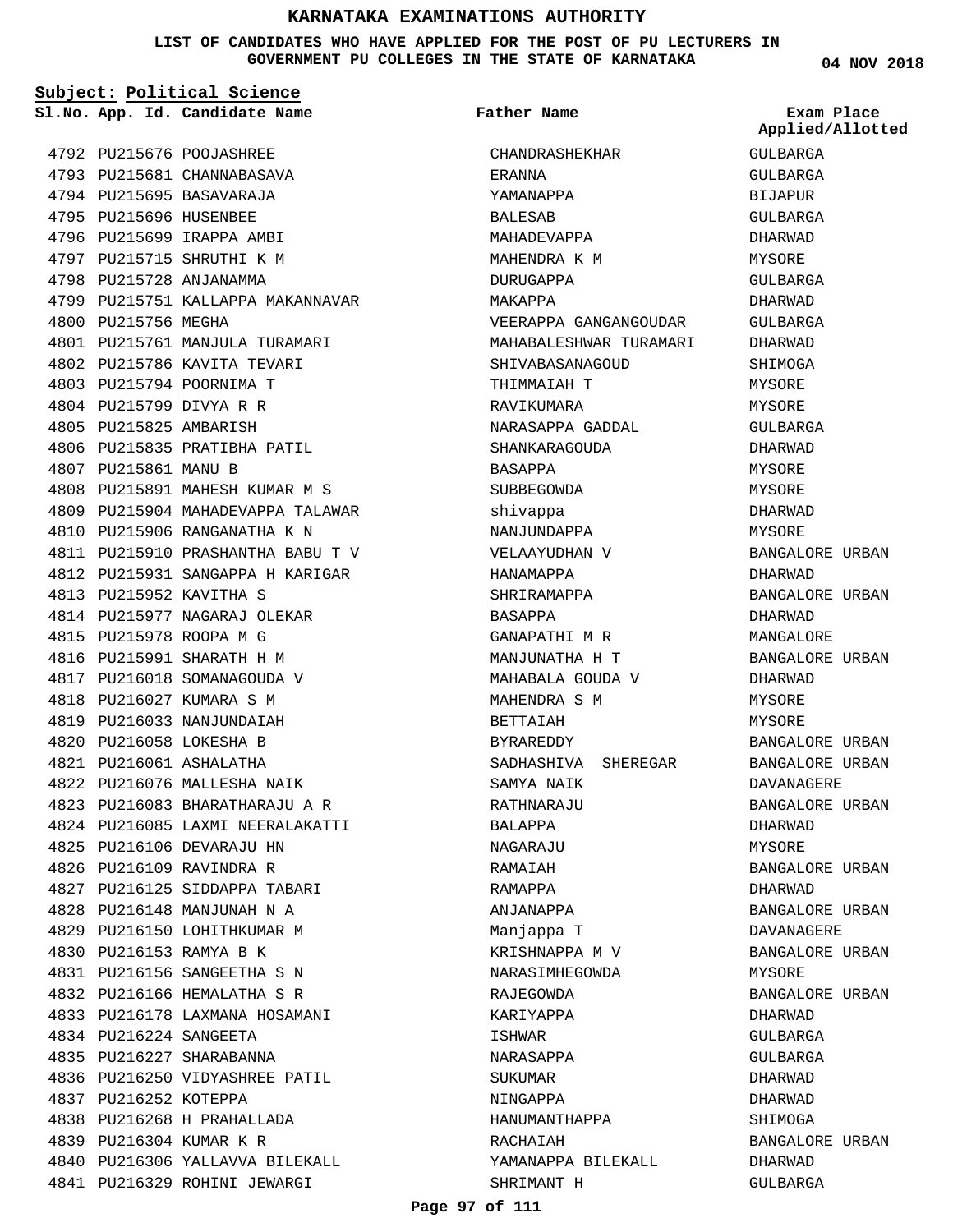# KARNATAKA EXAMINATIONS AUTHORITY

**LIST OF CANDIDATES WHO HAVE APPLIED FOR THE POST OF PU LECTURERS IN GOVERNMENT PU COLLEGES IN THE STATE OF KARNATAKA**

04 NOV 2018

**Subject: Political Science**

| Sl.No. | App. Id. | Candidate Name | Father Name | Exam Place Applied/Allotted |
|---|---|---|---|---|
| 4792 | PU215676 | POOJASHREE | CHANDRASHEKHAR | GULBARGA |
| 4793 | PU215681 | CHANNABASAVA | ERANNA | GULBARGA |
| 4794 | PU215695 | BASAVARAJA | YAMANAPPA | BIJAPUR |
| 4795 | PU215696 | HUSENBEE | BALESAB | GULBARGA |
| 4796 | PU215699 | IRAPPA AMBI | MAHADEVAPPA | DHARWAD |
| 4797 | PU215715 | SHRUTHI K M | MAHENDRA K M | MYSORE |
| 4798 | PU215728 | ANJANAMMA | DURUGAPPA | GULBARGA |
| 4799 | PU215751 | KALLAPPA MAKANNAVAR | MAKAPPA | DHARWAD |
| 4800 | PU215756 | MEGHA | VEERAPPA GANGANGOUDAR | GULBARGA |
| 4801 | PU215761 | MANJULA TURAMARI | MAHABALESHWAR TURAMARI | DHARWAD |
| 4802 | PU215786 | KAVITA TEVARI | SHIVABASANAGOUD | SHIMOGA |
| 4803 | PU215794 | POORNIMA T | THIMMAIAH T | MYSORE |
| 4804 | PU215799 | DIVYA R R | RAVIKUMARA | MYSORE |
| 4805 | PU215825 | AMBARISH | NARASAPPA GADDAL | GULBARGA |
| 4806 | PU215835 | PRATIBHA PATIL | SHANKARAGOUDA | DHARWAD |
| 4807 | PU215861 | MANU B | BASAPPA | MYSORE |
| 4808 | PU215891 | MAHESH KUMAR M S | SUBBEGOWDA | MYSORE |
| 4809 | PU215904 | MAHADEVAPPA TALAWAR | shivappa | DHARWAD |
| 4810 | PU215906 | RANGANATHA K N | NANJUNDAPPA | MYSORE |
| 4811 | PU215910 | PRASHANTHA BABU T V | VELAAYUDHAN V | BANGALORE URBAN |
| 4812 | PU215931 | SANGAPPA H KARIGAR | HANAMAPPA | DHARWAD |
| 4813 | PU215952 | KAVITHA S | SHRIRAMAPPA | BANGALORE URBAN |
| 4814 | PU215977 | NAGARAJ OLEKAR | BASAPPA | DHARWAD |
| 4815 | PU215978 | ROOPA M G | GANAPATHI M R | MANGALORE |
| 4816 | PU215991 | SHARATH H M | MANJUNATHA H T | BANGALORE URBAN |
| 4817 | PU216018 | SOMANAGOUDA V | MAHABALA GOUDA V | DHARWAD |
| 4818 | PU216027 | KUMARA S M | MAHENDRA S M | MYSORE |
| 4819 | PU216033 | NANJUNDAIAH | BETTAIAH | MYSORE |
| 4820 | PU216058 | LOKESHA B | BYRAREDDY | BANGALORE URBAN |
| 4821 | PU216061 | ASHALATHA | SADHASHIVA SHEREGAR | BANGALORE URBAN |
| 4822 | PU216076 | MALLESHA NAIK | SAMYA NAIK | DAVANAGERE |
| 4823 | PU216083 | BHARATHARAJU A R | RATHNARAJU | BANGALORE URBAN |
| 4824 | PU216085 | LAXMI NEERALAKATTI | BALAPPA | DHARWAD |
| 4825 | PU216106 | DEVARAJU HN | NAGARAJU | MYSORE |
| 4826 | PU216109 | RAVINDRA R | RAMAIAH | BANGALORE URBAN |
| 4827 | PU216125 | SIDDAPPA TABARI | RAMAPPA | DHARWAD |
| 4828 | PU216148 | MANJUNAH N A | ANJANAPPA | BANGALORE URBAN |
| 4829 | PU216150 | LOHITHKUMAR M | Manjappa T | DAVANAGERE |
| 4830 | PU216153 | RAMYA B K | KRISHNAPPA M V | BANGALORE URBAN |
| 4831 | PU216156 | SANGEETHA S N | NARASIMHEGOWDA | MYSORE |
| 4832 | PU216166 | HEMALATHA S R | RAJEGOWDA | BANGALORE URBAN |
| 4833 | PU216178 | LAXMANA HOSAMANI | KARIYAPPA | DHARWAD |
| 4834 | PU216224 | SANGEETA | ISHWAR | GULBARGA |
| 4835 | PU216227 | SHARABANNA | NARASAPPA | GULBARGA |
| 4836 | PU216250 | VIDYASHREE PATIL | SUKUMAR | DHARWAD |
| 4837 | PU216252 | KOTEPPA | NINGAPPA | DHARWAD |
| 4838 | PU216268 | H PRAHALLADA | HANUMANTHAPPA | SHIMOGA |
| 4839 | PU216304 | KUMAR K R | RACHAIAH | BANGALORE URBAN |
| 4840 | PU216306 | YALLAVVA BILEKALL | YAMANAPPA BILEKALL | DHARWAD |
| 4841 | PU216329 | ROHINI JEWARGI | SHRIMANT H | GULBARGA |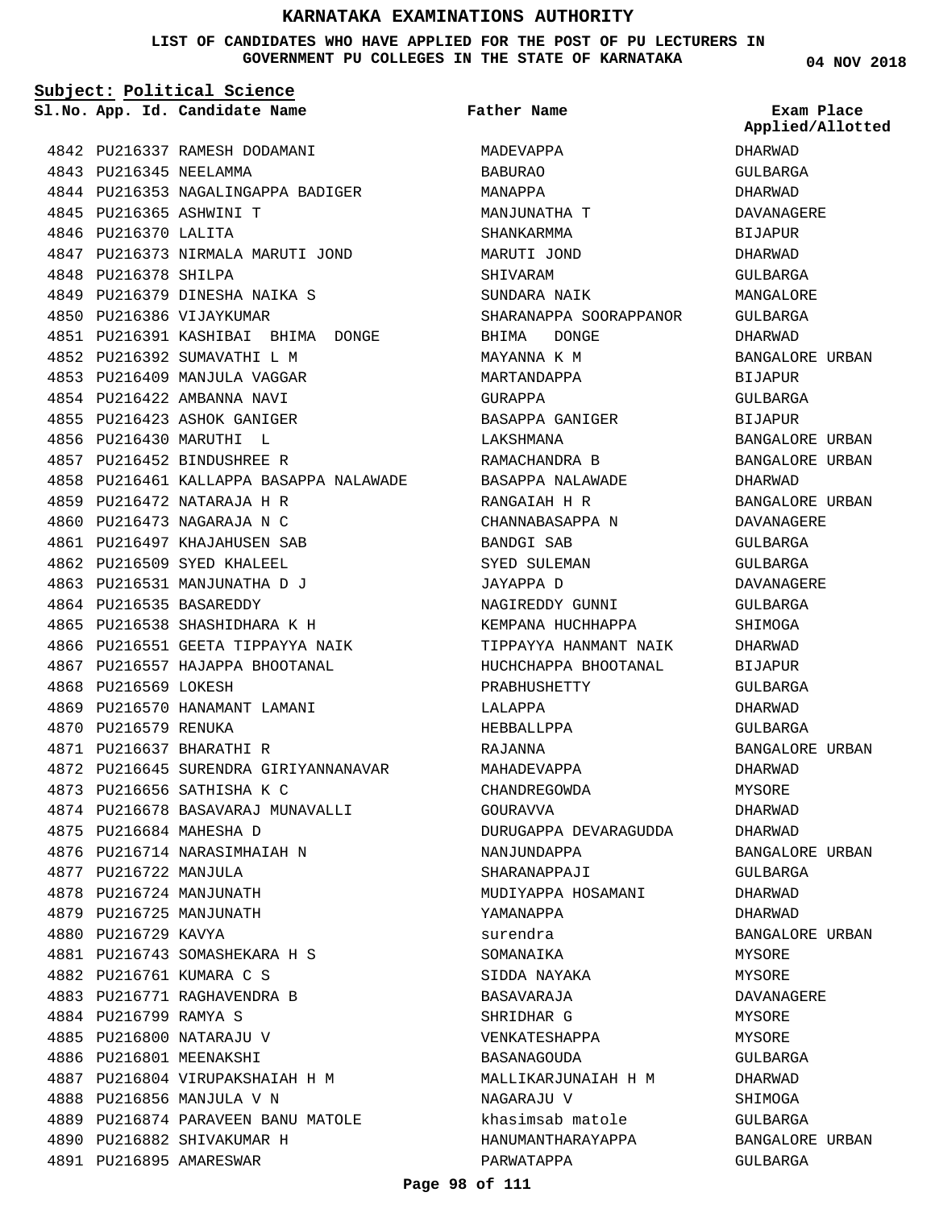# KARNATAKA EXAMINATIONS AUTHORITY

**LIST OF CANDIDATES WHO HAVE APPLIED FOR THE POST OF PU LECTURERS IN GOVERNMENT PU COLLEGES IN THE STATE OF KARNATAKA**

04 NOV 2018

**Subject: Political Science**

| Sl.No. | App. Id. | Candidate Name | Father Name | Exam Place Applied/Allotted |
|---|---|---|---|---|
| 4842 | PU216337 | RAMESH DODAMANI | MADEVAPPA | DHARWAD |
| 4843 | PU216345 | NEELAMMA | BABURAO | GULBARGA |
| 4844 | PU216353 | NAGALINGAPPA BADIGER | MANAPPA | DHARWAD |
| 4845 | PU216365 | ASHWINI T | MANJUNATHA T | DAVANAGERE |
| 4846 | PU216370 | LALITA | SHANKARMMA | BIJAPUR |
| 4847 | PU216373 | NIRMALA MARUTI JOND | MARUTI JOND | DHARWAD |
| 4848 | PU216378 | SHILPA | SHIVARAM | GULBARGA |
| 4849 | PU216379 | DINESHA NAIKA S | SUNDARA NAIK | MANGALORE |
| 4850 | PU216386 | VIJAYKUMAR | SHARANAPPA SOORAPPANOR | GULBARGA |
| 4851 | PU216391 | KASHIBAI BHIMA DONGE | BHIMA DONGE | DHARWAD |
| 4852 | PU216392 | SUMAVATHI L M | MAYANNA K M | BANGALORE URBAN |
| 4853 | PU216409 | MANJULA VAGGAR | MARTANDAPPA | BIJAPUR |
| 4854 | PU216422 | AMBANNA NAVI | GURAPPA | GULBARGA |
| 4855 | PU216423 | ASHOK GANIGER | BASAPPA GANIGER | BIJAPUR |
| 4856 | PU216430 | MARUTHI L | LAKSHMANA | BANGALORE URBAN |
| 4857 | PU216452 | BINDUSHREE R | RAMACHANDRA B | BANGALORE URBAN |
| 4858 | PU216461 | KALLAPPA BASAPPA NALAWADE | BASAPPA NALAWADE | DHARWAD |
| 4859 | PU216472 | NATARAJA H R | RANGAIAH H R | BANGALORE URBAN |
| 4860 | PU216473 | NAGARAJA N C | CHANNABASAPPA N | DAVANAGERE |
| 4861 | PU216497 | KHAJAHUSEN SAB | BANDGI SAB | GULBARGA |
| 4862 | PU216509 | SYED KHALEEL | SYED SULEMAN | GULBARGA |
| 4863 | PU216531 | MANJUNATHA D J | JAYAPPA D | DAVANAGERE |
| 4864 | PU216535 | BASAREDDY | NAGIREDDY GUNNI | GULBARGA |
| 4865 | PU216538 | SHASHIDHARA K H | KEMPANA HUCHHAPPA | SHIMOGA |
| 4866 | PU216551 | GEETA TIPPAYYA NAIK | TIPPAYYA HANMANT NAIK | DHARWAD |
| 4867 | PU216557 | HAJAPPA BHOOTANAL | HUCHCHAPPA BHOOTANAL | BIJAPUR |
| 4868 | PU216569 | LOKESH | PRABHUSHETTY | GULBARGA |
| 4869 | PU216570 | HANAMANT LAMANI | LALAPPA | DHARWAD |
| 4870 | PU216579 | RENUKA | HEBBALLPPA | GULBARGA |
| 4871 | PU216637 | BHARATHI R | RAJANNA | BANGALORE URBAN |
| 4872 | PU216645 | SURENDRA GIRIYANNANAVAR | MAHADEVAPPA | DHARWAD |
| 4873 | PU216656 | SATHISHA K C | CHANDREGOWDA | MYSORE |
| 4874 | PU216678 | BASAVARAJ MUNAVALLI | GOURAVVA | DHARWAD |
| 4875 | PU216684 | MAHESHA D | DURUGAPPA DEVARAGUDDA | DHARWAD |
| 4876 | PU216714 | NARASIMHAIAH N | NANJUNDAPPA | BANGALORE URBAN |
| 4877 | PU216722 | MANJULA | SHARANAPPAJI | GULBARGA |
| 4878 | PU216724 | MANJUNATH | MUDIYAPPA HOSAMANI | DHARWAD |
| 4879 | PU216725 | MANJUNATH | YAMANAPPA | DHARWAD |
| 4880 | PU216729 | KAVYA | surendra | BANGALORE URBAN |
| 4881 | PU216743 | SOMASHEKARA H S | SOMANAIKA | MYSORE |
| 4882 | PU216761 | KUMARA C S | SIDDA NAYAKA | MYSORE |
| 4883 | PU216771 | RAGHAVENDRA B | BASAVARAJA | DAVANAGERE |
| 4884 | PU216799 | RAMYA S | SHRIDHAR G | MYSORE |
| 4885 | PU216800 | NATARAJU V | VENKATESHAPPA | MYSORE |
| 4886 | PU216801 | MEENAKSHI | BASANAGOUDA | GULBARGA |
| 4887 | PU216804 | VIRUPAKSHAIAH H M | MALLIKARJUNAIAH H M | DHARWAD |
| 4888 | PU216856 | MANJULA V N | NAGARAJU V | SHIMOGA |
| 4889 | PU216874 | PARAVEEN BANU MATOLE | khasimsab matole | GULBARGA |
| 4890 | PU216882 | SHIVAKUMAR H | HANUMANTHARAYAPPA | BANGALORE URBAN |
| 4891 | PU216895 | AMARESWAR | PARWATAPPA | GULBARGA |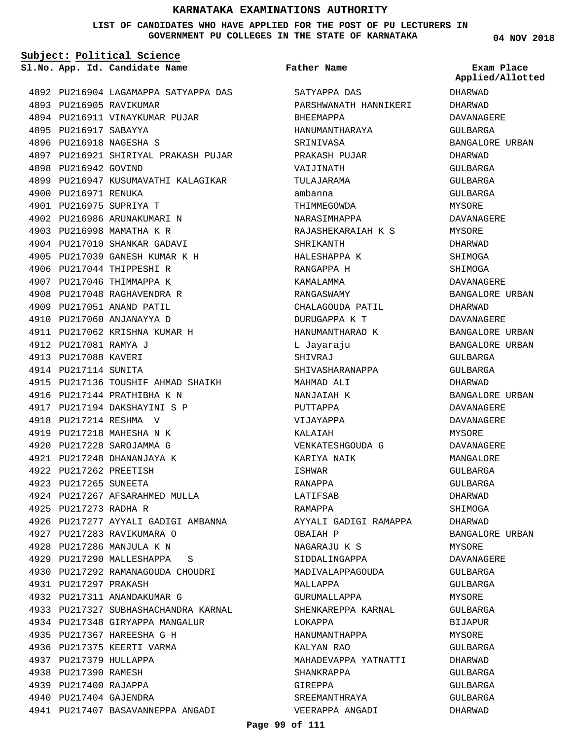# KARNATAKA EXAMINATIONS AUTHORITY

**LIST OF CANDIDATES WHO HAVE APPLIED FOR THE POST OF PU LECTURERS IN GOVERNMENT PU COLLEGES IN THE STATE OF KARNATAKA**

04 NOV 2018

**Subject: Political Science**

| Sl.No. | App. Id. | Candidate Name | Father Name | Exam Place Applied/Allotted |
|---|---|---|---|---|
| 4892 | PU216904 | LAGAMAPPA SATYAPPA DAS | SATYAPPA DAS | DHARWAD |
| 4893 | PU216905 | RAVIKUMAR | PARSHWANATH HANNIKERI | DHARWAD |
| 4894 | PU216911 | VINAYKUMAR PUJAR | BHEEMAPPA | DAVANAGERE |
| 4895 | PU216917 | SABAYYA | HANUMANTHARAYA | GULBARGA |
| 4896 | PU216918 | NAGESHA S | SRINIVASA | BANGALORE URBAN |
| 4897 | PU216921 | SHIRIYAL PRAKASH PUJAR | PRAKASH PUJAR | DHARWAD |
| 4898 | PU216942 | GOVIND | VAIJINATH | GULBARGA |
| 4899 | PU216947 | KUSUMAVATHI KALAGIKAR | TULAJARAMA | GULBARGA |
| 4900 | PU216971 | RENUKA | ambanna | GULBARGA |
| 4901 | PU216975 | SUPRIYA T | THIMMEGOWDA | MYSORE |
| 4902 | PU216986 | ARUNAKUMARI N | NARASIMHAPPA | DAVANAGERE |
| 4903 | PU216998 | MAMATHA K R | RAJASHEKARAIAH K S | MYSORE |
| 4904 | PU217010 | SHANKAR GADAVI | SHRIKANTH | DHARWAD |
| 4905 | PU217039 | GANESH KUMAR K H | HALESHAPPA K | SHIMOGA |
| 4906 | PU217044 | THIPPESHI R | RANGAPPA H | SHIMOGA |
| 4907 | PU217046 | THIMMAPPA K | KAMALAMMA | DAVANAGERE |
| 4908 | PU217048 | RAGHAVENDRA R | RANGASWAMY | BANGALORE URBAN |
| 4909 | PU217051 | ANAND PATIL | CHALAGOUDA PATIL | DHARWAD |
| 4910 | PU217060 | ANJANAYYA D | DURUGAPPA K T | DAVANAGERE |
| 4911 | PU217062 | KRISHNA KUMAR H | HANUMANTHARAO K | BANGALORE URBAN |
| 4912 | PU217081 | RAMYA J | L Jayaraju | BANGALORE URBAN |
| 4913 | PU217088 | KAVERI | SHIVRAJ | GULBARGA |
| 4914 | PU217114 | SUNITA | SHIVASHARANAPPA | GULBARGA |
| 4915 | PU217136 | TOUSHIF AHMAD SHAIKH | MAHMAD ALI | DHARWAD |
| 4916 | PU217144 | PRATHIBHA K N | NANJAIAH K | BANGALORE URBAN |
| 4917 | PU217194 | DAKSHAYINI S P | PUTTAPPA | DAVANAGERE |
| 4918 | PU217214 | RESHMA V | VIJAYAPPA | DAVANAGERE |
| 4919 | PU217218 | MAHESHA N K | KALAIAH | MYSORE |
| 4920 | PU217228 | SAROJAMMA G | VENKATESHGOUDA G | DAVANAGERE |
| 4921 | PU217248 | DHANANJAYA K | KARIYA NAIK | MANGALORE |
| 4922 | PU217262 | PREETISH | ISHWAR | GULBARGA |
| 4923 | PU217265 | SUNEETA | RANAPPA | GULBARGA |
| 4924 | PU217267 | AFSARAHMED MULLA | LATIFSAB | DHARWAD |
| 4925 | PU217273 | RADHA R | RAMAPPA | SHIMOGA |
| 4926 | PU217277 | AYYALI GADIGI AMBANNA | AYYALI GADIGI RAMAPPA | DHARWAD |
| 4927 | PU217283 | RAVIKUMARA O | OBAIAH P | BANGALORE URBAN |
| 4928 | PU217286 | MANJULA K N | NAGARAJU K S | MYSORE |
| 4929 | PU217290 | MALLESHAPPA S | SIDDALINGAPPA | DAVANAGERE |
| 4930 | PU217292 | RAMANAGOUDA CHOUDRI | MADIVALAPPAGOUDA | GULBARGA |
| 4931 | PU217297 | PRAKASH | MALLAPPA | GULBARGA |
| 4932 | PU217311 | ANANDAKUMAR G | GURUMALLAPPA | MYSORE |
| 4933 | PU217327 | SUBHASHACHANDRA KARNAL | SHENKAREPPA KARNAL | GULBARGA |
| 4934 | PU217348 | GIRYAPPA MANGALUR | LOKAPPA | BIJAPUR |
| 4935 | PU217367 | HAREESHA G H | HANUMANTHAPPA | MYSORE |
| 4936 | PU217375 | KEERTI VARMA | KALYAN RAO | GULBARGA |
| 4937 | PU217379 | HULLAPPA | MAHADEVAPPA YATNATTI | DHARWAD |
| 4938 | PU217390 | RAMESH | SHANKRAPPA | GULBARGA |
| 4939 | PU217400 | RAJAPPA | GIREPPA | GULBARGA |
| 4940 | PU217404 | GAJENDRA | SREEMANTHRAYA | GULBARGA |
| 4941 | PU217407 | BASAVANNEPPA ANGADI | VEERAPPA ANGADI | DHARWAD |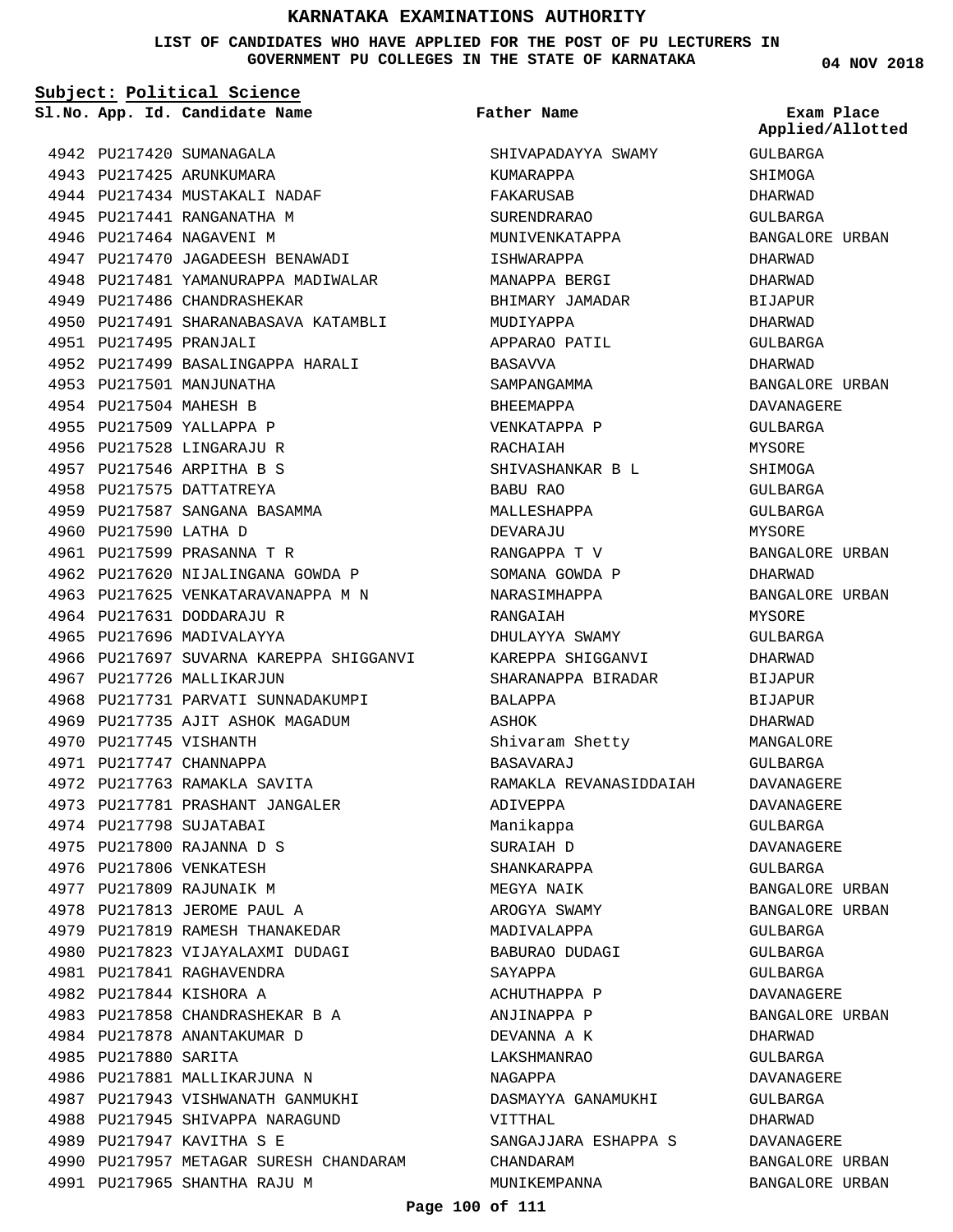# KARNATAKA EXAMINATIONS AUTHORITY

**LIST OF CANDIDATES WHO HAVE APPLIED FOR THE POST OF PU LECTURERS IN GOVERNMENT PU COLLEGES IN THE STATE OF KARNATAKA**

04 NOV 2018

**Subject: Political Science**

| Sl.No. | App. Id. | Candidate Name | Father Name | Exam Place Applied/Allotted |
|---|---|---|---|---|
| 4942 | PU217420 | SUMANAGALA | SHIVAPADAYYA SWAMY | GULBARGA |
| 4943 | PU217425 | ARUNKUMARA | KUMARAPPA | SHIMOGA |
| 4944 | PU217434 | MUSTAKALI NADAF | FAKARUSAB | DHARWAD |
| 4945 | PU217441 | RANGANATHA M | SURENDRARAO | GULBARGA |
| 4946 | PU217464 | NAGAVENI M | MUNIVENKATAPPA | BANGALORE URBAN |
| 4947 | PU217470 | JAGADEESH BENAWADI | ISHWARAPPA | DHARWAD |
| 4948 | PU217481 | YAMANURAPPA MADIWALAR | MANAPPA BERGI | DHARWAD |
| 4949 | PU217486 | CHANDRASHEKAR | BHIMARY JAMADAR | BIJAPUR |
| 4950 | PU217491 | SHARANABASAVA KATAMBLI | MUDIYAPPA | DHARWAD |
| 4951 | PU217495 | PRANJALI | APPARAO PATIL | GULBARGA |
| 4952 | PU217499 | BASALINGAPPA HARALI | BASAVVA | DHARWAD |
| 4953 | PU217501 | MANJUNATHA | SAMPANGAMMA | BANGALORE URBAN |
| 4954 | PU217504 | MAHESH B | BHEEMAPPA | DAVANAGERE |
| 4955 | PU217509 | YALLAPPA P | VENKATAPPA P | GULBARGA |
| 4956 | PU217528 | LINGARAJU R | RACHAIAH | MYSORE |
| 4957 | PU217546 | ARPITHA B S | SHIVASHANKAR B L | SHIMOGA |
| 4958 | PU217575 | DATTATREYA | BABU RAO | GULBARGA |
| 4959 | PU217587 | SANGANA BASAMMA | MALLESHAPPA | GULBARGA |
| 4960 | PU217590 | LATHA D | DEVARAJU | MYSORE |
| 4961 | PU217599 | PRASANNA T R | RANGAPPA T V | BANGALORE URBAN |
| 4962 | PU217620 | NIJALINGANA GOWDA P | SOMANA GOWDA P | DHARWAD |
| 4963 | PU217625 | VENKATARAVANAPPA M N | NARASIMHAPPA | BANGALORE URBAN |
| 4964 | PU217631 | DODDARAJU R | RANGAIAH | MYSORE |
| 4965 | PU217696 | MADIVALAYYA | DHULAYYA SWAMY | GULBARGA |
| 4966 | PU217697 | SUVARNA KAREPPA SHIGGANVI | KAREPPA SHIGGANVI | DHARWAD |
| 4967 | PU217726 | MALLIKARJUN | SHARANAPPA BIRADAR | BIJAPUR |
| 4968 | PU217731 | PARVATI SUNNADAKUMPI | BALAPPA | BIJAPUR |
| 4969 | PU217735 | AJIT ASHOK MAGADUM | ASHOK | DHARWAD |
| 4970 | PU217745 | VISHANTH | Shivaram Shetty | MANGALORE |
| 4971 | PU217747 | CHANNAPPA | BASAVARAJ | GULBARGA |
| 4972 | PU217763 | RAMAKLA SAVITA | RAMAKLA REVANASIDDAIAH | DAVANAGERE |
| 4973 | PU217781 | PRASHANT JANGALER | ADIVEPPA | DAVANAGERE |
| 4974 | PU217798 | SUJATABAI | Manikappa | GULBARGA |
| 4975 | PU217800 | RAJANNA D S | SURAIAH D | DAVANAGERE |
| 4976 | PU217806 | VENKATESH | SHANKARAPPA | GULBARGA |
| 4977 | PU217809 | RAJUNAIK M | MEGYA NAIK | BANGALORE URBAN |
| 4978 | PU217813 | JEROME PAUL A | AROGYA SWAMY | BANGALORE URBAN |
| 4979 | PU217819 | RAMESH THANAKEDAR | MADIVALAPPA | GULBARGA |
| 4980 | PU217823 | VIJAYALAXMI DUDAGI | BABURAO DUDAGI | GULBARGA |
| 4981 | PU217841 | RAGHAVENDRA | SAYAPPA | GULBARGA |
| 4982 | PU217844 | KISHORA A | ACHUTHAPPA P | DAVANAGERE |
| 4983 | PU217858 | CHANDRASHEKAR B A | ANJINAPPA P | BANGALORE URBAN |
| 4984 | PU217878 | ANANTAKUMAR D | DEVANNA A K | DHARWAD |
| 4985 | PU217880 | SARITA | LAKSHMANRAO | GULBARGA |
| 4986 | PU217881 | MALLIKARJUNA N | NAGAPPA | DAVANAGERE |
| 4987 | PU217943 | VISHWANATH GANMUKHI | DASMAYYA GANAMUKHI | GULBARGA |
| 4988 | PU217945 | SHIVAPPA NARAGUND | VITTHAL | DHARWAD |
| 4989 | PU217947 | KAVITHA S E | SANGAJJARA ESHAPPA S | DAVANAGERE |
| 4990 | PU217957 | METAGAR SURESH CHANDARAM | CHANDARAM | BANGALORE URBAN |
| 4991 | PU217965 | SHANTHA RAJU M | MUNIKEMPANNA | BANGALORE URBAN |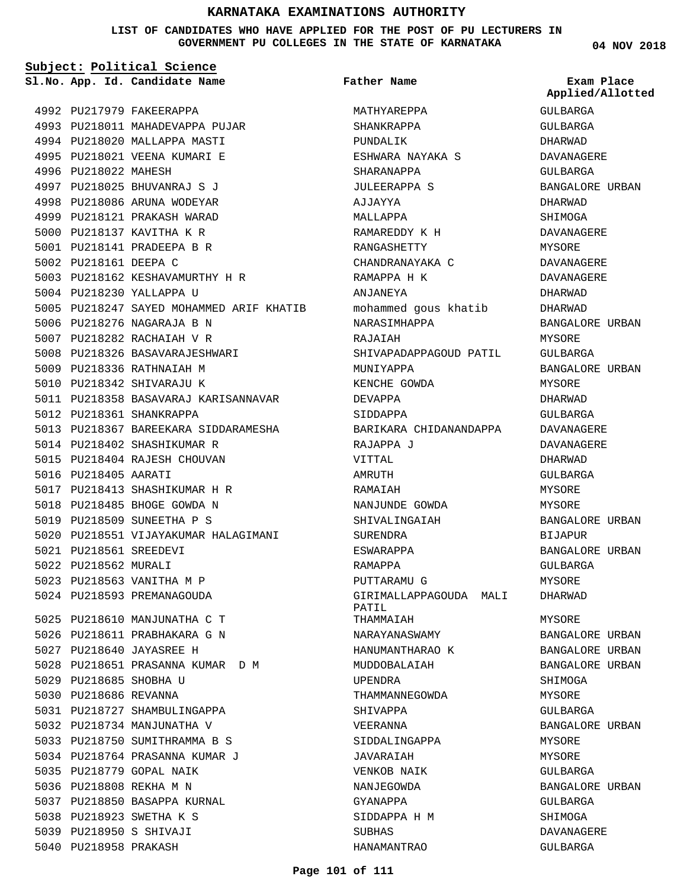# KARNATAKA EXAMINATIONS AUTHORITY

**LIST OF CANDIDATES WHO HAVE APPLIED FOR THE POST OF PU LECTURERS IN GOVERNMENT PU COLLEGES IN THE STATE OF KARNATAKA**

04 NOV 2018

**Subject: Political Science**

| Sl.No. | App. Id. | Candidate Name | Father Name | Exam Place Applied/Allotted |
|---|---|---|---|---|
| 4992 | PU217979 | FAKEERAPPA | MATHYAREPPA | GULBARGA |
| 4993 | PU218011 | MAHADEVAPPA PUJAR | SHANKRAPPA | GULBARGA |
| 4994 | PU218020 | MALLAPPA MASTI | PUNDALIK | DHARWAD |
| 4995 | PU218021 | VEENA KUMARI E | ESHWARA NAYAKA S | DAVANAGERE |
| 4996 | PU218022 | MAHESH | SHARANAPPA | GULBARGA |
| 4997 | PU218025 | BHUVANRAJ S J | JULEERAPPA S | BANGALORE URBAN |
| 4998 | PU218086 | ARUNA WODEYAR | AJJAYYA | DHARWAD |
| 4999 | PU218121 | PRAKASH WARAD | MALLAPPA | SHIMOGA |
| 5000 | PU218137 | KAVITHA K R | RAMAREDDY K H | DAVANAGERE |
| 5001 | PU218141 | PRADEEPA B R | RANGASHETTY | MYSORE |
| 5002 | PU218161 | DEEPA C | CHANDRANAYAKA C | DAVANAGERE |
| 5003 | PU218162 | KESHAVAMURTHY H R | RAMAPPA H K | DAVANAGERE |
| 5004 | PU218230 | YALLAPPA U | ANJANEYA | DHARWAD |
| 5005 | PU218247 | SAYED MOHAMMED ARIF KHATIB | mohammed gous khatib | DHARWAD |
| 5006 | PU218276 | NAGARAJA B N | NARASIMHAPPA | BANGALORE URBAN |
| 5007 | PU218282 | RACHAIAH V R | RAJAIAH | MYSORE |
| 5008 | PU218326 | BASAVARAJESHWARI | SHIVAPADAPPAGOUD PATIL | GULBARGA |
| 5009 | PU218336 | RATHNAIAH M | MUNIYAPPA | BANGALORE URBAN |
| 5010 | PU218342 | SHIVARAJU K | KENCHE GOWDA | MYSORE |
| 5011 | PU218358 | BASAVARAJ KARISANNAVAR | DEVAPPA | DHARWAD |
| 5012 | PU218361 | SHANKRAPPA | SIDDAPPA | GULBARGA |
| 5013 | PU218367 | BAREEKARA SIDDARAMESHA | BARIKARA CHIDANANDAPPA | DAVANAGERE |
| 5014 | PU218402 | SHASHIKUMAR R | RAJAPPA J | DAVANAGERE |
| 5015 | PU218404 | RAJESH CHOUVAN | VITTAL | DHARWAD |
| 5016 | PU218405 | AARATI | AMRUTH | GULBARGA |
| 5017 | PU218413 | SHASHIKUMAR H R | RAMAIAH | MYSORE |
| 5018 | PU218485 | BHOGE GOWDA N | NANJUNDE GOWDA | MYSORE |
| 5019 | PU218509 | SUNEETHA P S | SHIVALINGAIAH | BANGALORE URBAN |
| 5020 | PU218551 | VIJAYAKUMAR HALAGIMANI | SURENDRA | BIJAPUR |
| 5021 | PU218561 | SREEDEVI | ESWARAPPA | BANGALORE URBAN |
| 5022 | PU218562 | MURALI | RAMAPPA | GULBARGA |
| 5023 | PU218563 | VANITHA M P | PUTTARAMU G | MYSORE |
| 5024 | PU218593 | PREMANAGOUDA | GIRIMALLAPPAGOUDA MALI PATIL | DHARWAD |
| 5025 | PU218610 | MANJUNATHA C T | THAMMAIAH | MYSORE |
| 5026 | PU218611 | PRABHAKARA G N | NARAYANASWAMY | BANGALORE URBAN |
| 5027 | PU218640 | JAYASREE H | HANUMANTHARAO K | BANGALORE URBAN |
| 5028 | PU218651 | PRASANNA KUMAR D M | MUDDOBALAIAH | BANGALORE URBAN |
| 5029 | PU218685 | SHOBHA U | UPENDRA | SHIMOGA |
| 5030 | PU218686 | REVANNA | THAMMANNEGOWDA | MYSORE |
| 5031 | PU218727 | SHAMBULINGAPPA | SHIVAPPA | GULBARGA |
| 5032 | PU218734 | MANJUNATHA V | VEERANNA | BANGALORE URBAN |
| 5033 | PU218750 | SUMITHRAMMA B S | SIDDALINGAPPA | MYSORE |
| 5034 | PU218764 | PRASANNA KUMAR J | JAVARAIAH | MYSORE |
| 5035 | PU218779 | GOPAL NAIK | VENKOB NAIK | GULBARGA |
| 5036 | PU218808 | REKHA M N | NANJEGOWDA | BANGALORE URBAN |
| 5037 | PU218850 | BASAPPA KURNAL | GYANAPPA | GULBARGA |
| 5038 | PU218923 | SWETHA K S | SIDDAPPA H M | SHIMOGA |
| 5039 | PU218950 | S SHIVAJI | SUBHAS | DAVANAGERE |
| 5040 | PU218958 | PRAKASH | HANAMANTRAO | GULBARGA |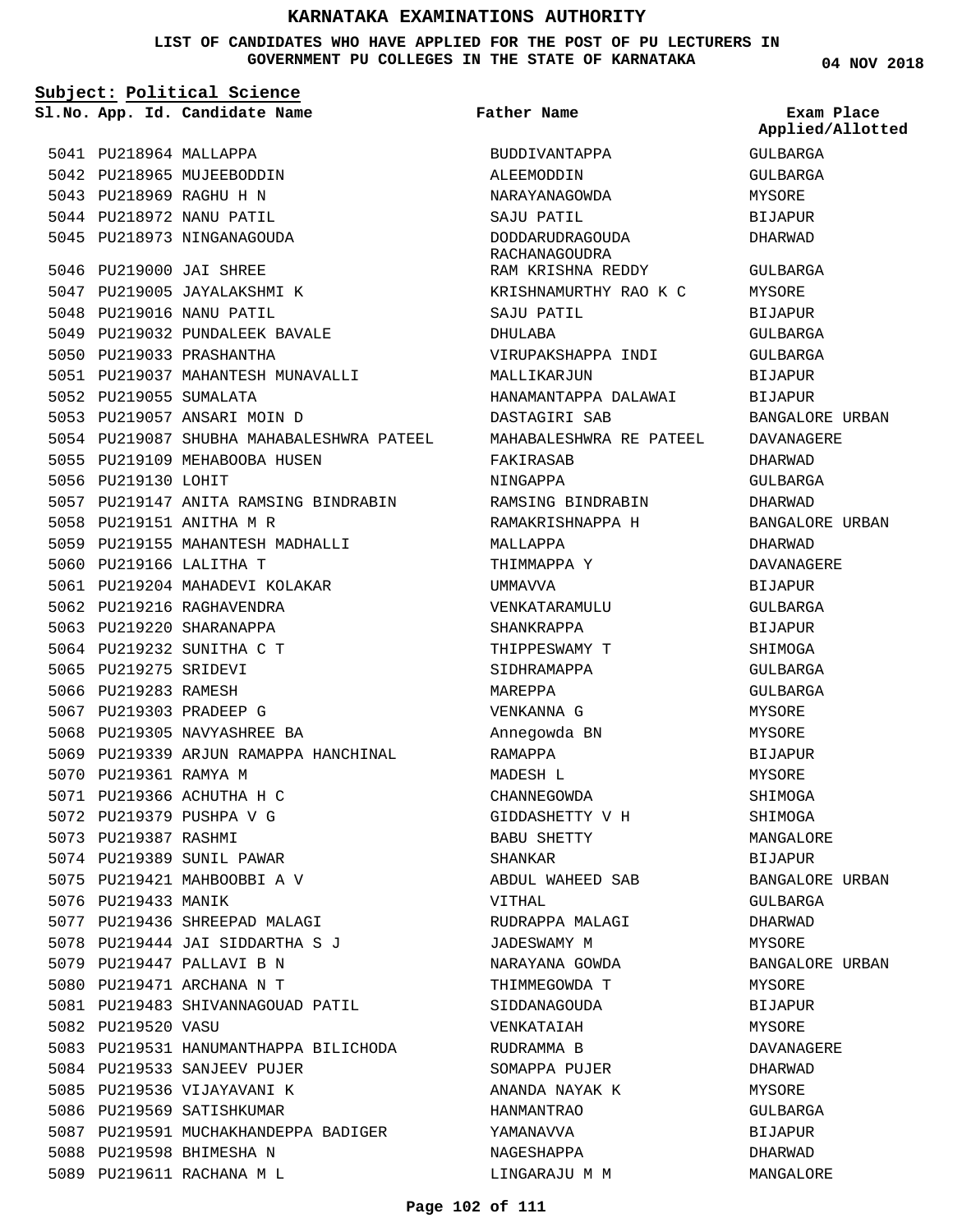# KARNATAKA EXAMINATIONS AUTHORITY

**LIST OF CANDIDATES WHO HAVE APPLIED FOR THE POST OF PU LECTURERS IN GOVERNMENT PU COLLEGES IN THE STATE OF KARNATAKA**

**04 NOV 2018**

**Subject: Political Science**

| Sl.No. | App. Id. | Candidate Name | Father Name | Exam Place Applied/Allotted |
|---|---|---|---|---|
| 5041 | PU218964 | MALLAPPA | BUDDIVANTAPPA | GULBARGA |
| 5042 | PU218965 | MUJEEBODDIN | ALEEMODDIN | GULBARGA |
| 5043 | PU218969 | RAGHU H N | NARAYANAGOWDA | MYSORE |
| 5044 | PU218972 | NANU PATIL | SAJU PATIL | BIJAPUR |
| 5045 | PU218973 | NINGANAGOUDA | DODDARUDRAGOUDA RACHANAGOUDRA | DHARWAD |
| 5046 | PU219000 | JAI SHREE | RAM KRISHNA REDDY | GULBARGA |
| 5047 | PU219005 | JAYALAKSHMI K | KRISHNAMURTHY RAO K C | MYSORE |
| 5048 | PU219016 | NANU PATIL | SAJU PATIL | BIJAPUR |
| 5049 | PU219032 | PUNDALEEK BAVALE | DHULABA | GULBARGA |
| 5050 | PU219033 | PRASHANTHA | VIRUPAKSHAPPA INDI | GULBARGA |
| 5051 | PU219037 | MAHANTESH MUNAVALLI | MALLIKARJUN | BIJAPUR |
| 5052 | PU219055 | SUMALATA | HANAMANTAPPA DALAWAI | BIJAPUR |
| 5053 | PU219057 | ANSARI MOIN D | DASTAGIRI SAB | BANGALORE URBAN |
| 5054 | PU219087 | SHUBHA MAHABALESHWRA PATEEL | MAHABALESHWRA RE PATEEL | DAVANAGERE |
| 5055 | PU219109 | MEHABOOBA HUSEN | FAKIRASAB | DHARWAD |
| 5056 | PU219130 | LOHIT | NINGAPPA | GULBARGA |
| 5057 | PU219147 | ANITA RAMSING BINDRABIN | RAMSING BINDRABIN | DHARWAD |
| 5058 | PU219151 | ANITHA M R | RAMAKRISHNAPPA H | BANGALORE URBAN |
| 5059 | PU219155 | MAHANTESH MADHALLI | MALLAPPA | DHARWAD |
| 5060 | PU219166 | LALITHA T | THIMMAPPA Y | DAVANAGERE |
| 5061 | PU219204 | MAHADEVI KOLAKAR | UMMAVVA | BIJAPUR |
| 5062 | PU219216 | RAGHAVENDRA | VENKATARAMULU | GULBARGA |
| 5063 | PU219220 | SHARANAPPA | SHANKRAPPA | BIJAPUR |
| 5064 | PU219232 | SUNITHA C T | THIPPESWAMY T | SHIMOGA |
| 5065 | PU219275 | SRIDEVI | SIDHRAMAPPA | GULBARGA |
| 5066 | PU219283 | RAMESH | MAREPPA | GULBARGA |
| 5067 | PU219303 | PRADEEP G | VENKANNA G | MYSORE |
| 5068 | PU219305 | NAVYASHREE BA | Annegowda BN | MYSORE |
| 5069 | PU219339 | ARJUN RAMAPPA HANCHINAL | RAMAPPA | BIJAPUR |
| 5070 | PU219361 | RAMYA M | MADESH L | MYSORE |
| 5071 | PU219366 | ACHUTHA H C | CHANNEGOWDA | SHIMOGA |
| 5072 | PU219379 | PUSHPA V G | GIDDASHETTY V H | SHIMOGA |
| 5073 | PU219387 | RASHMI | BABU SHETTY | MANGALORE |
| 5074 | PU219389 | SUNIL PAWAR | SHANKAR | BIJAPUR |
| 5075 | PU219421 | MAHBOOBBI A V | ABDUL WAHEED SAB | BANGALORE URBAN |
| 5076 | PU219433 | MANIK | VITHAL | GULBARGA |
| 5077 | PU219436 | SHREEPAD MALAGI | RUDRAPPA MALAGI | DHARWAD |
| 5078 | PU219444 | JAI SIDDARTHA S J | JADESWAMY M | MYSORE |
| 5079 | PU219447 | PALLAVI B N | NARAYANA GOWDA | BANGALORE URBAN |
| 5080 | PU219471 | ARCHANA N T | THIMMEGOWDA T | MYSORE |
| 5081 | PU219483 | SHIVANNAGOUAD PATIL | SIDDANAGOUDA | BIJAPUR |
| 5082 | PU219520 | VASU | VENKATAIAH | MYSORE |
| 5083 | PU219531 | HANUMANTHAPPA BILICHODA | RUDRAMMA B | DAVANAGERE |
| 5084 | PU219533 | SANJEEV PUJER | SOMAPPA PUJER | DHARWAD |
| 5085 | PU219536 | VIJAYAVANI K | ANANDA NAYAK K | MYSORE |
| 5086 | PU219569 | SATISHKUMAR | HANMANTRAO | GULBARGA |
| 5087 | PU219591 | MUCHAKHANDEPPA BADIGER | YAMANAVVA | BIJAPUR |
| 5088 | PU219598 | BHIMESHA N | NAGESHAPPA | DHARWAD |
| 5089 | PU219611 | RACHANA M L | LINGARAJU M M | MANGALORE |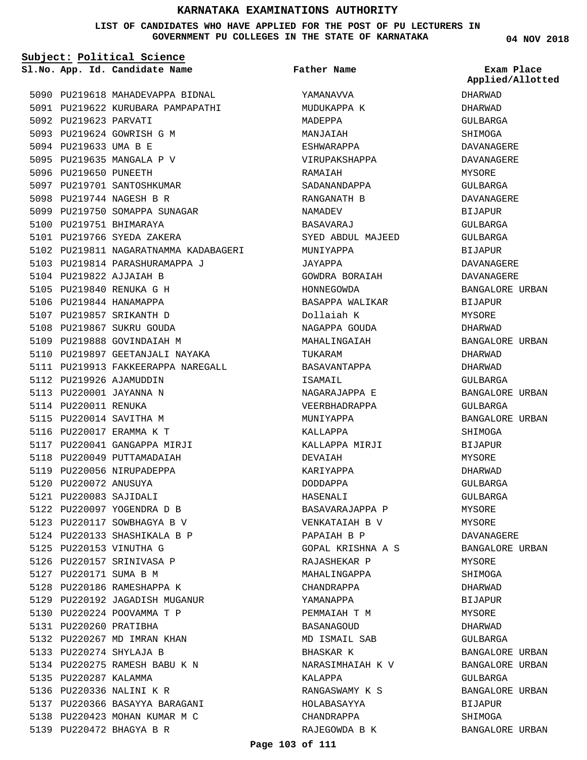# KARNATAKA EXAMINATIONS AUTHORITY

**LIST OF CANDIDATES WHO HAVE APPLIED FOR THE POST OF PU LECTURERS IN GOVERNMENT PU COLLEGES IN THE STATE OF KARNATAKA**

04 NOV 2018

**Subject: Political Science**

| Sl.No. | App. Id. | Candidate Name | Father Name | Exam Place Applied/Allotted |
|---|---|---|---|---|
| 5090 | PU219618 | MAHADEVAPPA BIDNAL | YAMANAVVA | DHARWAD |
| 5091 | PU219622 | KURUBARA PAMPAPATHI | MUDUKAPPA K | DHARWAD |
| 5092 | PU219623 | PARVATI | MADEPPA | GULBARGA |
| 5093 | PU219624 | GOWRISH G M | MANJAIAH | SHIMOGA |
| 5094 | PU219633 | UMA B E | ESHWARAPPA | DAVANAGERE |
| 5095 | PU219635 | MANGALA P V | VIRUPAKSHAPPA | DAVANAGERE |
| 5096 | PU219650 | PUNEETH | RAMAIAH | MYSORE |
| 5097 | PU219701 | SANTOSHKUMAR | SADANANDAPPA | GULBARGA |
| 5098 | PU219744 | NAGESH B R | RANGANATH B | DAVANAGERE |
| 5099 | PU219750 | SOMAPPA SUNAGAR | NAMADEV | BIJAPUR |
| 5100 | PU219751 | BHIMARAYA | BASAVARAJ | GULBARGA |
| 5101 | PU219766 | SYEDA ZAKERA | SYED ABDUL MAJEED | GULBARGA |
| 5102 | PU219811 | NAGARATNAMMA KADABAGERI | MUNIYAPPA | BIJAPUR |
| 5103 | PU219814 | PARASHURAMAPPA J | JAYAPPA | DAVANAGERE |
| 5104 | PU219822 | AJJAIAH B | GOWDRA BORAIAH | DAVANAGERE |
| 5105 | PU219840 | RENUKA G H | HONNEGOWDA | BANGALORE URBAN |
| 5106 | PU219844 | HANAMAPPA | BASAPPA WALIKAR | BIJAPUR |
| 5107 | PU219857 | SRIKANTH D | Dollaiah K | MYSORE |
| 5108 | PU219867 | SUKRU GOUDA | NAGAPPA GOUDA | DHARWAD |
| 5109 | PU219888 | GOVINDAIAH M | MAHALINGAIAH | BANGALORE URBAN |
| 5110 | PU219897 | GEETANJALI NAYAKA | TUKARAM | DHARWAD |
| 5111 | PU219913 | FAKKEERAPPA NAREGALL | BASAVANTAPPA | DHARWAD |
| 5112 | PU219926 | AJAMUDDIN | ISAMAIL | GULBARGA |
| 5113 | PU220001 | JAYANNA N | NAGARAJAPPA E | BANGALORE URBAN |
| 5114 | PU220011 | RENUKA | VEERBHADRAPPA | GULBARGA |
| 5115 | PU220014 | SAVITHA M | MUNIYAPPA | BANGALORE URBAN |
| 5116 | PU220017 | ERAMMA K T | KALLAPPA | SHIMOGA |
| 5117 | PU220041 | GANGAPPA MIRJI | KALLAPPA MIRJI | BIJAPUR |
| 5118 | PU220049 | PUTTAMADAIAH | DEVAIAH | MYSORE |
| 5119 | PU220056 | NIRUPADEPPA | KARIYAPPA | DHARWAD |
| 5120 | PU220072 | ANUSUYA | DODDAPPA | GULBARGA |
| 5121 | PU220083 | SAJIDALI | HASENALI | GULBARGA |
| 5122 | PU220097 | YOGENDRA D B | BASAVARAJAPPA P | MYSORE |
| 5123 | PU220117 | SOWBHAGYA B V | VENKATAIAH B V | MYSORE |
| 5124 | PU220133 | SHASHIKALA B P | PAPAIAH B P | DAVANAGERE |
| 5125 | PU220153 | VINUTHA G | GOPAL KRISHNA A S | BANGALORE URBAN |
| 5126 | PU220157 | SRINIVASA P | RAJASHEKAR P | MYSORE |
| 5127 | PU220171 | SUMA B M | MAHALINGAPPA | SHIMOGA |
| 5128 | PU220186 | RAMESHAPPA K | CHANDRAPPA | DHARWAD |
| 5129 | PU220192 | JAGADISH MUGANUR | YAMANAPPA | BIJAPUR |
| 5130 | PU220224 | POOVAMMA T P | PEMMAIAH T M | MYSORE |
| 5131 | PU220260 | PRATIBHA | BASANAGOUD | DHARWAD |
| 5132 | PU220267 | MD IMRAN KHAN | MD ISMAIL SAB | GULBARGA |
| 5133 | PU220274 | SHYLAJA B | BHASKAR K | BANGALORE URBAN |
| 5134 | PU220275 | RAMESH BABU K N | NARASIMHAIAH K V | BANGALORE URBAN |
| 5135 | PU220287 | KALAMMA | KALAPPA | GULBARGA |
| 5136 | PU220336 | NALINI K R | RANGASWAMY K S | BANGALORE URBAN |
| 5137 | PU220366 | BASAYYA BARAGANI | HOLABASAYYA | BIJAPUR |
| 5138 | PU220423 | MOHAN KUMAR M C | CHANDRAPPA | SHIMOGA |
| 5139 | PU220472 | BHAGYA B R | RAJEGOWDA B K | BANGALORE URBAN |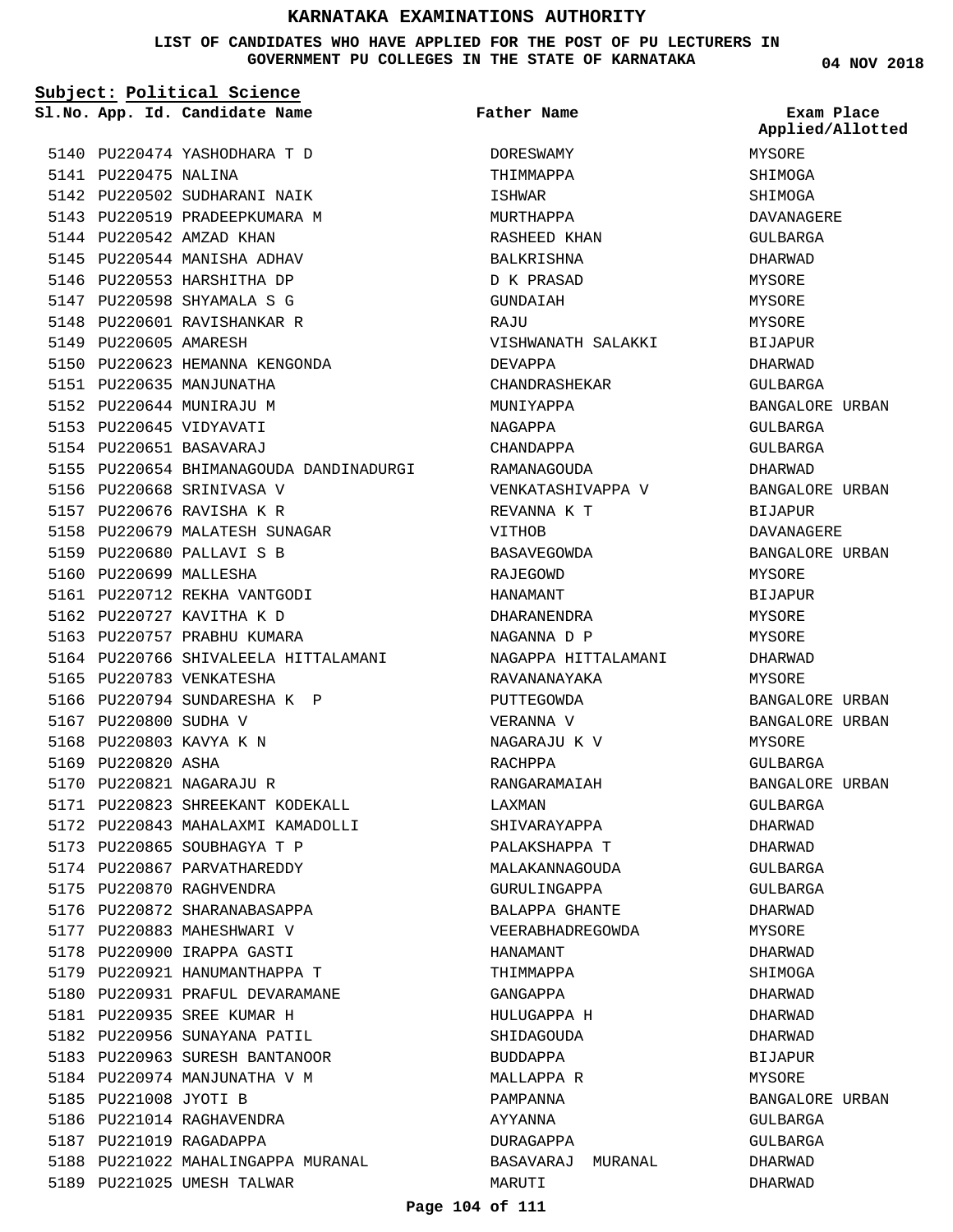# KARNATAKA EXAMINATIONS AUTHORITY

**LIST OF CANDIDATES WHO HAVE APPLIED FOR THE POST OF PU LECTURERS IN GOVERNMENT PU COLLEGES IN THE STATE OF KARNATAKA**

04 NOV 2018

**Subject: Political Science**

| Sl.No. | App. Id. | Candidate Name | Father Name | Exam Place Applied/Allotted |
|---|---|---|---|---|
| 5140 | PU220474 | YASHODHARA T D | DORESWAMY | MYSORE |
| 5141 | PU220475 | NALINA | THIMMAPPA | SHIMOGA |
| 5142 | PU220502 | SUDHARANI NAIK | ISHWAR | SHIMOGA |
| 5143 | PU220519 | PRADEEPKUMARA M | MURTHAPPA | DAVANAGERE |
| 5144 | PU220542 | AMZAD KHAN | RASHEED KHAN | GULBARGA |
| 5145 | PU220544 | MANISHA ADHAV | BALKRISHNA | DHARWAD |
| 5146 | PU220553 | HARSHITHA DP | D K PRASAD | MYSORE |
| 5147 | PU220598 | SHYAMALA S G | GUNDAIAH | MYSORE |
| 5148 | PU220601 | RAVISHANKAR R | RAJU | MYSORE |
| 5149 | PU220605 | AMARESH | VISHWANATH SALAKKI | BIJAPUR |
| 5150 | PU220623 | HEMANNA KENGONDA | DEVAPPA | DHARWAD |
| 5151 | PU220635 | MANJUNATHA | CHANDRASHEKAR | GULBARGA |
| 5152 | PU220644 | MUNIRAJU M | MUNIYAPPA | BANGALORE URBAN |
| 5153 | PU220645 | VIDYAVATI | NAGAPPA | GULBARGA |
| 5154 | PU220651 | BASAVARAJ | CHANDAPPA | GULBARGA |
| 5155 | PU220654 | BHIMANAGOUDA DANDINADURGI | RAMANAGOUDA | DHARWAD |
| 5156 | PU220668 | SRINIVASA V | VENKATASHIVAPPA V | BANGALORE URBAN |
| 5157 | PU220676 | RAVISHA K R | REVANNA K T | BIJAPUR |
| 5158 | PU220679 | MALATESH SUNAGAR | VITHOB | DAVANAGERE |
| 5159 | PU220680 | PALLAVI S B | BASAVEGOWDA | BANGALORE URBAN |
| 5160 | PU220699 | MALLESHA | RAJEGOWD | MYSORE |
| 5161 | PU220712 | REKHA VANTGODI | HANAMANT | BIJAPUR |
| 5162 | PU220727 | KAVITHA K D | DHARANENDRA | MYSORE |
| 5163 | PU220757 | PRABHU KUMARA | NAGANNA D P | MYSORE |
| 5164 | PU220766 | SHIVALEELA HITTALAMANI | NAGAPPA HITTALAMANI | DHARWAD |
| 5165 | PU220783 | VENKATESHA | RAVANANAYAKA | MYSORE |
| 5166 | PU220794 | SUNDARESHA K P | PUTTEGOWDA | BANGALORE URBAN |
| 5167 | PU220800 | SUDHA V | VERANNA V | BANGALORE URBAN |
| 5168 | PU220803 | KAVYA K N | NAGARAJU K V | MYSORE |
| 5169 | PU220820 | ASHA | RACHPPA | GULBARGA |
| 5170 | PU220821 | NAGARAJU R | RANGARAMAIAH | BANGALORE URBAN |
| 5171 | PU220823 | SHREEKANT KODEKALL | LAXMAN | GULBARGA |
| 5172 | PU220843 | MAHALAXMI KAMADOLLI | SHIVARAYAPPA | DHARWAD |
| 5173 | PU220865 | SOUBHAGYA T P | PALAKSHAPPA T | DHARWAD |
| 5174 | PU220867 | PARVATHAREDDY | MALAKANNAGOUDA | GULBARGA |
| 5175 | PU220870 | RAGHVENDRA | GURULINGAPPA | GULBARGA |
| 5176 | PU220872 | SHARANABASAPPA | BALAPPA GHANTE | DHARWAD |
| 5177 | PU220883 | MAHESHWARI V | VEERABHADREGOWDA | MYSORE |
| 5178 | PU220900 | IRAPPA GASTI | HANAMANT | DHARWAD |
| 5179 | PU220921 | HANUMANTHAPPA T | THIMMAPPA | SHIMOGA |
| 5180 | PU220931 | PRAFUL DEVARAMANE | GANGAPPA | DHARWAD |
| 5181 | PU220935 | SREE KUMAR H | HULUGAPPA H | DHARWAD |
| 5182 | PU220956 | SUNAYANA PATIL | SHIDAGOUDA | DHARWAD |
| 5183 | PU220963 | SURESH BANTANOOR | BUDDAPPA | BIJAPUR |
| 5184 | PU220974 | MANJUNATHA V M | MALLAPPA R | MYSORE |
| 5185 | PU221008 | JYOTI B | PAMPANNA | BANGALORE URBAN |
| 5186 | PU221014 | RAGHAVENDRA | AYYANNA | GULBARGA |
| 5187 | PU221019 | RAGADAPPA | DURAGAPPA | GULBARGA |
| 5188 | PU221022 | MAHALINGAPPA MURANAL | BASAVARAJ MURANAL | DHARWAD |
| 5189 | PU221025 | UMESH TALWAR | MARUTI | DHARWAD |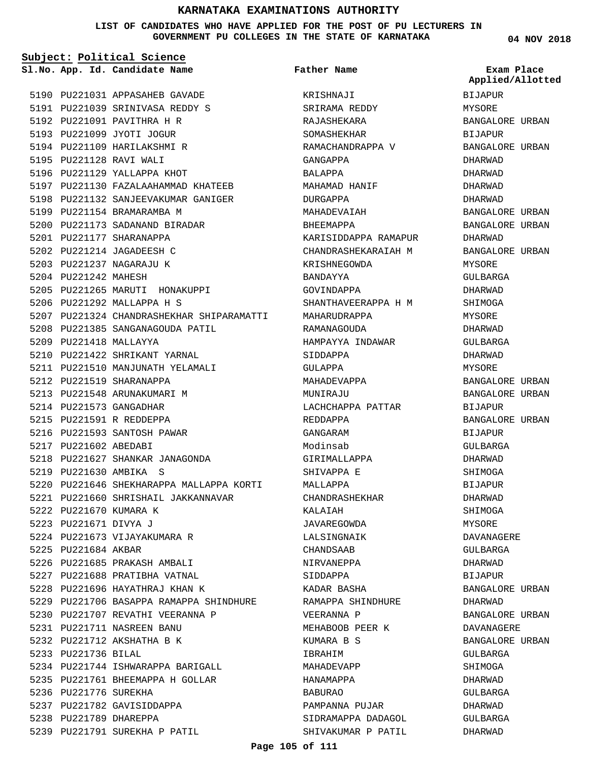# KARNATAKA EXAMINATIONS AUTHORITY

**LIST OF CANDIDATES WHO HAVE APPLIED FOR THE POST OF PU LECTURERS IN GOVERNMENT PU COLLEGES IN THE STATE OF KARNATAKA**

04 NOV 2018

**Subject: Political Science**

| Sl.No. | App. Id. | Candidate Name | Father Name | Exam Place Applied/Allotted |
|---|---|---|---|---|
| 5190 | PU221031 | APPASAHEB GAVADE | KRISHNAJI | BIJAPUR |
| 5191 | PU221039 | SRINIVASA REDDY S | SRIRAMA REDDY | MYSORE |
| 5192 | PU221091 | PAVITHRA H R | RAJASHEKARA | BANGALORE URBAN |
| 5193 | PU221099 | JYOTI JOGUR | SOMASHEKHAR | BIJAPUR |
| 5194 | PU221109 | HARILAKSHMI R | RAMACHANDRAPPA V | BANGALORE URBAN |
| 5195 | PU221128 | RAVI WALI | GANGAPPA | DHARWAD |
| 5196 | PU221129 | YALLAPPA KHOT | BALAPPA | DHARWAD |
| 5197 | PU221130 | FAZALAAHAMMAD KHATEEB | MAHAMAD HANIF | DHARWAD |
| 5198 | PU221132 | SANJEEVAKUMAR GANIGER | DURGAPPA | DHARWAD |
| 5199 | PU221154 | BRAMARAMBA M | MAHADEVAIAH | BANGALORE URBAN |
| 5200 | PU221173 | SADANAND BIRADAR | BHEEMAPPA | BANGALORE URBAN |
| 5201 | PU221177 | SHARANAPPA | KARISIDDAPPA RAMAPUR | DHARWAD |
| 5202 | PU221214 | JAGADEESH C | CHANDRASHEKARAIAH M | BANGALORE URBAN |
| 5203 | PU221237 | NAGARAJU K | KRISHNEGOWDA | MYSORE |
| 5204 | PU221242 | MAHESH | BANDAYYA | GULBARGA |
| 5205 | PU221265 | MARUTI HONAKUPPI | GOVINDAPPA | DHARWAD |
| 5206 | PU221292 | MALLAPPA H S | SHANTHAVEERAPPA H M | SHIMOGA |
| 5207 | PU221324 | CHANDRASHEKHAR SHIPARAMATTI | MAHARUDRAPPA | MYSORE |
| 5208 | PU221385 | SANGANAGOUDA PATIL | RAMANAGOUDA | DHARWAD |
| 5209 | PU221418 | MALLAYYA | HAMPAYYA INDAWAR | GULBARGA |
| 5210 | PU221422 | SHRIKANT YARNAL | SIDDAPPA | DHARWAD |
| 5211 | PU221510 | MANJUNATH YELAMALI | GULAPPA | MYSORE |
| 5212 | PU221519 | SHARANAPPA | MAHADEVAPPA | BANGALORE URBAN |
| 5213 | PU221548 | ARUNAKUMARI M | MUNIRAJU | BANGALORE URBAN |
| 5214 | PU221573 | GANGADHAR | LACHCHAPPA PATTAR | BIJAPUR |
| 5215 | PU221591 | R REDDEPPA | REDDAPPA | BANGALORE URBAN |
| 5216 | PU221593 | SANTOSH PAWAR | GANGARAM | BIJAPUR |
| 5217 | PU221602 | ABEDABI | Modinsab | GULBARGA |
| 5218 | PU221627 | SHANKAR JANAGONDA | GIRIMALLAPPA | DHARWAD |
| 5219 | PU221630 | AMBIKA S | SHIVAPPA E | SHIMOGA |
| 5220 | PU221646 | SHEKHARAPPA MALLAPPA KORTI | MALLAPPA | BIJAPUR |
| 5221 | PU221660 | SHRISHAIL JAKKANNAVAR | CHANDRASHEKHAR | DHARWAD |
| 5222 | PU221670 | KUMARA K | KALAIAH | SHIMOGA |
| 5223 | PU221671 | DIVYA J | JAVAREGOWDA | MYSORE |
| 5224 | PU221673 | VIJAYAKUMARA R | LALSINGNAIK | DAVANAGERE |
| 5225 | PU221684 | AKBAR | CHANDSAAB | GULBARGA |
| 5226 | PU221685 | PRAKASH AMBALI | NIRVANEPPA | DHARWAD |
| 5227 | PU221688 | PRATIBHA VATNAL | SIDDAPPA | BIJAPUR |
| 5228 | PU221696 | HAYATHRAJ KHAN K | KADAR BASHA | BANGALORE URBAN |
| 5229 | PU221706 | BASAPPA RAMAPPA SHINDHURE | RAMAPPA SHINDHURE | DHARWAD |
| 5230 | PU221707 | REVATHI VEERANNA P | VEERANNA P | BANGALORE URBAN |
| 5231 | PU221711 | NASREEN BANU | MEHABOOB PEER K | DAVANAGERE |
| 5232 | PU221712 | AKSHATHA B K | KUMARA B S | BANGALORE URBAN |
| 5233 | PU221736 | BILAL | IBRAHIM | GULBARGA |
| 5234 | PU221744 | ISHWARAPPA BARIGALL | MAHADEVAPP | SHIMOGA |
| 5235 | PU221761 | BHEEMAPPA H GOLLAR | HANAMAPPA | DHARWAD |
| 5236 | PU221776 | SUREKHA | BABURAO | GULBARGA |
| 5237 | PU221782 | GAVISIDDAPPA | PAMPANNA PUJAR | DHARWAD |
| 5238 | PU221789 | DHAREPPA | SIDRAMAPPA DADAGOL | GULBARGA |
| 5239 | PU221791 | SUREKHA P PATIL | SHIVAKUMAR P PATIL | DHARWAD |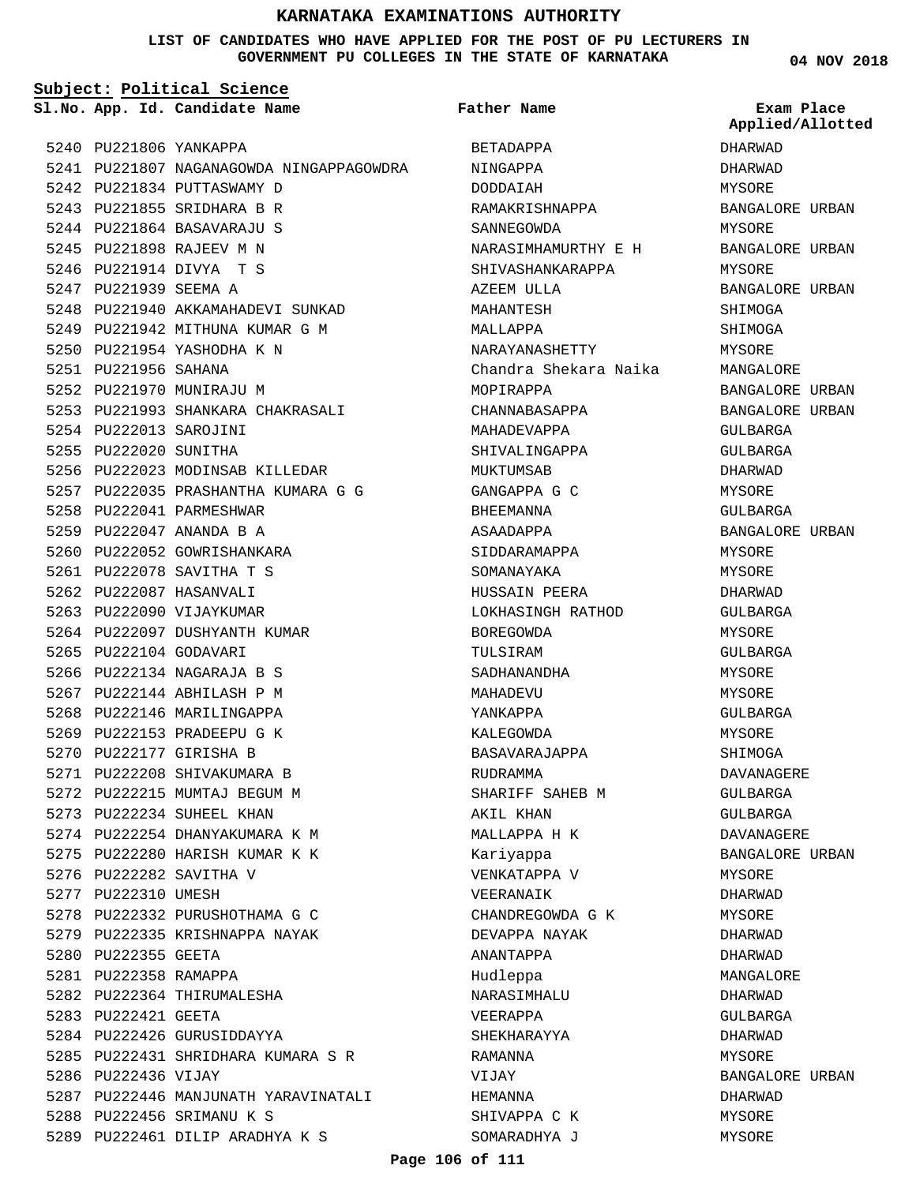# KARNATAKA EXAMINATIONS AUTHORITY

**LIST OF CANDIDATES WHO HAVE APPLIED FOR THE POST OF PU LECTURERS IN GOVERNMENT PU COLLEGES IN THE STATE OF KARNATAKA**

04 NOV 2018

**Subject: Political Science**

| Sl.No. | App. Id. | Candidate Name | Father Name | Exam Place Applied/Allotted |
|---|---|---|---|---|
| 5240 | PU221806 | YANKAPPA | BETADAPPA | DHARWAD |
| 5241 | PU221807 | NAGANAGOWDA NINGAPPAGOWDRA | NINGAPPA | DHARWAD |
| 5242 | PU221834 | PUTTASWAMY D | DODDAIAH | MYSORE |
| 5243 | PU221855 | SRIDHARA B R | RAMAKRISHNAPPA | BANGALORE URBAN |
| 5244 | PU221864 | BASAVARAJU S | SANNEGOWDA | MYSORE |
| 5245 | PU221898 | RAJEEV M N | NARASIMHAMURTHY E H | BANGALORE URBAN |
| 5246 | PU221914 | DIVYA T S | SHIVASHANKARAPPA | MYSORE |
| 5247 | PU221939 | SEEMA A | AZEEM ULLA | BANGALORE URBAN |
| 5248 | PU221940 | AKKAMAHADEVI SUNKAD | MAHANTESH | SHIMOGA |
| 5249 | PU221942 | MITHUNA KUMAR G M | MALLAPPA | SHIMOGA |
| 5250 | PU221954 | YASHODHA K N | NARAYANASHETTY | MYSORE |
| 5251 | PU221956 | SAHANA | Chandra Shekara Naika | MANGALORE |
| 5252 | PU221970 | MUNIRAJU M | MOPIRAPPA | BANGALORE URBAN |
| 5253 | PU221993 | SHANKARA CHAKRASALI | CHANNABASAPPA | BANGALORE URBAN |
| 5254 | PU222013 | SAROJINI | MAHADEVAPPA | GULBARGA |
| 5255 | PU222020 | SUNITHA | SHIVALINGAPPA | GULBARGA |
| 5256 | PU222023 | MODINSAB KILLEDAR | MUKTUMSAB | DHARWAD |
| 5257 | PU222035 | PRASHANTHA KUMARA G G | GANGAPPA G C | MYSORE |
| 5258 | PU222041 | PARMESHWAR | BHEEMANNA | GULBARGA |
| 5259 | PU222047 | ANANDA B A | ASAADAPPA | BANGALORE URBAN |
| 5260 | PU222052 | GOWRISHANKARA | SIDDARAMAPPA | MYSORE |
| 5261 | PU222078 | SAVITHA T S | SOMANAYAKA | MYSORE |
| 5262 | PU222087 | HASANVALI | HUSSAIN PEERA | DHARWAD |
| 5263 | PU222090 | VIJAYKUMAR | LOKHASINGH RATHOD | GULBARGA |
| 5264 | PU222097 | DUSHYANTH KUMAR | BOREGOWDA | MYSORE |
| 5265 | PU222104 | GODAVARI | TULSIRAM | GULBARGA |
| 5266 | PU222134 | NAGARAJA B S | SADHANANDHA | MYSORE |
| 5267 | PU222144 | ABHILASH P M | MAHADEVU | MYSORE |
| 5268 | PU222146 | MARILINGAPPA | YANKAPPA | GULBARGA |
| 5269 | PU222153 | PRADEEPU G K | KALEGOWDA | MYSORE |
| 5270 | PU222177 | GIRISHA B | BASAVARAJAPPA | SHIMOGA |
| 5271 | PU222208 | SHIVAKUMARA B | RUDRAMMA | DAVANAGERE |
| 5272 | PU222215 | MUMTAJ BEGUM M | SHARIFF SAHEB M | GULBARGA |
| 5273 | PU222234 | SUHEEL KHAN | AKIL KHAN | GULBARGA |
| 5274 | PU222254 | DHANYAKUMARA K M | MALLAPPA H K | DAVANAGERE |
| 5275 | PU222280 | HARISH KUMAR K K | Kariyappa | BANGALORE URBAN |
| 5276 | PU222282 | SAVITHA V | VENKATAPPA V | MYSORE |
| 5277 | PU222310 | UMESH | VEERANAIK | DHARWAD |
| 5278 | PU222332 | PURUSHOTHAMA G C | CHANDREGOWDA G K | MYSORE |
| 5279 | PU222335 | KRISHNAPPA NAYAK | DEVAPPA NAYAK | DHARWAD |
| 5280 | PU222355 | GEETA | ANANTAPPA | DHARWAD |
| 5281 | PU222358 | RAMAPPA | Hudleppa | MANGALORE |
| 5282 | PU222364 | THIRUMALESHA | NARASIMHALU | DHARWAD |
| 5283 | PU222421 | GEETA | VEERAPPA | GULBARGA |
| 5284 | PU222426 | GURUSIDDAYYA | SHEKHARAYYA | DHARWAD |
| 5285 | PU222431 | SHRIDHARA KUMARA S R | RAMANNA | MYSORE |
| 5286 | PU222436 | VIJAY | VIJAY | BANGALORE URBAN |
| 5287 | PU222446 | MANJUNATH YARAVINATALI | HEMANNA | DHARWAD |
| 5288 | PU222456 | SRIMANU K S | SHIVAPPA C K | MYSORE |
| 5289 | PU222461 | DILIP ARADHYA K S | SOMARADHYA J | MYSORE |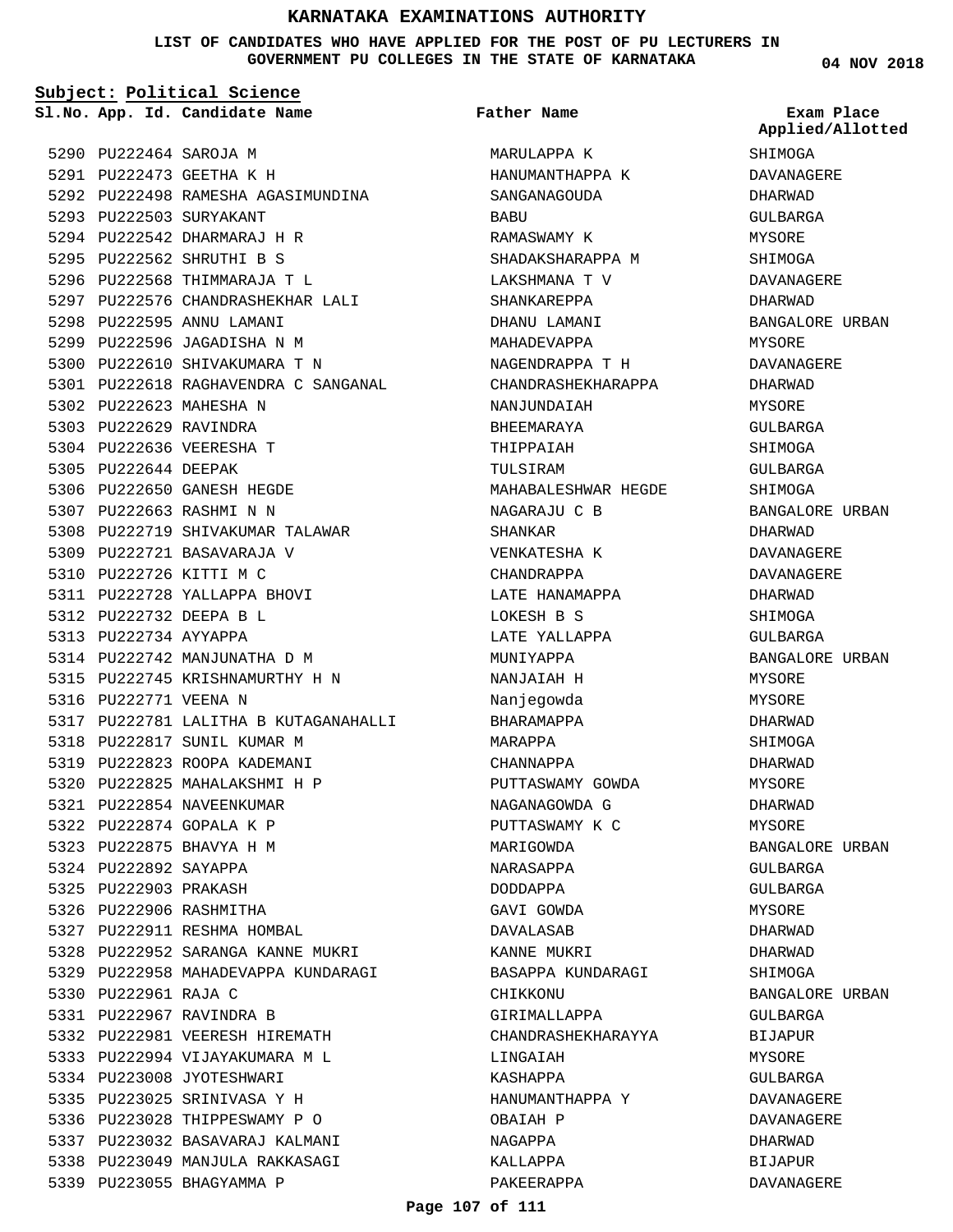# KARNATAKA EXAMINATIONS AUTHORITY

**LIST OF CANDIDATES WHO HAVE APPLIED FOR THE POST OF PU LECTURERS IN GOVERNMENT PU COLLEGES IN THE STATE OF KARNATAKA**

04 NOV 2018

**Subject: Political Science**

| Sl.No. | App. Id. | Candidate Name | Father Name | Exam Place Applied/Allotted |
|---|---|---|---|---|
| 5290 | PU222464 | SAROJA M | MARULAPPA K | SHIMOGA |
| 5291 | PU222473 | GEETHA K H | HANUMANTHAPPA K | DAVANAGERE |
| 5292 | PU222498 | RAMESHA AGASIMUNDINA | SANGANAGOUDA | DHARWAD |
| 5293 | PU222503 | SURYAKANT | BABU | GULBARGA |
| 5294 | PU222542 | DHARMARAJ H R | RAMASWAMY K | MYSORE |
| 5295 | PU222562 | SHRUTHI B S | SHADAKSHARAPPA M | SHIMOGA |
| 5296 | PU222568 | THIMMARAJA T L | LAKSHMANA T V | DAVANAGERE |
| 5297 | PU222576 | CHANDRASHEKHAR LALI | SHANKAREPPA | DHARWAD |
| 5298 | PU222595 | ANNU LAMANI | DHANU LAMANI | BANGALORE URBAN |
| 5299 | PU222596 | JAGADISHA N M | MAHADEVAPPA | MYSORE |
| 5300 | PU222610 | SHIVAKUMARA T N | NAGENDRAPPA T H | DAVANAGERE |
| 5301 | PU222618 | RAGHAVENDRA C SANGANAL | CHANDRASHEKHARAPPA | DHARWAD |
| 5302 | PU222623 | MAHESHA N | NANJUNDAIAH | MYSORE |
| 5303 | PU222629 | RAVINDRA | BHEEMARAYA | GULBARGA |
| 5304 | PU222636 | VEERESHA T | THIPPAIAH | SHIMOGA |
| 5305 | PU222644 | DEEPAK | TULSIRAM | GULBARGA |
| 5306 | PU222650 | GANESH HEGDE | MAHABALESHWAR HEGDE | SHIMOGA |
| 5307 | PU222663 | RASHMI N N | NAGARAJU C B | BANGALORE URBAN |
| 5308 | PU222719 | SHIVAKUMAR TALAWAR | SHANKAR | DHARWAD |
| 5309 | PU222721 | BASAVARAJA V | VENKATESHA K | DAVANAGERE |
| 5310 | PU222726 | KITTI M C | CHANDRAPPA | DAVANAGERE |
| 5311 | PU222728 | YALLAPPA BHOVI | LATE HANAMAPPA | DHARWAD |
| 5312 | PU222732 | DEEPA B L | LOKESH B S | SHIMOGA |
| 5313 | PU222734 | AYYAPPA | LATE YALLAPPA | GULBARGA |
| 5314 | PU222742 | MANJUNATHA D M | MUNIYAPPA | BANGALORE URBAN |
| 5315 | PU222745 | KRISHNAMURTHY H N | NANJAIAH H | MYSORE |
| 5316 | PU222771 | VEENA N | Nanjegowda | MYSORE |
| 5317 | PU222781 | LALITHA B KUTAGANAHALLI | BHARAMAPPA | DHARWAD |
| 5318 | PU222817 | SUNIL KUMAR M | MARAPPA | SHIMOGA |
| 5319 | PU222823 | ROOPA KADEMANI | CHANNAPPA | DHARWAD |
| 5320 | PU222825 | MAHALAKSHMI H P | PUTTASWAMY GOWDA | MYSORE |
| 5321 | PU222854 | NAVEENKUMAR | NAGANAGOWDA G | DHARWAD |
| 5322 | PU222874 | GOPALA K P | PUTTASWAMY K C | MYSORE |
| 5323 | PU222875 | BHAVYA H M | MARIGOWDA | BANGALORE URBAN |
| 5324 | PU222892 | SAYAPPA | NARASAPPA | GULBARGA |
| 5325 | PU222903 | PRAKASH | DODDAPPA | GULBARGA |
| 5326 | PU222906 | RASHMITHA | GAVI GOWDA | MYSORE |
| 5327 | PU222911 | RESHMA HOMBAL | DAVALASAB | DHARWAD |
| 5328 | PU222952 | SARANGA KANNE MUKRI | KANNE MUKRI | DHARWAD |
| 5329 | PU222958 | MAHADEVAPPA KUNDARAGI | BASAPPA KUNDARAGI | SHIMOGA |
| 5330 | PU222961 | RAJA C | CHIKKONU | BANGALORE URBAN |
| 5331 | PU222967 | RAVINDRA B | GIRIMALLAPPA | GULBARGA |
| 5332 | PU222981 | VEERESH HIREMATH | CHANDRASHEKHARAYYA | BIJAPUR |
| 5333 | PU222994 | VIJAYAKUMARA M L | LINGAIAH | MYSORE |
| 5334 | PU223008 | JYOTESHWARI | KASHAPPA | GULBARGA |
| 5335 | PU223025 | SRINIVASA Y H | HANUMANTHAPPA Y | DAVANAGERE |
| 5336 | PU223028 | THIPPESWAMY P O | OBAIAH P | DAVANAGERE |
| 5337 | PU223032 | BASAVARAJ KALMANI | NAGAPPA | DHARWAD |
| 5338 | PU223049 | MANJULA RAKKASAGI | KALLAPPA | BIJAPUR |
| 5339 | PU223055 | BHAGYAMMA P | PAKEERAPPA | DAVANAGERE |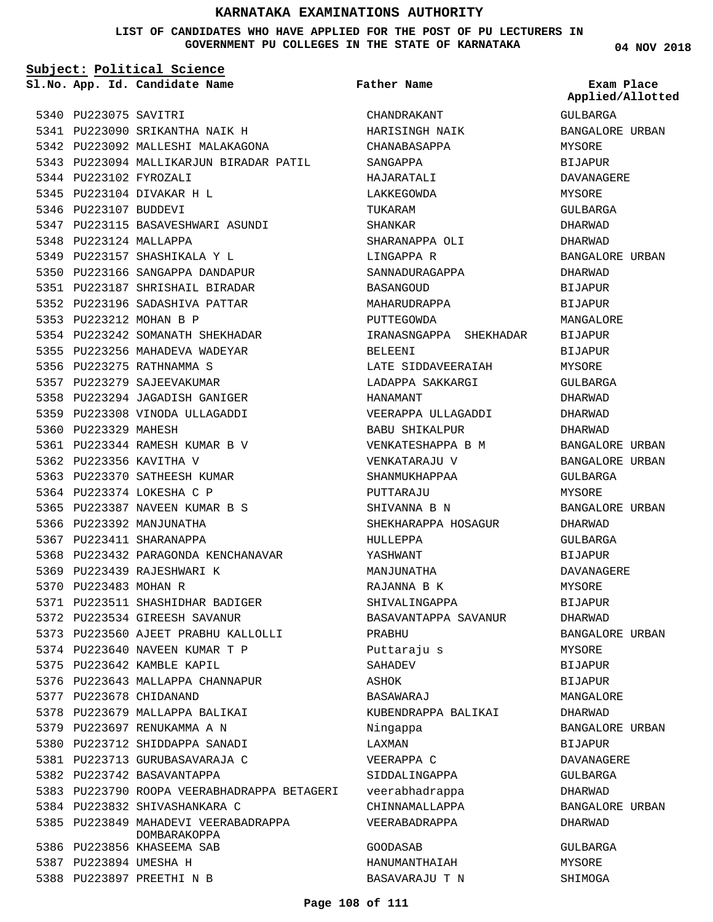# KARNATAKA EXAMINATIONS AUTHORITY

**LIST OF CANDIDATES WHO HAVE APPLIED FOR THE POST OF PU LECTURERS IN GOVERNMENT PU COLLEGES IN THE STATE OF KARNATAKA**

**04 NOV 2018**

**Subject: Political Science**

| Sl.No. | App. Id. | Candidate Name | Father Name | Exam Place Applied/Allotted |
|---|---|---|---|---|
| 5340 | PU223075 | SAVITRI | CHANDRAKANT | GULBARGA |
| 5341 | PU223090 | SRIKANTHA NAIK H | HARISINGH NAIK | BANGALORE URBAN |
| 5342 | PU223092 | MALLESHI MALAKAGONA | CHANABASAPPA | MYSORE |
| 5343 | PU223094 | MALLIKARJUN BIRADAR PATIL | SANGAPPA | BIJAPUR |
| 5344 | PU223102 | FYROZALI | HAJARATALI | DAVANAGERE |
| 5345 | PU223104 | DIVAKAR H L | LAKKEGOWDA | MYSORE |
| 5346 | PU223107 | BUDDEVI | TUKARAM | GULBARGA |
| 5347 | PU223115 | BASAVESHWARI ASUNDI | SHANKAR | DHARWAD |
| 5348 | PU223124 | MALLAPPA | SHARANAPPA OLI | DHARWAD |
| 5349 | PU223157 | SHASHIKALA Y L | LINGAPPA R | BANGALORE URBAN |
| 5350 | PU223166 | SANGAPPA DANDAPUR | SANNADURAGAPPA | DHARWAD |
| 5351 | PU223187 | SHRISHAIL BIRADAR | BASANGOUD | BIJAPUR |
| 5352 | PU223196 | SADASHIVA PATTAR | MAHARUDRAPPA | BIJAPUR |
| 5353 | PU223212 | MOHAN B P | PUTTEGOWDA | MANGALORE |
| 5354 | PU223242 | SOMANATH SHEKHADAR | IRANASNGAPPA SHEKHADAR | BIJAPUR |
| 5355 | PU223256 | MAHADEVA WADEYAR | BELEENI | BIJAPUR |
| 5356 | PU223275 | RATHNAMMA S | LATE SIDDAVEERAIAH | MYSORE |
| 5357 | PU223279 | SAJEEVAKUMAR | LADAPPA SAKKARGI | GULBARGA |
| 5358 | PU223294 | JAGADISH GANIGER | HANAMANT | DHARWAD |
| 5359 | PU223308 | VINODA ULLAGADDI | VEERAPPA ULLAGADDI | DHARWAD |
| 5360 | PU223329 | MAHESH | BABU SHIKALPUR | DHARWAD |
| 5361 | PU223344 | RAMESH KUMAR B V | VENKATESHAPPA B M | BANGALORE URBAN |
| 5362 | PU223356 | KAVITHA V | VENKATARAJU V | BANGALORE URBAN |
| 5363 | PU223370 | SATHEESH KUMAR | SHANMUKHAPPAA | GULBARGA |
| 5364 | PU223374 | LOKESHA C P | PUTTARAJU | MYSORE |
| 5365 | PU223387 | NAVEEN KUMAR B S | SHIVANNA B N | BANGALORE URBAN |
| 5366 | PU223392 | MANJUNATHA | SHEKHARAPPA HOSAGUR | DHARWAD |
| 5367 | PU223411 | SHARANAPPA | HULLEPPA | GULBARGA |
| 5368 | PU223432 | PARAGONDA KENCHANAVAR | YASHWANT | BIJAPUR |
| 5369 | PU223439 | RAJESHWARI K | MANJUNATHA | DAVANAGERE |
| 5370 | PU223483 | MOHAN R | RAJANNA B K | MYSORE |
| 5371 | PU223511 | SHASHIDHAR BADIGER | SHIVALINGAPPA | BIJAPUR |
| 5372 | PU223534 | GIREESH SAVANUR | BASAVANTAPPA SAVANUR | DHARWAD |
| 5373 | PU223560 | AJEET PRABHU KALLOLLI | PRABHU | BANGALORE URBAN |
| 5374 | PU223640 | NAVEEN KUMAR T P | Puttaraju s | MYSORE |
| 5375 | PU223642 | KAMBLE KAPIL | SAHADEV | BIJAPUR |
| 5376 | PU223643 | MALLAPPA CHANNAPUR | ASHOK | BIJAPUR |
| 5377 | PU223678 | CHIDANAND | BASAWARAJ | MANGALORE |
| 5378 | PU223679 | MALLAPPA BALIKAI | KUBENDRAPPA BALIKAI | DHARWAD |
| 5379 | PU223697 | RENUKAMMA A N | Ningappa | BANGALORE URBAN |
| 5380 | PU223712 | SHIDDAPPA SANADI | LAXMAN | BIJAPUR |
| 5381 | PU223713 | GURUBASAVARAJA C | VEERAPPA C | DAVANAGERE |
| 5382 | PU223742 | BASAVANTAPPA | SIDDALINGAPPA | GULBARGA |
| 5383 | PU223790 | ROOPA VEERABHADRAPPA BETAGERI | veerabhadrappa | DHARWAD |
| 5384 | PU223832 | SHIVASHANKARA C | CHINNAMALLAPPA | BANGALORE URBAN |
| 5385 | PU223849 | MAHADEVI VEERABADRAPPA DOMBARAKOPPA | VEERABADRAPPA | DHARWAD |
| 5386 | PU223856 | KHASEEMA SAB | GOODASAB | GULBARGA |
| 5387 | PU223894 | UMESHA H | HANUMANTHAIAH | MYSORE |
| 5388 | PU223897 | PREETHI N B | BASAVARAJU T N | SHIMOGA |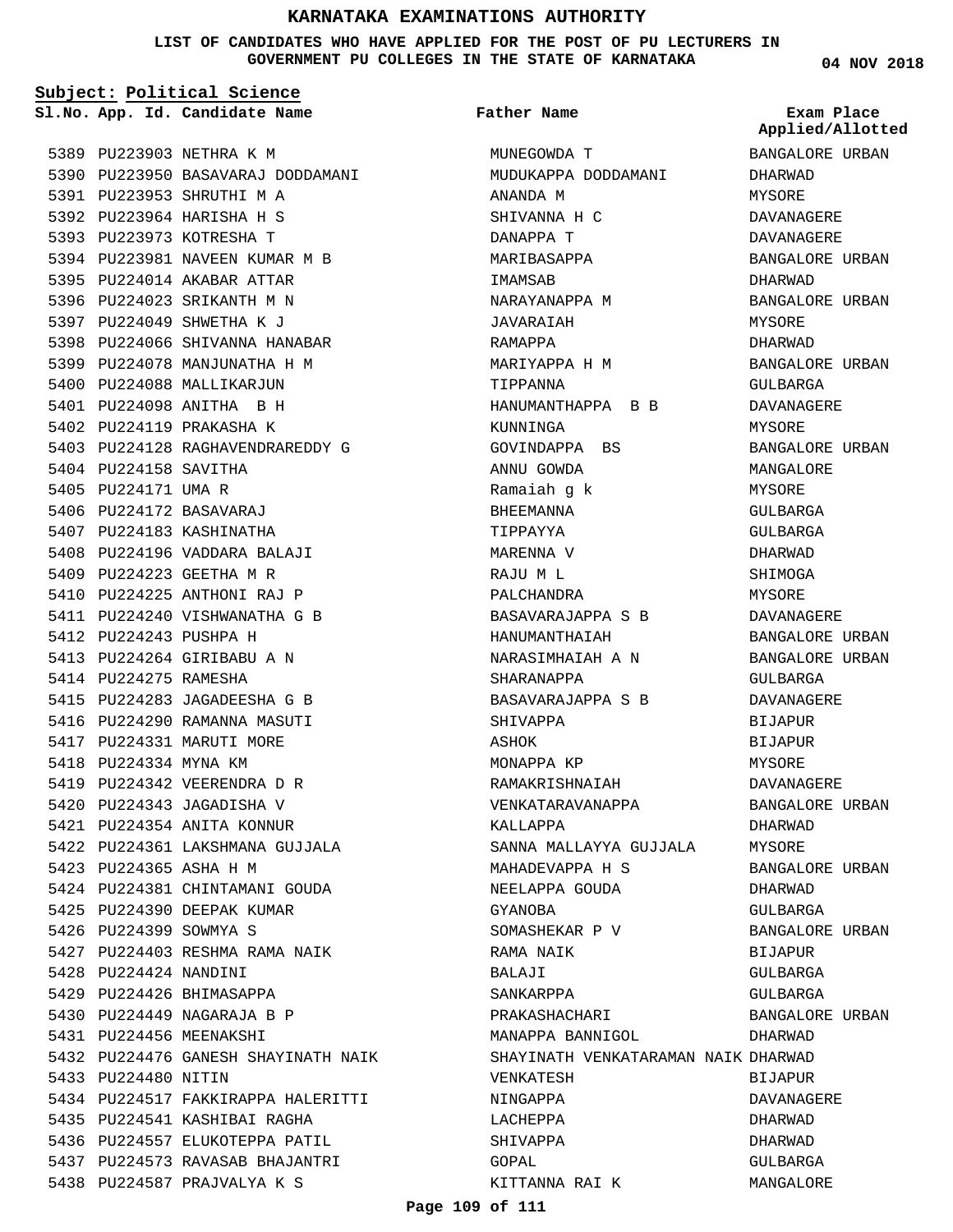# KARNATAKA EXAMINATIONS AUTHORITY

**LIST OF CANDIDATES WHO HAVE APPLIED FOR THE POST OF PU LECTURERS IN GOVERNMENT PU COLLEGES IN THE STATE OF KARNATAKA**

04 NOV 2018

**Subject: Political Science**

| Sl.No. | App. Id. | Candidate Name | Father Name | Exam Place Applied/Allotted |
|---|---|---|---|---|
| 5389 | PU223903 | NETHRA K M | MUNEGOWDA T | BANGALORE URBAN |
| 5390 | PU223950 | BASAVARAJ DODDAMANI | MUDUKAPPA DODDAMANI | DHARWAD |
| 5391 | PU223953 | SHRUTHI M A | ANANDA M | MYSORE |
| 5392 | PU223964 | HARISHA H S | SHIVANNA H C | DAVANAGERE |
| 5393 | PU223973 | KOTRESHA T | DANAPPA T | DAVANAGERE |
| 5394 | PU223981 | NAVEEN KUMAR M B | MARIBASAPPA | BANGALORE URBAN |
| 5395 | PU224014 | AKABAR ATTAR | IMAMSAB | DHARWAD |
| 5396 | PU224023 | SRIKANTH M N | NARAYANAPPA M | BANGALORE URBAN |
| 5397 | PU224049 | SHWETHA K J | JAVARAIAH | MYSORE |
| 5398 | PU224066 | SHIVANNA HANABAR | RAMAPPA | DHARWAD |
| 5399 | PU224078 | MANJUNATHA H M | MARIYAPPA H M | BANGALORE URBAN |
| 5400 | PU224088 | MALLIKARJUN | TIPPANNA | GULBARGA |
| 5401 | PU224098 | ANITHA B H | HANUMANTHAPPA B B | DAVANAGERE |
| 5402 | PU224119 | PRAKASHA K | KUNNINGA | MYSORE |
| 5403 | PU224128 | RAGHAVENDRAREDDY G | GOVINDAPPA BS | BANGALORE URBAN |
| 5404 | PU224158 | SAVITHA | ANNU GOWDA | MANGALORE |
| 5405 | PU224171 | UMA R | Ramaiah g k | MYSORE |
| 5406 | PU224172 | BASAVARAJ | BHEEMANNA | GULBARGA |
| 5407 | PU224183 | KASHINATHA | TIPPAYYA | GULBARGA |
| 5408 | PU224196 | VADDARA BALAJI | MARENNA V | DHARWAD |
| 5409 | PU224223 | GEETHA M R | RAJU M L | SHIMOGA |
| 5410 | PU224225 | ANTHONI RAJ P | PALCHANDRA | MYSORE |
| 5411 | PU224240 | VISHWANATHA G B | BASAVARAJAPPA S B | DAVANAGERE |
| 5412 | PU224243 | PUSHPA H | HANUMANTHAIAH | BANGALORE URBAN |
| 5413 | PU224264 | GIRIBABU A N | NARASIMHAIAH A N | BANGALORE URBAN |
| 5414 | PU224275 | RAMESHA | SHARANAPPA | GULBARGA |
| 5415 | PU224283 | JAGADEESHA G B | BASAVARAJAPPA S B | DAVANAGERE |
| 5416 | PU224290 | RAMANNA MASUTI | SHIVAPPA | BIJAPUR |
| 5417 | PU224331 | MARUTI MORE | ASHOK | BIJAPUR |
| 5418 | PU224334 | MYNA KM | MONAPPA KP | MYSORE |
| 5419 | PU224342 | VEERENDRA D R | RAMAKRISHNAIAH | DAVANAGERE |
| 5420 | PU224343 | JAGADISHA V | VENKATARAVANAPPA | BANGALORE URBAN |
| 5421 | PU224354 | ANITA KONNUR | KALLAPPA | DHARWAD |
| 5422 | PU224361 | LAKSHMANA GUJJALA | SANNA MALLAYYA GUJJALA | MYSORE |
| 5423 | PU224365 | ASHA H M | MAHADEVAPPA H S | BANGALORE URBAN |
| 5424 | PU224381 | CHINTAMANI GOUDA | NEELAPPA GOUDA | DHARWAD |
| 5425 | PU224390 | DEEPAK KUMAR | GYANOBA | GULBARGA |
| 5426 | PU224399 | SOWMYA S | SOMASHEKAR P V | BANGALORE URBAN |
| 5427 | PU224403 | RESHMA RAMA NAIK | RAMA NAIK | BIJAPUR |
| 5428 | PU224424 | NANDINI | BALAJI | GULBARGA |
| 5429 | PU224426 | BHIMASAPPA | SANKARPPA | GULBARGA |
| 5430 | PU224449 | NAGARAJA B P | PRAKASHACHARI | BANGALORE URBAN |
| 5431 | PU224456 | MEENAKSHI | MANAPPA BANNIGOL | DHARWAD |
| 5432 | PU224476 | GANESH SHAYINATH NAIK | SHAYINATH VENKATARAMAN NAIK | DHARWAD |
| 5433 | PU224480 | NITIN | VENKATESH | BIJAPUR |
| 5434 | PU224517 | FAKKIRAPPA HALERITTI | NINGAPPA | DAVANAGERE |
| 5435 | PU224541 | KASHIBAI RAGHA | LACHEPPA | DHARWAD |
| 5436 | PU224557 | ELUKOTEPPA PATIL | SHIVAPPA | DHARWAD |
| 5437 | PU224573 | RAVASAB BHAJANTRI | GOPAL | GULBARGA |
| 5438 | PU224587 | PRAJVALYA K S | KITTANNA RAI K | MANGALORE |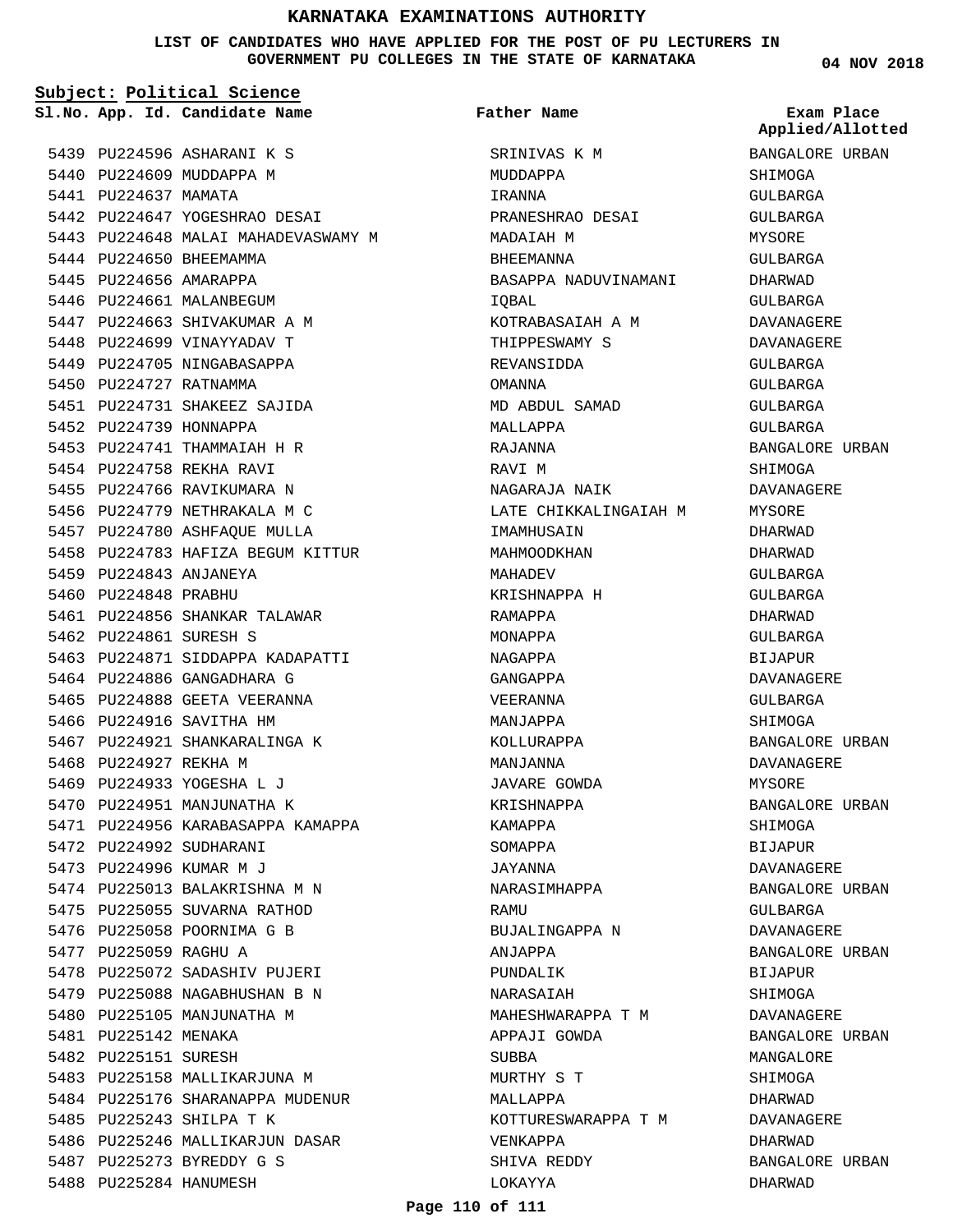# KARNATAKA EXAMINATIONS AUTHORITY

**LIST OF CANDIDATES WHO HAVE APPLIED FOR THE POST OF PU LECTURERS IN GOVERNMENT PU COLLEGES IN THE STATE OF KARNATAKA**

04 NOV 2018

**Subject: Political Science**

| Sl.No. | App. Id. | Candidate Name | Father Name | Exam Place Applied/Allotted |
|---|---|---|---|---|
| 5439 | PU224596 | ASHARANI K S | SRINIVAS K M | BANGALORE URBAN |
| 5440 | PU224609 | MUDDAPPA M | MUDDAPPA | SHIMOGA |
| 5441 | PU224637 | MAMATA | IRANNA | GULBARGA |
| 5442 | PU224647 | YOGESHRAO DESAI | PRANESHRAO DESAI | GULBARGA |
| 5443 | PU224648 | MALAI MAHADEVASWAMY M | MADAIAH M | MYSORE |
| 5444 | PU224650 | BHEEMAMMA | BHEEMANNA | GULBARGA |
| 5445 | PU224656 | AMARAPPA | BASAPPA NADUVINAMANI | DHARWAD |
| 5446 | PU224661 | MALANBEGUM | IQBAL | GULBARGA |
| 5447 | PU224663 | SHIVAKUMAR A M | KOTRABASAIAH A M | DAVANAGERE |
| 5448 | PU224699 | VINAYYADAV T | THIPPESWAMY S | DAVANAGERE |
| 5449 | PU224705 | NINGABASAPPA | REVANSIDDA | GULBARGA |
| 5450 | PU224727 | RATNAMMA | OMANNA | GULBARGA |
| 5451 | PU224731 | SHAKEEZ SAJIDA | MD ABDUL SAMAD | GULBARGA |
| 5452 | PU224739 | HONNAPPA | MALLAPPA | GULBARGA |
| 5453 | PU224741 | THAMMAIAH H R | RAJANNA | BANGALORE URBAN |
| 5454 | PU224758 | REKHA RAVI | RAVI M | SHIMOGA |
| 5455 | PU224766 | RAVIKUMARA N | NAGARAJA NAIK | DAVANAGERE |
| 5456 | PU224779 | NETHRAKALA M C | LATE CHIKKALINGAIAH M | MYSORE |
| 5457 | PU224780 | ASHFAQUE MULLA | IMAMHUSAIN | DHARWAD |
| 5458 | PU224783 | HAFIZA BEGUM KITTUR | MAHMOODKHAN | DHARWAD |
| 5459 | PU224843 | ANJANEYA | MAHADEV | GULBARGA |
| 5460 | PU224848 | PRABHU | KRISHNAPPA H | GULBARGA |
| 5461 | PU224856 | SHANKAR TALAWAR | RAMAPPA | DHARWAD |
| 5462 | PU224861 | SURESH S | MONAPPA | GULBARGA |
| 5463 | PU224871 | SIDDAPPA KADAPATTI | NAGAPPA | BIJAPUR |
| 5464 | PU224886 | GANGADHARA G | GANGAPPA | DAVANAGERE |
| 5465 | PU224888 | GEETA VEERANNA | VEERANNA | GULBARGA |
| 5466 | PU224916 | SAVITHA HM | MANJAPPA | SHIMOGA |
| 5467 | PU224921 | SHANKARALINGA K | KOLLURAPPA | BANGALORE URBAN |
| 5468 | PU224927 | REKHA M | MANJANNA | DAVANAGERE |
| 5469 | PU224933 | YOGESHA L J | JAVARE GOWDA | MYSORE |
| 5470 | PU224951 | MANJUNATHA K | KRISHNAPPA | BANGALORE URBAN |
| 5471 | PU224956 | KARABASAPPA KAMAPPA | KAMAPPA | SHIMOGA |
| 5472 | PU224992 | SUDHARANI | SOMAPPA | BIJAPUR |
| 5473 | PU224996 | KUMAR M J | JAYANNA | DAVANAGERE |
| 5474 | PU225013 | BALAKRISHNA M N | NARASIMHAPPA | BANGALORE URBAN |
| 5475 | PU225055 | SUVARNA RATHOD | RAMU | GULBARGA |
| 5476 | PU225058 | POORNIMA G B | BUJALINGAPPA N | DAVANAGERE |
| 5477 | PU225059 | RAGHU A | ANJAPPA | BANGALORE URBAN |
| 5478 | PU225072 | SADASHIV PUJERI | PUNDALIK | BIJAPUR |
| 5479 | PU225088 | NAGABHUSHAN B N | NARASAIAH | SHIMOGA |
| 5480 | PU225105 | MANJUNATHA M | MAHESHWARAPPA T M | DAVANAGERE |
| 5481 | PU225142 | MENAKA | APPAJI GOWDA | BANGALORE URBAN |
| 5482 | PU225151 | SURESH | SUBBA | MANGALORE |
| 5483 | PU225158 | MALLIKARJUNA M | MURTHY S T | SHIMOGA |
| 5484 | PU225176 | SHARANAPPA MUDENUR | MALLAPPA | DHARWAD |
| 5485 | PU225243 | SHILPA T K | KOTTURESWARAPPA T M | DAVANAGERE |
| 5486 | PU225246 | MALLIKARJUN DASAR | VENKAPPA | DHARWAD |
| 5487 | PU225273 | BYREDDY G S | SHIVA REDDY | BANGALORE URBAN |
| 5488 | PU225284 | HANUMESH | LOKAYYA | DHARWAD |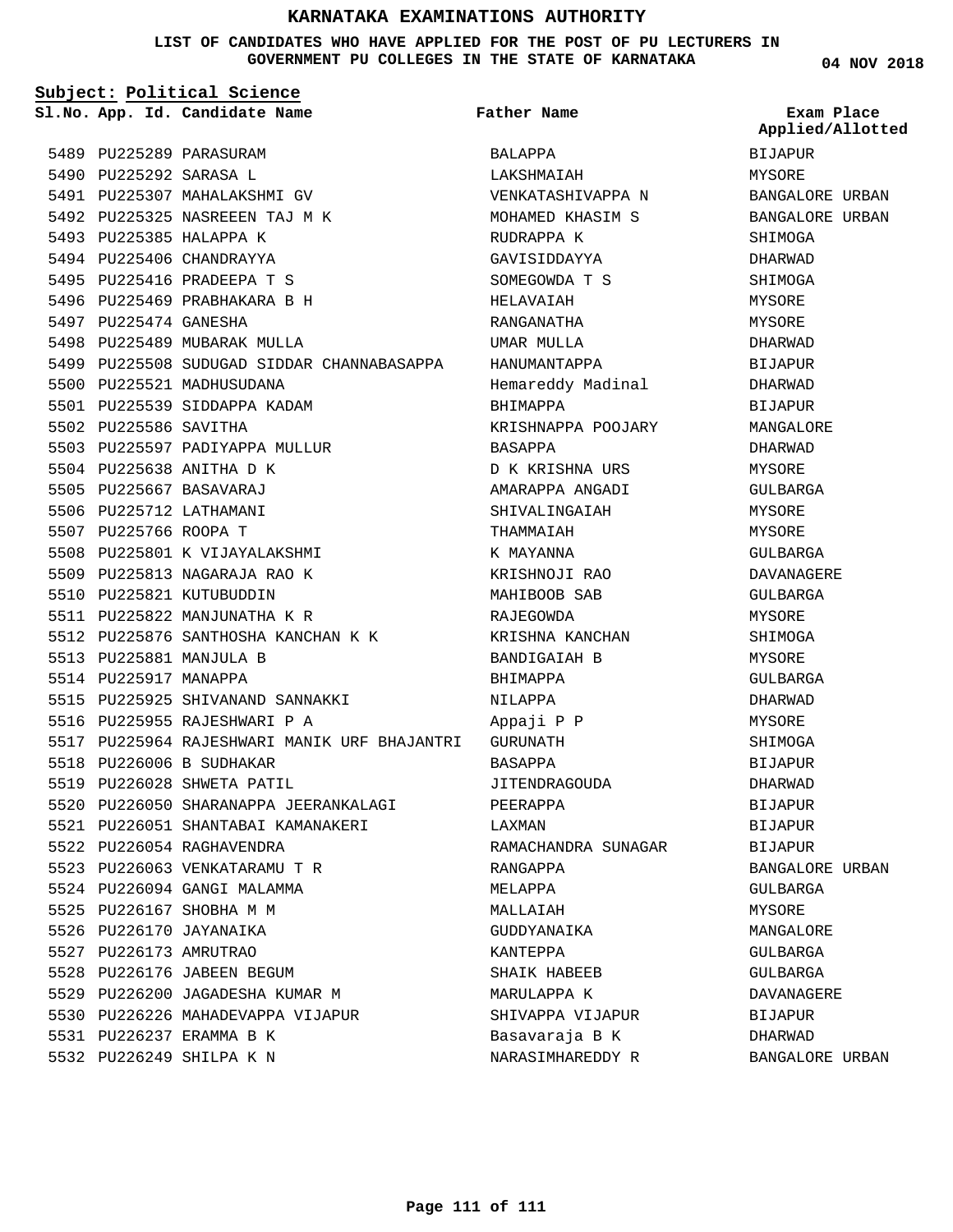# KARNATAKA EXAMINATIONS AUTHORITY

**LIST OF CANDIDATES WHO HAVE APPLIED FOR THE POST OF PU LECTURERS IN GOVERNMENT PU COLLEGES IN THE STATE OF KARNATAKA**

04 NOV 2018

**Subject: Political Science**

| Sl.No. | App. Id. | Candidate Name | Father Name | Exam Place Applied/Allotted |
|---|---|---|---|---|
| 5489 | PU225289 | PARASURAM | BALAPPA | BIJAPUR |
| 5490 | PU225292 | SARASA L | LAKSHMAIAH | MYSORE |
| 5491 | PU225307 | MAHALAKSHMI GV | VENKATASHIVAPPA N | BANGALORE URBAN |
| 5492 | PU225325 | NASREEEN TAJ M K | MOHAMED KHASIM S | BANGALORE URBAN |
| 5493 | PU225385 | HALAPPA K | RUDRAPPA K | SHIMOGA |
| 5494 | PU225406 | CHANDRAYYA | GAVISIDDAYYA | DHARWAD |
| 5495 | PU225416 | PRADEEPA T S | SOMEGOWDA T S | SHIMOGA |
| 5496 | PU225469 | PRABHAKARA B H | HELAVAIAH | MYSORE |
| 5497 | PU225474 | GANESHA | RANGANATHA | MYSORE |
| 5498 | PU225489 | MUBARAK MULLA | UMAR MULLA | DHARWAD |
| 5499 | PU225508 | SUDUGAD SIDDAR CHANNABASAPPA | HANUMANTAPPA | BIJAPUR |
| 5500 | PU225521 | MADHUSUDANA | Hemareddy Madinal | DHARWAD |
| 5501 | PU225539 | SIDDAPPA KADAM | BHIMAPPA | BIJAPUR |
| 5502 | PU225586 | SAVITHA | KRISHNAPPA POOJARY | MANGALORE |
| 5503 | PU225597 | PADIYAPPA MULLUR | BASAPPA | DHARWAD |
| 5504 | PU225638 | ANITHA D K | D K KRISHNA URS | MYSORE |
| 5505 | PU225667 | BASAVARAJ | AMARAPPA ANGADI | GULBARGA |
| 5506 | PU225712 | LATHAMANI | SHIVALINGAIAH | MYSORE |
| 5507 | PU225766 | ROOPA T | THAMMAIAH | MYSORE |
| 5508 | PU225801 | K VIJAYALAKSHMI | K MAYANNA | GULBARGA |
| 5509 | PU225813 | NAGARAJA RAO K | KRISHNOJI RAO | DAVANAGERE |
| 5510 | PU225821 | KUTUBUDDIN | MAHIBOOB SAB | GULBARGA |
| 5511 | PU225822 | MANJUNATHA K R | RAJEGOWDA | MYSORE |
| 5512 | PU225876 | SANTHOSHA KANCHAN K K | KRISHNA KANCHAN | SHIMOGA |
| 5513 | PU225881 | MANJULA B | BANDIGAIAH B | MYSORE |
| 5514 | PU225917 | MANAPPA | BHIMAPPA | GULBARGA |
| 5515 | PU225925 | SHIVANAND SANNAKKI | NILAPPA | DHARWAD |
| 5516 | PU225955 | RAJESHWARI P A | Appaji P P | MYSORE |
| 5517 | PU225964 | RAJESHWARI MANIK URF BHAJANTRI | GURUNATH | SHIMOGA |
| 5518 | PU226006 | B SUDHAKAR | BASAPPA | BIJAPUR |
| 5519 | PU226028 | SHWETA PATIL | JITENDRAGOUDA | DHARWAD |
| 5520 | PU226050 | SHARANAPPA JEERANKALAGI | PEERAPPA | BIJAPUR |
| 5521 | PU226051 | SHANTABAI KAMANAKERI | LAXMAN | BIJAPUR |
| 5522 | PU226054 | RAGHAVENDRA | RAMACHANDRA SUNAGAR | BIJAPUR |
| 5523 | PU226063 | VENKATARAMU T R | RANGAPPA | BANGALORE URBAN |
| 5524 | PU226094 | GANGI MALAMMA | MELAPPA | GULBARGA |
| 5525 | PU226167 | SHOBHA M M | MALLAIAH | MYSORE |
| 5526 | PU226170 | JAYANAIKA | GUDDYANAIKA | MANGALORE |
| 5527 | PU226173 | AMRUTRAO | KANTEPPA | GULBARGA |
| 5528 | PU226176 | JABEEN BEGUM | SHAIK HABEEB | GULBARGA |
| 5529 | PU226200 | JAGADESHA KUMAR M | MARULAPPA K | DAVANAGERE |
| 5530 | PU226226 | MAHADEVAPPA VIJAPUR | SHIVAPPA VIJAPUR | BIJAPUR |
| 5531 | PU226237 | ERAMMA B K | Basavaraja B K | DHARWAD |
| 5532 | PU226249 | SHILPA K N | NARASIMHAREDDY R | BANGALORE URBAN |